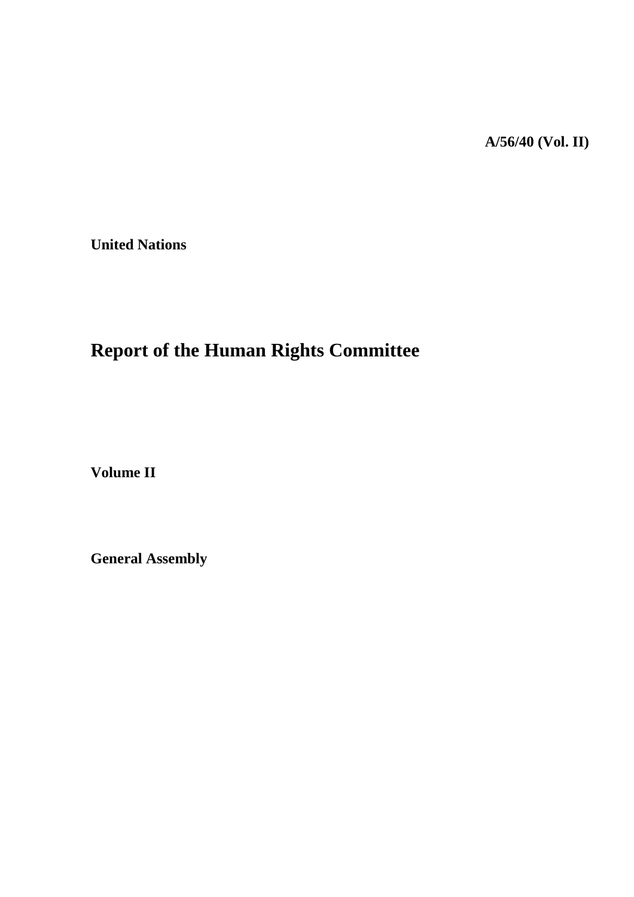**A/56/40 (Vol. II)**

**United Nations**

# Report of the Human Rights Committee

**Volume II**

**General Assembly**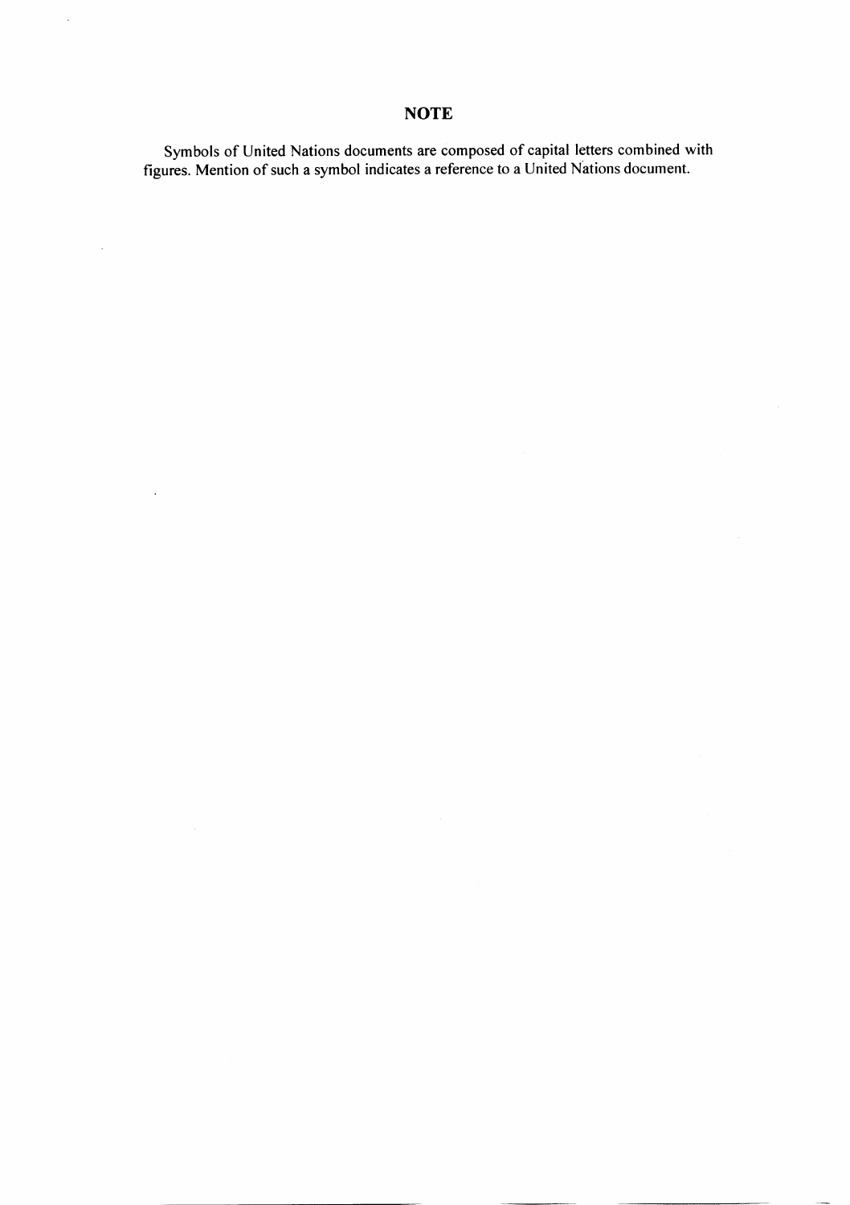## NOTE

Symbols of United Nations documents are composed of capital letters combined with figures. Mention of such a symbol indicates a reference to a United Nations document.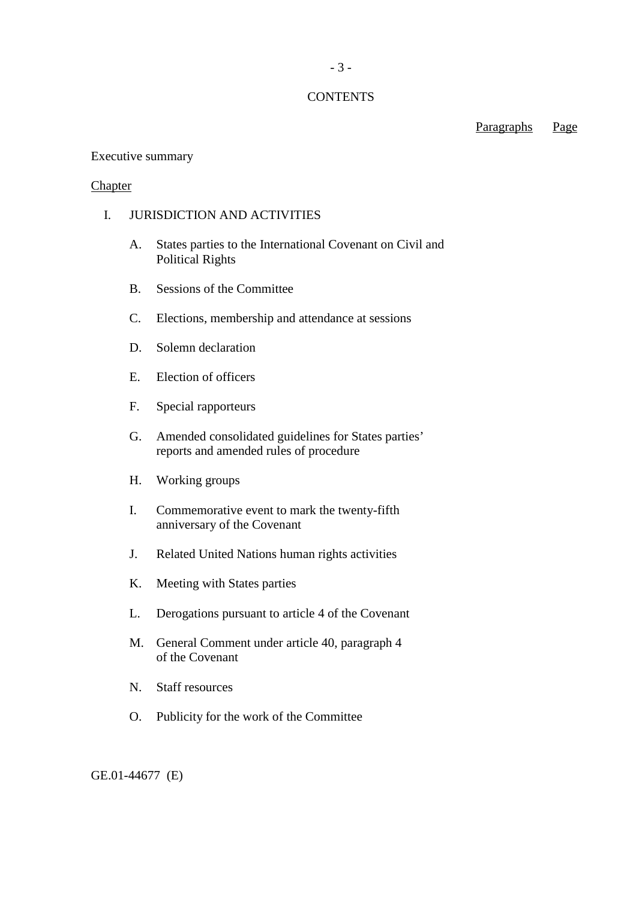CONTENTS

Paragraphs Page

Executive summary

Chapter

I. JURISDICTION AND ACTIVITIES

A. States parties to the International Covenant on Civil and Political Rights

B. Sessions of the Committee

C. Elections, membership and attendance at sessions

D. Solemn declaration

E. Election of officers

F. Special rapporteurs

G. Amended consolidated guidelines for States parties' reports and amended rules of procedure

H. Working groups

I. Commemorative event to mark the twenty-fifth anniversary of the Covenant

J. Related United Nations human rights activities

K. Meeting with States parties

L. Derogations pursuant to article 4 of the Covenant

M. General Comment under article 40, paragraph 4 of the Covenant

N. Staff resources

O. Publicity for the work of the Committee

GE.01-44677 (E)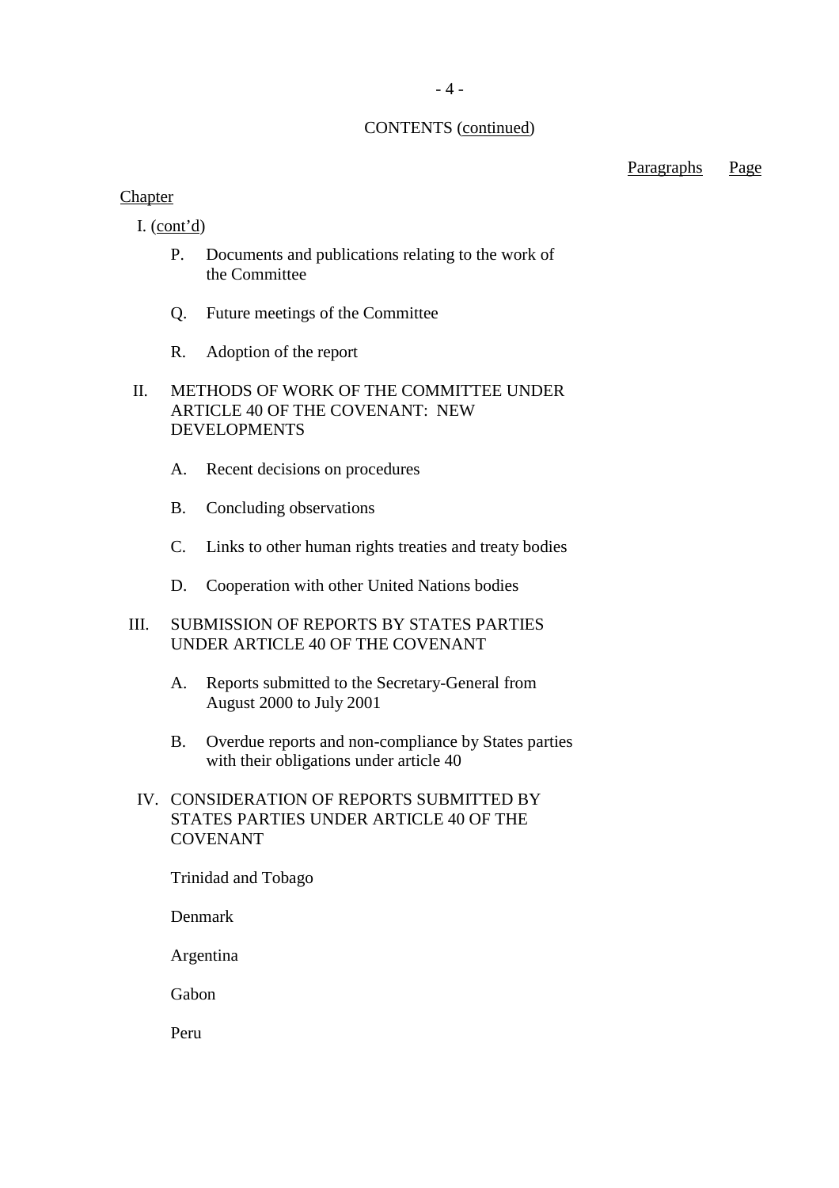CONTENTS (continued)

| | Paragraphs | Page |
|---|---|---|
| Chapter | | |
| I. (cont'd) | | |
| P. Documents and publications relating to the work of the Committee | | |
| Q. Future meetings of the Committee | | |
| R. Adoption of the report | | |
| II. METHODS OF WORK OF THE COMMITTEE UNDER ARTICLE 40 OF THE COVENANT: NEW DEVELOPMENTS | | |
| A. Recent decisions on procedures | | |
| B. Concluding observations | | |
| C. Links to other human rights treaties and treaty bodies | | |
| D. Cooperation with other United Nations bodies | | |
| III. SUBMISSION OF REPORTS BY STATES PARTIES UNDER ARTICLE 40 OF THE COVENANT | | |
| A. Reports submitted to the Secretary-General from August 2000 to July 2001 | | |
| B. Overdue reports and non-compliance by States parties with their obligations under article 40 | | |
| IV. CONSIDERATION OF REPORTS SUBMITTED BY STATES PARTIES UNDER ARTICLE 40 OF THE COVENANT | | |
| Trinidad and Tobago | | |
| Denmark | | |
| Argentina | | |
| Gabon | | |
| Peru | | |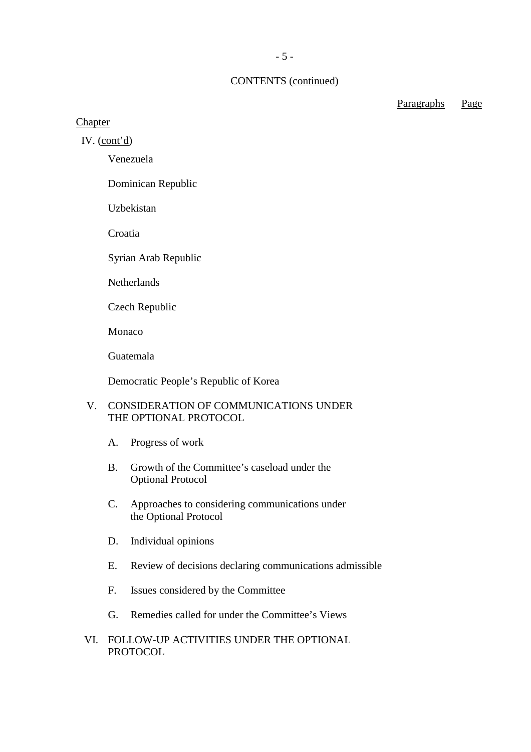CONTENTS (continued)

Paragraphs Page

Chapter

IV. (cont'd)

- Venezuela
- Dominican Republic
- Uzbekistan
- Croatia
- Syrian Arab Republic
- Netherlands
- Czech Republic
- Monaco
- Guatemala
- Democratic People's Republic of Korea

V. CONSIDERATION OF COMMUNICATIONS UNDER THE OPTIONAL PROTOCOL

- A. Progress of work
- B. Growth of the Committee's caseload under the Optional Protocol
- C. Approaches to considering communications under the Optional Protocol
- D. Individual opinions
- E. Review of decisions declaring communications admissible
- F. Issues considered by the Committee
- G. Remedies called for under the Committee's Views

VI. FOLLOW-UP ACTIVITIES UNDER THE OPTIONAL PROTOCOL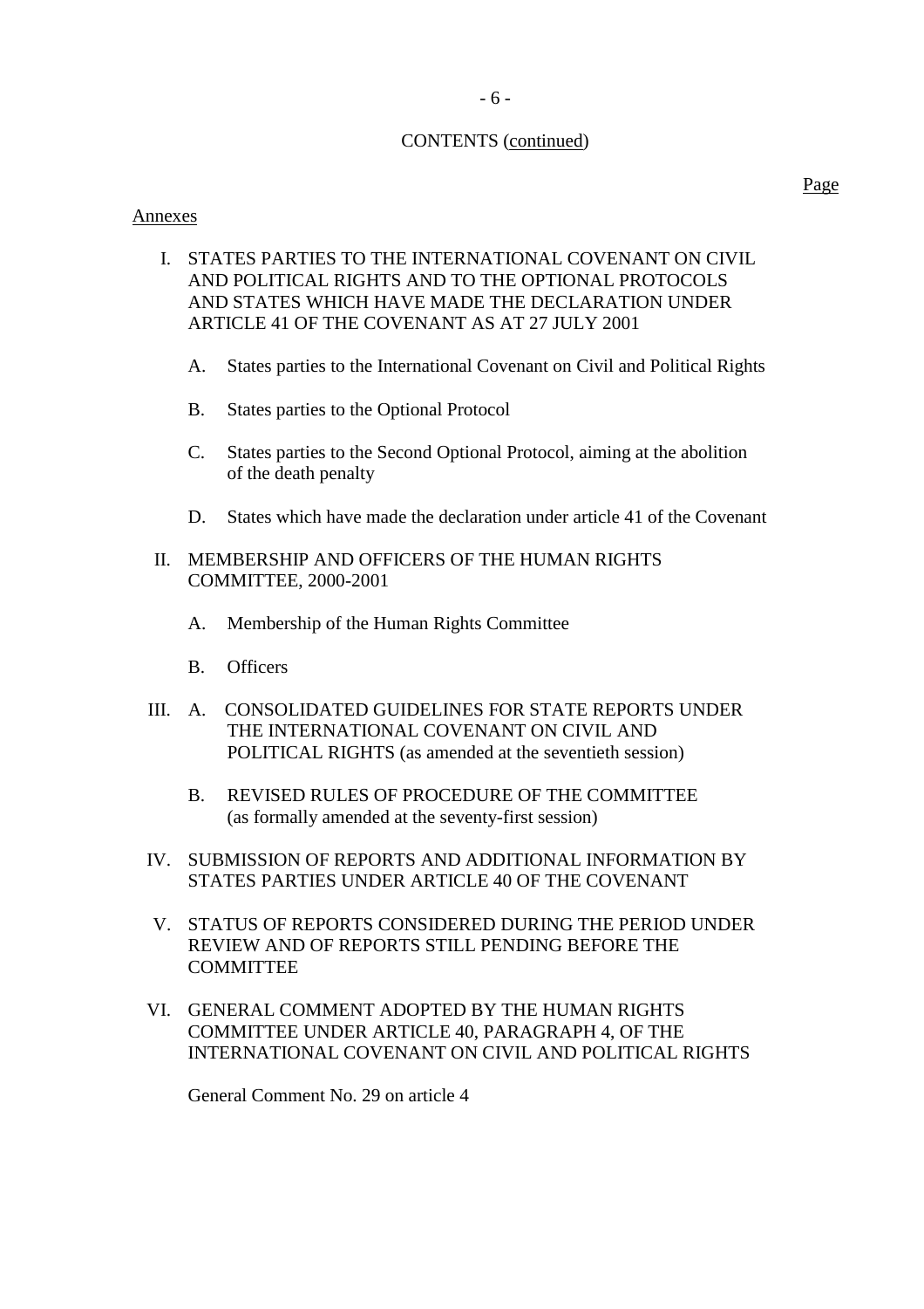CONTENTS (continued)

Page

Annexes

I. STATES PARTIES TO THE INTERNATIONAL COVENANT ON CIVIL AND POLITICAL RIGHTS AND TO THE OPTIONAL PROTOCOLS AND STATES WHICH HAVE MADE THE DECLARATION UNDER ARTICLE 41 OF THE COVENANT AS AT 27 JULY 2001

   A. States parties to the International Covenant on Civil and Political Rights

   B. States parties to the Optional Protocol

   C. States parties to the Second Optional Protocol, aiming at the abolition of the death penalty

   D. States which have made the declaration under article 41 of the Covenant

II. MEMBERSHIP AND OFFICERS OF THE HUMAN RIGHTS COMMITTEE, 2000-2001

   A. Membership of the Human Rights Committee

   B. Officers

III. A. CONSOLIDATED GUIDELINES FOR STATE REPORTS UNDER THE INTERNATIONAL COVENANT ON CIVIL AND POLITICAL RIGHTS (as amended at the seventieth session)

   B. REVISED RULES OF PROCEDURE OF THE COMMITTEE (as formally amended at the seventy-first session)

IV. SUBMISSION OF REPORTS AND ADDITIONAL INFORMATION BY STATES PARTIES UNDER ARTICLE 40 OF THE COVENANT

V. STATUS OF REPORTS CONSIDERED DURING THE PERIOD UNDER REVIEW AND OF REPORTS STILL PENDING BEFORE THE COMMITTEE

VI. GENERAL COMMENT ADOPTED BY THE HUMAN RIGHTS COMMITTEE UNDER ARTICLE 40, PARAGRAPH 4, OF THE INTERNATIONAL COVENANT ON CIVIL AND POLITICAL RIGHTS

   General Comment No. 29 on article 4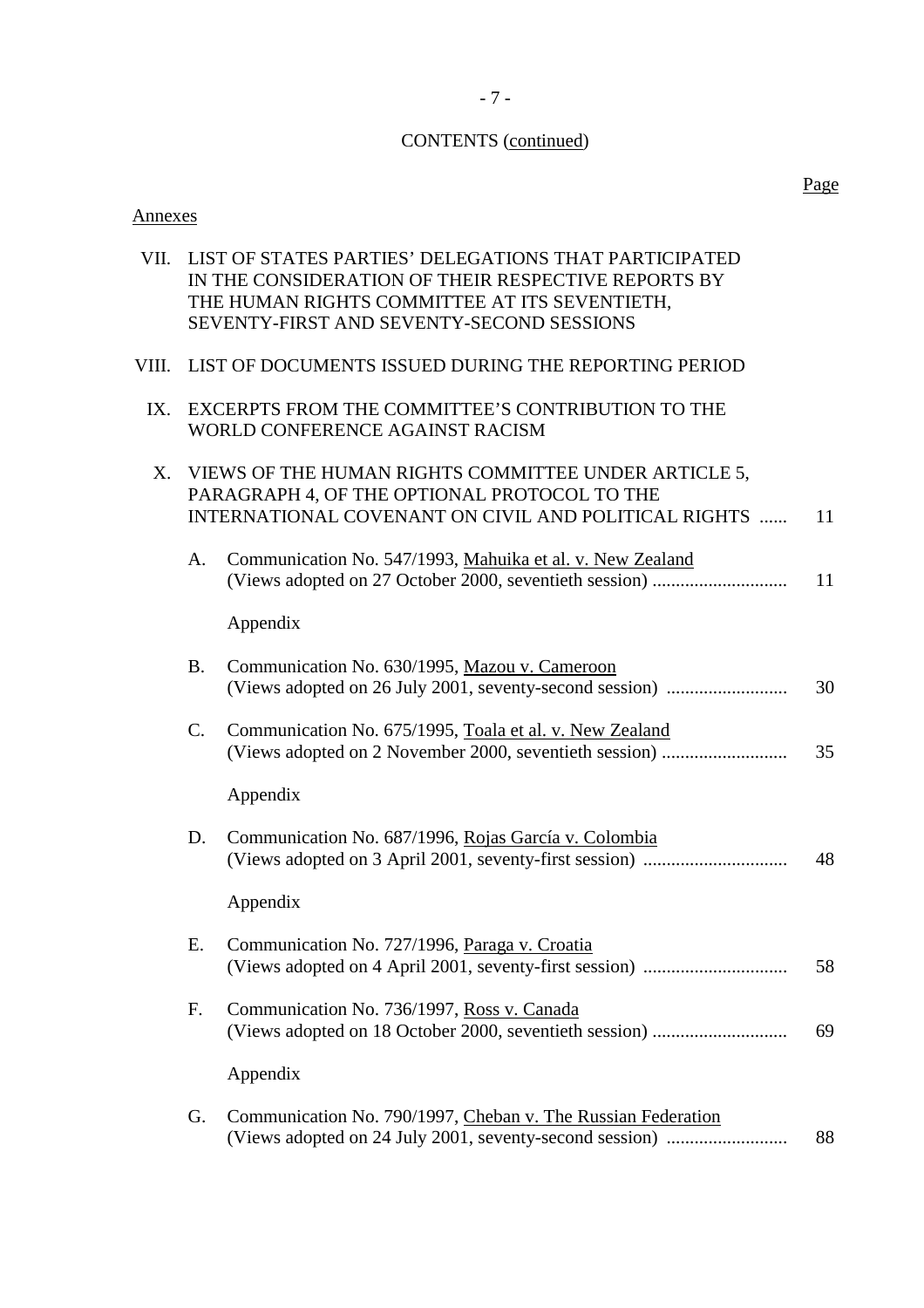CONTENTS (continued)

Page

Annexes

VII. LIST OF STATES PARTIES' DELEGATIONS THAT PARTICIPATED IN THE CONSIDERATION OF THEIR RESPECTIVE REPORTS BY THE HUMAN RIGHTS COMMITTEE AT ITS SEVENTIETH, SEVENTY-FIRST AND SEVENTY-SECOND SESSIONS

VIII. LIST OF DOCUMENTS ISSUED DURING THE REPORTING PERIOD

IX. EXCERPTS FROM THE COMMITTEE'S CONTRIBUTION TO THE WORLD CONFERENCE AGAINST RACISM

X. VIEWS OF THE HUMAN RIGHTS COMMITTEE UNDER ARTICLE 5, PARAGRAPH 4, OF THE OPTIONAL PROTOCOL TO THE INTERNATIONAL COVENANT ON CIVIL AND POLITICAL RIGHTS ...... 11

A. Communication No. 547/1993, Mahuika et al. v. New Zealand (Views adopted on 27 October 2000, seventieth session) ............................ 11

Appendix

B. Communication No. 630/1995, Mazou v. Cameroon (Views adopted on 26 July 2001, seventy-second session) .......................... 30

C. Communication No. 675/1995, Toala et al. v. New Zealand (Views adopted on 2 November 2000, seventieth session) ........................... 35

Appendix

D. Communication No. 687/1996, Rojas García v. Colombia (Views adopted on 3 April 2001, seventy-first session) ............................... 48

Appendix

E. Communication No. 727/1996, Paraga v. Croatia (Views adopted on 4 April 2001, seventy-first session) ............................... 58

F. Communication No. 736/1997, Ross v. Canada (Views adopted on 18 October 2000, seventieth session) ............................ 69

Appendix

G. Communication No. 790/1997, Cheban v. The Russian Federation (Views adopted on 24 July 2001, seventy-second session) .......................... 88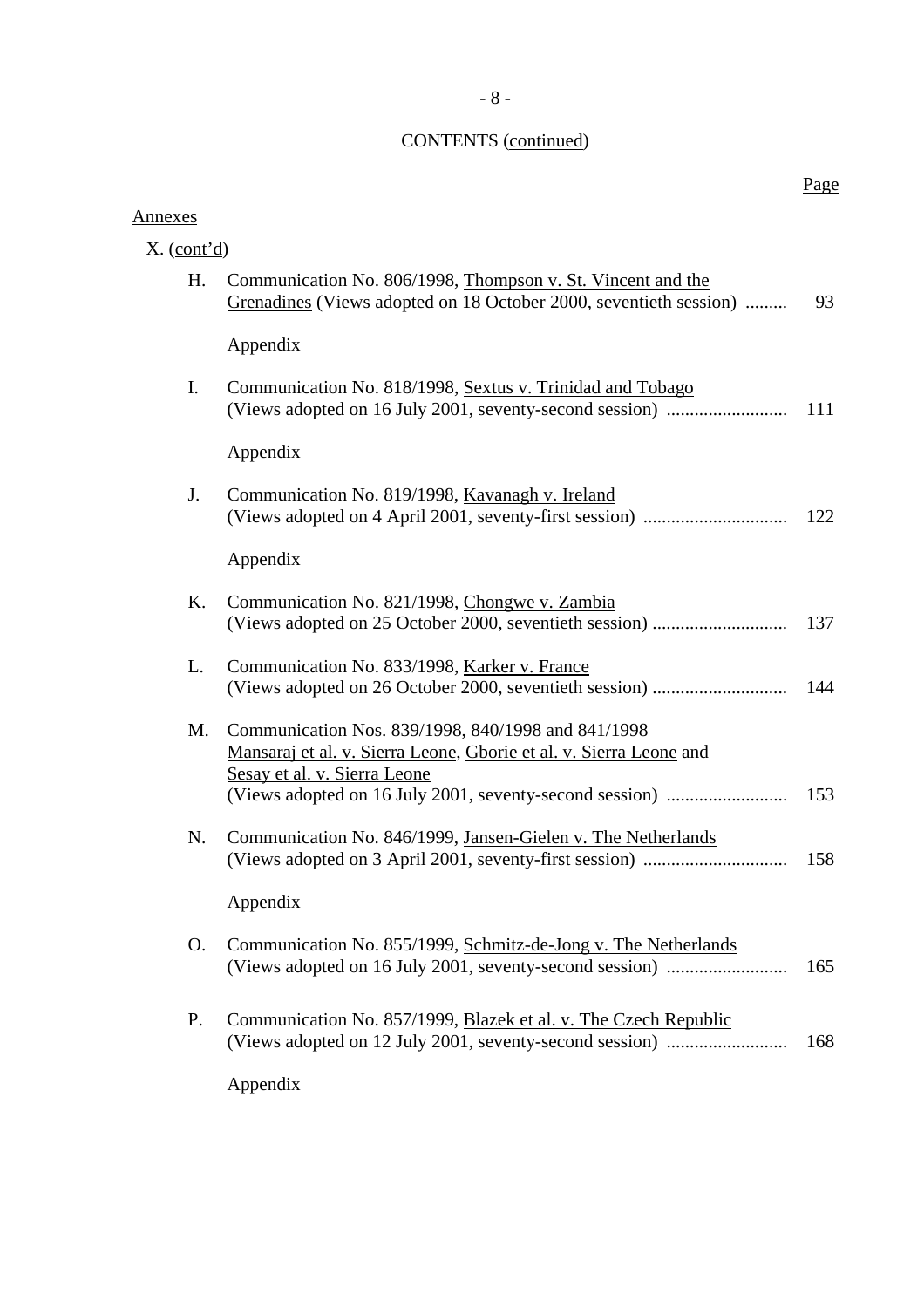CONTENTS (continued)

| | | Page |
|---|---|---|
| **Annexes** | | |
| X. (cont'd) | | |
| H. | Communication No. 806/1998, Thompson v. St. Vincent and the Grenadines (Views adopted on 18 October 2000, seventieth session) ......... | 93 |
| | Appendix | |
| I. | Communication No. 818/1998, Sextus v. Trinidad and Tobago (Views adopted on 16 July 2001, seventy-second session) .......................... | 111 |
| | Appendix | |
| J. | Communication No. 819/1998, Kavanagh v. Ireland (Views adopted on 4 April 2001, seventy-first session) ............................... | 122 |
| | Appendix | |
| K. | Communication No. 821/1998, Chongwe v. Zambia (Views adopted on 25 October 2000, seventieth session) ............................. | 137 |
| L. | Communication No. 833/1998, Karker v. France (Views adopted on 26 October 2000, seventieth session) ............................. | 144 |
| M. | Communication Nos. 839/1998, 840/1998 and 841/1998 Mansaraj et al. v. Sierra Leone, Gborie et al. v. Sierra Leone and Sesay et al. v. Sierra Leone (Views adopted on 16 July 2001, seventy-second session) .......................... | 153 |
| N. | Communication No. 846/1999, Jansen-Gielen v. The Netherlands (Views adopted on 3 April 2001, seventy-first session) ............................... | 158 |
| | Appendix | |
| O. | Communication No. 855/1999, Schmitz-de-Jong v. The Netherlands (Views adopted on 16 July 2001, seventy-second session) .......................... | 165 |
| P. | Communication No. 857/1999, Blazek et al. v. The Czech Republic (Views adopted on 12 July 2001, seventy-second session) .......................... | 168 |
| | Appendix | |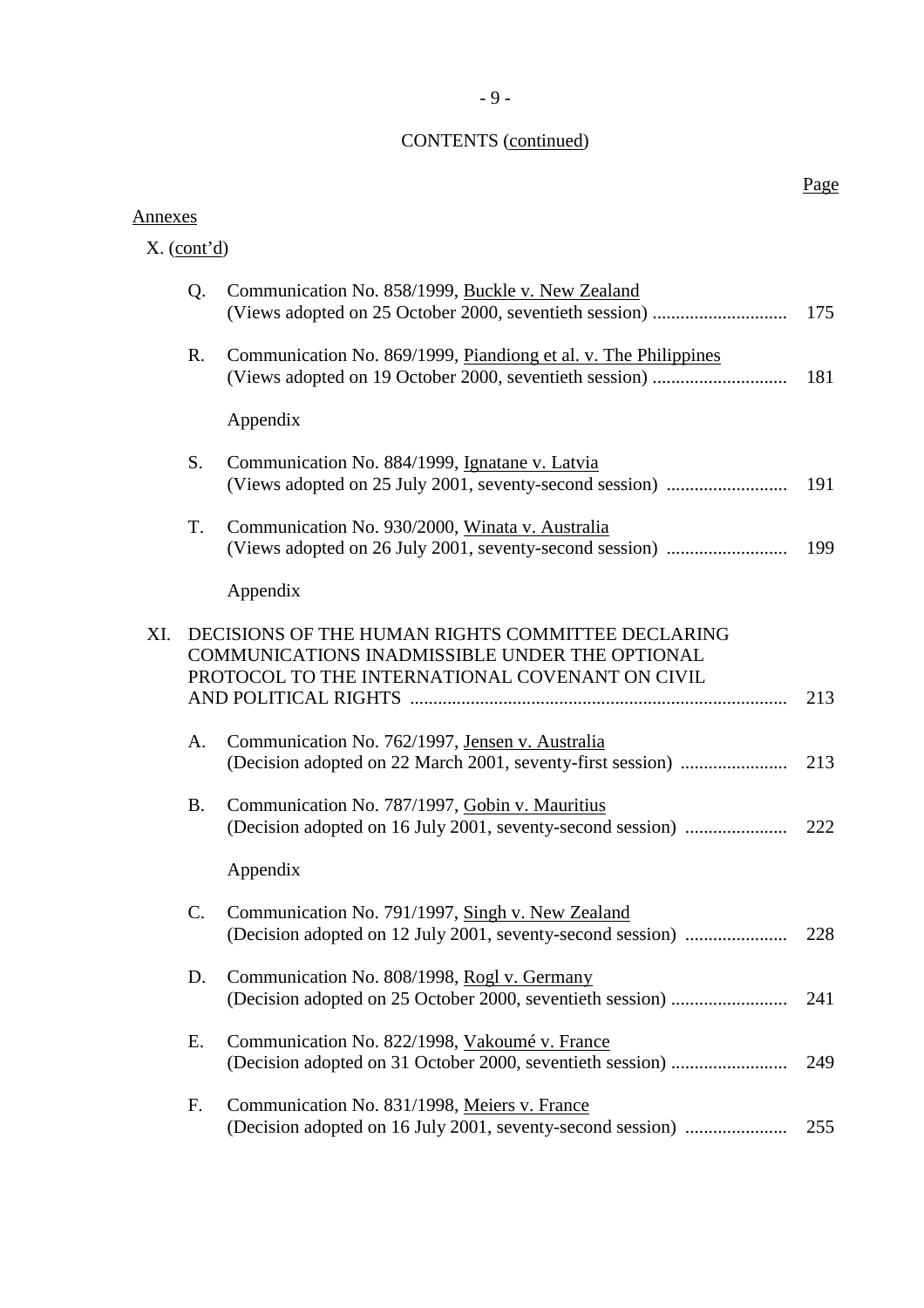CONTENTS (continued)

Page

Annexes

X. (cont'd)

Q. Communication No. 858/1999, Buckle v. New Zealand (Views adopted on 25 October 2000, seventieth session) ............................ 175

R. Communication No. 869/1999, Piandiong et al. v. The Philippines (Views adopted on 19 October 2000, seventieth session) ............................ 181

Appendix

S. Communication No. 884/1999, Ignatane v. Latvia (Views adopted on 25 July 2001, seventy-second session) .......................... 191

T. Communication No. 930/2000, Winata v. Australia (Views adopted on 26 July 2001, seventy-second session) .......................... 199

Appendix

XI. DECISIONS OF THE HUMAN RIGHTS COMMITTEE DECLARING COMMUNICATIONS INADMISSIBLE UNDER THE OPTIONAL PROTOCOL TO THE INTERNATIONAL COVENANT ON CIVIL AND POLITICAL RIGHTS ................................................................................ 213

A. Communication No. 762/1997, Jensen v. Australia (Decision adopted on 22 March 2001, seventy-first session) ....................... 213

B. Communication No. 787/1997, Gobin v. Mauritius (Decision adopted on 16 July 2001, seventy-second session) ...................... 222

Appendix

C. Communication No. 791/1997, Singh v. New Zealand (Decision adopted on 12 July 2001, seventy-second session) ...................... 228

D. Communication No. 808/1998, Rogl v. Germany (Decision adopted on 25 October 2000, seventieth session) ......................... 241

E. Communication No. 822/1998, Vakoumé v. France (Decision adopted on 31 October 2000, seventieth session) ......................... 249

F. Communication No. 831/1998, Meiers v. France (Decision adopted on 16 July 2001, seventy-second session) ...................... 255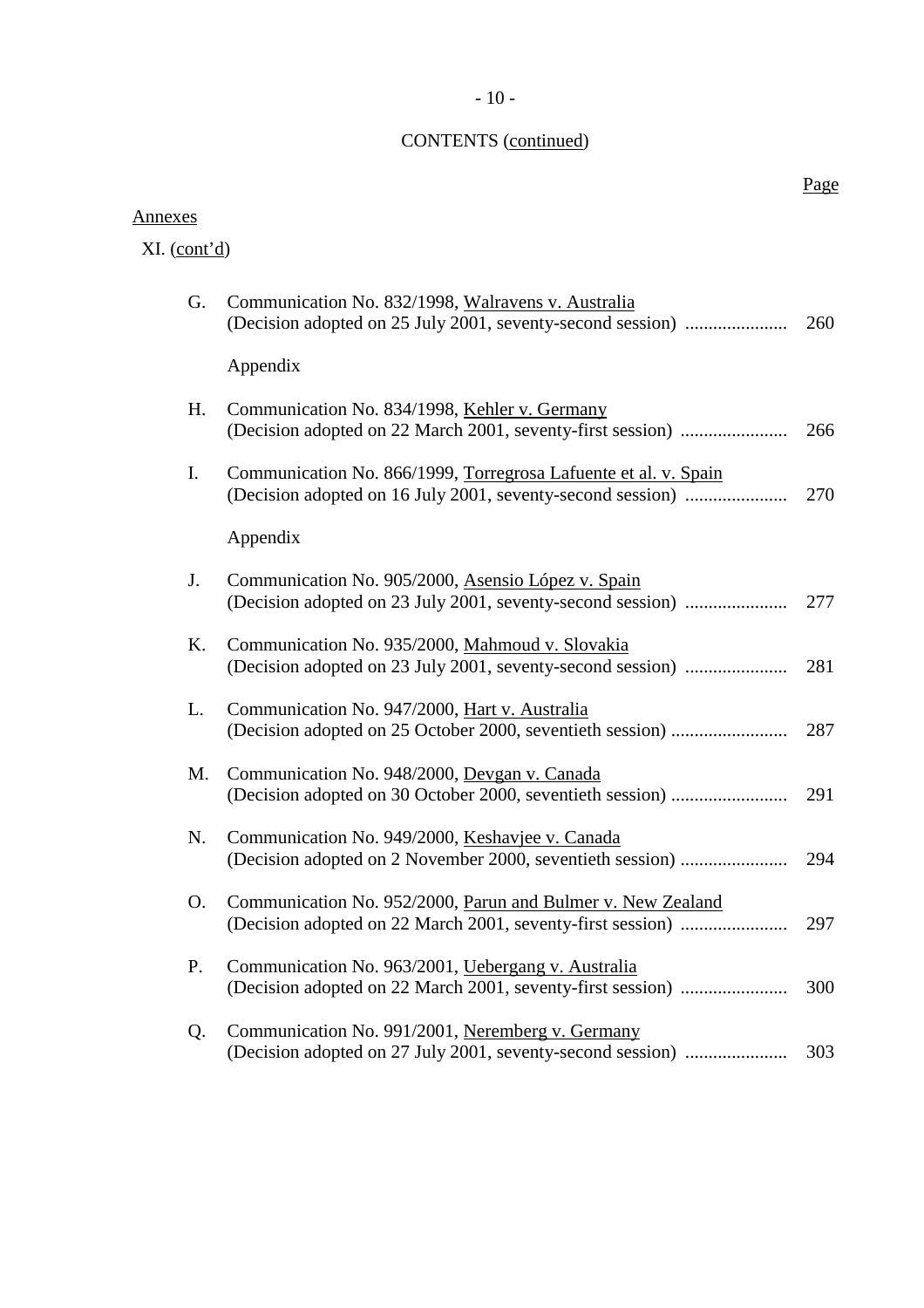CONTENTS (continued)

Page

Annexes

XI. (cont'd)

G. Communication No. 832/1998, Walravens v. Australia (Decision adopted on 25 July 2001, seventy-second session) ...................... 260

Appendix

H. Communication No. 834/1998, Kehler v. Germany (Decision adopted on 22 March 2001, seventy-first session) ....................... 266

I. Communication No. 866/1999, Torregrosa Lafuente et al. v. Spain (Decision adopted on 16 July 2001, seventy-second session) ...................... 270

Appendix

J. Communication No. 905/2000, Asensio López v. Spain (Decision adopted on 23 July 2001, seventy-second session) ...................... 277

K. Communication No. 935/2000, Mahmoud v. Slovakia (Decision adopted on 23 July 2001, seventy-second session) ...................... 281

L. Communication No. 947/2000, Hart v. Australia (Decision adopted on 25 October 2000, seventieth session) ......................... 287

M. Communication No. 948/2000, Devgan v. Canada (Decision adopted on 30 October 2000, seventieth session) ......................... 291

N. Communication No. 949/2000, Keshavjee v. Canada (Decision adopted on 2 November 2000, seventieth session) ....................... 294

O. Communication No. 952/2000, Parun and Bulmer v. New Zealand (Decision adopted on 22 March 2001, seventy-first session) ....................... 297

P. Communication No. 963/2001, Uebergang v. Australia (Decision adopted on 22 March 2001, seventy-first session) ....................... 300

Q. Communication No. 991/2001, Neremberg v. Germany (Decision adopted on 27 July 2001, seventy-second session) ...................... 303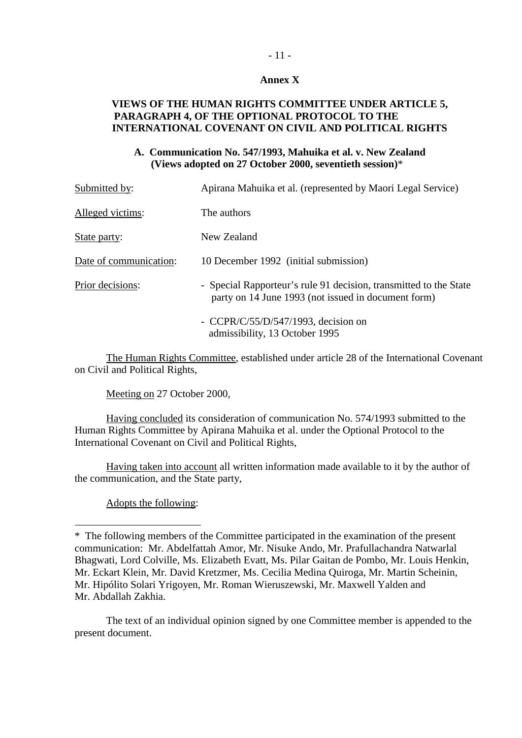## Annex X

### VIEWS OF THE HUMAN RIGHTS COMMITTEE UNDER ARTICLE 5, PARAGRAPH 4, OF THE OPTIONAL PROTOCOL TO THE INTERNATIONAL COVENANT ON CIVIL AND POLITICAL RIGHTS

#### A. Communication No. 547/1993, Mahuika et al. v. New Zealand (Views adopted on 27 October 2000, seventieth session)*

Submitted by: Apirana Mahuika et al. (represented by Maori Legal Service)

Alleged victims: The authors

State party: New Zealand

Date of communication: 10 December 1992 (initial submission)

Prior decisions:
- Special Rapporteur's rule 91 decision, transmitted to the State party on 14 June 1993 (not issued in document form)
- CCPR/C/55/D/547/1993, decision on admissibility, 13 October 1995

The Human Rights Committee, established under article 28 of the International Covenant on Civil and Political Rights,

Meeting on 27 October 2000,

Having concluded its consideration of communication No. 574/1993 submitted to the Human Rights Committee by Apirana Mahuika et al. under the Optional Protocol to the International Covenant on Civil and Political Rights,

Having taken into account all written information made available to it by the author of the communication, and the State party,

Adopts the following:

---

* The following members of the Committee participated in the examination of the present communication: Mr. Abdelfattah Amor, Mr. Nisuke Ando, Mr. Prafullachandra Natwarlal Bhagwati, Lord Colville, Ms. Elizabeth Evatt, Ms. Pilar Gaitan de Pombo, Mr. Louis Henkin, Mr. Eckart Klein, Mr. David Kretzmer, Ms. Cecilia Medina Quiroga, Mr. Martin Scheinin, Mr. Hipólito Solari Yrigoyen, Mr. Roman Wieruszewski, Mr. Maxwell Yalden and Mr. Abdallah Zakhia.

The text of an individual opinion signed by one Committee member is appended to the present document.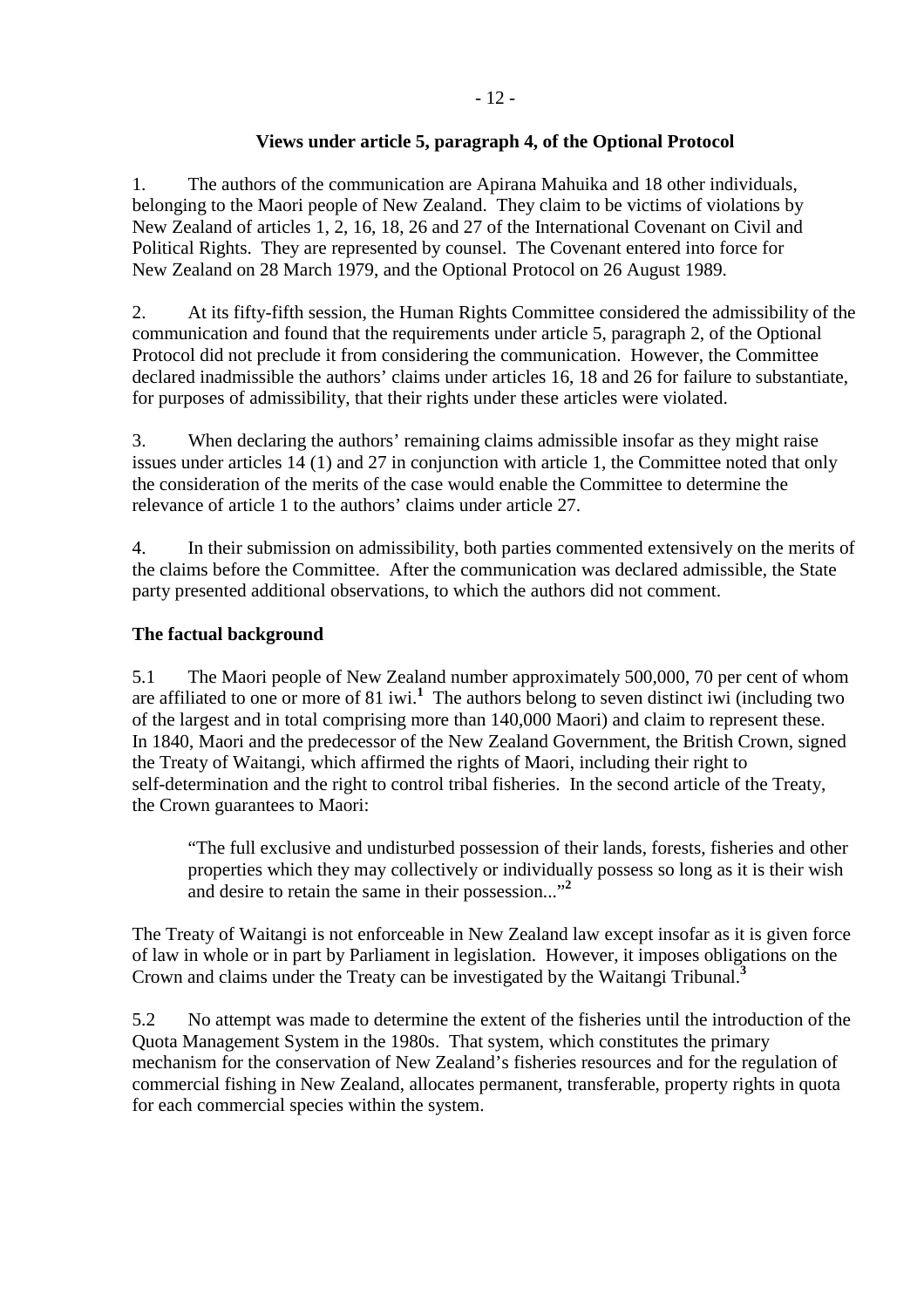### Views under article 5, paragraph 4, of the Optional Protocol

1. The authors of the communication are Apirana Mahuika and 18 other individuals, belonging to the Maori people of New Zealand. They claim to be victims of violations by New Zealand of articles 1, 2, 16, 18, 26 and 27 of the International Covenant on Civil and Political Rights. They are represented by counsel. The Covenant entered into force for New Zealand on 28 March 1979, and the Optional Protocol on 26 August 1989.

2. At its fifty-fifth session, the Human Rights Committee considered the admissibility of the communication and found that the requirements under article 5, paragraph 2, of the Optional Protocol did not preclude it from considering the communication. However, the Committee declared inadmissible the authors' claims under articles 16, 18 and 26 for failure to substantiate, for purposes of admissibility, that their rights under these articles were violated.

3. When declaring the authors' remaining claims admissible insofar as they might raise issues under articles 14 (1) and 27 in conjunction with article 1, the Committee noted that only the consideration of the merits of the case would enable the Committee to determine the relevance of article 1 to the authors' claims under article 27.

4. In their submission on admissibility, both parties commented extensively on the merits of the claims before the Committee. After the communication was declared admissible, the State party presented additional observations, to which the authors did not comment.

**The factual background**

5.1 The Maori people of New Zealand number approximately 500,000, 70 per cent of whom are affiliated to one or more of 81 iwi.[1] The authors belong to seven distinct iwi (including two of the largest and in total comprising more than 140,000 Maori) and claim to represent these. In 1840, Maori and the predecessor of the New Zealand Government, the British Crown, signed the Treaty of Waitangi, which affirmed the rights of Maori, including their right to self-determination and the right to control tribal fisheries. In the second article of the Treaty, the Crown guarantees to Maori:

> "The full exclusive and undisturbed possession of their lands, forests, fisheries and other properties which they may collectively or individually possess so long as it is their wish and desire to retain the same in their possession..."[2]

The Treaty of Waitangi is not enforceable in New Zealand law except insofar as it is given force of law in whole or in part by Parliament in legislation. However, it imposes obligations on the Crown and claims under the Treaty can be investigated by the Waitangi Tribunal.[3]

5.2 No attempt was made to determine the extent of the fisheries until the introduction of the Quota Management System in the 1980s. That system, which constitutes the primary mechanism for the conservation of New Zealand's fisheries resources and for the regulation of commercial fishing in New Zealand, allocates permanent, transferable, property rights in quota for each commercial species within the system.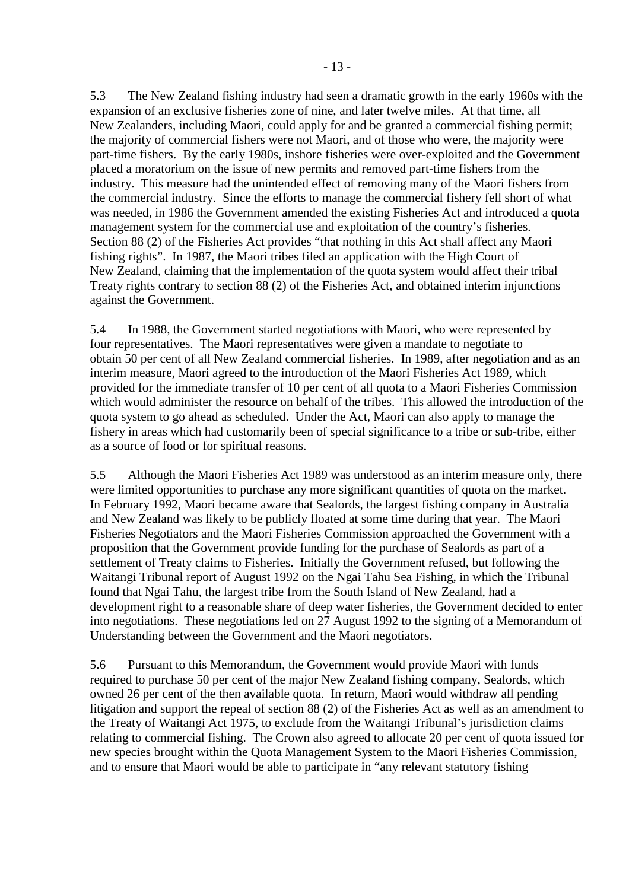5.3 The New Zealand fishing industry had seen a dramatic growth in the early 1960s with the expansion of an exclusive fisheries zone of nine, and later twelve miles. At that time, all New Zealanders, including Maori, could apply for and be granted a commercial fishing permit; the majority of commercial fishers were not Maori, and of those who were, the majority were part-time fishers. By the early 1980s, inshore fisheries were over-exploited and the Government placed a moratorium on the issue of new permits and removed part-time fishers from the industry. This measure had the unintended effect of removing many of the Maori fishers from the commercial industry. Since the efforts to manage the commercial fishery fell short of what was needed, in 1986 the Government amended the existing Fisheries Act and introduced a quota management system for the commercial use and exploitation of the country's fisheries. Section 88 (2) of the Fisheries Act provides "that nothing in this Act shall affect any Maori fishing rights". In 1987, the Maori tribes filed an application with the High Court of New Zealand, claiming that the implementation of the quota system would affect their tribal Treaty rights contrary to section 88 (2) of the Fisheries Act, and obtained interim injunctions against the Government.

5.4 In 1988, the Government started negotiations with Maori, who were represented by four representatives. The Maori representatives were given a mandate to negotiate to obtain 50 per cent of all New Zealand commercial fisheries. In 1989, after negotiation and as an interim measure, Maori agreed to the introduction of the Maori Fisheries Act 1989, which provided for the immediate transfer of 10 per cent of all quota to a Maori Fisheries Commission which would administer the resource on behalf of the tribes. This allowed the introduction of the quota system to go ahead as scheduled. Under the Act, Maori can also apply to manage the fishery in areas which had customarily been of special significance to a tribe or sub-tribe, either as a source of food or for spiritual reasons.

5.5 Although the Maori Fisheries Act 1989 was understood as an interim measure only, there were limited opportunities to purchase any more significant quantities of quota on the market. In February 1992, Maori became aware that Sealords, the largest fishing company in Australia and New Zealand was likely to be publicly floated at some time during that year. The Maori Fisheries Negotiators and the Maori Fisheries Commission approached the Government with a proposition that the Government provide funding for the purchase of Sealords as part of a settlement of Treaty claims to Fisheries. Initially the Government refused, but following the Waitangi Tribunal report of August 1992 on the Ngai Tahu Sea Fishing, in which the Tribunal found that Ngai Tahu, the largest tribe from the South Island of New Zealand, had a development right to a reasonable share of deep water fisheries, the Government decided to enter into negotiations. These negotiations led on 27 August 1992 to the signing of a Memorandum of Understanding between the Government and the Maori negotiators.

5.6 Pursuant to this Memorandum, the Government would provide Maori with funds required to purchase 50 per cent of the major New Zealand fishing company, Sealords, which owned 26 per cent of the then available quota. In return, Maori would withdraw all pending litigation and support the repeal of section 88 (2) of the Fisheries Act as well as an amendment to the Treaty of Waitangi Act 1975, to exclude from the Waitangi Tribunal's jurisdiction claims relating to commercial fishing. The Crown also agreed to allocate 20 per cent of quota issued for new species brought within the Quota Management System to the Maori Fisheries Commission, and to ensure that Maori would be able to participate in "any relevant statutory fishing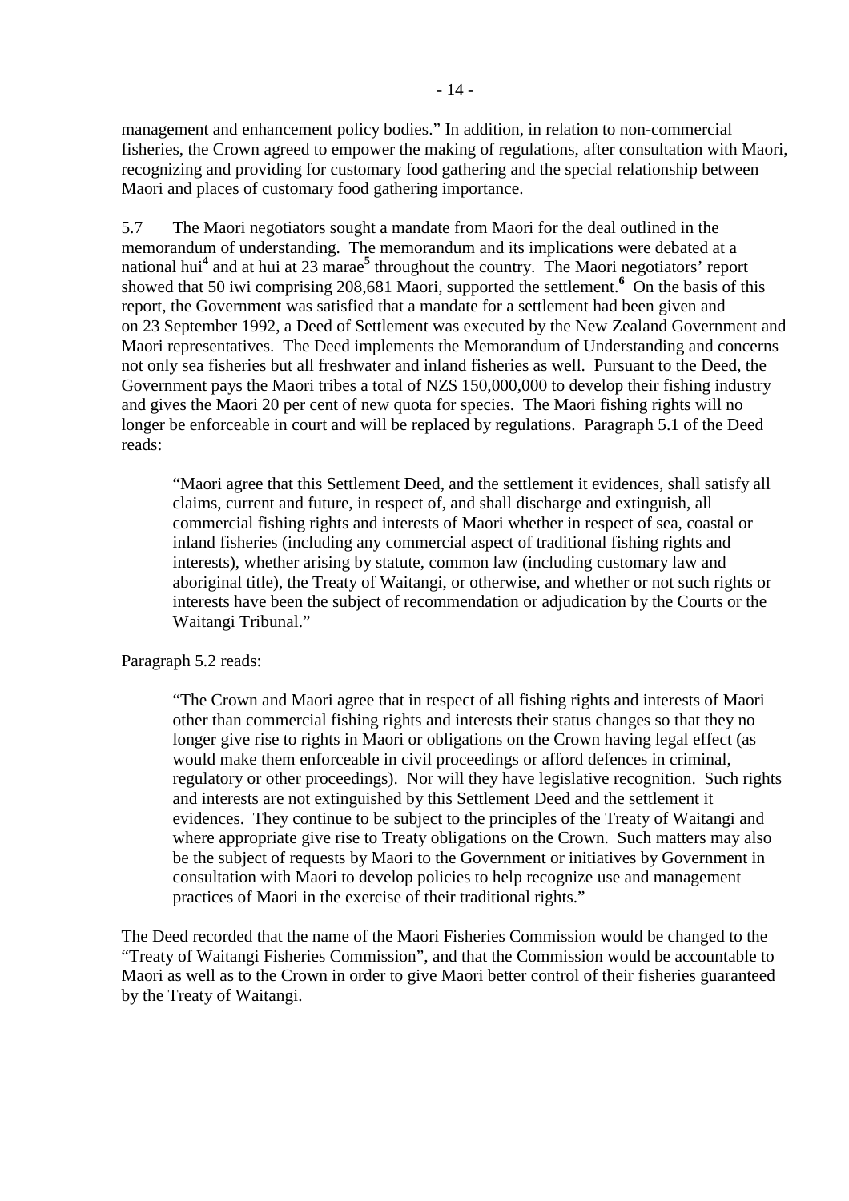management and enhancement policy bodies." In addition, in relation to non-commercial fisheries, the Crown agreed to empower the making of regulations, after consultation with Maori, recognizing and providing for customary food gathering and the special relationship between Maori and places of customary food gathering importance.

5.7 The Maori negotiators sought a mandate from Maori for the deal outlined in the memorandum of understanding. The memorandum and its implications were debated at a national hui[4] and at hui at 23 marae[5] throughout the country. The Maori negotiators' report showed that 50 iwi comprising 208,681 Maori, supported the settlement.[6] On the basis of this report, the Government was satisfied that a mandate for a settlement had been given and on 23 September 1992, a Deed of Settlement was executed by the New Zealand Government and Maori representatives. The Deed implements the Memorandum of Understanding and concerns not only sea fisheries but all freshwater and inland fisheries as well. Pursuant to the Deed, the Government pays the Maori tribes a total of NZ$ 150,000,000 to develop their fishing industry and gives the Maori 20 per cent of new quota for species. The Maori fishing rights will no longer be enforceable in court and will be replaced by regulations. Paragraph 5.1 of the Deed reads:

> "Maori agree that this Settlement Deed, and the settlement it evidences, shall satisfy all claims, current and future, in respect of, and shall discharge and extinguish, all commercial fishing rights and interests of Maori whether in respect of sea, coastal or inland fisheries (including any commercial aspect of traditional fishing rights and interests), whether arising by statute, common law (including customary law and aboriginal title), the Treaty of Waitangi, or otherwise, and whether or not such rights or interests have been the subject of recommendation or adjudication by the Courts or the Waitangi Tribunal."

Paragraph 5.2 reads:

> "The Crown and Maori agree that in respect of all fishing rights and interests of Maori other than commercial fishing rights and interests their status changes so that they no longer give rise to rights in Maori or obligations on the Crown having legal effect (as would make them enforceable in civil proceedings or afford defences in criminal, regulatory or other proceedings). Nor will they have legislative recognition. Such rights and interests are not extinguished by this Settlement Deed and the settlement it evidences. They continue to be subject to the principles of the Treaty of Waitangi and where appropriate give rise to Treaty obligations on the Crown. Such matters may also be the subject of requests by Maori to the Government or initiatives by Government in consultation with Maori to develop policies to help recognize use and management practices of Maori in the exercise of their traditional rights."

The Deed recorded that the name of the Maori Fisheries Commission would be changed to the "Treaty of Waitangi Fisheries Commission", and that the Commission would be accountable to Maori as well as to the Crown in order to give Maori better control of their fisheries guaranteed by the Treaty of Waitangi.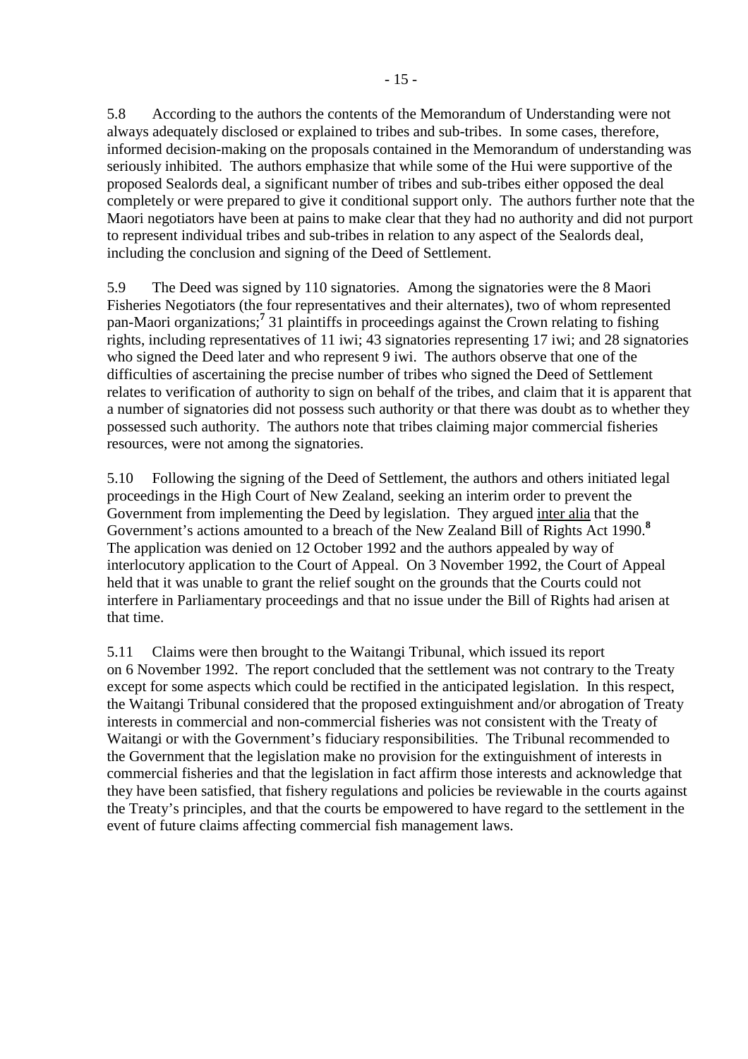5.8 According to the authors the contents of the Memorandum of Understanding were not always adequately disclosed or explained to tribes and sub-tribes. In some cases, therefore, informed decision-making on the proposals contained in the Memorandum of understanding was seriously inhibited. The authors emphasize that while some of the Hui were supportive of the proposed Sealords deal, a significant number of tribes and sub-tribes either opposed the deal completely or were prepared to give it conditional support only. The authors further note that the Maori negotiators have been at pains to make clear that they had no authority and did not purport to represent individual tribes and sub-tribes in relation to any aspect of the Sealords deal, including the conclusion and signing of the Deed of Settlement.

5.9 The Deed was signed by 110 signatories. Among the signatories were the 8 Maori Fisheries Negotiators (the four representatives and their alternates), two of whom represented pan-Maori organizations;[7] 31 plaintiffs in proceedings against the Crown relating to fishing rights, including representatives of 11 iwi; 43 signatories representing 17 iwi; and 28 signatories who signed the Deed later and who represent 9 iwi. The authors observe that one of the difficulties of ascertaining the precise number of tribes who signed the Deed of Settlement relates to verification of authority to sign on behalf of the tribes, and claim that it is apparent that a number of signatories did not possess such authority or that there was doubt as to whether they possessed such authority. The authors note that tribes claiming major commercial fisheries resources, were not among the signatories.

5.10 Following the signing of the Deed of Settlement, the authors and others initiated legal proceedings in the High Court of New Zealand, seeking an interim order to prevent the Government from implementing the Deed by legislation. They argued inter alia that the Government's actions amounted to a breach of the New Zealand Bill of Rights Act 1990.[8] The application was denied on 12 October 1992 and the authors appealed by way of interlocutory application to the Court of Appeal. On 3 November 1992, the Court of Appeal held that it was unable to grant the relief sought on the grounds that the Courts could not interfere in Parliamentary proceedings and that no issue under the Bill of Rights had arisen at that time.

5.11 Claims were then brought to the Waitangi Tribunal, which issued its report on 6 November 1992. The report concluded that the settlement was not contrary to the Treaty except for some aspects which could be rectified in the anticipated legislation. In this respect, the Waitangi Tribunal considered that the proposed extinguishment and/or abrogation of Treaty interests in commercial and non-commercial fisheries was not consistent with the Treaty of Waitangi or with the Government's fiduciary responsibilities. The Tribunal recommended to the Government that the legislation make no provision for the extinguishment of interests in commercial fisheries and that the legislation in fact affirm those interests and acknowledge that they have been satisfied, that fishery regulations and policies be reviewable in the courts against the Treaty's principles, and that the courts be empowered to have regard to the settlement in the event of future claims affecting commercial fish management laws.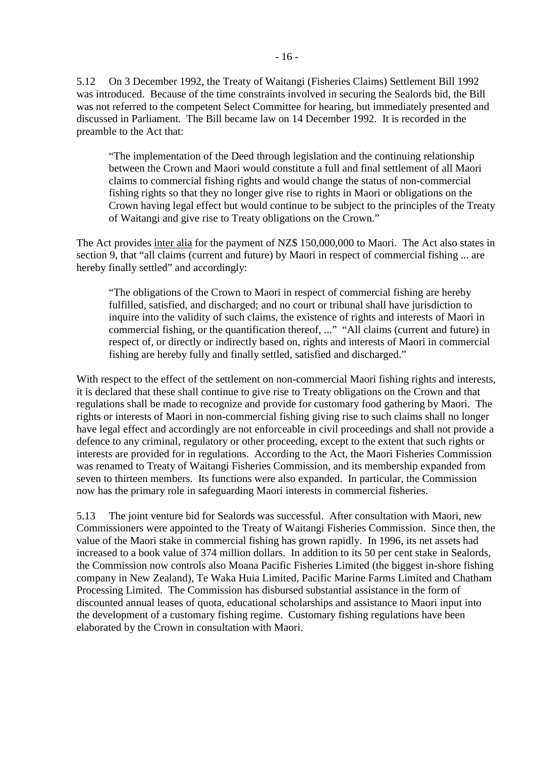5.12 On 3 December 1992, the Treaty of Waitangi (Fisheries Claims) Settlement Bill 1992 was introduced. Because of the time constraints involved in securing the Sealords bid, the Bill was not referred to the competent Select Committee for hearing, but immediately presented and discussed in Parliament. The Bill became law on 14 December 1992. It is recorded in the preamble to the Act that:

> "The implementation of the Deed through legislation and the continuing relationship between the Crown and Maori would constitute a full and final settlement of all Maori claims to commercial fishing rights and would change the status of non-commercial fishing rights so that they no longer give rise to rights in Maori or obligations on the Crown having legal effect but would continue to be subject to the principles of the Treaty of Waitangi and give rise to Treaty obligations on the Crown."

The Act provides inter alia for the payment of NZ$ 150,000,000 to Maori. The Act also states in section 9, that "all claims (current and future) by Maori in respect of commercial fishing ... are hereby finally settled" and accordingly:

> "The obligations of the Crown to Maori in respect of commercial fishing are hereby fulfilled, satisfied, and discharged; and no court or tribunal shall have jurisdiction to inquire into the validity of such claims, the existence of rights and interests of Maori in commercial fishing, or the quantification thereof, ..." "All claims (current and future) in respect of, or directly or indirectly based on, rights and interests of Maori in commercial fishing are hereby fully and finally settled, satisfied and discharged."

With respect to the effect of the settlement on non-commercial Maori fishing rights and interests, it is declared that these shall continue to give rise to Treaty obligations on the Crown and that regulations shall be made to recognize and provide for customary food gathering by Maori. The rights or interests of Maori in non-commercial fishing giving rise to such claims shall no longer have legal effect and accordingly are not enforceable in civil proceedings and shall not provide a defence to any criminal, regulatory or other proceeding, except to the extent that such rights or interests are provided for in regulations. According to the Act, the Maori Fisheries Commission was renamed to Treaty of Waitangi Fisheries Commission, and its membership expanded from seven to thirteen members. Its functions were also expanded. In particular, the Commission now has the primary role in safeguarding Maori interests in commercial fisheries.

5.13 The joint venture bid for Sealords was successful. After consultation with Maori, new Commissioners were appointed to the Treaty of Waitangi Fisheries Commission. Since then, the value of the Maori stake in commercial fishing has grown rapidly. In 1996, its net assets had increased to a book value of 374 million dollars. In addition to its 50 per cent stake in Sealords, the Commission now controls also Moana Pacific Fisheries Limited (the biggest in-shore fishing company in New Zealand), Te Waka Huia Limited, Pacific Marine Farms Limited and Chatham Processing Limited. The Commission has disbursed substantial assistance in the form of discounted annual leases of quota, educational scholarships and assistance to Maori input into the development of a customary fishing regime. Customary fishing regulations have been elaborated by the Crown in consultation with Maori.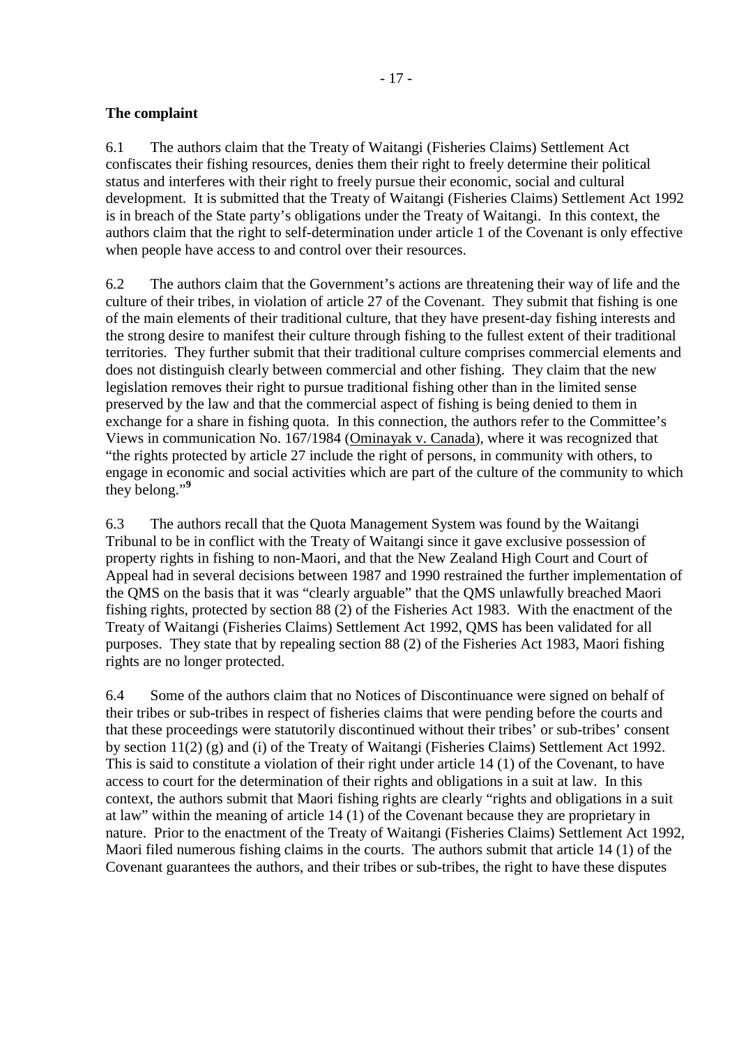**The complaint**

6.1 The authors claim that the Treaty of Waitangi (Fisheries Claims) Settlement Act confiscates their fishing resources, denies them their right to freely determine their political status and interferes with their right to freely pursue their economic, social and cultural development. It is submitted that the Treaty of Waitangi (Fisheries Claims) Settlement Act 1992 is in breach of the State party's obligations under the Treaty of Waitangi. In this context, the authors claim that the right to self-determination under article 1 of the Covenant is only effective when people have access to and control over their resources.

6.2 The authors claim that the Government's actions are threatening their way of life and the culture of their tribes, in violation of article 27 of the Covenant. They submit that fishing is one of the main elements of their traditional culture, that they have present-day fishing interests and the strong desire to manifest their culture through fishing to the fullest extent of their traditional territories. They further submit that their traditional culture comprises commercial elements and does not distinguish clearly between commercial and other fishing. They claim that the new legislation removes their right to pursue traditional fishing other than in the limited sense preserved by the law and that the commercial aspect of fishing is being denied to them in exchange for a share in fishing quota. In this connection, the authors refer to the Committee's Views in communication No. 167/1984 (Ominayak v. Canada), where it was recognized that "the rights protected by article 27 include the right of persons, in community with others, to engage in economic and social activities which are part of the culture of the community to which they belong."[9]

6.3 The authors recall that the Quota Management System was found by the Waitangi Tribunal to be in conflict with the Treaty of Waitangi since it gave exclusive possession of property rights in fishing to non-Maori, and that the New Zealand High Court and Court of Appeal had in several decisions between 1987 and 1990 restrained the further implementation of the QMS on the basis that it was "clearly arguable" that the QMS unlawfully breached Maori fishing rights, protected by section 88 (2) of the Fisheries Act 1983. With the enactment of the Treaty of Waitangi (Fisheries Claims) Settlement Act 1992, QMS has been validated for all purposes. They state that by repealing section 88 (2) of the Fisheries Act 1983, Maori fishing rights are no longer protected.

6.4 Some of the authors claim that no Notices of Discontinuance were signed on behalf of their tribes or sub-tribes in respect of fisheries claims that were pending before the courts and that these proceedings were statutorily discontinued without their tribes' or sub-tribes' consent by section 11(2) (g) and (i) of the Treaty of Waitangi (Fisheries Claims) Settlement Act 1992. This is said to constitute a violation of their right under article 14 (1) of the Covenant, to have access to court for the determination of their rights and obligations in a suit at law. In this context, the authors submit that Maori fishing rights are clearly "rights and obligations in a suit at law" within the meaning of article 14 (1) of the Covenant because they are proprietary in nature. Prior to the enactment of the Treaty of Waitangi (Fisheries Claims) Settlement Act 1992, Maori filed numerous fishing claims in the courts. The authors submit that article 14 (1) of the Covenant guarantees the authors, and their tribes or sub-tribes, the right to have these disputes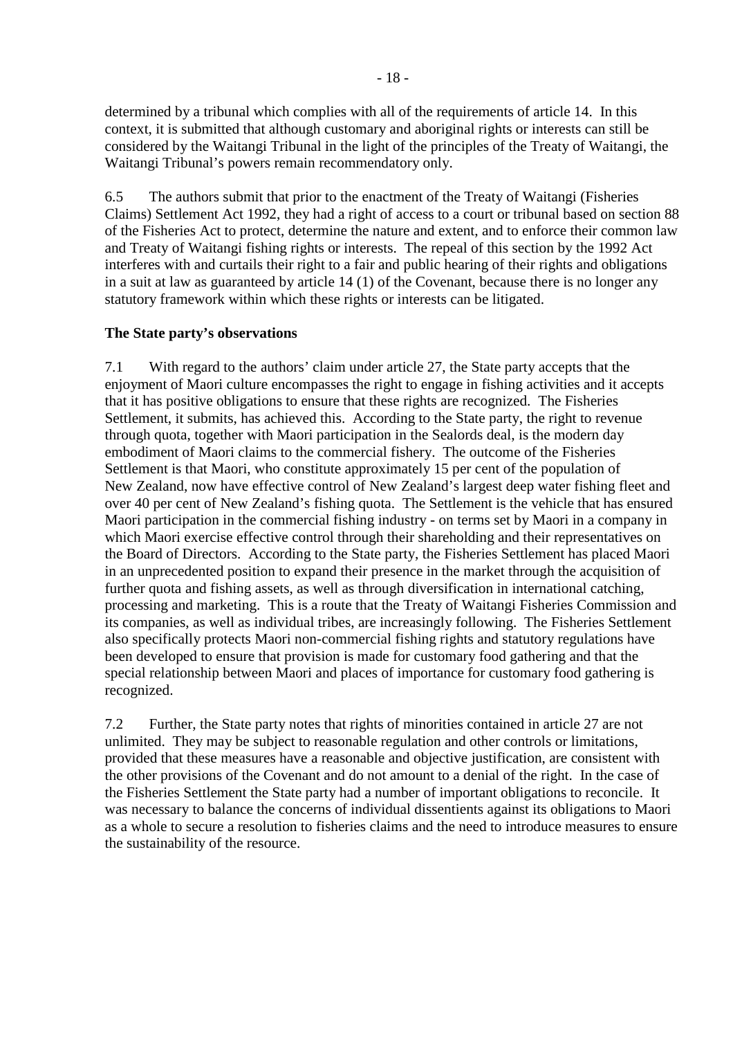determined by a tribunal which complies with all of the requirements of article 14. In this context, it is submitted that although customary and aboriginal rights or interests can still be considered by the Waitangi Tribunal in the light of the principles of the Treaty of Waitangi, the Waitangi Tribunal's powers remain recommendatory only.

6.5 The authors submit that prior to the enactment of the Treaty of Waitangi (Fisheries Claims) Settlement Act 1992, they had a right of access to a court or tribunal based on section 88 of the Fisheries Act to protect, determine the nature and extent, and to enforce their common law and Treaty of Waitangi fishing rights or interests. The repeal of this section by the 1992 Act interferes with and curtails their right to a fair and public hearing of their rights and obligations in a suit at law as guaranteed by article 14 (1) of the Covenant, because there is no longer any statutory framework within which these rights or interests can be litigated.

**The State party's observations**

7.1 With regard to the authors' claim under article 27, the State party accepts that the enjoyment of Maori culture encompasses the right to engage in fishing activities and it accepts that it has positive obligations to ensure that these rights are recognized. The Fisheries Settlement, it submits, has achieved this. According to the State party, the right to revenue through quota, together with Maori participation in the Sealords deal, is the modern day embodiment of Maori claims to the commercial fishery. The outcome of the Fisheries Settlement is that Maori, who constitute approximately 15 per cent of the population of New Zealand, now have effective control of New Zealand's largest deep water fishing fleet and over 40 per cent of New Zealand's fishing quota. The Settlement is the vehicle that has ensured Maori participation in the commercial fishing industry - on terms set by Maori in a company in which Maori exercise effective control through their shareholding and their representatives on the Board of Directors. According to the State party, the Fisheries Settlement has placed Maori in an unprecedented position to expand their presence in the market through the acquisition of further quota and fishing assets, as well as through diversification in international catching, processing and marketing. This is a route that the Treaty of Waitangi Fisheries Commission and its companies, as well as individual tribes, are increasingly following. The Fisheries Settlement also specifically protects Maori non-commercial fishing rights and statutory regulations have been developed to ensure that provision is made for customary food gathering and that the special relationship between Maori and places of importance for customary food gathering is recognized.

7.2 Further, the State party notes that rights of minorities contained in article 27 are not unlimited. They may be subject to reasonable regulation and other controls or limitations, provided that these measures have a reasonable and objective justification, are consistent with the other provisions of the Covenant and do not amount to a denial of the right. In the case of the Fisheries Settlement the State party had a number of important obligations to reconcile. It was necessary to balance the concerns of individual dissentients against its obligations to Maori as a whole to secure a resolution to fisheries claims and the need to introduce measures to ensure the sustainability of the resource.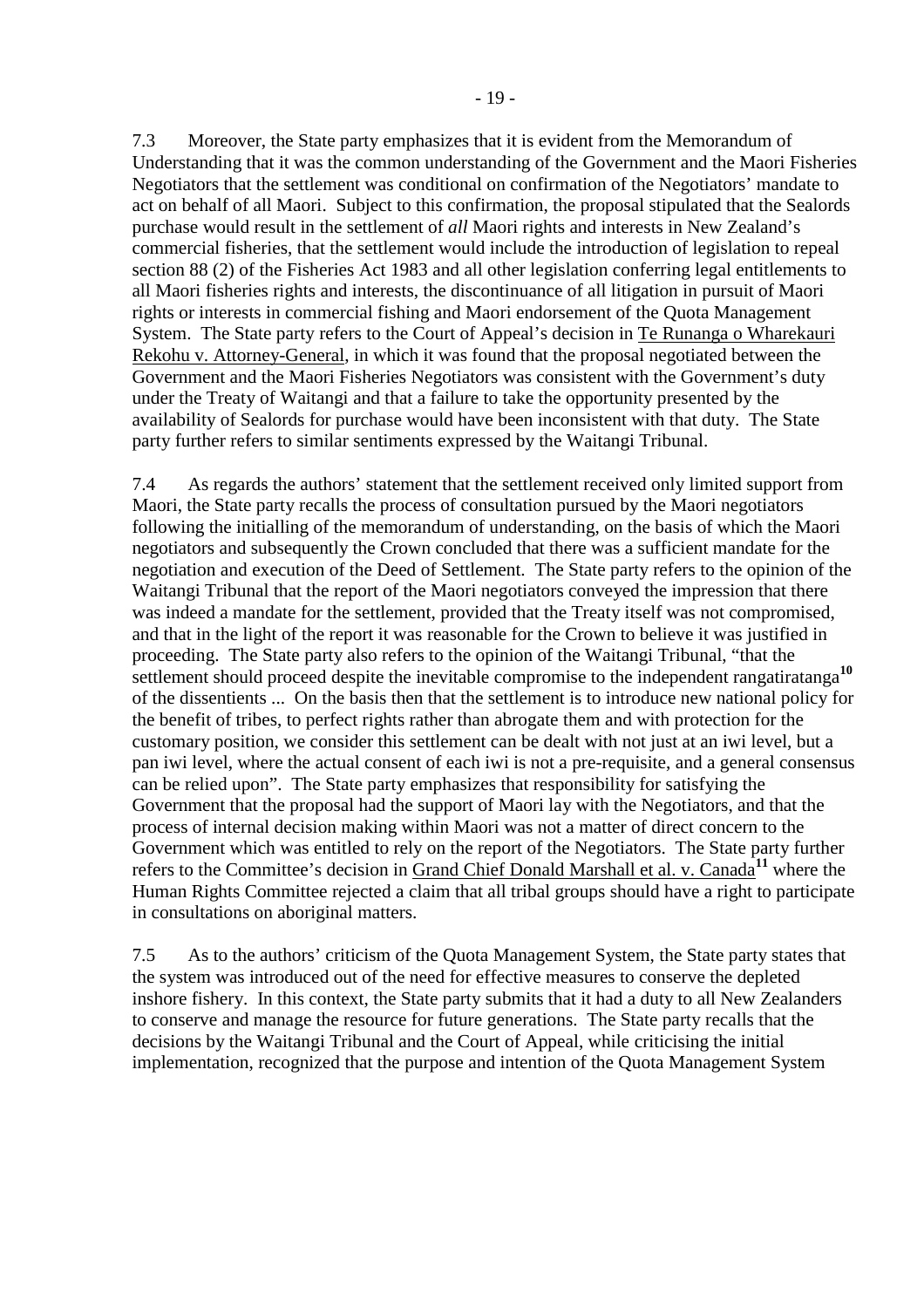7.3 Moreover, the State party emphasizes that it is evident from the Memorandum of Understanding that it was the common understanding of the Government and the Maori Fisheries Negotiators that the settlement was conditional on confirmation of the Negotiators' mandate to act on behalf of all Maori. Subject to this confirmation, the proposal stipulated that the Sealords purchase would result in the settlement of *all* Maori rights and interests in New Zealand's commercial fisheries, that the settlement would include the introduction of legislation to repeal section 88 (2) of the Fisheries Act 1983 and all other legislation conferring legal entitlements to all Maori fisheries rights and interests, the discontinuance of all litigation in pursuit of Maori rights or interests in commercial fishing and Maori endorsement of the Quota Management System. The State party refers to the Court of Appeal's decision in Te Runanga o Wharekauri Rekohu v. Attorney-General, in which it was found that the proposal negotiated between the Government and the Maori Fisheries Negotiators was consistent with the Government's duty under the Treaty of Waitangi and that a failure to take the opportunity presented by the availability of Sealords for purchase would have been inconsistent with that duty. The State party further refers to similar sentiments expressed by the Waitangi Tribunal.

7.4 As regards the authors' statement that the settlement received only limited support from Maori, the State party recalls the process of consultation pursued by the Maori negotiators following the initialling of the memorandum of understanding, on the basis of which the Maori negotiators and subsequently the Crown concluded that there was a sufficient mandate for the negotiation and execution of the Deed of Settlement. The State party refers to the opinion of the Waitangi Tribunal that the report of the Maori negotiators conveyed the impression that there was indeed a mandate for the settlement, provided that the Treaty itself was not compromised, and that in the light of the report it was reasonable for the Crown to believe it was justified in proceeding. The State party also refers to the opinion of the Waitangi Tribunal, "that the settlement should proceed despite the inevitable compromise to the independent rangatiratanga[10] of the dissentients ... On the basis then that the settlement is to introduce new national policy for the benefit of tribes, to perfect rights rather than abrogate them and with protection for the customary position, we consider this settlement can be dealt with not just at an iwi level, but a pan iwi level, where the actual consent of each iwi is not a pre-requisite, and a general consensus can be relied upon". The State party emphasizes that responsibility for satisfying the Government that the proposal had the support of Maori lay with the Negotiators, and that the process of internal decision making within Maori was not a matter of direct concern to the Government which was entitled to rely on the report of the Negotiators. The State party further refers to the Committee's decision in Grand Chief Donald Marshall et al. v. Canada[11] where the Human Rights Committee rejected a claim that all tribal groups should have a right to participate in consultations on aboriginal matters.

7.5 As to the authors' criticism of the Quota Management System, the State party states that the system was introduced out of the need for effective measures to conserve the depleted inshore fishery. In this context, the State party submits that it had a duty to all New Zealanders to conserve and manage the resource for future generations. The State party recalls that the decisions by the Waitangi Tribunal and the Court of Appeal, while criticising the initial implementation, recognized that the purpose and intention of the Quota Management System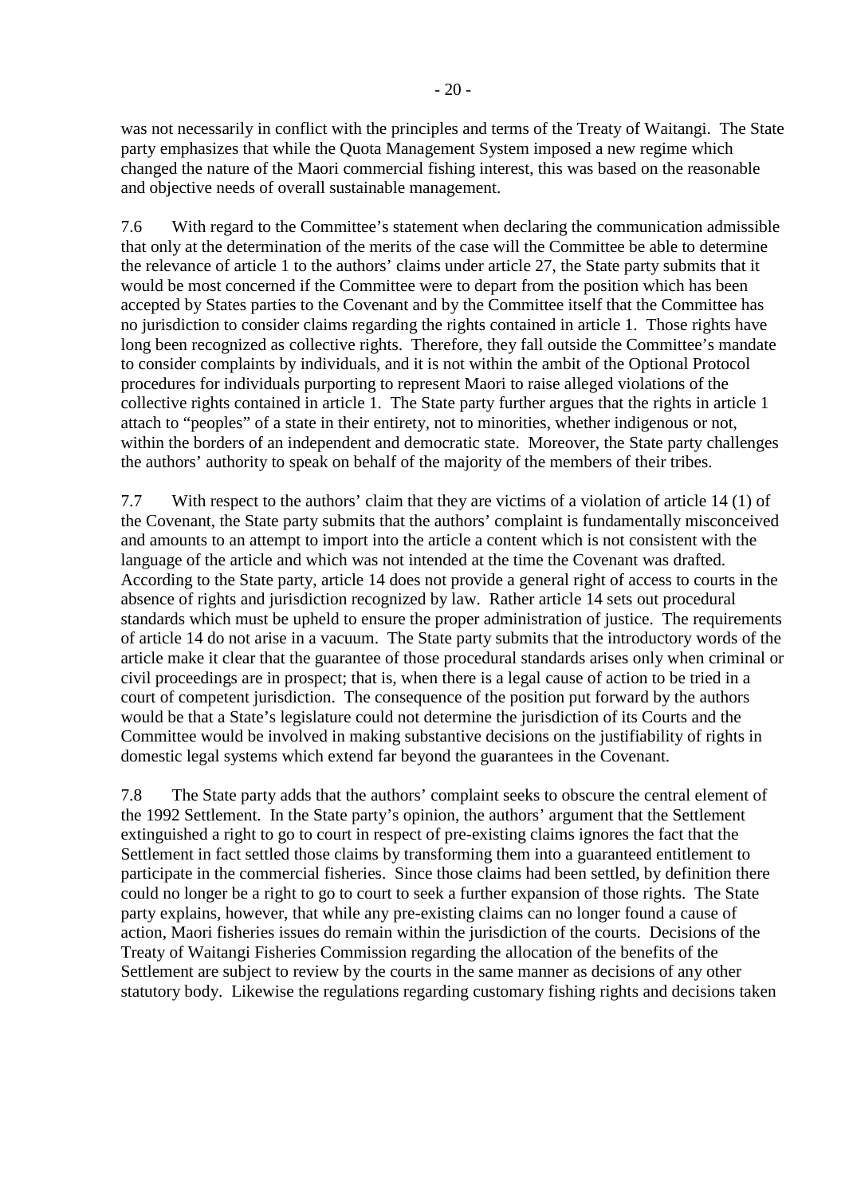was not necessarily in conflict with the principles and terms of the Treaty of Waitangi. The State party emphasizes that while the Quota Management System imposed a new regime which changed the nature of the Maori commercial fishing interest, this was based on the reasonable and objective needs of overall sustainable management.

7.6 With regard to the Committee's statement when declaring the communication admissible that only at the determination of the merits of the case will the Committee be able to determine the relevance of article 1 to the authors' claims under article 27, the State party submits that it would be most concerned if the Committee were to depart from the position which has been accepted by States parties to the Covenant and by the Committee itself that the Committee has no jurisdiction to consider claims regarding the rights contained in article 1. Those rights have long been recognized as collective rights. Therefore, they fall outside the Committee's mandate to consider complaints by individuals, and it is not within the ambit of the Optional Protocol procedures for individuals purporting to represent Maori to raise alleged violations of the collective rights contained in article 1. The State party further argues that the rights in article 1 attach to "peoples" of a state in their entirety, not to minorities, whether indigenous or not, within the borders of an independent and democratic state. Moreover, the State party challenges the authors' authority to speak on behalf of the majority of the members of their tribes.

7.7 With respect to the authors' claim that they are victims of a violation of article 14 (1) of the Covenant, the State party submits that the authors' complaint is fundamentally misconceived and amounts to an attempt to import into the article a content which is not consistent with the language of the article and which was not intended at the time the Covenant was drafted. According to the State party, article 14 does not provide a general right of access to courts in the absence of rights and jurisdiction recognized by law. Rather article 14 sets out procedural standards which must be upheld to ensure the proper administration of justice. The requirements of article 14 do not arise in a vacuum. The State party submits that the introductory words of the article make it clear that the guarantee of those procedural standards arises only when criminal or civil proceedings are in prospect; that is, when there is a legal cause of action to be tried in a court of competent jurisdiction. The consequence of the position put forward by the authors would be that a State's legislature could not determine the jurisdiction of its Courts and the Committee would be involved in making substantive decisions on the justifiability of rights in domestic legal systems which extend far beyond the guarantees in the Covenant.

7.8 The State party adds that the authors' complaint seeks to obscure the central element of the 1992 Settlement. In the State party's opinion, the authors' argument that the Settlement extinguished a right to go to court in respect of pre-existing claims ignores the fact that the Settlement in fact settled those claims by transforming them into a guaranteed entitlement to participate in the commercial fisheries. Since those claims had been settled, by definition there could no longer be a right to go to court to seek a further expansion of those rights. The State party explains, however, that while any pre-existing claims can no longer found a cause of action, Maori fisheries issues do remain within the jurisdiction of the courts. Decisions of the Treaty of Waitangi Fisheries Commission regarding the allocation of the benefits of the Settlement are subject to review by the courts in the same manner as decisions of any other statutory body. Likewise the regulations regarding customary fishing rights and decisions taken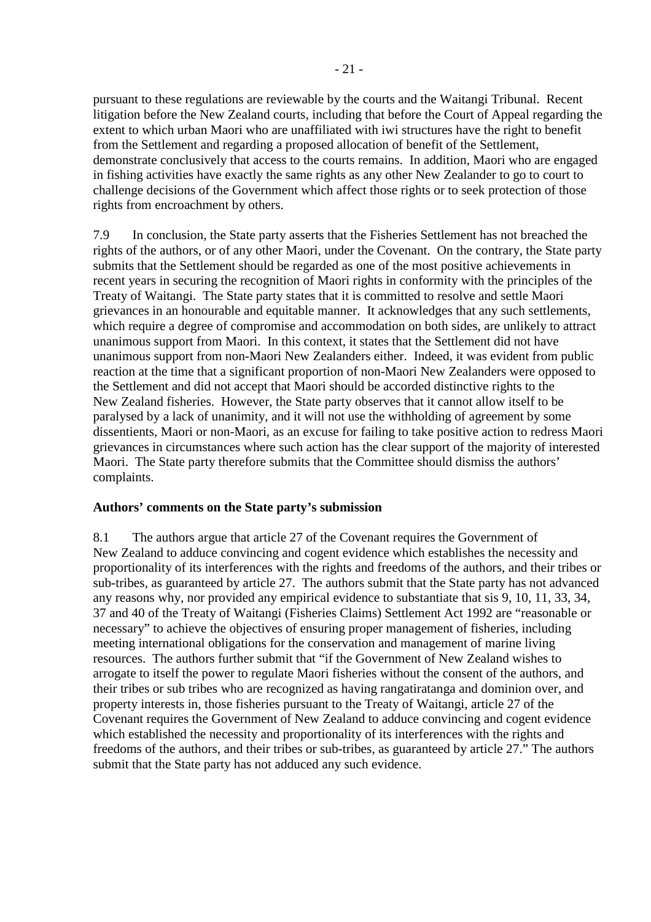pursuant to these regulations are reviewable by the courts and the Waitangi Tribunal. Recent litigation before the New Zealand courts, including that before the Court of Appeal regarding the extent to which urban Maori who are unaffiliated with iwi structures have the right to benefit from the Settlement and regarding a proposed allocation of benefit of the Settlement, demonstrate conclusively that access to the courts remains. In addition, Maori who are engaged in fishing activities have exactly the same rights as any other New Zealander to go to court to challenge decisions of the Government which affect those rights or to seek protection of those rights from encroachment by others.

7.9 In conclusion, the State party asserts that the Fisheries Settlement has not breached the rights of the authors, or of any other Maori, under the Covenant. On the contrary, the State party submits that the Settlement should be regarded as one of the most positive achievements in recent years in securing the recognition of Maori rights in conformity with the principles of the Treaty of Waitangi. The State party states that it is committed to resolve and settle Maori grievances in an honourable and equitable manner. It acknowledges that any such settlements, which require a degree of compromise and accommodation on both sides, are unlikely to attract unanimous support from Maori. In this context, it states that the Settlement did not have unanimous support from non-Maori New Zealanders either. Indeed, it was evident from public reaction at the time that a significant proportion of non-Maori New Zealanders were opposed to the Settlement and did not accept that Maori should be accorded distinctive rights to the New Zealand fisheries. However, the State party observes that it cannot allow itself to be paralysed by a lack of unanimity, and it will not use the withholding of agreement by some dissentients, Maori or non-Maori, as an excuse for failing to take positive action to redress Maori grievances in circumstances where such action has the clear support of the majority of interested Maori. The State party therefore submits that the Committee should dismiss the authors' complaints.

**Authors' comments on the State party's submission**

8.1 The authors argue that article 27 of the Covenant requires the Government of New Zealand to adduce convincing and cogent evidence which establishes the necessity and proportionality of its interferences with the rights and freedoms of the authors, and their tribes or sub-tribes, as guaranteed by article 27. The authors submit that the State party has not advanced any reasons why, nor provided any empirical evidence to substantiate that sis 9, 10, 11, 33, 34, 37 and 40 of the Treaty of Waitangi (Fisheries Claims) Settlement Act 1992 are "reasonable or necessary" to achieve the objectives of ensuring proper management of fisheries, including meeting international obligations for the conservation and management of marine living resources. The authors further submit that "if the Government of New Zealand wishes to arrogate to itself the power to regulate Maori fisheries without the consent of the authors, and their tribes or sub tribes who are recognized as having rangatiratanga and dominion over, and property interests in, those fisheries pursuant to the Treaty of Waitangi, article 27 of the Covenant requires the Government of New Zealand to adduce convincing and cogent evidence which established the necessity and proportionality of its interferences with the rights and freedoms of the authors, and their tribes or sub-tribes, as guaranteed by article 27." The authors submit that the State party has not adduced any such evidence.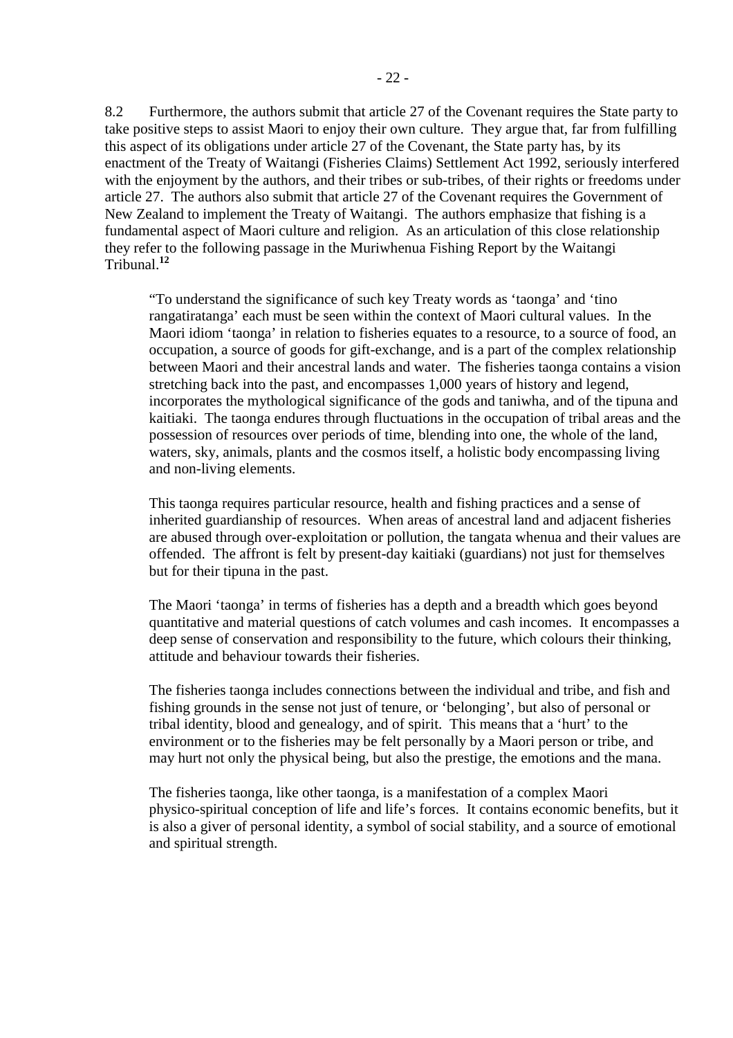8.2 Furthermore, the authors submit that article 27 of the Covenant requires the State party to take positive steps to assist Maori to enjoy their own culture. They argue that, far from fulfilling this aspect of its obligations under article 27 of the Covenant, the State party has, by its enactment of the Treaty of Waitangi (Fisheries Claims) Settlement Act 1992, seriously interfered with the enjoyment by the authors, and their tribes or sub-tribes, of their rights or freedoms under article 27. The authors also submit that article 27 of the Covenant requires the Government of New Zealand to implement the Treaty of Waitangi. The authors emphasize that fishing is a fundamental aspect of Maori culture and religion. As an articulation of this close relationship they refer to the following passage in the Muriwhenua Fishing Report by the Waitangi Tribunal.[12]

> "To understand the significance of such key Treaty words as 'taonga' and 'tino rangatiratanga' each must be seen within the context of Maori cultural values. In the Maori idiom 'taonga' in relation to fisheries equates to a resource, to a source of food, an occupation, a source of goods for gift-exchange, and is a part of the complex relationship between Maori and their ancestral lands and water. The fisheries taonga contains a vision stretching back into the past, and encompasses 1,000 years of history and legend, incorporates the mythological significance of the gods and taniwha, and of the tipuna and kaitiaki. The taonga endures through fluctuations in the occupation of tribal areas and the possession of resources over periods of time, blending into one, the whole of the land, waters, sky, animals, plants and the cosmos itself, a holistic body encompassing living and non-living elements.
>
> This taonga requires particular resource, health and fishing practices and a sense of inherited guardianship of resources. When areas of ancestral land and adjacent fisheries are abused through over-exploitation or pollution, the tangata whenua and their values are offended. The affront is felt by present-day kaitiaki (guardians) not just for themselves but for their tipuna in the past.
>
> The Maori 'taonga' in terms of fisheries has a depth and a breadth which goes beyond quantitative and material questions of catch volumes and cash incomes. It encompasses a deep sense of conservation and responsibility to the future, which colours their thinking, attitude and behaviour towards their fisheries.
>
> The fisheries taonga includes connections between the individual and tribe, and fish and fishing grounds in the sense not just of tenure, or 'belonging', but also of personal or tribal identity, blood and genealogy, and of spirit. This means that a 'hurt' to the environment or to the fisheries may be felt personally by a Maori person or tribe, and may hurt not only the physical being, but also the prestige, the emotions and the mana.
>
> The fisheries taonga, like other taonga, is a manifestation of a complex Maori physico-spiritual conception of life and life's forces. It contains economic benefits, but it is also a giver of personal identity, a symbol of social stability, and a source of emotional and spiritual strength.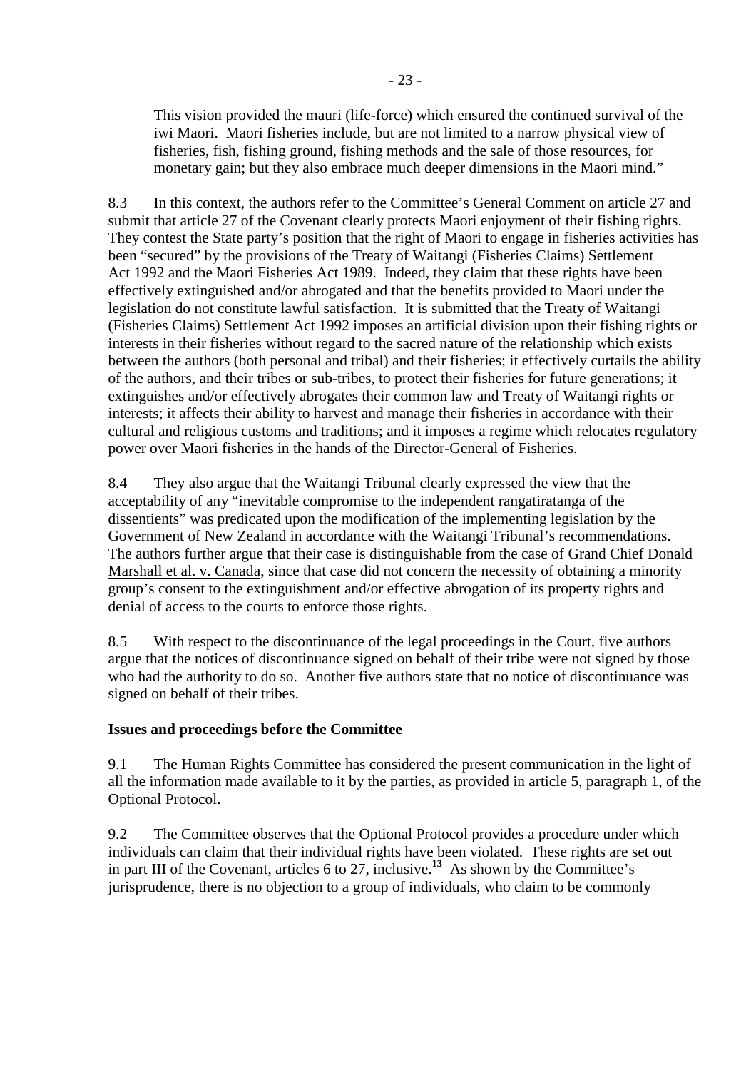This vision provided the mauri (life-force) which ensured the continued survival of the iwi Maori. Maori fisheries include, but are not limited to a narrow physical view of fisheries, fish, fishing ground, fishing methods and the sale of those resources, for monetary gain; but they also embrace much deeper dimensions in the Maori mind."

8.3 In this context, the authors refer to the Committee's General Comment on article 27 and submit that article 27 of the Covenant clearly protects Maori enjoyment of their fishing rights. They contest the State party's position that the right of Maori to engage in fisheries activities has been "secured" by the provisions of the Treaty of Waitangi (Fisheries Claims) Settlement Act 1992 and the Maori Fisheries Act 1989. Indeed, they claim that these rights have been effectively extinguished and/or abrogated and that the benefits provided to Maori under the legislation do not constitute lawful satisfaction. It is submitted that the Treaty of Waitangi (Fisheries Claims) Settlement Act 1992 imposes an artificial division upon their fishing rights or interests in their fisheries without regard to the sacred nature of the relationship which exists between the authors (both personal and tribal) and their fisheries; it effectively curtails the ability of the authors, and their tribes or sub-tribes, to protect their fisheries for future generations; it extinguishes and/or effectively abrogates their common law and Treaty of Waitangi rights or interests; it affects their ability to harvest and manage their fisheries in accordance with their cultural and religious customs and traditions; and it imposes a regime which relocates regulatory power over Maori fisheries in the hands of the Director-General of Fisheries.

8.4 They also argue that the Waitangi Tribunal clearly expressed the view that the acceptability of any "inevitable compromise to the independent rangatiratanga of the dissentients" was predicated upon the modification of the implementing legislation by the Government of New Zealand in accordance with the Waitangi Tribunal's recommendations. The authors further argue that their case is distinguishable from the case of Grand Chief Donald Marshall et al. v. Canada, since that case did not concern the necessity of obtaining a minority group's consent to the extinguishment and/or effective abrogation of its property rights and denial of access to the courts to enforce those rights.

8.5 With respect to the discontinuance of the legal proceedings in the Court, five authors argue that the notices of discontinuance signed on behalf of their tribe were not signed by those who had the authority to do so. Another five authors state that no notice of discontinuance was signed on behalf of their tribes.

**Issues and proceedings before the Committee**

9.1 The Human Rights Committee has considered the present communication in the light of all the information made available to it by the parties, as provided in article 5, paragraph 1, of the Optional Protocol.

9.2 The Committee observes that the Optional Protocol provides a procedure under which individuals can claim that their individual rights have been violated. These rights are set out in part III of the Covenant, articles 6 to 27, inclusive.[13] As shown by the Committee's jurisprudence, there is no objection to a group of individuals, who claim to be commonly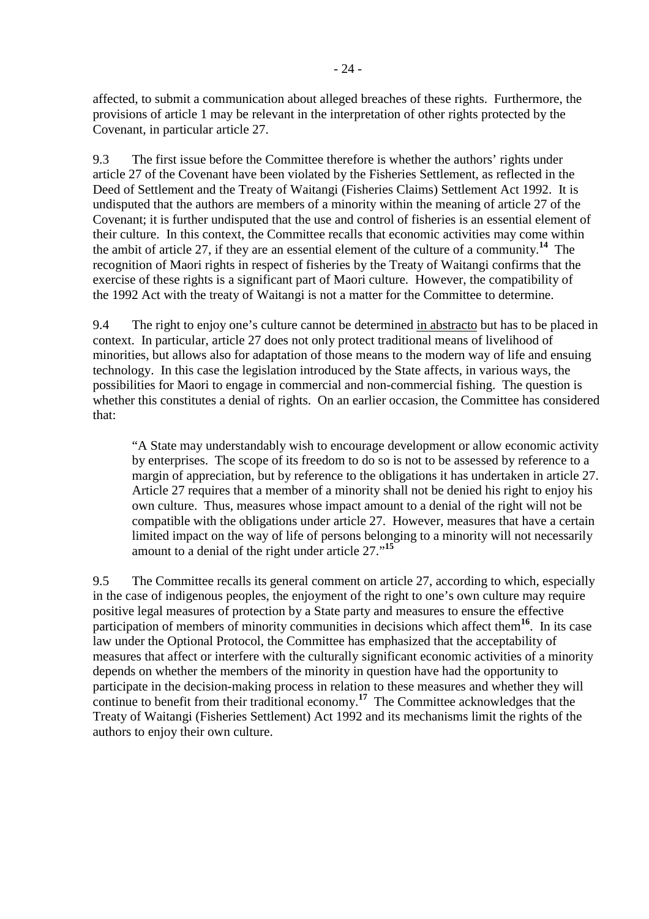affected, to submit a communication about alleged breaches of these rights. Furthermore, the provisions of article 1 may be relevant in the interpretation of other rights protected by the Covenant, in particular article 27.

9.3 The first issue before the Committee therefore is whether the authors' rights under article 27 of the Covenant have been violated by the Fisheries Settlement, as reflected in the Deed of Settlement and the Treaty of Waitangi (Fisheries Claims) Settlement Act 1992. It is undisputed that the authors are members of a minority within the meaning of article 27 of the Covenant; it is further undisputed that the use and control of fisheries is an essential element of their culture. In this context, the Committee recalls that economic activities may come within the ambit of article 27, if they are an essential element of the culture of a community.[14] The recognition of Maori rights in respect of fisheries by the Treaty of Waitangi confirms that the exercise of these rights is a significant part of Maori culture. However, the compatibility of the 1992 Act with the treaty of Waitangi is not a matter for the Committee to determine.

9.4 The right to enjoy one's culture cannot be determined in abstracto but has to be placed in context. In particular, article 27 does not only protect traditional means of livelihood of minorities, but allows also for adaptation of those means to the modern way of life and ensuing technology. In this case the legislation introduced by the State affects, in various ways, the possibilities for Maori to engage in commercial and non-commercial fishing. The question is whether this constitutes a denial of rights. On an earlier occasion, the Committee has considered that:

> "A State may understandably wish to encourage development or allow economic activity by enterprises. The scope of its freedom to do so is not to be assessed by reference to a margin of appreciation, but by reference to the obligations it has undertaken in article 27. Article 27 requires that a member of a minority shall not be denied his right to enjoy his own culture. Thus, measures whose impact amount to a denial of the right will not be compatible with the obligations under article 27. However, measures that have a certain limited impact on the way of life of persons belonging to a minority will not necessarily amount to a denial of the right under article 27."[15]

9.5 The Committee recalls its general comment on article 27, according to which, especially in the case of indigenous peoples, the enjoyment of the right to one's own culture may require positive legal measures of protection by a State party and measures to ensure the effective participation of members of minority communities in decisions which affect them[16]. In its case law under the Optional Protocol, the Committee has emphasized that the acceptability of measures that affect or interfere with the culturally significant economic activities of a minority depends on whether the members of the minority in question have had the opportunity to participate in the decision-making process in relation to these measures and whether they will continue to benefit from their traditional economy.[17] The Committee acknowledges that the Treaty of Waitangi (Fisheries Settlement) Act 1992 and its mechanisms limit the rights of the authors to enjoy their own culture.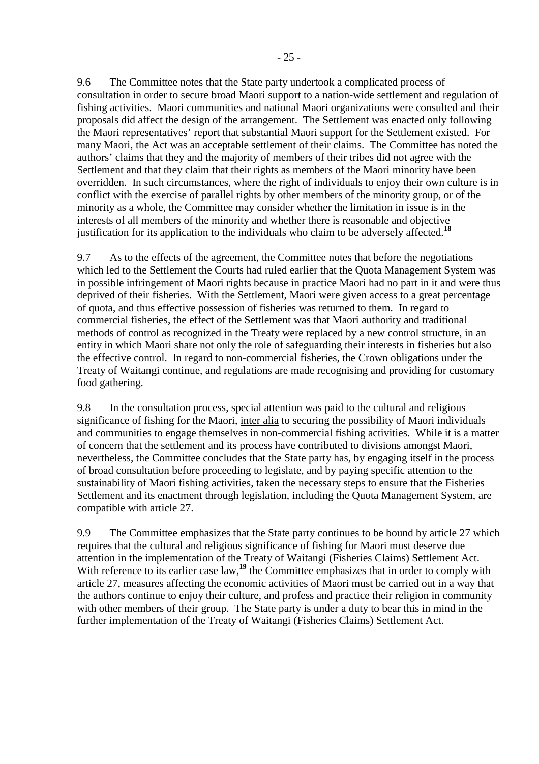9.6 The Committee notes that the State party undertook a complicated process of consultation in order to secure broad Maori support to a nation-wide settlement and regulation of fishing activities. Maori communities and national Maori organizations were consulted and their proposals did affect the design of the arrangement. The Settlement was enacted only following the Maori representatives' report that substantial Maori support for the Settlement existed. For many Maori, the Act was an acceptable settlement of their claims. The Committee has noted the authors' claims that they and the majority of members of their tribes did not agree with the Settlement and that they claim that their rights as members of the Maori minority have been overridden. In such circumstances, where the right of individuals to enjoy their own culture is in conflict with the exercise of parallel rights by other members of the minority group, or of the minority as a whole, the Committee may consider whether the limitation in issue is in the interests of all members of the minority and whether there is reasonable and objective justification for its application to the individuals who claim to be adversely affected.[18]

9.7 As to the effects of the agreement, the Committee notes that before the negotiations which led to the Settlement the Courts had ruled earlier that the Quota Management System was in possible infringement of Maori rights because in practice Maori had no part in it and were thus deprived of their fisheries. With the Settlement, Maori were given access to a great percentage of quota, and thus effective possession of fisheries was returned to them. In regard to commercial fisheries, the effect of the Settlement was that Maori authority and traditional methods of control as recognized in the Treaty were replaced by a new control structure, in an entity in which Maori share not only the role of safeguarding their interests in fisheries but also the effective control. In regard to non-commercial fisheries, the Crown obligations under the Treaty of Waitangi continue, and regulations are made recognising and providing for customary food gathering.

9.8 In the consultation process, special attention was paid to the cultural and religious significance of fishing for the Maori, inter alia to securing the possibility of Maori individuals and communities to engage themselves in non-commercial fishing activities. While it is a matter of concern that the settlement and its process have contributed to divisions amongst Maori, nevertheless, the Committee concludes that the State party has, by engaging itself in the process of broad consultation before proceeding to legislate, and by paying specific attention to the sustainability of Maori fishing activities, taken the necessary steps to ensure that the Fisheries Settlement and its enactment through legislation, including the Quota Management System, are compatible with article 27.

9.9 The Committee emphasizes that the State party continues to be bound by article 27 which requires that the cultural and religious significance of fishing for Maori must deserve due attention in the implementation of the Treaty of Waitangi (Fisheries Claims) Settlement Act. With reference to its earlier case law,[19] the Committee emphasizes that in order to comply with article 27, measures affecting the economic activities of Maori must be carried out in a way that the authors continue to enjoy their culture, and profess and practice their religion in community with other members of their group. The State party is under a duty to bear this in mind in the further implementation of the Treaty of Waitangi (Fisheries Claims) Settlement Act.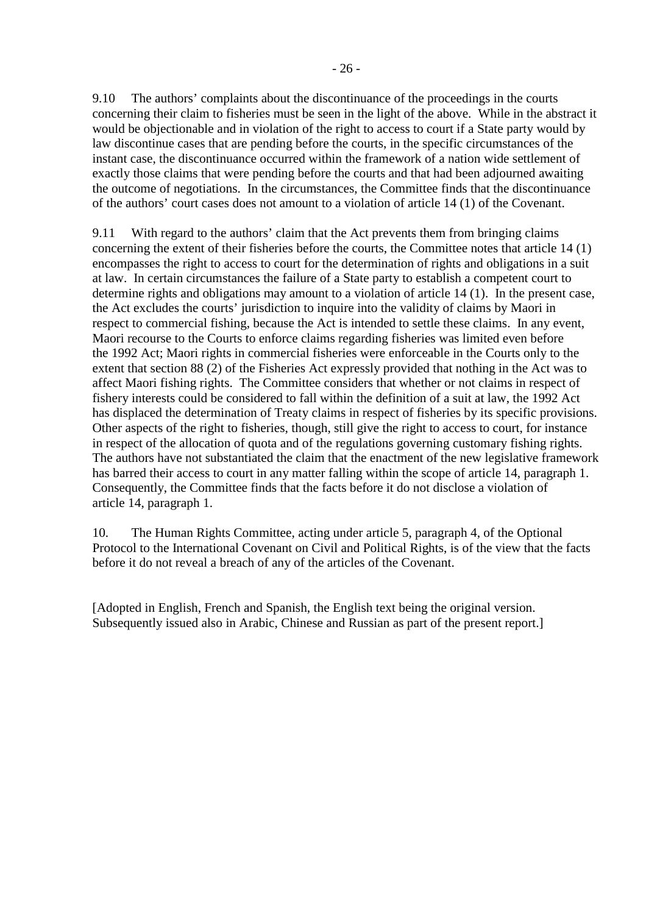9.10 The authors' complaints about the discontinuance of the proceedings in the courts concerning their claim to fisheries must be seen in the light of the above. While in the abstract it would be objectionable and in violation of the right to access to court if a State party would by law discontinue cases that are pending before the courts, in the specific circumstances of the instant case, the discontinuance occurred within the framework of a nation wide settlement of exactly those claims that were pending before the courts and that had been adjourned awaiting the outcome of negotiations. In the circumstances, the Committee finds that the discontinuance of the authors' court cases does not amount to a violation of article 14 (1) of the Covenant.

9.11 With regard to the authors' claim that the Act prevents them from bringing claims concerning the extent of their fisheries before the courts, the Committee notes that article 14 (1) encompasses the right to access to court for the determination of rights and obligations in a suit at law. In certain circumstances the failure of a State party to establish a competent court to determine rights and obligations may amount to a violation of article 14 (1). In the present case, the Act excludes the courts' jurisdiction to inquire into the validity of claims by Maori in respect to commercial fishing, because the Act is intended to settle these claims. In any event, Maori recourse to the Courts to enforce claims regarding fisheries was limited even before the 1992 Act; Maori rights in commercial fisheries were enforceable in the Courts only to the extent that section 88 (2) of the Fisheries Act expressly provided that nothing in the Act was to affect Maori fishing rights. The Committee considers that whether or not claims in respect of fishery interests could be considered to fall within the definition of a suit at law, the 1992 Act has displaced the determination of Treaty claims in respect of fisheries by its specific provisions. Other aspects of the right to fisheries, though, still give the right to access to court, for instance in respect of the allocation of quota and of the regulations governing customary fishing rights. The authors have not substantiated the claim that the enactment of the new legislative framework has barred their access to court in any matter falling within the scope of article 14, paragraph 1. Consequently, the Committee finds that the facts before it do not disclose a violation of article 14, paragraph 1.

10. The Human Rights Committee, acting under article 5, paragraph 4, of the Optional Protocol to the International Covenant on Civil and Political Rights, is of the view that the facts before it do not reveal a breach of any of the articles of the Covenant.

[Adopted in English, French and Spanish, the English text being the original version. Subsequently issued also in Arabic, Chinese and Russian as part of the present report.]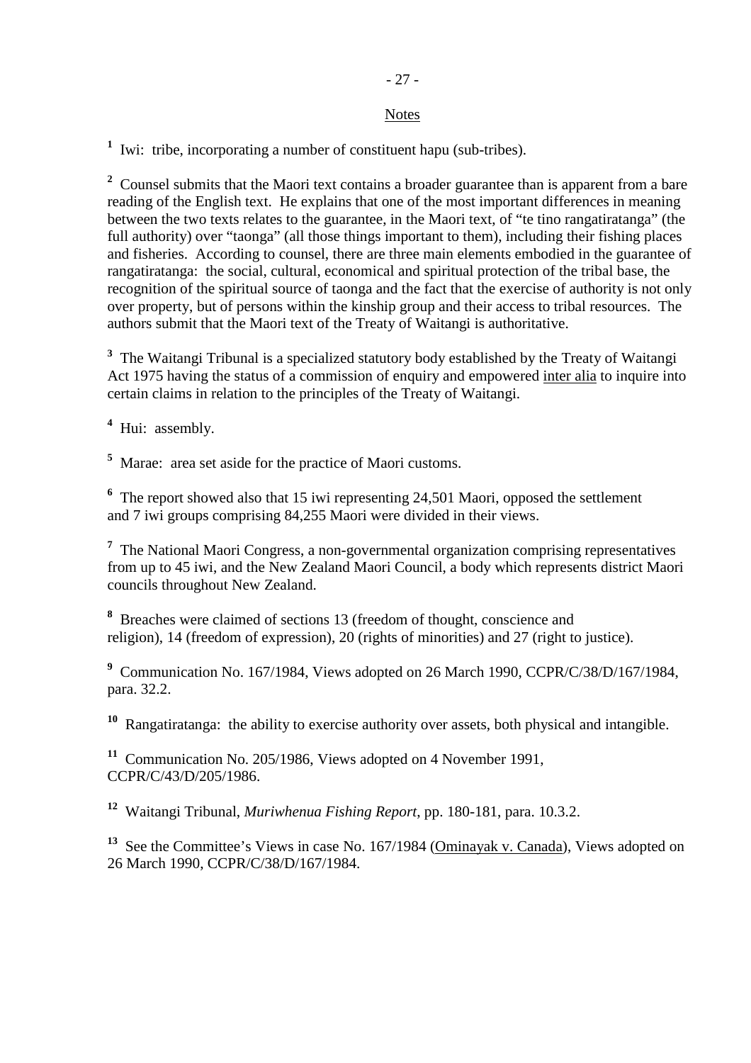## Notes

[1] Iwi: tribe, incorporating a number of constituent hapu (sub-tribes).

[2] Counsel submits that the Maori text contains a broader guarantee than is apparent from a bare reading of the English text. He explains that one of the most important differences in meaning between the two texts relates to the guarantee, in the Maori text, of "te tino rangatiratanga" (the full authority) over "taonga" (all those things important to them), including their fishing places and fisheries. According to counsel, there are three main elements embodied in the guarantee of rangatiratanga: the social, cultural, economical and spiritual protection of the tribal base, the recognition of the spiritual source of taonga and the fact that the exercise of authority is not only over property, but of persons within the kinship group and their access to tribal resources. The authors submit that the Maori text of the Treaty of Waitangi is authoritative.

[3] The Waitangi Tribunal is a specialized statutory body established by the Treaty of Waitangi Act 1975 having the status of a commission of enquiry and empowered inter alia to inquire into certain claims in relation to the principles of the Treaty of Waitangi.

[4] Hui: assembly.

[5] Marae: area set aside for the practice of Maori customs.

[6] The report showed also that 15 iwi representing 24,501 Maori, opposed the settlement and 7 iwi groups comprising 84,255 Maori were divided in their views.

[7] The National Maori Congress, a non-governmental organization comprising representatives from up to 45 iwi, and the New Zealand Maori Council, a body which represents district Maori councils throughout New Zealand.

[8] Breaches were claimed of sections 13 (freedom of thought, conscience and religion), 14 (freedom of expression), 20 (rights of minorities) and 27 (right to justice).

[9] Communication No. 167/1984, Views adopted on 26 March 1990, CCPR/C/38/D/167/1984, para. 32.2.

[10] Rangatiratanga: the ability to exercise authority over assets, both physical and intangible.

[11] Communication No. 205/1986, Views adopted on 4 November 1991, CCPR/C/43/D/205/1986.

[12] Waitangi Tribunal, *Muriwhenua Fishing Report*, pp. 180-181, para. 10.3.2.

[13] See the Committee's Views in case No. 167/1984 (Ominayak v. Canada), Views adopted on 26 March 1990, CCPR/C/38/D/167/1984.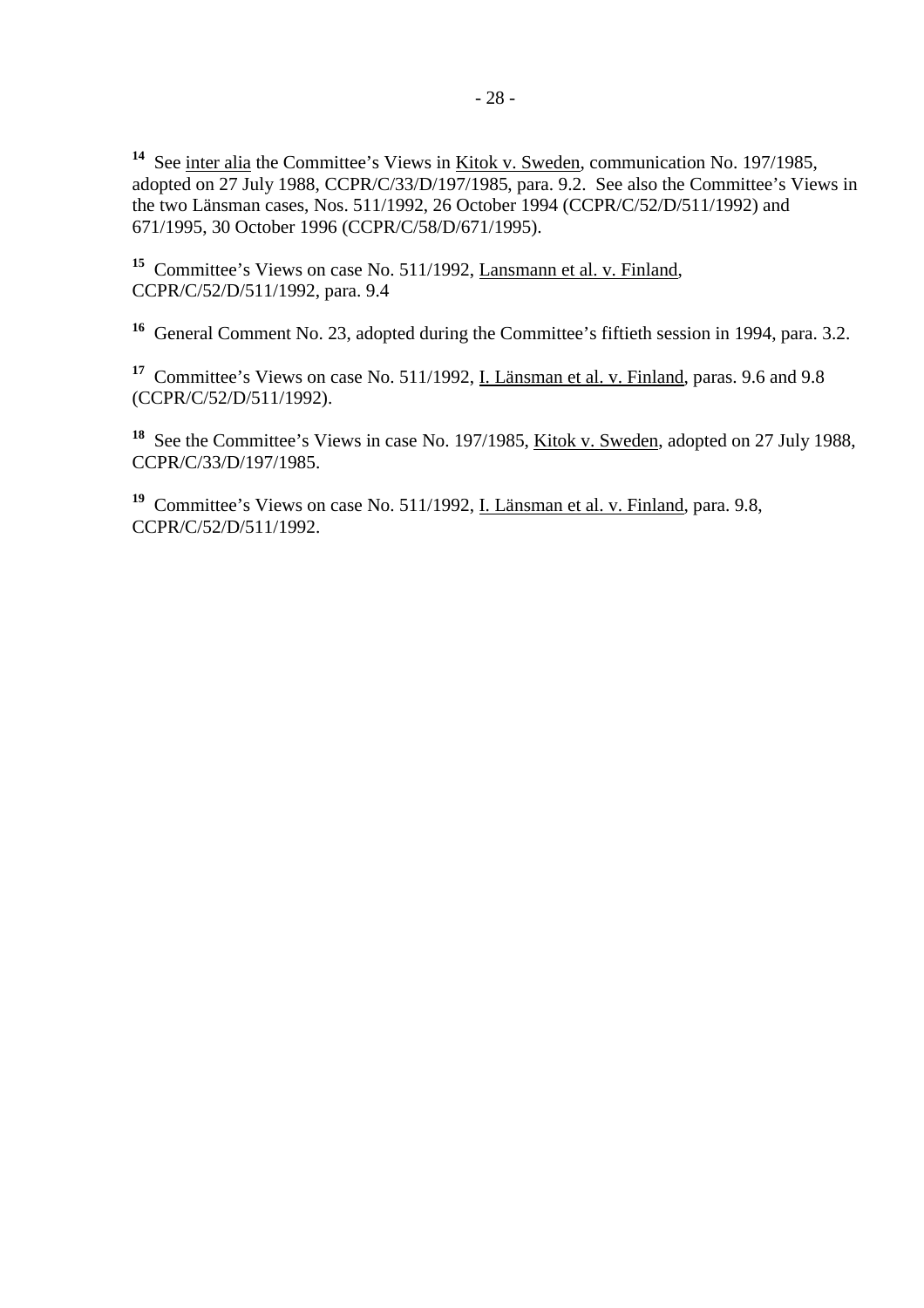[14] See inter alia the Committee's Views in Kitok v. Sweden, communication No. 197/1985, adopted on 27 July 1988, CCPR/C/33/D/197/1985, para. 9.2. See also the Committee's Views in the two Länsman cases, Nos. 511/1992, 26 October 1994 (CCPR/C/52/D/511/1992) and 671/1995, 30 October 1996 (CCPR/C/58/D/671/1995).

[15] Committee's Views on case No. 511/1992, Lansmann et al. v. Finland, CCPR/C/52/D/511/1992, para. 9.4

[16] General Comment No. 23, adopted during the Committee's fiftieth session in 1994, para. 3.2.

[17] Committee's Views on case No. 511/1992, I. Länsman et al. v. Finland, paras. 9.6 and 9.8 (CCPR/C/52/D/511/1992).

[18] See the Committee's Views in case No. 197/1985, Kitok v. Sweden, adopted on 27 July 1988, CCPR/C/33/D/197/1985.

[19] Committee's Views on case No. 511/1992, I. Länsman et al. v. Finland, para. 9.8, CCPR/C/52/D/511/1992.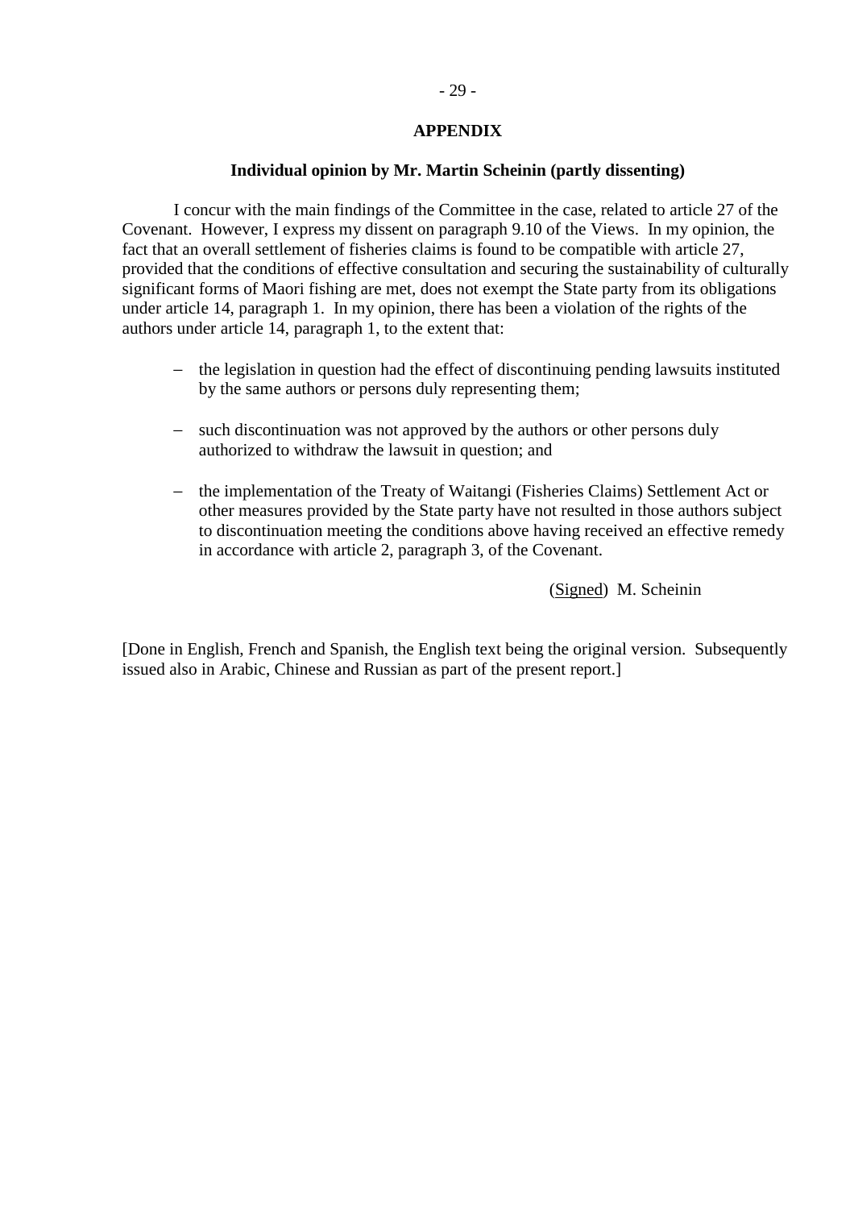## APPENDIX

### Individual opinion by Mr. Martin Scheinin (partly dissenting)

I concur with the main findings of the Committee in the case, related to article 27 of the Covenant. However, I express my dissent on paragraph 9.10 of the Views. In my opinion, the fact that an overall settlement of fisheries claims is found to be compatible with article 27, provided that the conditions of effective consultation and securing the sustainability of culturally significant forms of Maori fishing are met, does not exempt the State party from its obligations under article 14, paragraph 1. In my opinion, there has been a violation of the rights of the authors under article 14, paragraph 1, to the extent that:

- the legislation in question had the effect of discontinuing pending lawsuits instituted by the same authors or persons duly representing them;
- such discontinuation was not approved by the authors or other persons duly authorized to withdraw the lawsuit in question; and
- the implementation of the Treaty of Waitangi (Fisheries Claims) Settlement Act or other measures provided by the State party have not resulted in those authors subject to discontinuation meeting the conditions above having received an effective remedy in accordance with article 2, paragraph 3, of the Covenant.

(Signed) M. Scheinin

[Done in English, French and Spanish, the English text being the original version. Subsequently issued also in Arabic, Chinese and Russian as part of the present report.]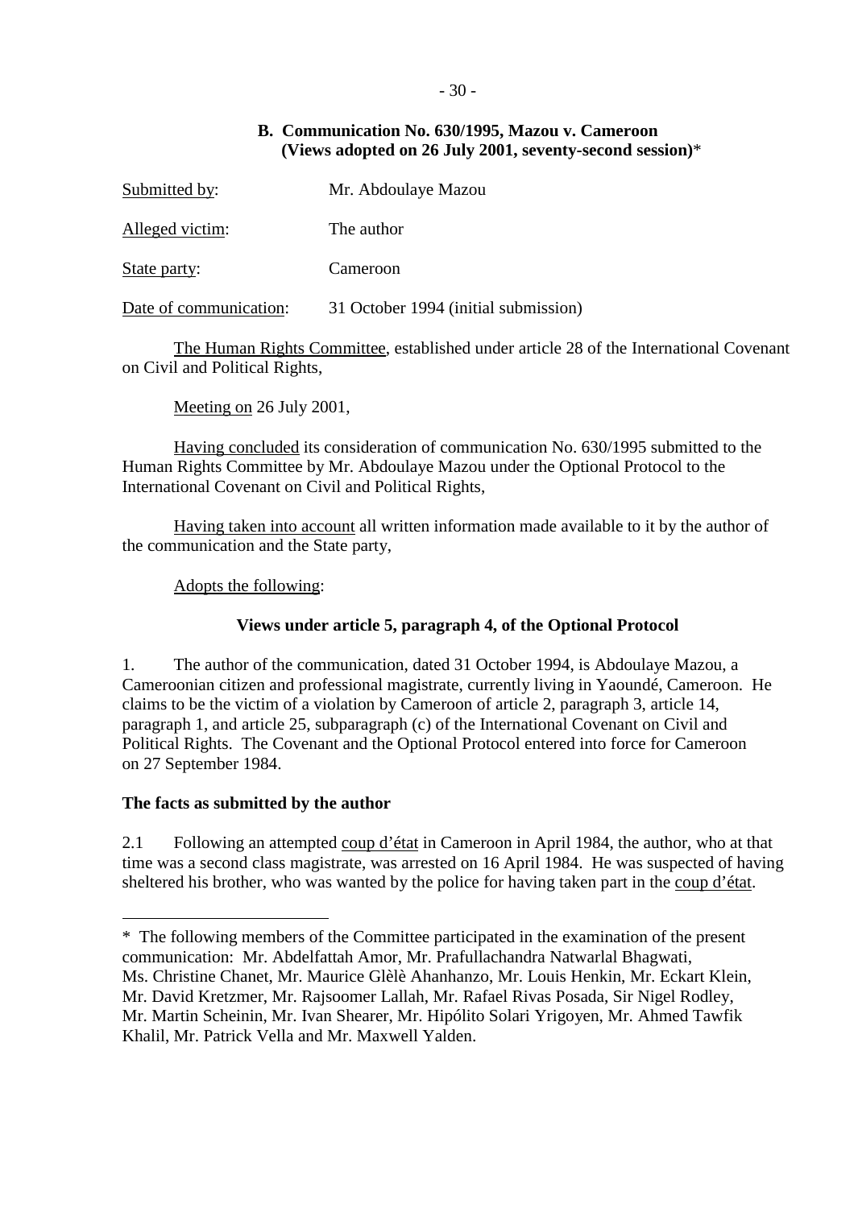## B. Communication No. 630/1995, Mazou v. Cameroon (Views adopted on 26 July 2001, seventy-second session)*

Submitted by: Mr. Abdoulaye Mazou

Alleged victim: The author

State party: Cameroon

Date of communication: 31 October 1994 (initial submission)

The Human Rights Committee, established under article 28 of the International Covenant on Civil and Political Rights,

Meeting on 26 July 2001,

Having concluded its consideration of communication No. 630/1995 submitted to the Human Rights Committee by Mr. Abdoulaye Mazou under the Optional Protocol to the International Covenant on Civil and Political Rights,

Having taken into account all written information made available to it by the author of the communication and the State party,

Adopts the following:

### Views under article 5, paragraph 4, of the Optional Protocol

1. The author of the communication, dated 31 October 1994, is Abdoulaye Mazou, a Cameroonian citizen and professional magistrate, currently living in Yaoundé, Cameroon. He claims to be the victim of a violation by Cameroon of article 2, paragraph 3, article 14, paragraph 1, and article 25, subparagraph (c) of the International Covenant on Civil and Political Rights. The Covenant and the Optional Protocol entered into force for Cameroon on 27 September 1984.

### The facts as submitted by the author

2.1 Following an attempted coup d'état in Cameroon in April 1984, the author, who at that time was a second class magistrate, was arrested on 16 April 1984. He was suspected of having sheltered his brother, who was wanted by the police for having taken part in the coup d'état.

---

* The following members of the Committee participated in the examination of the present communication: Mr. Abdelfattah Amor, Mr. Prafullachandra Natwarlal Bhagwati, Ms. Christine Chanet, Mr. Maurice Glèlè Ahanhanzo, Mr. Louis Henkin, Mr. Eckart Klein, Mr. David Kretzmer, Mr. Rajsoomer Lallah, Mr. Rafael Rivas Posada, Sir Nigel Rodley, Mr. Martin Scheinin, Mr. Ivan Shearer, Mr. Hipólito Solari Yrigoyen, Mr. Ahmed Tawfik Khalil, Mr. Patrick Vella and Mr. Maxwell Yalden.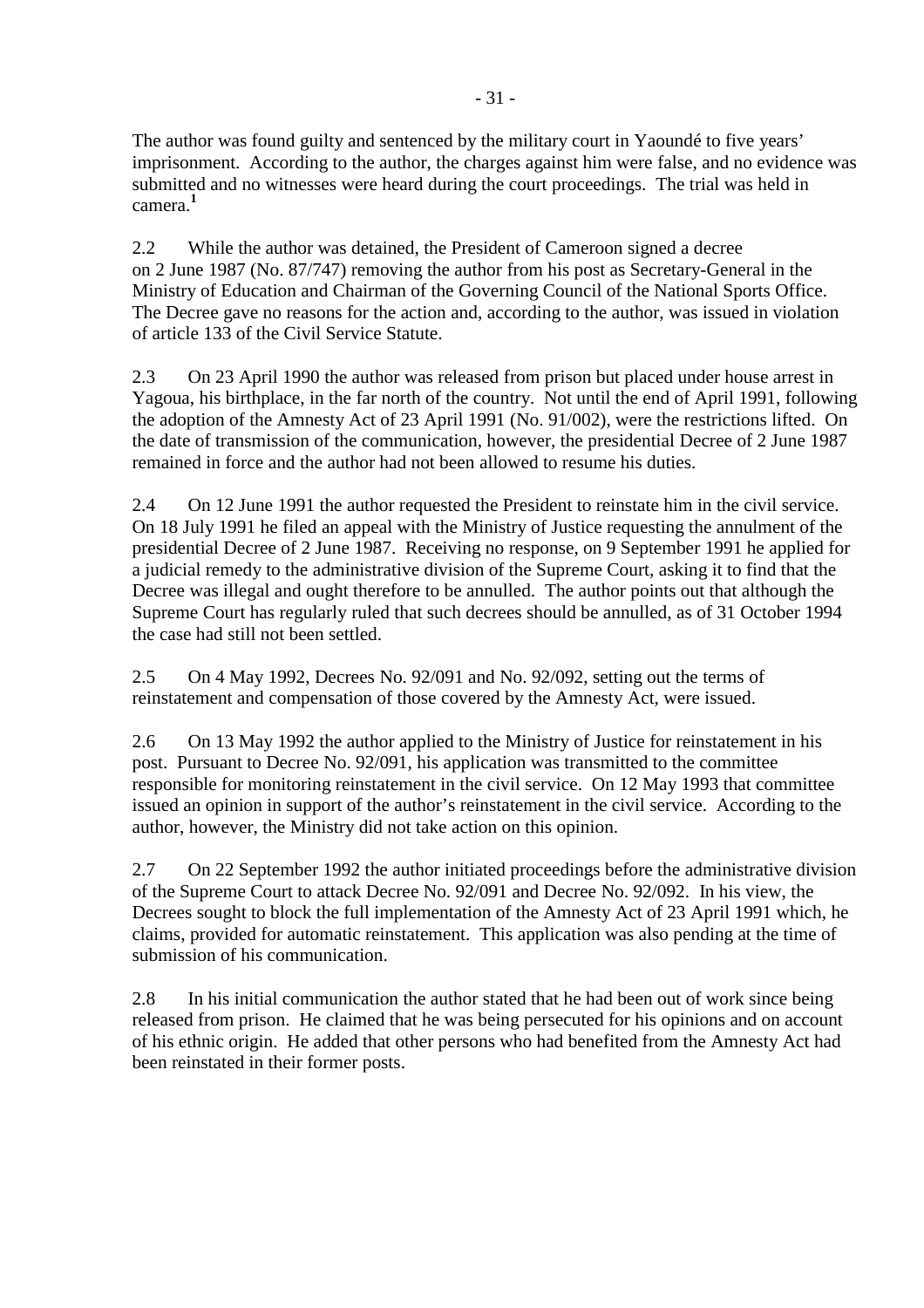The author was found guilty and sentenced by the military court in Yaoundé to five years' imprisonment. According to the author, the charges against him were false, and no evidence was submitted and no witnesses were heard during the court proceedings. The trial was held in camera.[1]

2.2 While the author was detained, the President of Cameroon signed a decree on 2 June 1987 (No. 87/747) removing the author from his post as Secretary-General in the Ministry of Education and Chairman of the Governing Council of the National Sports Office. The Decree gave no reasons for the action and, according to the author, was issued in violation of article 133 of the Civil Service Statute.

2.3 On 23 April 1990 the author was released from prison but placed under house arrest in Yagoua, his birthplace, in the far north of the country. Not until the end of April 1991, following the adoption of the Amnesty Act of 23 April 1991 (No. 91/002), were the restrictions lifted. On the date of transmission of the communication, however, the presidential Decree of 2 June 1987 remained in force and the author had not been allowed to resume his duties.

2.4 On 12 June 1991 the author requested the President to reinstate him in the civil service. On 18 July 1991 he filed an appeal with the Ministry of Justice requesting the annulment of the presidential Decree of 2 June 1987. Receiving no response, on 9 September 1991 he applied for a judicial remedy to the administrative division of the Supreme Court, asking it to find that the Decree was illegal and ought therefore to be annulled. The author points out that although the Supreme Court has regularly ruled that such decrees should be annulled, as of 31 October 1994 the case had still not been settled.

2.5 On 4 May 1992, Decrees No. 92/091 and No. 92/092, setting out the terms of reinstatement and compensation of those covered by the Amnesty Act, were issued.

2.6 On 13 May 1992 the author applied to the Ministry of Justice for reinstatement in his post. Pursuant to Decree No. 92/091, his application was transmitted to the committee responsible for monitoring reinstatement in the civil service. On 12 May 1993 that committee issued an opinion in support of the author's reinstatement in the civil service. According to the author, however, the Ministry did not take action on this opinion.

2.7 On 22 September 1992 the author initiated proceedings before the administrative division of the Supreme Court to attack Decree No. 92/091 and Decree No. 92/092. In his view, the Decrees sought to block the full implementation of the Amnesty Act of 23 April 1991 which, he claims, provided for automatic reinstatement. This application was also pending at the time of submission of his communication.

2.8 In his initial communication the author stated that he had been out of work since being released from prison. He claimed that he was being persecuted for his opinions and on account of his ethnic origin. He added that other persons who had benefited from the Amnesty Act had been reinstated in their former posts.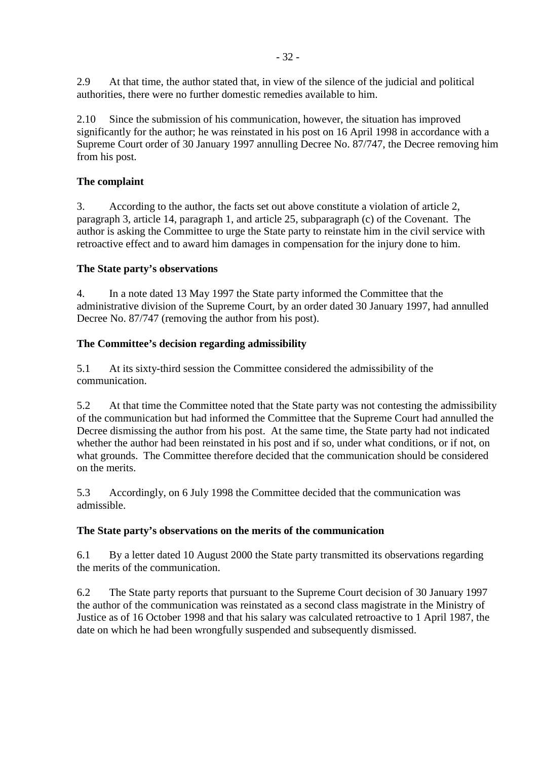2.9 At that time, the author stated that, in view of the silence of the judicial and political authorities, there were no further domestic remedies available to him.

2.10 Since the submission of his communication, however, the situation has improved significantly for the author; he was reinstated in his post on 16 April 1998 in accordance with a Supreme Court order of 30 January 1997 annulling Decree No. 87/747, the Decree removing him from his post.

**The complaint**

3. According to the author, the facts set out above constitute a violation of article 2, paragraph 3, article 14, paragraph 1, and article 25, subparagraph (c) of the Covenant. The author is asking the Committee to urge the State party to reinstate him in the civil service with retroactive effect and to award him damages in compensation for the injury done to him.

**The State party's observations**

4. In a note dated 13 May 1997 the State party informed the Committee that the administrative division of the Supreme Court, by an order dated 30 January 1997, had annulled Decree No. 87/747 (removing the author from his post).

**The Committee's decision regarding admissibility**

5.1 At its sixty-third session the Committee considered the admissibility of the communication.

5.2 At that time the Committee noted that the State party was not contesting the admissibility of the communication but had informed the Committee that the Supreme Court had annulled the Decree dismissing the author from his post. At the same time, the State party had not indicated whether the author had been reinstated in his post and if so, under what conditions, or if not, on what grounds. The Committee therefore decided that the communication should be considered on the merits.

5.3 Accordingly, on 6 July 1998 the Committee decided that the communication was admissible.

**The State party's observations on the merits of the communication**

6.1 By a letter dated 10 August 2000 the State party transmitted its observations regarding the merits of the communication.

6.2 The State party reports that pursuant to the Supreme Court decision of 30 January 1997 the author of the communication was reinstated as a second class magistrate in the Ministry of Justice as of 16 October 1998 and that his salary was calculated retroactive to 1 April 1987, the date on which he had been wrongfully suspended and subsequently dismissed.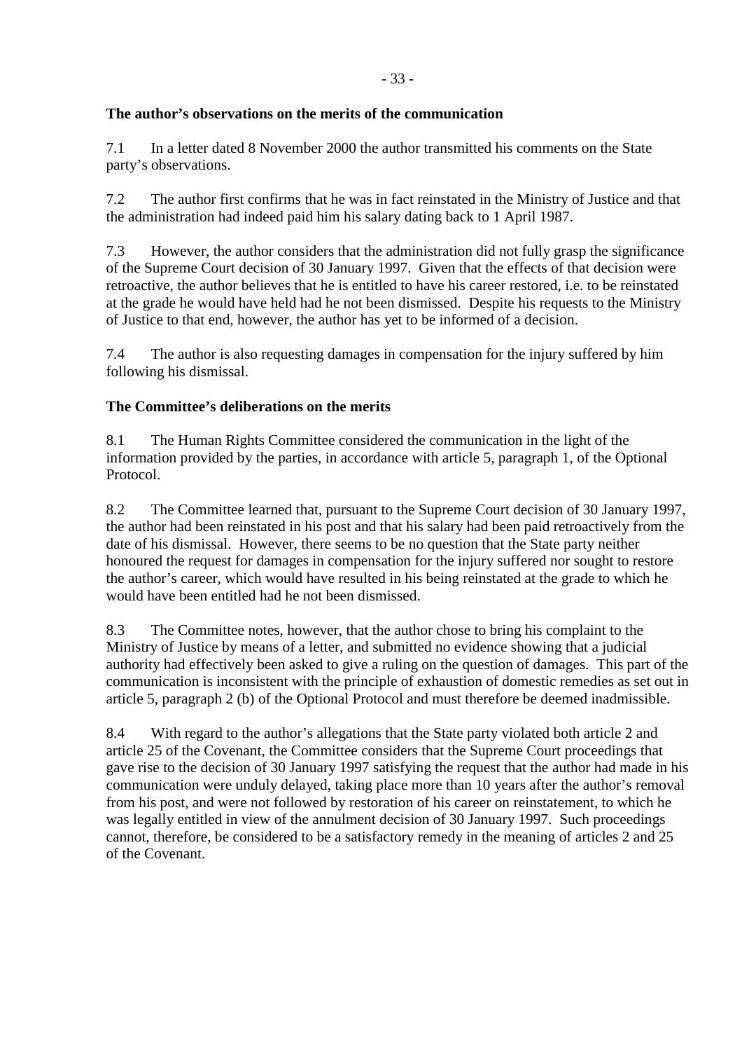**The author's observations on the merits of the communication**

7.1 In a letter dated 8 November 2000 the author transmitted his comments on the State party's observations.

7.2 The author first confirms that he was in fact reinstated in the Ministry of Justice and that the administration had indeed paid him his salary dating back to 1 April 1987.

7.3 However, the author considers that the administration did not fully grasp the significance of the Supreme Court decision of 30 January 1997. Given that the effects of that decision were retroactive, the author believes that he is entitled to have his career restored, i.e. to be reinstated at the grade he would have held had he not been dismissed. Despite his requests to the Ministry of Justice to that end, however, the author has yet to be informed of a decision.

7.4 The author is also requesting damages in compensation for the injury suffered by him following his dismissal.

**The Committee's deliberations on the merits**

8.1 The Human Rights Committee considered the communication in the light of the information provided by the parties, in accordance with article 5, paragraph 1, of the Optional Protocol.

8.2 The Committee learned that, pursuant to the Supreme Court decision of 30 January 1997, the author had been reinstated in his post and that his salary had been paid retroactively from the date of his dismissal. However, there seems to be no question that the State party neither honoured the request for damages in compensation for the injury suffered nor sought to restore the author's career, which would have resulted in his being reinstated at the grade to which he would have been entitled had he not been dismissed.

8.3 The Committee notes, however, that the author chose to bring his complaint to the Ministry of Justice by means of a letter, and submitted no evidence showing that a judicial authority had effectively been asked to give a ruling on the question of damages. This part of the communication is inconsistent with the principle of exhaustion of domestic remedies as set out in article 5, paragraph 2 (b) of the Optional Protocol and must therefore be deemed inadmissible.

8.4 With regard to the author's allegations that the State party violated both article 2 and article 25 of the Covenant, the Committee considers that the Supreme Court proceedings that gave rise to the decision of 30 January 1997 satisfying the request that the author had made in his communication were unduly delayed, taking place more than 10 years after the author's removal from his post, and were not followed by restoration of his career on reinstatement, to which he was legally entitled in view of the annulment decision of 30 January 1997. Such proceedings cannot, therefore, be considered to be a satisfactory remedy in the meaning of articles 2 and 25 of the Covenant.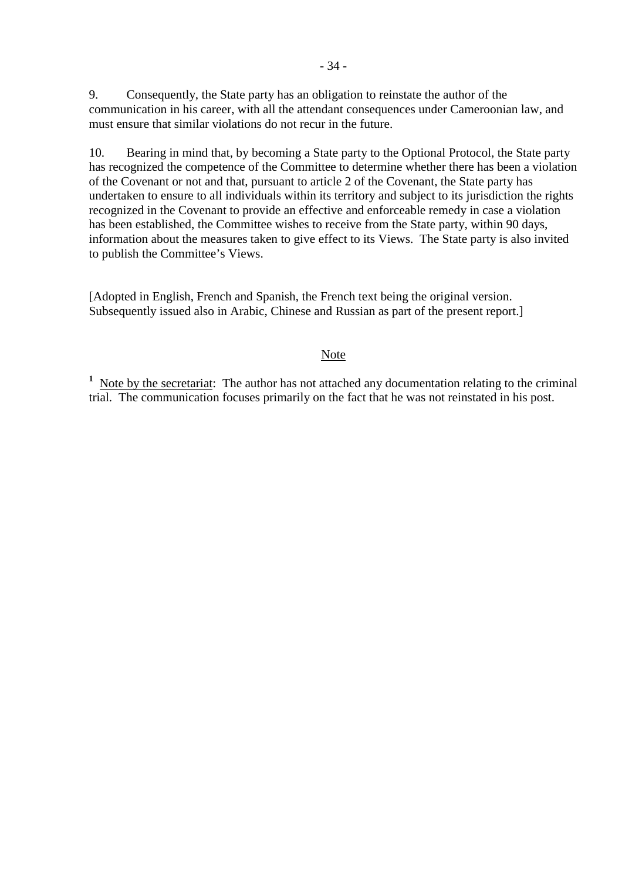9. Consequently, the State party has an obligation to reinstate the author of the communication in his career, with all the attendant consequences under Cameroonian law, and must ensure that similar violations do not recur in the future.

10. Bearing in mind that, by becoming a State party to the Optional Protocol, the State party has recognized the competence of the Committee to determine whether there has been a violation of the Covenant or not and that, pursuant to article 2 of the Covenant, the State party has undertaken to ensure to all individuals within its territory and subject to its jurisdiction the rights recognized in the Covenant to provide an effective and enforceable remedy in case a violation has been established, the Committee wishes to receive from the State party, within 90 days, information about the measures taken to give effect to its Views. The State party is also invited to publish the Committee's Views.

[Adopted in English, French and Spanish, the French text being the original version. Subsequently issued also in Arabic, Chinese and Russian as part of the present report.]

## Note

[1] Note by the secretariat: The author has not attached any documentation relating to the criminal trial. The communication focuses primarily on the fact that he was not reinstated in his post.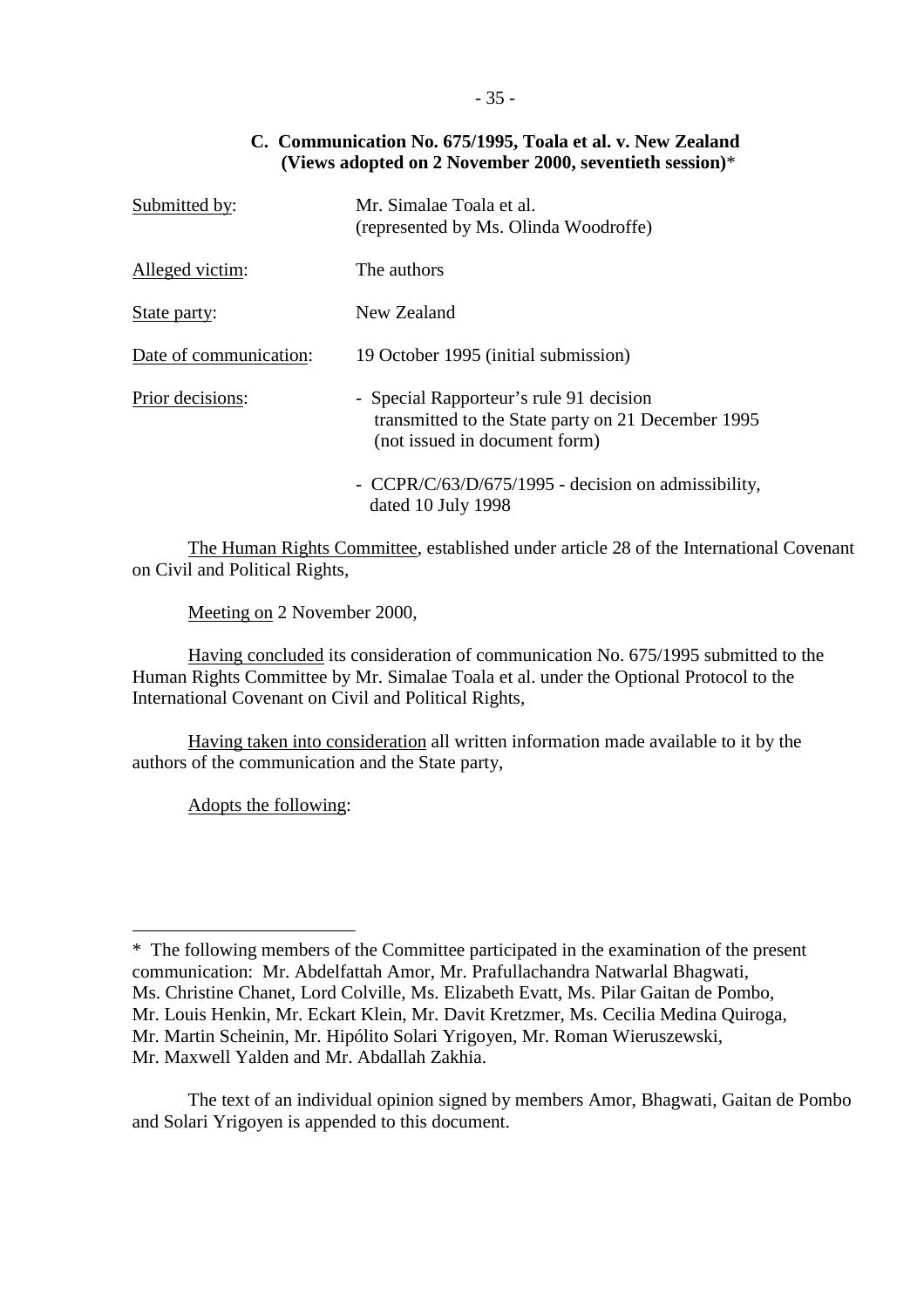### C. Communication No. 675/1995, Toala et al. v. New Zealand (Views adopted on 2 November 2000, seventieth session)*

| | |
|---|---|
| Submitted by: | Mr. Simalae Toala et al. (represented by Ms. Olinda Woodroffe) |
| Alleged victim: | The authors |
| State party: | New Zealand |
| Date of communication: | 19 October 1995 (initial submission) |
| Prior decisions: | - Special Rapporteur's rule 91 decision transmitted to the State party on 21 December 1995 (not issued in document form) |
| | - CCPR/C/63/D/675/1995 - decision on admissibility, dated 10 July 1998 |

The Human Rights Committee, established under article 28 of the International Covenant on Civil and Political Rights,

Meeting on 2 November 2000,

Having concluded its consideration of communication No. 675/1995 submitted to the Human Rights Committee by Mr. Simalae Toala et al. under the Optional Protocol to the International Covenant on Civil and Political Rights,

Having taken into consideration all written information made available to it by the authors of the communication and the State party,

Adopts the following:

---

\* The following members of the Committee participated in the examination of the present communication: Mr. Abdelfattah Amor, Mr. Prafullachandra Natwarlal Bhagwati, Ms. Christine Chanet, Lord Colville, Ms. Elizabeth Evatt, Ms. Pilar Gaitan de Pombo, Mr. Louis Henkin, Mr. Eckart Klein, Mr. Davit Kretzmer, Ms. Cecilia Medina Quiroga, Mr. Martin Scheinin, Mr. Hipólito Solari Yrigoyen, Mr. Roman Wieruszewski, Mr. Maxwell Yalden and Mr. Abdallah Zakhia.

The text of an individual opinion signed by members Amor, Bhagwati, Gaitan de Pombo and Solari Yrigoyen is appended to this document.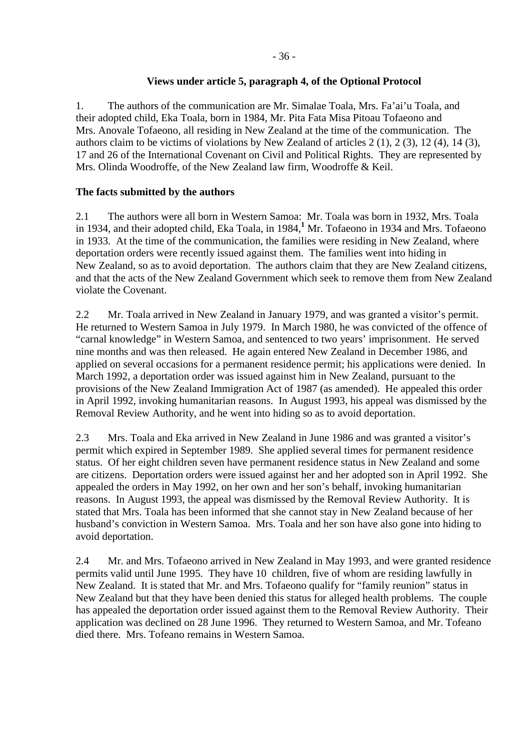**Views under article 5, paragraph 4, of the Optional Protocol**

1. The authors of the communication are Mr. Simalae Toala, Mrs. Fa'ai'u Toala, and their adopted child, Eka Toala, born in 1984, Mr. Pita Fata Misa Pitoau Tofaeono and Mrs. Anovale Tofaeono, all residing in New Zealand at the time of the communication. The authors claim to be victims of violations by New Zealand of articles 2 (1), 2 (3), 12 (4), 14 (3), 17 and 26 of the International Covenant on Civil and Political Rights. They are represented by Mrs. Olinda Woodroffe, of the New Zealand law firm, Woodroffe & Keil.

**The facts submitted by the authors**

2.1 The authors were all born in Western Samoa: Mr. Toala was born in 1932, Mrs. Toala in 1934, and their adopted child, Eka Toala, in 1984,[1] Mr. Tofaeono in 1934 and Mrs. Tofaeono in 1933. At the time of the communication, the families were residing in New Zealand, where deportation orders were recently issued against them. The families went into hiding in New Zealand, so as to avoid deportation. The authors claim that they are New Zealand citizens, and that the acts of the New Zealand Government which seek to remove them from New Zealand violate the Covenant.

2.2 Mr. Toala arrived in New Zealand in January 1979, and was granted a visitor's permit. He returned to Western Samoa in July 1979. In March 1980, he was convicted of the offence of "carnal knowledge" in Western Samoa, and sentenced to two years' imprisonment. He served nine months and was then released. He again entered New Zealand in December 1986, and applied on several occasions for a permanent residence permit; his applications were denied. In March 1992, a deportation order was issued against him in New Zealand, pursuant to the provisions of the New Zealand Immigration Act of 1987 (as amended). He appealed this order in April 1992, invoking humanitarian reasons. In August 1993, his appeal was dismissed by the Removal Review Authority, and he went into hiding so as to avoid deportation.

2.3 Mrs. Toala and Eka arrived in New Zealand in June 1986 and was granted a visitor's permit which expired in September 1989. She applied several times for permanent residence status. Of her eight children seven have permanent residence status in New Zealand and some are citizens. Deportation orders were issued against her and her adopted son in April 1992. She appealed the orders in May 1992, on her own and her son's behalf, invoking humanitarian reasons. In August 1993, the appeal was dismissed by the Removal Review Authority. It is stated that Mrs. Toala has been informed that she cannot stay in New Zealand because of her husband's conviction in Western Samoa. Mrs. Toala and her son have also gone into hiding to avoid deportation.

2.4 Mr. and Mrs. Tofaeono arrived in New Zealand in May 1993, and were granted residence permits valid until June 1995. They have 10 children, five of whom are residing lawfully in New Zealand. It is stated that Mr. and Mrs. Tofaeono qualify for "family reunion" status in New Zealand but that they have been denied this status for alleged health problems. The couple has appealed the deportation order issued against them to the Removal Review Authority. Their application was declined on 28 June 1996. They returned to Western Samoa, and Mr. Tofeano died there. Mrs. Tofeano remains in Western Samoa.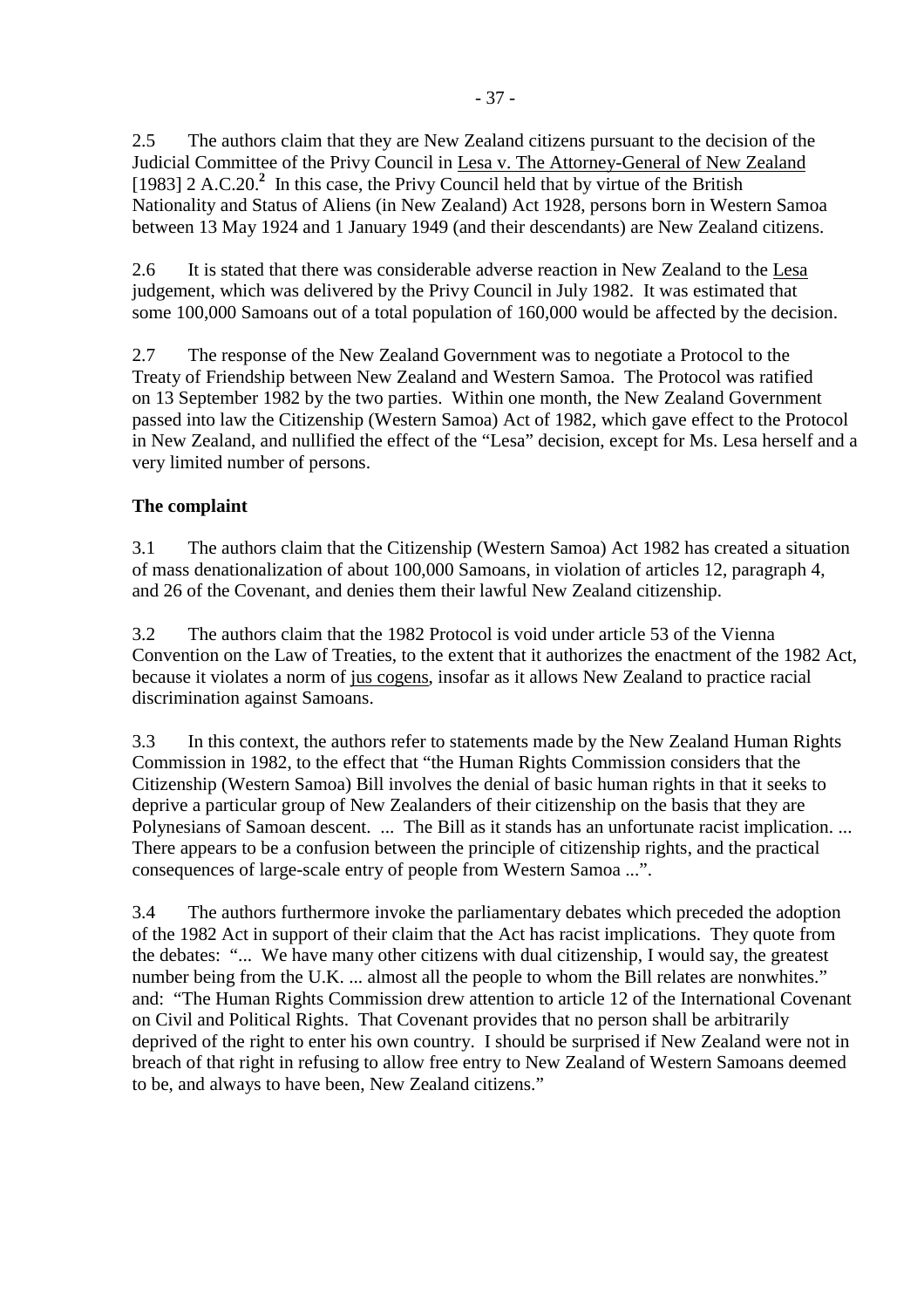2.5 The authors claim that they are New Zealand citizens pursuant to the decision of the Judicial Committee of the Privy Council in Lesa v. The Attorney-General of New Zealand [1983] 2 A.C.20.[2] In this case, the Privy Council held that by virtue of the British Nationality and Status of Aliens (in New Zealand) Act 1928, persons born in Western Samoa between 13 May 1924 and 1 January 1949 (and their descendants) are New Zealand citizens.

2.6 It is stated that there was considerable adverse reaction in New Zealand to the Lesa judgement, which was delivered by the Privy Council in July 1982. It was estimated that some 100,000 Samoans out of a total population of 160,000 would be affected by the decision.

2.7 The response of the New Zealand Government was to negotiate a Protocol to the Treaty of Friendship between New Zealand and Western Samoa. The Protocol was ratified on 13 September 1982 by the two parties. Within one month, the New Zealand Government passed into law the Citizenship (Western Samoa) Act of 1982, which gave effect to the Protocol in New Zealand, and nullified the effect of the "Lesa" decision, except for Ms. Lesa herself and a very limited number of persons.

**The complaint**

3.1 The authors claim that the Citizenship (Western Samoa) Act 1982 has created a situation of mass denationalization of about 100,000 Samoans, in violation of articles 12, paragraph 4, and 26 of the Covenant, and denies them their lawful New Zealand citizenship.

3.2 The authors claim that the 1982 Protocol is void under article 53 of the Vienna Convention on the Law of Treaties, to the extent that it authorizes the enactment of the 1982 Act, because it violates a norm of jus cogens, insofar as it allows New Zealand to practice racial discrimination against Samoans.

3.3 In this context, the authors refer to statements made by the New Zealand Human Rights Commission in 1982, to the effect that "the Human Rights Commission considers that the Citizenship (Western Samoa) Bill involves the denial of basic human rights in that it seeks to deprive a particular group of New Zealanders of their citizenship on the basis that they are Polynesians of Samoan descent. ... The Bill as it stands has an unfortunate racist implication. ... There appears to be a confusion between the principle of citizenship rights, and the practical consequences of large-scale entry of people from Western Samoa ...".

3.4 The authors furthermore invoke the parliamentary debates which preceded the adoption of the 1982 Act in support of their claim that the Act has racist implications. They quote from the debates: "... We have many other citizens with dual citizenship, I would say, the greatest number being from the U.K. ... almost all the people to whom the Bill relates are nonwhites." and: "The Human Rights Commission drew attention to article 12 of the International Covenant on Civil and Political Rights. That Covenant provides that no person shall be arbitrarily deprived of the right to enter his own country. I should be surprised if New Zealand were not in breach of that right in refusing to allow free entry to New Zealand of Western Samoans deemed to be, and always to have been, New Zealand citizens."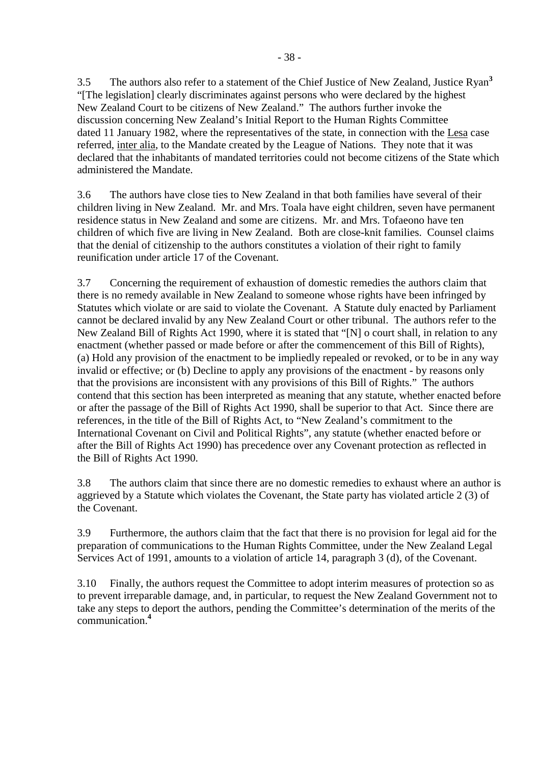3.5 The authors also refer to a statement of the Chief Justice of New Zealand, Justice Ryan[3] "[The legislation] clearly discriminates against persons who were declared by the highest New Zealand Court to be citizens of New Zealand." The authors further invoke the discussion concerning New Zealand's Initial Report to the Human Rights Committee dated 11 January 1982, where the representatives of the state, in connection with the Lesa case referred, inter alia, to the Mandate created by the League of Nations. They note that it was declared that the inhabitants of mandated territories could not become citizens of the State which administered the Mandate.

3.6 The authors have close ties to New Zealand in that both families have several of their children living in New Zealand. Mr. and Mrs. Toala have eight children, seven have permanent residence status in New Zealand and some are citizens. Mr. and Mrs. Tofaeono have ten children of which five are living in New Zealand. Both are close-knit families. Counsel claims that the denial of citizenship to the authors constitutes a violation of their right to family reunification under article 17 of the Covenant.

3.7 Concerning the requirement of exhaustion of domestic remedies the authors claim that there is no remedy available in New Zealand to someone whose rights have been infringed by Statutes which violate or are said to violate the Covenant. A Statute duly enacted by Parliament cannot be declared invalid by any New Zealand Court or other tribunal. The authors refer to the New Zealand Bill of Rights Act 1990, where it is stated that "[N] o court shall, in relation to any enactment (whether passed or made before or after the commencement of this Bill of Rights), (a) Hold any provision of the enactment to be impliedly repealed or revoked, or to be in any way invalid or effective; or (b) Decline to apply any provisions of the enactment - by reasons only that the provisions are inconsistent with any provisions of this Bill of Rights." The authors contend that this section has been interpreted as meaning that any statute, whether enacted before or after the passage of the Bill of Rights Act 1990, shall be superior to that Act. Since there are references, in the title of the Bill of Rights Act, to "New Zealand's commitment to the International Covenant on Civil and Political Rights", any statute (whether enacted before or after the Bill of Rights Act 1990) has precedence over any Covenant protection as reflected in the Bill of Rights Act 1990.

3.8 The authors claim that since there are no domestic remedies to exhaust where an author is aggrieved by a Statute which violates the Covenant, the State party has violated article 2 (3) of the Covenant.

3.9 Furthermore, the authors claim that the fact that there is no provision for legal aid for the preparation of communications to the Human Rights Committee, under the New Zealand Legal Services Act of 1991, amounts to a violation of article 14, paragraph 3 (d), of the Covenant.

3.10 Finally, the authors request the Committee to adopt interim measures of protection so as to prevent irreparable damage, and, in particular, to request the New Zealand Government not to take any steps to deport the authors, pending the Committee's determination of the merits of the communication.[4]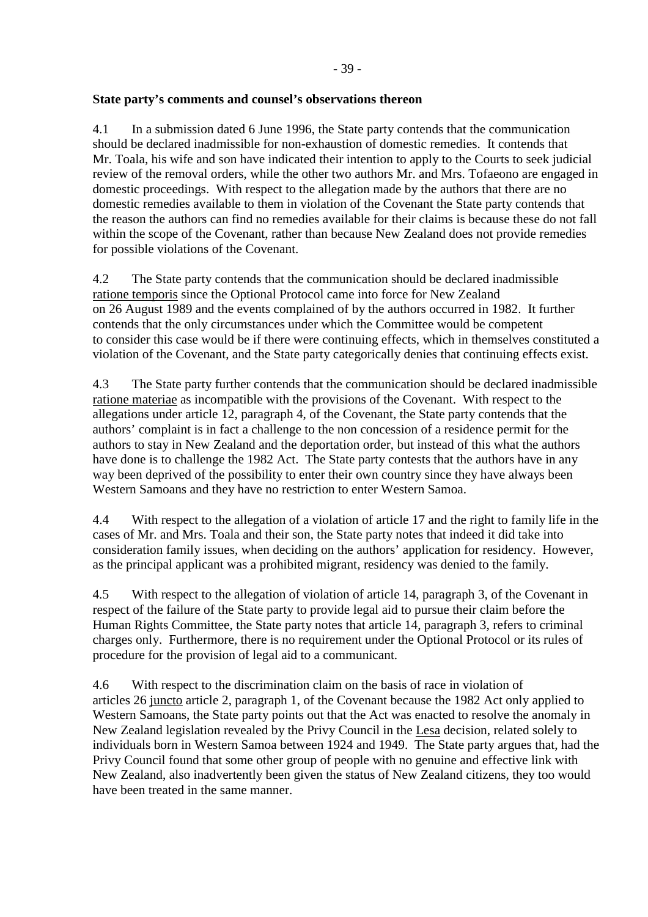**State party's comments and counsel's observations thereon**

4.1 In a submission dated 6 June 1996, the State party contends that the communication should be declared inadmissible for non-exhaustion of domestic remedies. It contends that Mr. Toala, his wife and son have indicated their intention to apply to the Courts to seek judicial review of the removal orders, while the other two authors Mr. and Mrs. Tofaeono are engaged in domestic proceedings. With respect to the allegation made by the authors that there are no domestic remedies available to them in violation of the Covenant the State party contends that the reason the authors can find no remedies available for their claims is because these do not fall within the scope of the Covenant, rather than because New Zealand does not provide remedies for possible violations of the Covenant.

4.2 The State party contends that the communication should be declared inadmissible ratione temporis since the Optional Protocol came into force for New Zealand on 26 August 1989 and the events complained of by the authors occurred in 1982. It further contends that the only circumstances under which the Committee would be competent to consider this case would be if there were continuing effects, which in themselves constituted a violation of the Covenant, and the State party categorically denies that continuing effects exist.

4.3 The State party further contends that the communication should be declared inadmissible ratione materiae as incompatible with the provisions of the Covenant. With respect to the allegations under article 12, paragraph 4, of the Covenant, the State party contends that the authors' complaint is in fact a challenge to the non concession of a residence permit for the authors to stay in New Zealand and the deportation order, but instead of this what the authors have done is to challenge the 1982 Act. The State party contests that the authors have in any way been deprived of the possibility to enter their own country since they have always been Western Samoans and they have no restriction to enter Western Samoa.

4.4 With respect to the allegation of a violation of article 17 and the right to family life in the cases of Mr. and Mrs. Toala and their son, the State party notes that indeed it did take into consideration family issues, when deciding on the authors' application for residency. However, as the principal applicant was a prohibited migrant, residency was denied to the family.

4.5 With respect to the allegation of violation of article 14, paragraph 3, of the Covenant in respect of the failure of the State party to provide legal aid to pursue their claim before the Human Rights Committee, the State party notes that article 14, paragraph 3, refers to criminal charges only. Furthermore, there is no requirement under the Optional Protocol or its rules of procedure for the provision of legal aid to a communicant.

4.6 With respect to the discrimination claim on the basis of race in violation of articles 26 juncto article 2, paragraph 1, of the Covenant because the 1982 Act only applied to Western Samoans, the State party points out that the Act was enacted to resolve the anomaly in New Zealand legislation revealed by the Privy Council in the Lesa decision, related solely to individuals born in Western Samoa between 1924 and 1949. The State party argues that, had the Privy Council found that some other group of people with no genuine and effective link with New Zealand, also inadvertently been given the status of New Zealand citizens, they too would have been treated in the same manner.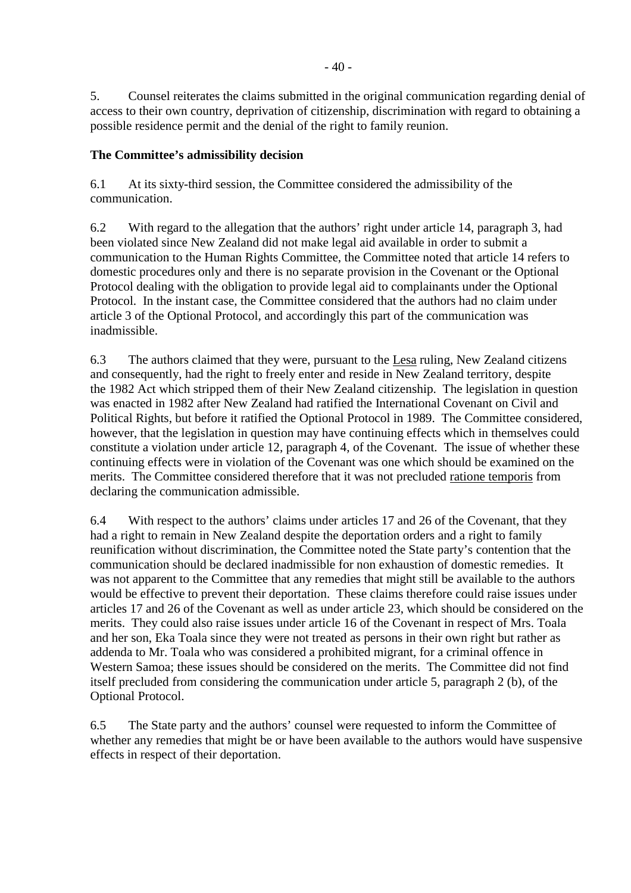5. Counsel reiterates the claims submitted in the original communication regarding denial of access to their own country, deprivation of citizenship, discrimination with regard to obtaining a possible residence permit and the denial of the right to family reunion.

**The Committee's admissibility decision**

6.1 At its sixty-third session, the Committee considered the admissibility of the communication.

6.2 With regard to the allegation that the authors' right under article 14, paragraph 3, had been violated since New Zealand did not make legal aid available in order to submit a communication to the Human Rights Committee, the Committee noted that article 14 refers to domestic procedures only and there is no separate provision in the Covenant or the Optional Protocol dealing with the obligation to provide legal aid to complainants under the Optional Protocol. In the instant case, the Committee considered that the authors had no claim under article 3 of the Optional Protocol, and accordingly this part of the communication was inadmissible.

6.3 The authors claimed that they were, pursuant to the Lesa ruling, New Zealand citizens and consequently, had the right to freely enter and reside in New Zealand territory, despite the 1982 Act which stripped them of their New Zealand citizenship. The legislation in question was enacted in 1982 after New Zealand had ratified the International Covenant on Civil and Political Rights, but before it ratified the Optional Protocol in 1989. The Committee considered, however, that the legislation in question may have continuing effects which in themselves could constitute a violation under article 12, paragraph 4, of the Covenant. The issue of whether these continuing effects were in violation of the Covenant was one which should be examined on the merits. The Committee considered therefore that it was not precluded ratione temporis from declaring the communication admissible.

6.4 With respect to the authors' claims under articles 17 and 26 of the Covenant, that they had a right to remain in New Zealand despite the deportation orders and a right to family reunification without discrimination, the Committee noted the State party's contention that the communication should be declared inadmissible for non exhaustion of domestic remedies. It was not apparent to the Committee that any remedies that might still be available to the authors would be effective to prevent their deportation. These claims therefore could raise issues under articles 17 and 26 of the Covenant as well as under article 23, which should be considered on the merits. They could also raise issues under article 16 of the Covenant in respect of Mrs. Toala and her son, Eka Toala since they were not treated as persons in their own right but rather as addenda to Mr. Toala who was considered a prohibited migrant, for a criminal offence in Western Samoa; these issues should be considered on the merits. The Committee did not find itself precluded from considering the communication under article 5, paragraph 2 (b), of the Optional Protocol.

6.5 The State party and the authors' counsel were requested to inform the Committee of whether any remedies that might be or have been available to the authors would have suspensive effects in respect of their deportation.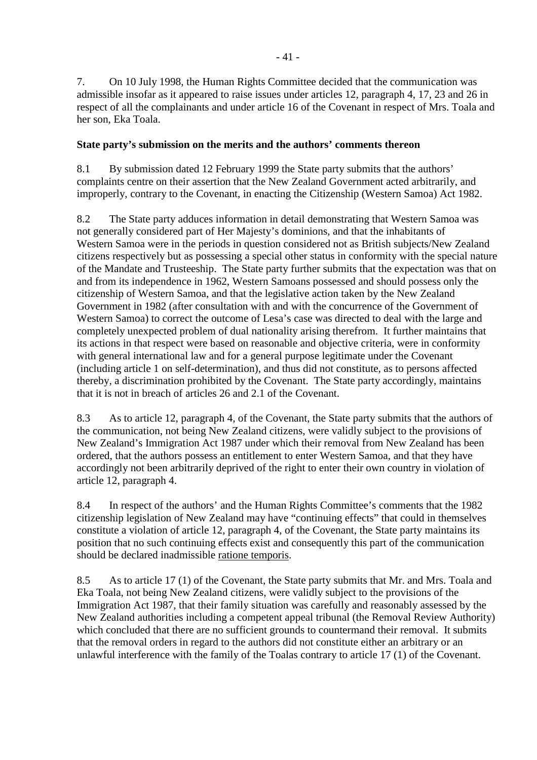7. On 10 July 1998, the Human Rights Committee decided that the communication was admissible insofar as it appeared to raise issues under articles 12, paragraph 4, 17, 23 and 26 in respect of all the complainants and under article 16 of the Covenant in respect of Mrs. Toala and her son, Eka Toala.

**State party's submission on the merits and the authors' comments thereon**

8.1 By submission dated 12 February 1999 the State party submits that the authors' complaints centre on their assertion that the New Zealand Government acted arbitrarily, and improperly, contrary to the Covenant, in enacting the Citizenship (Western Samoa) Act 1982.

8.2 The State party adduces information in detail demonstrating that Western Samoa was not generally considered part of Her Majesty's dominions, and that the inhabitants of Western Samoa were in the periods in question considered not as British subjects/New Zealand citizens respectively but as possessing a special other status in conformity with the special nature of the Mandate and Trusteeship. The State party further submits that the expectation was that on and from its independence in 1962, Western Samoans possessed and should possess only the citizenship of Western Samoa, and that the legislative action taken by the New Zealand Government in 1982 (after consultation with and with the concurrence of the Government of Western Samoa) to correct the outcome of Lesa's case was directed to deal with the large and completely unexpected problem of dual nationality arising therefrom. It further maintains that its actions in that respect were based on reasonable and objective criteria, were in conformity with general international law and for a general purpose legitimate under the Covenant (including article 1 on self-determination), and thus did not constitute, as to persons affected thereby, a discrimination prohibited by the Covenant. The State party accordingly, maintains that it is not in breach of articles 26 and 2.1 of the Covenant.

8.3 As to article 12, paragraph 4, of the Covenant, the State party submits that the authors of the communication, not being New Zealand citizens, were validly subject to the provisions of New Zealand's Immigration Act 1987 under which their removal from New Zealand has been ordered, that the authors possess an entitlement to enter Western Samoa, and that they have accordingly not been arbitrarily deprived of the right to enter their own country in violation of article 12, paragraph 4.

8.4 In respect of the authors' and the Human Rights Committee's comments that the 1982 citizenship legislation of New Zealand may have "continuing effects" that could in themselves constitute a violation of article 12, paragraph 4, of the Covenant, the State party maintains its position that no such continuing effects exist and consequently this part of the communication should be declared inadmissible ratione temporis.

8.5 As to article 17 (1) of the Covenant, the State party submits that Mr. and Mrs. Toala and Eka Toala, not being New Zealand citizens, were validly subject to the provisions of the Immigration Act 1987, that their family situation was carefully and reasonably assessed by the New Zealand authorities including a competent appeal tribunal (the Removal Review Authority) which concluded that there are no sufficient grounds to countermand their removal. It submits that the removal orders in regard to the authors did not constitute either an arbitrary or an unlawful interference with the family of the Toalas contrary to article 17 (1) of the Covenant.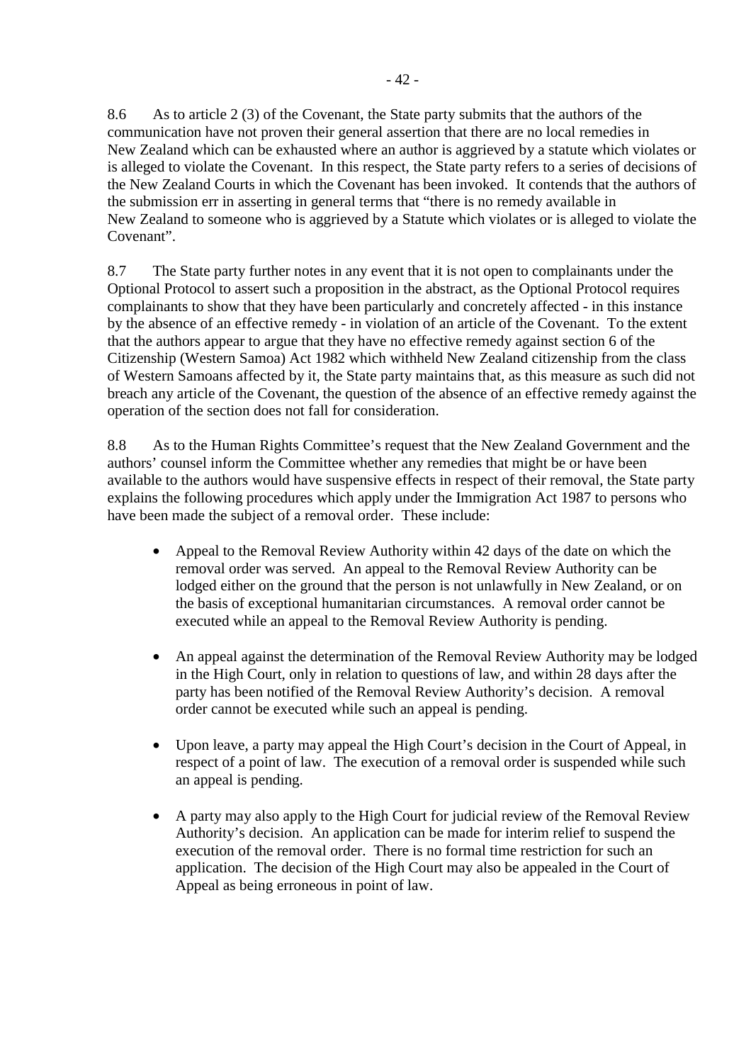8.6 As to article 2 (3) of the Covenant, the State party submits that the authors of the communication have not proven their general assertion that there are no local remedies in New Zealand which can be exhausted where an author is aggrieved by a statute which violates or is alleged to violate the Covenant. In this respect, the State party refers to a series of decisions of the New Zealand Courts in which the Covenant has been invoked. It contends that the authors of the submission err in asserting in general terms that "there is no remedy available in New Zealand to someone who is aggrieved by a Statute which violates or is alleged to violate the Covenant".

8.7 The State party further notes in any event that it is not open to complainants under the Optional Protocol to assert such a proposition in the abstract, as the Optional Protocol requires complainants to show that they have been particularly and concretely affected - in this instance by the absence of an effective remedy - in violation of an article of the Covenant. To the extent that the authors appear to argue that they have no effective remedy against section 6 of the Citizenship (Western Samoa) Act 1982 which withheld New Zealand citizenship from the class of Western Samoans affected by it, the State party maintains that, as this measure as such did not breach any article of the Covenant, the question of the absence of an effective remedy against the operation of the section does not fall for consideration.

8.8 As to the Human Rights Committee's request that the New Zealand Government and the authors' counsel inform the Committee whether any remedies that might be or have been available to the authors would have suspensive effects in respect of their removal, the State party explains the following procedures which apply under the Immigration Act 1987 to persons who have been made the subject of a removal order. These include:

- Appeal to the Removal Review Authority within 42 days of the date on which the removal order was served. An appeal to the Removal Review Authority can be lodged either on the ground that the person is not unlawfully in New Zealand, or on the basis of exceptional humanitarian circumstances. A removal order cannot be executed while an appeal to the Removal Review Authority is pending.

- An appeal against the determination of the Removal Review Authority may be lodged in the High Court, only in relation to questions of law, and within 28 days after the party has been notified of the Removal Review Authority's decision. A removal order cannot be executed while such an appeal is pending.

- Upon leave, a party may appeal the High Court's decision in the Court of Appeal, in respect of a point of law. The execution of a removal order is suspended while such an appeal is pending.

- A party may also apply to the High Court for judicial review of the Removal Review Authority's decision. An application can be made for interim relief to suspend the execution of the removal order. There is no formal time restriction for such an application. The decision of the High Court may also be appealed in the Court of Appeal as being erroneous in point of law.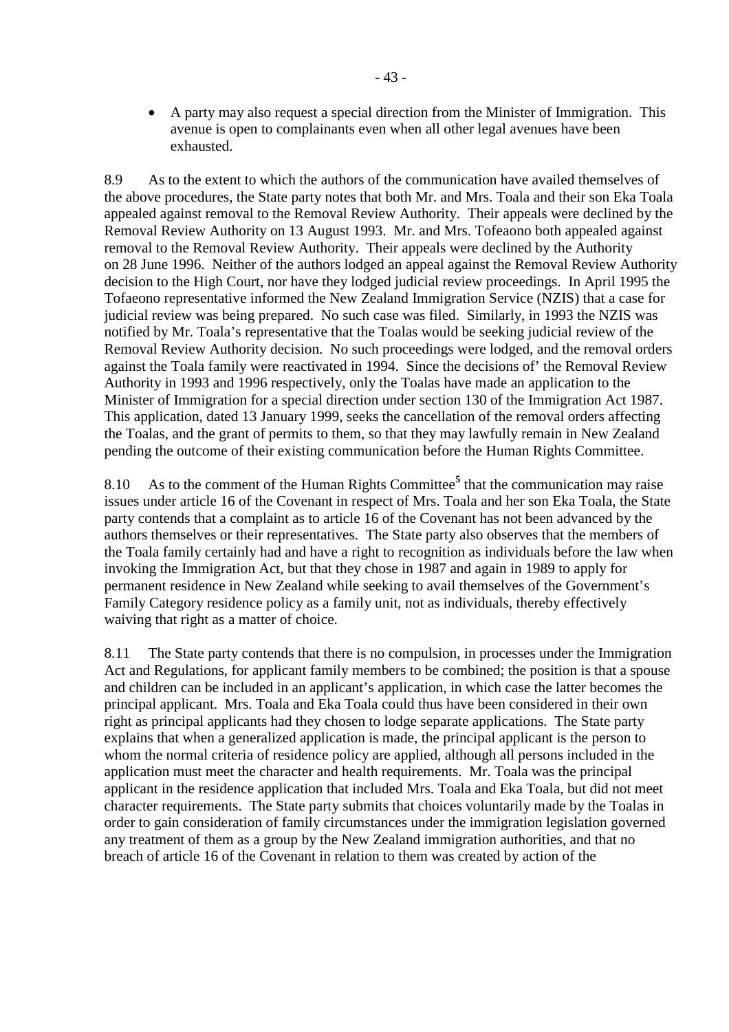- A party may also request a special direction from the Minister of Immigration. This avenue is open to complainants even when all other legal avenues have been exhausted.

8.9 As to the extent to which the authors of the communication have availed themselves of the above procedures, the State party notes that both Mr. and Mrs. Toala and their son Eka Toala appealed against removal to the Removal Review Authority. Their appeals were declined by the Removal Review Authority on 13 August 1993. Mr. and Mrs. Tofeaono both appealed against removal to the Removal Review Authority. Their appeals were declined by the Authority on 28 June 1996. Neither of the authors lodged an appeal against the Removal Review Authority decision to the High Court, nor have they lodged judicial review proceedings. In April 1995 the Tofaeono representative informed the New Zealand Immigration Service (NZIS) that a case for judicial review was being prepared. No such case was filed. Similarly, in 1993 the NZIS was notified by Mr. Toala's representative that the Toalas would be seeking judicial review of the Removal Review Authority decision. No such proceedings were lodged, and the removal orders against the Toala family were reactivated in 1994. Since the decisions of' the Removal Review Authority in 1993 and 1996 respectively, only the Toalas have made an application to the Minister of Immigration for a special direction under section 130 of the Immigration Act 1987. This application, dated 13 January 1999, seeks the cancellation of the removal orders affecting the Toalas, and the grant of permits to them, so that they may lawfully remain in New Zealand pending the outcome of their existing communication before the Human Rights Committee.

8.10 As to the comment of the Human Rights Committee[5] that the communication may raise issues under article 16 of the Covenant in respect of Mrs. Toala and her son Eka Toala, the State party contends that a complaint as to article 16 of the Covenant has not been advanced by the authors themselves or their representatives. The State party also observes that the members of the Toala family certainly had and have a right to recognition as individuals before the law when invoking the Immigration Act, but that they chose in 1987 and again in 1989 to apply for permanent residence in New Zealand while seeking to avail themselves of the Government's Family Category residence policy as a family unit, not as individuals, thereby effectively waiving that right as a matter of choice.

8.11 The State party contends that there is no compulsion, in processes under the Immigration Act and Regulations, for applicant family members to be combined; the position is that a spouse and children can be included in an applicant's application, in which case the latter becomes the principal applicant. Mrs. Toala and Eka Toala could thus have been considered in their own right as principal applicants had they chosen to lodge separate applications. The State party explains that when a generalized application is made, the principal applicant is the person to whom the normal criteria of residence policy are applied, although all persons included in the application must meet the character and health requirements. Mr. Toala was the principal applicant in the residence application that included Mrs. Toala and Eka Toala, but did not meet character requirements. The State party submits that choices voluntarily made by the Toalas in order to gain consideration of family circumstances under the immigration legislation governed any treatment of them as a group by the New Zealand immigration authorities, and that no breach of article 16 of the Covenant in relation to them was created by action of the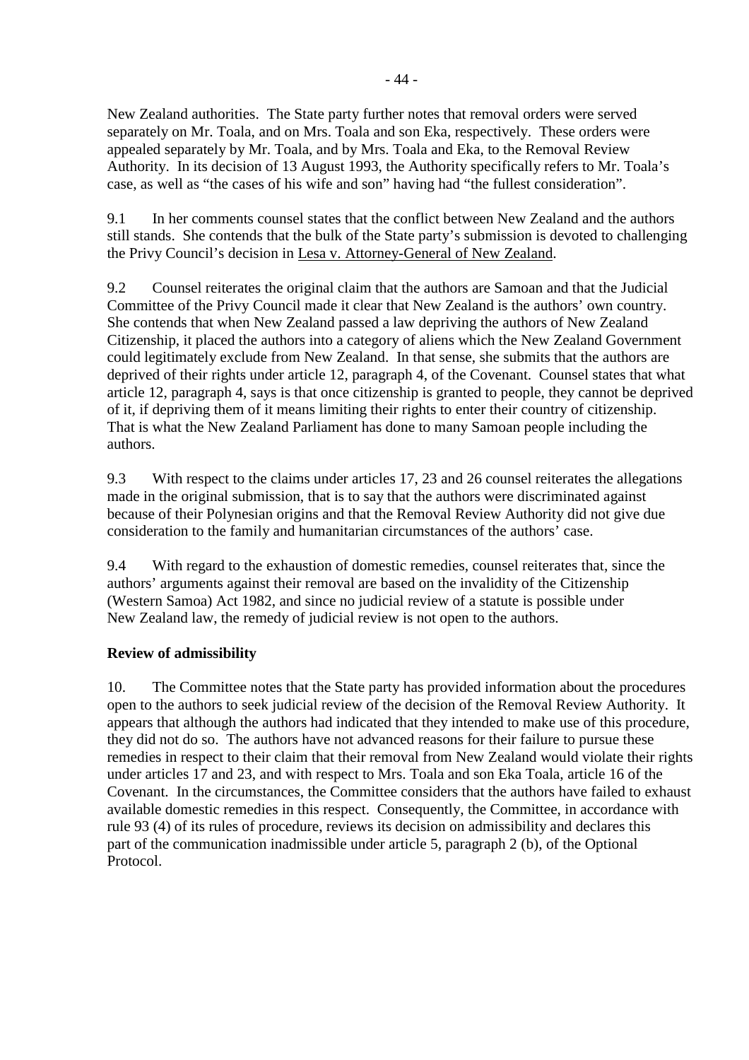New Zealand authorities. The State party further notes that removal orders were served separately on Mr. Toala, and on Mrs. Toala and son Eka, respectively. These orders were appealed separately by Mr. Toala, and by Mrs. Toala and Eka, to the Removal Review Authority. In its decision of 13 August 1993, the Authority specifically refers to Mr. Toala's case, as well as "the cases of his wife and son" having had "the fullest consideration".

9.1 In her comments counsel states that the conflict between New Zealand and the authors still stands. She contends that the bulk of the State party's submission is devoted to challenging the Privy Council's decision in <u>Lesa v. Attorney-General of New Zealand</u>.

9.2 Counsel reiterates the original claim that the authors are Samoan and that the Judicial Committee of the Privy Council made it clear that New Zealand is the authors' own country. She contends that when New Zealand passed a law depriving the authors of New Zealand Citizenship, it placed the authors into a category of aliens which the New Zealand Government could legitimately exclude from New Zealand. In that sense, she submits that the authors are deprived of their rights under article 12, paragraph 4, of the Covenant. Counsel states that what article 12, paragraph 4, says is that once citizenship is granted to people, they cannot be deprived of it, if depriving them of it means limiting their rights to enter their country of citizenship. That is what the New Zealand Parliament has done to many Samoan people including the authors.

9.3 With respect to the claims under articles 17, 23 and 26 counsel reiterates the allegations made in the original submission, that is to say that the authors were discriminated against because of their Polynesian origins and that the Removal Review Authority did not give due consideration to the family and humanitarian circumstances of the authors' case.

9.4 With regard to the exhaustion of domestic remedies, counsel reiterates that, since the authors' arguments against their removal are based on the invalidity of the Citizenship (Western Samoa) Act 1982, and since no judicial review of a statute is possible under New Zealand law, the remedy of judicial review is not open to the authors.

**Review of admissibility**

10. The Committee notes that the State party has provided information about the procedures open to the authors to seek judicial review of the decision of the Removal Review Authority. It appears that although the authors had indicated that they intended to make use of this procedure, they did not do so. The authors have not advanced reasons for their failure to pursue these remedies in respect to their claim that their removal from New Zealand would violate their rights under articles 17 and 23, and with respect to Mrs. Toala and son Eka Toala, article 16 of the Covenant. In the circumstances, the Committee considers that the authors have failed to exhaust available domestic remedies in this respect. Consequently, the Committee, in accordance with rule 93 (4) of its rules of procedure, reviews its decision on admissibility and declares this part of the communication inadmissible under article 5, paragraph 2 (b), of the Optional Protocol.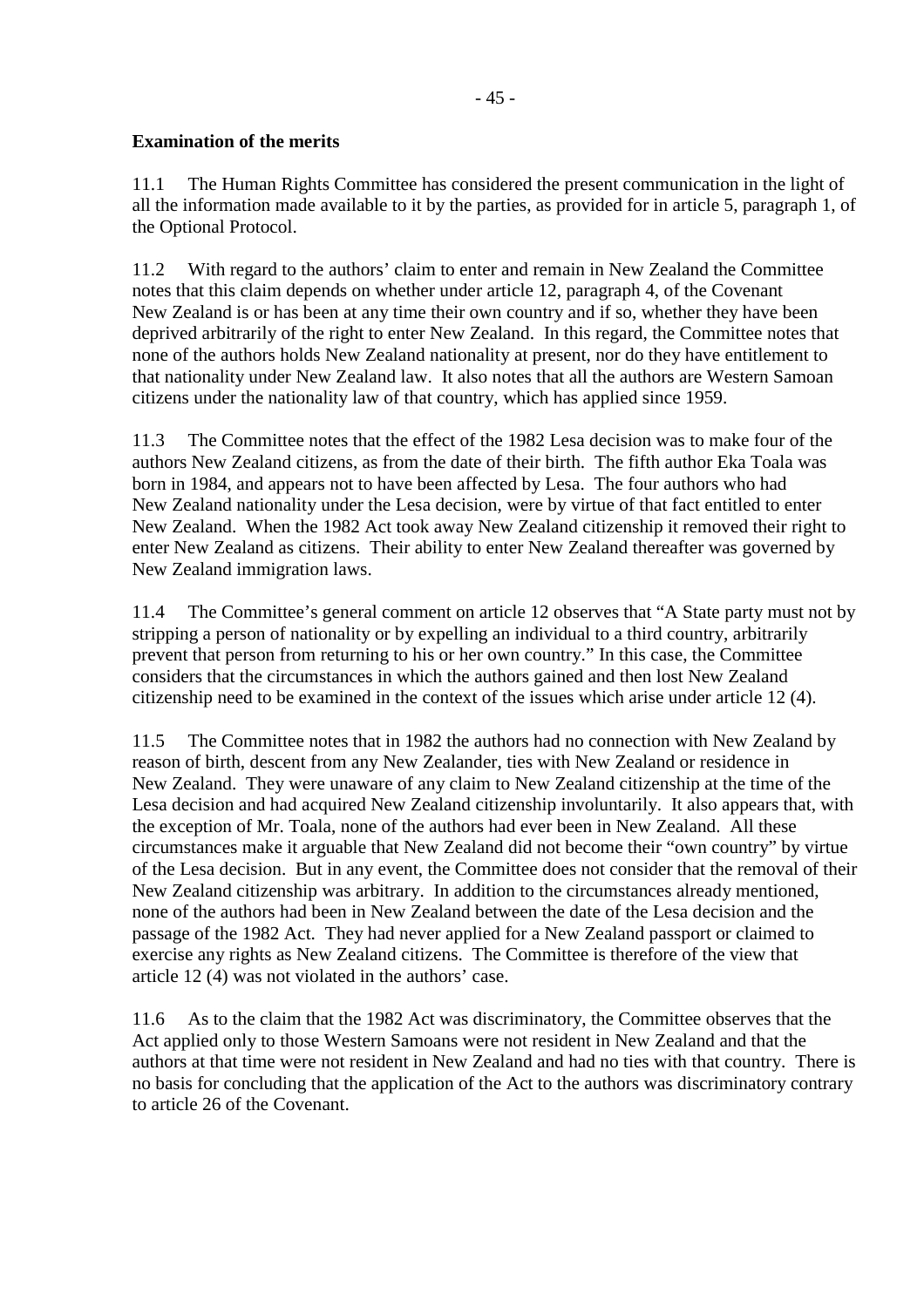**Examination of the merits**

11.1 The Human Rights Committee has considered the present communication in the light of all the information made available to it by the parties, as provided for in article 5, paragraph 1, of the Optional Protocol.

11.2 With regard to the authors' claim to enter and remain in New Zealand the Committee notes that this claim depends on whether under article 12, paragraph 4, of the Covenant New Zealand is or has been at any time their own country and if so, whether they have been deprived arbitrarily of the right to enter New Zealand. In this regard, the Committee notes that none of the authors holds New Zealand nationality at present, nor do they have entitlement to that nationality under New Zealand law. It also notes that all the authors are Western Samoan citizens under the nationality law of that country, which has applied since 1959.

11.3 The Committee notes that the effect of the 1982 Lesa decision was to make four of the authors New Zealand citizens, as from the date of their birth. The fifth author Eka Toala was born in 1984, and appears not to have been affected by Lesa. The four authors who had New Zealand nationality under the Lesa decision, were by virtue of that fact entitled to enter New Zealand. When the 1982 Act took away New Zealand citizenship it removed their right to enter New Zealand as citizens. Their ability to enter New Zealand thereafter was governed by New Zealand immigration laws.

11.4 The Committee's general comment on article 12 observes that "A State party must not by stripping a person of nationality or by expelling an individual to a third country, arbitrarily prevent that person from returning to his or her own country." In this case, the Committee considers that the circumstances in which the authors gained and then lost New Zealand citizenship need to be examined in the context of the issues which arise under article 12 (4).

11.5 The Committee notes that in 1982 the authors had no connection with New Zealand by reason of birth, descent from any New Zealander, ties with New Zealand or residence in New Zealand. They were unaware of any claim to New Zealand citizenship at the time of the Lesa decision and had acquired New Zealand citizenship involuntarily. It also appears that, with the exception of Mr. Toala, none of the authors had ever been in New Zealand. All these circumstances make it arguable that New Zealand did not become their "own country" by virtue of the Lesa decision. But in any event, the Committee does not consider that the removal of their New Zealand citizenship was arbitrary. In addition to the circumstances already mentioned, none of the authors had been in New Zealand between the date of the Lesa decision and the passage of the 1982 Act. They had never applied for a New Zealand passport or claimed to exercise any rights as New Zealand citizens. The Committee is therefore of the view that article 12 (4) was not violated in the authors' case.

11.6 As to the claim that the 1982 Act was discriminatory, the Committee observes that the Act applied only to those Western Samoans were not resident in New Zealand and that the authors at that time were not resident in New Zealand and had no ties with that country. There is no basis for concluding that the application of the Act to the authors was discriminatory contrary to article 26 of the Covenant.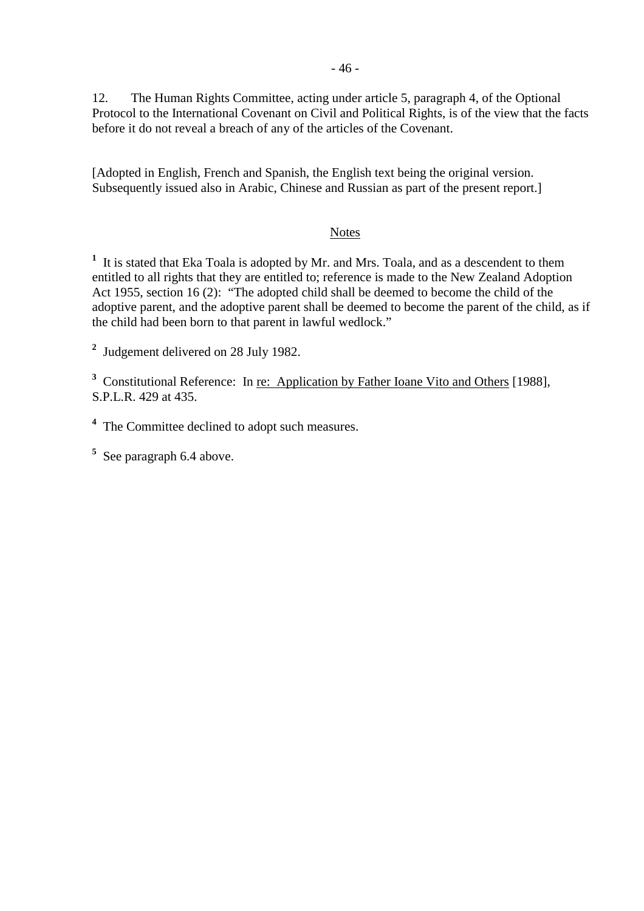12. The Human Rights Committee, acting under article 5, paragraph 4, of the Optional Protocol to the International Covenant on Civil and Political Rights, is of the view that the facts before it do not reveal a breach of any of the articles of the Covenant.

[Adopted in English, French and Spanish, the English text being the original version. Subsequently issued also in Arabic, Chinese and Russian as part of the present report.]

## Notes

[1] It is stated that Eka Toala is adopted by Mr. and Mrs. Toala, and as a descendent to them entitled to all rights that they are entitled to; reference is made to the New Zealand Adoption Act 1955, section 16 (2): "The adopted child shall be deemed to become the child of the adoptive parent, and the adoptive parent shall be deemed to become the parent of the child, as if the child had been born to that parent in lawful wedlock."

[2] Judgement delivered on 28 July 1982.

[3] Constitutional Reference: In re: Application by Father Ioane Vito and Others [1988], S.P.L.R. 429 at 435.

[4] The Committee declined to adopt such measures.

[5] See paragraph 6.4 above.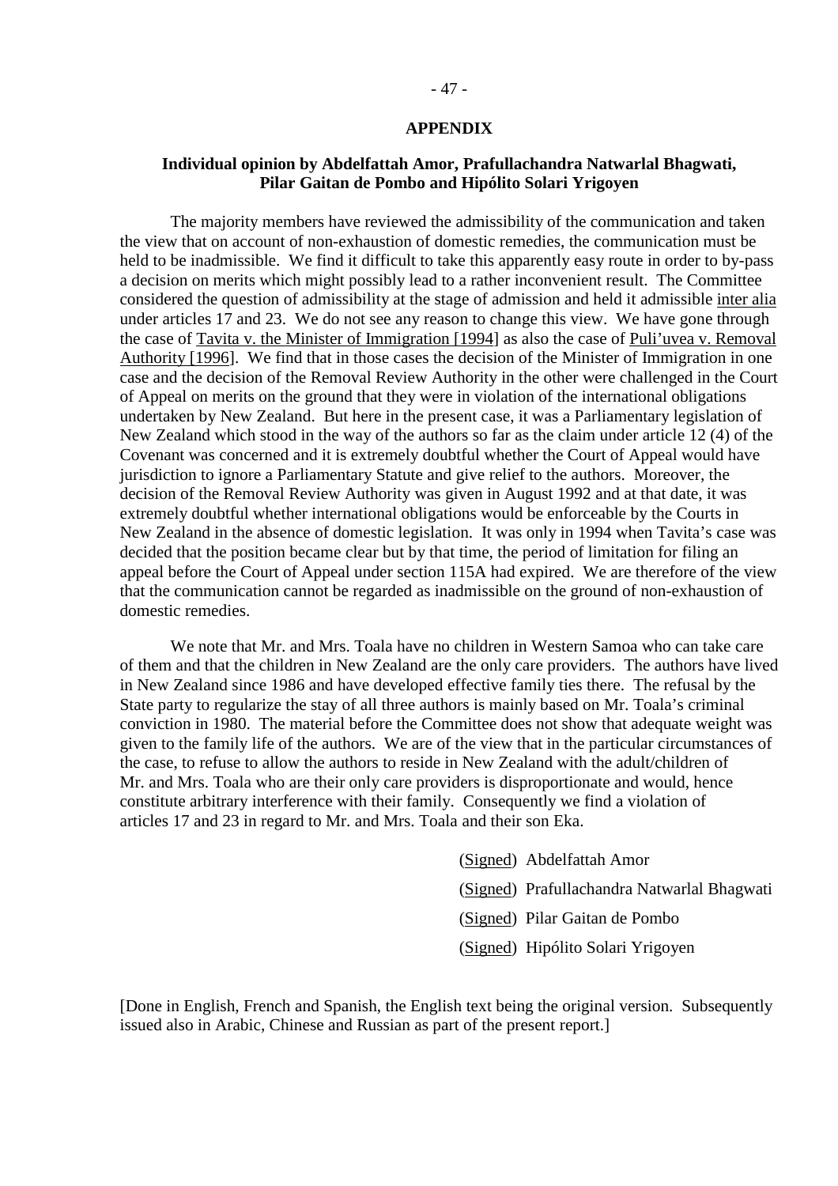## APPENDIX

### Individual opinion by Abdelfattah Amor, Prafullachandra Natwarlal Bhagwati, Pilar Gaitan de Pombo and Hipólito Solari Yrigoyen

The majority members have reviewed the admissibility of the communication and taken the view that on account of non-exhaustion of domestic remedies, the communication must be held to be inadmissible. We find it difficult to take this apparently easy route in order to by-pass a decision on merits which might possibly lead to a rather inconvenient result. The Committee considered the question of admissibility at the stage of admission and held it admissible inter alia under articles 17 and 23. We do not see any reason to change this view. We have gone through the case of Tavita v. the Minister of Immigration [1994] as also the case of Puli'uvea v. Removal Authority [1996]. We find that in those cases the decision of the Minister of Immigration in one case and the decision of the Removal Review Authority in the other were challenged in the Court of Appeal on merits on the ground that they were in violation of the international obligations undertaken by New Zealand. But here in the present case, it was a Parliamentary legislation of New Zealand which stood in the way of the authors so far as the claim under article 12 (4) of the Covenant was concerned and it is extremely doubtful whether the Court of Appeal would have jurisdiction to ignore a Parliamentary Statute and give relief to the authors. Moreover, the decision of the Removal Review Authority was given in August 1992 and at that date, it was extremely doubtful whether international obligations would be enforceable by the Courts in New Zealand in the absence of domestic legislation. It was only in 1994 when Tavita's case was decided that the position became clear but by that time, the period of limitation for filing an appeal before the Court of Appeal under section 115A had expired. We are therefore of the view that the communication cannot be regarded as inadmissible on the ground of non-exhaustion of domestic remedies.

We note that Mr. and Mrs. Toala have no children in Western Samoa who can take care of them and that the children in New Zealand are the only care providers. The authors have lived in New Zealand since 1986 and have developed effective family ties there. The refusal by the State party to regularize the stay of all three authors is mainly based on Mr. Toala's criminal conviction in 1980. The material before the Committee does not show that adequate weight was given to the family life of the authors. We are of the view that in the particular circumstances of the case, to refuse to allow the authors to reside in New Zealand with the adult/children of Mr. and Mrs. Toala who are their only care providers is disproportionate and would, hence constitute arbitrary interference with their family. Consequently we find a violation of articles 17 and 23 in regard to Mr. and Mrs. Toala and their son Eka.

(Signed) Abdelfattah Amor

(Signed) Prafullachandra Natwarlal Bhagwati

(Signed) Pilar Gaitan de Pombo

(Signed) Hipólito Solari Yrigoyen

[Done in English, French and Spanish, the English text being the original version. Subsequently issued also in Arabic, Chinese and Russian as part of the present report.]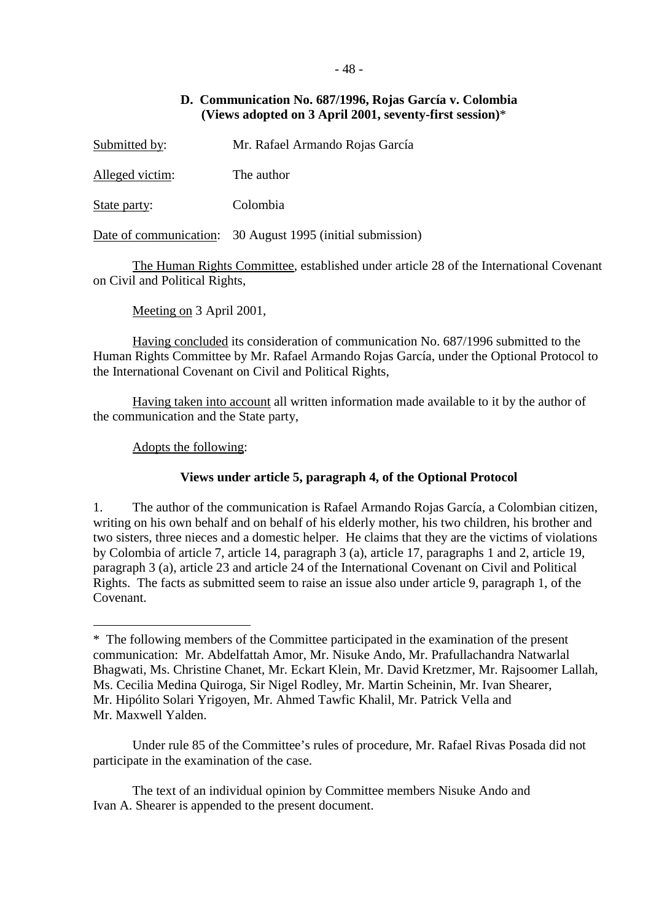### D. Communication No. 687/1996, Rojas García v. Colombia (Views adopted on 3 April 2001, seventy-first session)*

Submitted by: Mr. Rafael Armando Rojas García

Alleged victim: The author

State party: Colombia

Date of communication: 30 August 1995 (initial submission)

The Human Rights Committee, established under article 28 of the International Covenant on Civil and Political Rights,

Meeting on 3 April 2001,

Having concluded its consideration of communication No. 687/1996 submitted to the Human Rights Committee by Mr. Rafael Armando Rojas García, under the Optional Protocol to the International Covenant on Civil and Political Rights,

Having taken into account all written information made available to it by the author of the communication and the State party,

Adopts the following:

**Views under article 5, paragraph 4, of the Optional Protocol**

1. The author of the communication is Rafael Armando Rojas García, a Colombian citizen, writing on his own behalf and on behalf of his elderly mother, his two children, his brother and two sisters, three nieces and a domestic helper. He claims that they are the victims of violations by Colombia of article 7, article 14, paragraph 3 (a), article 17, paragraphs 1 and 2, article 19, paragraph 3 (a), article 23 and article 24 of the International Covenant on Civil and Political Rights. The facts as submitted seem to raise an issue also under article 9, paragraph 1, of the Covenant.

---

\* The following members of the Committee participated in the examination of the present communication: Mr. Abdelfattah Amor, Mr. Nisuke Ando, Mr. Prafullachandra Natwarlal Bhagwati, Ms. Christine Chanet, Mr. Eckart Klein, Mr. David Kretzmer, Mr. Rajsoomer Lallah, Ms. Cecilia Medina Quiroga, Sir Nigel Rodley, Mr. Martin Scheinin, Mr. Ivan Shearer, Mr. Hipólito Solari Yrigoyen, Mr. Ahmed Tawfic Khalil, Mr. Patrick Vella and Mr. Maxwell Yalden.

Under rule 85 of the Committee's rules of procedure, Mr. Rafael Rivas Posada did not participate in the examination of the case.

The text of an individual opinion by Committee members Nisuke Ando and Ivan A. Shearer is appended to the present document.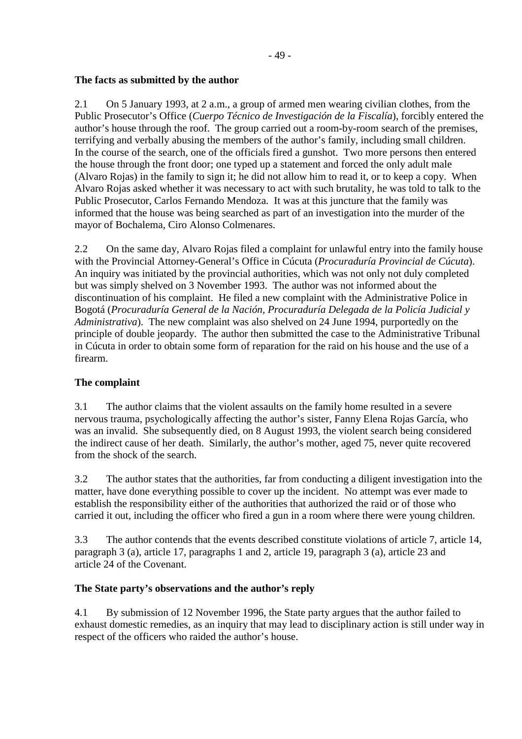**The facts as submitted by the author**

2.1 On 5 January 1993, at 2 a.m., a group of armed men wearing civilian clothes, from the Public Prosecutor's Office (*Cuerpo Técnico de Investigación de la Fiscalía*), forcibly entered the author's house through the roof. The group carried out a room-by-room search of the premises, terrifying and verbally abusing the members of the author's family, including small children. In the course of the search, one of the officials fired a gunshot. Two more persons then entered the house through the front door; one typed up a statement and forced the only adult male (Alvaro Rojas) in the family to sign it; he did not allow him to read it, or to keep a copy. When Alvaro Rojas asked whether it was necessary to act with such brutality, he was told to talk to the Public Prosecutor, Carlos Fernando Mendoza. It was at this juncture that the family was informed that the house was being searched as part of an investigation into the murder of the mayor of Bochalema, Ciro Alonso Colmenares.

2.2 On the same day, Alvaro Rojas filed a complaint for unlawful entry into the family house with the Provincial Attorney-General's Office in Cúcuta (*Procuraduría Provincial de Cúcuta*). An inquiry was initiated by the provincial authorities, which was not only not duly completed but was simply shelved on 3 November 1993. The author was not informed about the discontinuation of his complaint. He filed a new complaint with the Administrative Police in Bogotá (*Procuraduría General de la Nación, Procuraduría Delegada de la Policía Judicial y Administrativa*). The new complaint was also shelved on 24 June 1994, purportedly on the principle of double jeopardy. The author then submitted the case to the Administrative Tribunal in Cúcuta in order to obtain some form of reparation for the raid on his house and the use of a firearm.

**The complaint**

3.1 The author claims that the violent assaults on the family home resulted in a severe nervous trauma, psychologically affecting the author's sister, Fanny Elena Rojas García, who was an invalid. She subsequently died, on 8 August 1993, the violent search being considered the indirect cause of her death. Similarly, the author's mother, aged 75, never quite recovered from the shock of the search.

3.2 The author states that the authorities, far from conducting a diligent investigation into the matter, have done everything possible to cover up the incident. No attempt was ever made to establish the responsibility either of the authorities that authorized the raid or of those who carried it out, including the officer who fired a gun in a room where there were young children.

3.3 The author contends that the events described constitute violations of article 7, article 14, paragraph 3 (a), article 17, paragraphs 1 and 2, article 19, paragraph 3 (a), article 23 and article 24 of the Covenant.

**The State party's observations and the author's reply**

4.1 By submission of 12 November 1996, the State party argues that the author failed to exhaust domestic remedies, as an inquiry that may lead to disciplinary action is still under way in respect of the officers who raided the author's house.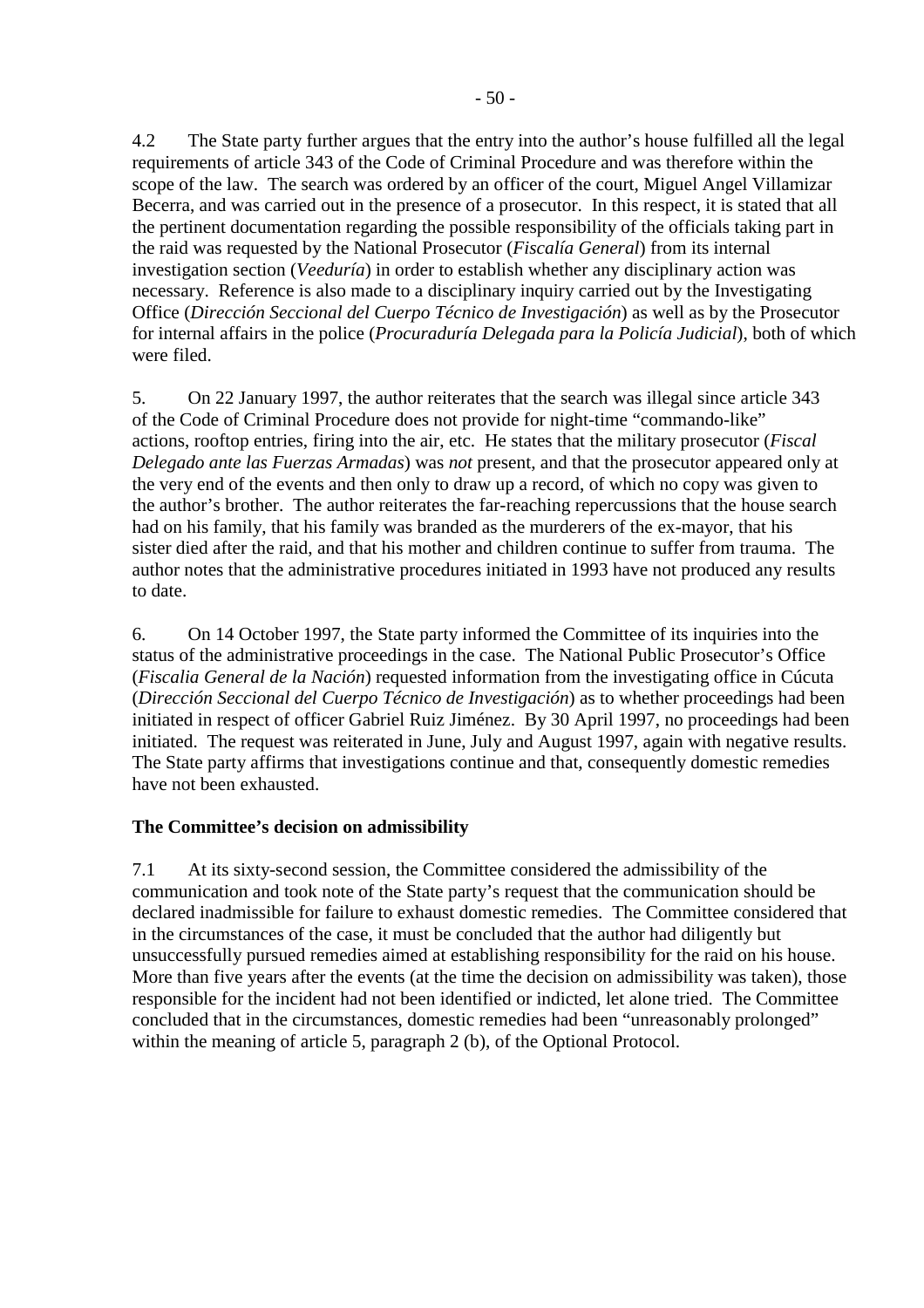4.2 The State party further argues that the entry into the author's house fulfilled all the legal requirements of article 343 of the Code of Criminal Procedure and was therefore within the scope of the law. The search was ordered by an officer of the court, Miguel Angel Villamizar Becerra, and was carried out in the presence of a prosecutor. In this respect, it is stated that all the pertinent documentation regarding the possible responsibility of the officials taking part in the raid was requested by the National Prosecutor (*Fiscalía General*) from its internal investigation section (*Veeduría*) in order to establish whether any disciplinary action was necessary. Reference is also made to a disciplinary inquiry carried out by the Investigating Office (*Dirección Seccional del Cuerpo Técnico de Investigación*) as well as by the Prosecutor for internal affairs in the police (*Procuraduría Delegada para la Policía Judicial*), both of which were filed.

5. On 22 January 1997, the author reiterates that the search was illegal since article 343 of the Code of Criminal Procedure does not provide for night-time "commando-like" actions, rooftop entries, firing into the air, etc. He states that the military prosecutor (*Fiscal Delegado ante las Fuerzas Armadas*) was *not* present, and that the prosecutor appeared only at the very end of the events and then only to draw up a record, of which no copy was given to the author's brother. The author reiterates the far-reaching repercussions that the house search had on his family, that his family was branded as the murderers of the ex-mayor, that his sister died after the raid, and that his mother and children continue to suffer from trauma. The author notes that the administrative procedures initiated in 1993 have not produced any results to date.

6. On 14 October 1997, the State party informed the Committee of its inquiries into the status of the administrative proceedings in the case. The National Public Prosecutor's Office (*Fiscalia General de la Nación*) requested information from the investigating office in Cúcuta (*Dirección Seccional del Cuerpo Técnico de Investigación*) as to whether proceedings had been initiated in respect of officer Gabriel Ruiz Jiménez. By 30 April 1997, no proceedings had been initiated. The request was reiterated in June, July and August 1997, again with negative results. The State party affirms that investigations continue and that, consequently domestic remedies have not been exhausted.

**The Committee's decision on admissibility**

7.1 At its sixty-second session, the Committee considered the admissibility of the communication and took note of the State party's request that the communication should be declared inadmissible for failure to exhaust domestic remedies. The Committee considered that in the circumstances of the case, it must be concluded that the author had diligently but unsuccessfully pursued remedies aimed at establishing responsibility for the raid on his house. More than five years after the events (at the time the decision on admissibility was taken), those responsible for the incident had not been identified or indicted, let alone tried. The Committee concluded that in the circumstances, domestic remedies had been "unreasonably prolonged" within the meaning of article 5, paragraph 2 (b), of the Optional Protocol.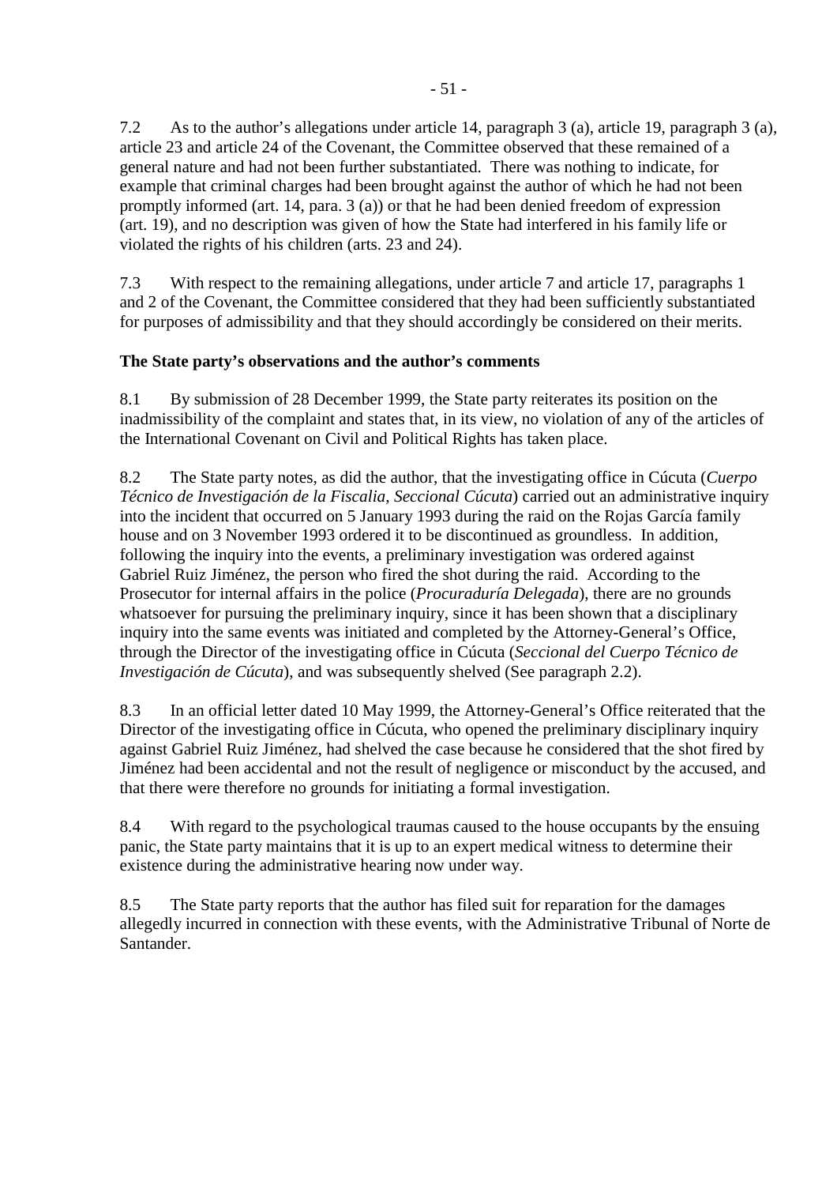7.2 As to the author's allegations under article 14, paragraph 3 (a), article 19, paragraph 3 (a), article 23 and article 24 of the Covenant, the Committee observed that these remained of a general nature and had not been further substantiated. There was nothing to indicate, for example that criminal charges had been brought against the author of which he had not been promptly informed (art. 14, para. 3 (a)) or that he had been denied freedom of expression (art. 19), and no description was given of how the State had interfered in his family life or violated the rights of his children (arts. 23 and 24).

7.3 With respect to the remaining allegations, under article 7 and article 17, paragraphs 1 and 2 of the Covenant, the Committee considered that they had been sufficiently substantiated for purposes of admissibility and that they should accordingly be considered on their merits.

**The State party's observations and the author's comments**

8.1 By submission of 28 December 1999, the State party reiterates its position on the inadmissibility of the complaint and states that, in its view, no violation of any of the articles of the International Covenant on Civil and Political Rights has taken place.

8.2 The State party notes, as did the author, that the investigating office in Cúcuta (*Cuerpo Técnico de Investigación de la Fiscalia, Seccional Cúcuta*) carried out an administrative inquiry into the incident that occurred on 5 January 1993 during the raid on the Rojas García family house and on 3 November 1993 ordered it to be discontinued as groundless. In addition, following the inquiry into the events, a preliminary investigation was ordered against Gabriel Ruiz Jiménez, the person who fired the shot during the raid. According to the Prosecutor for internal affairs in the police (*Procuraduría Delegada*), there are no grounds whatsoever for pursuing the preliminary inquiry, since it has been shown that a disciplinary inquiry into the same events was initiated and completed by the Attorney-General's Office, through the Director of the investigating office in Cúcuta (*Seccional del Cuerpo Técnico de Investigación de Cúcuta*), and was subsequently shelved (See paragraph 2.2).

8.3 In an official letter dated 10 May 1999, the Attorney-General's Office reiterated that the Director of the investigating office in Cúcuta, who opened the preliminary disciplinary inquiry against Gabriel Ruiz Jiménez, had shelved the case because he considered that the shot fired by Jiménez had been accidental and not the result of negligence or misconduct by the accused, and that there were therefore no grounds for initiating a formal investigation.

8.4 With regard to the psychological traumas caused to the house occupants by the ensuing panic, the State party maintains that it is up to an expert medical witness to determine their existence during the administrative hearing now under way.

8.5 The State party reports that the author has filed suit for reparation for the damages allegedly incurred in connection with these events, with the Administrative Tribunal of Norte de Santander.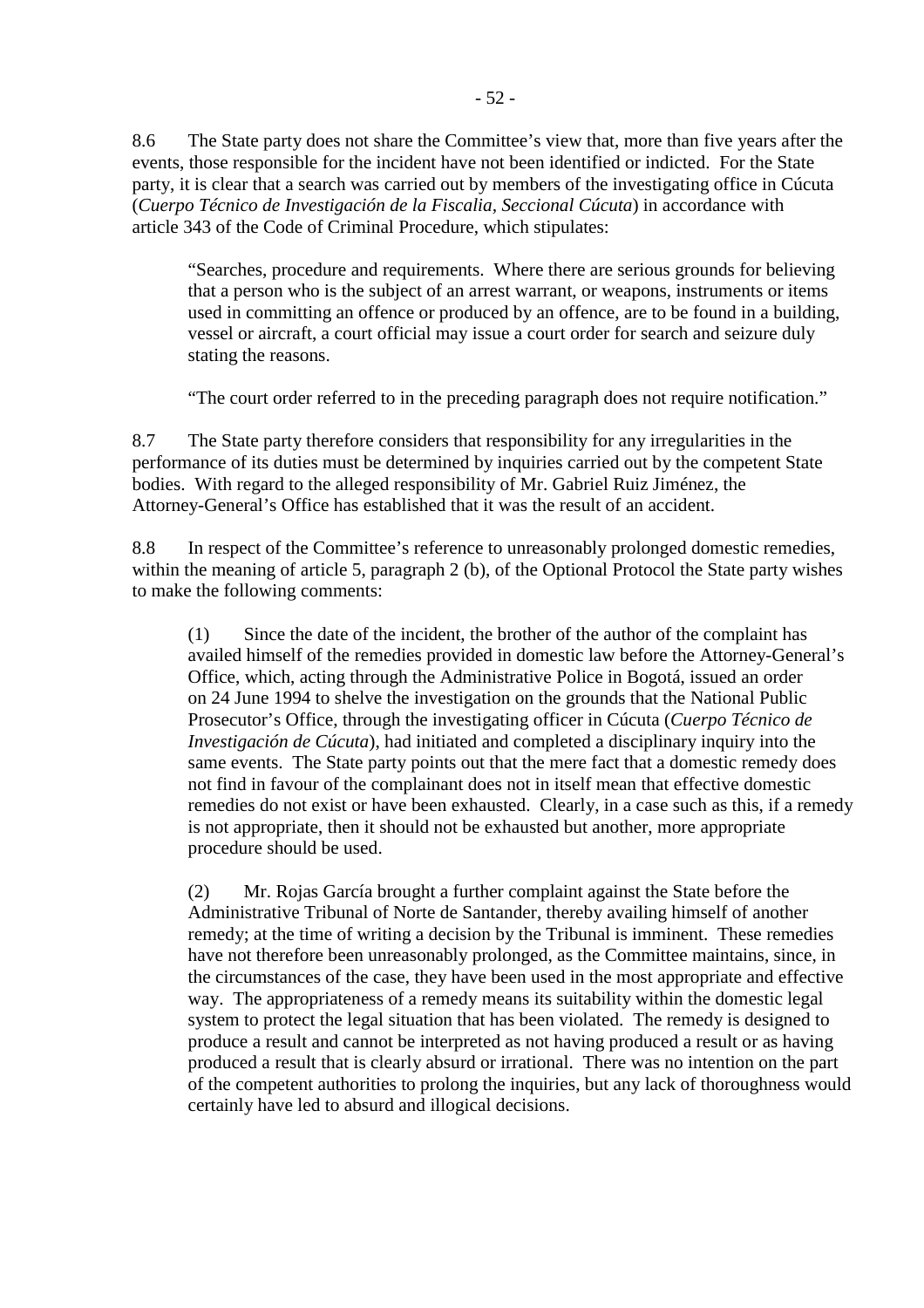8.6 The State party does not share the Committee's view that, more than five years after the events, those responsible for the incident have not been identified or indicted. For the State party, it is clear that a search was carried out by members of the investigating office in Cúcuta (*Cuerpo Técnico de Investigación de la Fiscalia, Seccional Cúcuta*) in accordance with article 343 of the Code of Criminal Procedure, which stipulates:

> "Searches, procedure and requirements. Where there are serious grounds for believing that a person who is the subject of an arrest warrant, or weapons, instruments or items used in committing an offence or produced by an offence, are to be found in a building, vessel or aircraft, a court official may issue a court order for search and seizure duly stating the reasons.
>
> "The court order referred to in the preceding paragraph does not require notification."

8.7 The State party therefore considers that responsibility for any irregularities in the performance of its duties must be determined by inquiries carried out by the competent State bodies. With regard to the alleged responsibility of Mr. Gabriel Ruiz Jiménez, the Attorney-General's Office has established that it was the result of an accident.

8.8 In respect of the Committee's reference to unreasonably prolonged domestic remedies, within the meaning of article 5, paragraph 2 (b), of the Optional Protocol the State party wishes to make the following comments:

> (1) Since the date of the incident, the brother of the author of the complaint has availed himself of the remedies provided in domestic law before the Attorney-General's Office, which, acting through the Administrative Police in Bogotá, issued an order on 24 June 1994 to shelve the investigation on the grounds that the National Public Prosecutor's Office, through the investigating officer in Cúcuta (*Cuerpo Técnico de Investigación de Cúcuta*), had initiated and completed a disciplinary inquiry into the same events. The State party points out that the mere fact that a domestic remedy does not find in favour of the complainant does not in itself mean that effective domestic remedies do not exist or have been exhausted. Clearly, in a case such as this, if a remedy is not appropriate, then it should not be exhausted but another, more appropriate procedure should be used.
>
> (2) Mr. Rojas García brought a further complaint against the State before the Administrative Tribunal of Norte de Santander, thereby availing himself of another remedy; at the time of writing a decision by the Tribunal is imminent. These remedies have not therefore been unreasonably prolonged, as the Committee maintains, since, in the circumstances of the case, they have been used in the most appropriate and effective way. The appropriateness of a remedy means its suitability within the domestic legal system to protect the legal situation that has been violated. The remedy is designed to produce a result and cannot be interpreted as not having produced a result or as having produced a result that is clearly absurd or irrational. There was no intention on the part of the competent authorities to prolong the inquiries, but any lack of thoroughness would certainly have led to absurd and illogical decisions.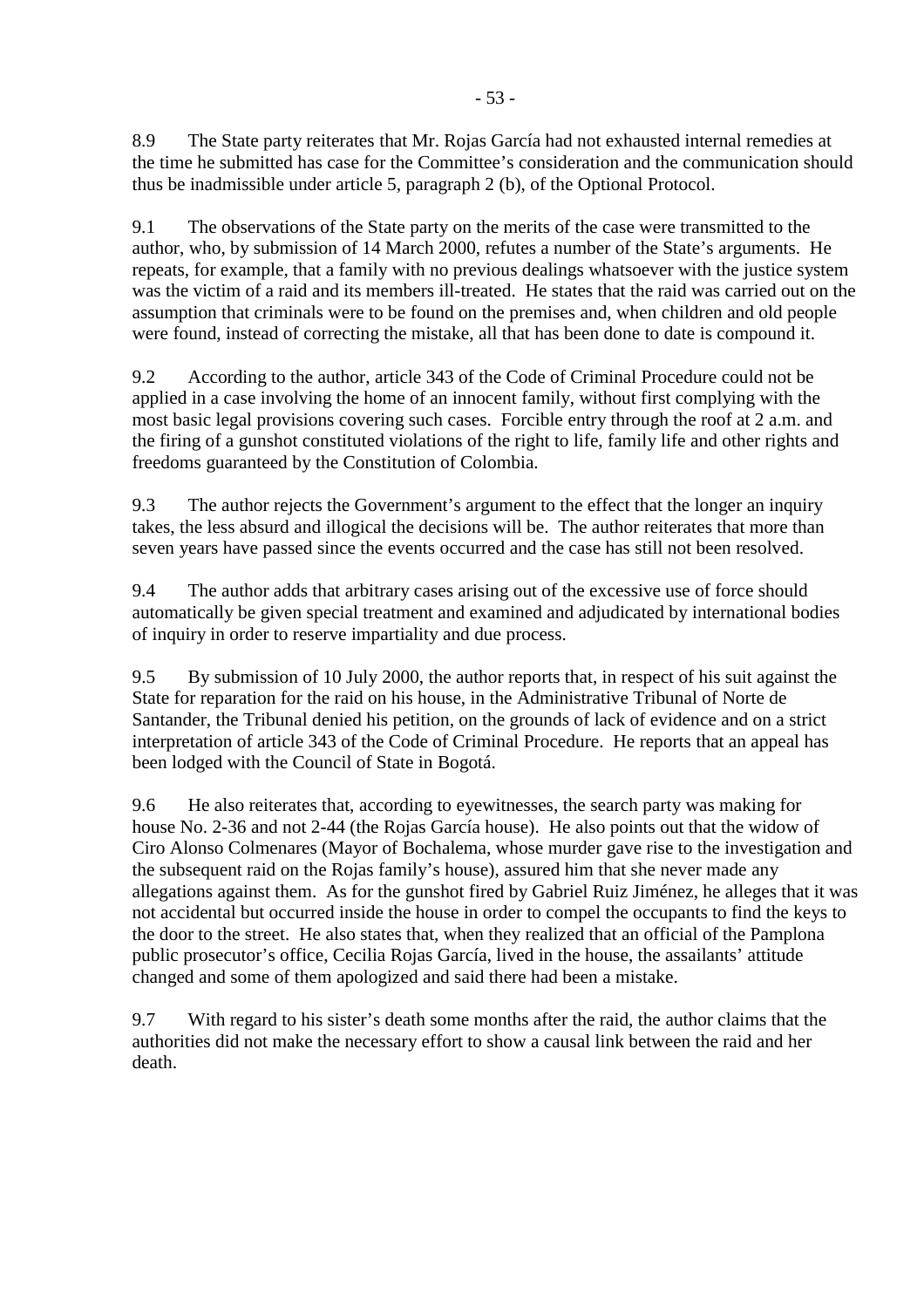8.9 The State party reiterates that Mr. Rojas García had not exhausted internal remedies at the time he submitted has case for the Committee's consideration and the communication should thus be inadmissible under article 5, paragraph 2 (b), of the Optional Protocol.

9.1 The observations of the State party on the merits of the case were transmitted to the author, who, by submission of 14 March 2000, refutes a number of the State's arguments. He repeats, for example, that a family with no previous dealings whatsoever with the justice system was the victim of a raid and its members ill-treated. He states that the raid was carried out on the assumption that criminals were to be found on the premises and, when children and old people were found, instead of correcting the mistake, all that has been done to date is compound it.

9.2 According to the author, article 343 of the Code of Criminal Procedure could not be applied in a case involving the home of an innocent family, without first complying with the most basic legal provisions covering such cases. Forcible entry through the roof at 2 a.m. and the firing of a gunshot constituted violations of the right to life, family life and other rights and freedoms guaranteed by the Constitution of Colombia.

9.3 The author rejects the Government's argument to the effect that the longer an inquiry takes, the less absurd and illogical the decisions will be. The author reiterates that more than seven years have passed since the events occurred and the case has still not been resolved.

9.4 The author adds that arbitrary cases arising out of the excessive use of force should automatically be given special treatment and examined and adjudicated by international bodies of inquiry in order to reserve impartiality and due process.

9.5 By submission of 10 July 2000, the author reports that, in respect of his suit against the State for reparation for the raid on his house, in the Administrative Tribunal of Norte de Santander, the Tribunal denied his petition, on the grounds of lack of evidence and on a strict interpretation of article 343 of the Code of Criminal Procedure. He reports that an appeal has been lodged with the Council of State in Bogotá.

9.6 He also reiterates that, according to eyewitnesses, the search party was making for house No. 2-36 and not 2-44 (the Rojas García house). He also points out that the widow of Ciro Alonso Colmenares (Mayor of Bochalema, whose murder gave rise to the investigation and the subsequent raid on the Rojas family's house), assured him that she never made any allegations against them. As for the gunshot fired by Gabriel Ruiz Jiménez, he alleges that it was not accidental but occurred inside the house in order to compel the occupants to find the keys to the door to the street. He also states that, when they realized that an official of the Pamplona public prosecutor's office, Cecilia Rojas García, lived in the house, the assailants' attitude changed and some of them apologized and said there had been a mistake.

9.7 With regard to his sister's death some months after the raid, the author claims that the authorities did not make the necessary effort to show a causal link between the raid and her death.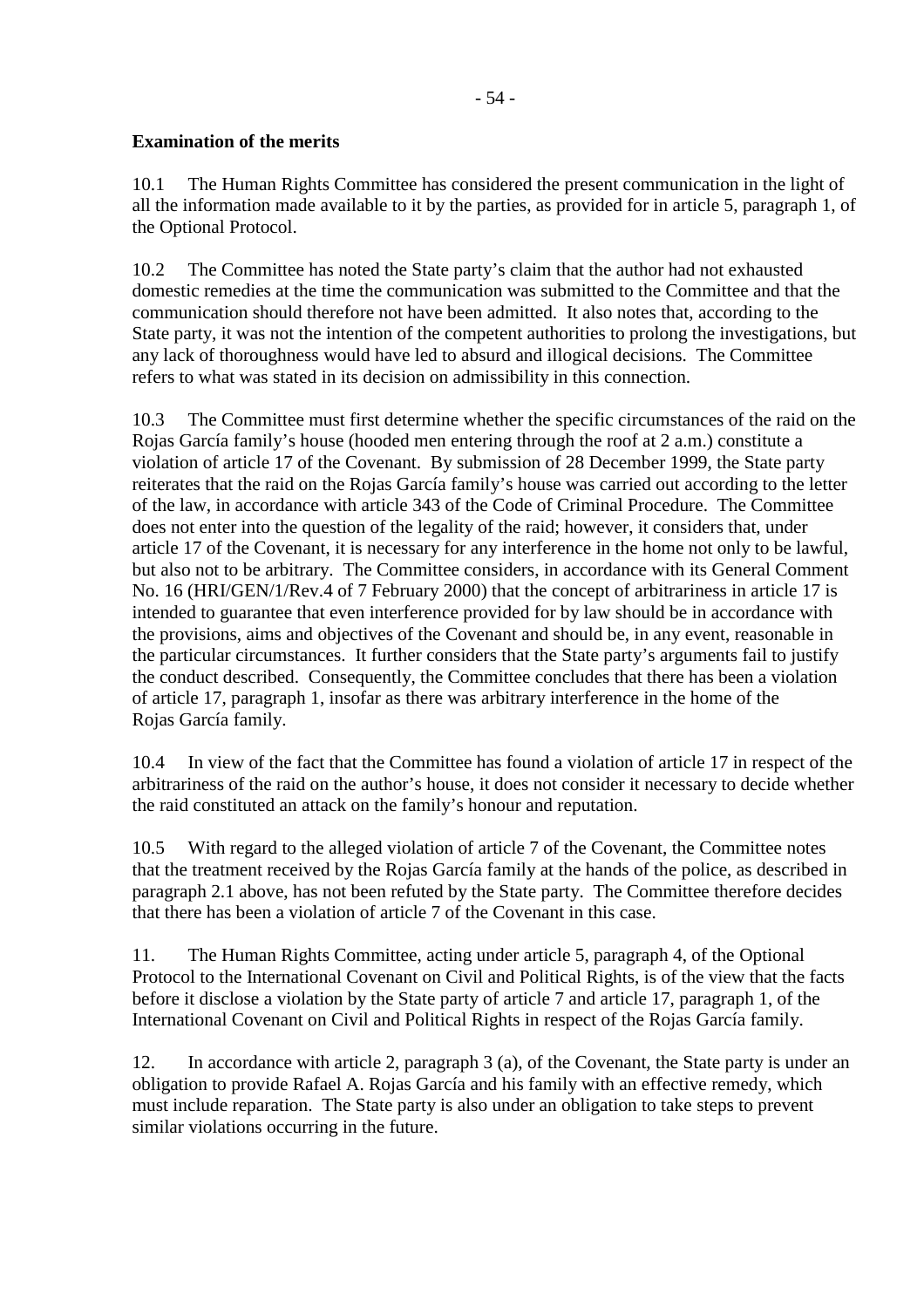**Examination of the merits**

10.1 The Human Rights Committee has considered the present communication in the light of all the information made available to it by the parties, as provided for in article 5, paragraph 1, of the Optional Protocol.

10.2 The Committee has noted the State party's claim that the author had not exhausted domestic remedies at the time the communication was submitted to the Committee and that the communication should therefore not have been admitted. It also notes that, according to the State party, it was not the intention of the competent authorities to prolong the investigations, but any lack of thoroughness would have led to absurd and illogical decisions. The Committee refers to what was stated in its decision on admissibility in this connection.

10.3 The Committee must first determine whether the specific circumstances of the raid on the Rojas García family's house (hooded men entering through the roof at 2 a.m.) constitute a violation of article 17 of the Covenant. By submission of 28 December 1999, the State party reiterates that the raid on the Rojas García family's house was carried out according to the letter of the law, in accordance with article 343 of the Code of Criminal Procedure. The Committee does not enter into the question of the legality of the raid; however, it considers that, under article 17 of the Covenant, it is necessary for any interference in the home not only to be lawful, but also not to be arbitrary. The Committee considers, in accordance with its General Comment No. 16 (HRI/GEN/1/Rev.4 of 7 February 2000) that the concept of arbitrariness in article 17 is intended to guarantee that even interference provided for by law should be in accordance with the provisions, aims and objectives of the Covenant and should be, in any event, reasonable in the particular circumstances. It further considers that the State party's arguments fail to justify the conduct described. Consequently, the Committee concludes that there has been a violation of article 17, paragraph 1, insofar as there was arbitrary interference in the home of the Rojas García family.

10.4 In view of the fact that the Committee has found a violation of article 17 in respect of the arbitrariness of the raid on the author's house, it does not consider it necessary to decide whether the raid constituted an attack on the family's honour and reputation.

10.5 With regard to the alleged violation of article 7 of the Covenant, the Committee notes that the treatment received by the Rojas García family at the hands of the police, as described in paragraph 2.1 above, has not been refuted by the State party. The Committee therefore decides that there has been a violation of article 7 of the Covenant in this case.

11. The Human Rights Committee, acting under article 5, paragraph 4, of the Optional Protocol to the International Covenant on Civil and Political Rights, is of the view that the facts before it disclose a violation by the State party of article 7 and article 17, paragraph 1, of the International Covenant on Civil and Political Rights in respect of the Rojas García family.

12. In accordance with article 2, paragraph 3 (a), of the Covenant, the State party is under an obligation to provide Rafael A. Rojas García and his family with an effective remedy, which must include reparation. The State party is also under an obligation to take steps to prevent similar violations occurring in the future.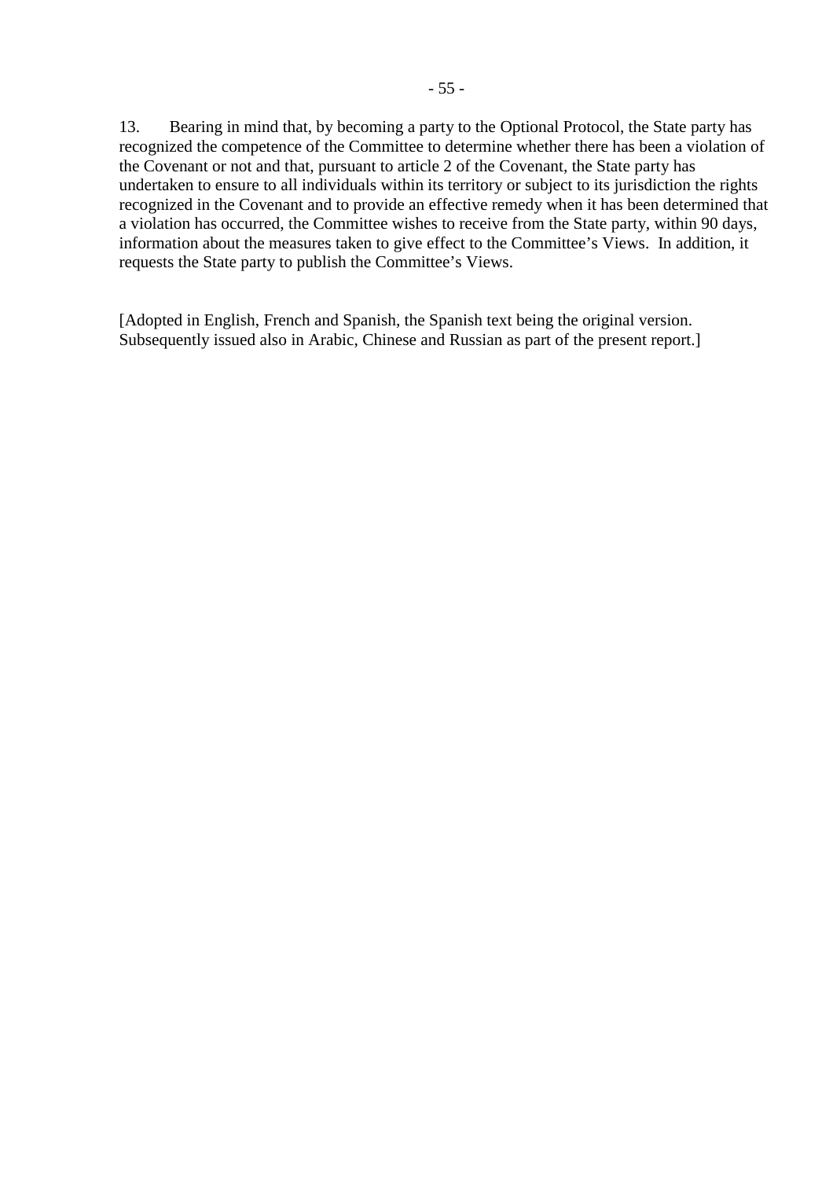13. Bearing in mind that, by becoming a party to the Optional Protocol, the State party has recognized the competence of the Committee to determine whether there has been a violation of the Covenant or not and that, pursuant to article 2 of the Covenant, the State party has undertaken to ensure to all individuals within its territory or subject to its jurisdiction the rights recognized in the Covenant and to provide an effective remedy when it has been determined that a violation has occurred, the Committee wishes to receive from the State party, within 90 days, information about the measures taken to give effect to the Committee's Views. In addition, it requests the State party to publish the Committee's Views.

[Adopted in English, French and Spanish, the Spanish text being the original version. Subsequently issued also in Arabic, Chinese and Russian as part of the present report.]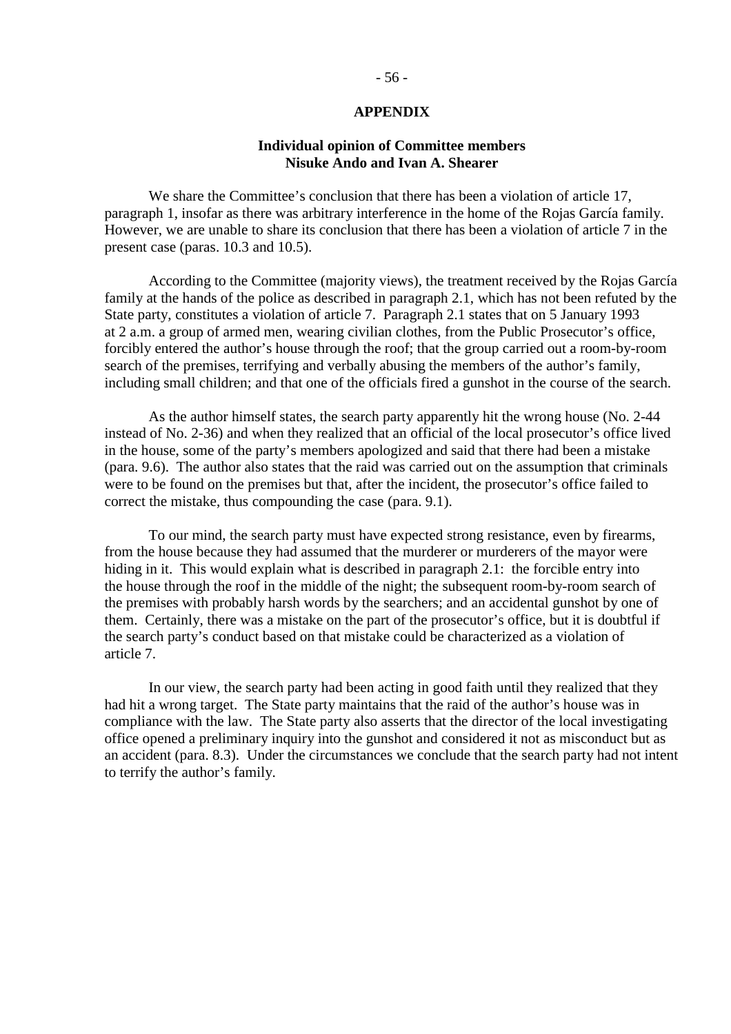## APPENDIX

### Individual opinion of Committee members Nisuke Ando and Ivan A. Shearer

We share the Committee's conclusion that there has been a violation of article 17, paragraph 1, insofar as there was arbitrary interference in the home of the Rojas García family. However, we are unable to share its conclusion that there has been a violation of article 7 in the present case (paras. 10.3 and 10.5).

According to the Committee (majority views), the treatment received by the Rojas García family at the hands of the police as described in paragraph 2.1, which has not been refuted by the State party, constitutes a violation of article 7. Paragraph 2.1 states that on 5 January 1993 at 2 a.m. a group of armed men, wearing civilian clothes, from the Public Prosecutor's office, forcibly entered the author's house through the roof; that the group carried out a room-by-room search of the premises, terrifying and verbally abusing the members of the author's family, including small children; and that one of the officials fired a gunshot in the course of the search.

As the author himself states, the search party apparently hit the wrong house (No. 2-44 instead of No. 2-36) and when they realized that an official of the local prosecutor's office lived in the house, some of the party's members apologized and said that there had been a mistake (para. 9.6). The author also states that the raid was carried out on the assumption that criminals were to be found on the premises but that, after the incident, the prosecutor's office failed to correct the mistake, thus compounding the case (para. 9.1).

To our mind, the search party must have expected strong resistance, even by firearms, from the house because they had assumed that the murderer or murderers of the mayor were hiding in it. This would explain what is described in paragraph 2.1: the forcible entry into the house through the roof in the middle of the night; the subsequent room-by-room search of the premises with probably harsh words by the searchers; and an accidental gunshot by one of them. Certainly, there was a mistake on the part of the prosecutor's office, but it is doubtful if the search party's conduct based on that mistake could be characterized as a violation of article 7.

In our view, the search party had been acting in good faith until they realized that they had hit a wrong target. The State party maintains that the raid of the author's house was in compliance with the law. The State party also asserts that the director of the local investigating office opened a preliminary inquiry into the gunshot and considered it not as misconduct but as an accident (para. 8.3). Under the circumstances we conclude that the search party had not intent to terrify the author's family.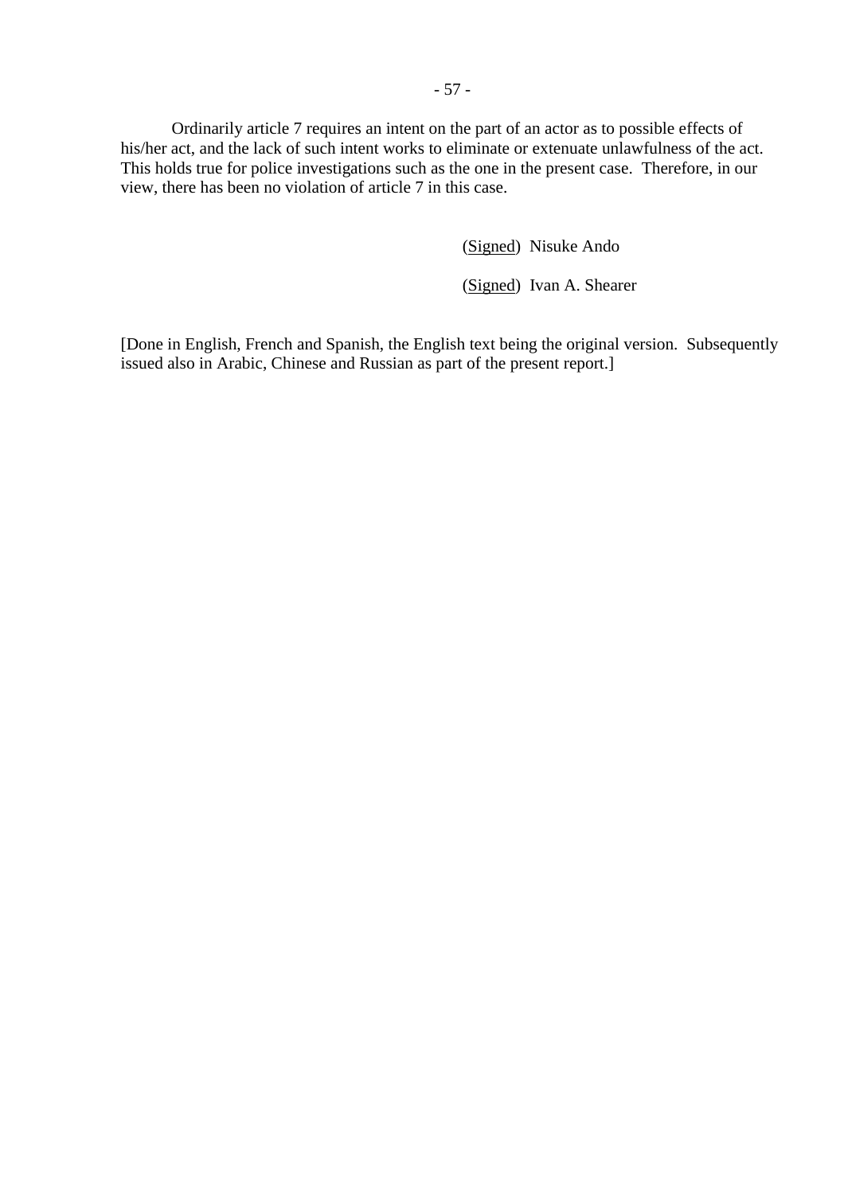Ordinarily article 7 requires an intent on the part of an actor as to possible effects of his/her act, and the lack of such intent works to eliminate or extenuate unlawfulness of the act. This holds true for police investigations such as the one in the present case. Therefore, in our view, there has been no violation of article 7 in this case.

(Signed) Nisuke Ando

(Signed) Ivan A. Shearer

[Done in English, French and Spanish, the English text being the original version. Subsequently issued also in Arabic, Chinese and Russian as part of the present report.]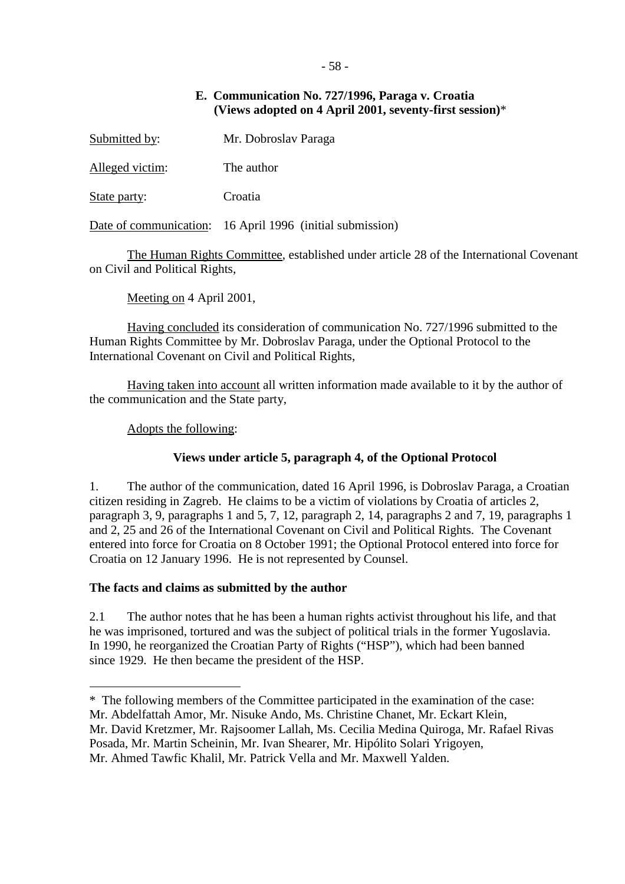### E. Communication No. 727/1996, Paraga v. Croatia (Views adopted on 4 April 2001, seventy-first session)*

Submitted by: Mr. Dobroslav Paraga

Alleged victim: The author

State party: Croatia

Date of communication: 16 April 1996 (initial submission)

The Human Rights Committee, established under article 28 of the International Covenant on Civil and Political Rights,

Meeting on 4 April 2001,

Having concluded its consideration of communication No. 727/1996 submitted to the Human Rights Committee by Mr. Dobroslav Paraga, under the Optional Protocol to the International Covenant on Civil and Political Rights,

Having taken into account all written information made available to it by the author of the communication and the State party,

Adopts the following:

**Views under article 5, paragraph 4, of the Optional Protocol**

1. The author of the communication, dated 16 April 1996, is Dobroslav Paraga, a Croatian citizen residing in Zagreb. He claims to be a victim of violations by Croatia of articles 2, paragraph 3, 9, paragraphs 1 and 5, 7, 12, paragraph 2, 14, paragraphs 2 and 7, 19, paragraphs 1 and 2, 25 and 26 of the International Covenant on Civil and Political Rights. The Covenant entered into force for Croatia on 8 October 1991; the Optional Protocol entered into force for Croatia on 12 January 1996. He is not represented by Counsel.

**The facts and claims as submitted by the author**

2.1 The author notes that he has been a human rights activist throughout his life, and that he was imprisoned, tortured and was the subject of political trials in the former Yugoslavia. In 1990, he reorganized the Croatian Party of Rights ("HSP"), which had been banned since 1929. He then became the president of the HSP.

---

* The following members of the Committee participated in the examination of the case: Mr. Abdelfattah Amor, Mr. Nisuke Ando, Ms. Christine Chanet, Mr. Eckart Klein, Mr. David Kretzmer, Mr. Rajsoomer Lallah, Ms. Cecilia Medina Quiroga, Mr. Rafael Rivas Posada, Mr. Martin Scheinin, Mr. Ivan Shearer, Mr. Hipólito Solari Yrigoyen, Mr. Ahmed Tawfic Khalil, Mr. Patrick Vella and Mr. Maxwell Yalden.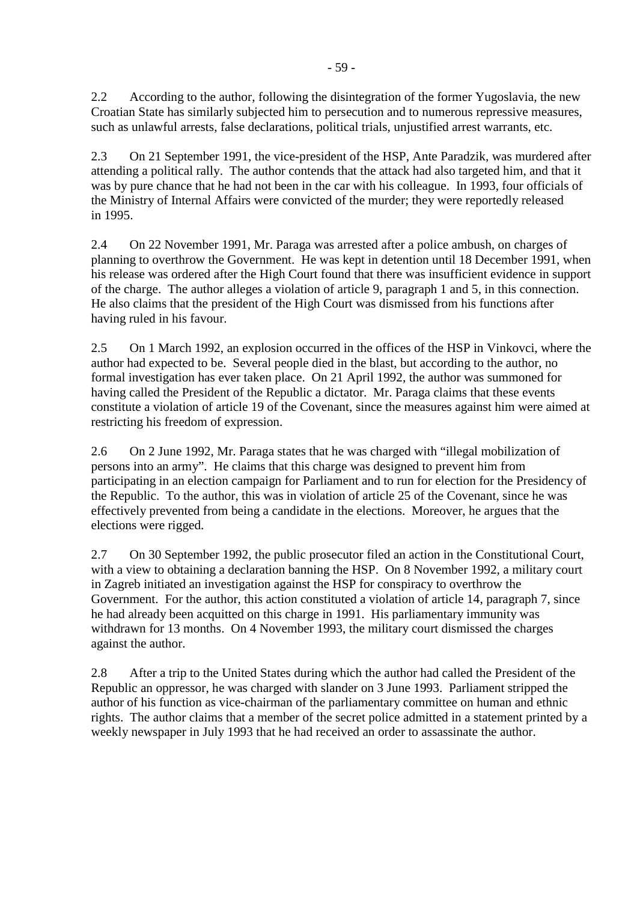2.2 According to the author, following the disintegration of the former Yugoslavia, the new Croatian State has similarly subjected him to persecution and to numerous repressive measures, such as unlawful arrests, false declarations, political trials, unjustified arrest warrants, etc.

2.3 On 21 September 1991, the vice-president of the HSP, Ante Paradzik, was murdered after attending a political rally. The author contends that the attack had also targeted him, and that it was by pure chance that he had not been in the car with his colleague. In 1993, four officials of the Ministry of Internal Affairs were convicted of the murder; they were reportedly released in 1995.

2.4 On 22 November 1991, Mr. Paraga was arrested after a police ambush, on charges of planning to overthrow the Government. He was kept in detention until 18 December 1991, when his release was ordered after the High Court found that there was insufficient evidence in support of the charge. The author alleges a violation of article 9, paragraph 1 and 5, in this connection. He also claims that the president of the High Court was dismissed from his functions after having ruled in his favour.

2.5 On 1 March 1992, an explosion occurred in the offices of the HSP in Vinkovci, where the author had expected to be. Several people died in the blast, but according to the author, no formal investigation has ever taken place. On 21 April 1992, the author was summoned for having called the President of the Republic a dictator. Mr. Paraga claims that these events constitute a violation of article 19 of the Covenant, since the measures against him were aimed at restricting his freedom of expression.

2.6 On 2 June 1992, Mr. Paraga states that he was charged with "illegal mobilization of persons into an army". He claims that this charge was designed to prevent him from participating in an election campaign for Parliament and to run for election for the Presidency of the Republic. To the author, this was in violation of article 25 of the Covenant, since he was effectively prevented from being a candidate in the elections. Moreover, he argues that the elections were rigged.

2.7 On 30 September 1992, the public prosecutor filed an action in the Constitutional Court, with a view to obtaining a declaration banning the HSP. On 8 November 1992, a military court in Zagreb initiated an investigation against the HSP for conspiracy to overthrow the Government. For the author, this action constituted a violation of article 14, paragraph 7, since he had already been acquitted on this charge in 1991. His parliamentary immunity was withdrawn for 13 months. On 4 November 1993, the military court dismissed the charges against the author.

2.8 After a trip to the United States during which the author had called the President of the Republic an oppressor, he was charged with slander on 3 June 1993. Parliament stripped the author of his function as vice-chairman of the parliamentary committee on human and ethnic rights. The author claims that a member of the secret police admitted in a statement printed by a weekly newspaper in July 1993 that he had received an order to assassinate the author.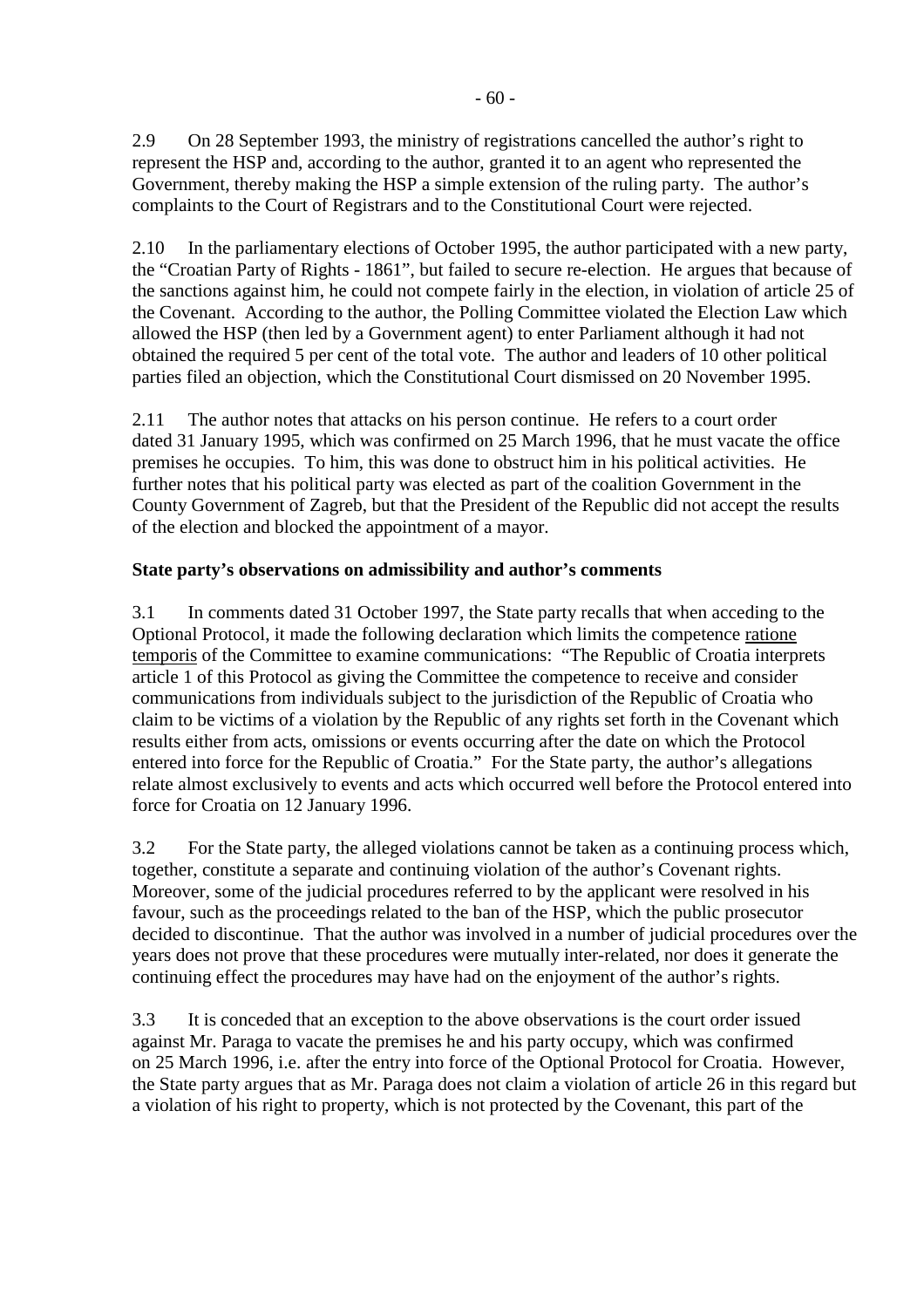2.9 On 28 September 1993, the ministry of registrations cancelled the author's right to represent the HSP and, according to the author, granted it to an agent who represented the Government, thereby making the HSP a simple extension of the ruling party. The author's complaints to the Court of Registrars and to the Constitutional Court were rejected.

2.10 In the parliamentary elections of October 1995, the author participated with a new party, the "Croatian Party of Rights - 1861", but failed to secure re-election. He argues that because of the sanctions against him, he could not compete fairly in the election, in violation of article 25 of the Covenant. According to the author, the Polling Committee violated the Election Law which allowed the HSP (then led by a Government agent) to enter Parliament although it had not obtained the required 5 per cent of the total vote. The author and leaders of 10 other political parties filed an objection, which the Constitutional Court dismissed on 20 November 1995.

2.11 The author notes that attacks on his person continue. He refers to a court order dated 31 January 1995, which was confirmed on 25 March 1996, that he must vacate the office premises he occupies. To him, this was done to obstruct him in his political activities. He further notes that his political party was elected as part of the coalition Government in the County Government of Zagreb, but that the President of the Republic did not accept the results of the election and blocked the appointment of a mayor.

**State party's observations on admissibility and author's comments**

3.1 In comments dated 31 October 1997, the State party recalls that when acceding to the Optional Protocol, it made the following declaration which limits the competence ratione temporis of the Committee to examine communications: "The Republic of Croatia interprets article 1 of this Protocol as giving the Committee the competence to receive and consider communications from individuals subject to the jurisdiction of the Republic of Croatia who claim to be victims of a violation by the Republic of any rights set forth in the Covenant which results either from acts, omissions or events occurring after the date on which the Protocol entered into force for the Republic of Croatia." For the State party, the author's allegations relate almost exclusively to events and acts which occurred well before the Protocol entered into force for Croatia on 12 January 1996.

3.2 For the State party, the alleged violations cannot be taken as a continuing process which, together, constitute a separate and continuing violation of the author's Covenant rights. Moreover, some of the judicial procedures referred to by the applicant were resolved in his favour, such as the proceedings related to the ban of the HSP, which the public prosecutor decided to discontinue. That the author was involved in a number of judicial procedures over the years does not prove that these procedures were mutually inter-related, nor does it generate the continuing effect the procedures may have had on the enjoyment of the author's rights.

3.3 It is conceded that an exception to the above observations is the court order issued against Mr. Paraga to vacate the premises he and his party occupy, which was confirmed on 25 March 1996, i.e. after the entry into force of the Optional Protocol for Croatia. However, the State party argues that as Mr. Paraga does not claim a violation of article 26 in this regard but a violation of his right to property, which is not protected by the Covenant, this part of the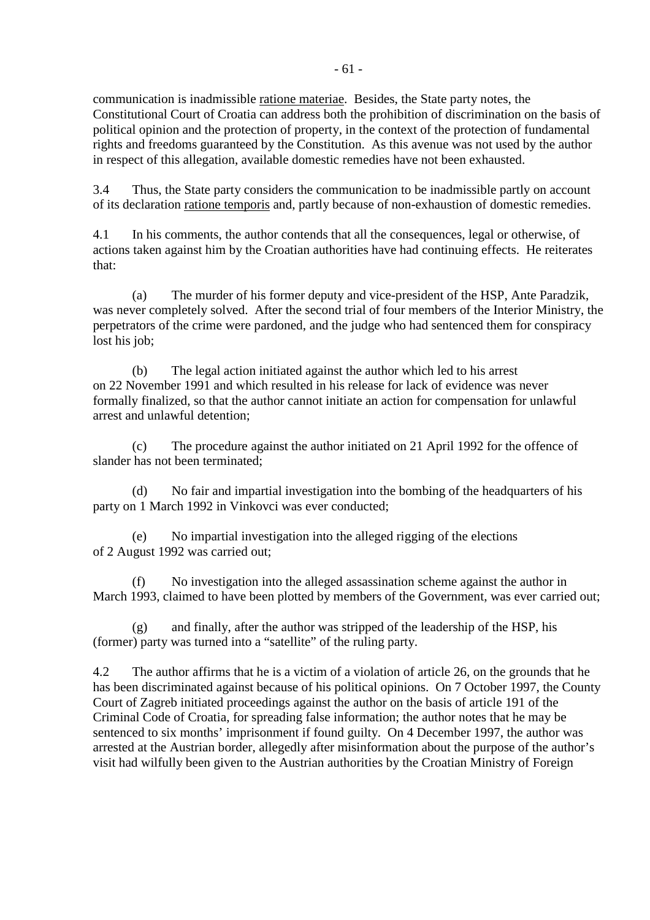communication is inadmissible ratione materiae. Besides, the State party notes, the Constitutional Court of Croatia can address both the prohibition of discrimination on the basis of political opinion and the protection of property, in the context of the protection of fundamental rights and freedoms guaranteed by the Constitution. As this avenue was not used by the author in respect of this allegation, available domestic remedies have not been exhausted.

3.4 Thus, the State party considers the communication to be inadmissible partly on account of its declaration ratione temporis and, partly because of non-exhaustion of domestic remedies.

4.1 In his comments, the author contends that all the consequences, legal or otherwise, of actions taken against him by the Croatian authorities have had continuing effects. He reiterates that:

(a) The murder of his former deputy and vice-president of the HSP, Ante Paradzik, was never completely solved. After the second trial of four members of the Interior Ministry, the perpetrators of the crime were pardoned, and the judge who had sentenced them for conspiracy lost his job;

(b) The legal action initiated against the author which led to his arrest on 22 November 1991 and which resulted in his release for lack of evidence was never formally finalized, so that the author cannot initiate an action for compensation for unlawful arrest and unlawful detention;

(c) The procedure against the author initiated on 21 April 1992 for the offence of slander has not been terminated;

(d) No fair and impartial investigation into the bombing of the headquarters of his party on 1 March 1992 in Vinkovci was ever conducted;

(e) No impartial investigation into the alleged rigging of the elections of 2 August 1992 was carried out;

(f) No investigation into the alleged assassination scheme against the author in March 1993, claimed to have been plotted by members of the Government, was ever carried out;

(g) and finally, after the author was stripped of the leadership of the HSP, his (former) party was turned into a "satellite" of the ruling party.

4.2 The author affirms that he is a victim of a violation of article 26, on the grounds that he has been discriminated against because of his political opinions. On 7 October 1997, the County Court of Zagreb initiated proceedings against the author on the basis of article 191 of the Criminal Code of Croatia, for spreading false information; the author notes that he may be sentenced to six months' imprisonment if found guilty. On 4 December 1997, the author was arrested at the Austrian border, allegedly after misinformation about the purpose of the author's visit had wilfully been given to the Austrian authorities by the Croatian Ministry of Foreign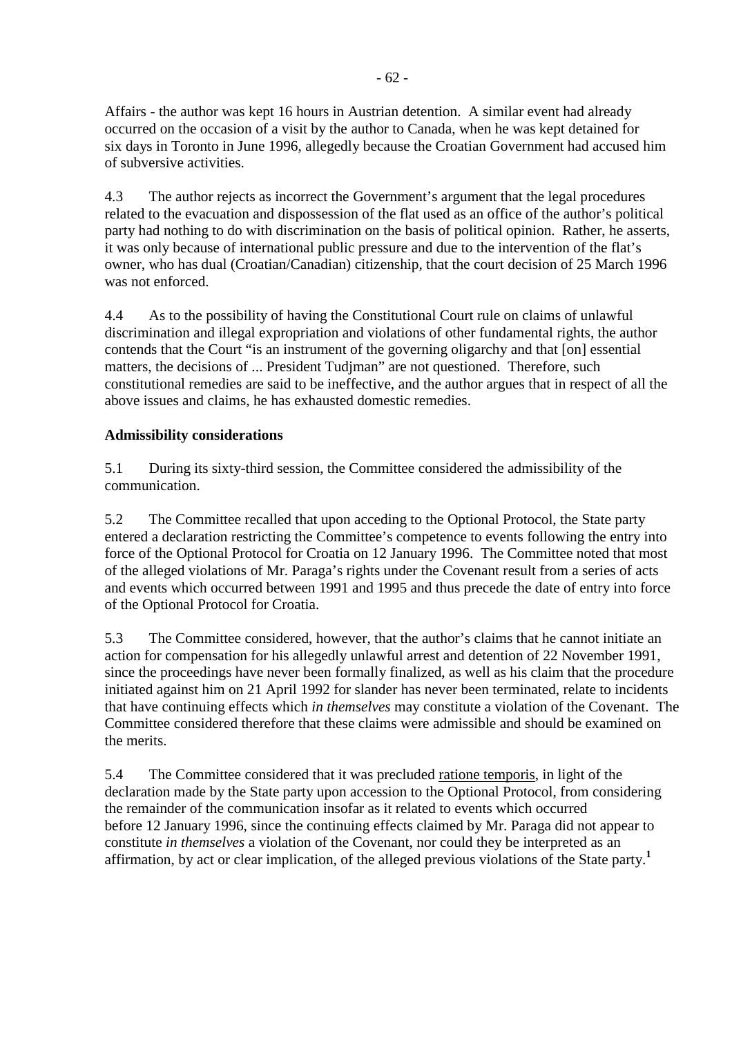Affairs - the author was kept 16 hours in Austrian detention. A similar event had already occurred on the occasion of a visit by the author to Canada, when he was kept detained for six days in Toronto in June 1996, allegedly because the Croatian Government had accused him of subversive activities.

4.3 The author rejects as incorrect the Government's argument that the legal procedures related to the evacuation and dispossession of the flat used as an office of the author's political party had nothing to do with discrimination on the basis of political opinion. Rather, he asserts, it was only because of international public pressure and due to the intervention of the flat's owner, who has dual (Croatian/Canadian) citizenship, that the court decision of 25 March 1996 was not enforced.

4.4 As to the possibility of having the Constitutional Court rule on claims of unlawful discrimination and illegal expropriation and violations of other fundamental rights, the author contends that the Court "is an instrument of the governing oligarchy and that [on] essential matters, the decisions of ... President Tudjman" are not questioned. Therefore, such constitutional remedies are said to be ineffective, and the author argues that in respect of all the above issues and claims, he has exhausted domestic remedies.

**Admissibility considerations**

5.1 During its sixty-third session, the Committee considered the admissibility of the communication.

5.2 The Committee recalled that upon acceding to the Optional Protocol, the State party entered a declaration restricting the Committee's competence to events following the entry into force of the Optional Protocol for Croatia on 12 January 1996. The Committee noted that most of the alleged violations of Mr. Paraga's rights under the Covenant result from a series of acts and events which occurred between 1991 and 1995 and thus precede the date of entry into force of the Optional Protocol for Croatia.

5.3 The Committee considered, however, that the author's claims that he cannot initiate an action for compensation for his allegedly unlawful arrest and detention of 22 November 1991, since the proceedings have never been formally finalized, as well as his claim that the procedure initiated against him on 21 April 1992 for slander has never been terminated, relate to incidents that have continuing effects which *in themselves* may constitute a violation of the Covenant. The Committee considered therefore that these claims were admissible and should be examined on the merits.

5.4 The Committee considered that it was precluded ratione temporis, in light of the declaration made by the State party upon accession to the Optional Protocol, from considering the remainder of the communication insofar as it related to events which occurred before 12 January 1996, since the continuing effects claimed by Mr. Paraga did not appear to constitute *in themselves* a violation of the Covenant, nor could they be interpreted as an affirmation, by act or clear implication, of the alleged previous violations of the State party.[1]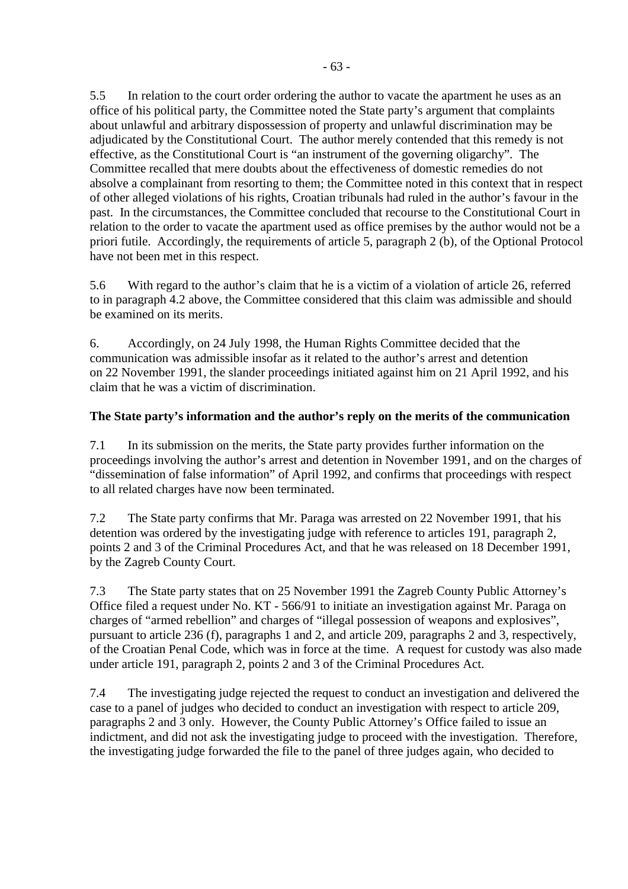5.5 In relation to the court order ordering the author to vacate the apartment he uses as an office of his political party, the Committee noted the State party's argument that complaints about unlawful and arbitrary dispossession of property and unlawful discrimination may be adjudicated by the Constitutional Court. The author merely contended that this remedy is not effective, as the Constitutional Court is "an instrument of the governing oligarchy". The Committee recalled that mere doubts about the effectiveness of domestic remedies do not absolve a complainant from resorting to them; the Committee noted in this context that in respect of other alleged violations of his rights, Croatian tribunals had ruled in the author's favour in the past. In the circumstances, the Committee concluded that recourse to the Constitutional Court in relation to the order to vacate the apartment used as office premises by the author would not be a priori futile. Accordingly, the requirements of article 5, paragraph 2 (b), of the Optional Protocol have not been met in this respect.

5.6 With regard to the author's claim that he is a victim of a violation of article 26, referred to in paragraph 4.2 above, the Committee considered that this claim was admissible and should be examined on its merits.

6. Accordingly, on 24 July 1998, the Human Rights Committee decided that the communication was admissible insofar as it related to the author's arrest and detention on 22 November 1991, the slander proceedings initiated against him on 21 April 1992, and his claim that he was a victim of discrimination.

**The State party's information and the author's reply on the merits of the communication**

7.1 In its submission on the merits, the State party provides further information on the proceedings involving the author's arrest and detention in November 1991, and on the charges of "dissemination of false information" of April 1992, and confirms that proceedings with respect to all related charges have now been terminated.

7.2 The State party confirms that Mr. Paraga was arrested on 22 November 1991, that his detention was ordered by the investigating judge with reference to articles 191, paragraph 2, points 2 and 3 of the Criminal Procedures Act, and that he was released on 18 December 1991, by the Zagreb County Court.

7.3 The State party states that on 25 November 1991 the Zagreb County Public Attorney's Office filed a request under No. KT - 566/91 to initiate an investigation against Mr. Paraga on charges of "armed rebellion" and charges of "illegal possession of weapons and explosives", pursuant to article 236 (f), paragraphs 1 and 2, and article 209, paragraphs 2 and 3, respectively, of the Croatian Penal Code, which was in force at the time. A request for custody was also made under article 191, paragraph 2, points 2 and 3 of the Criminal Procedures Act.

7.4 The investigating judge rejected the request to conduct an investigation and delivered the case to a panel of judges who decided to conduct an investigation with respect to article 209, paragraphs 2 and 3 only. However, the County Public Attorney's Office failed to issue an indictment, and did not ask the investigating judge to proceed with the investigation. Therefore, the investigating judge forwarded the file to the panel of three judges again, who decided to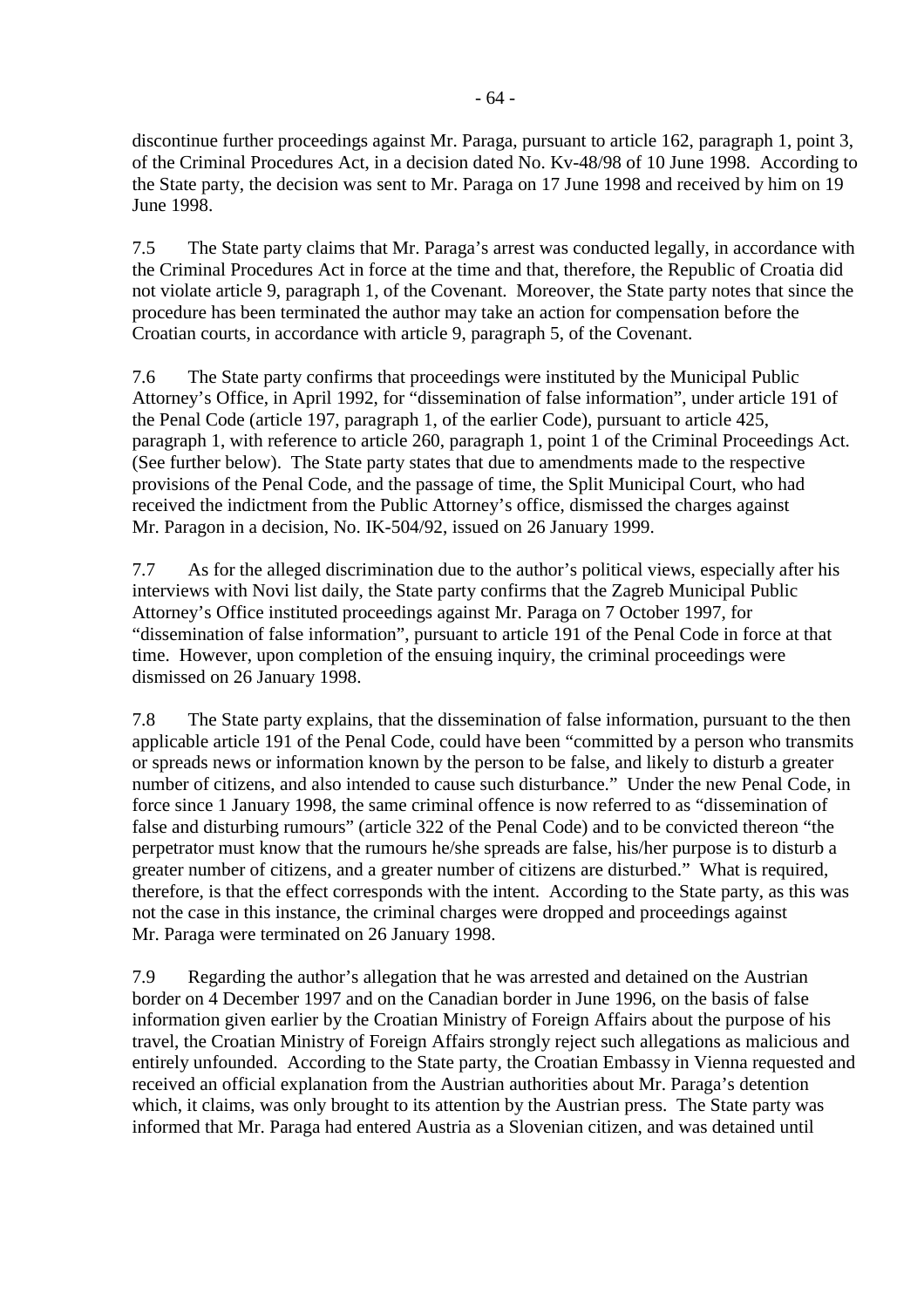discontinue further proceedings against Mr. Paraga, pursuant to article 162, paragraph 1, point 3, of the Criminal Procedures Act, in a decision dated No. Kv-48/98 of 10 June 1998. According to the State party, the decision was sent to Mr. Paraga on 17 June 1998 and received by him on 19 June 1998.

7.5 The State party claims that Mr. Paraga's arrest was conducted legally, in accordance with the Criminal Procedures Act in force at the time and that, therefore, the Republic of Croatia did not violate article 9, paragraph 1, of the Covenant. Moreover, the State party notes that since the procedure has been terminated the author may take an action for compensation before the Croatian courts, in accordance with article 9, paragraph 5, of the Covenant.

7.6 The State party confirms that proceedings were instituted by the Municipal Public Attorney's Office, in April 1992, for "dissemination of false information", under article 191 of the Penal Code (article 197, paragraph 1, of the earlier Code), pursuant to article 425, paragraph 1, with reference to article 260, paragraph 1, point 1 of the Criminal Proceedings Act. (See further below). The State party states that due to amendments made to the respective provisions of the Penal Code, and the passage of time, the Split Municipal Court, who had received the indictment from the Public Attorney's office, dismissed the charges against Mr. Paragon in a decision, No. IK-504/92, issued on 26 January 1999.

7.7 As for the alleged discrimination due to the author's political views, especially after his interviews with Novi list daily, the State party confirms that the Zagreb Municipal Public Attorney's Office instituted proceedings against Mr. Paraga on 7 October 1997, for "dissemination of false information", pursuant to article 191 of the Penal Code in force at that time. However, upon completion of the ensuing inquiry, the criminal proceedings were dismissed on 26 January 1998.

7.8 The State party explains, that the dissemination of false information, pursuant to the then applicable article 191 of the Penal Code, could have been "committed by a person who transmits or spreads news or information known by the person to be false, and likely to disturb a greater number of citizens, and also intended to cause such disturbance." Under the new Penal Code, in force since 1 January 1998, the same criminal offence is now referred to as "dissemination of false and disturbing rumours" (article 322 of the Penal Code) and to be convicted thereon "the perpetrator must know that the rumours he/she spreads are false, his/her purpose is to disturb a greater number of citizens, and a greater number of citizens are disturbed." What is required, therefore, is that the effect corresponds with the intent. According to the State party, as this was not the case in this instance, the criminal charges were dropped and proceedings against Mr. Paraga were terminated on 26 January 1998.

7.9 Regarding the author's allegation that he was arrested and detained on the Austrian border on 4 December 1997 and on the Canadian border in June 1996, on the basis of false information given earlier by the Croatian Ministry of Foreign Affairs about the purpose of his travel, the Croatian Ministry of Foreign Affairs strongly reject such allegations as malicious and entirely unfounded. According to the State party, the Croatian Embassy in Vienna requested and received an official explanation from the Austrian authorities about Mr. Paraga's detention which, it claims, was only brought to its attention by the Austrian press. The State party was informed that Mr. Paraga had entered Austria as a Slovenian citizen, and was detained until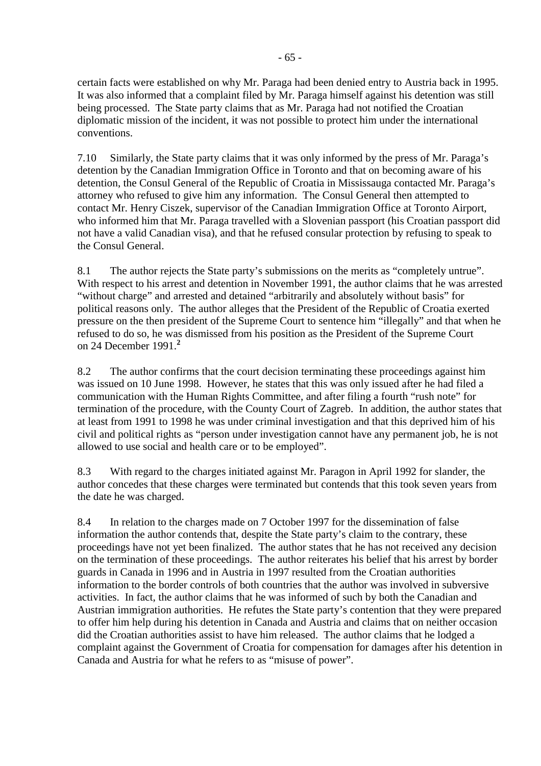certain facts were established on why Mr. Paraga had been denied entry to Austria back in 1995. It was also informed that a complaint filed by Mr. Paraga himself against his detention was still being processed. The State party claims that as Mr. Paraga had not notified the Croatian diplomatic mission of the incident, it was not possible to protect him under the international conventions.

7.10 Similarly, the State party claims that it was only informed by the press of Mr. Paraga's detention by the Canadian Immigration Office in Toronto and that on becoming aware of his detention, the Consul General of the Republic of Croatia in Mississauga contacted Mr. Paraga's attorney who refused to give him any information. The Consul General then attempted to contact Mr. Henry Ciszek, supervisor of the Canadian Immigration Office at Toronto Airport, who informed him that Mr. Paraga travelled with a Slovenian passport (his Croatian passport did not have a valid Canadian visa), and that he refused consular protection by refusing to speak to the Consul General.

8.1 The author rejects the State party's submissions on the merits as "completely untrue". With respect to his arrest and detention in November 1991, the author claims that he was arrested "without charge" and arrested and detained "arbitrarily and absolutely without basis" for political reasons only. The author alleges that the President of the Republic of Croatia exerted pressure on the then president of the Supreme Court to sentence him "illegally" and that when he refused to do so, he was dismissed from his position as the President of the Supreme Court on 24 December 1991.[2]

8.2 The author confirms that the court decision terminating these proceedings against him was issued on 10 June 1998. However, he states that this was only issued after he had filed a communication with the Human Rights Committee, and after filing a fourth "rush note" for termination of the procedure, with the County Court of Zagreb. In addition, the author states that at least from 1991 to 1998 he was under criminal investigation and that this deprived him of his civil and political rights as "person under investigation cannot have any permanent job, he is not allowed to use social and health care or to be employed".

8.3 With regard to the charges initiated against Mr. Paragon in April 1992 for slander, the author concedes that these charges were terminated but contends that this took seven years from the date he was charged.

8.4 In relation to the charges made on 7 October 1997 for the dissemination of false information the author contends that, despite the State party's claim to the contrary, these proceedings have not yet been finalized. The author states that he has not received any decision on the termination of these proceedings. The author reiterates his belief that his arrest by border guards in Canada in 1996 and in Austria in 1997 resulted from the Croatian authorities information to the border controls of both countries that the author was involved in subversive activities. In fact, the author claims that he was informed of such by both the Canadian and Austrian immigration authorities. He refutes the State party's contention that they were prepared to offer him help during his detention in Canada and Austria and claims that on neither occasion did the Croatian authorities assist to have him released. The author claims that he lodged a complaint against the Government of Croatia for compensation for damages after his detention in Canada and Austria for what he refers to as "misuse of power".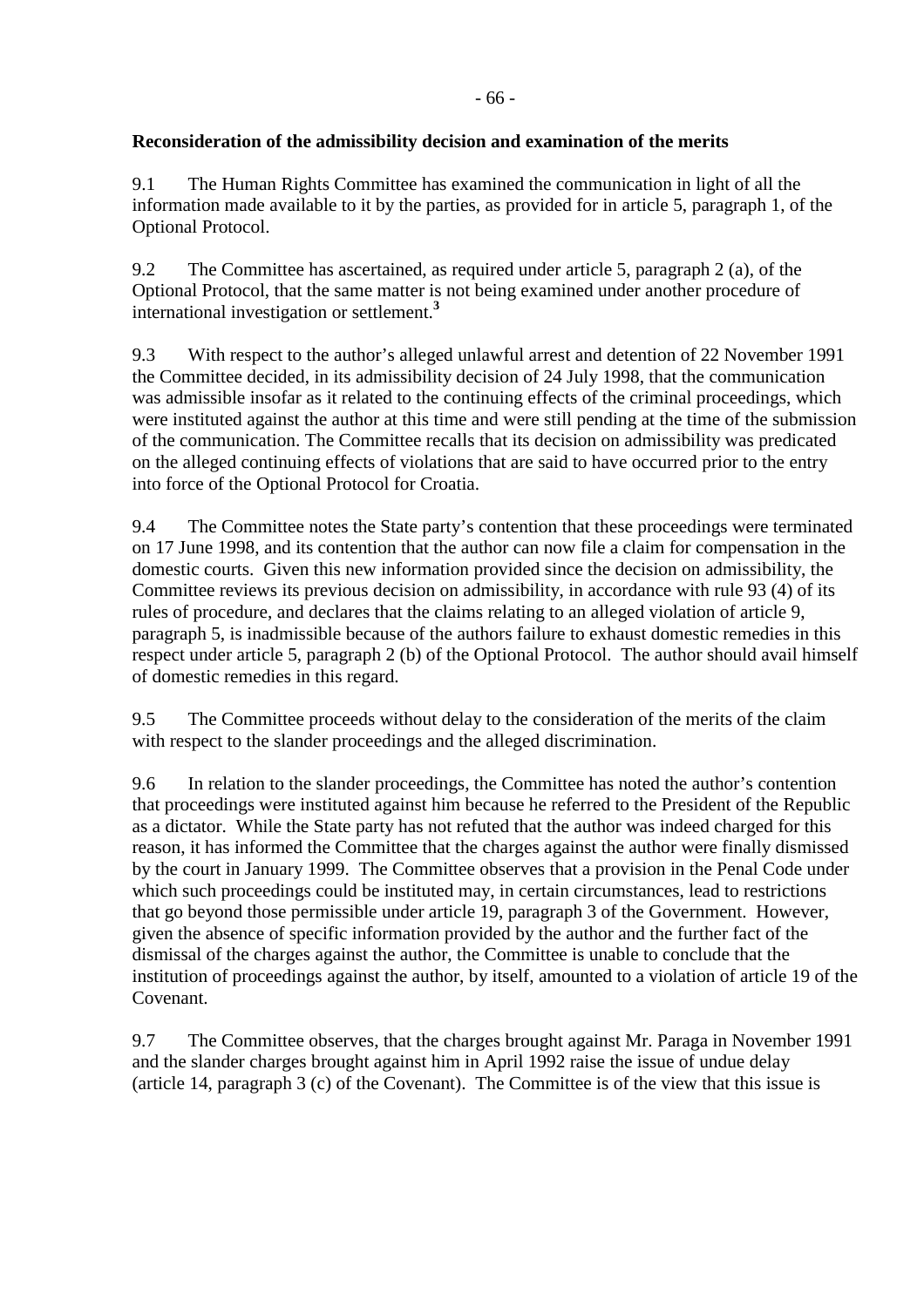**Reconsideration of the admissibility decision and examination of the merits**

9.1 The Human Rights Committee has examined the communication in light of all the information made available to it by the parties, as provided for in article 5, paragraph 1, of the Optional Protocol.

9.2 The Committee has ascertained, as required under article 5, paragraph 2 (a), of the Optional Protocol, that the same matter is not being examined under another procedure of international investigation or settlement.[3]

9.3 With respect to the author's alleged unlawful arrest and detention of 22 November 1991 the Committee decided, in its admissibility decision of 24 July 1998, that the communication was admissible insofar as it related to the continuing effects of the criminal proceedings, which were instituted against the author at this time and were still pending at the time of the submission of the communication. The Committee recalls that its decision on admissibility was predicated on the alleged continuing effects of violations that are said to have occurred prior to the entry into force of the Optional Protocol for Croatia.

9.4 The Committee notes the State party's contention that these proceedings were terminated on 17 June 1998, and its contention that the author can now file a claim for compensation in the domestic courts. Given this new information provided since the decision on admissibility, the Committee reviews its previous decision on admissibility, in accordance with rule 93 (4) of its rules of procedure, and declares that the claims relating to an alleged violation of article 9, paragraph 5, is inadmissible because of the authors failure to exhaust domestic remedies in this respect under article 5, paragraph 2 (b) of the Optional Protocol. The author should avail himself of domestic remedies in this regard.

9.5 The Committee proceeds without delay to the consideration of the merits of the claim with respect to the slander proceedings and the alleged discrimination.

9.6 In relation to the slander proceedings, the Committee has noted the author's contention that proceedings were instituted against him because he referred to the President of the Republic as a dictator. While the State party has not refuted that the author was indeed charged for this reason, it has informed the Committee that the charges against the author were finally dismissed by the court in January 1999. The Committee observes that a provision in the Penal Code under which such proceedings could be instituted may, in certain circumstances, lead to restrictions that go beyond those permissible under article 19, paragraph 3 of the Government. However, given the absence of specific information provided by the author and the further fact of the dismissal of the charges against the author, the Committee is unable to conclude that the institution of proceedings against the author, by itself, amounted to a violation of article 19 of the Covenant.

9.7 The Committee observes, that the charges brought against Mr. Paraga in November 1991 and the slander charges brought against him in April 1992 raise the issue of undue delay (article 14, paragraph 3 (c) of the Covenant). The Committee is of the view that this issue is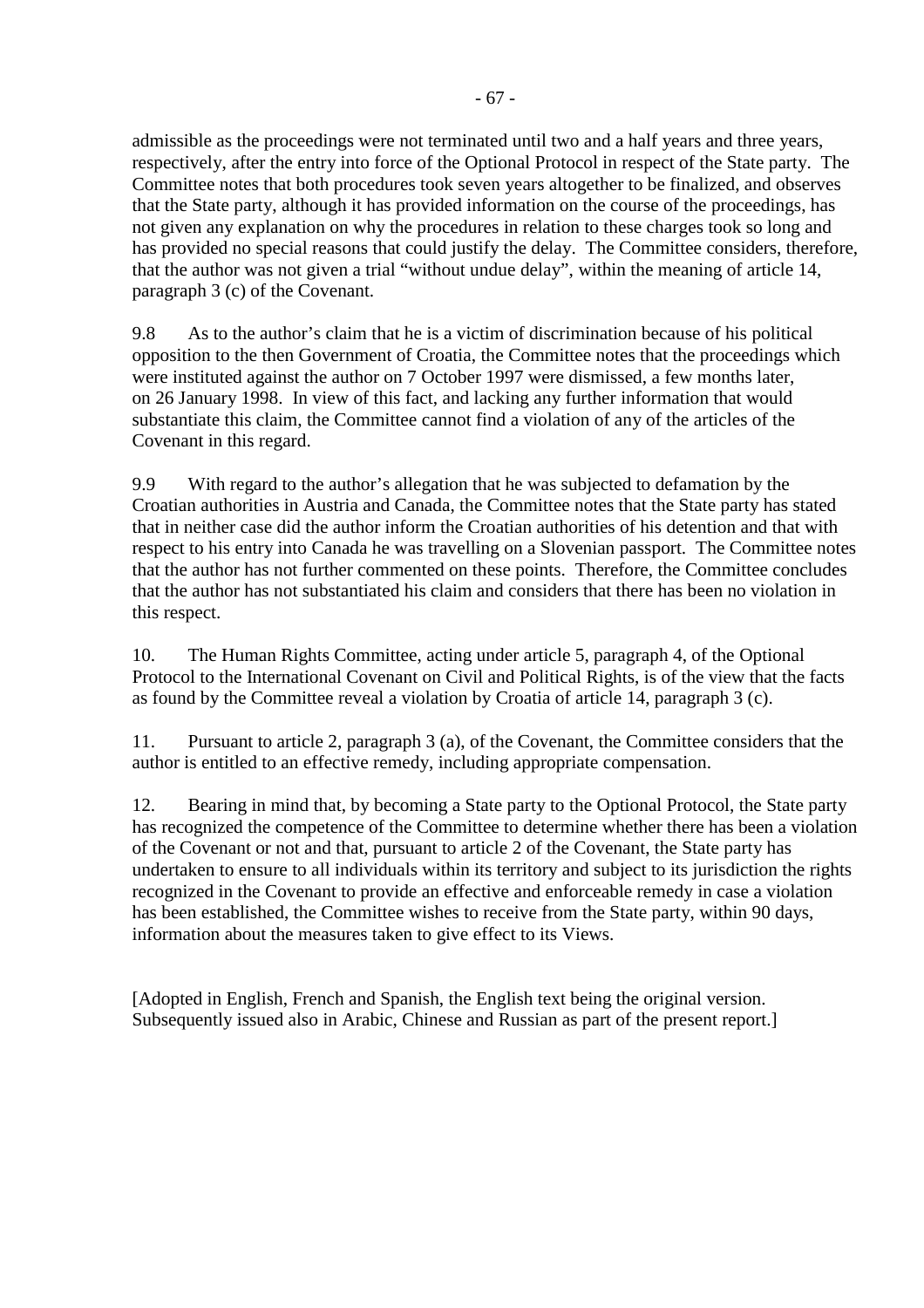admissible as the proceedings were not terminated until two and a half years and three years, respectively, after the entry into force of the Optional Protocol in respect of the State party. The Committee notes that both procedures took seven years altogether to be finalized, and observes that the State party, although it has provided information on the course of the proceedings, has not given any explanation on why the procedures in relation to these charges took so long and has provided no special reasons that could justify the delay. The Committee considers, therefore, that the author was not given a trial "without undue delay", within the meaning of article 14, paragraph 3 (c) of the Covenant.

9.8 As to the author's claim that he is a victim of discrimination because of his political opposition to the then Government of Croatia, the Committee notes that the proceedings which were instituted against the author on 7 October 1997 were dismissed, a few months later, on 26 January 1998. In view of this fact, and lacking any further information that would substantiate this claim, the Committee cannot find a violation of any of the articles of the Covenant in this regard.

9.9 With regard to the author's allegation that he was subjected to defamation by the Croatian authorities in Austria and Canada, the Committee notes that the State party has stated that in neither case did the author inform the Croatian authorities of his detention and that with respect to his entry into Canada he was travelling on a Slovenian passport. The Committee notes that the author has not further commented on these points. Therefore, the Committee concludes that the author has not substantiated his claim and considers that there has been no violation in this respect.

10. The Human Rights Committee, acting under article 5, paragraph 4, of the Optional Protocol to the International Covenant on Civil and Political Rights, is of the view that the facts as found by the Committee reveal a violation by Croatia of article 14, paragraph 3 (c).

11. Pursuant to article 2, paragraph 3 (a), of the Covenant, the Committee considers that the author is entitled to an effective remedy, including appropriate compensation.

12. Bearing in mind that, by becoming a State party to the Optional Protocol, the State party has recognized the competence of the Committee to determine whether there has been a violation of the Covenant or not and that, pursuant to article 2 of the Covenant, the State party has undertaken to ensure to all individuals within its territory and subject to its jurisdiction the rights recognized in the Covenant to provide an effective and enforceable remedy in case a violation has been established, the Committee wishes to receive from the State party, within 90 days, information about the measures taken to give effect to its Views.

[Adopted in English, French and Spanish, the English text being the original version. Subsequently issued also in Arabic, Chinese and Russian as part of the present report.]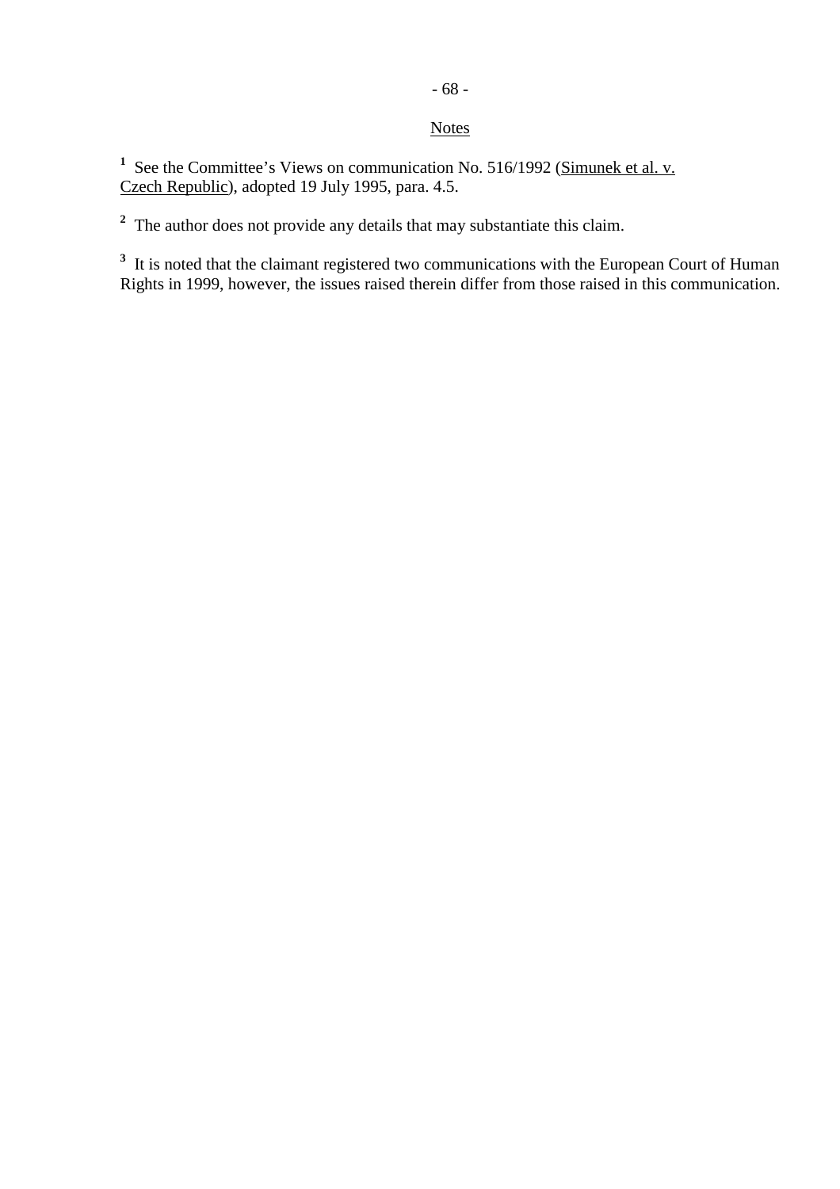Notes

[1] See the Committee's Views on communication No. 516/1992 (Simunek et al. v. Czech Republic), adopted 19 July 1995, para. 4.5.

[2] The author does not provide any details that may substantiate this claim.

[3] It is noted that the claimant registered two communications with the European Court of Human Rights in 1999, however, the issues raised therein differ from those raised in this communication.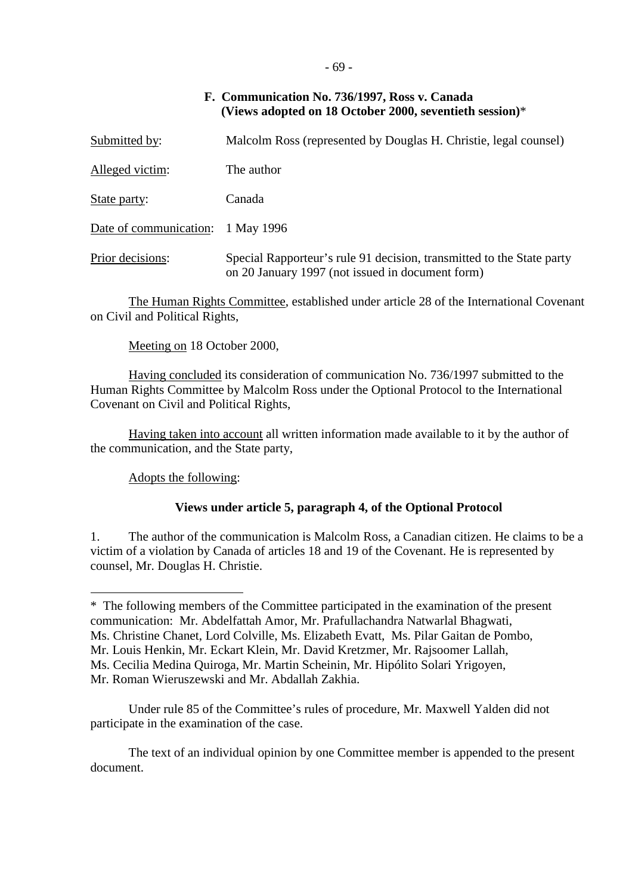### F. Communication No. 736/1997, Ross v. Canada (Views adopted on 18 October 2000, seventieth session)*

Submitted by: Malcolm Ross (represented by Douglas H. Christie, legal counsel)

Alleged victim: The author

State party: Canada

Date of communication: 1 May 1996

Prior decisions: Special Rapporteur's rule 91 decision, transmitted to the State party on 20 January 1997 (not issued in document form)

The Human Rights Committee, established under article 28 of the International Covenant on Civil and Political Rights,

Meeting on 18 October 2000,

Having concluded its consideration of communication No. 736/1997 submitted to the Human Rights Committee by Malcolm Ross under the Optional Protocol to the International Covenant on Civil and Political Rights,

Having taken into account all written information made available to it by the author of the communication, and the State party,

Adopts the following:

**Views under article 5, paragraph 4, of the Optional Protocol**

1. The author of the communication is Malcolm Ross, a Canadian citizen. He claims to be a victim of a violation by Canada of articles 18 and 19 of the Covenant. He is represented by counsel, Mr. Douglas H. Christie.

---

\* The following members of the Committee participated in the examination of the present communication: Mr. Abdelfattah Amor, Mr. Prafullachandra Natwarlal Bhagwati, Ms. Christine Chanet, Lord Colville, Ms. Elizabeth Evatt, Ms. Pilar Gaitan de Pombo, Mr. Louis Henkin, Mr. Eckart Klein, Mr. David Kretzmer, Mr. Rajsoomer Lallah, Ms. Cecilia Medina Quiroga, Mr. Martin Scheinin, Mr. Hipólito Solari Yrigoyen, Mr. Roman Wieruszewski and Mr. Abdallah Zakhia.

Under rule 85 of the Committee's rules of procedure, Mr. Maxwell Yalden did not participate in the examination of the case.

The text of an individual opinion by one Committee member is appended to the present document.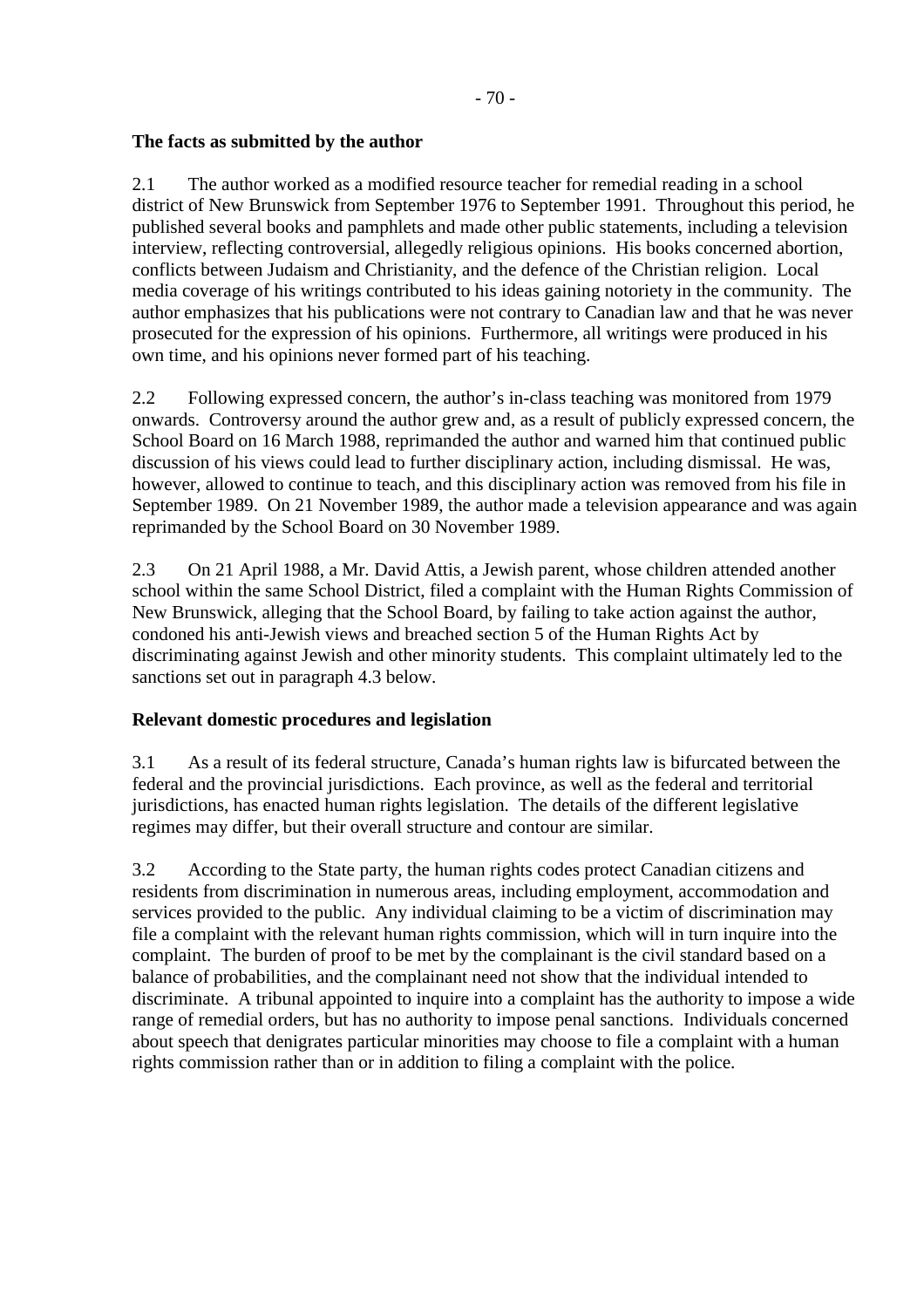**The facts as submitted by the author**

2.1 The author worked as a modified resource teacher for remedial reading in a school district of New Brunswick from September 1976 to September 1991. Throughout this period, he published several books and pamphlets and made other public statements, including a television interview, reflecting controversial, allegedly religious opinions. His books concerned abortion, conflicts between Judaism and Christianity, and the defence of the Christian religion. Local media coverage of his writings contributed to his ideas gaining notoriety in the community. The author emphasizes that his publications were not contrary to Canadian law and that he was never prosecuted for the expression of his opinions. Furthermore, all writings were produced in his own time, and his opinions never formed part of his teaching.

2.2 Following expressed concern, the author's in-class teaching was monitored from 1979 onwards. Controversy around the author grew and, as a result of publicly expressed concern, the School Board on 16 March 1988, reprimanded the author and warned him that continued public discussion of his views could lead to further disciplinary action, including dismissal. He was, however, allowed to continue to teach, and this disciplinary action was removed from his file in September 1989. On 21 November 1989, the author made a television appearance and was again reprimanded by the School Board on 30 November 1989.

2.3 On 21 April 1988, a Mr. David Attis, a Jewish parent, whose children attended another school within the same School District, filed a complaint with the Human Rights Commission of New Brunswick, alleging that the School Board, by failing to take action against the author, condoned his anti-Jewish views and breached section 5 of the Human Rights Act by discriminating against Jewish and other minority students. This complaint ultimately led to the sanctions set out in paragraph 4.3 below.

**Relevant domestic procedures and legislation**

3.1 As a result of its federal structure, Canada's human rights law is bifurcated between the federal and the provincial jurisdictions. Each province, as well as the federal and territorial jurisdictions, has enacted human rights legislation. The details of the different legislative regimes may differ, but their overall structure and contour are similar.

3.2 According to the State party, the human rights codes protect Canadian citizens and residents from discrimination in numerous areas, including employment, accommodation and services provided to the public. Any individual claiming to be a victim of discrimination may file a complaint with the relevant human rights commission, which will in turn inquire into the complaint. The burden of proof to be met by the complainant is the civil standard based on a balance of probabilities, and the complainant need not show that the individual intended to discriminate. A tribunal appointed to inquire into a complaint has the authority to impose a wide range of remedial orders, but has no authority to impose penal sanctions. Individuals concerned about speech that denigrates particular minorities may choose to file a complaint with a human rights commission rather than or in addition to filing a complaint with the police.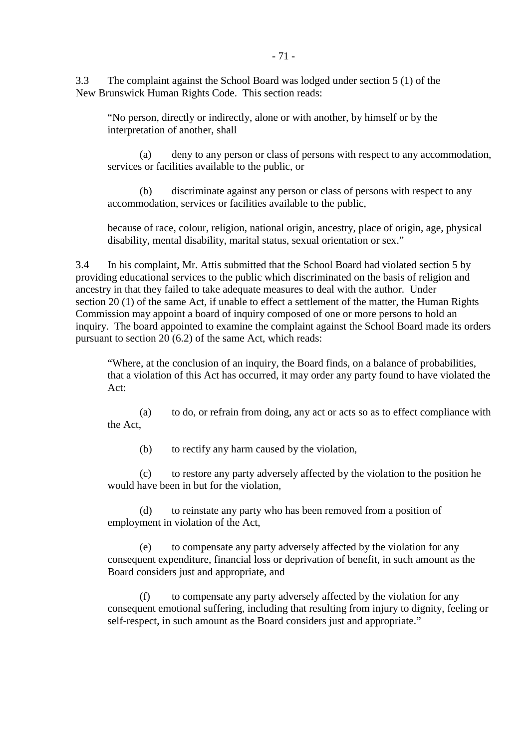3.3 The complaint against the School Board was lodged under section 5 (1) of the New Brunswick Human Rights Code. This section reads:

> "No person, directly or indirectly, alone or with another, by himself or by the interpretation of another, shall
>
> (a) deny to any person or class of persons with respect to any accommodation, services or facilities available to the public, or
>
> (b) discriminate against any person or class of persons with respect to any accommodation, services or facilities available to the public,
>
> because of race, colour, religion, national origin, ancestry, place of origin, age, physical disability, mental disability, marital status, sexual orientation or sex."

3.4 In his complaint, Mr. Attis submitted that the School Board had violated section 5 by providing educational services to the public which discriminated on the basis of religion and ancestry in that they failed to take adequate measures to deal with the author. Under section 20 (1) of the same Act, if unable to effect a settlement of the matter, the Human Rights Commission may appoint a board of inquiry composed of one or more persons to hold an inquiry. The board appointed to examine the complaint against the School Board made its orders pursuant to section 20 (6.2) of the same Act, which reads:

> "Where, at the conclusion of an inquiry, the Board finds, on a balance of probabilities, that a violation of this Act has occurred, it may order any party found to have violated the Act:
>
> (a) to do, or refrain from doing, any act or acts so as to effect compliance with the Act,
>
> (b) to rectify any harm caused by the violation,
>
> (c) to restore any party adversely affected by the violation to the position he would have been in but for the violation,
>
> (d) to reinstate any party who has been removed from a position of employment in violation of the Act,
>
> (e) to compensate any party adversely affected by the violation for any consequent expenditure, financial loss or deprivation of benefit, in such amount as the Board considers just and appropriate, and
>
> (f) to compensate any party adversely affected by the violation for any consequent emotional suffering, including that resulting from injury to dignity, feeling or self-respect, in such amount as the Board considers just and appropriate."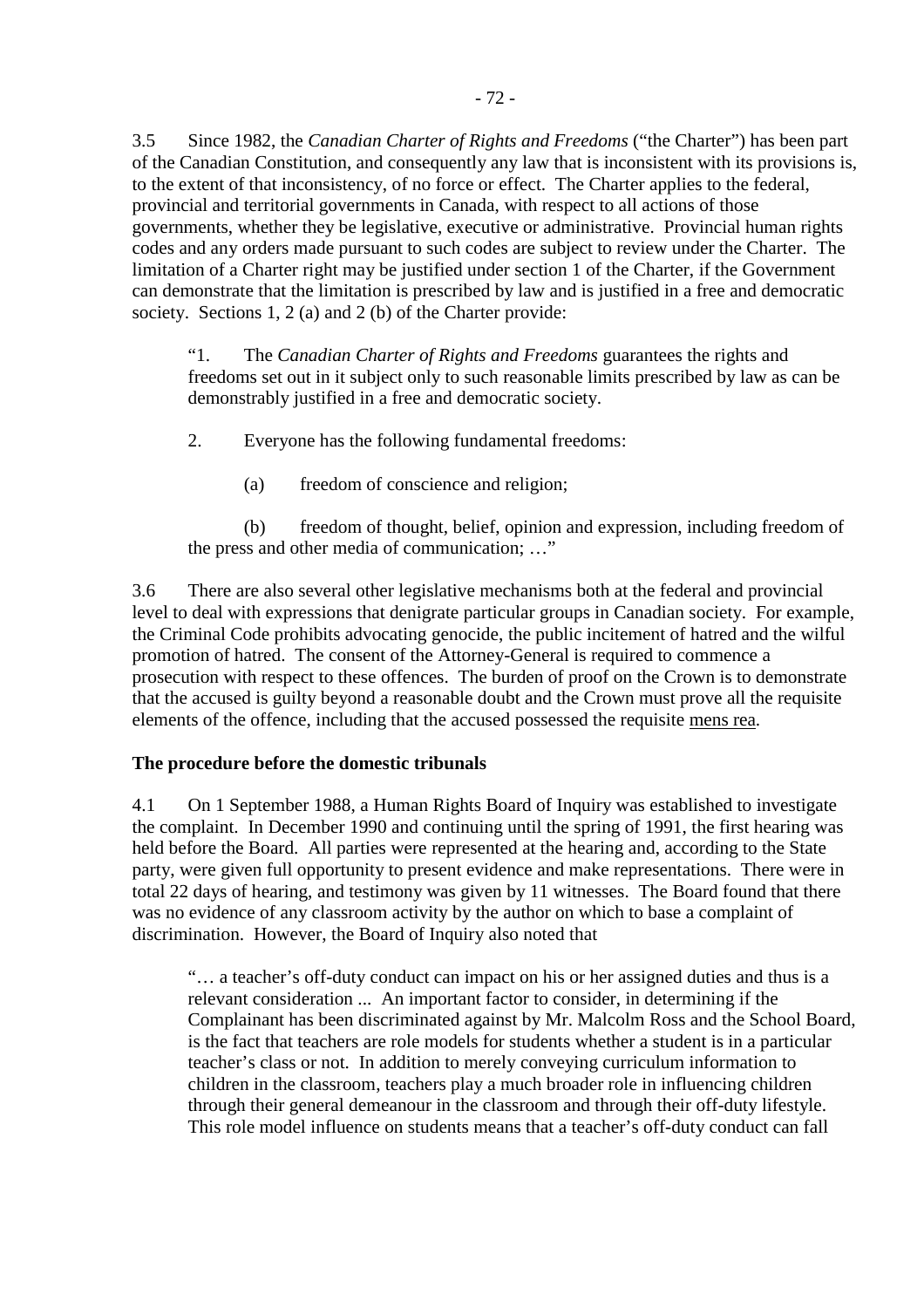3.5 Since 1982, the *Canadian Charter of Rights and Freedoms* ("the Charter") has been part of the Canadian Constitution, and consequently any law that is inconsistent with its provisions is, to the extent of that inconsistency, of no force or effect. The Charter applies to the federal, provincial and territorial governments in Canada, with respect to all actions of those governments, whether they be legislative, executive or administrative. Provincial human rights codes and any orders made pursuant to such codes are subject to review under the Charter. The limitation of a Charter right may be justified under section 1 of the Charter, if the Government can demonstrate that the limitation is prescribed by law and is justified in a free and democratic society. Sections 1, 2 (a) and 2 (b) of the Charter provide:

> "1. The *Canadian Charter of Rights and Freedoms* guarantees the rights and freedoms set out in it subject only to such reasonable limits prescribed by law as can be demonstrably justified in a free and democratic society.
>
> 2. Everyone has the following fundamental freedoms:
>
> (a) freedom of conscience and religion;
>
> (b) freedom of thought, belief, opinion and expression, including freedom of the press and other media of communication; …"

3.6 There are also several other legislative mechanisms both at the federal and provincial level to deal with expressions that denigrate particular groups in Canadian society. For example, the Criminal Code prohibits advocating genocide, the public incitement of hatred and the wilful promotion of hatred. The consent of the Attorney-General is required to commence a prosecution with respect to these offences. The burden of proof on the Crown is to demonstrate that the accused is guilty beyond a reasonable doubt and the Crown must prove all the requisite elements of the offence, including that the accused possessed the requisite mens rea.

**The procedure before the domestic tribunals**

4.1 On 1 September 1988, a Human Rights Board of Inquiry was established to investigate the complaint. In December 1990 and continuing until the spring of 1991, the first hearing was held before the Board. All parties were represented at the hearing and, according to the State party, were given full opportunity to present evidence and make representations. There were in total 22 days of hearing, and testimony was given by 11 witnesses. The Board found that there was no evidence of any classroom activity by the author on which to base a complaint of discrimination. However, the Board of Inquiry also noted that

> "… a teacher's off-duty conduct can impact on his or her assigned duties and thus is a relevant consideration ... An important factor to consider, in determining if the Complainant has been discriminated against by Mr. Malcolm Ross and the School Board, is the fact that teachers are role models for students whether a student is in a particular teacher's class or not. In addition to merely conveying curriculum information to children in the classroom, teachers play a much broader role in influencing children through their general demeanour in the classroom and through their off-duty lifestyle. This role model influence on students means that a teacher's off-duty conduct can fall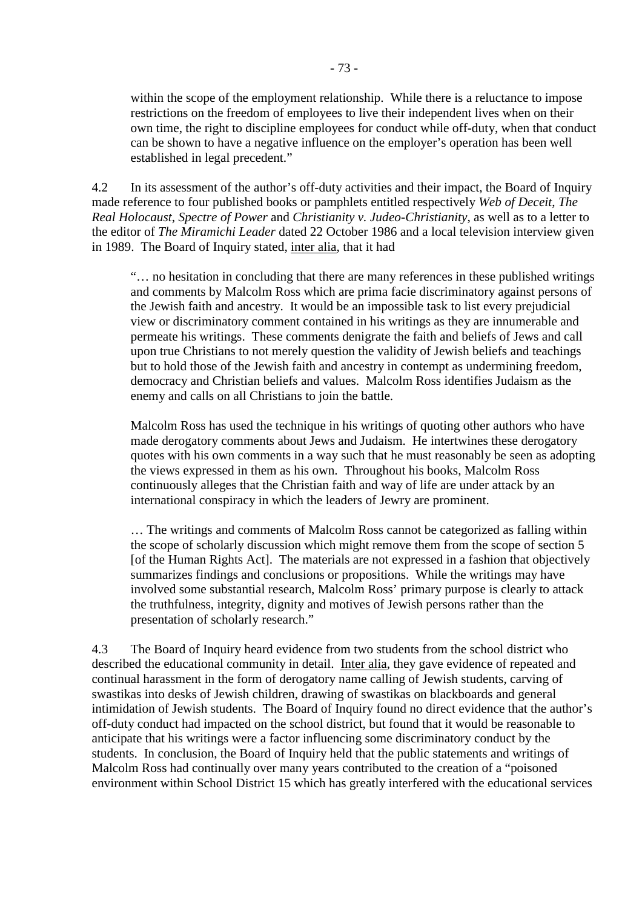within the scope of the employment relationship. While there is a reluctance to impose restrictions on the freedom of employees to live their independent lives when on their own time, the right to discipline employees for conduct while off-duty, when that conduct can be shown to have a negative influence on the employer's operation has been well established in legal precedent."

4.2 In its assessment of the author's off-duty activities and their impact, the Board of Inquiry made reference to four published books or pamphlets entitled respectively *Web of Deceit*, *The Real Holocaust*, *Spectre of Power* and *Christianity v. Judeo-Christianity*, as well as to a letter to the editor of *The Miramichi Leader* dated 22 October 1986 and a local television interview given in 1989. The Board of Inquiry stated, inter alia, that it had

> "… no hesitation in concluding that there are many references in these published writings and comments by Malcolm Ross which are prima facie discriminatory against persons of the Jewish faith and ancestry. It would be an impossible task to list every prejudicial view or discriminatory comment contained in his writings as they are innumerable and permeate his writings. These comments denigrate the faith and beliefs of Jews and call upon true Christians to not merely question the validity of Jewish beliefs and teachings but to hold those of the Jewish faith and ancestry in contempt as undermining freedom, democracy and Christian beliefs and values. Malcolm Ross identifies Judaism as the enemy and calls on all Christians to join the battle.
>
> Malcolm Ross has used the technique in his writings of quoting other authors who have made derogatory comments about Jews and Judaism. He intertwines these derogatory quotes with his own comments in a way such that he must reasonably be seen as adopting the views expressed in them as his own. Throughout his books, Malcolm Ross continuously alleges that the Christian faith and way of life are under attack by an international conspiracy in which the leaders of Jewry are prominent.
>
> … The writings and comments of Malcolm Ross cannot be categorized as falling within the scope of scholarly discussion which might remove them from the scope of section 5 [of the Human Rights Act]. The materials are not expressed in a fashion that objectively summarizes findings and conclusions or propositions. While the writings may have involved some substantial research, Malcolm Ross' primary purpose is clearly to attack the truthfulness, integrity, dignity and motives of Jewish persons rather than the presentation of scholarly research."

4.3 The Board of Inquiry heard evidence from two students from the school district who described the educational community in detail. Inter alia, they gave evidence of repeated and continual harassment in the form of derogatory name calling of Jewish students, carving of swastikas into desks of Jewish children, drawing of swastikas on blackboards and general intimidation of Jewish students. The Board of Inquiry found no direct evidence that the author's off-duty conduct had impacted on the school district, but found that it would be reasonable to anticipate that his writings were a factor influencing some discriminatory conduct by the students. In conclusion, the Board of Inquiry held that the public statements and writings of Malcolm Ross had continually over many years contributed to the creation of a "poisoned environment within School District 15 which has greatly interfered with the educational services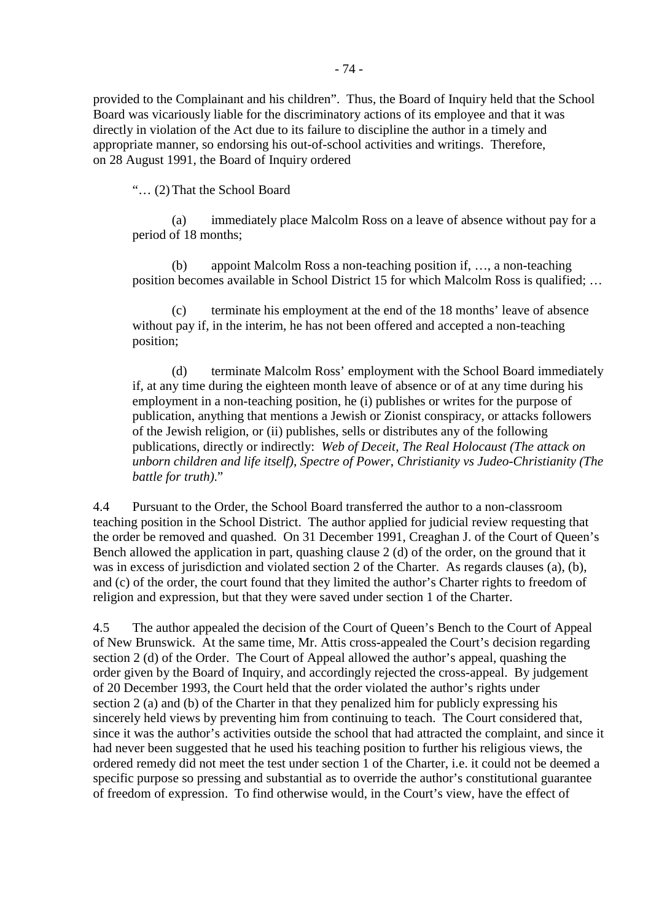provided to the Complainant and his children". Thus, the Board of Inquiry held that the School Board was vicariously liable for the discriminatory actions of its employee and that it was directly in violation of the Act due to its failure to discipline the author in a timely and appropriate manner, so endorsing his out-of-school activities and writings. Therefore, on 28 August 1991, the Board of Inquiry ordered

> "… (2) That the School Board
>
> (a) immediately place Malcolm Ross on a leave of absence without pay for a period of 18 months;
>
> (b) appoint Malcolm Ross a non-teaching position if, …, a non-teaching position becomes available in School District 15 for which Malcolm Ross is qualified; …
>
> (c) terminate his employment at the end of the 18 months' leave of absence without pay if, in the interim, he has not been offered and accepted a non-teaching position;
>
> (d) terminate Malcolm Ross' employment with the School Board immediately if, at any time during the eighteen month leave of absence or of at any time during his employment in a non-teaching position, he (i) publishes or writes for the purpose of publication, anything that mentions a Jewish or Zionist conspiracy, or attacks followers of the Jewish religion, or (ii) publishes, sells or distributes any of the following publications, directly or indirectly: *Web of Deceit*, *The Real Holocaust (The attack on unborn children and life itself)*, *Spectre of Power*, *Christianity vs Judeo-Christianity (The battle for truth)*."

4.4 Pursuant to the Order, the School Board transferred the author to a non-classroom teaching position in the School District. The author applied for judicial review requesting that the order be removed and quashed. On 31 December 1991, Creaghan J. of the Court of Queen's Bench allowed the application in part, quashing clause 2 (d) of the order, on the ground that it was in excess of jurisdiction and violated section 2 of the Charter. As regards clauses (a), (b), and (c) of the order, the court found that they limited the author's Charter rights to freedom of religion and expression, but that they were saved under section 1 of the Charter.

4.5 The author appealed the decision of the Court of Queen's Bench to the Court of Appeal of New Brunswick. At the same time, Mr. Attis cross-appealed the Court's decision regarding section 2 (d) of the Order. The Court of Appeal allowed the author's appeal, quashing the order given by the Board of Inquiry, and accordingly rejected the cross-appeal. By judgement of 20 December 1993, the Court held that the order violated the author's rights under section 2 (a) and (b) of the Charter in that they penalized him for publicly expressing his sincerely held views by preventing him from continuing to teach. The Court considered that, since it was the author's activities outside the school that had attracted the complaint, and since it had never been suggested that he used his teaching position to further his religious views, the ordered remedy did not meet the test under section 1 of the Charter, i.e. it could not be deemed a specific purpose so pressing and substantial as to override the author's constitutional guarantee of freedom of expression. To find otherwise would, in the Court's view, have the effect of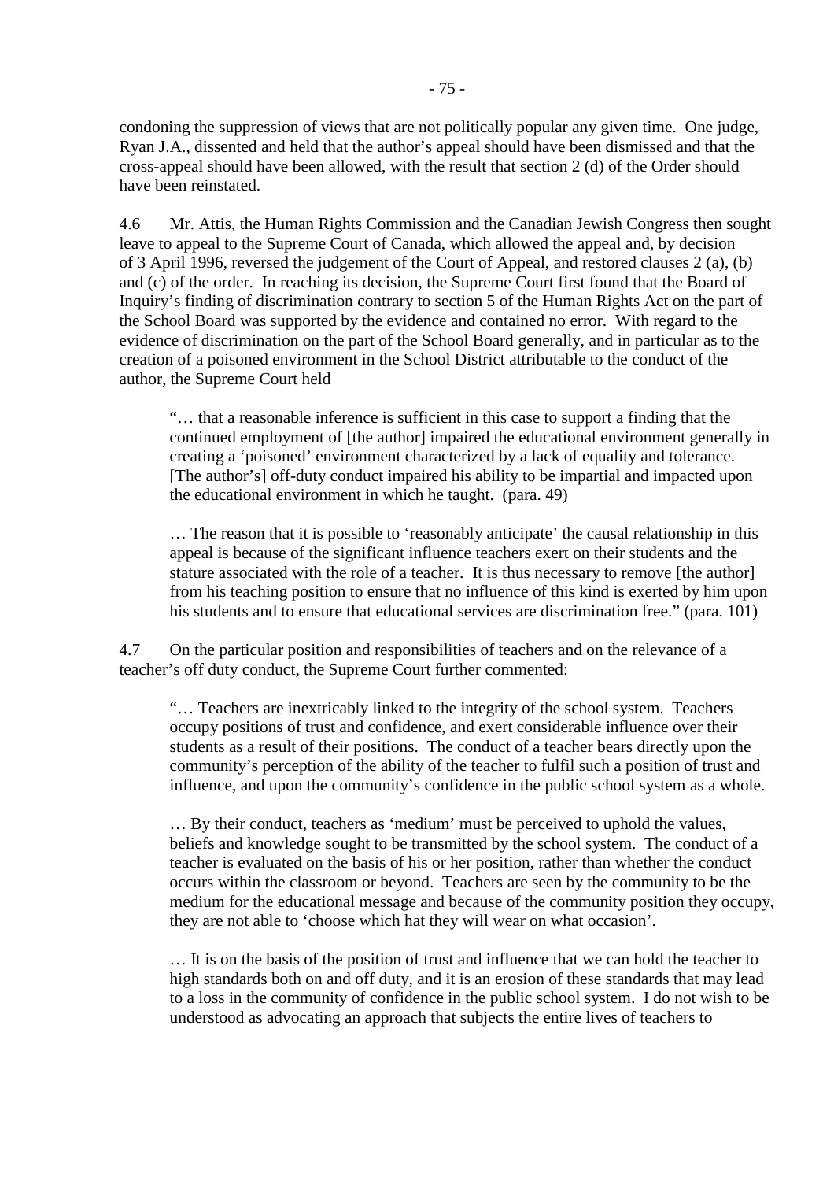condoning the suppression of views that are not politically popular any given time. One judge, Ryan J.A., dissented and held that the author's appeal should have been dismissed and that the cross-appeal should have been allowed, with the result that section 2 (d) of the Order should have been reinstated.

4.6 Mr. Attis, the Human Rights Commission and the Canadian Jewish Congress then sought leave to appeal to the Supreme Court of Canada, which allowed the appeal and, by decision of 3 April 1996, reversed the judgement of the Court of Appeal, and restored clauses 2 (a), (b) and (c) of the order. In reaching its decision, the Supreme Court first found that the Board of Inquiry's finding of discrimination contrary to section 5 of the Human Rights Act on the part of the School Board was supported by the evidence and contained no error. With regard to the evidence of discrimination on the part of the School Board generally, and in particular as to the creation of a poisoned environment in the School District attributable to the conduct of the author, the Supreme Court held

> "… that a reasonable inference is sufficient in this case to support a finding that the continued employment of [the author] impaired the educational environment generally in creating a 'poisoned' environment characterized by a lack of equality and tolerance. [The author's] off-duty conduct impaired his ability to be impartial and impacted upon the educational environment in which he taught. (para. 49)
>
> … The reason that it is possible to 'reasonably anticipate' the causal relationship in this appeal is because of the significant influence teachers exert on their students and the stature associated with the role of a teacher. It is thus necessary to remove [the author] from his teaching position to ensure that no influence of this kind is exerted by him upon his students and to ensure that educational services are discrimination free." (para. 101)

4.7 On the particular position and responsibilities of teachers and on the relevance of a teacher's off duty conduct, the Supreme Court further commented:

> "… Teachers are inextricably linked to the integrity of the school system. Teachers occupy positions of trust and confidence, and exert considerable influence over their students as a result of their positions. The conduct of a teacher bears directly upon the community's perception of the ability of the teacher to fulfil such a position of trust and influence, and upon the community's confidence in the public school system as a whole.
>
> … By their conduct, teachers as 'medium' must be perceived to uphold the values, beliefs and knowledge sought to be transmitted by the school system. The conduct of a teacher is evaluated on the basis of his or her position, rather than whether the conduct occurs within the classroom or beyond. Teachers are seen by the community to be the medium for the educational message and because of the community position they occupy, they are not able to 'choose which hat they will wear on what occasion'.
>
> … It is on the basis of the position of trust and influence that we can hold the teacher to high standards both on and off duty, and it is an erosion of these standards that may lead to a loss in the community of confidence in the public school system. I do not wish to be understood as advocating an approach that subjects the entire lives of teachers to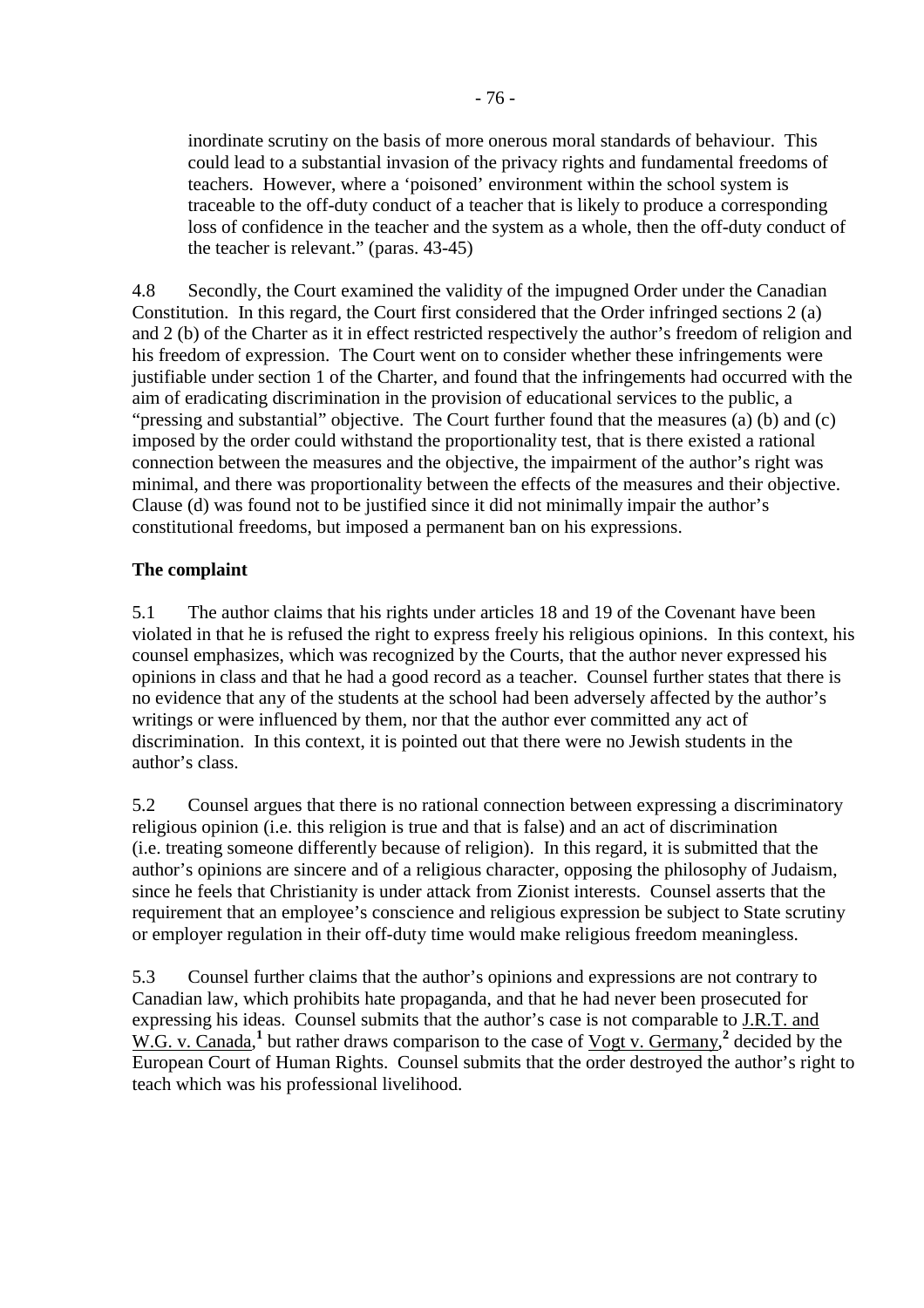inordinate scrutiny on the basis of more onerous moral standards of behaviour. This could lead to a substantial invasion of the privacy rights and fundamental freedoms of teachers. However, where a 'poisoned' environment within the school system is traceable to the off-duty conduct of a teacher that is likely to produce a corresponding loss of confidence in the teacher and the system as a whole, then the off-duty conduct of the teacher is relevant." (paras. 43-45)

4.8 Secondly, the Court examined the validity of the impugned Order under the Canadian Constitution. In this regard, the Court first considered that the Order infringed sections 2 (a) and 2 (b) of the Charter as it in effect restricted respectively the author's freedom of religion and his freedom of expression. The Court went on to consider whether these infringements were justifiable under section 1 of the Charter, and found that the infringements had occurred with the aim of eradicating discrimination in the provision of educational services to the public, a "pressing and substantial" objective. The Court further found that the measures (a) (b) and (c) imposed by the order could withstand the proportionality test, that is there existed a rational connection between the measures and the objective, the impairment of the author's right was minimal, and there was proportionality between the effects of the measures and their objective. Clause (d) was found not to be justified since it did not minimally impair the author's constitutional freedoms, but imposed a permanent ban on his expressions.

**The complaint**

5.1 The author claims that his rights under articles 18 and 19 of the Covenant have been violated in that he is refused the right to express freely his religious opinions. In this context, his counsel emphasizes, which was recognized by the Courts, that the author never expressed his opinions in class and that he had a good record as a teacher. Counsel further states that there is no evidence that any of the students at the school had been adversely affected by the author's writings or were influenced by them, nor that the author ever committed any act of discrimination. In this context, it is pointed out that there were no Jewish students in the author's class.

5.2 Counsel argues that there is no rational connection between expressing a discriminatory religious opinion (i.e. this religion is true and that is false) and an act of discrimination (i.e. treating someone differently because of religion). In this regard, it is submitted that the author's opinions are sincere and of a religious character, opposing the philosophy of Judaism, since he feels that Christianity is under attack from Zionist interests. Counsel asserts that the requirement that an employee's conscience and religious expression be subject to State scrutiny or employer regulation in their off-duty time would make religious freedom meaningless.

5.3 Counsel further claims that the author's opinions and expressions are not contrary to Canadian law, which prohibits hate propaganda, and that he had never been prosecuted for expressing his ideas. Counsel submits that the author's case is not comparable to J.R.T. and W.G. v. Canada,[1] but rather draws comparison to the case of Vogt v. Germany,[2] decided by the European Court of Human Rights. Counsel submits that the order destroyed the author's right to teach which was his professional livelihood.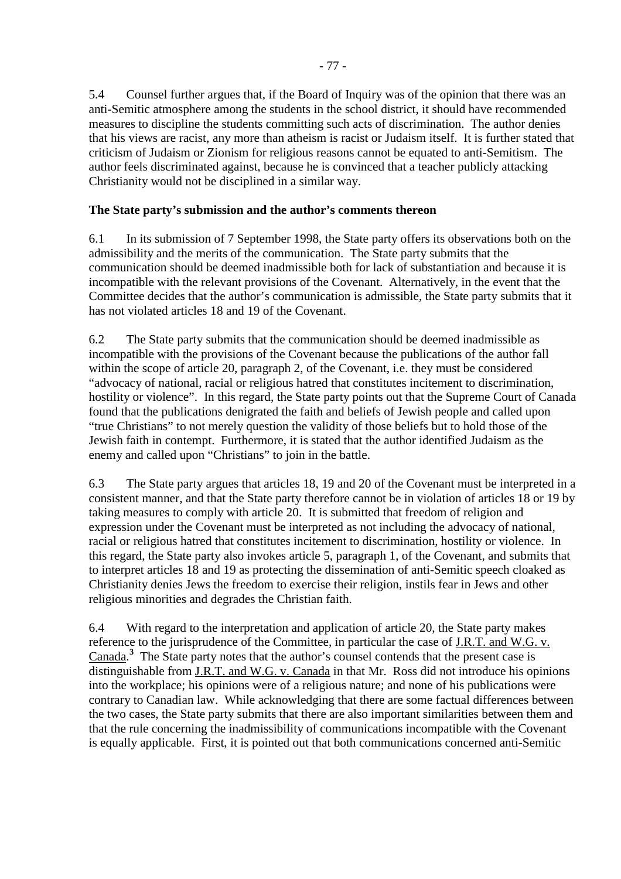5.4 Counsel further argues that, if the Board of Inquiry was of the opinion that there was an anti-Semitic atmosphere among the students in the school district, it should have recommended measures to discipline the students committing such acts of discrimination. The author denies that his views are racist, any more than atheism is racist or Judaism itself. It is further stated that criticism of Judaism or Zionism for religious reasons cannot be equated to anti-Semitism. The author feels discriminated against, because he is convinced that a teacher publicly attacking Christianity would not be disciplined in a similar way.

**The State party's submission and the author's comments thereon**

6.1 In its submission of 7 September 1998, the State party offers its observations both on the admissibility and the merits of the communication. The State party submits that the communication should be deemed inadmissible both for lack of substantiation and because it is incompatible with the relevant provisions of the Covenant. Alternatively, in the event that the Committee decides that the author's communication is admissible, the State party submits that it has not violated articles 18 and 19 of the Covenant.

6.2 The State party submits that the communication should be deemed inadmissible as incompatible with the provisions of the Covenant because the publications of the author fall within the scope of article 20, paragraph 2, of the Covenant, i.e. they must be considered "advocacy of national, racial or religious hatred that constitutes incitement to discrimination, hostility or violence". In this regard, the State party points out that the Supreme Court of Canada found that the publications denigrated the faith and beliefs of Jewish people and called upon "true Christians" to not merely question the validity of those beliefs but to hold those of the Jewish faith in contempt. Furthermore, it is stated that the author identified Judaism as the enemy and called upon "Christians" to join in the battle.

6.3 The State party argues that articles 18, 19 and 20 of the Covenant must be interpreted in a consistent manner, and that the State party therefore cannot be in violation of articles 18 or 19 by taking measures to comply with article 20. It is submitted that freedom of religion and expression under the Covenant must be interpreted as not including the advocacy of national, racial or religious hatred that constitutes incitement to discrimination, hostility or violence. In this regard, the State party also invokes article 5, paragraph 1, of the Covenant, and submits that to interpret articles 18 and 19 as protecting the dissemination of anti-Semitic speech cloaked as Christianity denies Jews the freedom to exercise their religion, instils fear in Jews and other religious minorities and degrades the Christian faith.

6.4 With regard to the interpretation and application of article 20, the State party makes reference to the jurisprudence of the Committee, in particular the case of J.R.T. and W.G. v. Canada.[3] The State party notes that the author's counsel contends that the present case is distinguishable from J.R.T. and W.G. v. Canada in that Mr. Ross did not introduce his opinions into the workplace; his opinions were of a religious nature; and none of his publications were contrary to Canadian law. While acknowledging that there are some factual differences between the two cases, the State party submits that there are also important similarities between them and that the rule concerning the inadmissibility of communications incompatible with the Covenant is equally applicable. First, it is pointed out that both communications concerned anti-Semitic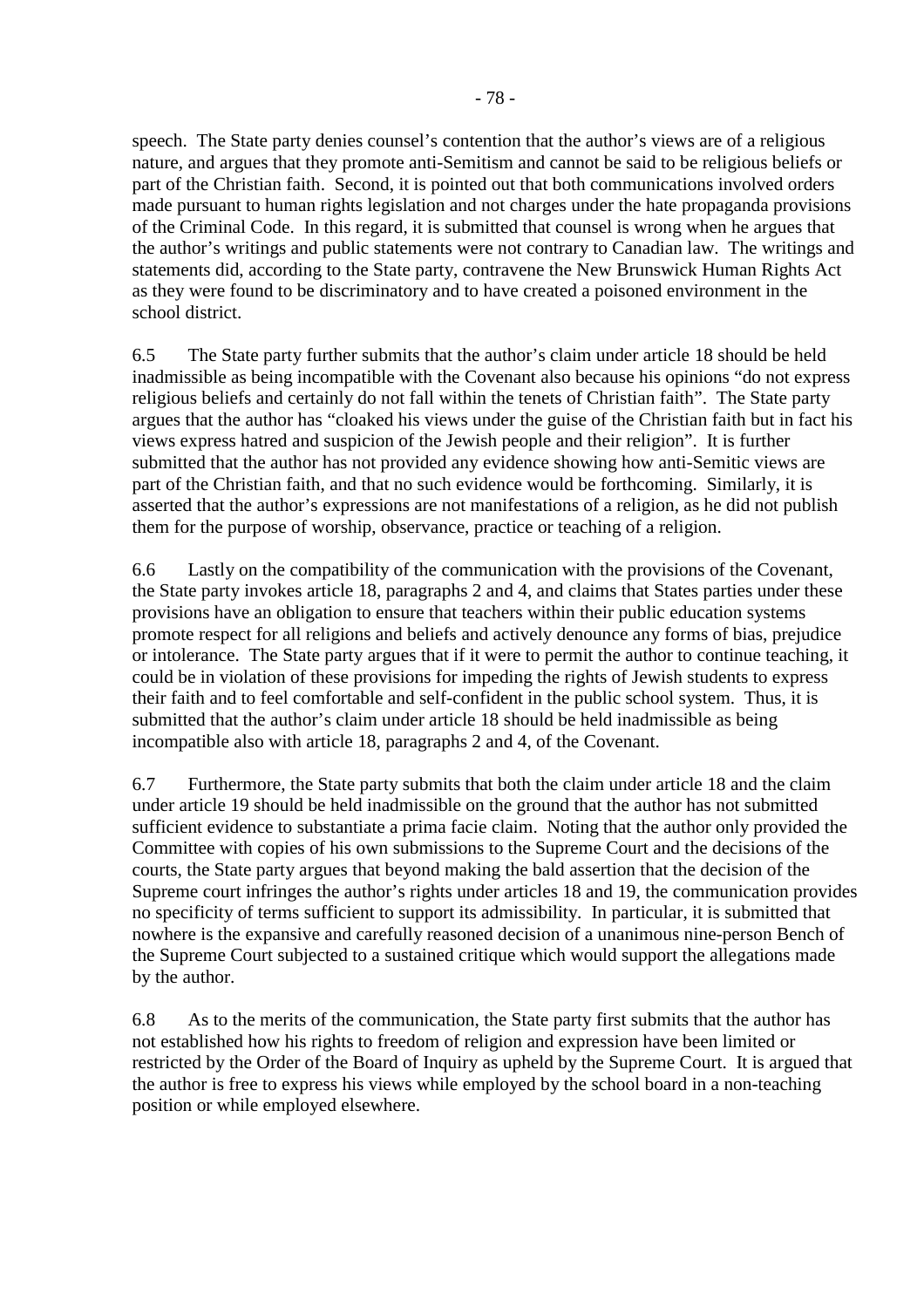speech. The State party denies counsel's contention that the author's views are of a religious nature, and argues that they promote anti-Semitism and cannot be said to be religious beliefs or part of the Christian faith. Second, it is pointed out that both communications involved orders made pursuant to human rights legislation and not charges under the hate propaganda provisions of the Criminal Code. In this regard, it is submitted that counsel is wrong when he argues that the author's writings and public statements were not contrary to Canadian law. The writings and statements did, according to the State party, contravene the New Brunswick Human Rights Act as they were found to be discriminatory and to have created a poisoned environment in the school district.

6.5 The State party further submits that the author's claim under article 18 should be held inadmissible as being incompatible with the Covenant also because his opinions "do not express religious beliefs and certainly do not fall within the tenets of Christian faith". The State party argues that the author has "cloaked his views under the guise of the Christian faith but in fact his views express hatred and suspicion of the Jewish people and their religion". It is further submitted that the author has not provided any evidence showing how anti-Semitic views are part of the Christian faith, and that no such evidence would be forthcoming. Similarly, it is asserted that the author's expressions are not manifestations of a religion, as he did not publish them for the purpose of worship, observance, practice or teaching of a religion.

6.6 Lastly on the compatibility of the communication with the provisions of the Covenant, the State party invokes article 18, paragraphs 2 and 4, and claims that States parties under these provisions have an obligation to ensure that teachers within their public education systems promote respect for all religions and beliefs and actively denounce any forms of bias, prejudice or intolerance. The State party argues that if it were to permit the author to continue teaching, it could be in violation of these provisions for impeding the rights of Jewish students to express their faith and to feel comfortable and self-confident in the public school system. Thus, it is submitted that the author's claim under article 18 should be held inadmissible as being incompatible also with article 18, paragraphs 2 and 4, of the Covenant.

6.7 Furthermore, the State party submits that both the claim under article 18 and the claim under article 19 should be held inadmissible on the ground that the author has not submitted sufficient evidence to substantiate a prima facie claim. Noting that the author only provided the Committee with copies of his own submissions to the Supreme Court and the decisions of the courts, the State party argues that beyond making the bald assertion that the decision of the Supreme court infringes the author's rights under articles 18 and 19, the communication provides no specificity of terms sufficient to support its admissibility. In particular, it is submitted that nowhere is the expansive and carefully reasoned decision of a unanimous nine-person Bench of the Supreme Court subjected to a sustained critique which would support the allegations made by the author.

6.8 As to the merits of the communication, the State party first submits that the author has not established how his rights to freedom of religion and expression have been limited or restricted by the Order of the Board of Inquiry as upheld by the Supreme Court. It is argued that the author is free to express his views while employed by the school board in a non-teaching position or while employed elsewhere.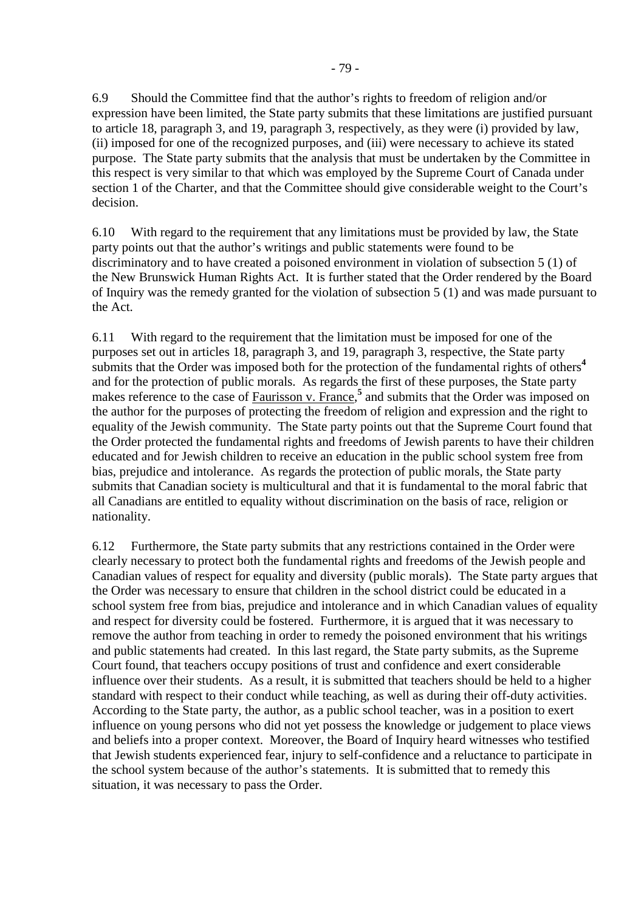6.9 Should the Committee find that the author's rights to freedom of religion and/or expression have been limited, the State party submits that these limitations are justified pursuant to article 18, paragraph 3, and 19, paragraph 3, respectively, as they were (i) provided by law, (ii) imposed for one of the recognized purposes, and (iii) were necessary to achieve its stated purpose. The State party submits that the analysis that must be undertaken by the Committee in this respect is very similar to that which was employed by the Supreme Court of Canada under section 1 of the Charter, and that the Committee should give considerable weight to the Court's decision.

6.10 With regard to the requirement that any limitations must be provided by law, the State party points out that the author's writings and public statements were found to be discriminatory and to have created a poisoned environment in violation of subsection 5 (1) of the New Brunswick Human Rights Act. It is further stated that the Order rendered by the Board of Inquiry was the remedy granted for the violation of subsection 5 (1) and was made pursuant to the Act.

6.11 With regard to the requirement that the limitation must be imposed for one of the purposes set out in articles 18, paragraph 3, and 19, paragraph 3, respective, the State party submits that the Order was imposed both for the protection of the fundamental rights of others[4] and for the protection of public morals. As regards the first of these purposes, the State party makes reference to the case of <u>Faurisson v. France</u>,[5] and submits that the Order was imposed on the author for the purposes of protecting the freedom of religion and expression and the right to equality of the Jewish community. The State party points out that the Supreme Court found that the Order protected the fundamental rights and freedoms of Jewish parents to have their children educated and for Jewish children to receive an education in the public school system free from bias, prejudice and intolerance. As regards the protection of public morals, the State party submits that Canadian society is multicultural and that it is fundamental to the moral fabric that all Canadians are entitled to equality without discrimination on the basis of race, religion or nationality.

6.12 Furthermore, the State party submits that any restrictions contained in the Order were clearly necessary to protect both the fundamental rights and freedoms of the Jewish people and Canadian values of respect for equality and diversity (public morals). The State party argues that the Order was necessary to ensure that children in the school district could be educated in a school system free from bias, prejudice and intolerance and in which Canadian values of equality and respect for diversity could be fostered. Furthermore, it is argued that it was necessary to remove the author from teaching in order to remedy the poisoned environment that his writings and public statements had created. In this last regard, the State party submits, as the Supreme Court found, that teachers occupy positions of trust and confidence and exert considerable influence over their students. As a result, it is submitted that teachers should be held to a higher standard with respect to their conduct while teaching, as well as during their off-duty activities. According to the State party, the author, as a public school teacher, was in a position to exert influence on young persons who did not yet possess the knowledge or judgement to place views and beliefs into a proper context. Moreover, the Board of Inquiry heard witnesses who testified that Jewish students experienced fear, injury to self-confidence and a reluctance to participate in the school system because of the author's statements. It is submitted that to remedy this situation, it was necessary to pass the Order.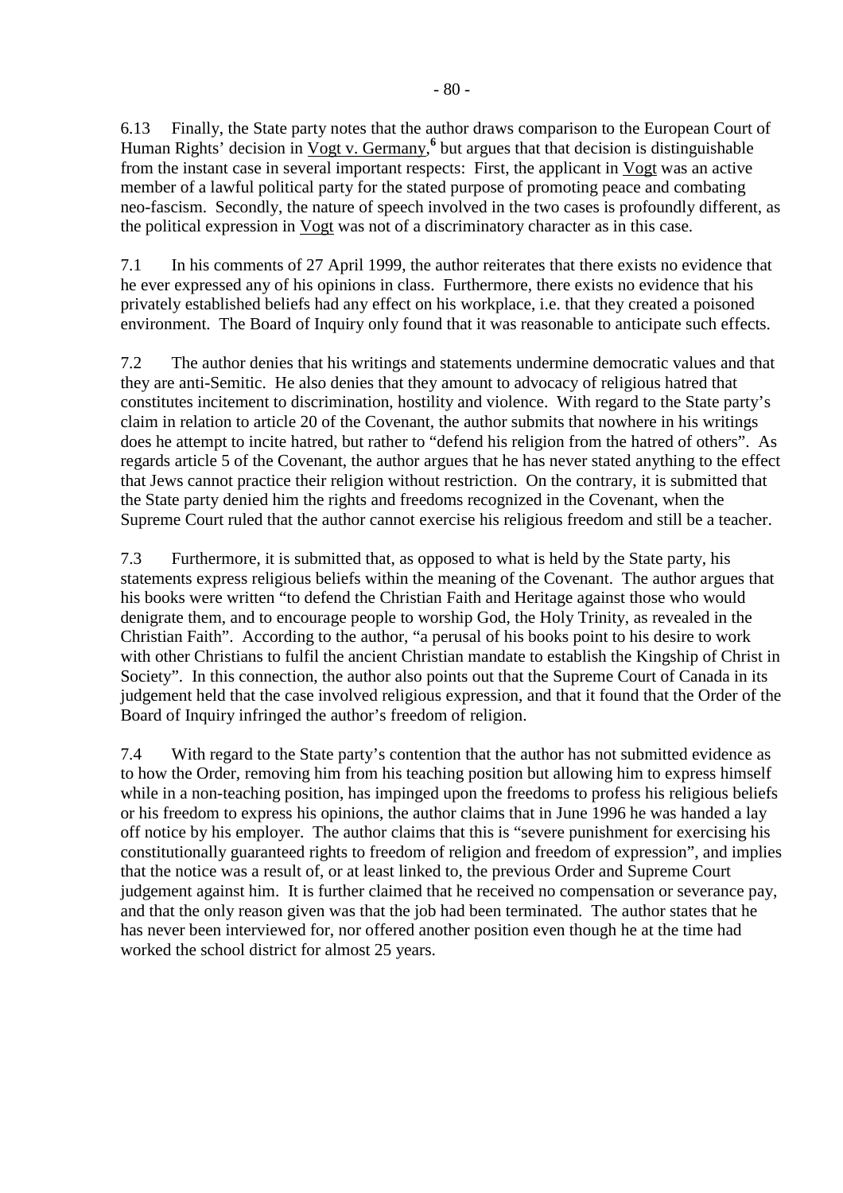6.13 Finally, the State party notes that the author draws comparison to the European Court of Human Rights' decision in Vogt v. Germany,[6] but argues that that decision is distinguishable from the instant case in several important respects: First, the applicant in Vogt was an active member of a lawful political party for the stated purpose of promoting peace and combating neo-fascism. Secondly, the nature of speech involved in the two cases is profoundly different, as the political expression in Vogt was not of a discriminatory character as in this case.

7.1 In his comments of 27 April 1999, the author reiterates that there exists no evidence that he ever expressed any of his opinions in class. Furthermore, there exists no evidence that his privately established beliefs had any effect on his workplace, i.e. that they created a poisoned environment. The Board of Inquiry only found that it was reasonable to anticipate such effects.

7.2 The author denies that his writings and statements undermine democratic values and that they are anti-Semitic. He also denies that they amount to advocacy of religious hatred that constitutes incitement to discrimination, hostility and violence. With regard to the State party's claim in relation to article 20 of the Covenant, the author submits that nowhere in his writings does he attempt to incite hatred, but rather to "defend his religion from the hatred of others". As regards article 5 of the Covenant, the author argues that he has never stated anything to the effect that Jews cannot practice their religion without restriction. On the contrary, it is submitted that the State party denied him the rights and freedoms recognized in the Covenant, when the Supreme Court ruled that the author cannot exercise his religious freedom and still be a teacher.

7.3 Furthermore, it is submitted that, as opposed to what is held by the State party, his statements express religious beliefs within the meaning of the Covenant. The author argues that his books were written "to defend the Christian Faith and Heritage against those who would denigrate them, and to encourage people to worship God, the Holy Trinity, as revealed in the Christian Faith". According to the author, "a perusal of his books point to his desire to work with other Christians to fulfil the ancient Christian mandate to establish the Kingship of Christ in Society". In this connection, the author also points out that the Supreme Court of Canada in its judgement held that the case involved religious expression, and that it found that the Order of the Board of Inquiry infringed the author's freedom of religion.

7.4 With regard to the State party's contention that the author has not submitted evidence as to how the Order, removing him from his teaching position but allowing him to express himself while in a non-teaching position, has impinged upon the freedoms to profess his religious beliefs or his freedom to express his opinions, the author claims that in June 1996 he was handed a lay off notice by his employer. The author claims that this is "severe punishment for exercising his constitutionally guaranteed rights to freedom of religion and freedom of expression", and implies that the notice was a result of, or at least linked to, the previous Order and Supreme Court judgement against him. It is further claimed that he received no compensation or severance pay, and that the only reason given was that the job had been terminated. The author states that he has never been interviewed for, nor offered another position even though he at the time had worked the school district for almost 25 years.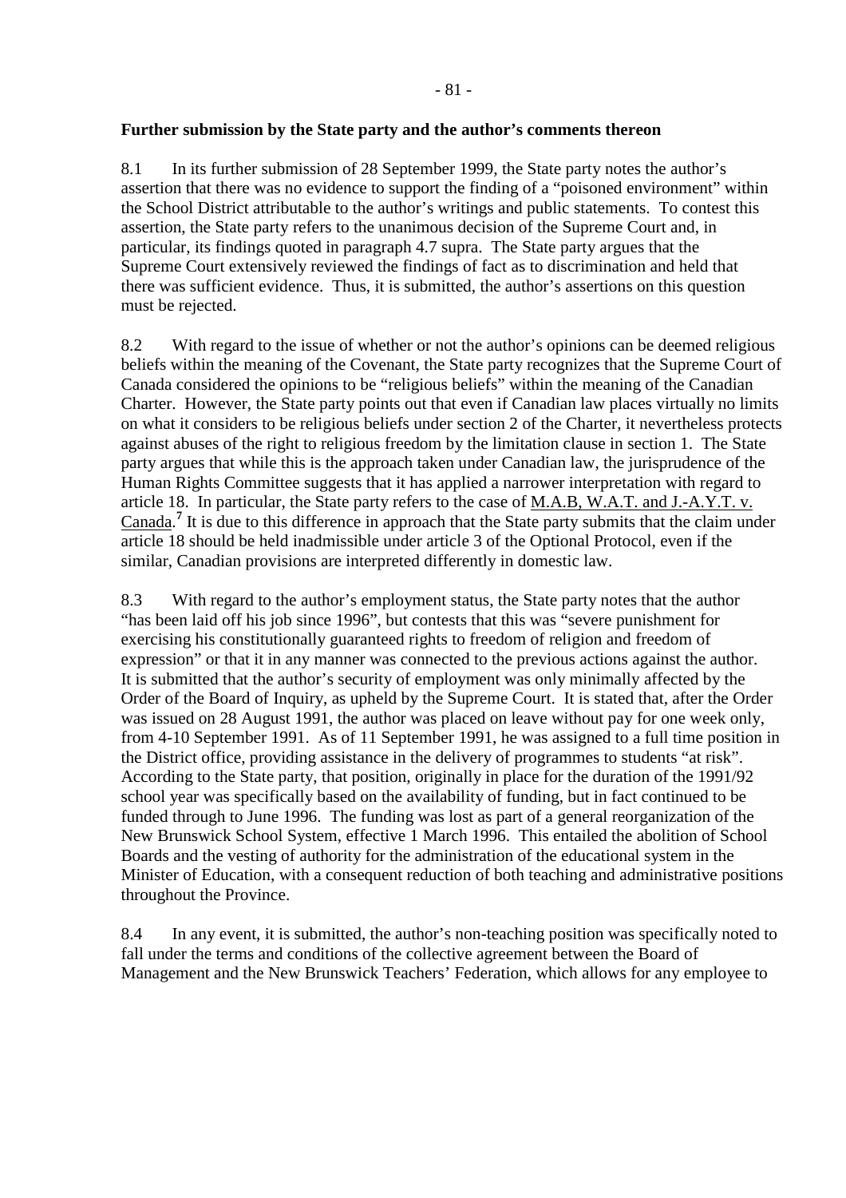**Further submission by the State party and the author's comments thereon**

8.1 In its further submission of 28 September 1999, the State party notes the author's assertion that there was no evidence to support the finding of a "poisoned environment" within the School District attributable to the author's writings and public statements. To contest this assertion, the State party refers to the unanimous decision of the Supreme Court and, in particular, its findings quoted in paragraph 4.7 supra. The State party argues that the Supreme Court extensively reviewed the findings of fact as to discrimination and held that there was sufficient evidence. Thus, it is submitted, the author's assertions on this question must be rejected.

8.2 With regard to the issue of whether or not the author's opinions can be deemed religious beliefs within the meaning of the Covenant, the State party recognizes that the Supreme Court of Canada considered the opinions to be "religious beliefs" within the meaning of the Canadian Charter. However, the State party points out that even if Canadian law places virtually no limits on what it considers to be religious beliefs under section 2 of the Charter, it nevertheless protects against abuses of the right to religious freedom by the limitation clause in section 1. The State party argues that while this is the approach taken under Canadian law, the jurisprudence of the Human Rights Committee suggests that it has applied a narrower interpretation with regard to article 18. In particular, the State party refers to the case of M.A.B, W.A.T. and J.-A.Y.T. v. Canada.[7] It is due to this difference in approach that the State party submits that the claim under article 18 should be held inadmissible under article 3 of the Optional Protocol, even if the similar, Canadian provisions are interpreted differently in domestic law.

8.3 With regard to the author's employment status, the State party notes that the author "has been laid off his job since 1996", but contests that this was "severe punishment for exercising his constitutionally guaranteed rights to freedom of religion and freedom of expression" or that it in any manner was connected to the previous actions against the author. It is submitted that the author's security of employment was only minimally affected by the Order of the Board of Inquiry, as upheld by the Supreme Court. It is stated that, after the Order was issued on 28 August 1991, the author was placed on leave without pay for one week only, from 4-10 September 1991. As of 11 September 1991, he was assigned to a full time position in the District office, providing assistance in the delivery of programmes to students "at risk". According to the State party, that position, originally in place for the duration of the 1991/92 school year was specifically based on the availability of funding, but in fact continued to be funded through to June 1996. The funding was lost as part of a general reorganization of the New Brunswick School System, effective 1 March 1996. This entailed the abolition of School Boards and the vesting of authority for the administration of the educational system in the Minister of Education, with a consequent reduction of both teaching and administrative positions throughout the Province.

8.4 In any event, it is submitted, the author's non-teaching position was specifically noted to fall under the terms and conditions of the collective agreement between the Board of Management and the New Brunswick Teachers' Federation, which allows for any employee to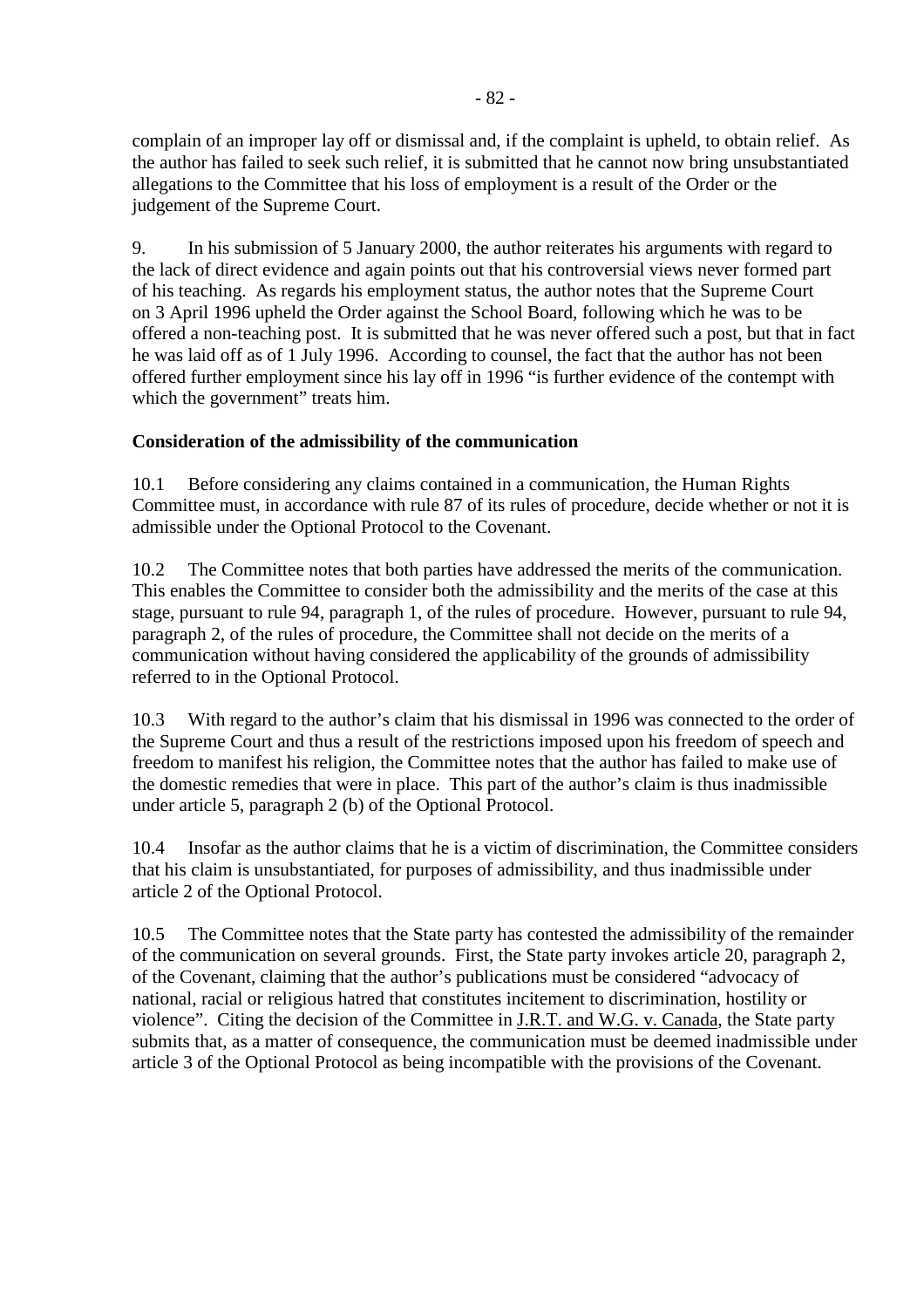complain of an improper lay off or dismissal and, if the complaint is upheld, to obtain relief. As the author has failed to seek such relief, it is submitted that he cannot now bring unsubstantiated allegations to the Committee that his loss of employment is a result of the Order or the judgement of the Supreme Court.

9. In his submission of 5 January 2000, the author reiterates his arguments with regard to the lack of direct evidence and again points out that his controversial views never formed part of his teaching. As regards his employment status, the author notes that the Supreme Court on 3 April 1996 upheld the Order against the School Board, following which he was to be offered a non-teaching post. It is submitted that he was never offered such a post, but that in fact he was laid off as of 1 July 1996. According to counsel, the fact that the author has not been offered further employment since his lay off in 1996 "is further evidence of the contempt with which the government" treats him.

**Consideration of the admissibility of the communication**

10.1 Before considering any claims contained in a communication, the Human Rights Committee must, in accordance with rule 87 of its rules of procedure, decide whether or not it is admissible under the Optional Protocol to the Covenant.

10.2 The Committee notes that both parties have addressed the merits of the communication. This enables the Committee to consider both the admissibility and the merits of the case at this stage, pursuant to rule 94, paragraph 1, of the rules of procedure. However, pursuant to rule 94, paragraph 2, of the rules of procedure, the Committee shall not decide on the merits of a communication without having considered the applicability of the grounds of admissibility referred to in the Optional Protocol.

10.3 With regard to the author's claim that his dismissal in 1996 was connected to the order of the Supreme Court and thus a result of the restrictions imposed upon his freedom of speech and freedom to manifest his religion, the Committee notes that the author has failed to make use of the domestic remedies that were in place. This part of the author's claim is thus inadmissible under article 5, paragraph 2 (b) of the Optional Protocol.

10.4 Insofar as the author claims that he is a victim of discrimination, the Committee considers that his claim is unsubstantiated, for purposes of admissibility, and thus inadmissible under article 2 of the Optional Protocol.

10.5 The Committee notes that the State party has contested the admissibility of the remainder of the communication on several grounds. First, the State party invokes article 20, paragraph 2, of the Covenant, claiming that the author's publications must be considered "advocacy of national, racial or religious hatred that constitutes incitement to discrimination, hostility or violence". Citing the decision of the Committee in J.R.T. and W.G. v. Canada, the State party submits that, as a matter of consequence, the communication must be deemed inadmissible under article 3 of the Optional Protocol as being incompatible with the provisions of the Covenant.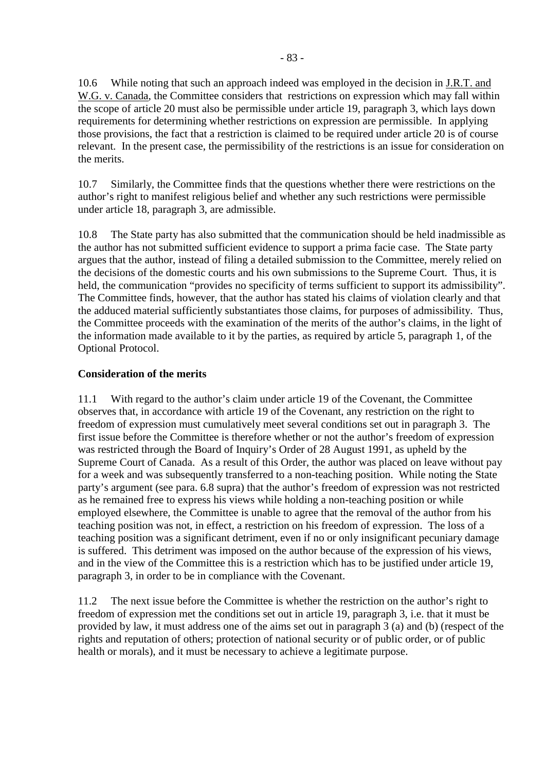10.6 While noting that such an approach indeed was employed in the decision in J.R.T. and W.G. v. Canada, the Committee considers that restrictions on expression which may fall within the scope of article 20 must also be permissible under article 19, paragraph 3, which lays down requirements for determining whether restrictions on expression are permissible. In applying those provisions, the fact that a restriction is claimed to be required under article 20 is of course relevant. In the present case, the permissibility of the restrictions is an issue for consideration on the merits.

10.7 Similarly, the Committee finds that the questions whether there were restrictions on the author's right to manifest religious belief and whether any such restrictions were permissible under article 18, paragraph 3, are admissible.

10.8 The State party has also submitted that the communication should be held inadmissible as the author has not submitted sufficient evidence to support a prima facie case. The State party argues that the author, instead of filing a detailed submission to the Committee, merely relied on the decisions of the domestic courts and his own submissions to the Supreme Court. Thus, it is held, the communication "provides no specificity of terms sufficient to support its admissibility". The Committee finds, however, that the author has stated his claims of violation clearly and that the adduced material sufficiently substantiates those claims, for purposes of admissibility. Thus, the Committee proceeds with the examination of the merits of the author's claims, in the light of the information made available to it by the parties, as required by article 5, paragraph 1, of the Optional Protocol.

**Consideration of the merits**

11.1 With regard to the author's claim under article 19 of the Covenant, the Committee observes that, in accordance with article 19 of the Covenant, any restriction on the right to freedom of expression must cumulatively meet several conditions set out in paragraph 3. The first issue before the Committee is therefore whether or not the author's freedom of expression was restricted through the Board of Inquiry's Order of 28 August 1991, as upheld by the Supreme Court of Canada. As a result of this Order, the author was placed on leave without pay for a week and was subsequently transferred to a non-teaching position. While noting the State party's argument (see para. 6.8 supra) that the author's freedom of expression was not restricted as he remained free to express his views while holding a non-teaching position or while employed elsewhere, the Committee is unable to agree that the removal of the author from his teaching position was not, in effect, a restriction on his freedom of expression. The loss of a teaching position was a significant detriment, even if no or only insignificant pecuniary damage is suffered. This detriment was imposed on the author because of the expression of his views, and in the view of the Committee this is a restriction which has to be justified under article 19, paragraph 3, in order to be in compliance with the Covenant.

11.2 The next issue before the Committee is whether the restriction on the author's right to freedom of expression met the conditions set out in article 19, paragraph 3, i.e. that it must be provided by law, it must address one of the aims set out in paragraph 3 (a) and (b) (respect of the rights and reputation of others; protection of national security or of public order, or of public health or morals), and it must be necessary to achieve a legitimate purpose.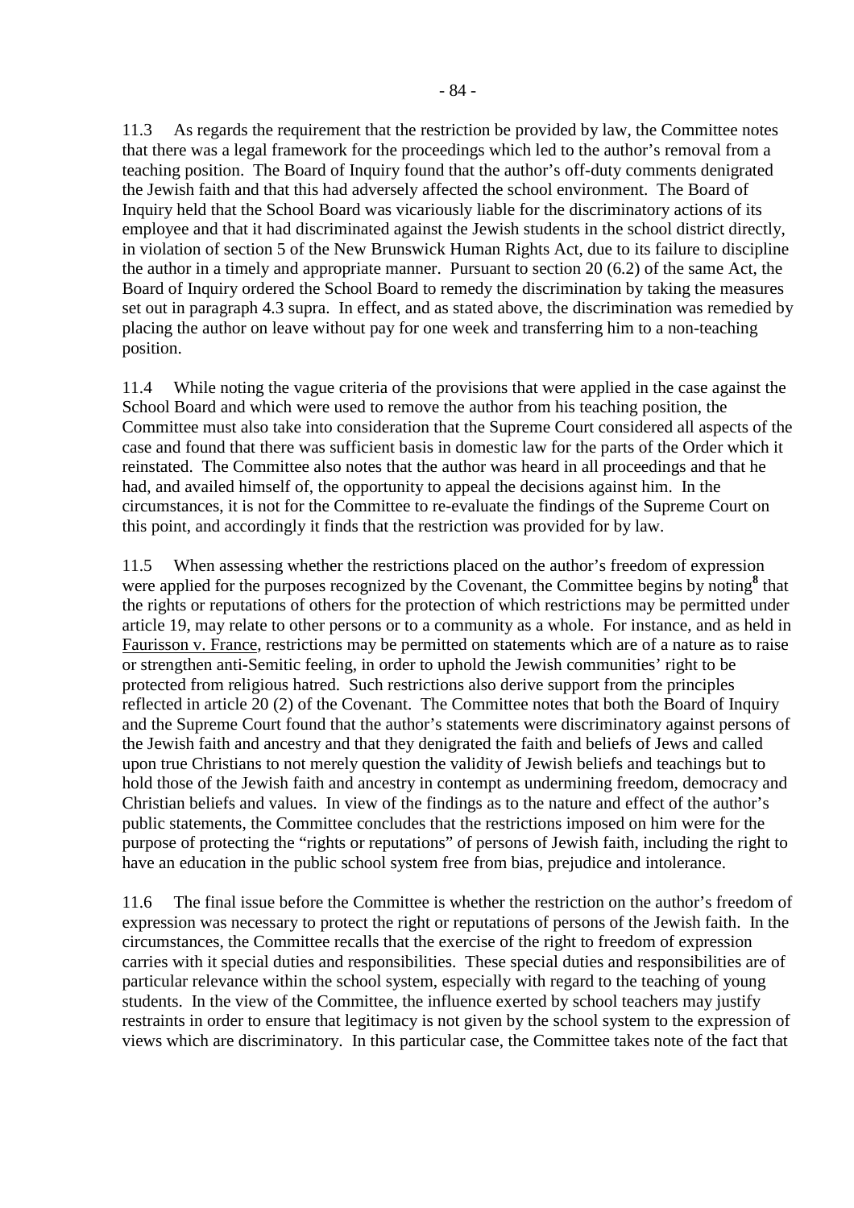11.3 As regards the requirement that the restriction be provided by law, the Committee notes that there was a legal framework for the proceedings which led to the author's removal from a teaching position. The Board of Inquiry found that the author's off-duty comments denigrated the Jewish faith and that this had adversely affected the school environment. The Board of Inquiry held that the School Board was vicariously liable for the discriminatory actions of its employee and that it had discriminated against the Jewish students in the school district directly, in violation of section 5 of the New Brunswick Human Rights Act, due to its failure to discipline the author in a timely and appropriate manner. Pursuant to section 20 (6.2) of the same Act, the Board of Inquiry ordered the School Board to remedy the discrimination by taking the measures set out in paragraph 4.3 supra. In effect, and as stated above, the discrimination was remedied by placing the author on leave without pay for one week and transferring him to a non-teaching position.

11.4 While noting the vague criteria of the provisions that were applied in the case against the School Board and which were used to remove the author from his teaching position, the Committee must also take into consideration that the Supreme Court considered all aspects of the case and found that there was sufficient basis in domestic law for the parts of the Order which it reinstated. The Committee also notes that the author was heard in all proceedings and that he had, and availed himself of, the opportunity to appeal the decisions against him. In the circumstances, it is not for the Committee to re-evaluate the findings of the Supreme Court on this point, and accordingly it finds that the restriction was provided for by law.

11.5 When assessing whether the restrictions placed on the author's freedom of expression were applied for the purposes recognized by the Covenant, the Committee begins by noting[8] that the rights or reputations of others for the protection of which restrictions may be permitted under article 19, may relate to other persons or to a community as a whole. For instance, and as held in Faurisson v. France, restrictions may be permitted on statements which are of a nature as to raise or strengthen anti-Semitic feeling, in order to uphold the Jewish communities' right to be protected from religious hatred. Such restrictions also derive support from the principles reflected in article 20 (2) of the Covenant. The Committee notes that both the Board of Inquiry and the Supreme Court found that the author's statements were discriminatory against persons of the Jewish faith and ancestry and that they denigrated the faith and beliefs of Jews and called upon true Christians to not merely question the validity of Jewish beliefs and teachings but to hold those of the Jewish faith and ancestry in contempt as undermining freedom, democracy and Christian beliefs and values. In view of the findings as to the nature and effect of the author's public statements, the Committee concludes that the restrictions imposed on him were for the purpose of protecting the "rights or reputations" of persons of Jewish faith, including the right to have an education in the public school system free from bias, prejudice and intolerance.

11.6 The final issue before the Committee is whether the restriction on the author's freedom of expression was necessary to protect the right or reputations of persons of the Jewish faith. In the circumstances, the Committee recalls that the exercise of the right to freedom of expression carries with it special duties and responsibilities. These special duties and responsibilities are of particular relevance within the school system, especially with regard to the teaching of young students. In the view of the Committee, the influence exerted by school teachers may justify restraints in order to ensure that legitimacy is not given by the school system to the expression of views which are discriminatory. In this particular case, the Committee takes note of the fact that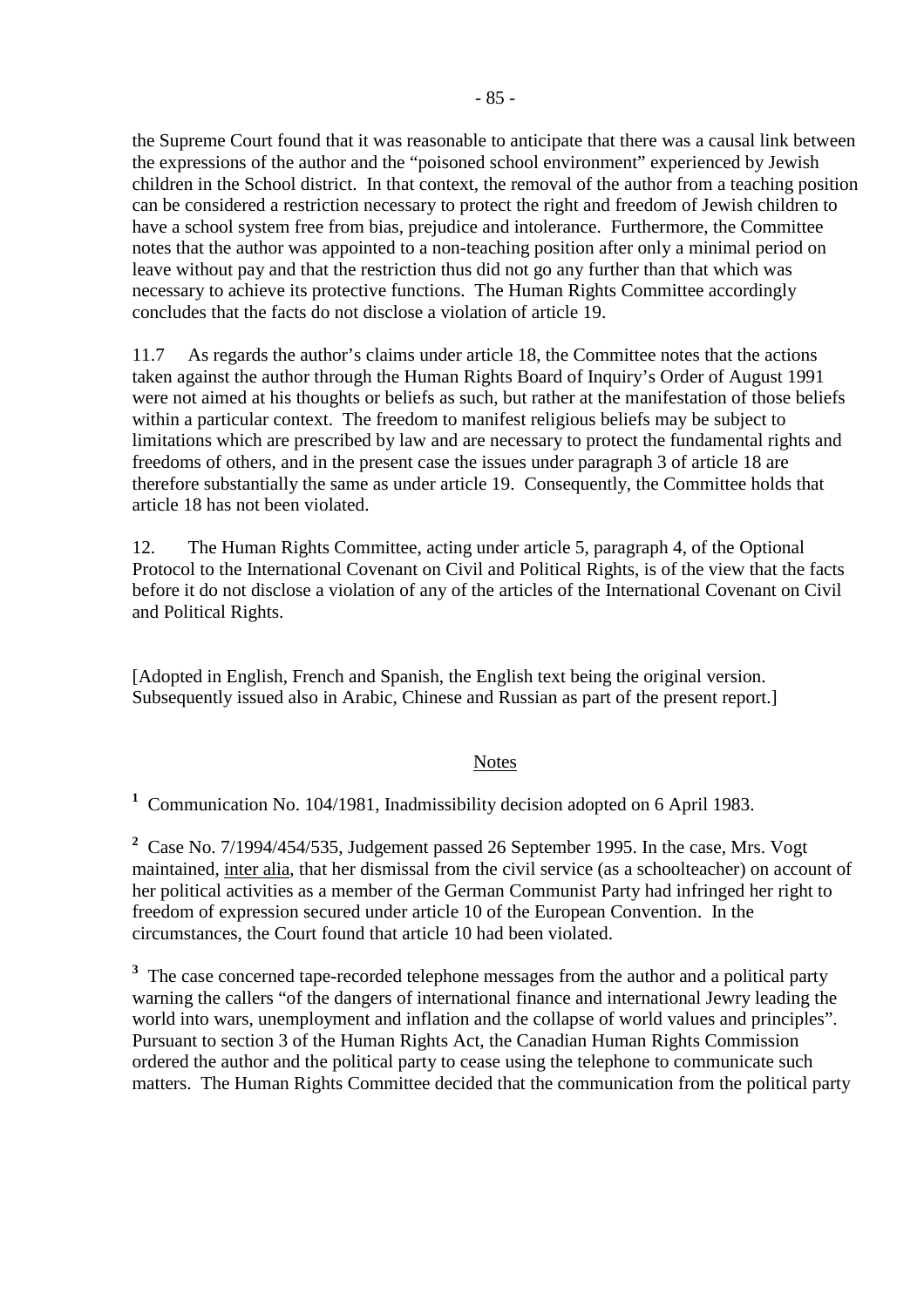the Supreme Court found that it was reasonable to anticipate that there was a causal link between the expressions of the author and the "poisoned school environment" experienced by Jewish children in the School district. In that context, the removal of the author from a teaching position can be considered a restriction necessary to protect the right and freedom of Jewish children to have a school system free from bias, prejudice and intolerance. Furthermore, the Committee notes that the author was appointed to a non-teaching position after only a minimal period on leave without pay and that the restriction thus did not go any further than that which was necessary to achieve its protective functions. The Human Rights Committee accordingly concludes that the facts do not disclose a violation of article 19.

11.7 As regards the author's claims under article 18, the Committee notes that the actions taken against the author through the Human Rights Board of Inquiry's Order of August 1991 were not aimed at his thoughts or beliefs as such, but rather at the manifestation of those beliefs within a particular context. The freedom to manifest religious beliefs may be subject to limitations which are prescribed by law and are necessary to protect the fundamental rights and freedoms of others, and in the present case the issues under paragraph 3 of article 18 are therefore substantially the same as under article 19. Consequently, the Committee holds that article 18 has not been violated.

12. The Human Rights Committee, acting under article 5, paragraph 4, of the Optional Protocol to the International Covenant on Civil and Political Rights, is of the view that the facts before it do not disclose a violation of any of the articles of the International Covenant on Civil and Political Rights.

[Adopted in English, French and Spanish, the English text being the original version. Subsequently issued also in Arabic, Chinese and Russian as part of the present report.]

Notes

[1] Communication No. 104/1981, Inadmissibility decision adopted on 6 April 1983.

[2] Case No. 7/1994/454/535, Judgement passed 26 September 1995. In the case, Mrs. Vogt maintained, inter alia, that her dismissal from the civil service (as a schoolteacher) on account of her political activities as a member of the German Communist Party had infringed her right to freedom of expression secured under article 10 of the European Convention. In the circumstances, the Court found that article 10 had been violated.

[3] The case concerned tape-recorded telephone messages from the author and a political party warning the callers "of the dangers of international finance and international Jewry leading the world into wars, unemployment and inflation and the collapse of world values and principles". Pursuant to section 3 of the Human Rights Act, the Canadian Human Rights Commission ordered the author and the political party to cease using the telephone to communicate such matters. The Human Rights Committee decided that the communication from the political party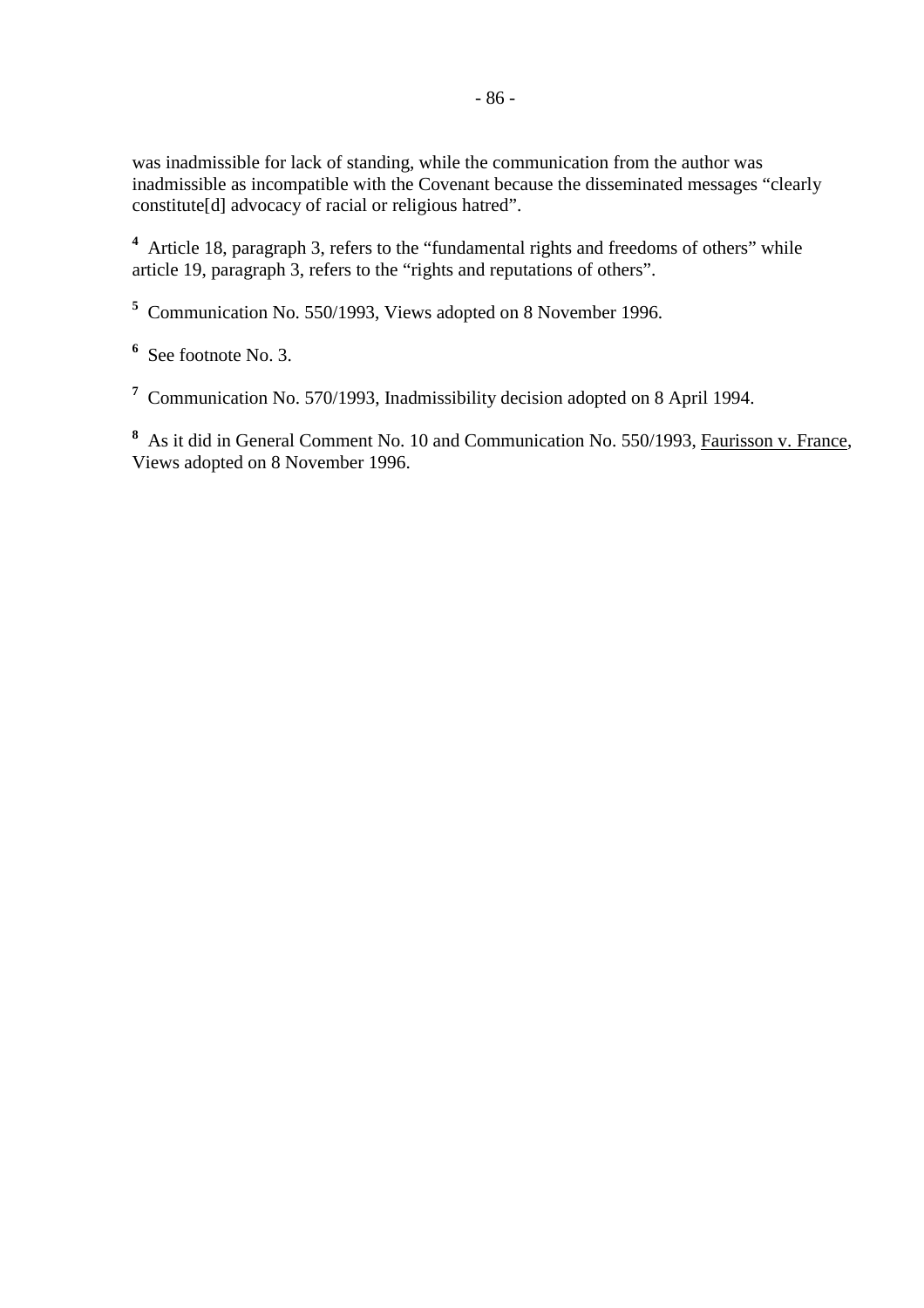was inadmissible for lack of standing, while the communication from the author was inadmissible as incompatible with the Covenant because the disseminated messages "clearly constitute[d] advocacy of racial or religious hatred".

[4] Article 18, paragraph 3, refers to the "fundamental rights and freedoms of others" while article 19, paragraph 3, refers to the "rights and reputations of others".

[5] Communication No. 550/1993, Views adopted on 8 November 1996.

[6] See footnote No. 3.

[7] Communication No. 570/1993, Inadmissibility decision adopted on 8 April 1994.

[8] As it did in General Comment No. 10 and Communication No. 550/1993, Faurisson v. France, Views adopted on 8 November 1996.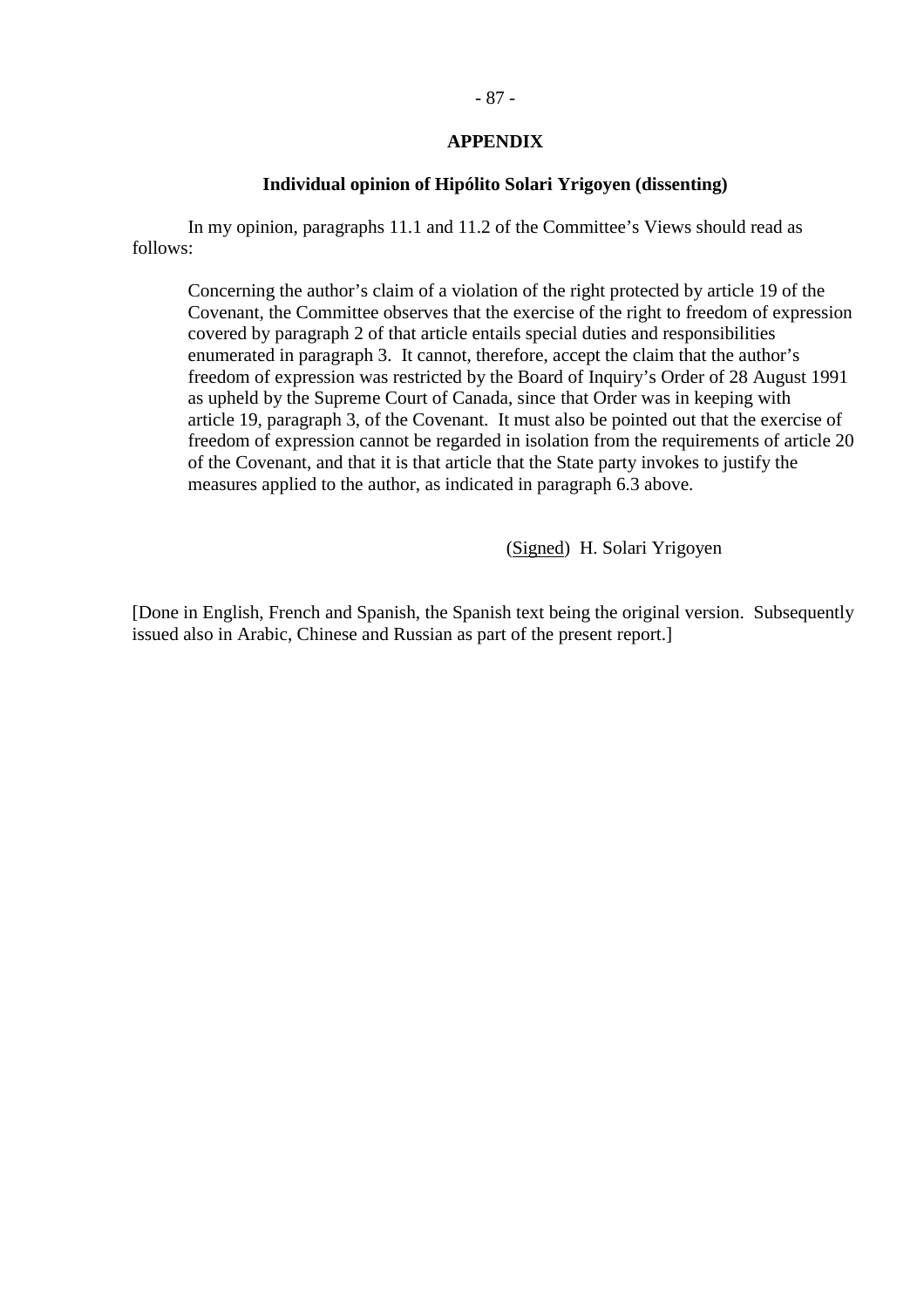## APPENDIX

### Individual opinion of Hipólito Solari Yrigoyen (dissenting)

In my opinion, paragraphs 11.1 and 11.2 of the Committee's Views should read as follows:

> Concerning the author's claim of a violation of the right protected by article 19 of the Covenant, the Committee observes that the exercise of the right to freedom of expression covered by paragraph 2 of that article entails special duties and responsibilities enumerated in paragraph 3. It cannot, therefore, accept the claim that the author's freedom of expression was restricted by the Board of Inquiry's Order of 28 August 1991 as upheld by the Supreme Court of Canada, since that Order was in keeping with article 19, paragraph 3, of the Covenant. It must also be pointed out that the exercise of freedom of expression cannot be regarded in isolation from the requirements of article 20 of the Covenant, and that it is that article that the State party invokes to justify the measures applied to the author, as indicated in paragraph 6.3 above.

(Signed) H. Solari Yrigoyen

[Done in English, French and Spanish, the Spanish text being the original version. Subsequently issued also in Arabic, Chinese and Russian as part of the present report.]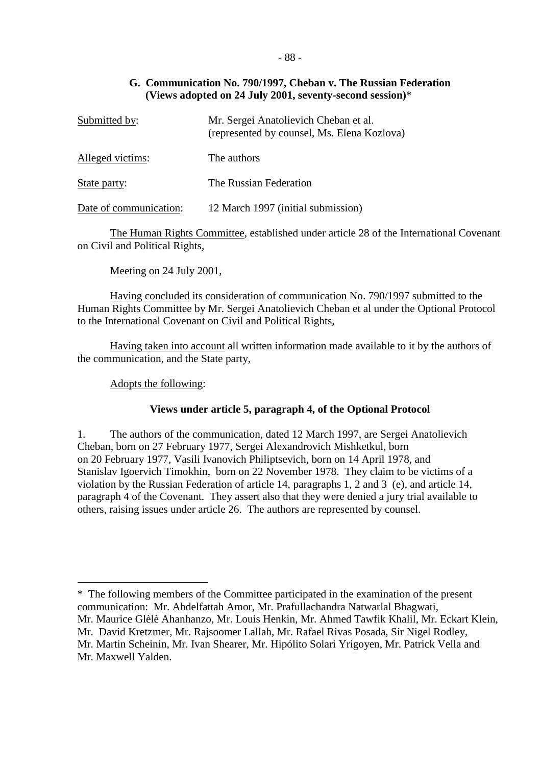## G. Communication No. 790/1997, Cheban v. The Russian Federation (Views adopted on 24 July 2001, seventy-second session)*

| | |
|---|---|
| Submitted by: | Mr. Sergei Anatolievich Cheban et al. (represented by counsel, Ms. Elena Kozlova) |
| Alleged victims: | The authors |
| State party: | The Russian Federation |
| Date of communication: | 12 March 1997 (initial submission) |

The Human Rights Committee, established under article 28 of the International Covenant on Civil and Political Rights,

Meeting on 24 July 2001,

Having concluded its consideration of communication No. 790/1997 submitted to the Human Rights Committee by Mr. Sergei Anatolievich Cheban et al under the Optional Protocol to the International Covenant on Civil and Political Rights,

Having taken into account all written information made available to it by the authors of the communication, and the State party,

Adopts the following:

### Views under article 5, paragraph 4, of the Optional Protocol

1. The authors of the communication, dated 12 March 1997, are Sergei Anatolievich Cheban, born on 27 February 1977, Sergei Alexandrovich Mishketkul, born on 20 February 1977, Vasili Ivanovich Philiptsevich, born on 14 April 1978, and Stanislav Igoervich Timokhin, born on 22 November 1978. They claim to be victims of a violation by the Russian Federation of article 14, paragraphs 1, 2 and 3 (e), and article 14, paragraph 4 of the Covenant. They assert also that they were denied a jury trial available to others, raising issues under article 26. The authors are represented by counsel.

---

* The following members of the Committee participated in the examination of the present communication: Mr. Abdelfattah Amor, Mr. Prafullachandra Natwarlal Bhagwati, Mr. Maurice Glèlè Ahanhanzo, Mr. Louis Henkin, Mr. Ahmed Tawfik Khalil, Mr. Eckart Klein, Mr. David Kretzmer, Mr. Rajsoomer Lallah, Mr. Rafael Rivas Posada, Sir Nigel Rodley, Mr. Martin Scheinin, Mr. Ivan Shearer, Mr. Hipólito Solari Yrigoyen, Mr. Patrick Vella and Mr. Maxwell Yalden.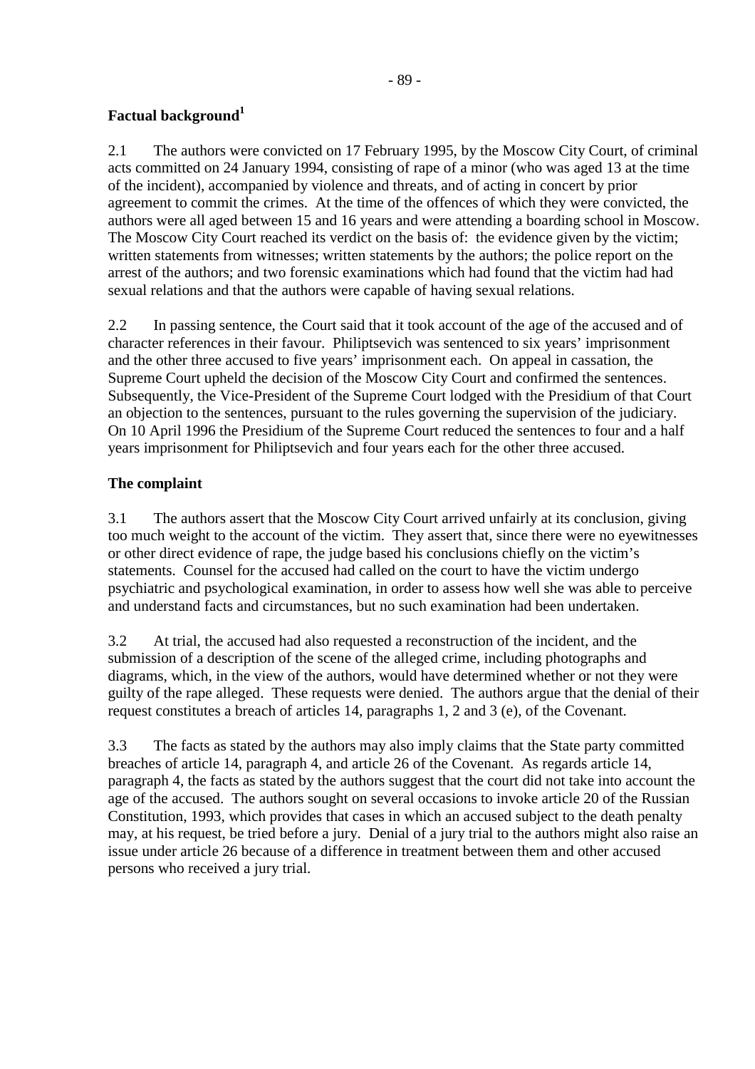**Factual background**[1]

2.1 The authors were convicted on 17 February 1995, by the Moscow City Court, of criminal acts committed on 24 January 1994, consisting of rape of a minor (who was aged 13 at the time of the incident), accompanied by violence and threats, and of acting in concert by prior agreement to commit the crimes. At the time of the offences of which they were convicted, the authors were all aged between 15 and 16 years and were attending a boarding school in Moscow. The Moscow City Court reached its verdict on the basis of: the evidence given by the victim; written statements from witnesses; written statements by the authors; the police report on the arrest of the authors; and two forensic examinations which had found that the victim had had sexual relations and that the authors were capable of having sexual relations.

2.2 In passing sentence, the Court said that it took account of the age of the accused and of character references in their favour. Philiptsevich was sentenced to six years' imprisonment and the other three accused to five years' imprisonment each. On appeal in cassation, the Supreme Court upheld the decision of the Moscow City Court and confirmed the sentences. Subsequently, the Vice-President of the Supreme Court lodged with the Presidium of that Court an objection to the sentences, pursuant to the rules governing the supervision of the judiciary. On 10 April 1996 the Presidium of the Supreme Court reduced the sentences to four and a half years imprisonment for Philiptsevich and four years each for the other three accused.

**The complaint**

3.1 The authors assert that the Moscow City Court arrived unfairly at its conclusion, giving too much weight to the account of the victim. They assert that, since there were no eyewitnesses or other direct evidence of rape, the judge based his conclusions chiefly on the victim's statements. Counsel for the accused had called on the court to have the victim undergo psychiatric and psychological examination, in order to assess how well she was able to perceive and understand facts and circumstances, but no such examination had been undertaken.

3.2 At trial, the accused had also requested a reconstruction of the incident, and the submission of a description of the scene of the alleged crime, including photographs and diagrams, which, in the view of the authors, would have determined whether or not they were guilty of the rape alleged. These requests were denied. The authors argue that the denial of their request constitutes a breach of articles 14, paragraphs 1, 2 and 3 (e), of the Covenant.

3.3 The facts as stated by the authors may also imply claims that the State party committed breaches of article 14, paragraph 4, and article 26 of the Covenant. As regards article 14, paragraph 4, the facts as stated by the authors suggest that the court did not take into account the age of the accused. The authors sought on several occasions to invoke article 20 of the Russian Constitution, 1993, which provides that cases in which an accused subject to the death penalty may, at his request, be tried before a jury. Denial of a jury trial to the authors might also raise an issue under article 26 because of a difference in treatment between them and other accused persons who received a jury trial.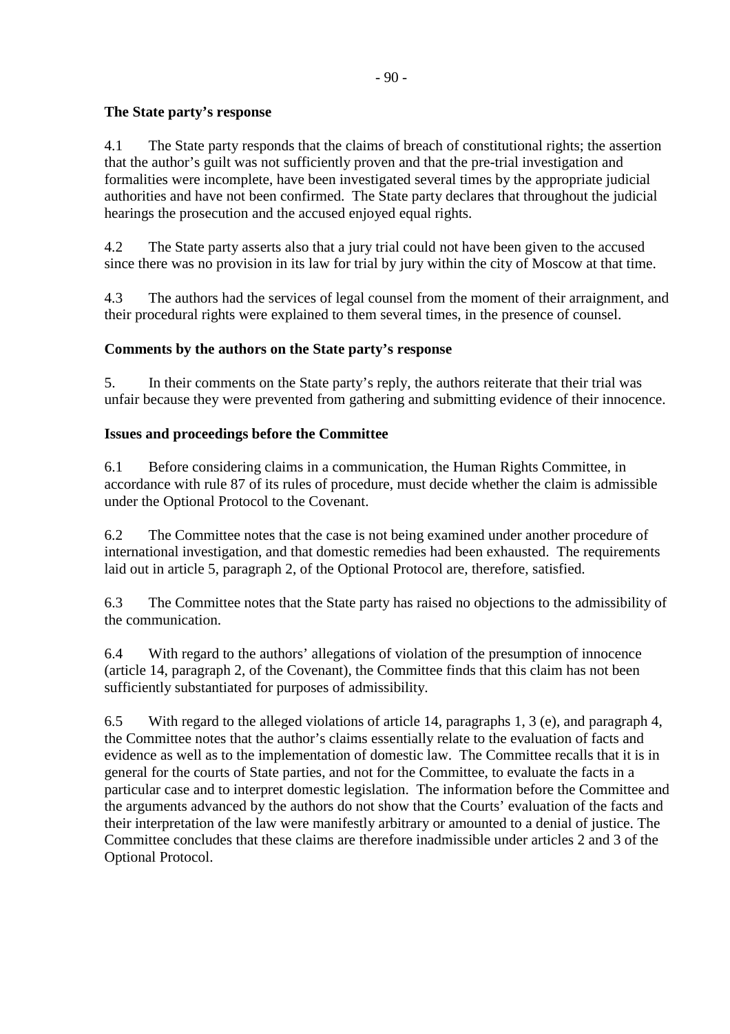**The State party's response**

4.1 The State party responds that the claims of breach of constitutional rights; the assertion that the author's guilt was not sufficiently proven and that the pre-trial investigation and formalities were incomplete, have been investigated several times by the appropriate judicial authorities and have not been confirmed. The State party declares that throughout the judicial hearings the prosecution and the accused enjoyed equal rights.

4.2 The State party asserts also that a jury trial could not have been given to the accused since there was no provision in its law for trial by jury within the city of Moscow at that time.

4.3 The authors had the services of legal counsel from the moment of their arraignment, and their procedural rights were explained to them several times, in the presence of counsel.

**Comments by the authors on the State party's response**

5. In their comments on the State party's reply, the authors reiterate that their trial was unfair because they were prevented from gathering and submitting evidence of their innocence.

**Issues and proceedings before the Committee**

6.1 Before considering claims in a communication, the Human Rights Committee, in accordance with rule 87 of its rules of procedure, must decide whether the claim is admissible under the Optional Protocol to the Covenant.

6.2 The Committee notes that the case is not being examined under another procedure of international investigation, and that domestic remedies had been exhausted. The requirements laid out in article 5, paragraph 2, of the Optional Protocol are, therefore, satisfied.

6.3 The Committee notes that the State party has raised no objections to the admissibility of the communication.

6.4 With regard to the authors' allegations of violation of the presumption of innocence (article 14, paragraph 2, of the Covenant), the Committee finds that this claim has not been sufficiently substantiated for purposes of admissibility.

6.5 With regard to the alleged violations of article 14, paragraphs 1, 3 (e), and paragraph 4, the Committee notes that the author's claims essentially relate to the evaluation of facts and evidence as well as to the implementation of domestic law. The Committee recalls that it is in general for the courts of State parties, and not for the Committee, to evaluate the facts in a particular case and to interpret domestic legislation. The information before the Committee and the arguments advanced by the authors do not show that the Courts' evaluation of the facts and their interpretation of the law were manifestly arbitrary or amounted to a denial of justice. The Committee concludes that these claims are therefore inadmissible under articles 2 and 3 of the Optional Protocol.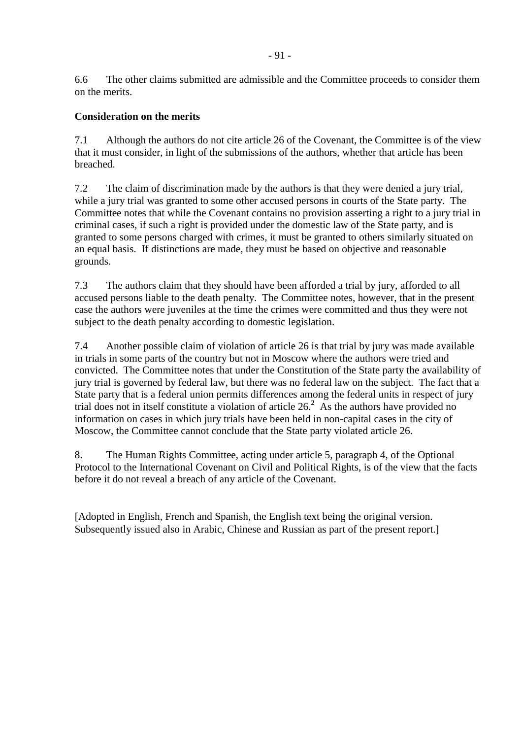6.6 The other claims submitted are admissible and the Committee proceeds to consider them on the merits.

**Consideration on the merits**

7.1 Although the authors do not cite article 26 of the Covenant, the Committee is of the view that it must consider, in light of the submissions of the authors, whether that article has been breached.

7.2 The claim of discrimination made by the authors is that they were denied a jury trial, while a jury trial was granted to some other accused persons in courts of the State party. The Committee notes that while the Covenant contains no provision asserting a right to a jury trial in criminal cases, if such a right is provided under the domestic law of the State party, and is granted to some persons charged with crimes, it must be granted to others similarly situated on an equal basis. If distinctions are made, they must be based on objective and reasonable grounds.

7.3 The authors claim that they should have been afforded a trial by jury, afforded to all accused persons liable to the death penalty. The Committee notes, however, that in the present case the authors were juveniles at the time the crimes were committed and thus they were not subject to the death penalty according to domestic legislation.

7.4 Another possible claim of violation of article 26 is that trial by jury was made available in trials in some parts of the country but not in Moscow where the authors were tried and convicted. The Committee notes that under the Constitution of the State party the availability of jury trial is governed by federal law, but there was no federal law on the subject. The fact that a State party that is a federal union permits differences among the federal units in respect of jury trial does not in itself constitute a violation of article 26.[2] As the authors have provided no information on cases in which jury trials have been held in non-capital cases in the city of Moscow, the Committee cannot conclude that the State party violated article 26.

8. The Human Rights Committee, acting under article 5, paragraph 4, of the Optional Protocol to the International Covenant on Civil and Political Rights, is of the view that the facts before it do not reveal a breach of any article of the Covenant.

[Adopted in English, French and Spanish, the English text being the original version. Subsequently issued also in Arabic, Chinese and Russian as part of the present report.]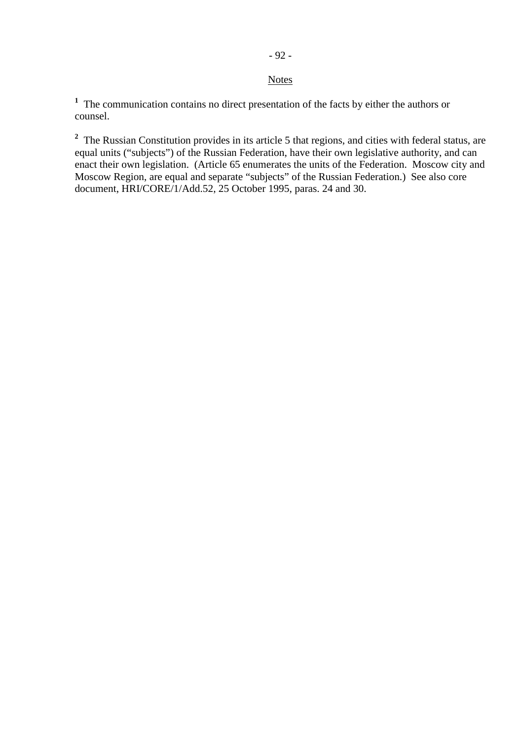Notes

[1] The communication contains no direct presentation of the facts by either the authors or counsel.

[2] The Russian Constitution provides in its article 5 that regions, and cities with federal status, are equal units ("subjects") of the Russian Federation, have their own legislative authority, and can enact their own legislation. (Article 65 enumerates the units of the Federation. Moscow city and Moscow Region, are equal and separate "subjects" of the Russian Federation.) See also core document, HRI/CORE/1/Add.52, 25 October 1995, paras. 24 and 30.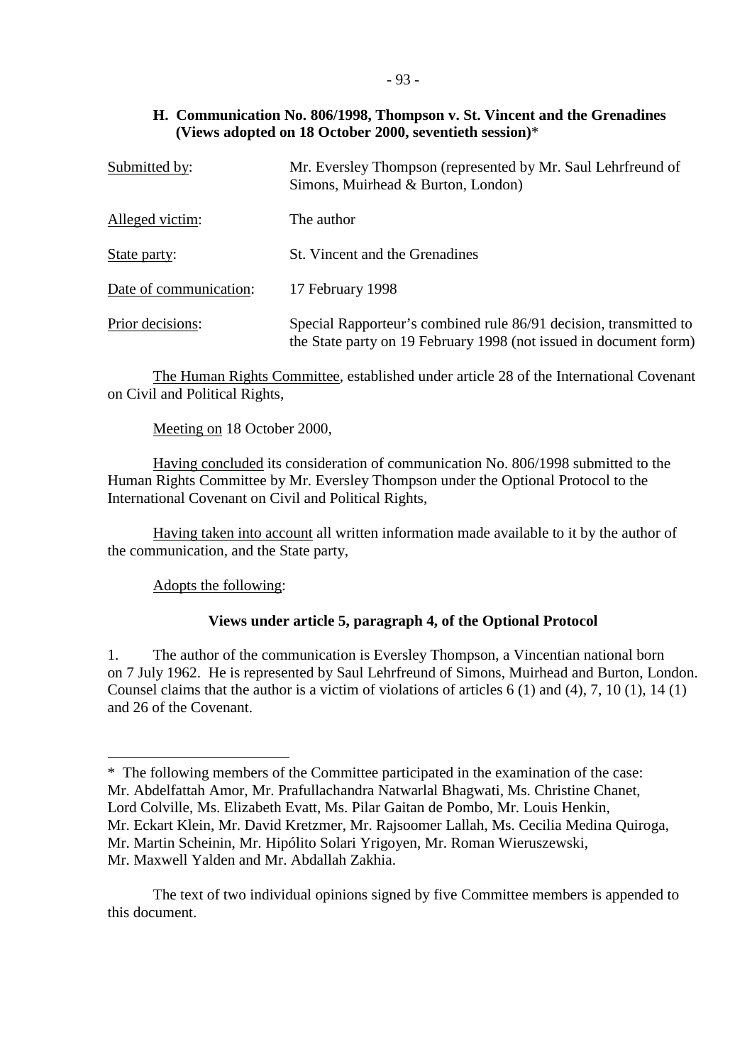### H. Communication No. 806/1998, Thompson v. St. Vincent and the Grenadines (Views adopted on 18 October 2000, seventieth session)*

| | |
|---|---|
| Submitted by: | Mr. Eversley Thompson (represented by Mr. Saul Lehrfreund of Simons, Muirhead & Burton, London) |
| Alleged victim: | The author |
| State party: | St. Vincent and the Grenadines |
| Date of communication: | 17 February 1998 |
| Prior decisions: | Special Rapporteur's combined rule 86/91 decision, transmitted to the State party on 19 February 1998 (not issued in document form) |

The Human Rights Committee, established under article 28 of the International Covenant on Civil and Political Rights,

Meeting on 18 October 2000,

Having concluded its consideration of communication No. 806/1998 submitted to the Human Rights Committee by Mr. Eversley Thompson under the Optional Protocol to the International Covenant on Civil and Political Rights,

Having taken into account all written information made available to it by the author of the communication, and the State party,

Adopts the following:

**Views under article 5, paragraph 4, of the Optional Protocol**

1. The author of the communication is Eversley Thompson, a Vincentian national born on 7 July 1962. He is represented by Saul Lehrfreund of Simons, Muirhead and Burton, London. Counsel claims that the author is a victim of violations of articles 6 (1) and (4), 7, 10 (1), 14 (1) and 26 of the Covenant.

---

* The following members of the Committee participated in the examination of the case: Mr. Abdelfattah Amor, Mr. Prafullachandra Natwarlal Bhagwati, Ms. Christine Chanet, Lord Colville, Ms. Elizabeth Evatt, Ms. Pilar Gaitan de Pombo, Mr. Louis Henkin, Mr. Eckart Klein, Mr. David Kretzmer, Mr. Rajsoomer Lallah, Ms. Cecilia Medina Quiroga, Mr. Martin Scheinin, Mr. Hipólito Solari Yrigoyen, Mr. Roman Wieruszewski, Mr. Maxwell Yalden and Mr. Abdallah Zakhia.

The text of two individual opinions signed by five Committee members is appended to this document.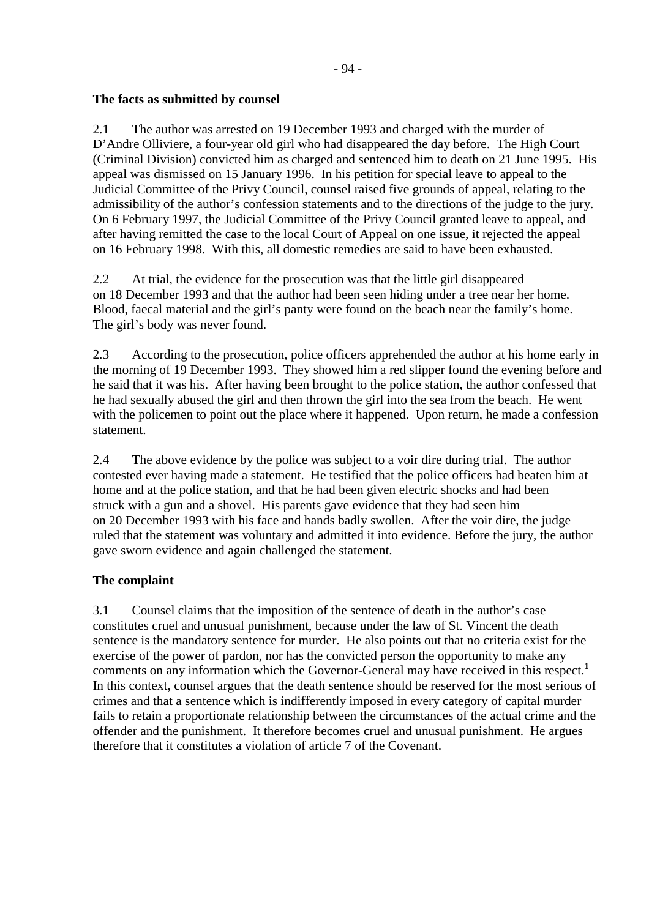**The facts as submitted by counsel**

2.1 The author was arrested on 19 December 1993 and charged with the murder of D'Andre Olliviere, a four-year old girl who had disappeared the day before. The High Court (Criminal Division) convicted him as charged and sentenced him to death on 21 June 1995. His appeal was dismissed on 15 January 1996. In his petition for special leave to appeal to the Judicial Committee of the Privy Council, counsel raised five grounds of appeal, relating to the admissibility of the author's confession statements and to the directions of the judge to the jury. On 6 February 1997, the Judicial Committee of the Privy Council granted leave to appeal, and after having remitted the case to the local Court of Appeal on one issue, it rejected the appeal on 16 February 1998. With this, all domestic remedies are said to have been exhausted.

2.2 At trial, the evidence for the prosecution was that the little girl disappeared on 18 December 1993 and that the author had been seen hiding under a tree near her home. Blood, faecal material and the girl's panty were found on the beach near the family's home. The girl's body was never found.

2.3 According to the prosecution, police officers apprehended the author at his home early in the morning of 19 December 1993. They showed him a red slipper found the evening before and he said that it was his. After having been brought to the police station, the author confessed that he had sexually abused the girl and then thrown the girl into the sea from the beach. He went with the policemen to point out the place where it happened. Upon return, he made a confession statement.

2.4 The above evidence by the police was subject to a voir dire during trial. The author contested ever having made a statement. He testified that the police officers had beaten him at home and at the police station, and that he had been given electric shocks and had been struck with a gun and a shovel. His parents gave evidence that they had seen him on 20 December 1993 with his face and hands badly swollen. After the voir dire, the judge ruled that the statement was voluntary and admitted it into evidence. Before the jury, the author gave sworn evidence and again challenged the statement.

**The complaint**

3.1 Counsel claims that the imposition of the sentence of death in the author's case constitutes cruel and unusual punishment, because under the law of St. Vincent the death sentence is the mandatory sentence for murder. He also points out that no criteria exist for the exercise of the power of pardon, nor has the convicted person the opportunity to make any comments on any information which the Governor-General may have received in this respect.[1] In this context, counsel argues that the death sentence should be reserved for the most serious of crimes and that a sentence which is indifferently imposed in every category of capital murder fails to retain a proportionate relationship between the circumstances of the actual crime and the offender and the punishment. It therefore becomes cruel and unusual punishment. He argues therefore that it constitutes a violation of article 7 of the Covenant.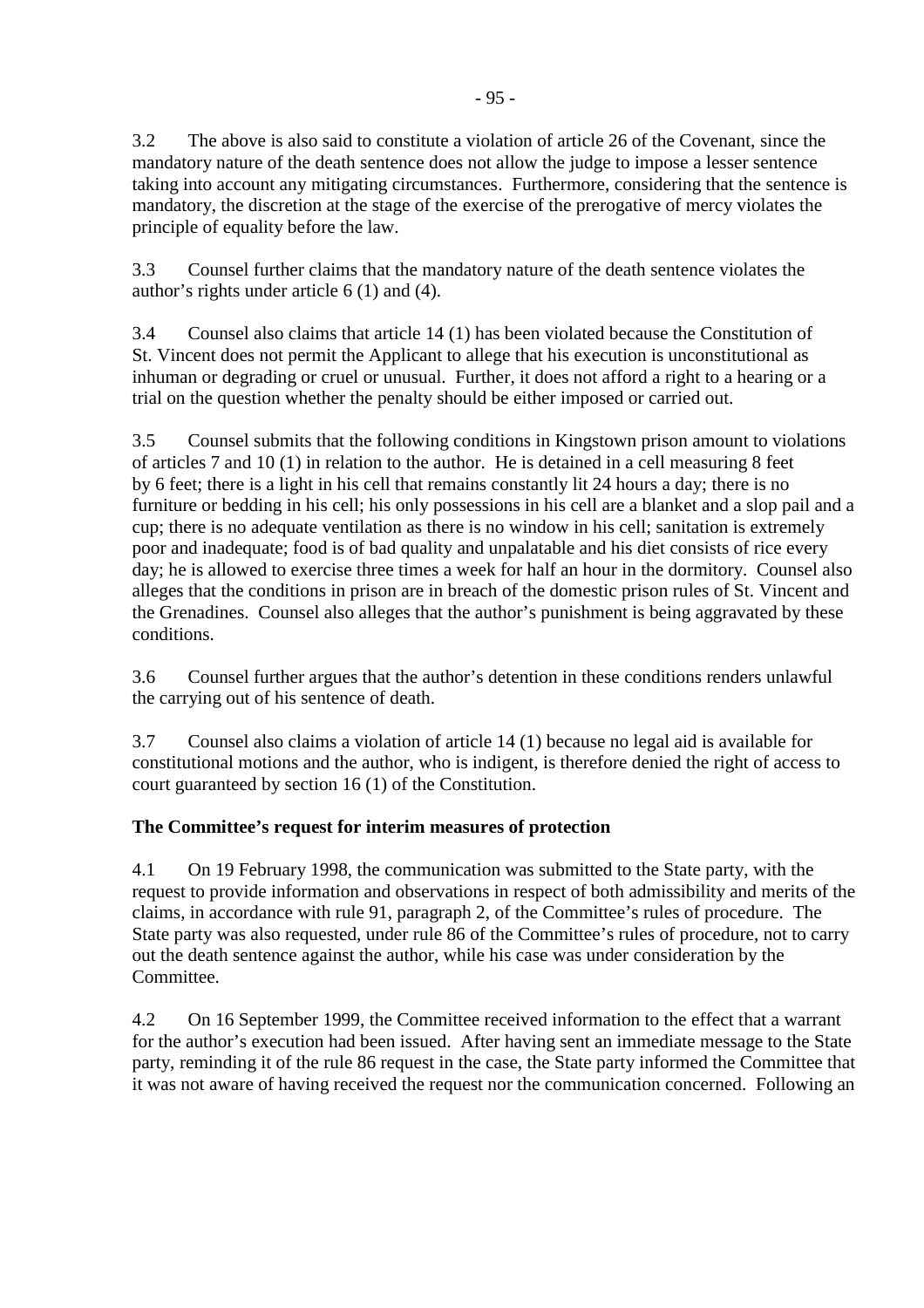3.2 The above is also said to constitute a violation of article 26 of the Covenant, since the mandatory nature of the death sentence does not allow the judge to impose a lesser sentence taking into account any mitigating circumstances. Furthermore, considering that the sentence is mandatory, the discretion at the stage of the exercise of the prerogative of mercy violates the principle of equality before the law.

3.3 Counsel further claims that the mandatory nature of the death sentence violates the author's rights under article 6 (1) and (4).

3.4 Counsel also claims that article 14 (1) has been violated because the Constitution of St. Vincent does not permit the Applicant to allege that his execution is unconstitutional as inhuman or degrading or cruel or unusual. Further, it does not afford a right to a hearing or a trial on the question whether the penalty should be either imposed or carried out.

3.5 Counsel submits that the following conditions in Kingstown prison amount to violations of articles 7 and 10 (1) in relation to the author. He is detained in a cell measuring 8 feet by 6 feet; there is a light in his cell that remains constantly lit 24 hours a day; there is no furniture or bedding in his cell; his only possessions in his cell are a blanket and a slop pail and a cup; there is no adequate ventilation as there is no window in his cell; sanitation is extremely poor and inadequate; food is of bad quality and unpalatable and his diet consists of rice every day; he is allowed to exercise three times a week for half an hour in the dormitory. Counsel also alleges that the conditions in prison are in breach of the domestic prison rules of St. Vincent and the Grenadines. Counsel also alleges that the author's punishment is being aggravated by these conditions.

3.6 Counsel further argues that the author's detention in these conditions renders unlawful the carrying out of his sentence of death.

3.7 Counsel also claims a violation of article 14 (1) because no legal aid is available for constitutional motions and the author, who is indigent, is therefore denied the right of access to court guaranteed by section 16 (1) of the Constitution.

**The Committee's request for interim measures of protection**

4.1 On 19 February 1998, the communication was submitted to the State party, with the request to provide information and observations in respect of both admissibility and merits of the claims, in accordance with rule 91, paragraph 2, of the Committee's rules of procedure. The State party was also requested, under rule 86 of the Committee's rules of procedure, not to carry out the death sentence against the author, while his case was under consideration by the Committee.

4.2 On 16 September 1999, the Committee received information to the effect that a warrant for the author's execution had been issued. After having sent an immediate message to the State party, reminding it of the rule 86 request in the case, the State party informed the Committee that it was not aware of having received the request nor the communication concerned. Following an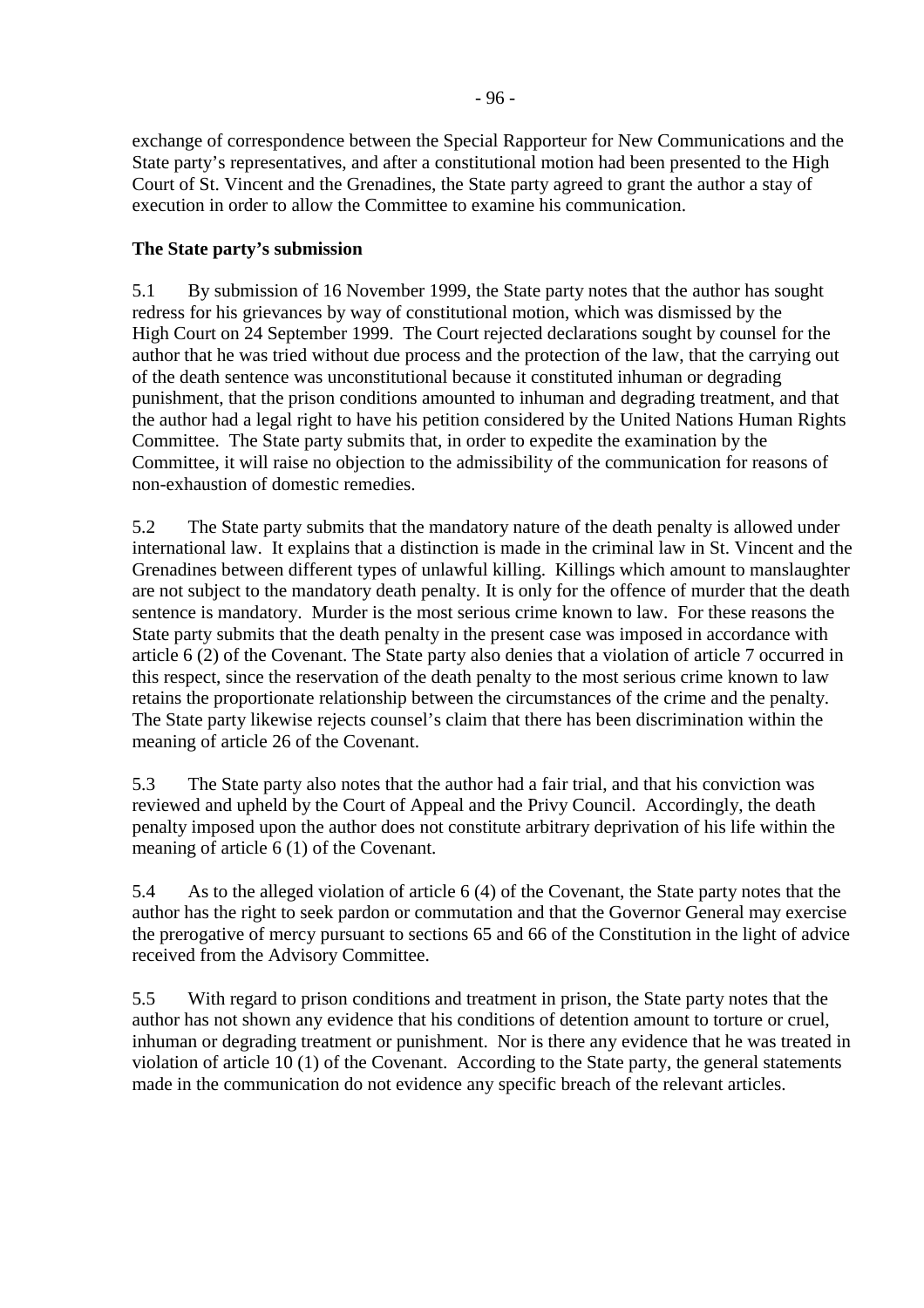exchange of correspondence between the Special Rapporteur for New Communications and the State party's representatives, and after a constitutional motion had been presented to the High Court of St. Vincent and the Grenadines, the State party agreed to grant the author a stay of execution in order to allow the Committee to examine his communication.

**The State party's submission**

5.1 By submission of 16 November 1999, the State party notes that the author has sought redress for his grievances by way of constitutional motion, which was dismissed by the High Court on 24 September 1999. The Court rejected declarations sought by counsel for the author that he was tried without due process and the protection of the law, that the carrying out of the death sentence was unconstitutional because it constituted inhuman or degrading punishment, that the prison conditions amounted to inhuman and degrading treatment, and that the author had a legal right to have his petition considered by the United Nations Human Rights Committee. The State party submits that, in order to expedite the examination by the Committee, it will raise no objection to the admissibility of the communication for reasons of non-exhaustion of domestic remedies.

5.2 The State party submits that the mandatory nature of the death penalty is allowed under international law. It explains that a distinction is made in the criminal law in St. Vincent and the Grenadines between different types of unlawful killing. Killings which amount to manslaughter are not subject to the mandatory death penalty. It is only for the offence of murder that the death sentence is mandatory. Murder is the most serious crime known to law. For these reasons the State party submits that the death penalty in the present case was imposed in accordance with article 6 (2) of the Covenant. The State party also denies that a violation of article 7 occurred in this respect, since the reservation of the death penalty to the most serious crime known to law retains the proportionate relationship between the circumstances of the crime and the penalty. The State party likewise rejects counsel's claim that there has been discrimination within the meaning of article 26 of the Covenant.

5.3 The State party also notes that the author had a fair trial, and that his conviction was reviewed and upheld by the Court of Appeal and the Privy Council. Accordingly, the death penalty imposed upon the author does not constitute arbitrary deprivation of his life within the meaning of article 6 (1) of the Covenant.

5.4 As to the alleged violation of article 6 (4) of the Covenant, the State party notes that the author has the right to seek pardon or commutation and that the Governor General may exercise the prerogative of mercy pursuant to sections 65 and 66 of the Constitution in the light of advice received from the Advisory Committee.

5.5 With regard to prison conditions and treatment in prison, the State party notes that the author has not shown any evidence that his conditions of detention amount to torture or cruel, inhuman or degrading treatment or punishment. Nor is there any evidence that he was treated in violation of article 10 (1) of the Covenant. According to the State party, the general statements made in the communication do not evidence any specific breach of the relevant articles.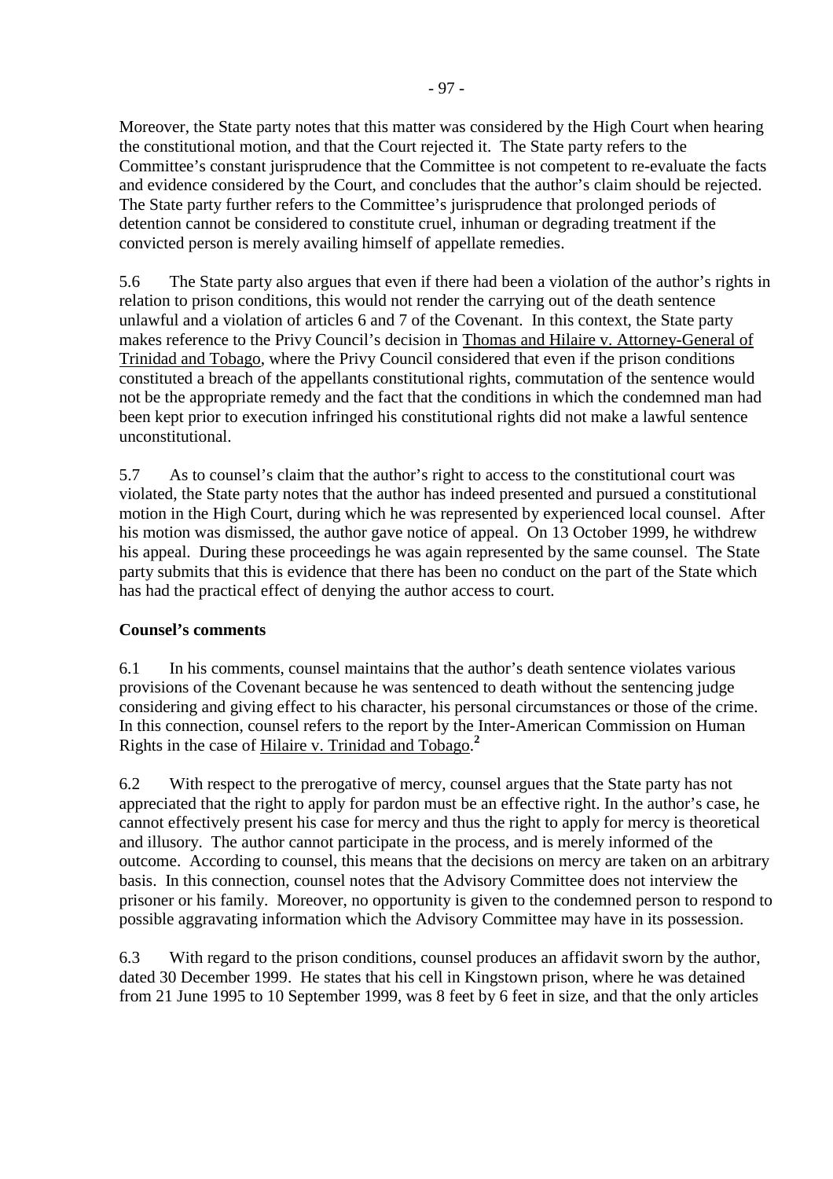Moreover, the State party notes that this matter was considered by the High Court when hearing the constitutional motion, and that the Court rejected it. The State party refers to the Committee's constant jurisprudence that the Committee is not competent to re-evaluate the facts and evidence considered by the Court, and concludes that the author's claim should be rejected. The State party further refers to the Committee's jurisprudence that prolonged periods of detention cannot be considered to constitute cruel, inhuman or degrading treatment if the convicted person is merely availing himself of appellate remedies.

5.6 The State party also argues that even if there had been a violation of the author's rights in relation to prison conditions, this would not render the carrying out of the death sentence unlawful and a violation of articles 6 and 7 of the Covenant. In this context, the State party makes reference to the Privy Council's decision in Thomas and Hilaire v. Attorney-General of Trinidad and Tobago, where the Privy Council considered that even if the prison conditions constituted a breach of the appellants constitutional rights, commutation of the sentence would not be the appropriate remedy and the fact that the conditions in which the condemned man had been kept prior to execution infringed his constitutional rights did not make a lawful sentence unconstitutional.

5.7 As to counsel's claim that the author's right to access to the constitutional court was violated, the State party notes that the author has indeed presented and pursued a constitutional motion in the High Court, during which he was represented by experienced local counsel. After his motion was dismissed, the author gave notice of appeal. On 13 October 1999, he withdrew his appeal. During these proceedings he was again represented by the same counsel. The State party submits that this is evidence that there has been no conduct on the part of the State which has had the practical effect of denying the author access to court.

**Counsel's comments**

6.1 In his comments, counsel maintains that the author's death sentence violates various provisions of the Covenant because he was sentenced to death without the sentencing judge considering and giving effect to his character, his personal circumstances or those of the crime. In this connection, counsel refers to the report by the Inter-American Commission on Human Rights in the case of Hilaire v. Trinidad and Tobago.[2]

6.2 With respect to the prerogative of mercy, counsel argues that the State party has not appreciated that the right to apply for pardon must be an effective right. In the author's case, he cannot effectively present his case for mercy and thus the right to apply for mercy is theoretical and illusory. The author cannot participate in the process, and is merely informed of the outcome. According to counsel, this means that the decisions on mercy are taken on an arbitrary basis. In this connection, counsel notes that the Advisory Committee does not interview the prisoner or his family. Moreover, no opportunity is given to the condemned person to respond to possible aggravating information which the Advisory Committee may have in its possession.

6.3 With regard to the prison conditions, counsel produces an affidavit sworn by the author, dated 30 December 1999. He states that his cell in Kingstown prison, where he was detained from 21 June 1995 to 10 September 1999, was 8 feet by 6 feet in size, and that the only articles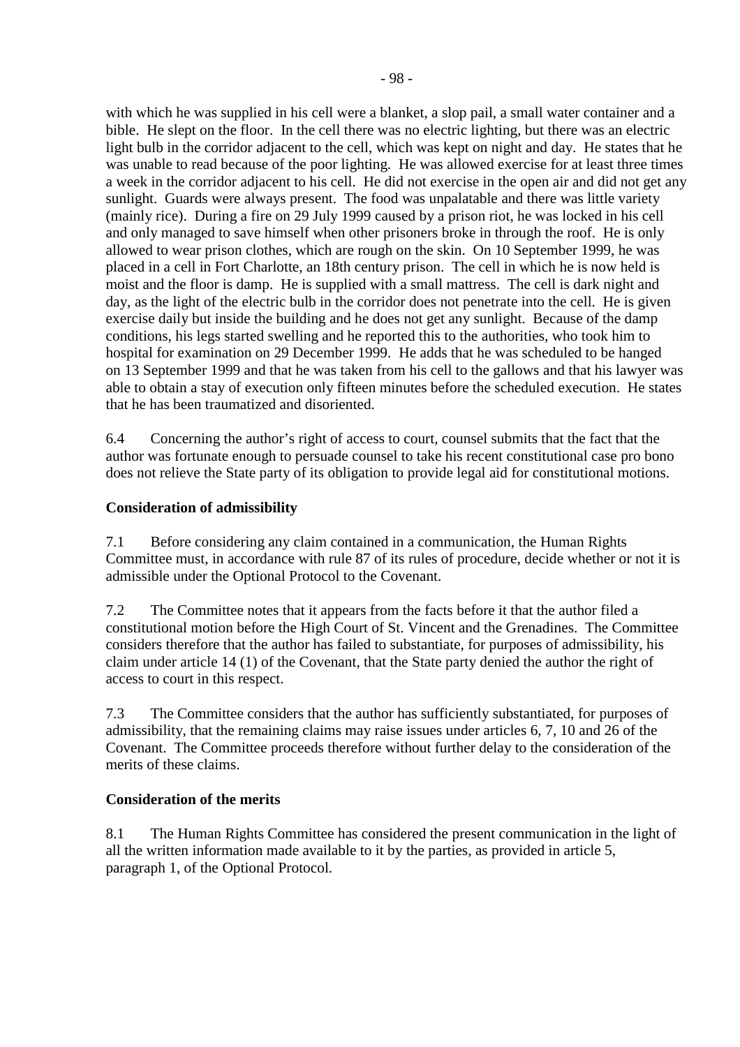with which he was supplied in his cell were a blanket, a slop pail, a small water container and a bible. He slept on the floor. In the cell there was no electric lighting, but there was an electric light bulb in the corridor adjacent to the cell, which was kept on night and day. He states that he was unable to read because of the poor lighting. He was allowed exercise for at least three times a week in the corridor adjacent to his cell. He did not exercise in the open air and did not get any sunlight. Guards were always present. The food was unpalatable and there was little variety (mainly rice). During a fire on 29 July 1999 caused by a prison riot, he was locked in his cell and only managed to save himself when other prisoners broke in through the roof. He is only allowed to wear prison clothes, which are rough on the skin. On 10 September 1999, he was placed in a cell in Fort Charlotte, an 18th century prison. The cell in which he is now held is moist and the floor is damp. He is supplied with a small mattress. The cell is dark night and day, as the light of the electric bulb in the corridor does not penetrate into the cell. He is given exercise daily but inside the building and he does not get any sunlight. Because of the damp conditions, his legs started swelling and he reported this to the authorities, who took him to hospital for examination on 29 December 1999. He adds that he was scheduled to be hanged on 13 September 1999 and that he was taken from his cell to the gallows and that his lawyer was able to obtain a stay of execution only fifteen minutes before the scheduled execution. He states that he has been traumatized and disoriented.

6.4 Concerning the author's right of access to court, counsel submits that the fact that the author was fortunate enough to persuade counsel to take his recent constitutional case pro bono does not relieve the State party of its obligation to provide legal aid for constitutional motions.

**Consideration of admissibility**

7.1 Before considering any claim contained in a communication, the Human Rights Committee must, in accordance with rule 87 of its rules of procedure, decide whether or not it is admissible under the Optional Protocol to the Covenant.

7.2 The Committee notes that it appears from the facts before it that the author filed a constitutional motion before the High Court of St. Vincent and the Grenadines. The Committee considers therefore that the author has failed to substantiate, for purposes of admissibility, his claim under article 14 (1) of the Covenant, that the State party denied the author the right of access to court in this respect.

7.3 The Committee considers that the author has sufficiently substantiated, for purposes of admissibility, that the remaining claims may raise issues under articles 6, 7, 10 and 26 of the Covenant. The Committee proceeds therefore without further delay to the consideration of the merits of these claims.

**Consideration of the merits**

8.1 The Human Rights Committee has considered the present communication in the light of all the written information made available to it by the parties, as provided in article 5, paragraph 1, of the Optional Protocol.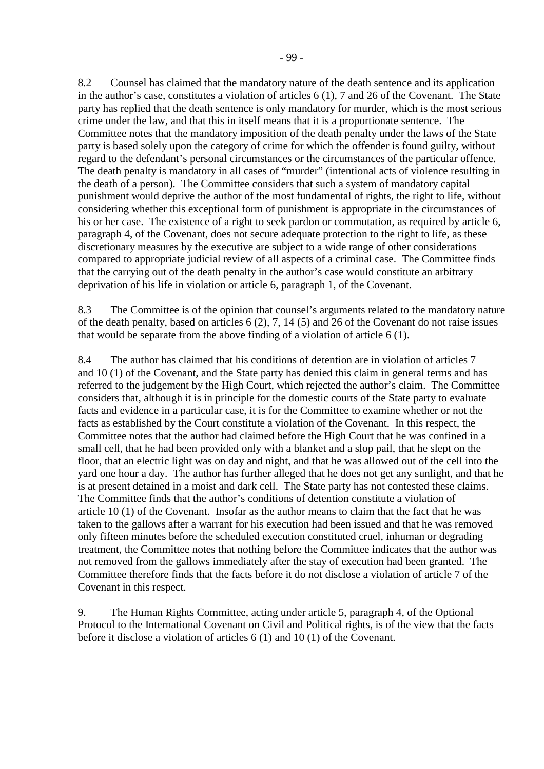8.2 Counsel has claimed that the mandatory nature of the death sentence and its application in the author’s case, constitutes a violation of articles 6 (1), 7 and 26 of the Covenant. The State party has replied that the death sentence is only mandatory for murder, which is the most serious crime under the law, and that this in itself means that it is a proportionate sentence. The Committee notes that the mandatory imposition of the death penalty under the laws of the State party is based solely upon the category of crime for which the offender is found guilty, without regard to the defendant’s personal circumstances or the circumstances of the particular offence. The death penalty is mandatory in all cases of “murder” (intentional acts of violence resulting in the death of a person). The Committee considers that such a system of mandatory capital punishment would deprive the author of the most fundamental of rights, the right to life, without considering whether this exceptional form of punishment is appropriate in the circumstances of his or her case. The existence of a right to seek pardon or commutation, as required by article 6, paragraph 4, of the Covenant, does not secure adequate protection to the right to life, as these discretionary measures by the executive are subject to a wide range of other considerations compared to appropriate judicial review of all aspects of a criminal case. The Committee finds that the carrying out of the death penalty in the author’s case would constitute an arbitrary deprivation of his life in violation or article 6, paragraph 1, of the Covenant.

8.3 The Committee is of the opinion that counsel’s arguments related to the mandatory nature of the death penalty, based on articles 6 (2), 7, 14 (5) and 26 of the Covenant do not raise issues that would be separate from the above finding of a violation of article 6 (1).

8.4 The author has claimed that his conditions of detention are in violation of articles 7 and 10 (1) of the Covenant, and the State party has denied this claim in general terms and has referred to the judgement by the High Court, which rejected the author’s claim. The Committee considers that, although it is in principle for the domestic courts of the State party to evaluate facts and evidence in a particular case, it is for the Committee to examine whether or not the facts as established by the Court constitute a violation of the Covenant. In this respect, the Committee notes that the author had claimed before the High Court that he was confined in a small cell, that he had been provided only with a blanket and a slop pail, that he slept on the floor, that an electric light was on day and night, and that he was allowed out of the cell into the yard one hour a day. The author has further alleged that he does not get any sunlight, and that he is at present detained in a moist and dark cell. The State party has not contested these claims. The Committee finds that the author’s conditions of detention constitute a violation of article 10 (1) of the Covenant. Insofar as the author means to claim that the fact that he was taken to the gallows after a warrant for his execution had been issued and that he was removed only fifteen minutes before the scheduled execution constituted cruel, inhuman or degrading treatment, the Committee notes that nothing before the Committee indicates that the author was not removed from the gallows immediately after the stay of execution had been granted. The Committee therefore finds that the facts before it do not disclose a violation of article 7 of the Covenant in this respect.

9. The Human Rights Committee, acting under article 5, paragraph 4, of the Optional Protocol to the International Covenant on Civil and Political rights, is of the view that the facts before it disclose a violation of articles 6 (1) and 10 (1) of the Covenant.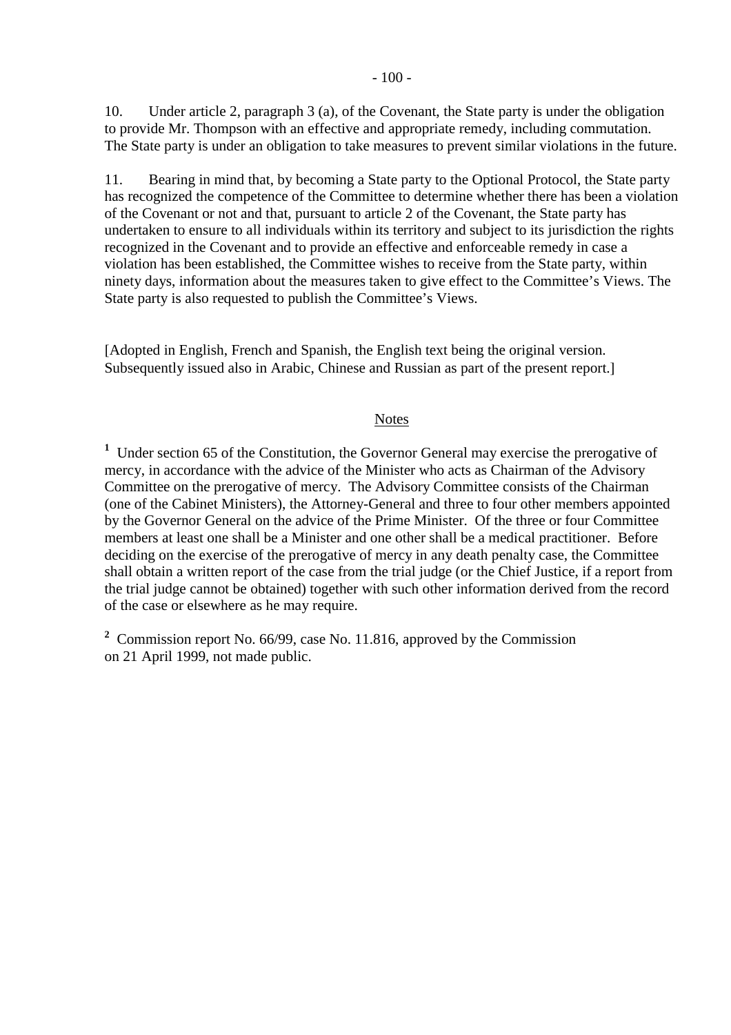10. Under article 2, paragraph 3 (a), of the Covenant, the State party is under the obligation to provide Mr. Thompson with an effective and appropriate remedy, including commutation. The State party is under an obligation to take measures to prevent similar violations in the future.

11. Bearing in mind that, by becoming a State party to the Optional Protocol, the State party has recognized the competence of the Committee to determine whether there has been a violation of the Covenant or not and that, pursuant to article 2 of the Covenant, the State party has undertaken to ensure to all individuals within its territory and subject to its jurisdiction the rights recognized in the Covenant and to provide an effective and enforceable remedy in case a violation has been established, the Committee wishes to receive from the State party, within ninety days, information about the measures taken to give effect to the Committee's Views. The State party is also requested to publish the Committee's Views.

[Adopted in English, French and Spanish, the English text being the original version. Subsequently issued also in Arabic, Chinese and Russian as part of the present report.]

## Notes

[1] Under section 65 of the Constitution, the Governor General may exercise the prerogative of mercy, in accordance with the advice of the Minister who acts as Chairman of the Advisory Committee on the prerogative of mercy. The Advisory Committee consists of the Chairman (one of the Cabinet Ministers), the Attorney-General and three to four other members appointed by the Governor General on the advice of the Prime Minister. Of the three or four Committee members at least one shall be a Minister and one other shall be a medical practitioner. Before deciding on the exercise of the prerogative of mercy in any death penalty case, the Committee shall obtain a written report of the case from the trial judge (or the Chief Justice, if a report from the trial judge cannot be obtained) together with such other information derived from the record of the case or elsewhere as he may require.

[2] Commission report No. 66/99, case No. 11.816, approved by the Commission on 21 April 1999, not made public.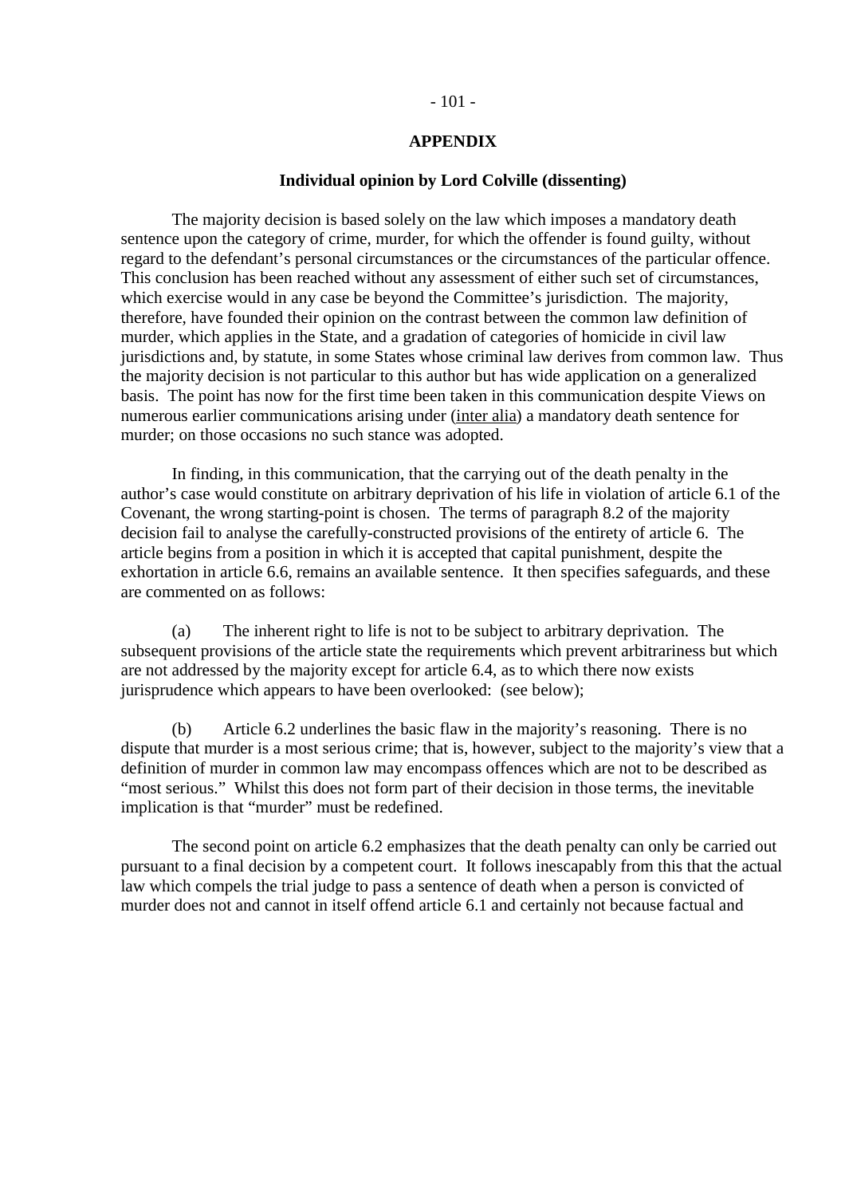## APPENDIX

### Individual opinion by Lord Colville (dissenting)

The majority decision is based solely on the law which imposes a mandatory death sentence upon the category of crime, murder, for which the offender is found guilty, without regard to the defendant's personal circumstances or the circumstances of the particular offence. This conclusion has been reached without any assessment of either such set of circumstances, which exercise would in any case be beyond the Committee's jurisdiction. The majority, therefore, have founded their opinion on the contrast between the common law definition of murder, which applies in the State, and a gradation of categories of homicide in civil law jurisdictions and, by statute, in some States whose criminal law derives from common law. Thus the majority decision is not particular to this author but has wide application on a generalized basis. The point has now for the first time been taken in this communication despite Views on numerous earlier communications arising under (inter alia) a mandatory death sentence for murder; on those occasions no such stance was adopted.

In finding, in this communication, that the carrying out of the death penalty in the author's case would constitute on arbitrary deprivation of his life in violation of article 6.1 of the Covenant, the wrong starting-point is chosen. The terms of paragraph 8.2 of the majority decision fail to analyse the carefully-constructed provisions of the entirety of article 6. The article begins from a position in which it is accepted that capital punishment, despite the exhortation in article 6.6, remains an available sentence. It then specifies safeguards, and these are commented on as follows:

(a) The inherent right to life is not to be subject to arbitrary deprivation. The subsequent provisions of the article state the requirements which prevent arbitrariness but which are not addressed by the majority except for article 6.4, as to which there now exists jurisprudence which appears to have been overlooked: (see below);

(b) Article 6.2 underlines the basic flaw in the majority's reasoning. There is no dispute that murder is a most serious crime; that is, however, subject to the majority's view that a definition of murder in common law may encompass offences which are not to be described as "most serious." Whilst this does not form part of their decision in those terms, the inevitable implication is that "murder" must be redefined.

The second point on article 6.2 emphasizes that the death penalty can only be carried out pursuant to a final decision by a competent court. It follows inescapably from this that the actual law which compels the trial judge to pass a sentence of death when a person is convicted of murder does not and cannot in itself offend article 6.1 and certainly not because factual and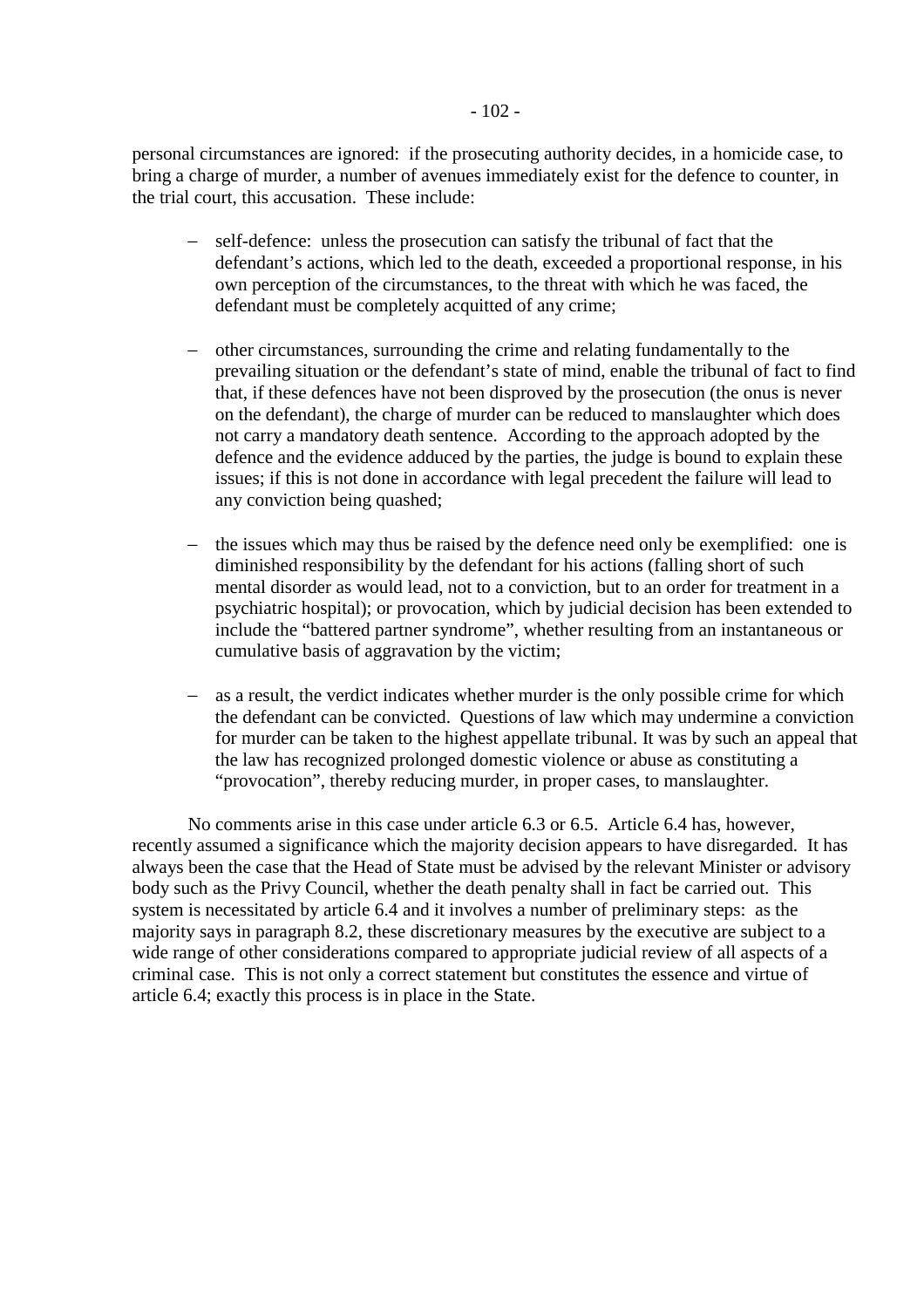personal circumstances are ignored: if the prosecuting authority decides, in a homicide case, to bring a charge of murder, a number of avenues immediately exist for the defence to counter, in the trial court, this accusation. These include:

- self-defence: unless the prosecution can satisfy the tribunal of fact that the defendant's actions, which led to the death, exceeded a proportional response, in his own perception of the circumstances, to the threat with which he was faced, the defendant must be completely acquitted of any crime;

- other circumstances, surrounding the crime and relating fundamentally to the prevailing situation or the defendant's state of mind, enable the tribunal of fact to find that, if these defences have not been disproved by the prosecution (the onus is never on the defendant), the charge of murder can be reduced to manslaughter which does not carry a mandatory death sentence. According to the approach adopted by the defence and the evidence adduced by the parties, the judge is bound to explain these issues; if this is not done in accordance with legal precedent the failure will lead to any conviction being quashed;

- the issues which may thus be raised by the defence need only be exemplified: one is diminished responsibility by the defendant for his actions (falling short of such mental disorder as would lead, not to a conviction, but to an order for treatment in a psychiatric hospital); or provocation, which by judicial decision has been extended to include the "battered partner syndrome", whether resulting from an instantaneous or cumulative basis of aggravation by the victim;

- as a result, the verdict indicates whether murder is the only possible crime for which the defendant can be convicted. Questions of law which may undermine a conviction for murder can be taken to the highest appellate tribunal. It was by such an appeal that the law has recognized prolonged domestic violence or abuse as constituting a "provocation", thereby reducing murder, in proper cases, to manslaughter.

No comments arise in this case under article 6.3 or 6.5. Article 6.4 has, however, recently assumed a significance which the majority decision appears to have disregarded. It has always been the case that the Head of State must be advised by the relevant Minister or advisory body such as the Privy Council, whether the death penalty shall in fact be carried out. This system is necessitated by article 6.4 and it involves a number of preliminary steps: as the majority says in paragraph 8.2, these discretionary measures by the executive are subject to a wide range of other considerations compared to appropriate judicial review of all aspects of a criminal case. This is not only a correct statement but constitutes the essence and virtue of article 6.4; exactly this process is in place in the State.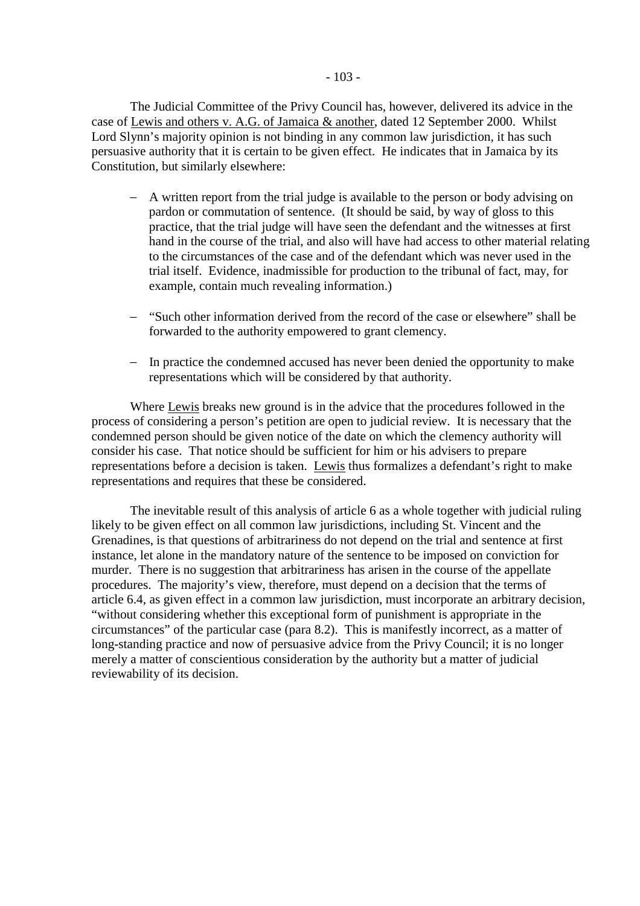The Judicial Committee of the Privy Council has, however, delivered its advice in the case of <u>Lewis and others v. A.G. of Jamaica & another</u>, dated 12 September 2000. Whilst Lord Slynn's majority opinion is not binding in any common law jurisdiction, it has such persuasive authority that it is certain to be given effect. He indicates that in Jamaica by its Constitution, but similarly elsewhere:

- A written report from the trial judge is available to the person or body advising on pardon or commutation of sentence. (It should be said, by way of gloss to this practice, that the trial judge will have seen the defendant and the witnesses at first hand in the course of the trial, and also will have had access to other material relating to the circumstances of the case and of the defendant which was never used in the trial itself. Evidence, inadmissible for production to the tribunal of fact, may, for example, contain much revealing information.)

- "Such other information derived from the record of the case or elsewhere" shall be forwarded to the authority empowered to grant clemency.

- In practice the condemned accused has never been denied the opportunity to make representations which will be considered by that authority.

Where <u>Lewis</u> breaks new ground is in the advice that the procedures followed in the process of considering a person's petition are open to judicial review. It is necessary that the condemned person should be given notice of the date on which the clemency authority will consider his case. That notice should be sufficient for him or his advisers to prepare representations before a decision is taken. <u>Lewis</u> thus formalizes a defendant's right to make representations and requires that these be considered.

The inevitable result of this analysis of article 6 as a whole together with judicial ruling likely to be given effect on all common law jurisdictions, including St. Vincent and the Grenadines, is that questions of arbitrariness do not depend on the trial and sentence at first instance, let alone in the mandatory nature of the sentence to be imposed on conviction for murder. There is no suggestion that arbitrariness has arisen in the course of the appellate procedures. The majority's view, therefore, must depend on a decision that the terms of article 6.4, as given effect in a common law jurisdiction, must incorporate an arbitrary decision, "without considering whether this exceptional form of punishment is appropriate in the circumstances" of the particular case (para 8.2). This is manifestly incorrect, as a matter of long-standing practice and now of persuasive advice from the Privy Council; it is no longer merely a matter of conscientious consideration by the authority but a matter of judicial reviewability of its decision.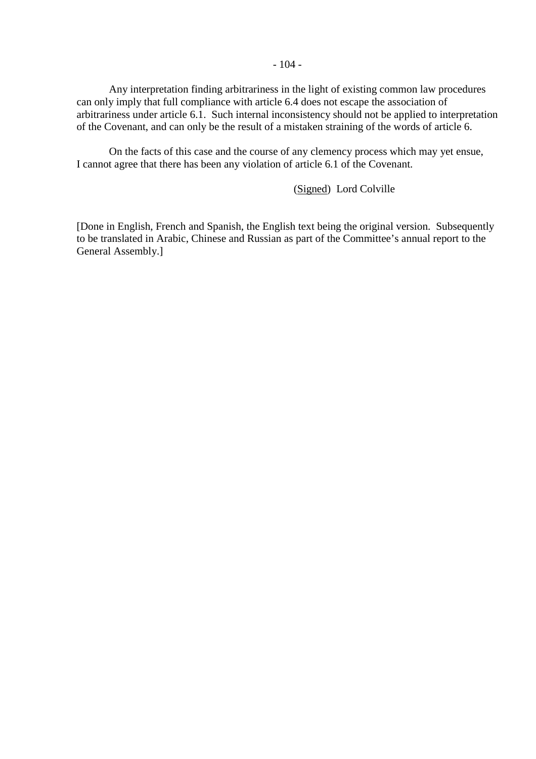Any interpretation finding arbitrariness in the light of existing common law procedures can only imply that full compliance with article 6.4 does not escape the association of arbitrariness under article 6.1. Such internal inconsistency should not be applied to interpretation of the Covenant, and can only be the result of a mistaken straining of the words of article 6.

On the facts of this case and the course of any clemency process which may yet ensue, I cannot agree that there has been any violation of article 6.1 of the Covenant.

(Signed) Lord Colville

[Done in English, French and Spanish, the English text being the original version. Subsequently to be translated in Arabic, Chinese and Russian as part of the Committee's annual report to the General Assembly.]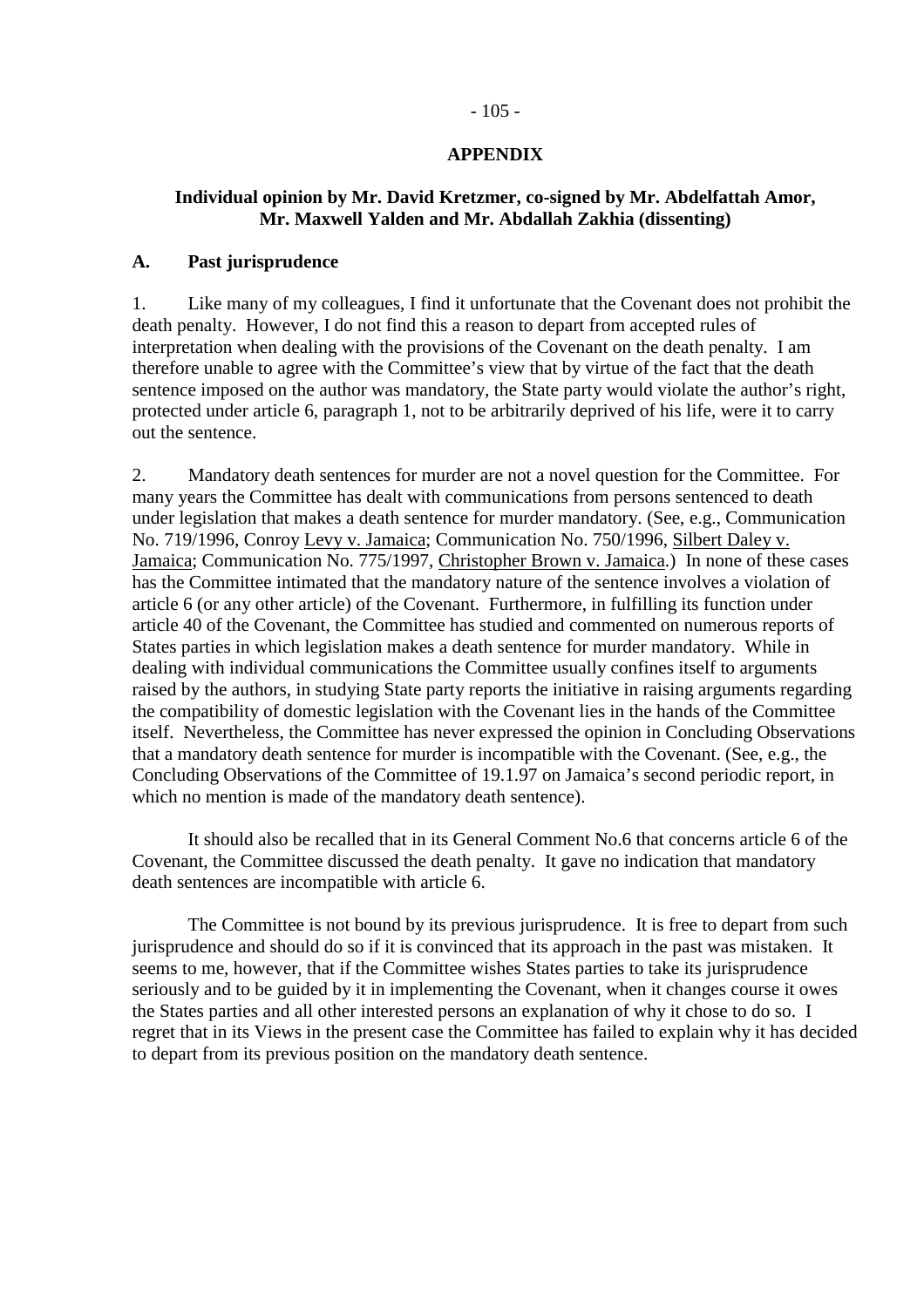## APPENDIX

### Individual opinion by Mr. David Kretzmer, co-signed by Mr. Abdelfattah Amor, Mr. Maxwell Yalden and Mr. Abdallah Zakhia (dissenting)

**A. Past jurisprudence**

1. Like many of my colleagues, I find it unfortunate that the Covenant does not prohibit the death penalty. However, I do not find this a reason to depart from accepted rules of interpretation when dealing with the provisions of the Covenant on the death penalty. I am therefore unable to agree with the Committee's view that by virtue of the fact that the death sentence imposed on the author was mandatory, the State party would violate the author's right, protected under article 6, paragraph 1, not to be arbitrarily deprived of his life, were it to carry out the sentence.

2. Mandatory death sentences for murder are not a novel question for the Committee. For many years the Committee has dealt with communications from persons sentenced to death under legislation that makes a death sentence for murder mandatory. (See, e.g., Communication No. 719/1996, Conroy Levy v. Jamaica; Communication No. 750/1996, Silbert Daley v. Jamaica; Communication No. 775/1997, Christopher Brown v. Jamaica.) In none of these cases has the Committee intimated that the mandatory nature of the sentence involves a violation of article 6 (or any other article) of the Covenant. Furthermore, in fulfilling its function under article 40 of the Covenant, the Committee has studied and commented on numerous reports of States parties in which legislation makes a death sentence for murder mandatory. While in dealing with individual communications the Committee usually confines itself to arguments raised by the authors, in studying State party reports the initiative in raising arguments regarding the compatibility of domestic legislation with the Covenant lies in the hands of the Committee itself. Nevertheless, the Committee has never expressed the opinion in Concluding Observations that a mandatory death sentence for murder is incompatible with the Covenant. (See, e.g., the Concluding Observations of the Committee of 19.1.97 on Jamaica's second periodic report, in which no mention is made of the mandatory death sentence).

It should also be recalled that in its General Comment No.6 that concerns article 6 of the Covenant, the Committee discussed the death penalty. It gave no indication that mandatory death sentences are incompatible with article 6.

The Committee is not bound by its previous jurisprudence. It is free to depart from such jurisprudence and should do so if it is convinced that its approach in the past was mistaken. It seems to me, however, that if the Committee wishes States parties to take its jurisprudence seriously and to be guided by it in implementing the Covenant, when it changes course it owes the States parties and all other interested persons an explanation of why it chose to do so. I regret that in its Views in the present case the Committee has failed to explain why it has decided to depart from its previous position on the mandatory death sentence.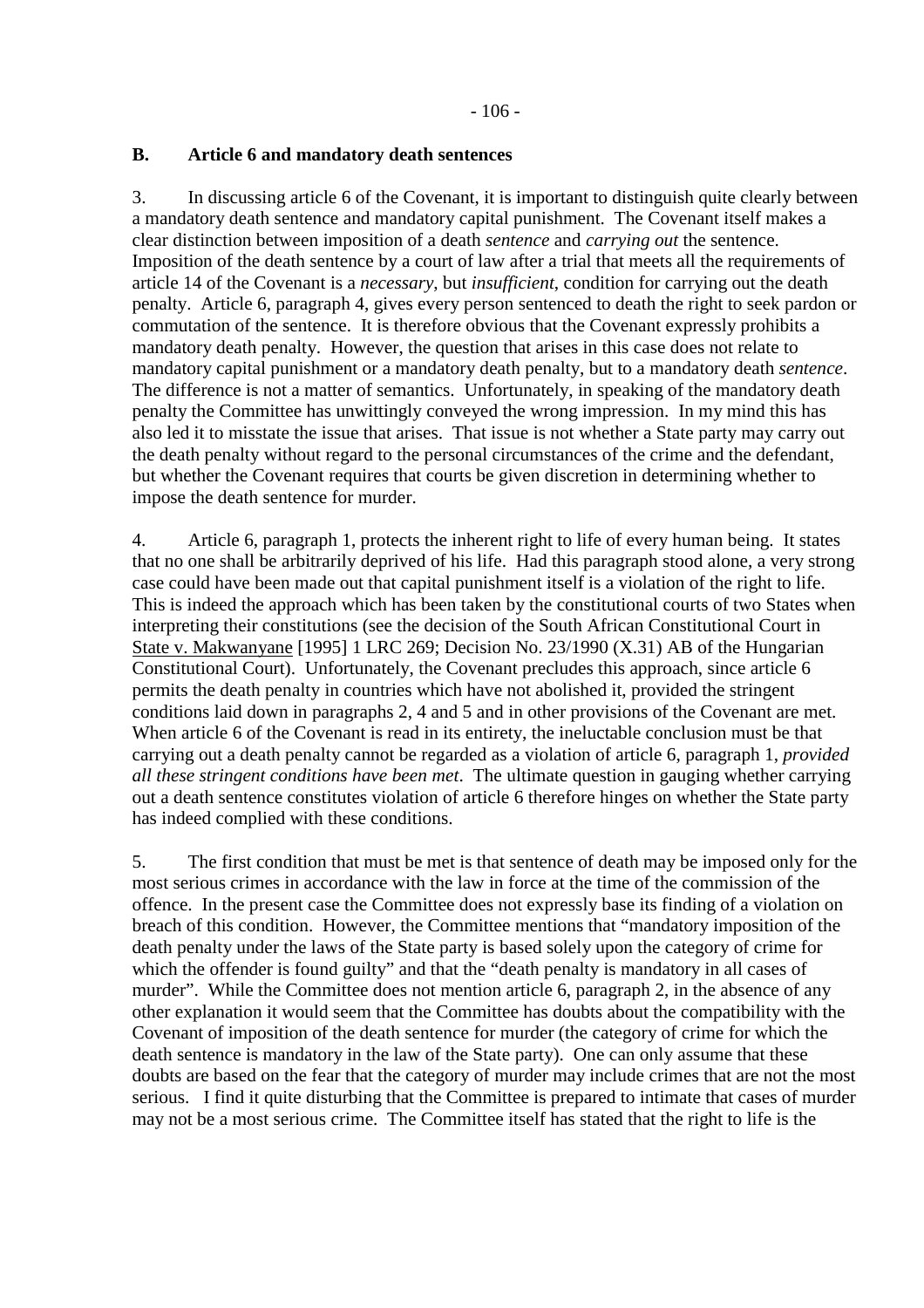## B. Article 6 and mandatory death sentences

3. In discussing article 6 of the Covenant, it is important to distinguish quite clearly between a mandatory death sentence and mandatory capital punishment. The Covenant itself makes a clear distinction between imposition of a death *sentence* and *carrying out* the sentence. Imposition of the death sentence by a court of law after a trial that meets all the requirements of article 14 of the Covenant is a *necessary*, but *insufficient*, condition for carrying out the death penalty. Article 6, paragraph 4, gives every person sentenced to death the right to seek pardon or commutation of the sentence. It is therefore obvious that the Covenant expressly prohibits a mandatory death penalty. However, the question that arises in this case does not relate to mandatory capital punishment or a mandatory death penalty, but to a mandatory death *sentence*. The difference is not a matter of semantics. Unfortunately, in speaking of the mandatory death penalty the Committee has unwittingly conveyed the wrong impression. In my mind this has also led it to misstate the issue that arises. That issue is not whether a State party may carry out the death penalty without regard to the personal circumstances of the crime and the defendant, but whether the Covenant requires that courts be given discretion in determining whether to impose the death sentence for murder.

4. Article 6, paragraph 1, protects the inherent right to life of every human being. It states that no one shall be arbitrarily deprived of his life. Had this paragraph stood alone, a very strong case could have been made out that capital punishment itself is a violation of the right to life. This is indeed the approach which has been taken by the constitutional courts of two States when interpreting their constitutions (see the decision of the South African Constitutional Court in State v. Makwanyane [1995] 1 LRC 269; Decision No. 23/1990 (X.31) AB of the Hungarian Constitutional Court). Unfortunately, the Covenant precludes this approach, since article 6 permits the death penalty in countries which have not abolished it, provided the stringent conditions laid down in paragraphs 2, 4 and 5 and in other provisions of the Covenant are met. When article 6 of the Covenant is read in its entirety, the ineluctable conclusion must be that carrying out a death penalty cannot be regarded as a violation of article 6, paragraph 1, *provided all these stringent conditions have been met*. The ultimate question in gauging whether carrying out a death sentence constitutes violation of article 6 therefore hinges on whether the State party has indeed complied with these conditions.

5. The first condition that must be met is that sentence of death may be imposed only for the most serious crimes in accordance with the law in force at the time of the commission of the offence. In the present case the Committee does not expressly base its finding of a violation on breach of this condition. However, the Committee mentions that "mandatory imposition of the death penalty under the laws of the State party is based solely upon the category of crime for which the offender is found guilty" and that the "death penalty is mandatory in all cases of murder". While the Committee does not mention article 6, paragraph 2, in the absence of any other explanation it would seem that the Committee has doubts about the compatibility with the Covenant of imposition of the death sentence for murder (the category of crime for which the death sentence is mandatory in the law of the State party). One can only assume that these doubts are based on the fear that the category of murder may include crimes that are not the most serious. I find it quite disturbing that the Committee is prepared to intimate that cases of murder may not be a most serious crime. The Committee itself has stated that the right to life is the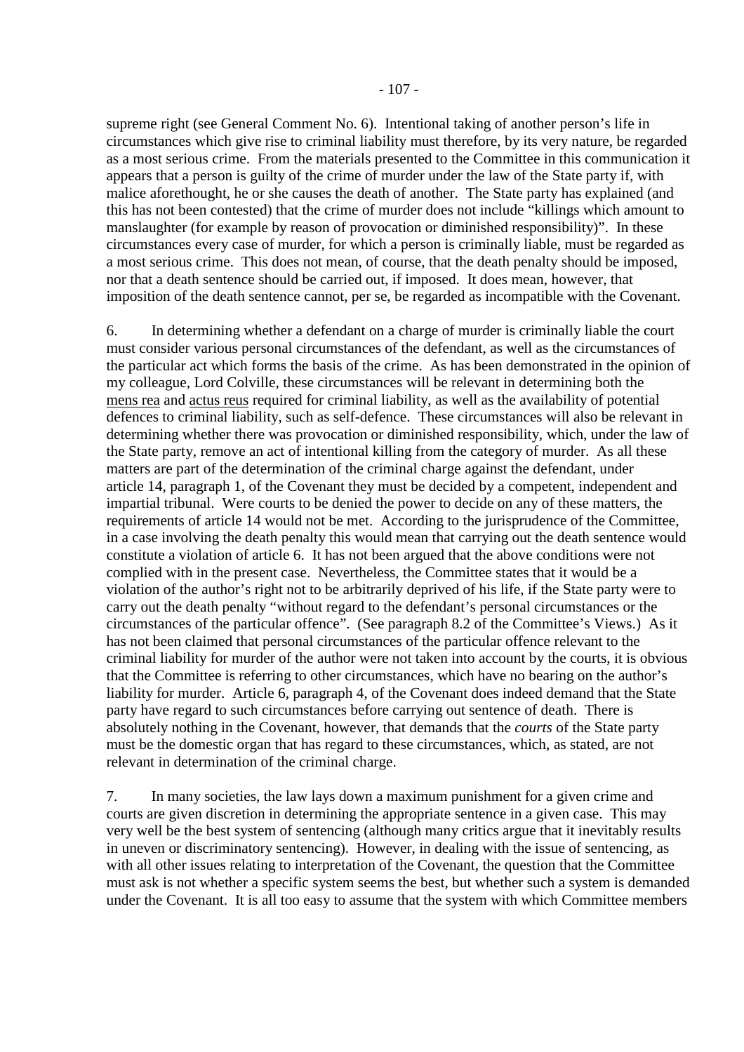supreme right (see General Comment No. 6). Intentional taking of another person's life in circumstances which give rise to criminal liability must therefore, by its very nature, be regarded as a most serious crime. From the materials presented to the Committee in this communication it appears that a person is guilty of the crime of murder under the law of the State party if, with malice aforethought, he or she causes the death of another. The State party has explained (and this has not been contested) that the crime of murder does not include "killings which amount to manslaughter (for example by reason of provocation or diminished responsibility)". In these circumstances every case of murder, for which a person is criminally liable, must be regarded as a most serious crime. This does not mean, of course, that the death penalty should be imposed, nor that a death sentence should be carried out, if imposed. It does mean, however, that imposition of the death sentence cannot, per se, be regarded as incompatible with the Covenant.

6. In determining whether a defendant on a charge of murder is criminally liable the court must consider various personal circumstances of the defendant, as well as the circumstances of the particular act which forms the basis of the crime. As has been demonstrated in the opinion of my colleague, Lord Colville, these circumstances will be relevant in determining both the mens rea and actus reus required for criminal liability, as well as the availability of potential defences to criminal liability, such as self-defence. These circumstances will also be relevant in determining whether there was provocation or diminished responsibility, which, under the law of the State party, remove an act of intentional killing from the category of murder. As all these matters are part of the determination of the criminal charge against the defendant, under article 14, paragraph 1, of the Covenant they must be decided by a competent, independent and impartial tribunal. Were courts to be denied the power to decide on any of these matters, the requirements of article 14 would not be met. According to the jurisprudence of the Committee, in a case involving the death penalty this would mean that carrying out the death sentence would constitute a violation of article 6. It has not been argued that the above conditions were not complied with in the present case. Nevertheless, the Committee states that it would be a violation of the author's right not to be arbitrarily deprived of his life, if the State party were to carry out the death penalty "without regard to the defendant's personal circumstances or the circumstances of the particular offence". (See paragraph 8.2 of the Committee's Views.) As it has not been claimed that personal circumstances of the particular offence relevant to the criminal liability for murder of the author were not taken into account by the courts, it is obvious that the Committee is referring to other circumstances, which have no bearing on the author's liability for murder. Article 6, paragraph 4, of the Covenant does indeed demand that the State party have regard to such circumstances before carrying out sentence of death. There is absolutely nothing in the Covenant, however, that demands that the *courts* of the State party must be the domestic organ that has regard to these circumstances, which, as stated, are not relevant in determination of the criminal charge.

7. In many societies, the law lays down a maximum punishment for a given crime and courts are given discretion in determining the appropriate sentence in a given case. This may very well be the best system of sentencing (although many critics argue that it inevitably results in uneven or discriminatory sentencing). However, in dealing with the issue of sentencing, as with all other issues relating to interpretation of the Covenant, the question that the Committee must ask is not whether a specific system seems the best, but whether such a system is demanded under the Covenant. It is all too easy to assume that the system with which Committee members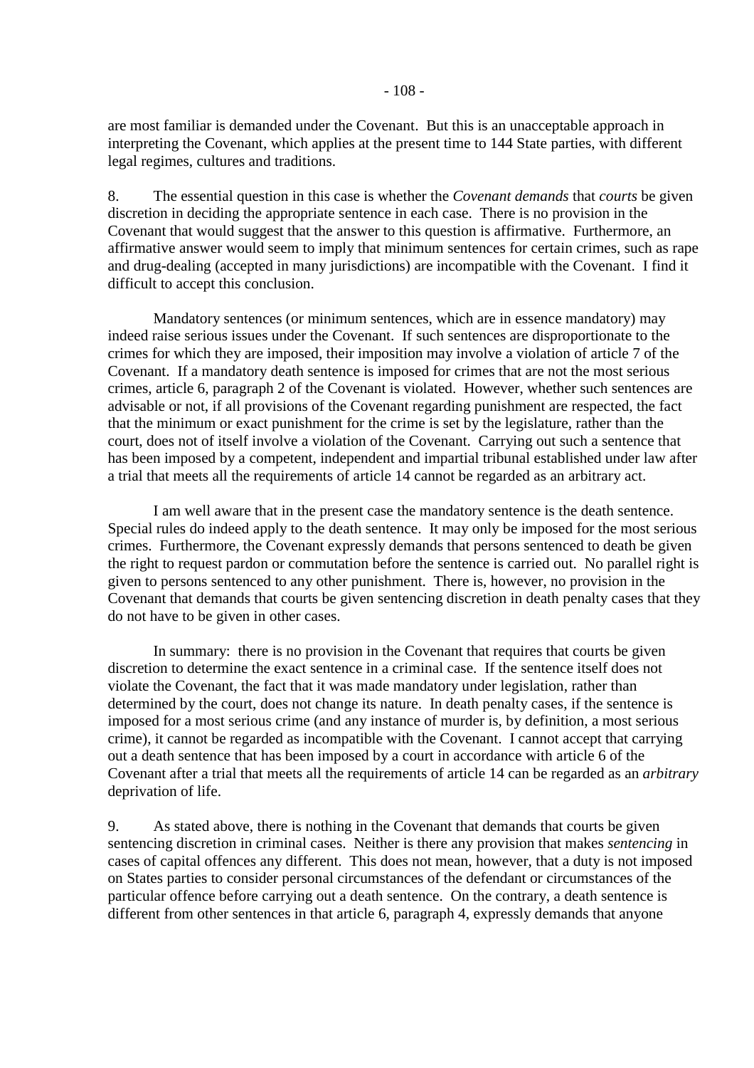are most familiar is demanded under the Covenant. But this is an unacceptable approach in interpreting the Covenant, which applies at the present time to 144 State parties, with different legal regimes, cultures and traditions.

8. The essential question in this case is whether the *Covenant demands* that *courts* be given discretion in deciding the appropriate sentence in each case. There is no provision in the Covenant that would suggest that the answer to this question is affirmative. Furthermore, an affirmative answer would seem to imply that minimum sentences for certain crimes, such as rape and drug-dealing (accepted in many jurisdictions) are incompatible with the Covenant. I find it difficult to accept this conclusion.

Mandatory sentences (or minimum sentences, which are in essence mandatory) may indeed raise serious issues under the Covenant. If such sentences are disproportionate to the crimes for which they are imposed, their imposition may involve a violation of article 7 of the Covenant. If a mandatory death sentence is imposed for crimes that are not the most serious crimes, article 6, paragraph 2 of the Covenant is violated. However, whether such sentences are advisable or not, if all provisions of the Covenant regarding punishment are respected, the fact that the minimum or exact punishment for the crime is set by the legislature, rather than the court, does not of itself involve a violation of the Covenant. Carrying out such a sentence that has been imposed by a competent, independent and impartial tribunal established under law after a trial that meets all the requirements of article 14 cannot be regarded as an arbitrary act.

I am well aware that in the present case the mandatory sentence is the death sentence. Special rules do indeed apply to the death sentence. It may only be imposed for the most serious crimes. Furthermore, the Covenant expressly demands that persons sentenced to death be given the right to request pardon or commutation before the sentence is carried out. No parallel right is given to persons sentenced to any other punishment. There is, however, no provision in the Covenant that demands that courts be given sentencing discretion in death penalty cases that they do not have to be given in other cases.

In summary: there is no provision in the Covenant that requires that courts be given discretion to determine the exact sentence in a criminal case. If the sentence itself does not violate the Covenant, the fact that it was made mandatory under legislation, rather than determined by the court, does not change its nature. In death penalty cases, if the sentence is imposed for a most serious crime (and any instance of murder is, by definition, a most serious crime), it cannot be regarded as incompatible with the Covenant. I cannot accept that carrying out a death sentence that has been imposed by a court in accordance with article 6 of the Covenant after a trial that meets all the requirements of article 14 can be regarded as an *arbitrary* deprivation of life.

9. As stated above, there is nothing in the Covenant that demands that courts be given sentencing discretion in criminal cases. Neither is there any provision that makes *sentencing* in cases of capital offences any different. This does not mean, however, that a duty is not imposed on States parties to consider personal circumstances of the defendant or circumstances of the particular offence before carrying out a death sentence. On the contrary, a death sentence is different from other sentences in that article 6, paragraph 4, expressly demands that anyone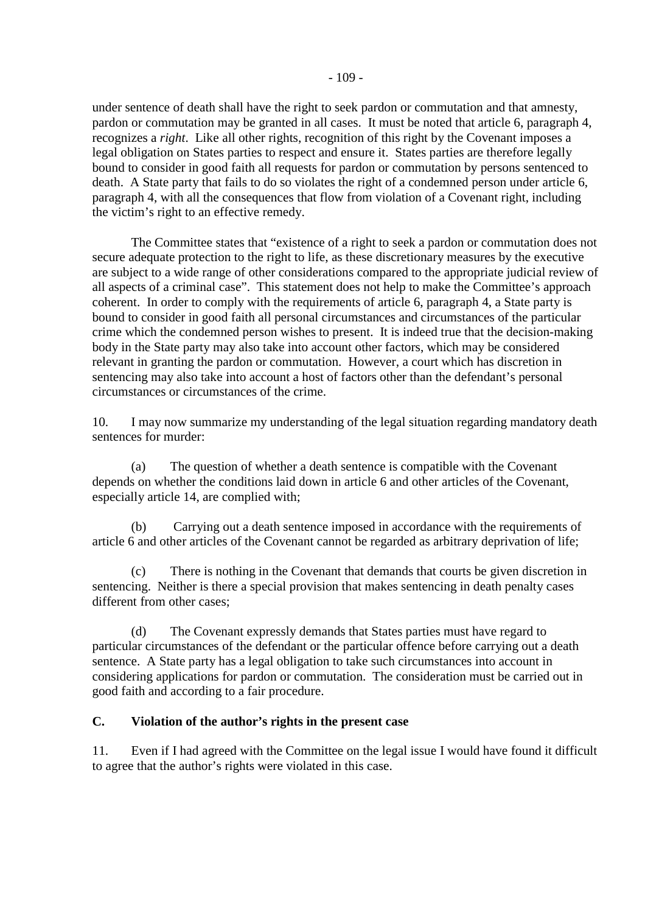under sentence of death shall have the right to seek pardon or commutation and that amnesty, pardon or commutation may be granted in all cases. It must be noted that article 6, paragraph 4, recognizes a *right*. Like all other rights, recognition of this right by the Covenant imposes a legal obligation on States parties to respect and ensure it. States parties are therefore legally bound to consider in good faith all requests for pardon or commutation by persons sentenced to death. A State party that fails to do so violates the right of a condemned person under article 6, paragraph 4, with all the consequences that flow from violation of a Covenant right, including the victim's right to an effective remedy.

The Committee states that "existence of a right to seek a pardon or commutation does not secure adequate protection to the right to life, as these discretionary measures by the executive are subject to a wide range of other considerations compared to the appropriate judicial review of all aspects of a criminal case". This statement does not help to make the Committee's approach coherent. In order to comply with the requirements of article 6, paragraph 4, a State party is bound to consider in good faith all personal circumstances and circumstances of the particular crime which the condemned person wishes to present. It is indeed true that the decision-making body in the State party may also take into account other factors, which may be considered relevant in granting the pardon or commutation. However, a court which has discretion in sentencing may also take into account a host of factors other than the defendant's personal circumstances or circumstances of the crime.

10. I may now summarize my understanding of the legal situation regarding mandatory death sentences for murder:

(a) The question of whether a death sentence is compatible with the Covenant depends on whether the conditions laid down in article 6 and other articles of the Covenant, especially article 14, are complied with;

(b) Carrying out a death sentence imposed in accordance with the requirements of article 6 and other articles of the Covenant cannot be regarded as arbitrary deprivation of life;

(c) There is nothing in the Covenant that demands that courts be given discretion in sentencing. Neither is there a special provision that makes sentencing in death penalty cases different from other cases;

(d) The Covenant expressly demands that States parties must have regard to particular circumstances of the defendant or the particular offence before carrying out a death sentence. A State party has a legal obligation to take such circumstances into account in considering applications for pardon or commutation. The consideration must be carried out in good faith and according to a fair procedure.

**C. Violation of the author's rights in the present case**

11. Even if I had agreed with the Committee on the legal issue I would have found it difficult to agree that the author's rights were violated in this case.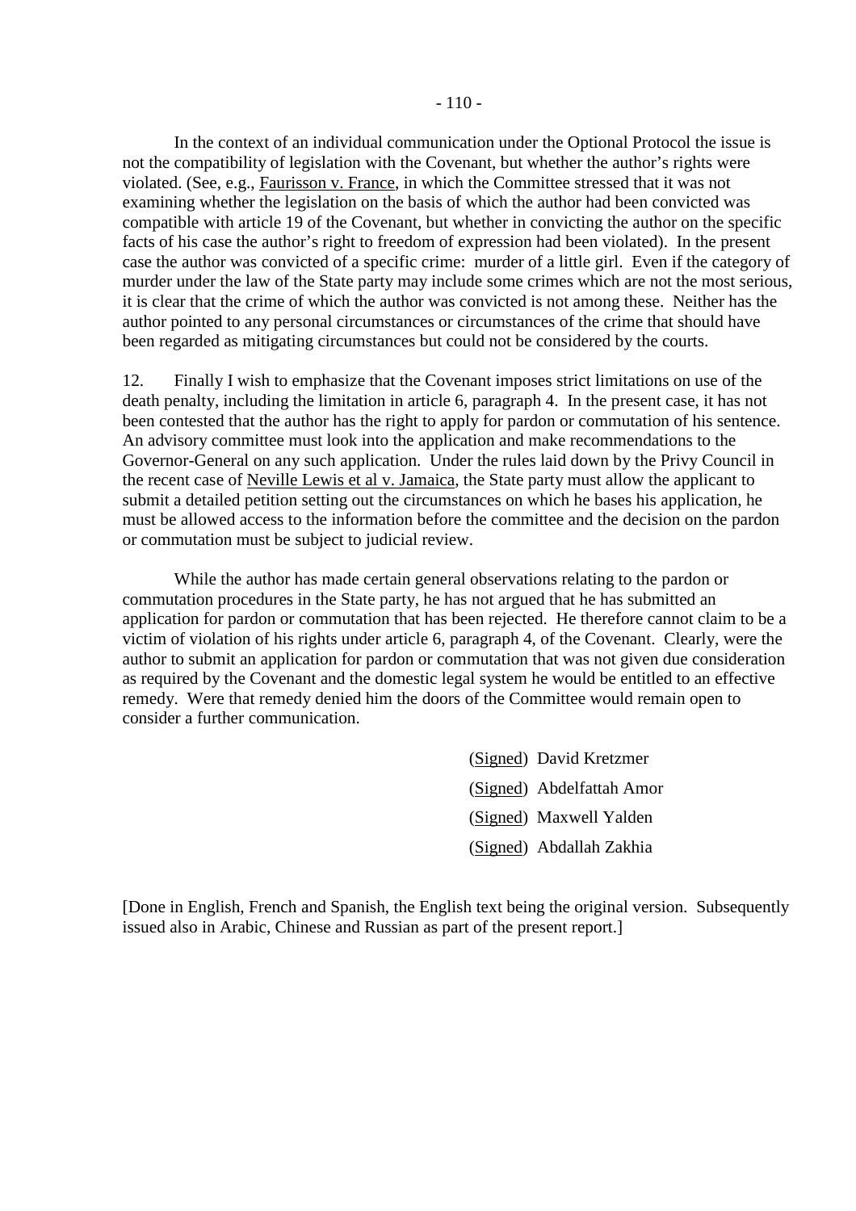In the context of an individual communication under the Optional Protocol the issue is not the compatibility of legislation with the Covenant, but whether the author's rights were violated. (See, e.g., Faurisson v. France, in which the Committee stressed that it was not examining whether the legislation on the basis of which the author had been convicted was compatible with article 19 of the Covenant, but whether in convicting the author on the specific facts of his case the author's right to freedom of expression had been violated). In the present case the author was convicted of a specific crime: murder of a little girl. Even if the category of murder under the law of the State party may include some crimes which are not the most serious, it is clear that the crime of which the author was convicted is not among these. Neither has the author pointed to any personal circumstances or circumstances of the crime that should have been regarded as mitigating circumstances but could not be considered by the courts.

12. Finally I wish to emphasize that the Covenant imposes strict limitations on use of the death penalty, including the limitation in article 6, paragraph 4. In the present case, it has not been contested that the author has the right to apply for pardon or commutation of his sentence. An advisory committee must look into the application and make recommendations to the Governor-General on any such application. Under the rules laid down by the Privy Council in the recent case of Neville Lewis et al v. Jamaica, the State party must allow the applicant to submit a detailed petition setting out the circumstances on which he bases his application, he must be allowed access to the information before the committee and the decision on the pardon or commutation must be subject to judicial review.

While the author has made certain general observations relating to the pardon or commutation procedures in the State party, he has not argued that he has submitted an application for pardon or commutation that has been rejected. He therefore cannot claim to be a victim of violation of his rights under article 6, paragraph 4, of the Covenant. Clearly, were the author to submit an application for pardon or commutation that was not given due consideration as required by the Covenant and the domestic legal system he would be entitled to an effective remedy. Were that remedy denied him the doors of the Committee would remain open to consider a further communication.

(Signed) David Kretzmer

(Signed) Abdelfattah Amor

(Signed) Maxwell Yalden

(Signed) Abdallah Zakhia

[Done in English, French and Spanish, the English text being the original version. Subsequently issued also in Arabic, Chinese and Russian as part of the present report.]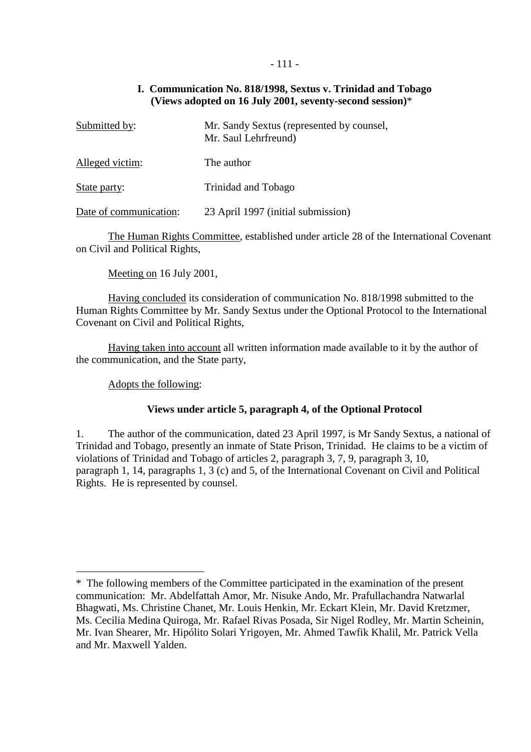## I. Communication No. 818/1998, Sextus v. Trinidad and Tobago (Views adopted on 16 July 2001, seventy-second session)*

Submitted by: Mr. Sandy Sextus (represented by counsel, Mr. Saul Lehrfreund)

Alleged victim: The author

State party: Trinidad and Tobago

Date of communication: 23 April 1997 (initial submission)

The Human Rights Committee, established under article 28 of the International Covenant on Civil and Political Rights,

Meeting on 16 July 2001,

Having concluded its consideration of communication No. 818/1998 submitted to the Human Rights Committee by Mr. Sandy Sextus under the Optional Protocol to the International Covenant on Civil and Political Rights,

Having taken into account all written information made available to it by the author of the communication, and the State party,

Adopts the following:

### Views under article 5, paragraph 4, of the Optional Protocol

1. The author of the communication, dated 23 April 1997, is Mr Sandy Sextus, a national of Trinidad and Tobago, presently an inmate of State Prison, Trinidad. He claims to be a victim of violations of Trinidad and Tobago of articles 2, paragraph 3, 7, 9, paragraph 3, 10, paragraph 1, 14, paragraphs 1, 3 (c) and 5, of the International Covenant on Civil and Political Rights. He is represented by counsel.

---

\* The following members of the Committee participated in the examination of the present communication: Mr. Abdelfattah Amor, Mr. Nisuke Ando, Mr. Prafullachandra Natwarlal Bhagwati, Ms. Christine Chanet, Mr. Louis Henkin, Mr. Eckart Klein, Mr. David Kretzmer, Ms. Cecilia Medina Quiroga, Mr. Rafael Rivas Posada, Sir Nigel Rodley, Mr. Martin Scheinin, Mr. Ivan Shearer, Mr. Hipólito Solari Yrigoyen, Mr. Ahmed Tawfik Khalil, Mr. Patrick Vella and Mr. Maxwell Yalden.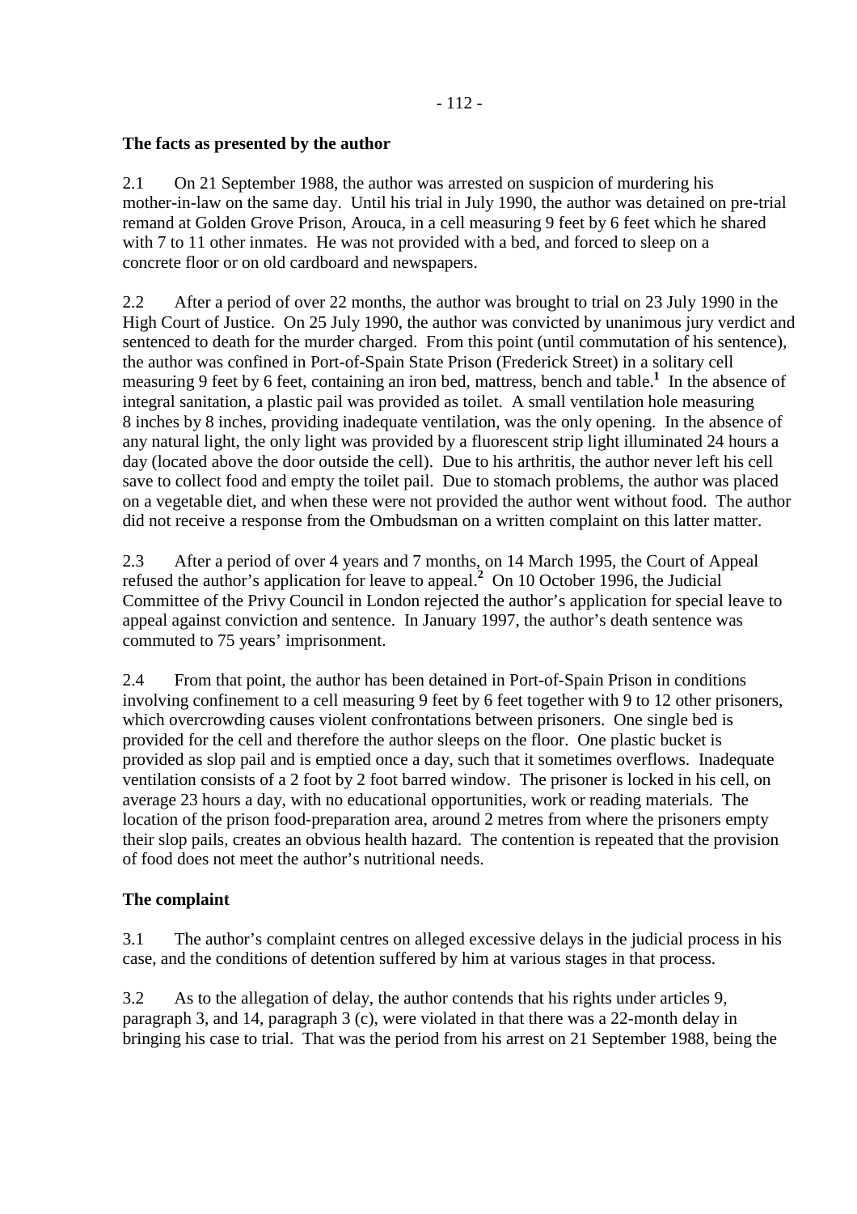**The facts as presented by the author**

2.1 On 21 September 1988, the author was arrested on suspicion of murdering his mother-in-law on the same day. Until his trial in July 1990, the author was detained on pre-trial remand at Golden Grove Prison, Arouca, in a cell measuring 9 feet by 6 feet which he shared with 7 to 11 other inmates. He was not provided with a bed, and forced to sleep on a concrete floor or on old cardboard and newspapers.

2.2 After a period of over 22 months, the author was brought to trial on 23 July 1990 in the High Court of Justice. On 25 July 1990, the author was convicted by unanimous jury verdict and sentenced to death for the murder charged. From this point (until commutation of his sentence), the author was confined in Port-of-Spain State Prison (Frederick Street) in a solitary cell measuring 9 feet by 6 feet, containing an iron bed, mattress, bench and table.[1] In the absence of integral sanitation, a plastic pail was provided as toilet. A small ventilation hole measuring 8 inches by 8 inches, providing inadequate ventilation, was the only opening. In the absence of any natural light, the only light was provided by a fluorescent strip light illuminated 24 hours a day (located above the door outside the cell). Due to his arthritis, the author never left his cell save to collect food and empty the toilet pail. Due to stomach problems, the author was placed on a vegetable diet, and when these were not provided the author went without food. The author did not receive a response from the Ombudsman on a written complaint on this latter matter.

2.3 After a period of over 4 years and 7 months, on 14 March 1995, the Court of Appeal refused the author's application for leave to appeal.[2] On 10 October 1996, the Judicial Committee of the Privy Council in London rejected the author's application for special leave to appeal against conviction and sentence. In January 1997, the author's death sentence was commuted to 75 years' imprisonment.

2.4 From that point, the author has been detained in Port-of-Spain Prison in conditions involving confinement to a cell measuring 9 feet by 6 feet together with 9 to 12 other prisoners, which overcrowding causes violent confrontations between prisoners. One single bed is provided for the cell and therefore the author sleeps on the floor. One plastic bucket is provided as slop pail and is emptied once a day, such that it sometimes overflows. Inadequate ventilation consists of a 2 foot by 2 foot barred window. The prisoner is locked in his cell, on average 23 hours a day, with no educational opportunities, work or reading materials. The location of the prison food-preparation area, around 2 metres from where the prisoners empty their slop pails, creates an obvious health hazard. The contention is repeated that the provision of food does not meet the author's nutritional needs.

**The complaint**

3.1 The author's complaint centres on alleged excessive delays in the judicial process in his case, and the conditions of detention suffered by him at various stages in that process.

3.2 As to the allegation of delay, the author contends that his rights under articles 9, paragraph 3, and 14, paragraph 3 (c), were violated in that there was a 22-month delay in bringing his case to trial. That was the period from his arrest on 21 September 1988, being the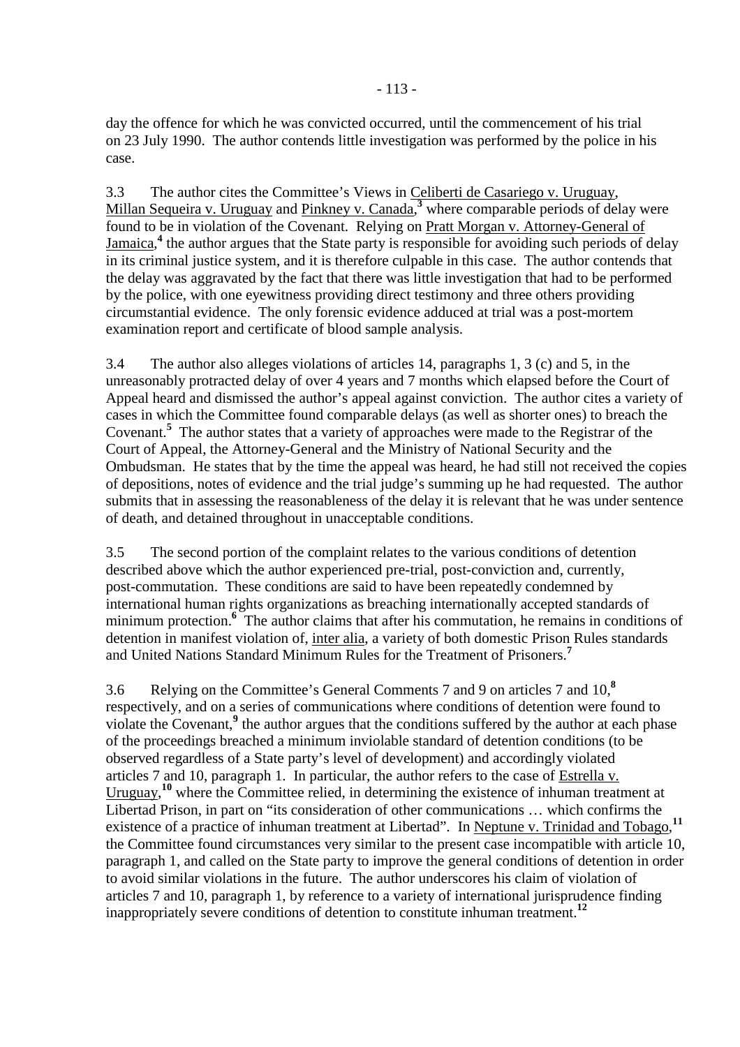day the offence for which he was convicted occurred, until the commencement of his trial on 23 July 1990. The author contends little investigation was performed by the police in his case.

3.3 The author cites the Committee's Views in Celiberti de Casariego v. Uruguay, Millan Sequeira v. Uruguay and Pinkney v. Canada,[3] where comparable periods of delay were found to be in violation of the Covenant. Relying on Pratt Morgan v. Attorney-General of Jamaica,[4] the author argues that the State party is responsible for avoiding such periods of delay in its criminal justice system, and it is therefore culpable in this case. The author contends that the delay was aggravated by the fact that there was little investigation that had to be performed by the police, with one eyewitness providing direct testimony and three others providing circumstantial evidence. The only forensic evidence adduced at trial was a post-mortem examination report and certificate of blood sample analysis.

3.4 The author also alleges violations of articles 14, paragraphs 1, 3 (c) and 5, in the unreasonably protracted delay of over 4 years and 7 months which elapsed before the Court of Appeal heard and dismissed the author's appeal against conviction. The author cites a variety of cases in which the Committee found comparable delays (as well as shorter ones) to breach the Covenant.[5] The author states that a variety of approaches were made to the Registrar of the Court of Appeal, the Attorney-General and the Ministry of National Security and the Ombudsman. He states that by the time the appeal was heard, he had still not received the copies of depositions, notes of evidence and the trial judge's summing up he had requested. The author submits that in assessing the reasonableness of the delay it is relevant that he was under sentence of death, and detained throughout in unacceptable conditions.

3.5 The second portion of the complaint relates to the various conditions of detention described above which the author experienced pre-trial, post-conviction and, currently, post-commutation. These conditions are said to have been repeatedly condemned by international human rights organizations as breaching internationally accepted standards of minimum protection.[6] The author claims that after his commutation, he remains in conditions of detention in manifest violation of, inter alia, a variety of both domestic Prison Rules standards and United Nations Standard Minimum Rules for the Treatment of Prisoners.[7]

3.6 Relying on the Committee's General Comments 7 and 9 on articles 7 and 10,[8] respectively, and on a series of communications where conditions of detention were found to violate the Covenant,[9] the author argues that the conditions suffered by the author at each phase of the proceedings breached a minimum inviolable standard of detention conditions (to be observed regardless of a State party's level of development) and accordingly violated articles 7 and 10, paragraph 1. In particular, the author refers to the case of Estrella v. Uruguay,[10] where the Committee relied, in determining the existence of inhuman treatment at Libertad Prison, in part on "its consideration of other communications … which confirms the existence of a practice of inhuman treatment at Libertad". In Neptune v. Trinidad and Tobago,[11] the Committee found circumstances very similar to the present case incompatible with article 10, paragraph 1, and called on the State party to improve the general conditions of detention in order to avoid similar violations in the future. The author underscores his claim of violation of articles 7 and 10, paragraph 1, by reference to a variety of international jurisprudence finding inappropriately severe conditions of detention to constitute inhuman treatment.[12]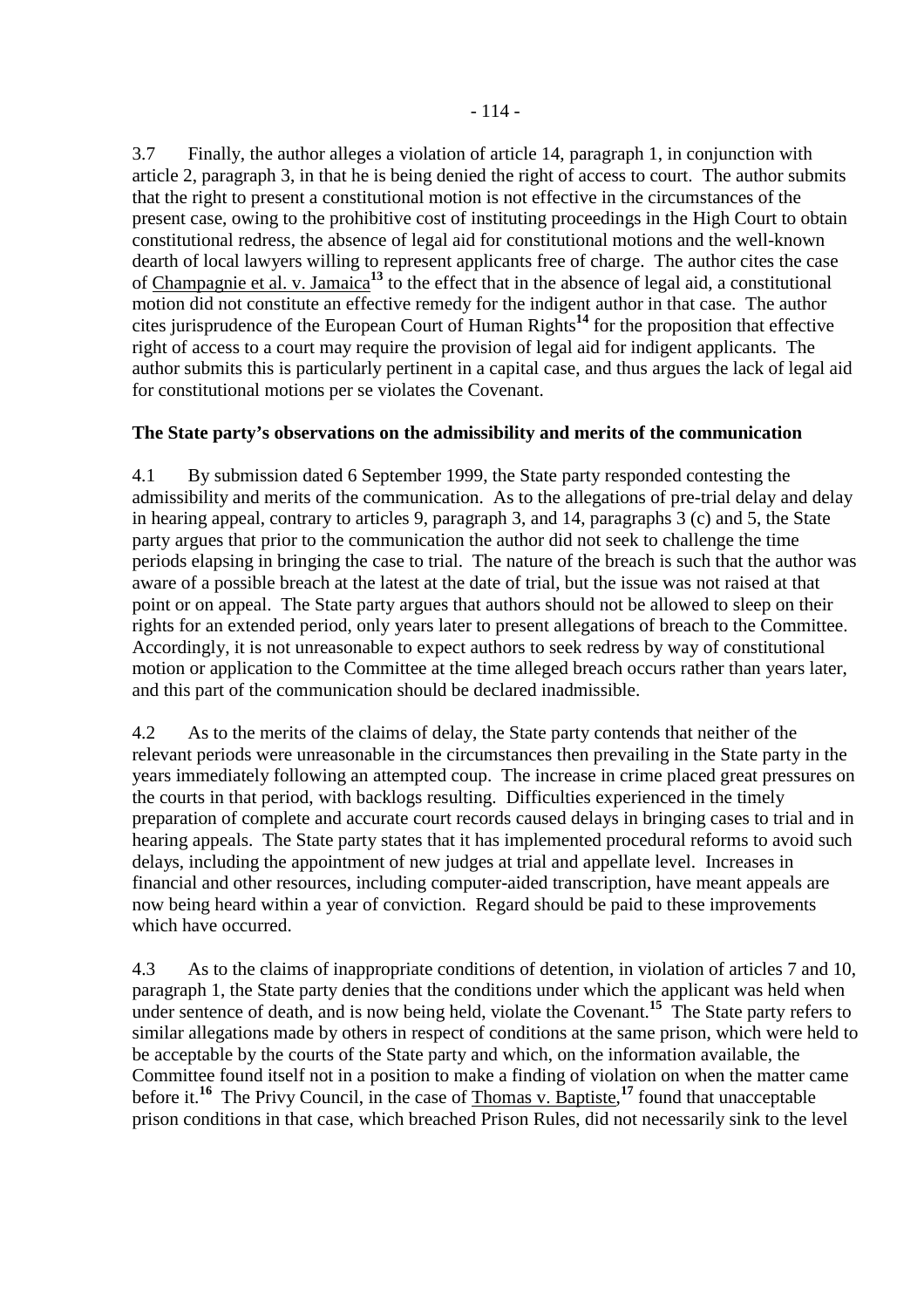3.7 Finally, the author alleges a violation of article 14, paragraph 1, in conjunction with article 2, paragraph 3, in that he is being denied the right of access to court. The author submits that the right to present a constitutional motion is not effective in the circumstances of the present case, owing to the prohibitive cost of instituting proceedings in the High Court to obtain constitutional redress, the absence of legal aid for constitutional motions and the well-known dearth of local lawyers willing to represent applicants free of charge. The author cites the case of Champagnie et al. v. Jamaica[13] to the effect that in the absence of legal aid, a constitutional motion did not constitute an effective remedy for the indigent author in that case. The author cites jurisprudence of the European Court of Human Rights[14] for the proposition that effective right of access to a court may require the provision of legal aid for indigent applicants. The author submits this is particularly pertinent in a capital case, and thus argues the lack of legal aid for constitutional motions per se violates the Covenant.

**The State party's observations on the admissibility and merits of the communication**

4.1 By submission dated 6 September 1999, the State party responded contesting the admissibility and merits of the communication. As to the allegations of pre-trial delay and delay in hearing appeal, contrary to articles 9, paragraph 3, and 14, paragraphs 3 (c) and 5, the State party argues that prior to the communication the author did not seek to challenge the time periods elapsing in bringing the case to trial. The nature of the breach is such that the author was aware of a possible breach at the latest at the date of trial, but the issue was not raised at that point or on appeal. The State party argues that authors should not be allowed to sleep on their rights for an extended period, only years later to present allegations of breach to the Committee. Accordingly, it is not unreasonable to expect authors to seek redress by way of constitutional motion or application to the Committee at the time alleged breach occurs rather than years later, and this part of the communication should be declared inadmissible.

4.2 As to the merits of the claims of delay, the State party contends that neither of the relevant periods were unreasonable in the circumstances then prevailing in the State party in the years immediately following an attempted coup. The increase in crime placed great pressures on the courts in that period, with backlogs resulting. Difficulties experienced in the timely preparation of complete and accurate court records caused delays in bringing cases to trial and in hearing appeals. The State party states that it has implemented procedural reforms to avoid such delays, including the appointment of new judges at trial and appellate level. Increases in financial and other resources, including computer-aided transcription, have meant appeals are now being heard within a year of conviction. Regard should be paid to these improvements which have occurred.

4.3 As to the claims of inappropriate conditions of detention, in violation of articles 7 and 10, paragraph 1, the State party denies that the conditions under which the applicant was held when under sentence of death, and is now being held, violate the Covenant.[15] The State party refers to similar allegations made by others in respect of conditions at the same prison, which were held to be acceptable by the courts of the State party and which, on the information available, the Committee found itself not in a position to make a finding of violation on when the matter came before it.[16] The Privy Council, in the case of Thomas v. Baptiste,[17] found that unacceptable prison conditions in that case, which breached Prison Rules, did not necessarily sink to the level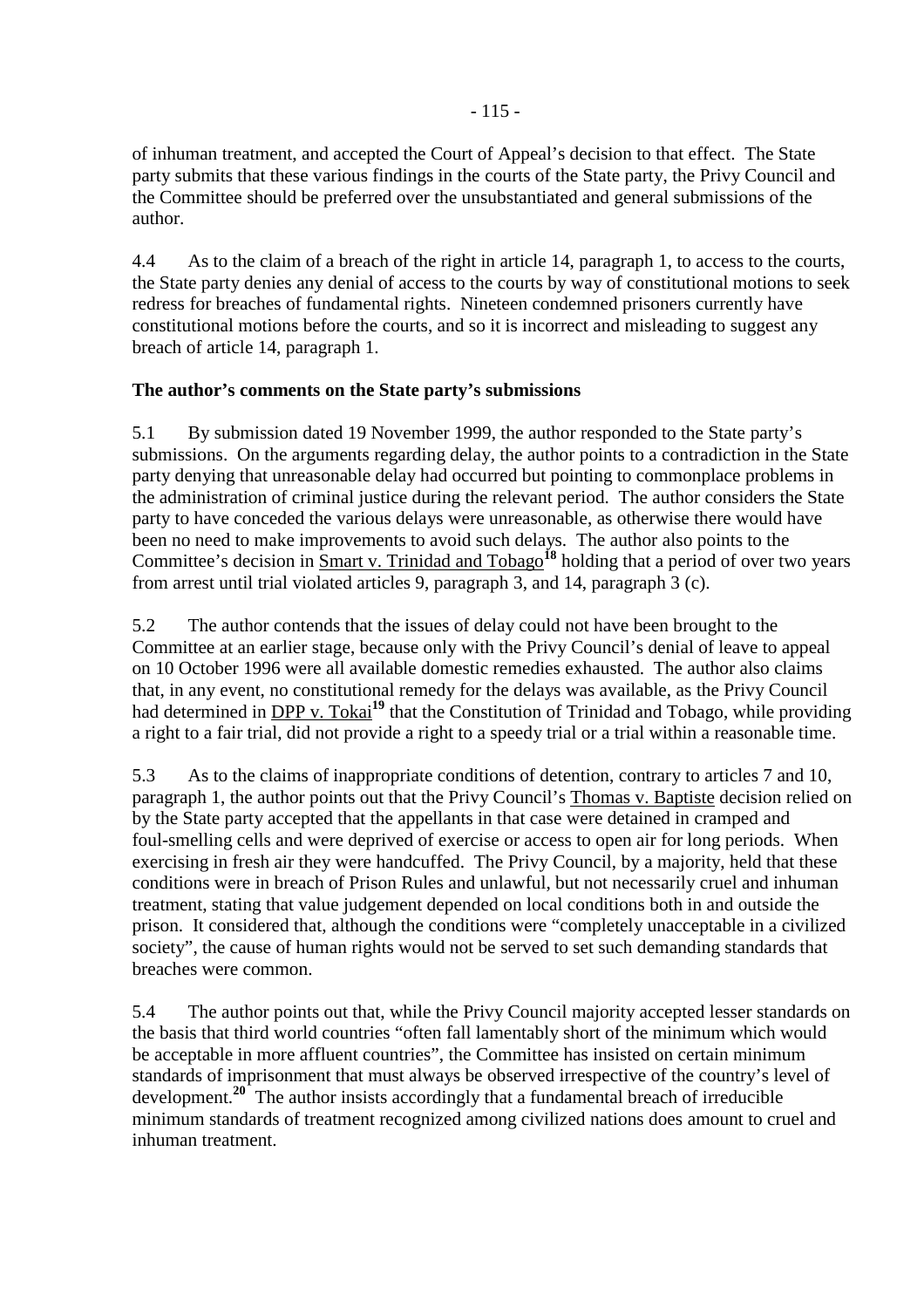of inhuman treatment, and accepted the Court of Appeal's decision to that effect. The State party submits that these various findings in the courts of the State party, the Privy Council and the Committee should be preferred over the unsubstantiated and general submissions of the author.

4.4 As to the claim of a breach of the right in article 14, paragraph 1, to access to the courts, the State party denies any denial of access to the courts by way of constitutional motions to seek redress for breaches of fundamental rights. Nineteen condemned prisoners currently have constitutional motions before the courts, and so it is incorrect and misleading to suggest any breach of article 14, paragraph 1.

**The author's comments on the State party's submissions**

5.1 By submission dated 19 November 1999, the author responded to the State party's submissions. On the arguments regarding delay, the author points to a contradiction in the State party denying that unreasonable delay had occurred but pointing to commonplace problems in the administration of criminal justice during the relevant period. The author considers the State party to have conceded the various delays were unreasonable, as otherwise there would have been no need to make improvements to avoid such delays. The author also points to the Committee's decision in Smart v. Trinidad and Tobago[18] holding that a period of over two years from arrest until trial violated articles 9, paragraph 3, and 14, paragraph 3 (c).

5.2 The author contends that the issues of delay could not have been brought to the Committee at an earlier stage, because only with the Privy Council's denial of leave to appeal on 10 October 1996 were all available domestic remedies exhausted. The author also claims that, in any event, no constitutional remedy for the delays was available, as the Privy Council had determined in DPP v. Tokai[19] that the Constitution of Trinidad and Tobago, while providing a right to a fair trial, did not provide a right to a speedy trial or a trial within a reasonable time.

5.3 As to the claims of inappropriate conditions of detention, contrary to articles 7 and 10, paragraph 1, the author points out that the Privy Council's Thomas v. Baptiste decision relied on by the State party accepted that the appellants in that case were detained in cramped and foul-smelling cells and were deprived of exercise or access to open air for long periods. When exercising in fresh air they were handcuffed. The Privy Council, by a majority, held that these conditions were in breach of Prison Rules and unlawful, but not necessarily cruel and inhuman treatment, stating that value judgement depended on local conditions both in and outside the prison. It considered that, although the conditions were "completely unacceptable in a civilized society", the cause of human rights would not be served to set such demanding standards that breaches were common.

5.4 The author points out that, while the Privy Council majority accepted lesser standards on the basis that third world countries "often fall lamentably short of the minimum which would be acceptable in more affluent countries", the Committee has insisted on certain minimum standards of imprisonment that must always be observed irrespective of the country's level of development.[20] The author insists accordingly that a fundamental breach of irreducible minimum standards of treatment recognized among civilized nations does amount to cruel and inhuman treatment.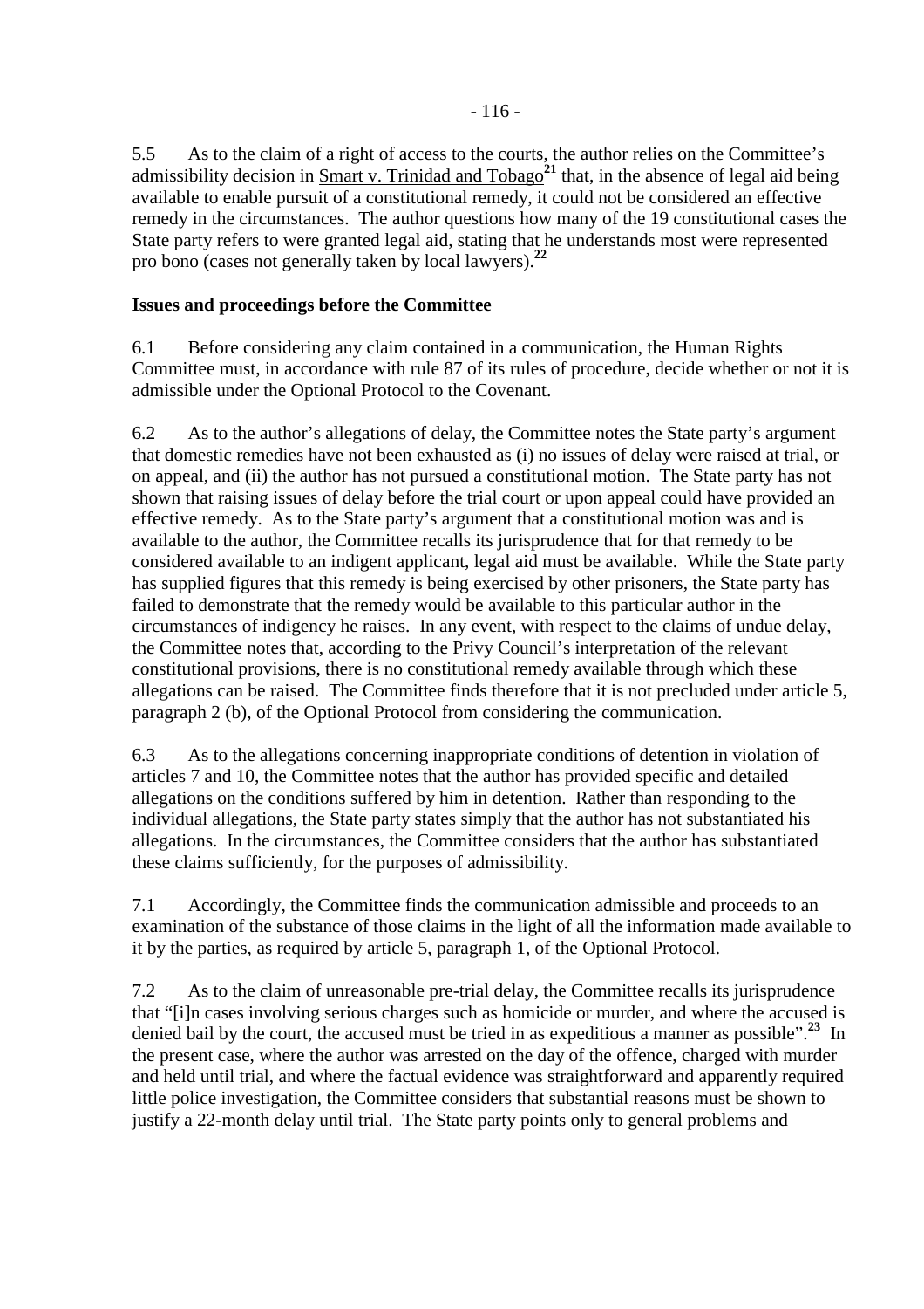5.5 As to the claim of a right of access to the courts, the author relies on the Committee's admissibility decision in Smart v. Trinidad and Tobago[21] that, in the absence of legal aid being available to enable pursuit of a constitutional remedy, it could not be considered an effective remedy in the circumstances. The author questions how many of the 19 constitutional cases the State party refers to were granted legal aid, stating that he understands most were represented pro bono (cases not generally taken by local lawyers).[22]

**Issues and proceedings before the Committee**

6.1 Before considering any claim contained in a communication, the Human Rights Committee must, in accordance with rule 87 of its rules of procedure, decide whether or not it is admissible under the Optional Protocol to the Covenant.

6.2 As to the author's allegations of delay, the Committee notes the State party's argument that domestic remedies have not been exhausted as (i) no issues of delay were raised at trial, or on appeal, and (ii) the author has not pursued a constitutional motion. The State party has not shown that raising issues of delay before the trial court or upon appeal could have provided an effective remedy. As to the State party's argument that a constitutional motion was and is available to the author, the Committee recalls its jurisprudence that for that remedy to be considered available to an indigent applicant, legal aid must be available. While the State party has supplied figures that this remedy is being exercised by other prisoners, the State party has failed to demonstrate that the remedy would be available to this particular author in the circumstances of indigency he raises. In any event, with respect to the claims of undue delay, the Committee notes that, according to the Privy Council's interpretation of the relevant constitutional provisions, there is no constitutional remedy available through which these allegations can be raised. The Committee finds therefore that it is not precluded under article 5, paragraph 2 (b), of the Optional Protocol from considering the communication.

6.3 As to the allegations concerning inappropriate conditions of detention in violation of articles 7 and 10, the Committee notes that the author has provided specific and detailed allegations on the conditions suffered by him in detention. Rather than responding to the individual allegations, the State party states simply that the author has not substantiated his allegations. In the circumstances, the Committee considers that the author has substantiated these claims sufficiently, for the purposes of admissibility.

7.1 Accordingly, the Committee finds the communication admissible and proceeds to an examination of the substance of those claims in the light of all the information made available to it by the parties, as required by article 5, paragraph 1, of the Optional Protocol.

7.2 As to the claim of unreasonable pre-trial delay, the Committee recalls its jurisprudence that "[i]n cases involving serious charges such as homicide or murder, and where the accused is denied bail by the court, the accused must be tried in as expeditious a manner as possible".[23] In the present case, where the author was arrested on the day of the offence, charged with murder and held until trial, and where the factual evidence was straightforward and apparently required little police investigation, the Committee considers that substantial reasons must be shown to justify a 22-month delay until trial. The State party points only to general problems and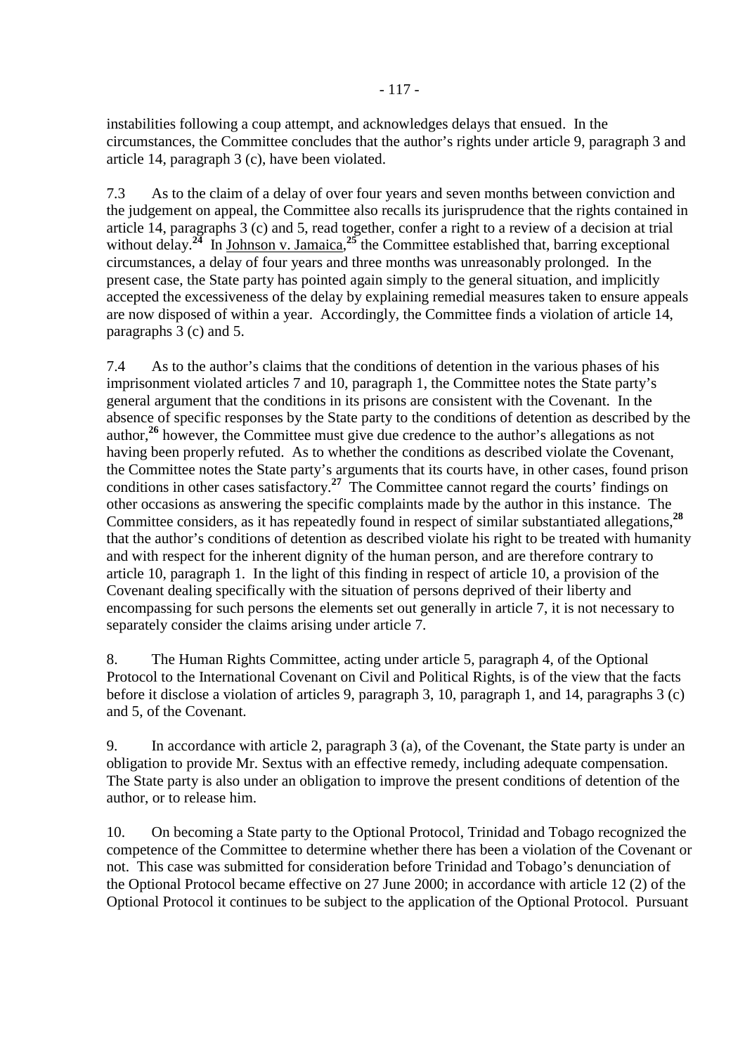instabilities following a coup attempt, and acknowledges delays that ensued. In the circumstances, the Committee concludes that the author's rights under article 9, paragraph 3 and article 14, paragraph 3 (c), have been violated.

7.3 As to the claim of a delay of over four years and seven months between conviction and the judgement on appeal, the Committee also recalls its jurisprudence that the rights contained in article 14, paragraphs 3 (c) and 5, read together, confer a right to a review of a decision at trial without delay.[24] In Johnson v. Jamaica,[25] the Committee established that, barring exceptional circumstances, a delay of four years and three months was unreasonably prolonged. In the present case, the State party has pointed again simply to the general situation, and implicitly accepted the excessiveness of the delay by explaining remedial measures taken to ensure appeals are now disposed of within a year. Accordingly, the Committee finds a violation of article 14, paragraphs 3 (c) and 5.

7.4 As to the author's claims that the conditions of detention in the various phases of his imprisonment violated articles 7 and 10, paragraph 1, the Committee notes the State party's general argument that the conditions in its prisons are consistent with the Covenant. In the absence of specific responses by the State party to the conditions of detention as described by the author,[26] however, the Committee must give due credence to the author's allegations as not having been properly refuted. As to whether the conditions as described violate the Covenant, the Committee notes the State party's arguments that its courts have, in other cases, found prison conditions in other cases satisfactory.[27] The Committee cannot regard the courts' findings on other occasions as answering the specific complaints made by the author in this instance. The Committee considers, as it has repeatedly found in respect of similar substantiated allegations,[28] that the author's conditions of detention as described violate his right to be treated with humanity and with respect for the inherent dignity of the human person, and are therefore contrary to article 10, paragraph 1. In the light of this finding in respect of article 10, a provision of the Covenant dealing specifically with the situation of persons deprived of their liberty and encompassing for such persons the elements set out generally in article 7, it is not necessary to separately consider the claims arising under article 7.

8. The Human Rights Committee, acting under article 5, paragraph 4, of the Optional Protocol to the International Covenant on Civil and Political Rights, is of the view that the facts before it disclose a violation of articles 9, paragraph 3, 10, paragraph 1, and 14, paragraphs 3 (c) and 5, of the Covenant.

9. In accordance with article 2, paragraph 3 (a), of the Covenant, the State party is under an obligation to provide Mr. Sextus with an effective remedy, including adequate compensation. The State party is also under an obligation to improve the present conditions of detention of the author, or to release him.

10. On becoming a State party to the Optional Protocol, Trinidad and Tobago recognized the competence of the Committee to determine whether there has been a violation of the Covenant or not. This case was submitted for consideration before Trinidad and Tobago's denunciation of the Optional Protocol became effective on 27 June 2000; in accordance with article 12 (2) of the Optional Protocol it continues to be subject to the application of the Optional Protocol. Pursuant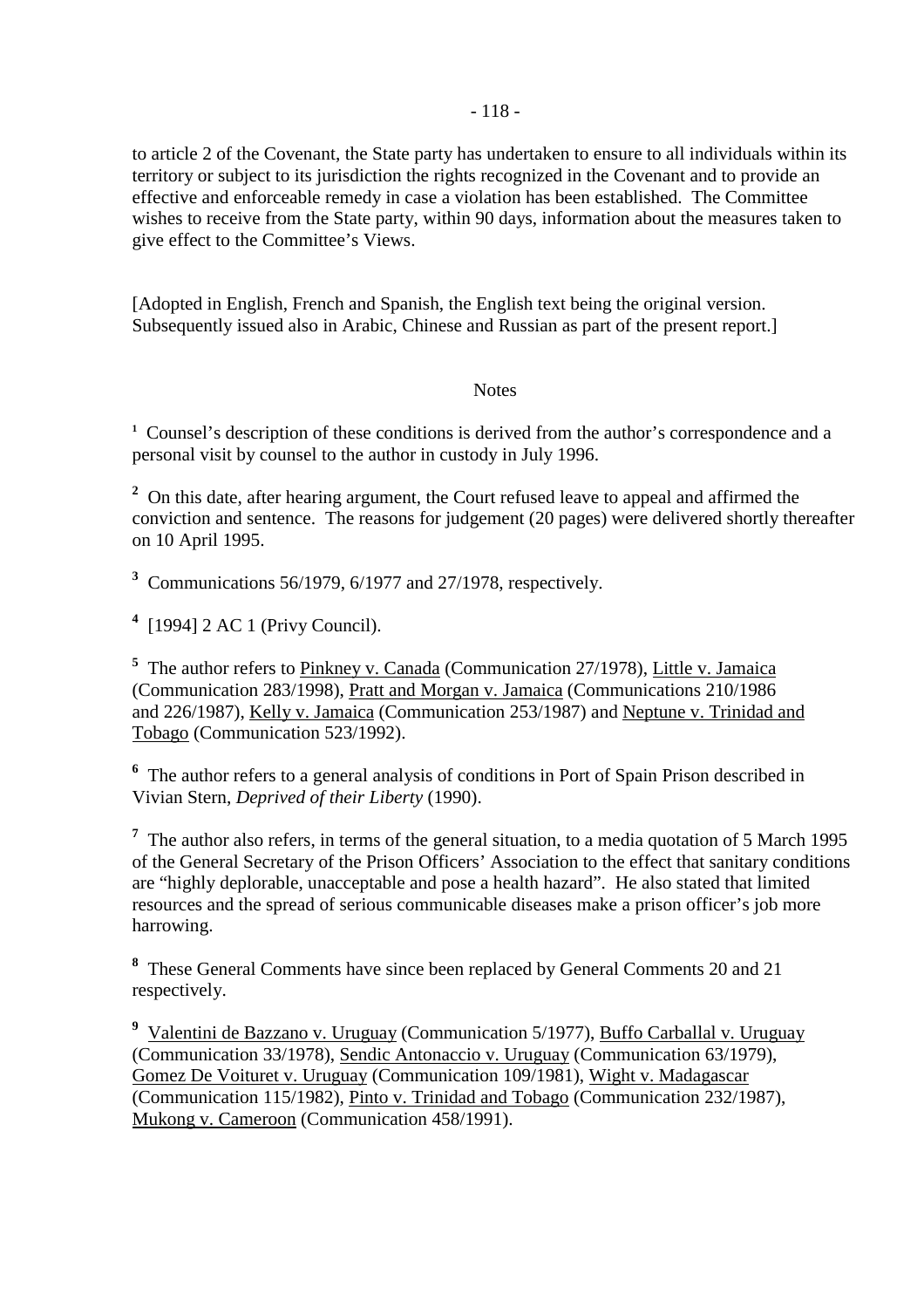to article 2 of the Covenant, the State party has undertaken to ensure to all individuals within its territory or subject to its jurisdiction the rights recognized in the Covenant and to provide an effective and enforceable remedy in case a violation has been established. The Committee wishes to receive from the State party, within 90 days, information about the measures taken to give effect to the Committee's Views.

[Adopted in English, French and Spanish, the English text being the original version. Subsequently issued also in Arabic, Chinese and Russian as part of the present report.]

Notes

[1] Counsel's description of these conditions is derived from the author's correspondence and a personal visit by counsel to the author in custody in July 1996.

[2] On this date, after hearing argument, the Court refused leave to appeal and affirmed the conviction and sentence. The reasons for judgement (20 pages) were delivered shortly thereafter on 10 April 1995.

[3] Communications 56/1979, 6/1977 and 27/1978, respectively.

[4] [1994] 2 AC 1 (Privy Council).

[5] The author refers to Pinkney v. Canada (Communication 27/1978), Little v. Jamaica (Communication 283/1998), Pratt and Morgan v. Jamaica (Communications 210/1986 and 226/1987), Kelly v. Jamaica (Communication 253/1987) and Neptune v. Trinidad and Tobago (Communication 523/1992).

[6] The author refers to a general analysis of conditions in Port of Spain Prison described in Vivian Stern, *Deprived of their Liberty* (1990).

[7] The author also refers, in terms of the general situation, to a media quotation of 5 March 1995 of the General Secretary of the Prison Officers' Association to the effect that sanitary conditions are "highly deplorable, unacceptable and pose a health hazard". He also stated that limited resources and the spread of serious communicable diseases make a prison officer's job more harrowing.

[8] These General Comments have since been replaced by General Comments 20 and 21 respectively.

[9] Valentini de Bazzano v. Uruguay (Communication 5/1977), Buffo Carballal v. Uruguay (Communication 33/1978), Sendic Antonaccio v. Uruguay (Communication 63/1979), Gomez De Voituret v. Uruguay (Communication 109/1981), Wight v. Madagascar (Communication 115/1982), Pinto v. Trinidad and Tobago (Communication 232/1987), Mukong v. Cameroon (Communication 458/1991).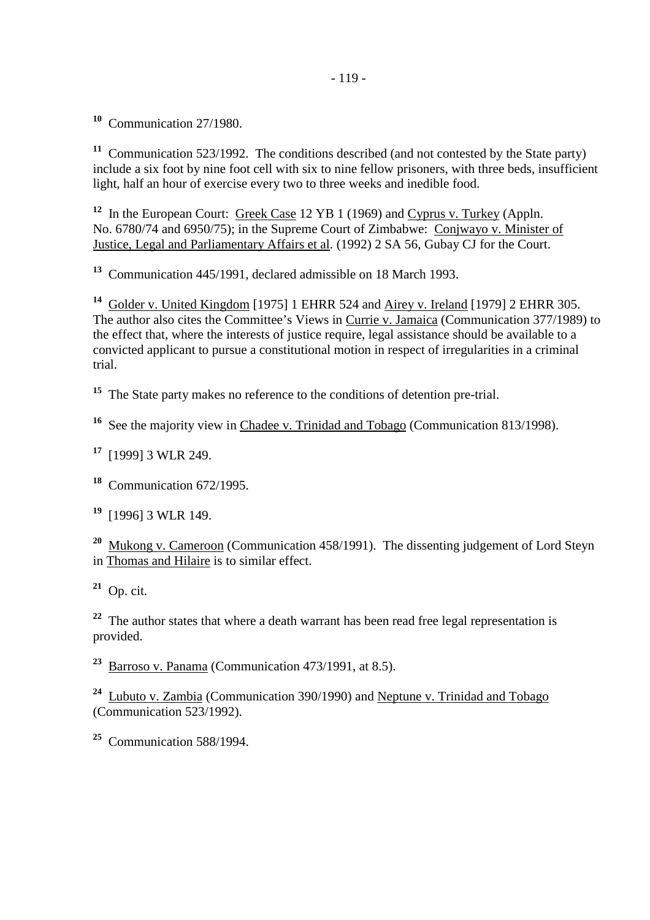[10] Communication 27/1980.

[11] Communication 523/1992. The conditions described (and not contested by the State party) include a six foot by nine foot cell with six to nine fellow prisoners, with three beds, insufficient light, half an hour of exercise every two to three weeks and inedible food.

[12] In the European Court: Greek Case 12 YB 1 (1969) and Cyprus v. Turkey (Appln. No. 6780/74 and 6950/75); in the Supreme Court of Zimbabwe: Conjwayo v. Minister of Justice, Legal and Parliamentary Affairs et al. (1992) 2 SA 56, Gubay CJ for the Court.

[13] Communication 445/1991, declared admissible on 18 March 1993.

[14] Golder v. United Kingdom [1975] 1 EHRR 524 and Airey v. Ireland [1979] 2 EHRR 305. The author also cites the Committee's Views in Currie v. Jamaica (Communication 377/1989) to the effect that, where the interests of justice require, legal assistance should be available to a convicted applicant to pursue a constitutional motion in respect of irregularities in a criminal trial.

[15] The State party makes no reference to the conditions of detention pre-trial.

[16] See the majority view in Chadee v. Trinidad and Tobago (Communication 813/1998).

[17] [1999] 3 WLR 249.

[18] Communication 672/1995.

[19] [1996] 3 WLR 149.

[20] Mukong v. Cameroon (Communication 458/1991). The dissenting judgement of Lord Steyn in Thomas and Hilaire is to similar effect.

[21] Op. cit.

[22] The author states that where a death warrant has been read free legal representation is provided.

[23] Barroso v. Panama (Communication 473/1991, at 8.5).

[24] Lubuto v. Zambia (Communication 390/1990) and Neptune v. Trinidad and Tobago (Communication 523/1992).

[25] Communication 588/1994.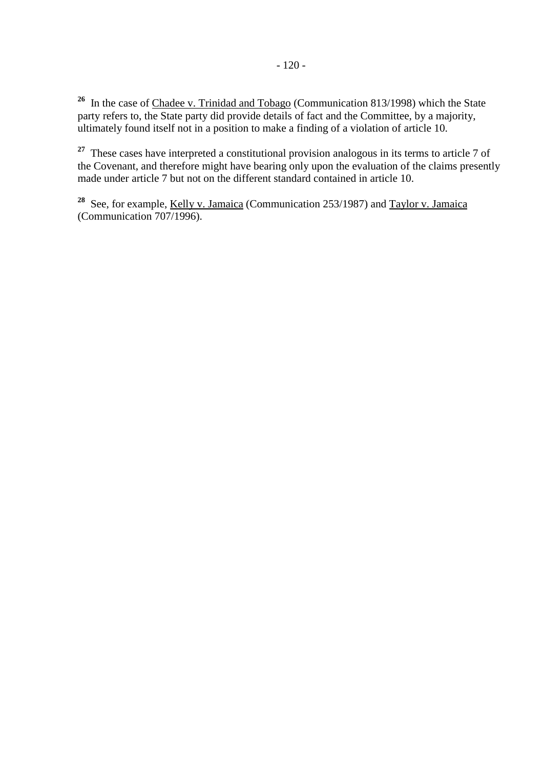[26] In the case of Chadee v. Trinidad and Tobago (Communication 813/1998) which the State party refers to, the State party did provide details of fact and the Committee, by a majority, ultimately found itself not in a position to make a finding of a violation of article 10.

[27] These cases have interpreted a constitutional provision analogous in its terms to article 7 of the Covenant, and therefore might have bearing only upon the evaluation of the claims presently made under article 7 but not on the different standard contained in article 10.

[28] See, for example, Kelly v. Jamaica (Communication 253/1987) and Taylor v. Jamaica (Communication 707/1996).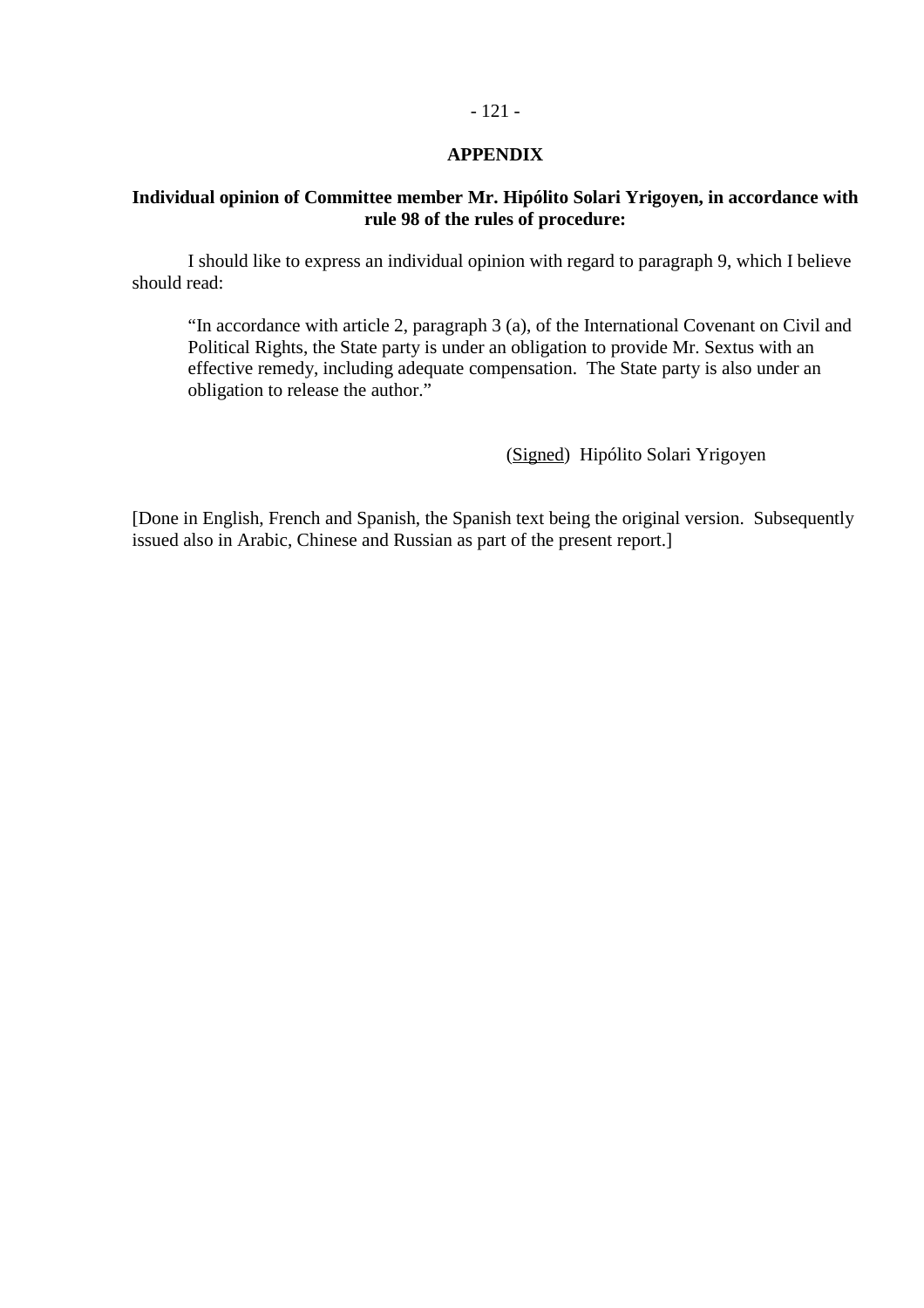## APPENDIX

**Individual opinion of Committee member Mr. Hipólito Solari Yrigoyen, in accordance with rule 98 of the rules of procedure:**

I should like to express an individual opinion with regard to paragraph 9, which I believe should read:

> "In accordance with article 2, paragraph 3 (a), of the International Covenant on Civil and Political Rights, the State party is under an obligation to provide Mr. Sextus with an effective remedy, including adequate compensation. The State party is also under an obligation to release the author."

(Signed) Hipólito Solari Yrigoyen

[Done in English, French and Spanish, the Spanish text being the original version. Subsequently issued also in Arabic, Chinese and Russian as part of the present report.]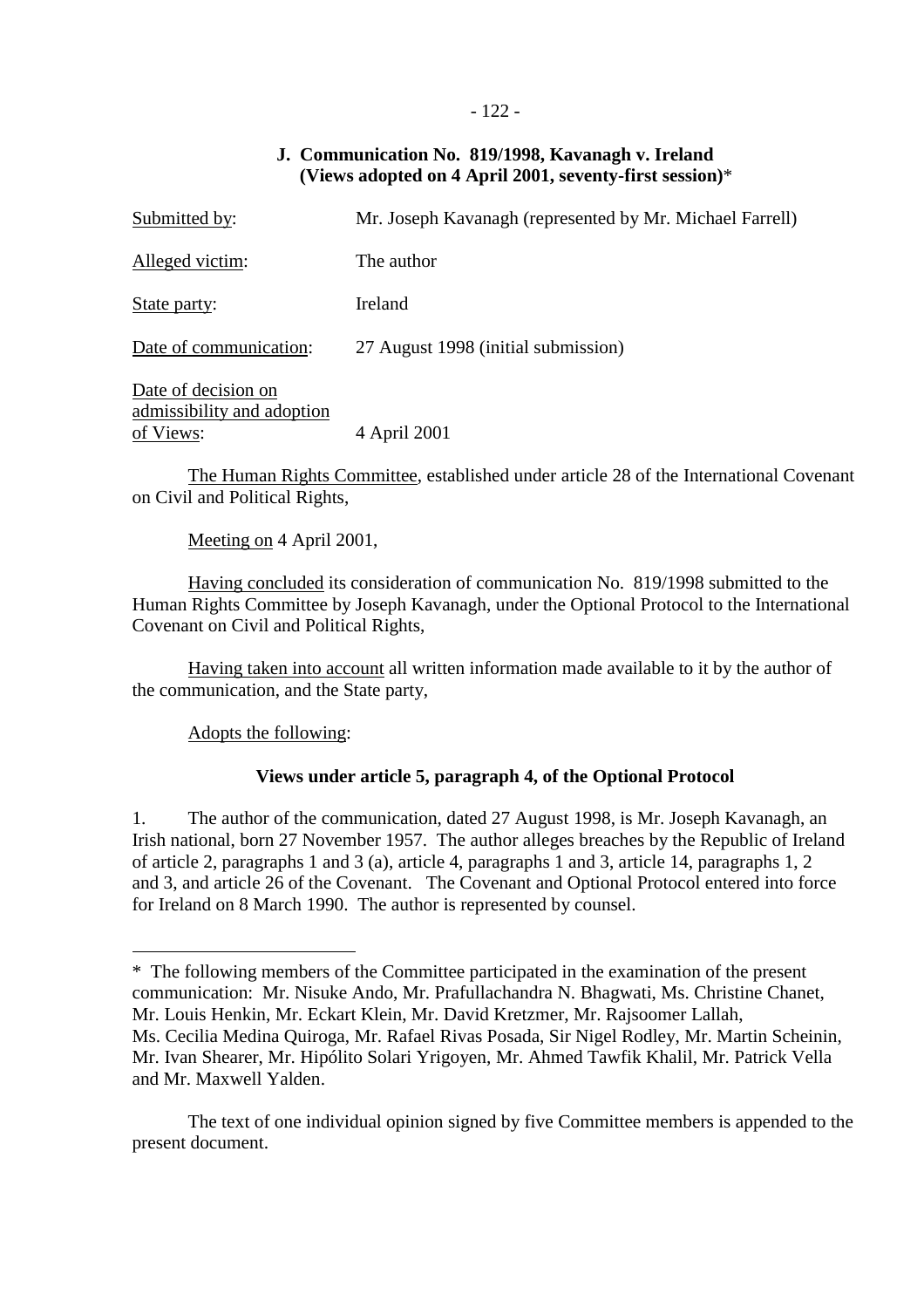### J. Communication No. 819/1998, Kavanagh v. Ireland (Views adopted on 4 April 2001, seventy-first session)*

| | |
|---|---|
| Submitted by: | Mr. Joseph Kavanagh (represented by Mr. Michael Farrell) |
| Alleged victim: | The author |
| State party: | Ireland |
| Date of communication: | 27 August 1998 (initial submission) |
| Date of decision on admissibility and adoption of Views: | 4 April 2001 |

The Human Rights Committee, established under article 28 of the International Covenant on Civil and Political Rights,

Meeting on 4 April 2001,

Having concluded its consideration of communication No. 819/1998 submitted to the Human Rights Committee by Joseph Kavanagh, under the Optional Protocol to the International Covenant on Civil and Political Rights,

Having taken into account all written information made available to it by the author of the communication, and the State party,

Adopts the following:

#### Views under article 5, paragraph 4, of the Optional Protocol

1. The author of the communication, dated 27 August 1998, is Mr. Joseph Kavanagh, an Irish national, born 27 November 1957. The author alleges breaches by the Republic of Ireland of article 2, paragraphs 1 and 3 (a), article 4, paragraphs 1 and 3, article 14, paragraphs 1, 2 and 3, and article 26 of the Covenant. The Covenant and Optional Protocol entered into force for Ireland on 8 March 1990. The author is represented by counsel.

---

* The following members of the Committee participated in the examination of the present communication: Mr. Nisuke Ando, Mr. Prafullachandra N. Bhagwati, Ms. Christine Chanet, Mr. Louis Henkin, Mr. Eckart Klein, Mr. David Kretzmer, Mr. Rajsoomer Lallah, Ms. Cecilia Medina Quiroga, Mr. Rafael Rivas Posada, Sir Nigel Rodley, Mr. Martin Scheinin, Mr. Ivan Shearer, Mr. Hipólito Solari Yrigoyen, Mr. Ahmed Tawfik Khalil, Mr. Patrick Vella and Mr. Maxwell Yalden.

The text of one individual opinion signed by five Committee members is appended to the present document.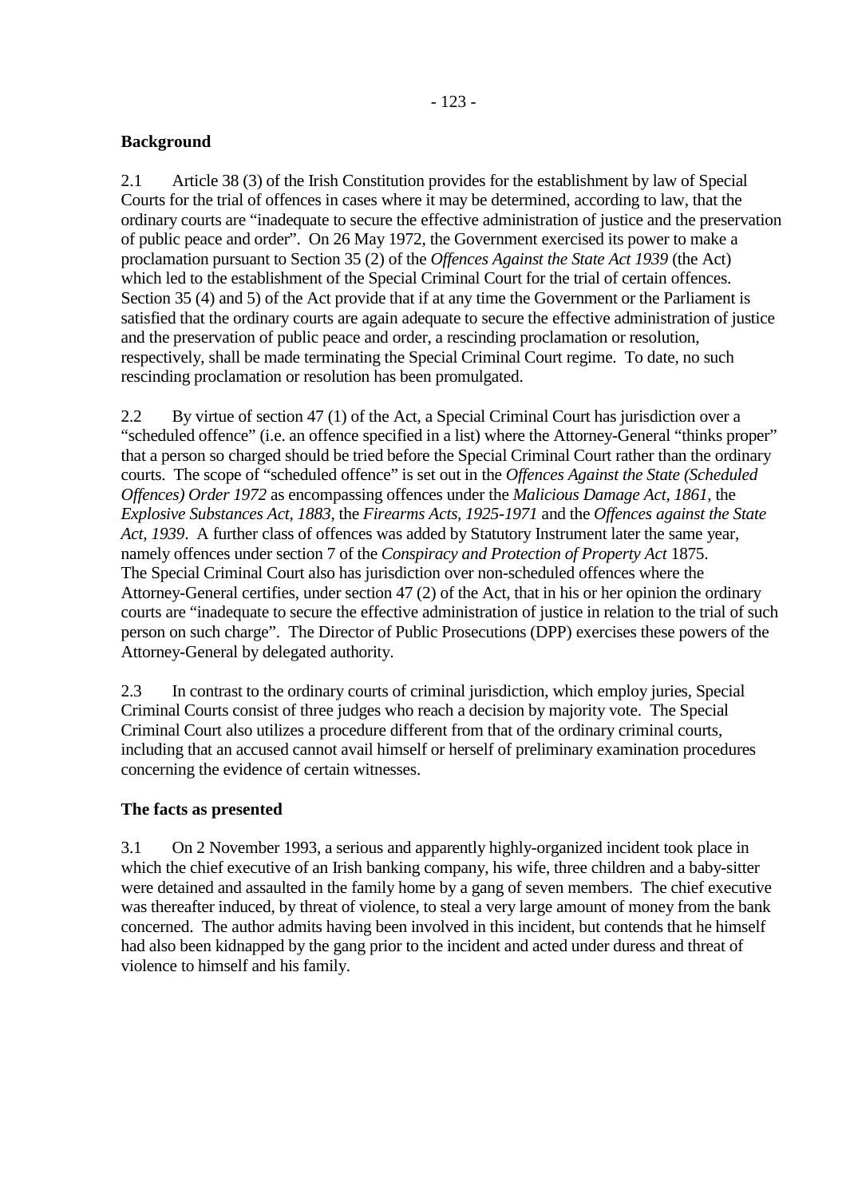**Background**

2.1 Article 38 (3) of the Irish Constitution provides for the establishment by law of Special Courts for the trial of offences in cases where it may be determined, according to law, that the ordinary courts are "inadequate to secure the effective administration of justice and the preservation of public peace and order". On 26 May 1972, the Government exercised its power to make a proclamation pursuant to Section 35 (2) of the *Offences Against the State Act 1939* (the Act) which led to the establishment of the Special Criminal Court for the trial of certain offences. Section 35 (4) and 5) of the Act provide that if at any time the Government or the Parliament is satisfied that the ordinary courts are again adequate to secure the effective administration of justice and the preservation of public peace and order, a rescinding proclamation or resolution, respectively, shall be made terminating the Special Criminal Court regime. To date, no such rescinding proclamation or resolution has been promulgated.

2.2 By virtue of section 47 (1) of the Act, a Special Criminal Court has jurisdiction over a "scheduled offence" (i.e. an offence specified in a list) where the Attorney-General "thinks proper" that a person so charged should be tried before the Special Criminal Court rather than the ordinary courts. The scope of "scheduled offence" is set out in the *Offences Against the State (Scheduled Offences) Order 1972* as encompassing offences under the *Malicious Damage Act, 1861*, the *Explosive Substances Act, 1883*, the *Firearms Acts, 1925-1971* and the *Offences against the State Act, 1939*. A further class of offences was added by Statutory Instrument later the same year, namely offences under section 7 of the *Conspiracy and Protection of Property Act* 1875. The Special Criminal Court also has jurisdiction over non-scheduled offences where the Attorney-General certifies, under section 47 (2) of the Act, that in his or her opinion the ordinary courts are "inadequate to secure the effective administration of justice in relation to the trial of such person on such charge". The Director of Public Prosecutions (DPP) exercises these powers of the Attorney-General by delegated authority.

2.3 In contrast to the ordinary courts of criminal jurisdiction, which employ juries, Special Criminal Courts consist of three judges who reach a decision by majority vote. The Special Criminal Court also utilizes a procedure different from that of the ordinary criminal courts, including that an accused cannot avail himself or herself of preliminary examination procedures concerning the evidence of certain witnesses.

**The facts as presented**

3.1 On 2 November 1993, a serious and apparently highly-organized incident took place in which the chief executive of an Irish banking company, his wife, three children and a baby-sitter were detained and assaulted in the family home by a gang of seven members. The chief executive was thereafter induced, by threat of violence, to steal a very large amount of money from the bank concerned. The author admits having been involved in this incident, but contends that he himself had also been kidnapped by the gang prior to the incident and acted under duress and threat of violence to himself and his family.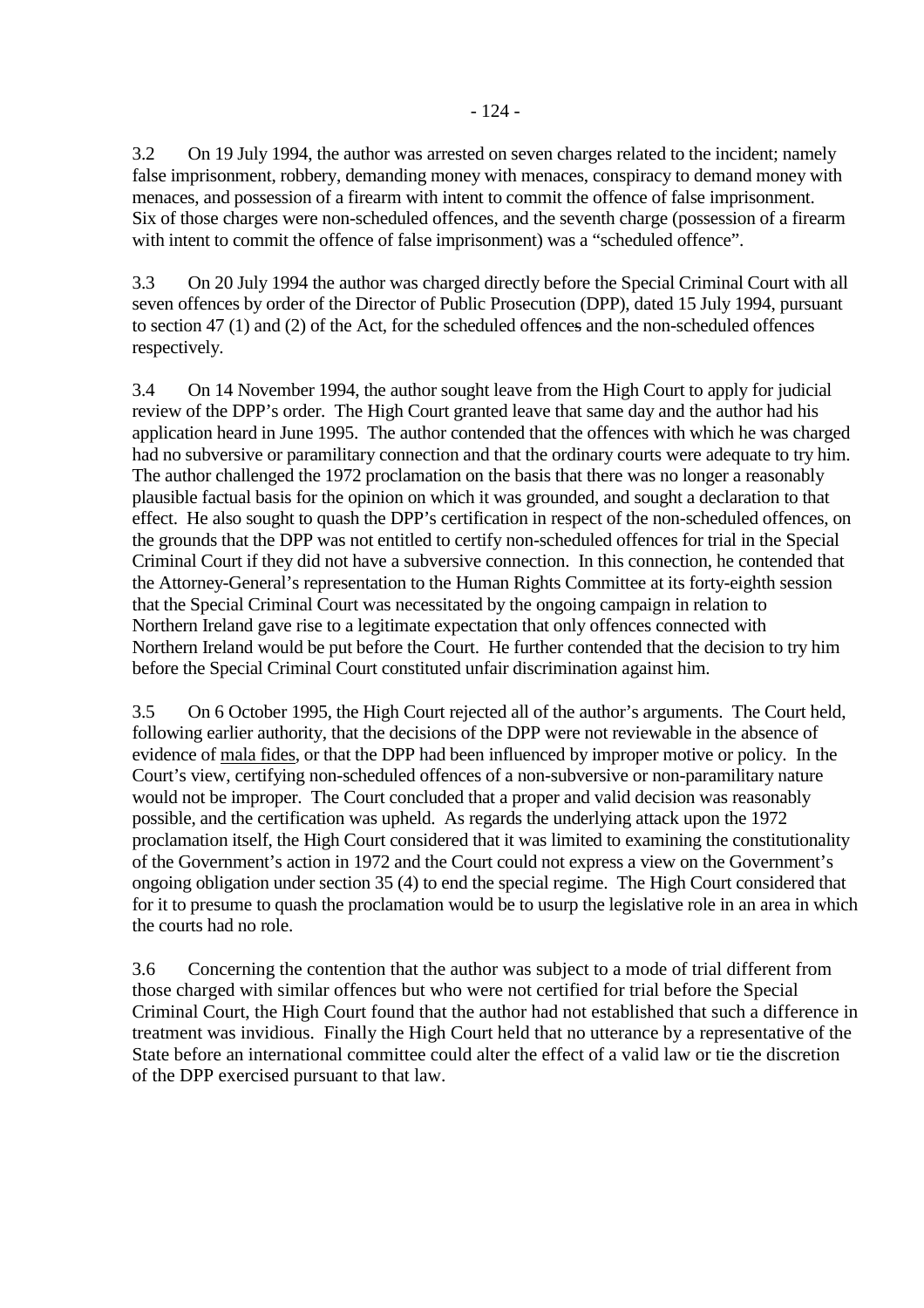3.2 On 19 July 1994, the author was arrested on seven charges related to the incident; namely false imprisonment, robbery, demanding money with menaces, conspiracy to demand money with menaces, and possession of a firearm with intent to commit the offence of false imprisonment. Six of those charges were non-scheduled offences, and the seventh charge (possession of a firearm with intent to commit the offence of false imprisonment) was a "scheduled offence".

3.3 On 20 July 1994 the author was charged directly before the Special Criminal Court with all seven offences by order of the Director of Public Prosecution (DPP), dated 15 July 1994, pursuant to section 47 (1) and (2) of the Act, for the scheduled offences and the non-scheduled offences respectively.

3.4 On 14 November 1994, the author sought leave from the High Court to apply for judicial review of the DPP's order. The High Court granted leave that same day and the author had his application heard in June 1995. The author contended that the offences with which he was charged had no subversive or paramilitary connection and that the ordinary courts were adequate to try him. The author challenged the 1972 proclamation on the basis that there was no longer a reasonably plausible factual basis for the opinion on which it was grounded, and sought a declaration to that effect. He also sought to quash the DPP's certification in respect of the non-scheduled offences, on the grounds that the DPP was not entitled to certify non-scheduled offences for trial in the Special Criminal Court if they did not have a subversive connection. In this connection, he contended that the Attorney-General's representation to the Human Rights Committee at its forty-eighth session that the Special Criminal Court was necessitated by the ongoing campaign in relation to Northern Ireland gave rise to a legitimate expectation that only offences connected with Northern Ireland would be put before the Court. He further contended that the decision to try him before the Special Criminal Court constituted unfair discrimination against him.

3.5 On 6 October 1995, the High Court rejected all of the author's arguments. The Court held, following earlier authority, that the decisions of the DPP were not reviewable in the absence of evidence of mala fides, or that the DPP had been influenced by improper motive or policy. In the Court's view, certifying non-scheduled offences of a non-subversive or non-paramilitary nature would not be improper. The Court concluded that a proper and valid decision was reasonably possible, and the certification was upheld. As regards the underlying attack upon the 1972 proclamation itself, the High Court considered that it was limited to examining the constitutionality of the Government's action in 1972 and the Court could not express a view on the Government's ongoing obligation under section 35 (4) to end the special regime. The High Court considered that for it to presume to quash the proclamation would be to usurp the legislative role in an area in which the courts had no role.

3.6 Concerning the contention that the author was subject to a mode of trial different from those charged with similar offences but who were not certified for trial before the Special Criminal Court, the High Court found that the author had not established that such a difference in treatment was invidious. Finally the High Court held that no utterance by a representative of the State before an international committee could alter the effect of a valid law or tie the discretion of the DPP exercised pursuant to that law.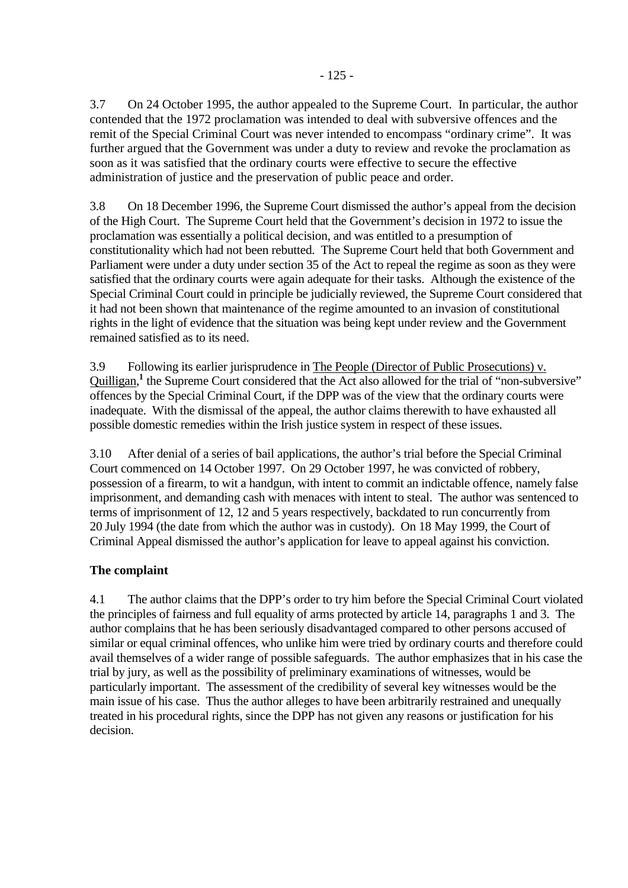3.7 On 24 October 1995, the author appealed to the Supreme Court. In particular, the author contended that the 1972 proclamation was intended to deal with subversive offences and the remit of the Special Criminal Court was never intended to encompass "ordinary crime". It was further argued that the Government was under a duty to review and revoke the proclamation as soon as it was satisfied that the ordinary courts were effective to secure the effective administration of justice and the preservation of public peace and order.

3.8 On 18 December 1996, the Supreme Court dismissed the author's appeal from the decision of the High Court. The Supreme Court held that the Government's decision in 1972 to issue the proclamation was essentially a political decision, and was entitled to a presumption of constitutionality which had not been rebutted. The Supreme Court held that both Government and Parliament were under a duty under section 35 of the Act to repeal the regime as soon as they were satisfied that the ordinary courts were again adequate for their tasks. Although the existence of the Special Criminal Court could in principle be judicially reviewed, the Supreme Court considered that it had not been shown that maintenance of the regime amounted to an invasion of constitutional rights in the light of evidence that the situation was being kept under review and the Government remained satisfied as to its need.

3.9 Following its earlier jurisprudence in The People (Director of Public Prosecutions) v. Quilligan,[1] the Supreme Court considered that the Act also allowed for the trial of "non-subversive" offences by the Special Criminal Court, if the DPP was of the view that the ordinary courts were inadequate. With the dismissal of the appeal, the author claims therewith to have exhausted all possible domestic remedies within the Irish justice system in respect of these issues.

3.10 After denial of a series of bail applications, the author's trial before the Special Criminal Court commenced on 14 October 1997. On 29 October 1997, he was convicted of robbery, possession of a firearm, to wit a handgun, with intent to commit an indictable offence, namely false imprisonment, and demanding cash with menaces with intent to steal. The author was sentenced to terms of imprisonment of 12, 12 and 5 years respectively, backdated to run concurrently from 20 July 1994 (the date from which the author was in custody). On 18 May 1999, the Court of Criminal Appeal dismissed the author's application for leave to appeal against his conviction.

**The complaint**

4.1 The author claims that the DPP's order to try him before the Special Criminal Court violated the principles of fairness and full equality of arms protected by article 14, paragraphs 1 and 3. The author complains that he has been seriously disadvantaged compared to other persons accused of similar or equal criminal offences, who unlike him were tried by ordinary courts and therefore could avail themselves of a wider range of possible safeguards. The author emphasizes that in his case the trial by jury, as well as the possibility of preliminary examinations of witnesses, would be particularly important. The assessment of the credibility of several key witnesses would be the main issue of his case. Thus the author alleges to have been arbitrarily restrained and unequally treated in his procedural rights, since the DPP has not given any reasons or justification for his decision.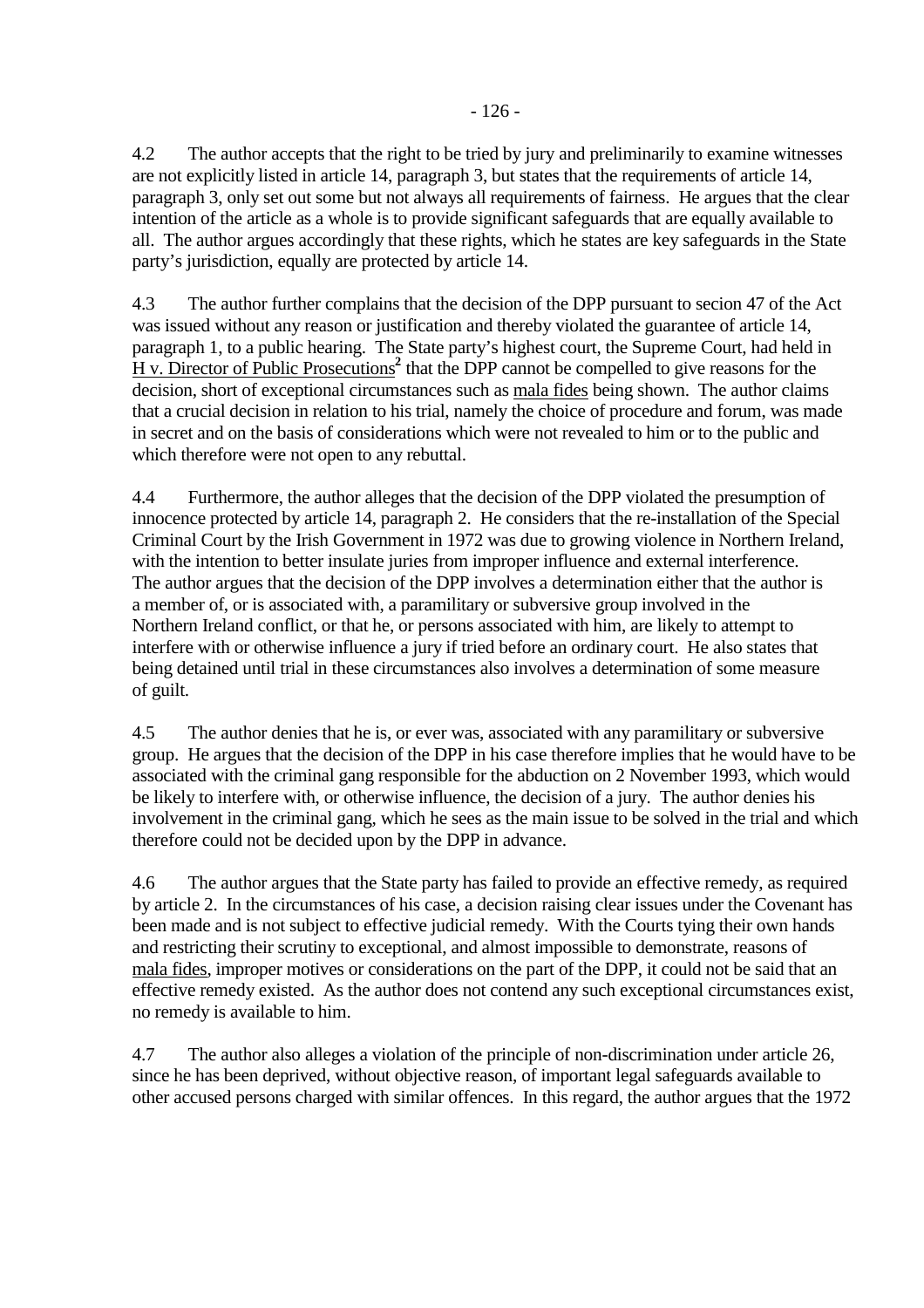4.2 The author accepts that the right to be tried by jury and preliminarily to examine witnesses are not explicitly listed in article 14, paragraph 3, but states that the requirements of article 14, paragraph 3, only set out some but not always all requirements of fairness. He argues that the clear intention of the article as a whole is to provide significant safeguards that are equally available to all. The author argues accordingly that these rights, which he states are key safeguards in the State party's jurisdiction, equally are protected by article 14.

4.3 The author further complains that the decision of the DPP pursuant to secion 47 of the Act was issued without any reason or justification and thereby violated the guarantee of article 14, paragraph 1, to a public hearing. The State party's highest court, the Supreme Court, had held in H v. Director of Public Prosecutions[2] that the DPP cannot be compelled to give reasons for the decision, short of exceptional circumstances such as mala fides being shown. The author claims that a crucial decision in relation to his trial, namely the choice of procedure and forum, was made in secret and on the basis of considerations which were not revealed to him or to the public and which therefore were not open to any rebuttal.

4.4 Furthermore, the author alleges that the decision of the DPP violated the presumption of innocence protected by article 14, paragraph 2. He considers that the re-installation of the Special Criminal Court by the Irish Government in 1972 was due to growing violence in Northern Ireland, with the intention to better insulate juries from improper influence and external interference. The author argues that the decision of the DPP involves a determination either that the author is a member of, or is associated with, a paramilitary or subversive group involved in the Northern Ireland conflict, or that he, or persons associated with him, are likely to attempt to interfere with or otherwise influence a jury if tried before an ordinary court. He also states that being detained until trial in these circumstances also involves a determination of some measure of guilt.

4.5 The author denies that he is, or ever was, associated with any paramilitary or subversive group. He argues that the decision of the DPP in his case therefore implies that he would have to be associated with the criminal gang responsible for the abduction on 2 November 1993, which would be likely to interfere with, or otherwise influence, the decision of a jury. The author denies his involvement in the criminal gang, which he sees as the main issue to be solved in the trial and which therefore could not be decided upon by the DPP in advance.

4.6 The author argues that the State party has failed to provide an effective remedy, as required by article 2. In the circumstances of his case, a decision raising clear issues under the Covenant has been made and is not subject to effective judicial remedy. With the Courts tying their own hands and restricting their scrutiny to exceptional, and almost impossible to demonstrate, reasons of mala fides, improper motives or considerations on the part of the DPP, it could not be said that an effective remedy existed. As the author does not contend any such exceptional circumstances exist, no remedy is available to him.

4.7 The author also alleges a violation of the principle of non-discrimination under article 26, since he has been deprived, without objective reason, of important legal safeguards available to other accused persons charged with similar offences. In this regard, the author argues that the 1972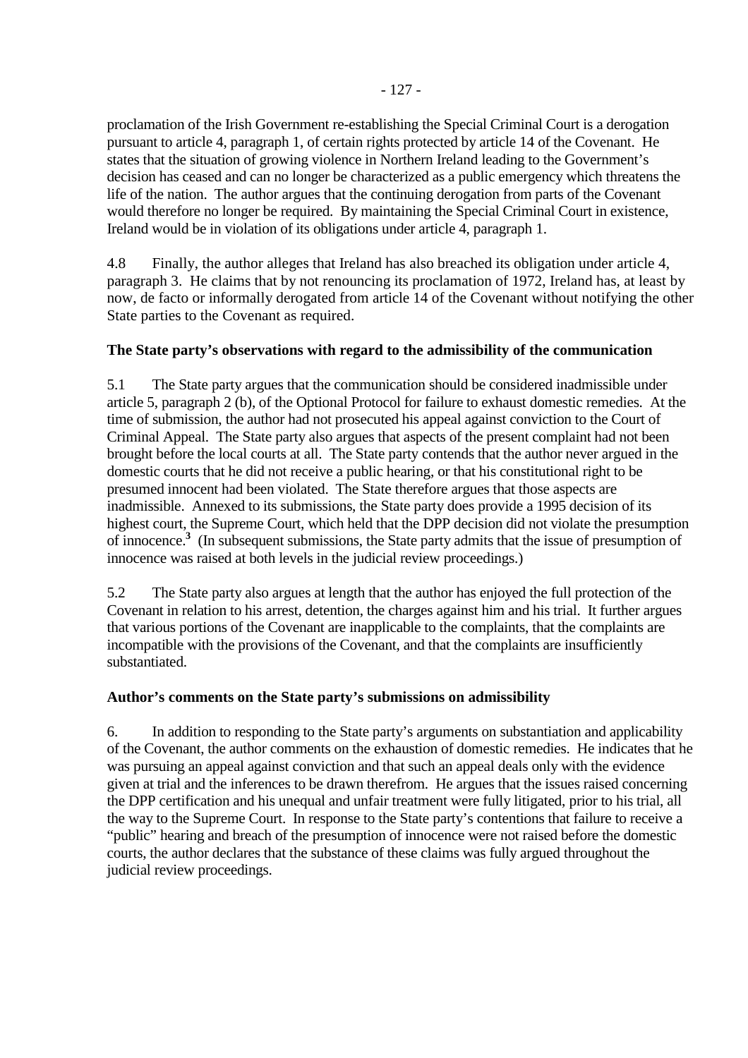proclamation of the Irish Government re-establishing the Special Criminal Court is a derogation pursuant to article 4, paragraph 1, of certain rights protected by article 14 of the Covenant. He states that the situation of growing violence in Northern Ireland leading to the Government's decision has ceased and can no longer be characterized as a public emergency which threatens the life of the nation. The author argues that the continuing derogation from parts of the Covenant would therefore no longer be required. By maintaining the Special Criminal Court in existence, Ireland would be in violation of its obligations under article 4, paragraph 1.

4.8 Finally, the author alleges that Ireland has also breached its obligation under article 4, paragraph 3. He claims that by not renouncing its proclamation of 1972, Ireland has, at least by now, de facto or informally derogated from article 14 of the Covenant without notifying the other State parties to the Covenant as required.

**The State party's observations with regard to the admissibility of the communication**

5.1 The State party argues that the communication should be considered inadmissible under article 5, paragraph 2 (b), of the Optional Protocol for failure to exhaust domestic remedies. At the time of submission, the author had not prosecuted his appeal against conviction to the Court of Criminal Appeal. The State party also argues that aspects of the present complaint had not been brought before the local courts at all. The State party contends that the author never argued in the domestic courts that he did not receive a public hearing, or that his constitutional right to be presumed innocent had been violated. The State therefore argues that those aspects are inadmissible. Annexed to its submissions, the State party does provide a 1995 decision of its highest court, the Supreme Court, which held that the DPP decision did not violate the presumption of innocence.[3] (In subsequent submissions, the State party admits that the issue of presumption of innocence was raised at both levels in the judicial review proceedings.)

5.2 The State party also argues at length that the author has enjoyed the full protection of the Covenant in relation to his arrest, detention, the charges against him and his trial. It further argues that various portions of the Covenant are inapplicable to the complaints, that the complaints are incompatible with the provisions of the Covenant, and that the complaints are insufficiently substantiated.

**Author's comments on the State party's submissions on admissibility**

6. In addition to responding to the State party's arguments on substantiation and applicability of the Covenant, the author comments on the exhaustion of domestic remedies. He indicates that he was pursuing an appeal against conviction and that such an appeal deals only with the evidence given at trial and the inferences to be drawn therefrom. He argues that the issues raised concerning the DPP certification and his unequal and unfair treatment were fully litigated, prior to his trial, all the way to the Supreme Court. In response to the State party's contentions that failure to receive a "public" hearing and breach of the presumption of innocence were not raised before the domestic courts, the author declares that the substance of these claims was fully argued throughout the judicial review proceedings.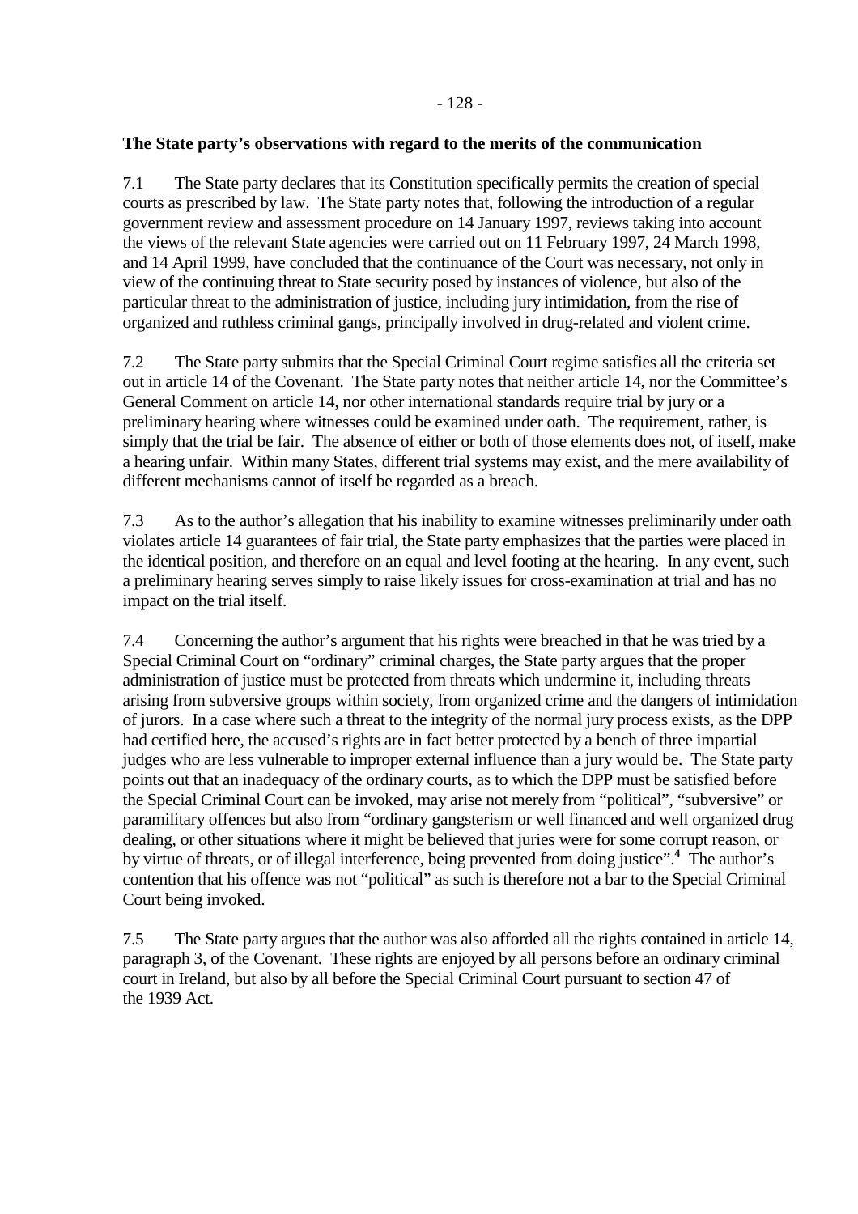**The State party's observations with regard to the merits of the communication**

7.1 The State party declares that its Constitution specifically permits the creation of special courts as prescribed by law. The State party notes that, following the introduction of a regular government review and assessment procedure on 14 January 1997, reviews taking into account the views of the relevant State agencies were carried out on 11 February 1997, 24 March 1998, and 14 April 1999, have concluded that the continuance of the Court was necessary, not only in view of the continuing threat to State security posed by instances of violence, but also of the particular threat to the administration of justice, including jury intimidation, from the rise of organized and ruthless criminal gangs, principally involved in drug-related and violent crime.

7.2 The State party submits that the Special Criminal Court regime satisfies all the criteria set out in article 14 of the Covenant. The State party notes that neither article 14, nor the Committee's General Comment on article 14, nor other international standards require trial by jury or a preliminary hearing where witnesses could be examined under oath. The requirement, rather, is simply that the trial be fair. The absence of either or both of those elements does not, of itself, make a hearing unfair. Within many States, different trial systems may exist, and the mere availability of different mechanisms cannot of itself be regarded as a breach.

7.3 As to the author's allegation that his inability to examine witnesses preliminarily under oath violates article 14 guarantees of fair trial, the State party emphasizes that the parties were placed in the identical position, and therefore on an equal and level footing at the hearing. In any event, such a preliminary hearing serves simply to raise likely issues for cross-examination at trial and has no impact on the trial itself.

7.4 Concerning the author's argument that his rights were breached in that he was tried by a Special Criminal Court on "ordinary" criminal charges, the State party argues that the proper administration of justice must be protected from threats which undermine it, including threats arising from subversive groups within society, from organized crime and the dangers of intimidation of jurors. In a case where such a threat to the integrity of the normal jury process exists, as the DPP had certified here, the accused's rights are in fact better protected by a bench of three impartial judges who are less vulnerable to improper external influence than a jury would be. The State party points out that an inadequacy of the ordinary courts, as to which the DPP must be satisfied before the Special Criminal Court can be invoked, may arise not merely from "political", "subversive" or paramilitary offences but also from "ordinary gangsterism or well financed and well organized drug dealing, or other situations where it might be believed that juries were for some corrupt reason, or by virtue of threats, or of illegal interference, being prevented from doing justice".[4] The author's contention that his offence was not "political" as such is therefore not a bar to the Special Criminal Court being invoked.

7.5 The State party argues that the author was also afforded all the rights contained in article 14, paragraph 3, of the Covenant. These rights are enjoyed by all persons before an ordinary criminal court in Ireland, but also by all before the Special Criminal Court pursuant to section 47 of the 1939 Act.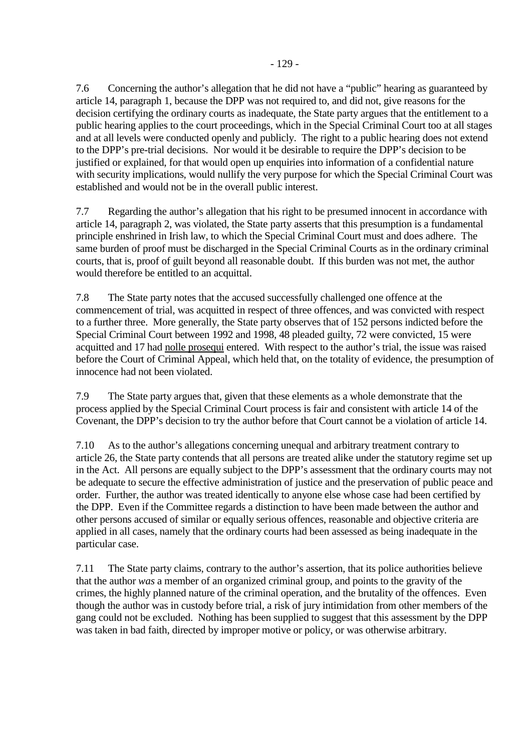7.6 Concerning the author's allegation that he did not have a "public" hearing as guaranteed by article 14, paragraph 1, because the DPP was not required to, and did not, give reasons for the decision certifying the ordinary courts as inadequate, the State party argues that the entitlement to a public hearing applies to the court proceedings, which in the Special Criminal Court too at all stages and at all levels were conducted openly and publicly. The right to a public hearing does not extend to the DPP's pre-trial decisions. Nor would it be desirable to require the DPP's decision to be justified or explained, for that would open up enquiries into information of a confidential nature with security implications, would nullify the very purpose for which the Special Criminal Court was established and would not be in the overall public interest.

7.7 Regarding the author's allegation that his right to be presumed innocent in accordance with article 14, paragraph 2, was violated, the State party asserts that this presumption is a fundamental principle enshrined in Irish law, to which the Special Criminal Court must and does adhere. The same burden of proof must be discharged in the Special Criminal Courts as in the ordinary criminal courts, that is, proof of guilt beyond all reasonable doubt. If this burden was not met, the author would therefore be entitled to an acquittal.

7.8 The State party notes that the accused successfully challenged one offence at the commencement of trial, was acquitted in respect of three offences, and was convicted with respect to a further three. More generally, the State party observes that of 152 persons indicted before the Special Criminal Court between 1992 and 1998, 48 pleaded guilty, 72 were convicted, 15 were acquitted and 17 had nolle prosequi entered. With respect to the author's trial, the issue was raised before the Court of Criminal Appeal, which held that, on the totality of evidence, the presumption of innocence had not been violated.

7.9 The State party argues that, given that these elements as a whole demonstrate that the process applied by the Special Criminal Court process is fair and consistent with article 14 of the Covenant, the DPP's decision to try the author before that Court cannot be a violation of article 14.

7.10 As to the author's allegations concerning unequal and arbitrary treatment contrary to article 26, the State party contends that all persons are treated alike under the statutory regime set up in the Act. All persons are equally subject to the DPP's assessment that the ordinary courts may not be adequate to secure the effective administration of justice and the preservation of public peace and order. Further, the author was treated identically to anyone else whose case had been certified by the DPP. Even if the Committee regards a distinction to have been made between the author and other persons accused of similar or equally serious offences, reasonable and objective criteria are applied in all cases, namely that the ordinary courts had been assessed as being inadequate in the particular case.

7.11 The State party claims, contrary to the author's assertion, that its police authorities believe that the author *was* a member of an organized criminal group, and points to the gravity of the crimes, the highly planned nature of the criminal operation, and the brutality of the offences. Even though the author was in custody before trial, a risk of jury intimidation from other members of the gang could not be excluded. Nothing has been supplied to suggest that this assessment by the DPP was taken in bad faith, directed by improper motive or policy, or was otherwise arbitrary.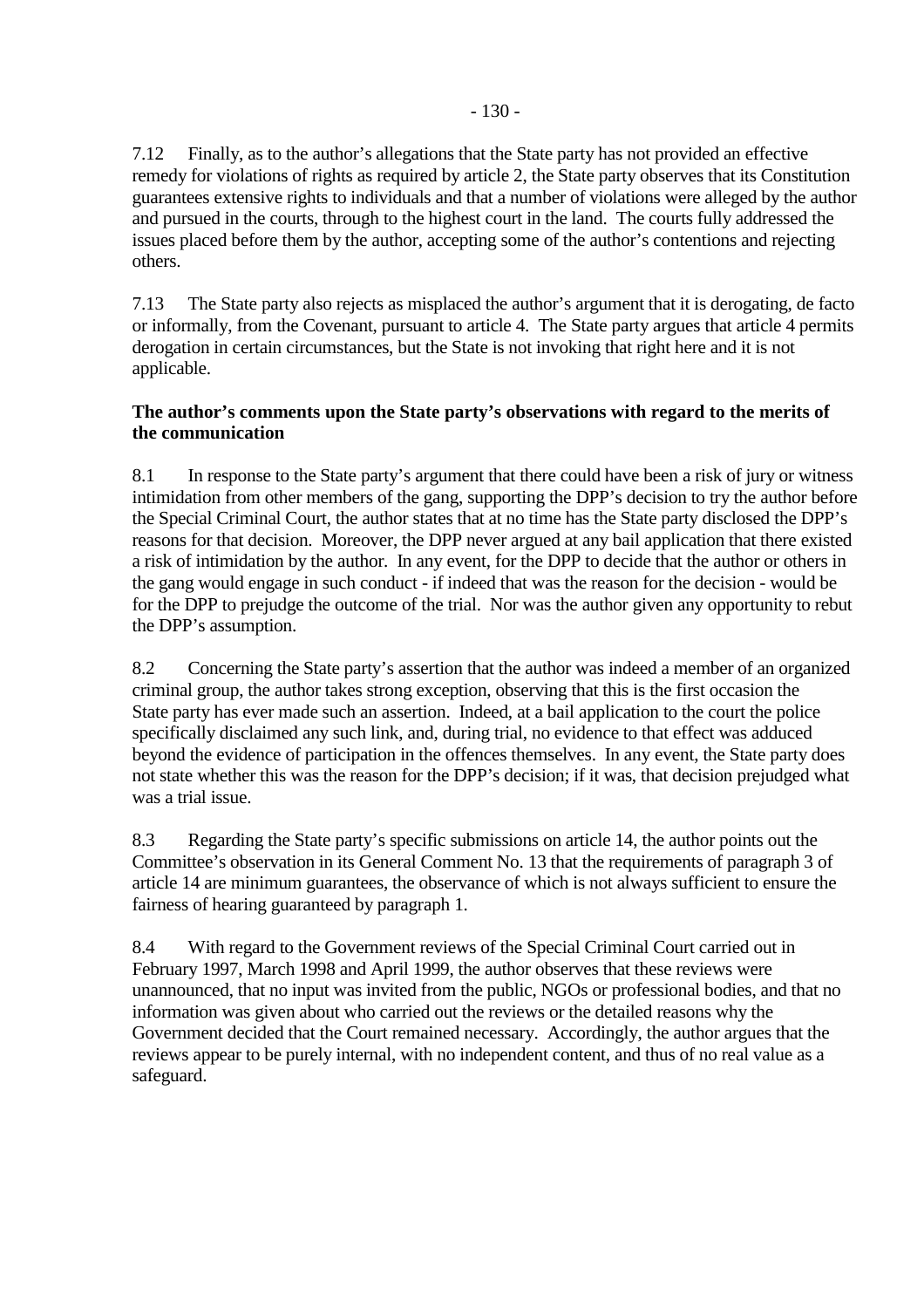7.12 Finally, as to the author's allegations that the State party has not provided an effective remedy for violations of rights as required by article 2, the State party observes that its Constitution guarantees extensive rights to individuals and that a number of violations were alleged by the author and pursued in the courts, through to the highest court in the land. The courts fully addressed the issues placed before them by the author, accepting some of the author's contentions and rejecting others.

7.13 The State party also rejects as misplaced the author's argument that it is derogating, de facto or informally, from the Covenant, pursuant to article 4. The State party argues that article 4 permits derogation in certain circumstances, but the State is not invoking that right here and it is not applicable.

**The author's comments upon the State party's observations with regard to the merits of the communication**

8.1 In response to the State party's argument that there could have been a risk of jury or witness intimidation from other members of the gang, supporting the DPP's decision to try the author before the Special Criminal Court, the author states that at no time has the State party disclosed the DPP's reasons for that decision. Moreover, the DPP never argued at any bail application that there existed a risk of intimidation by the author. In any event, for the DPP to decide that the author or others in the gang would engage in such conduct - if indeed that was the reason for the decision - would be for the DPP to prejudge the outcome of the trial. Nor was the author given any opportunity to rebut the DPP's assumption.

8.2 Concerning the State party's assertion that the author was indeed a member of an organized criminal group, the author takes strong exception, observing that this is the first occasion the State party has ever made such an assertion. Indeed, at a bail application to the court the police specifically disclaimed any such link, and, during trial, no evidence to that effect was adduced beyond the evidence of participation in the offences themselves. In any event, the State party does not state whether this was the reason for the DPP's decision; if it was, that decision prejudged what was a trial issue.

8.3 Regarding the State party's specific submissions on article 14, the author points out the Committee's observation in its General Comment No. 13 that the requirements of paragraph 3 of article 14 are minimum guarantees, the observance of which is not always sufficient to ensure the fairness of hearing guaranteed by paragraph 1.

8.4 With regard to the Government reviews of the Special Criminal Court carried out in February 1997, March 1998 and April 1999, the author observes that these reviews were unannounced, that no input was invited from the public, NGOs or professional bodies, and that no information was given about who carried out the reviews or the detailed reasons why the Government decided that the Court remained necessary. Accordingly, the author argues that the reviews appear to be purely internal, with no independent content, and thus of no real value as a safeguard.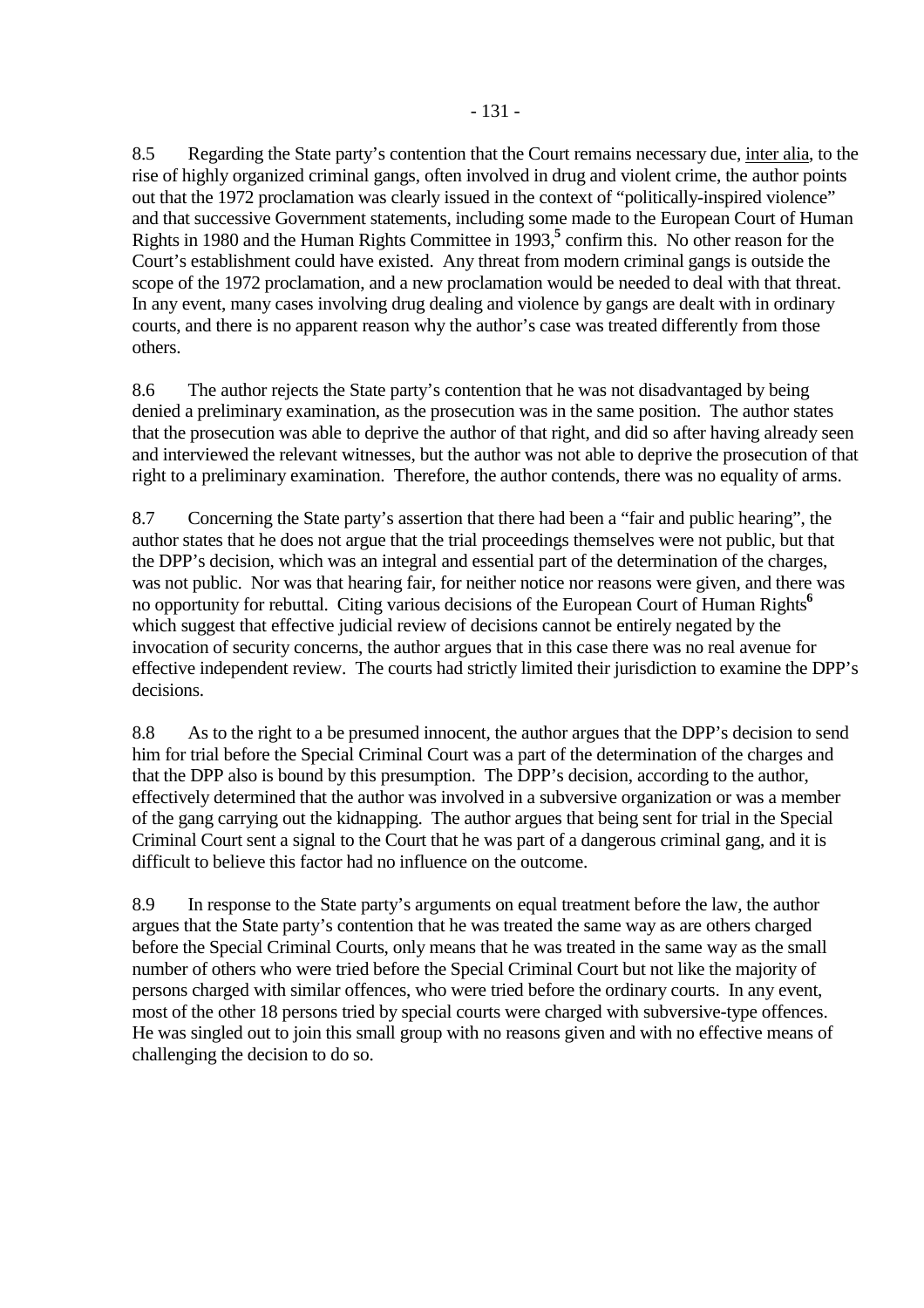8.5 Regarding the State party's contention that the Court remains necessary due, inter alia, to the rise of highly organized criminal gangs, often involved in drug and violent crime, the author points out that the 1972 proclamation was clearly issued in the context of "politically-inspired violence" and that successive Government statements, including some made to the European Court of Human Rights in 1980 and the Human Rights Committee in 1993,[5] confirm this. No other reason for the Court's establishment could have existed. Any threat from modern criminal gangs is outside the scope of the 1972 proclamation, and a new proclamation would be needed to deal with that threat. In any event, many cases involving drug dealing and violence by gangs are dealt with in ordinary courts, and there is no apparent reason why the author's case was treated differently from those others.

8.6 The author rejects the State party's contention that he was not disadvantaged by being denied a preliminary examination, as the prosecution was in the same position. The author states that the prosecution was able to deprive the author of that right, and did so after having already seen and interviewed the relevant witnesses, but the author was not able to deprive the prosecution of that right to a preliminary examination. Therefore, the author contends, there was no equality of arms.

8.7 Concerning the State party's assertion that there had been a "fair and public hearing", the author states that he does not argue that the trial proceedings themselves were not public, but that the DPP's decision, which was an integral and essential part of the determination of the charges, was not public. Nor was that hearing fair, for neither notice nor reasons were given, and there was no opportunity for rebuttal. Citing various decisions of the European Court of Human Rights[6] which suggest that effective judicial review of decisions cannot be entirely negated by the invocation of security concerns, the author argues that in this case there was no real avenue for effective independent review. The courts had strictly limited their jurisdiction to examine the DPP's decisions.

8.8 As to the right to a be presumed innocent, the author argues that the DPP's decision to send him for trial before the Special Criminal Court was a part of the determination of the charges and that the DPP also is bound by this presumption. The DPP's decision, according to the author, effectively determined that the author was involved in a subversive organization or was a member of the gang carrying out the kidnapping. The author argues that being sent for trial in the Special Criminal Court sent a signal to the Court that he was part of a dangerous criminal gang, and it is difficult to believe this factor had no influence on the outcome.

8.9 In response to the State party's arguments on equal treatment before the law, the author argues that the State party's contention that he was treated the same way as are others charged before the Special Criminal Courts, only means that he was treated in the same way as the small number of others who were tried before the Special Criminal Court but not like the majority of persons charged with similar offences, who were tried before the ordinary courts. In any event, most of the other 18 persons tried by special courts were charged with subversive-type offences. He was singled out to join this small group with no reasons given and with no effective means of challenging the decision to do so.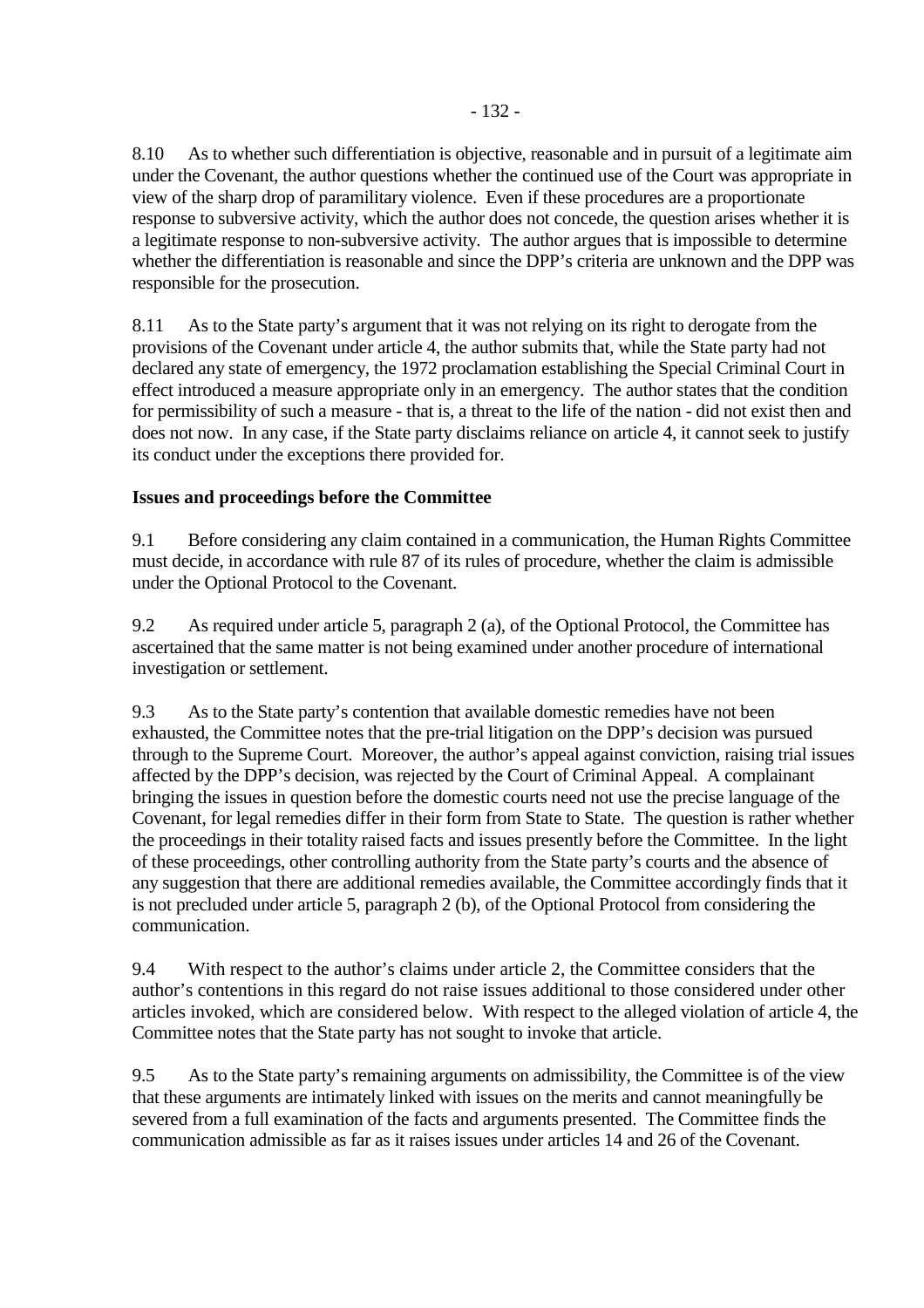8.10 As to whether such differentiation is objective, reasonable and in pursuit of a legitimate aim under the Covenant, the author questions whether the continued use of the Court was appropriate in view of the sharp drop of paramilitary violence. Even if these procedures are a proportionate response to subversive activity, which the author does not concede, the question arises whether it is a legitimate response to non-subversive activity. The author argues that is impossible to determine whether the differentiation is reasonable and since the DPP's criteria are unknown and the DPP was responsible for the prosecution.

8.11 As to the State party's argument that it was not relying on its right to derogate from the provisions of the Covenant under article 4, the author submits that, while the State party had not declared any state of emergency, the 1972 proclamation establishing the Special Criminal Court in effect introduced a measure appropriate only in an emergency. The author states that the condition for permissibility of such a measure - that is, a threat to the life of the nation - did not exist then and does not now. In any case, if the State party disclaims reliance on article 4, it cannot seek to justify its conduct under the exceptions there provided for.

**Issues and proceedings before the Committee**

9.1 Before considering any claim contained in a communication, the Human Rights Committee must decide, in accordance with rule 87 of its rules of procedure, whether the claim is admissible under the Optional Protocol to the Covenant.

9.2 As required under article 5, paragraph 2 (a), of the Optional Protocol, the Committee has ascertained that the same matter is not being examined under another procedure of international investigation or settlement.

9.3 As to the State party's contention that available domestic remedies have not been exhausted, the Committee notes that the pre-trial litigation on the DPP's decision was pursued through to the Supreme Court. Moreover, the author's appeal against conviction, raising trial issues affected by the DPP's decision, was rejected by the Court of Criminal Appeal. A complainant bringing the issues in question before the domestic courts need not use the precise language of the Covenant, for legal remedies differ in their form from State to State. The question is rather whether the proceedings in their totality raised facts and issues presently before the Committee. In the light of these proceedings, other controlling authority from the State party's courts and the absence of any suggestion that there are additional remedies available, the Committee accordingly finds that it is not precluded under article 5, paragraph 2 (b), of the Optional Protocol from considering the communication.

9.4 With respect to the author's claims under article 2, the Committee considers that the author's contentions in this regard do not raise issues additional to those considered under other articles invoked, which are considered below. With respect to the alleged violation of article 4, the Committee notes that the State party has not sought to invoke that article.

9.5 As to the State party's remaining arguments on admissibility, the Committee is of the view that these arguments are intimately linked with issues on the merits and cannot meaningfully be severed from a full examination of the facts and arguments presented. The Committee finds the communication admissible as far as it raises issues under articles 14 and 26 of the Covenant.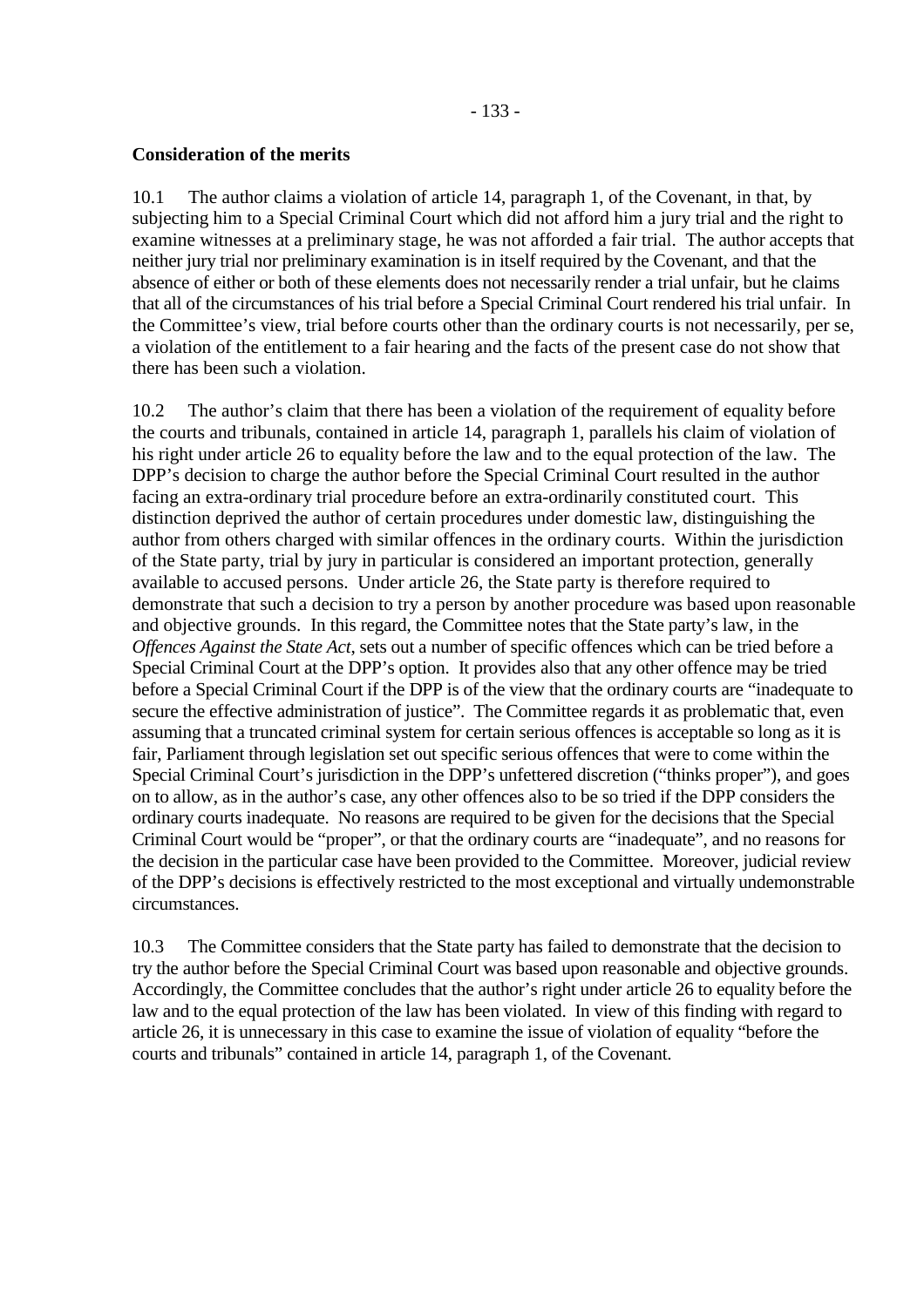**Consideration of the merits**

10.1 The author claims a violation of article 14, paragraph 1, of the Covenant, in that, by subjecting him to a Special Criminal Court which did not afford him a jury trial and the right to examine witnesses at a preliminary stage, he was not afforded a fair trial. The author accepts that neither jury trial nor preliminary examination is in itself required by the Covenant, and that the absence of either or both of these elements does not necessarily render a trial unfair, but he claims that all of the circumstances of his trial before a Special Criminal Court rendered his trial unfair. In the Committee's view, trial before courts other than the ordinary courts is not necessarily, per se, a violation of the entitlement to a fair hearing and the facts of the present case do not show that there has been such a violation.

10.2 The author's claim that there has been a violation of the requirement of equality before the courts and tribunals, contained in article 14, paragraph 1, parallels his claim of violation of his right under article 26 to equality before the law and to the equal protection of the law. The DPP's decision to charge the author before the Special Criminal Court resulted in the author facing an extra-ordinary trial procedure before an extra-ordinarily constituted court. This distinction deprived the author of certain procedures under domestic law, distinguishing the author from others charged with similar offences in the ordinary courts. Within the jurisdiction of the State party, trial by jury in particular is considered an important protection, generally available to accused persons. Under article 26, the State party is therefore required to demonstrate that such a decision to try a person by another procedure was based upon reasonable and objective grounds. In this regard, the Committee notes that the State party's law, in the *Offences Against the State Act*, sets out a number of specific offences which can be tried before a Special Criminal Court at the DPP's option. It provides also that any other offence may be tried before a Special Criminal Court if the DPP is of the view that the ordinary courts are "inadequate to secure the effective administration of justice". The Committee regards it as problematic that, even assuming that a truncated criminal system for certain serious offences is acceptable so long as it is fair, Parliament through legislation set out specific serious offences that were to come within the Special Criminal Court's jurisdiction in the DPP's unfettered discretion ("thinks proper"), and goes on to allow, as in the author's case, any other offences also to be so tried if the DPP considers the ordinary courts inadequate. No reasons are required to be given for the decisions that the Special Criminal Court would be "proper", or that the ordinary courts are "inadequate", and no reasons for the decision in the particular case have been provided to the Committee. Moreover, judicial review of the DPP's decisions is effectively restricted to the most exceptional and virtually undemonstrable circumstances.

10.3 The Committee considers that the State party has failed to demonstrate that the decision to try the author before the Special Criminal Court was based upon reasonable and objective grounds. Accordingly, the Committee concludes that the author's right under article 26 to equality before the law and to the equal protection of the law has been violated. In view of this finding with regard to article 26, it is unnecessary in this case to examine the issue of violation of equality "before the courts and tribunals" contained in article 14, paragraph 1, of the Covenant.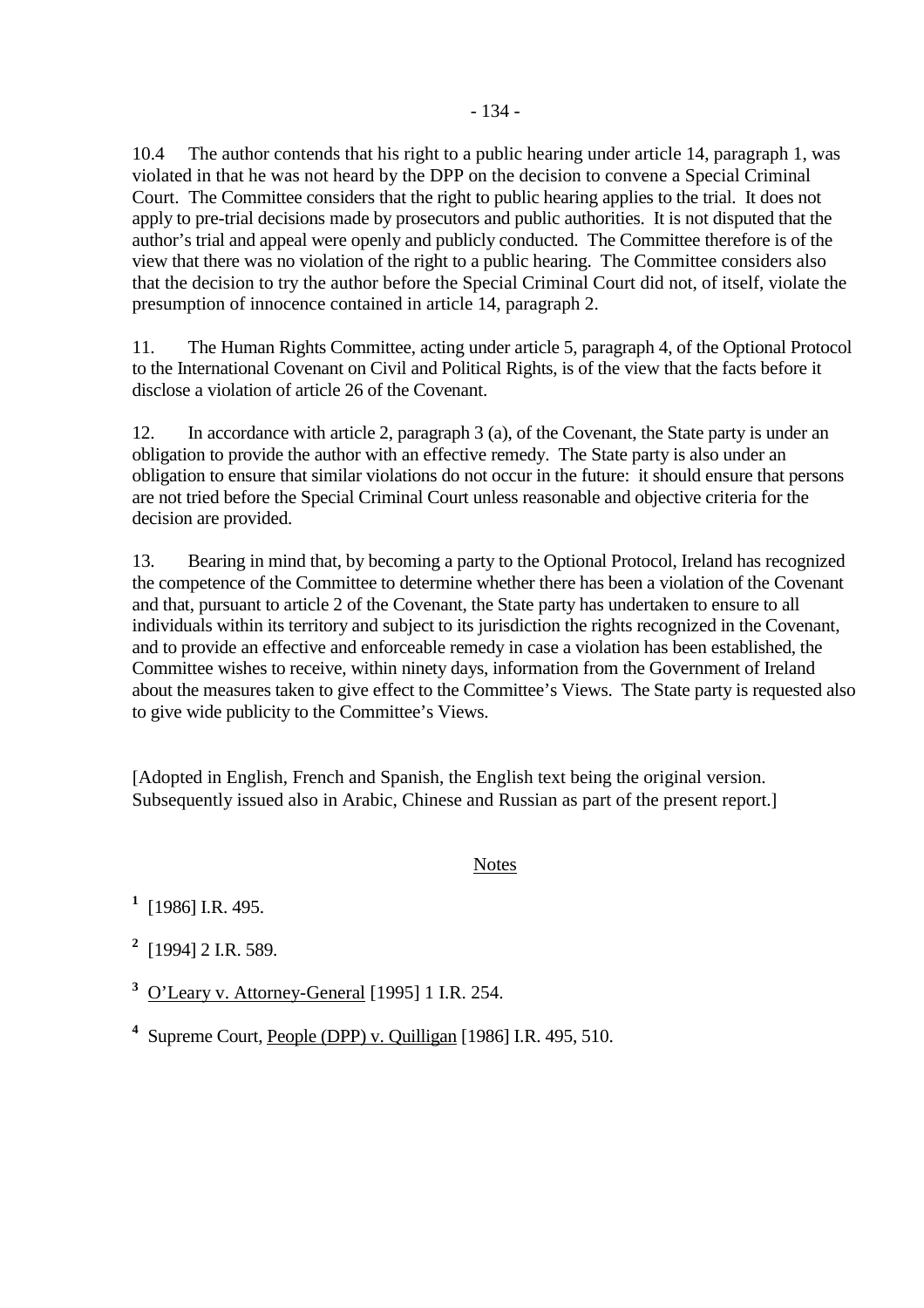10.4 The author contends that his right to a public hearing under article 14, paragraph 1, was violated in that he was not heard by the DPP on the decision to convene a Special Criminal Court. The Committee considers that the right to public hearing applies to the trial. It does not apply to pre-trial decisions made by prosecutors and public authorities. It is not disputed that the author's trial and appeal were openly and publicly conducted. The Committee therefore is of the view that there was no violation of the right to a public hearing. The Committee considers also that the decision to try the author before the Special Criminal Court did not, of itself, violate the presumption of innocence contained in article 14, paragraph 2.

11. The Human Rights Committee, acting under article 5, paragraph 4, of the Optional Protocol to the International Covenant on Civil and Political Rights, is of the view that the facts before it disclose a violation of article 26 of the Covenant.

12. In accordance with article 2, paragraph 3 (a), of the Covenant, the State party is under an obligation to provide the author with an effective remedy. The State party is also under an obligation to ensure that similar violations do not occur in the future: it should ensure that persons are not tried before the Special Criminal Court unless reasonable and objective criteria for the decision are provided.

13. Bearing in mind that, by becoming a party to the Optional Protocol, Ireland has recognized the competence of the Committee to determine whether there has been a violation of the Covenant and that, pursuant to article 2 of the Covenant, the State party has undertaken to ensure to all individuals within its territory and subject to its jurisdiction the rights recognized in the Covenant, and to provide an effective and enforceable remedy in case a violation has been established, the Committee wishes to receive, within ninety days, information from the Government of Ireland about the measures taken to give effect to the Committee's Views. The State party is requested also to give wide publicity to the Committee's Views.

[Adopted in English, French and Spanish, the English text being the original version. Subsequently issued also in Arabic, Chinese and Russian as part of the present report.]

Notes

[1] [1986] I.R. 495.

[2] [1994] 2 I.R. 589.

[3] O'Leary v. Attorney-General [1995] 1 I.R. 254.

[4] Supreme Court, People (DPP) v. Quilligan [1986] I.R. 495, 510.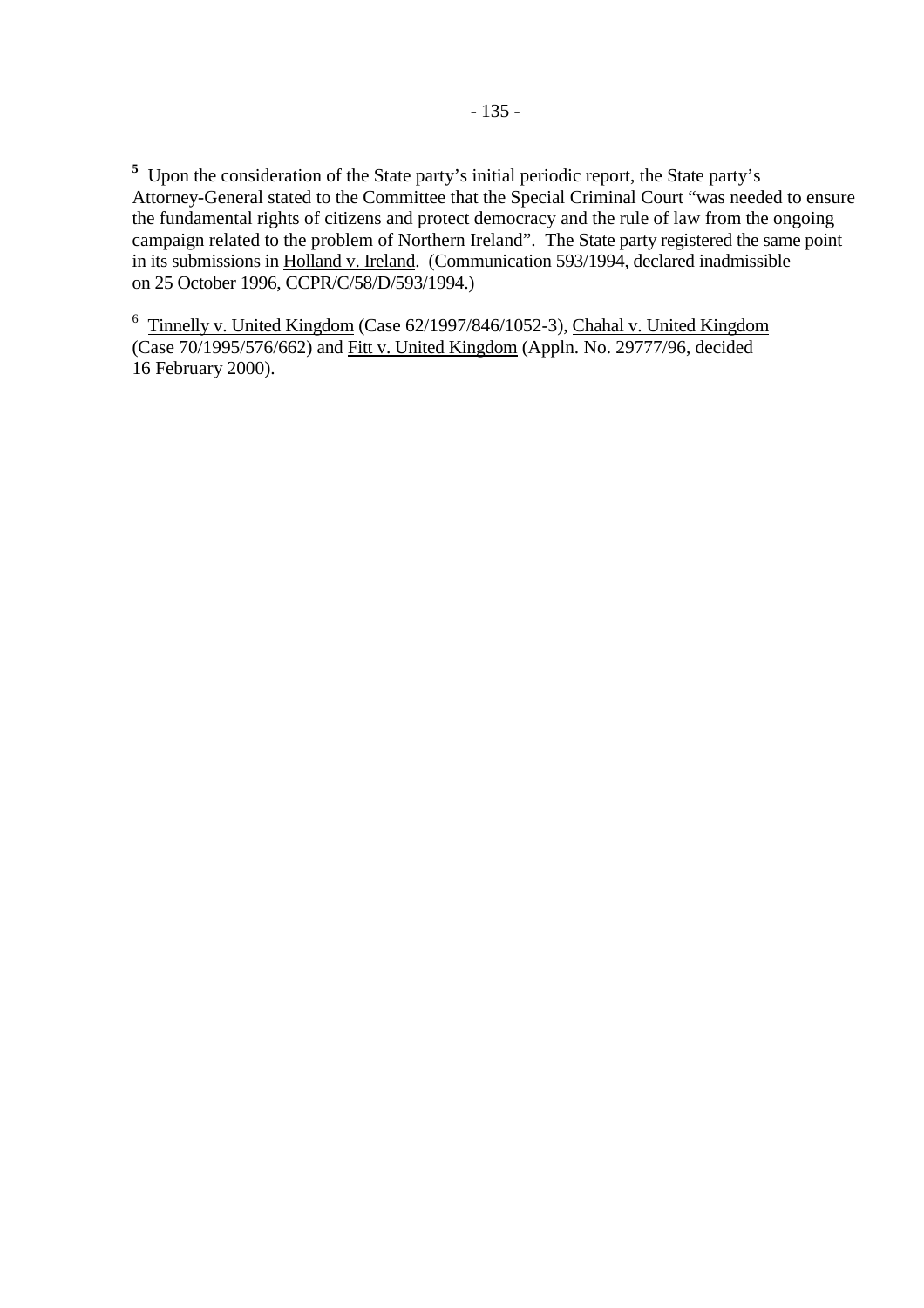[5] Upon the consideration of the State party's initial periodic report, the State party's Attorney-General stated to the Committee that the Special Criminal Court "was needed to ensure the fundamental rights of citizens and protect democracy and the rule of law from the ongoing campaign related to the problem of Northern Ireland". The State party registered the same point in its submissions in Holland v. Ireland. (Communication 593/1994, declared inadmissible on 25 October 1996, CCPR/C/58/D/593/1994.)

[6] Tinnelly v. United Kingdom (Case 62/1997/846/1052-3), Chahal v. United Kingdom (Case 70/1995/576/662) and Fitt v. United Kingdom (Appln. No. 29777/96, decided 16 February 2000).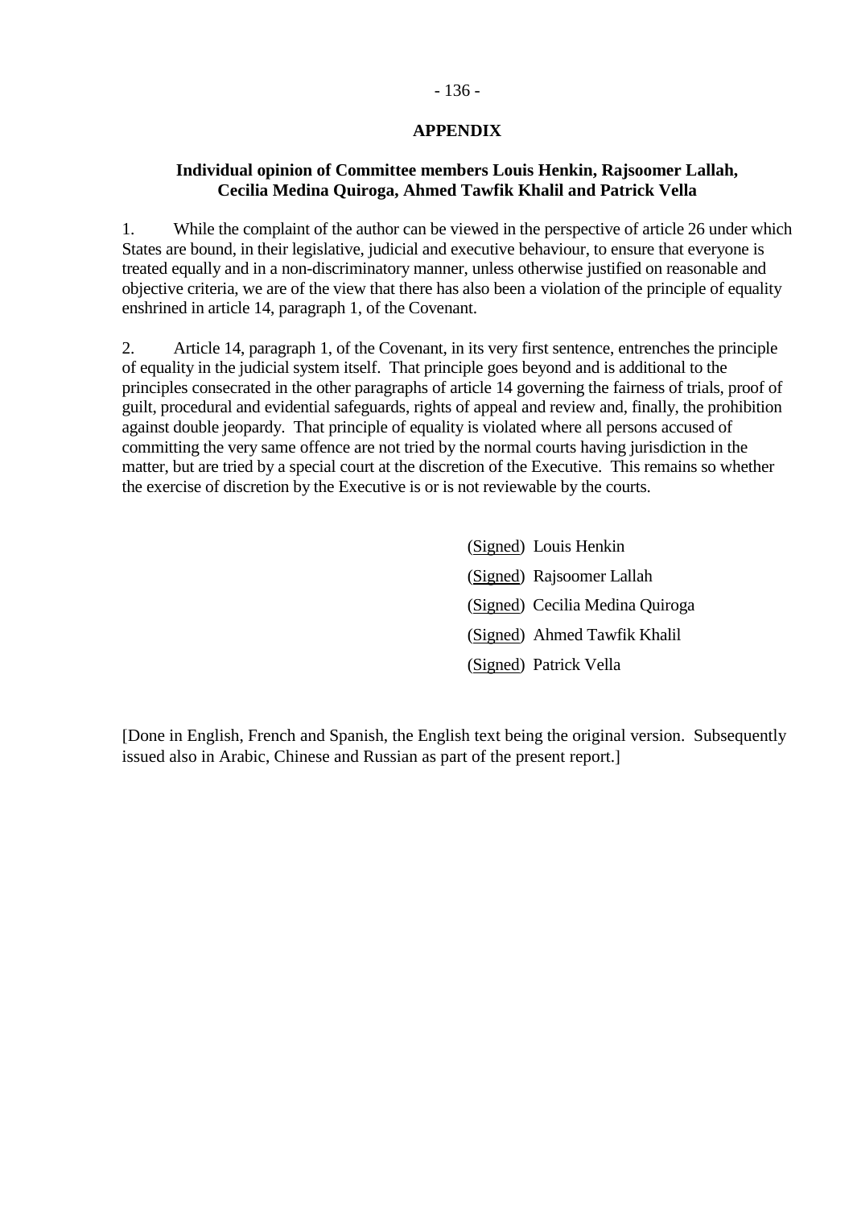## APPENDIX

### Individual opinion of Committee members Louis Henkin, Rajsoomer Lallah, Cecilia Medina Quiroga, Ahmed Tawfik Khalil and Patrick Vella

1. While the complaint of the author can be viewed in the perspective of article 26 under which States are bound, in their legislative, judicial and executive behaviour, to ensure that everyone is treated equally and in a non-discriminatory manner, unless otherwise justified on reasonable and objective criteria, we are of the view that there has also been a violation of the principle of equality enshrined in article 14, paragraph 1, of the Covenant.

2. Article 14, paragraph 1, of the Covenant, in its very first sentence, entrenches the principle of equality in the judicial system itself. That principle goes beyond and is additional to the principles consecrated in the other paragraphs of article 14 governing the fairness of trials, proof of guilt, procedural and evidential safeguards, rights of appeal and review and, finally, the prohibition against double jeopardy. That principle of equality is violated where all persons accused of committing the very same offence are not tried by the normal courts having jurisdiction in the matter, but are tried by a special court at the discretion of the Executive. This remains so whether the exercise of discretion by the Executive is or is not reviewable by the courts.

(Signed) Louis Henkin

(Signed) Rajsoomer Lallah

(Signed) Cecilia Medina Quiroga

(Signed) Ahmed Tawfik Khalil

(Signed) Patrick Vella

[Done in English, French and Spanish, the English text being the original version. Subsequently issued also in Arabic, Chinese and Russian as part of the present report.]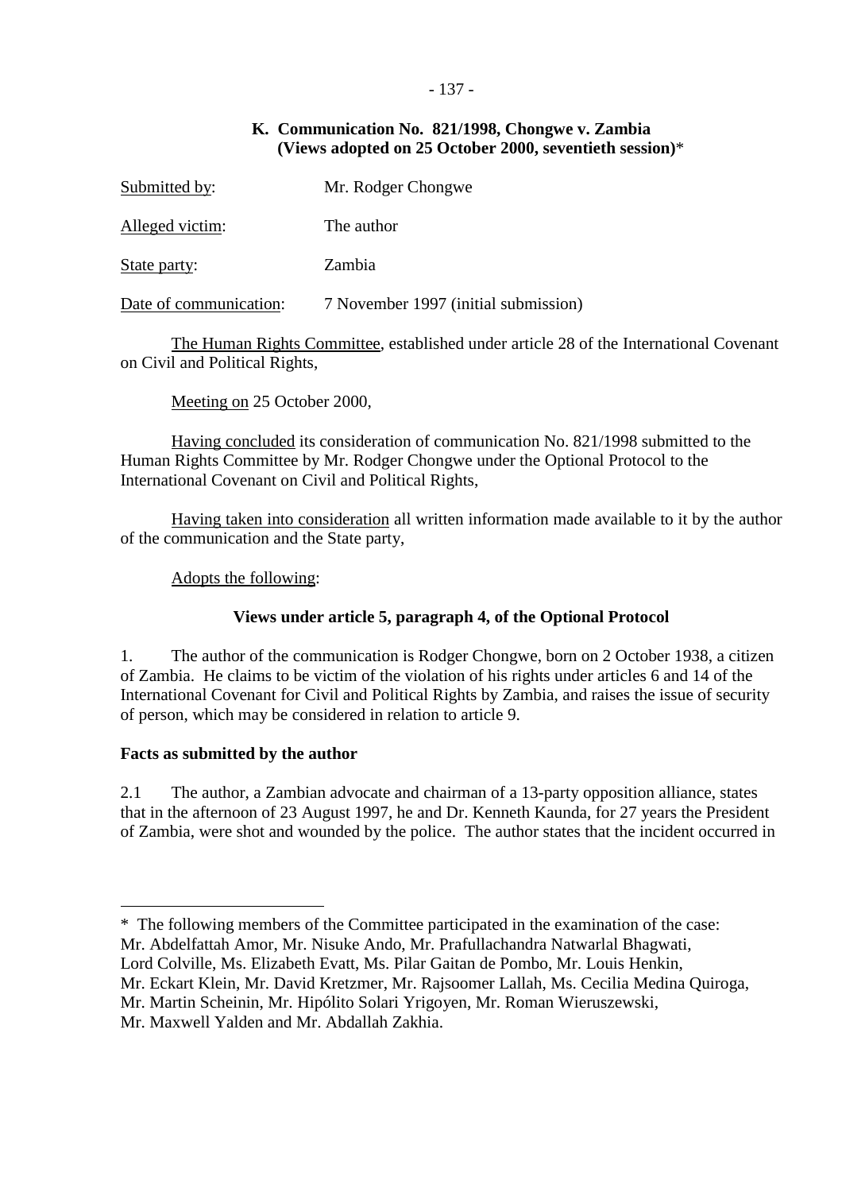### K. Communication No. 821/1998, Chongwe v. Zambia (Views adopted on 25 October 2000, seventieth session)*

Submitted by: Mr. Rodger Chongwe

Alleged victim: The author

State party: Zambia

Date of communication: 7 November 1997 (initial submission)

The Human Rights Committee, established under article 28 of the International Covenant on Civil and Political Rights,

Meeting on 25 October 2000,

Having concluded its consideration of communication No. 821/1998 submitted to the Human Rights Committee by Mr. Rodger Chongwe under the Optional Protocol to the International Covenant on Civil and Political Rights,

Having taken into consideration all written information made available to it by the author of the communication and the State party,

Adopts the following:

**Views under article 5, paragraph 4, of the Optional Protocol**

1. The author of the communication is Rodger Chongwe, born on 2 October 1938, a citizen of Zambia. He claims to be victim of the violation of his rights under articles 6 and 14 of the International Covenant for Civil and Political Rights by Zambia, and raises the issue of security of person, which may be considered in relation to article 9.

**Facts as submitted by the author**

2.1 The author, a Zambian advocate and chairman of a 13-party opposition alliance, states that in the afternoon of 23 August 1997, he and Dr. Kenneth Kaunda, for 27 years the President of Zambia, were shot and wounded by the police. The author states that the incident occurred in

---

* The following members of the Committee participated in the examination of the case: Mr. Abdelfattah Amor, Mr. Nisuke Ando, Mr. Prafullachandra Natwarlal Bhagwati, Lord Colville, Ms. Elizabeth Evatt, Ms. Pilar Gaitan de Pombo, Mr. Louis Henkin, Mr. Eckart Klein, Mr. David Kretzmer, Mr. Rajsoomer Lallah, Ms. Cecilia Medina Quiroga, Mr. Martin Scheinin, Mr. Hipólito Solari Yrigoyen, Mr. Roman Wieruszewski, Mr. Maxwell Yalden and Mr. Abdallah Zakhia.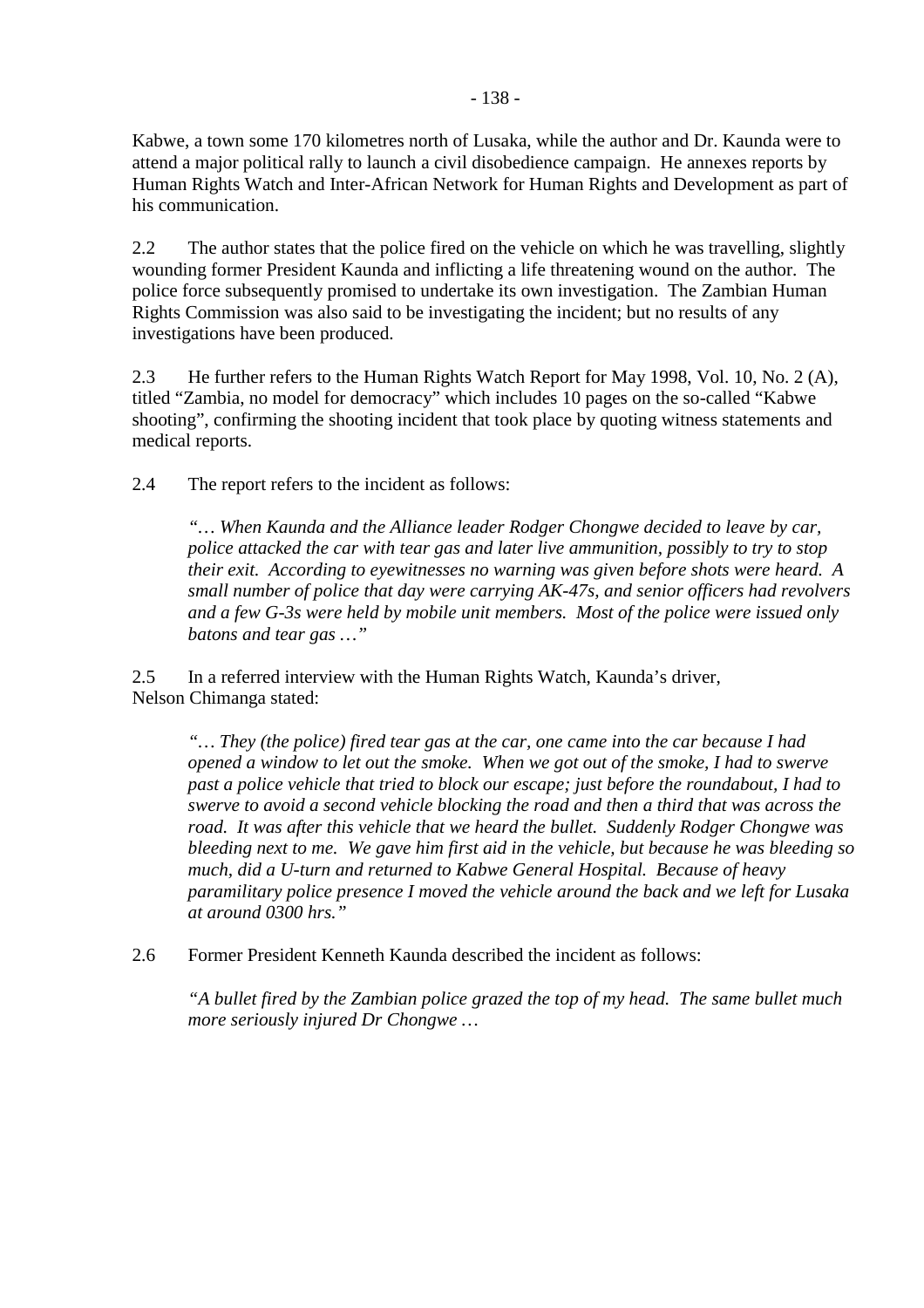Kabwe, a town some 170 kilometres north of Lusaka, while the author and Dr. Kaunda were to attend a major political rally to launch a civil disobedience campaign. He annexes reports by Human Rights Watch and Inter-African Network for Human Rights and Development as part of his communication.

2.2 The author states that the police fired on the vehicle on which he was travelling, slightly wounding former President Kaunda and inflicting a life threatening wound on the author. The police force subsequently promised to undertake its own investigation. The Zambian Human Rights Commission was also said to be investigating the incident; but no results of any investigations have been produced.

2.3 He further refers to the Human Rights Watch Report for May 1998, Vol. 10, No. 2 (A), titled "Zambia, no model for democracy" which includes 10 pages on the so-called "Kabwe shooting", confirming the shooting incident that took place by quoting witness statements and medical reports.

2.4 The report refers to the incident as follows:

> *"… When Kaunda and the Alliance leader Rodger Chongwe decided to leave by car, police attacked the car with tear gas and later live ammunition, possibly to try to stop their exit. According to eyewitnesses no warning was given before shots were heard. A small number of police that day were carrying AK-47s, and senior officers had revolvers and a few G-3s were held by mobile unit members. Most of the police were issued only batons and tear gas …"*

2.5 In a referred interview with the Human Rights Watch, Kaunda's driver, Nelson Chimanga stated:

> *"… They (the police) fired tear gas at the car, one came into the car because I had opened a window to let out the smoke. When we got out of the smoke, I had to swerve past a police vehicle that tried to block our escape; just before the roundabout, I had to swerve to avoid a second vehicle blocking the road and then a third that was across the road. It was after this vehicle that we heard the bullet. Suddenly Rodger Chongwe was bleeding next to me. We gave him first aid in the vehicle, but because he was bleeding so much, did a U-turn and returned to Kabwe General Hospital. Because of heavy paramilitary police presence I moved the vehicle around the back and we left for Lusaka at around 0300 hrs."*

2.6 Former President Kenneth Kaunda described the incident as follows:

> *"A bullet fired by the Zambian police grazed the top of my head. The same bullet much more seriously injured Dr Chongwe …*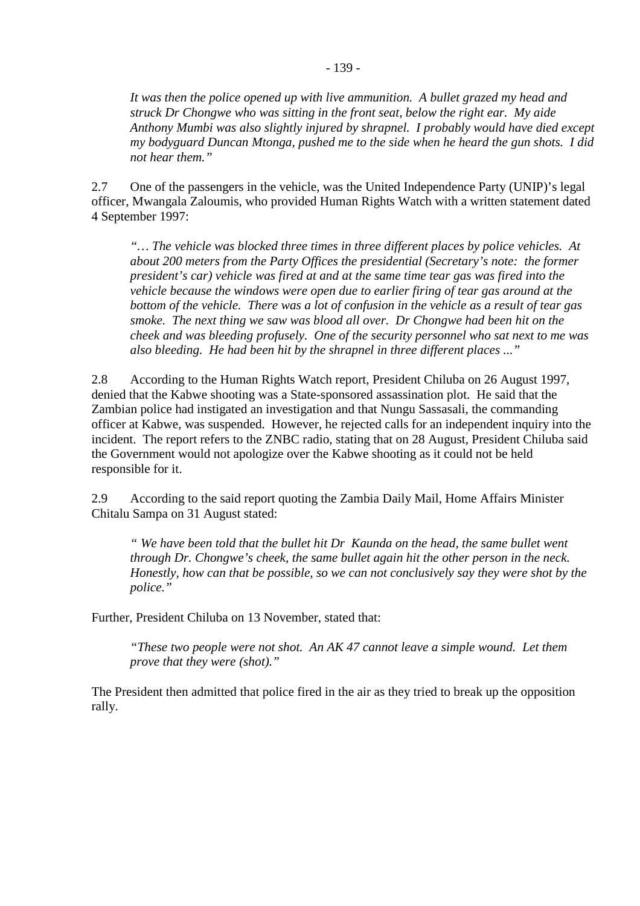> *It was then the police opened up with live ammunition. A bullet grazed my head and struck Dr Chongwe who was sitting in the front seat, below the right ear. My aide Anthony Mumbi was also slightly injured by shrapnel. I probably would have died except my bodyguard Duncan Mtonga, pushed me to the side when he heard the gun shots. I did not hear them."*

2.7 One of the passengers in the vehicle, was the United Independence Party (UNIP)'s legal officer, Mwangala Zaloumis, who provided Human Rights Watch with a written statement dated 4 September 1997:

> *"… The vehicle was blocked three times in three different places by police vehicles. At about 200 meters from the Party Offices the presidential (Secretary's note: the former president's car) vehicle was fired at and at the same time tear gas was fired into the vehicle because the windows were open due to earlier firing of tear gas around at the bottom of the vehicle. There was a lot of confusion in the vehicle as a result of tear gas smoke. The next thing we saw was blood all over. Dr Chongwe had been hit on the cheek and was bleeding profusely. One of the security personnel who sat next to me was also bleeding. He had been hit by the shrapnel in three different places ..."*

2.8 According to the Human Rights Watch report, President Chiluba on 26 August 1997, denied that the Kabwe shooting was a State-sponsored assassination plot. He said that the Zambian police had instigated an investigation and that Nungu Sassasali, the commanding officer at Kabwe, was suspended. However, he rejected calls for an independent inquiry into the incident. The report refers to the ZNBC radio, stating that on 28 August, President Chiluba said the Government would not apologize over the Kabwe shooting as it could not be held responsible for it.

2.9 According to the said report quoting the Zambia Daily Mail, Home Affairs Minister Chitalu Sampa on 31 August stated:

> *" We have been told that the bullet hit Dr Kaunda on the head, the same bullet went through Dr. Chongwe's cheek, the same bullet again hit the other person in the neck. Honestly, how can that be possible, so we can not conclusively say they were shot by the police."*

Further, President Chiluba on 13 November, stated that:

> *"These two people were not shot. An AK 47 cannot leave a simple wound. Let them prove that they were (shot)."*

The President then admitted that police fired in the air as they tried to break up the opposition rally.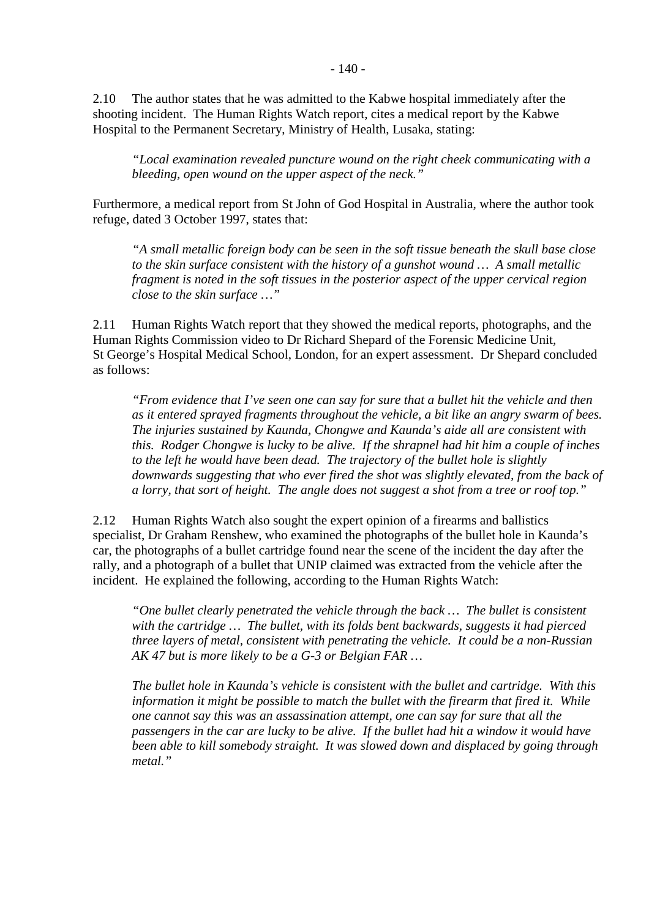2.10 The author states that he was admitted to the Kabwe hospital immediately after the shooting incident. The Human Rights Watch report, cites a medical report by the Kabwe Hospital to the Permanent Secretary, Ministry of Health, Lusaka, stating:

> *"Local examination revealed puncture wound on the right cheek communicating with a bleeding, open wound on the upper aspect of the neck."*

Furthermore, a medical report from St John of God Hospital in Australia, where the author took refuge, dated 3 October 1997, states that:

> *"A small metallic foreign body can be seen in the soft tissue beneath the skull base close to the skin surface consistent with the history of a gunshot wound … A small metallic fragment is noted in the soft tissues in the posterior aspect of the upper cervical region close to the skin surface …"*

2.11 Human Rights Watch report that they showed the medical reports, photographs, and the Human Rights Commission video to Dr Richard Shepard of the Forensic Medicine Unit, St George's Hospital Medical School, London, for an expert assessment. Dr Shepard concluded as follows:

> *"From evidence that I've seen one can say for sure that a bullet hit the vehicle and then as it entered sprayed fragments throughout the vehicle, a bit like an angry swarm of bees. The injuries sustained by Kaunda, Chongwe and Kaunda's aide all are consistent with this. Rodger Chongwe is lucky to be alive. If the shrapnel had hit him a couple of inches to the left he would have been dead. The trajectory of the bullet hole is slightly downwards suggesting that who ever fired the shot was slightly elevated, from the back of a lorry, that sort of height. The angle does not suggest a shot from a tree or roof top."*

2.12 Human Rights Watch also sought the expert opinion of a firearms and ballistics specialist, Dr Graham Renshew, who examined the photographs of the bullet hole in Kaunda's car, the photographs of a bullet cartridge found near the scene of the incident the day after the rally, and a photograph of a bullet that UNIP claimed was extracted from the vehicle after the incident. He explained the following, according to the Human Rights Watch:

> *"One bullet clearly penetrated the vehicle through the back … The bullet is consistent with the cartridge … The bullet, with its folds bent backwards, suggests it had pierced three layers of metal, consistent with penetrating the vehicle. It could be a non-Russian AK 47 but is more likely to be a G-3 or Belgian FAR …*
>
> *The bullet hole in Kaunda's vehicle is consistent with the bullet and cartridge. With this information it might be possible to match the bullet with the firearm that fired it. While one cannot say this was an assassination attempt, one can say for sure that all the passengers in the car are lucky to be alive. If the bullet had hit a window it would have been able to kill somebody straight. It was slowed down and displaced by going through metal."*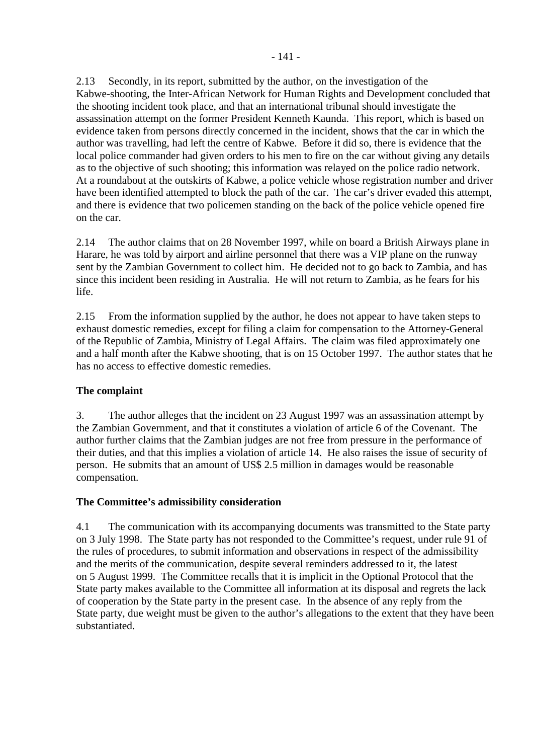2.13 Secondly, in its report, submitted by the author, on the investigation of the Kabwe-shooting, the Inter-African Network for Human Rights and Development concluded that the shooting incident took place, and that an international tribunal should investigate the assassination attempt on the former President Kenneth Kaunda. This report, which is based on evidence taken from persons directly concerned in the incident, shows that the car in which the author was travelling, had left the centre of Kabwe. Before it did so, there is evidence that the local police commander had given orders to his men to fire on the car without giving any details as to the objective of such shooting; this information was relayed on the police radio network. At a roundabout at the outskirts of Kabwe, a police vehicle whose registration number and driver have been identified attempted to block the path of the car. The car's driver evaded this attempt, and there is evidence that two policemen standing on the back of the police vehicle opened fire on the car.

2.14 The author claims that on 28 November 1997, while on board a British Airways plane in Harare, he was told by airport and airline personnel that there was a VIP plane on the runway sent by the Zambian Government to collect him. He decided not to go back to Zambia, and has since this incident been residing in Australia. He will not return to Zambia, as he fears for his life.

2.15 From the information supplied by the author, he does not appear to have taken steps to exhaust domestic remedies, except for filing a claim for compensation to the Attorney-General of the Republic of Zambia, Ministry of Legal Affairs. The claim was filed approximately one and a half month after the Kabwe shooting, that is on 15 October 1997. The author states that he has no access to effective domestic remedies.

**The complaint**

3. The author alleges that the incident on 23 August 1997 was an assassination attempt by the Zambian Government, and that it constitutes a violation of article 6 of the Covenant. The author further claims that the Zambian judges are not free from pressure in the performance of their duties, and that this implies a violation of article 14. He also raises the issue of security of person. He submits that an amount of US$ 2.5 million in damages would be reasonable compensation.

**The Committee's admissibility consideration**

4.1 The communication with its accompanying documents was transmitted to the State party on 3 July 1998. The State party has not responded to the Committee's request, under rule 91 of the rules of procedures, to submit information and observations in respect of the admissibility and the merits of the communication, despite several reminders addressed to it, the latest on 5 August 1999. The Committee recalls that it is implicit in the Optional Protocol that the State party makes available to the Committee all information at its disposal and regrets the lack of cooperation by the State party in the present case. In the absence of any reply from the State party, due weight must be given to the author's allegations to the extent that they have been substantiated.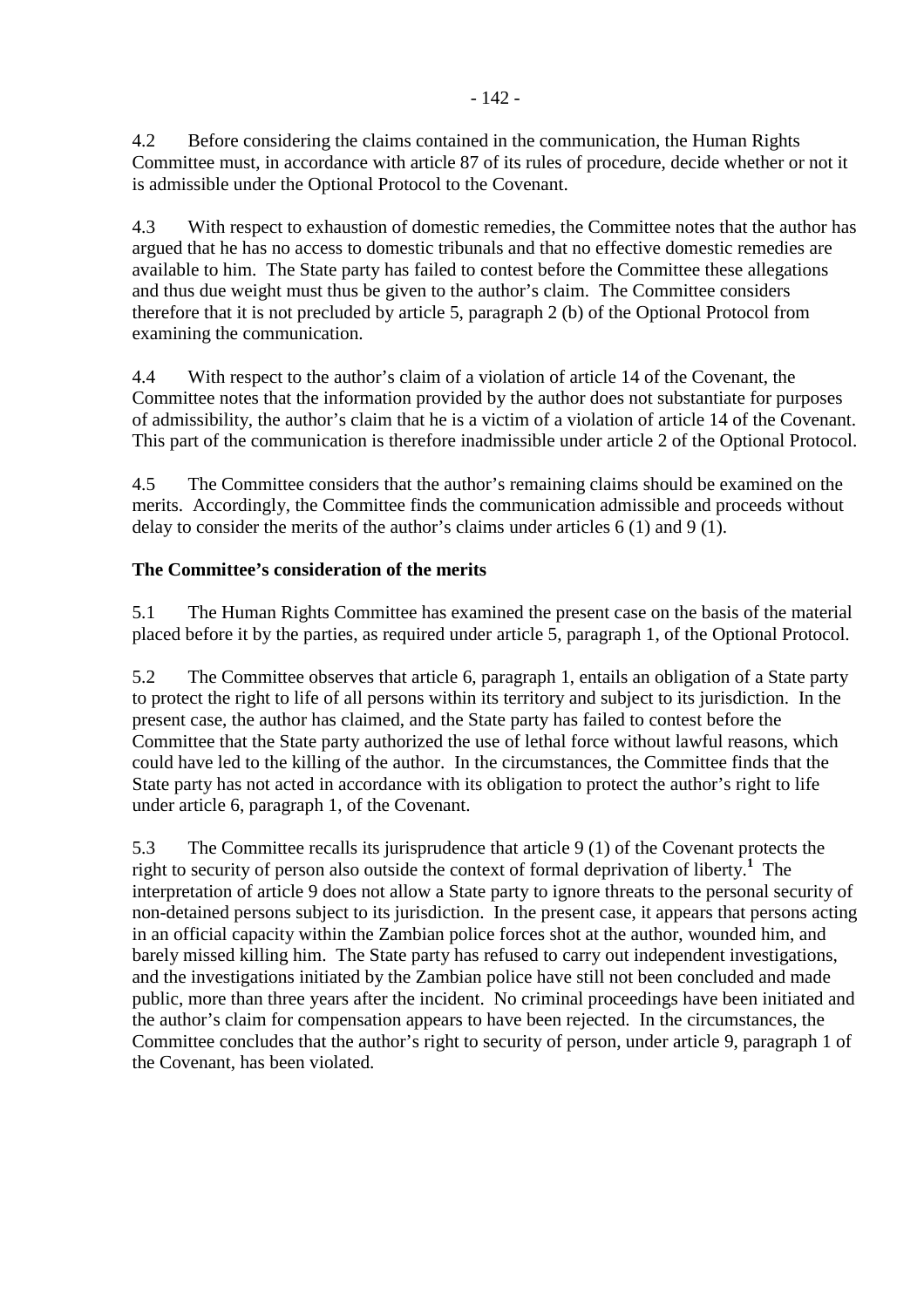4.2 Before considering the claims contained in the communication, the Human Rights Committee must, in accordance with article 87 of its rules of procedure, decide whether or not it is admissible under the Optional Protocol to the Covenant.

4.3 With respect to exhaustion of domestic remedies, the Committee notes that the author has argued that he has no access to domestic tribunals and that no effective domestic remedies are available to him. The State party has failed to contest before the Committee these allegations and thus due weight must thus be given to the author's claim. The Committee considers therefore that it is not precluded by article 5, paragraph 2 (b) of the Optional Protocol from examining the communication.

4.4 With respect to the author's claim of a violation of article 14 of the Covenant, the Committee notes that the information provided by the author does not substantiate for purposes of admissibility, the author's claim that he is a victim of a violation of article 14 of the Covenant. This part of the communication is therefore inadmissible under article 2 of the Optional Protocol.

4.5 The Committee considers that the author's remaining claims should be examined on the merits. Accordingly, the Committee finds the communication admissible and proceeds without delay to consider the merits of the author's claims under articles 6 (1) and 9 (1).

**The Committee's consideration of the merits**

5.1 The Human Rights Committee has examined the present case on the basis of the material placed before it by the parties, as required under article 5, paragraph 1, of the Optional Protocol.

5.2 The Committee observes that article 6, paragraph 1, entails an obligation of a State party to protect the right to life of all persons within its territory and subject to its jurisdiction. In the present case, the author has claimed, and the State party has failed to contest before the Committee that the State party authorized the use of lethal force without lawful reasons, which could have led to the killing of the author. In the circumstances, the Committee finds that the State party has not acted in accordance with its obligation to protect the author's right to life under article 6, paragraph 1, of the Covenant.

5.3 The Committee recalls its jurisprudence that article 9 (1) of the Covenant protects the right to security of person also outside the context of formal deprivation of liberty.[1] The interpretation of article 9 does not allow a State party to ignore threats to the personal security of non-detained persons subject to its jurisdiction. In the present case, it appears that persons acting in an official capacity within the Zambian police forces shot at the author, wounded him, and barely missed killing him. The State party has refused to carry out independent investigations, and the investigations initiated by the Zambian police have still not been concluded and made public, more than three years after the incident. No criminal proceedings have been initiated and the author's claim for compensation appears to have been rejected. In the circumstances, the Committee concludes that the author's right to security of person, under article 9, paragraph 1 of the Covenant, has been violated.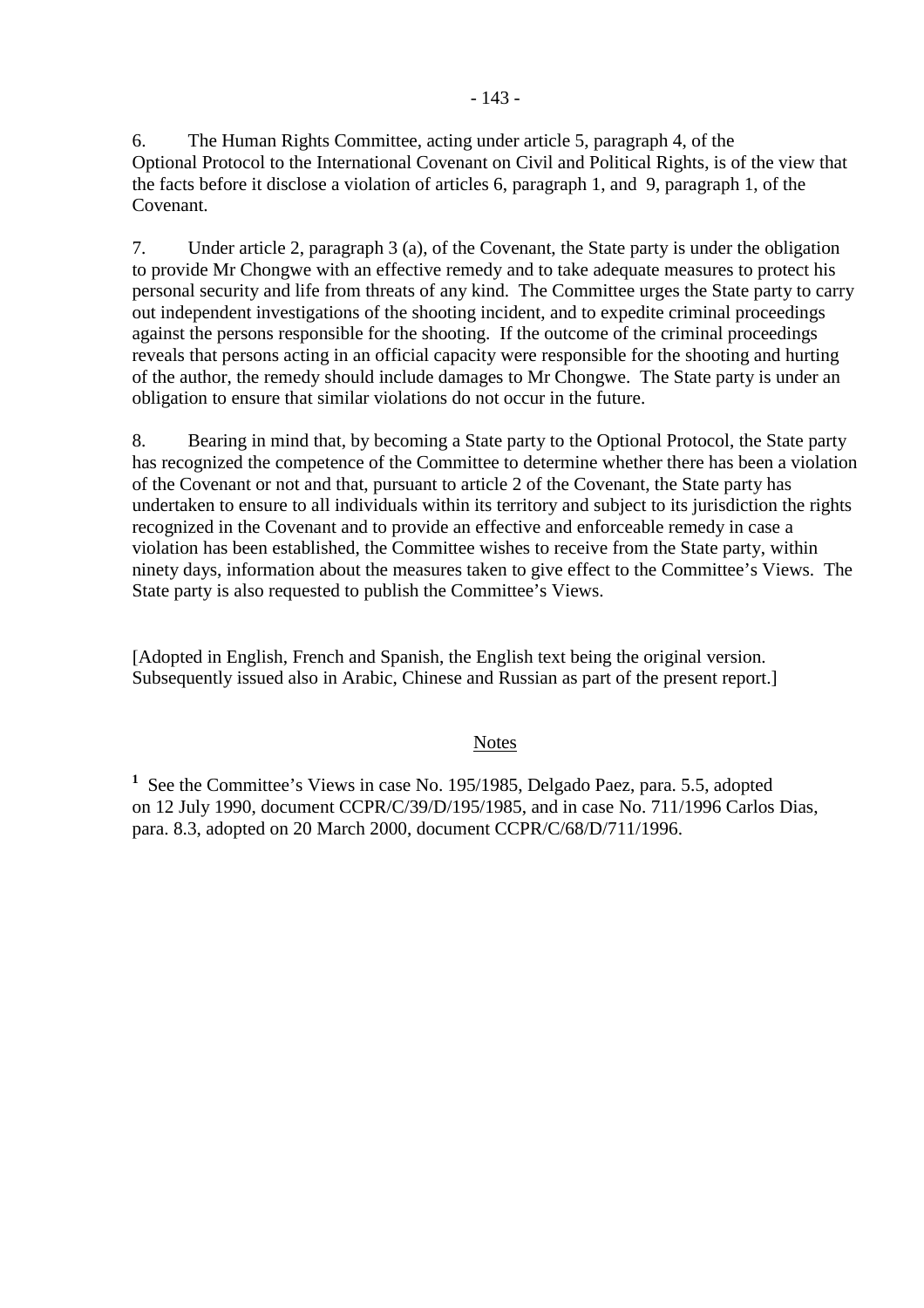6. The Human Rights Committee, acting under article 5, paragraph 4, of the Optional Protocol to the International Covenant on Civil and Political Rights, is of the view that the facts before it disclose a violation of articles 6, paragraph 1, and 9, paragraph 1, of the Covenant.

7. Under article 2, paragraph 3 (a), of the Covenant, the State party is under the obligation to provide Mr Chongwe with an effective remedy and to take adequate measures to protect his personal security and life from threats of any kind. The Committee urges the State party to carry out independent investigations of the shooting incident, and to expedite criminal proceedings against the persons responsible for the shooting. If the outcome of the criminal proceedings reveals that persons acting in an official capacity were responsible for the shooting and hurting of the author, the remedy should include damages to Mr Chongwe. The State party is under an obligation to ensure that similar violations do not occur in the future.

8. Bearing in mind that, by becoming a State party to the Optional Protocol, the State party has recognized the competence of the Committee to determine whether there has been a violation of the Covenant or not and that, pursuant to article 2 of the Covenant, the State party has undertaken to ensure to all individuals within its territory and subject to its jurisdiction the rights recognized in the Covenant and to provide an effective and enforceable remedy in case a violation has been established, the Committee wishes to receive from the State party, within ninety days, information about the measures taken to give effect to the Committee's Views. The State party is also requested to publish the Committee's Views.

[Adopted in English, French and Spanish, the English text being the original version. Subsequently issued also in Arabic, Chinese and Russian as part of the present report.]

Notes

[1] See the Committee's Views in case No. 195/1985, Delgado Paez, para. 5.5, adopted on 12 July 1990, document CCPR/C/39/D/195/1985, and in case No. 711/1996 Carlos Dias, para. 8.3, adopted on 20 March 2000, document CCPR/C/68/D/711/1996.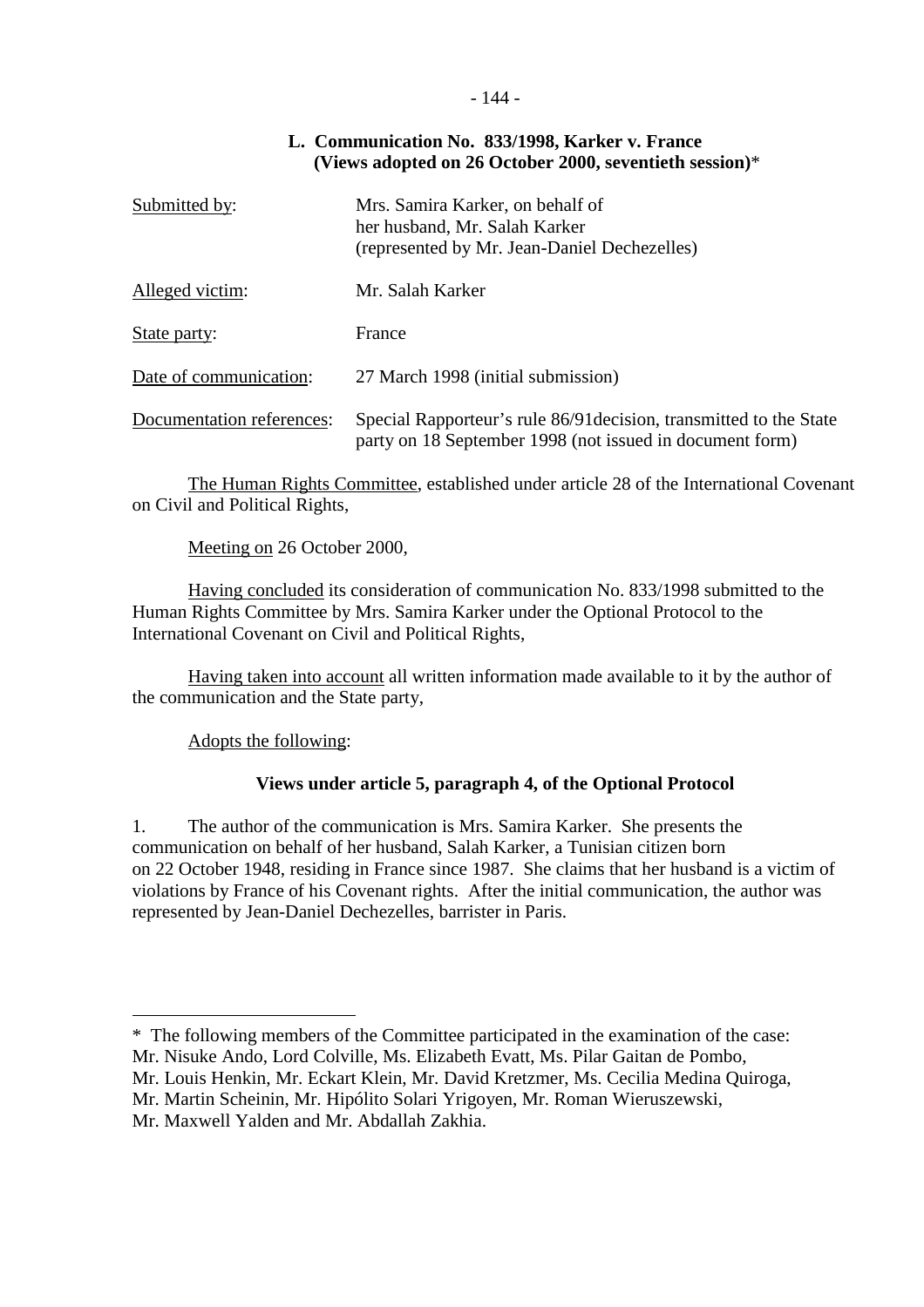## L. Communication No. 833/1998, Karker v. France (Views adopted on 26 October 2000, seventieth session)*

Submitted by: Mrs. Samira Karker, on behalf of her husband, Mr. Salah Karker (represented by Mr. Jean-Daniel Dechezelles)

Alleged victim: Mr. Salah Karker

State party: France

Date of communication: 27 March 1998 (initial submission)

Documentation references: Special Rapporteur's rule 86/91decision, transmitted to the State party on 18 September 1998 (not issued in document form)

The Human Rights Committee, established under article 28 of the International Covenant on Civil and Political Rights,

Meeting on 26 October 2000,

Having concluded its consideration of communication No. 833/1998 submitted to the Human Rights Committee by Mrs. Samira Karker under the Optional Protocol to the International Covenant on Civil and Political Rights,

Having taken into account all written information made available to it by the author of the communication and the State party,

Adopts the following:

### Views under article 5, paragraph 4, of the Optional Protocol

1. The author of the communication is Mrs. Samira Karker. She presents the communication on behalf of her husband, Salah Karker, a Tunisian citizen born on 22 October 1948, residing in France since 1987. She claims that her husband is a victim of violations by France of his Covenant rights. After the initial communication, the author was represented by Jean-Daniel Dechezelles, barrister in Paris.

---

* The following members of the Committee participated in the examination of the case: Mr. Nisuke Ando, Lord Colville, Ms. Elizabeth Evatt, Ms. Pilar Gaitan de Pombo, Mr. Louis Henkin, Mr. Eckart Klein, Mr. David Kretzmer, Ms. Cecilia Medina Quiroga, Mr. Martin Scheinin, Mr. Hipólito Solari Yrigoyen, Mr. Roman Wieruszewski, Mr. Maxwell Yalden and Mr. Abdallah Zakhia.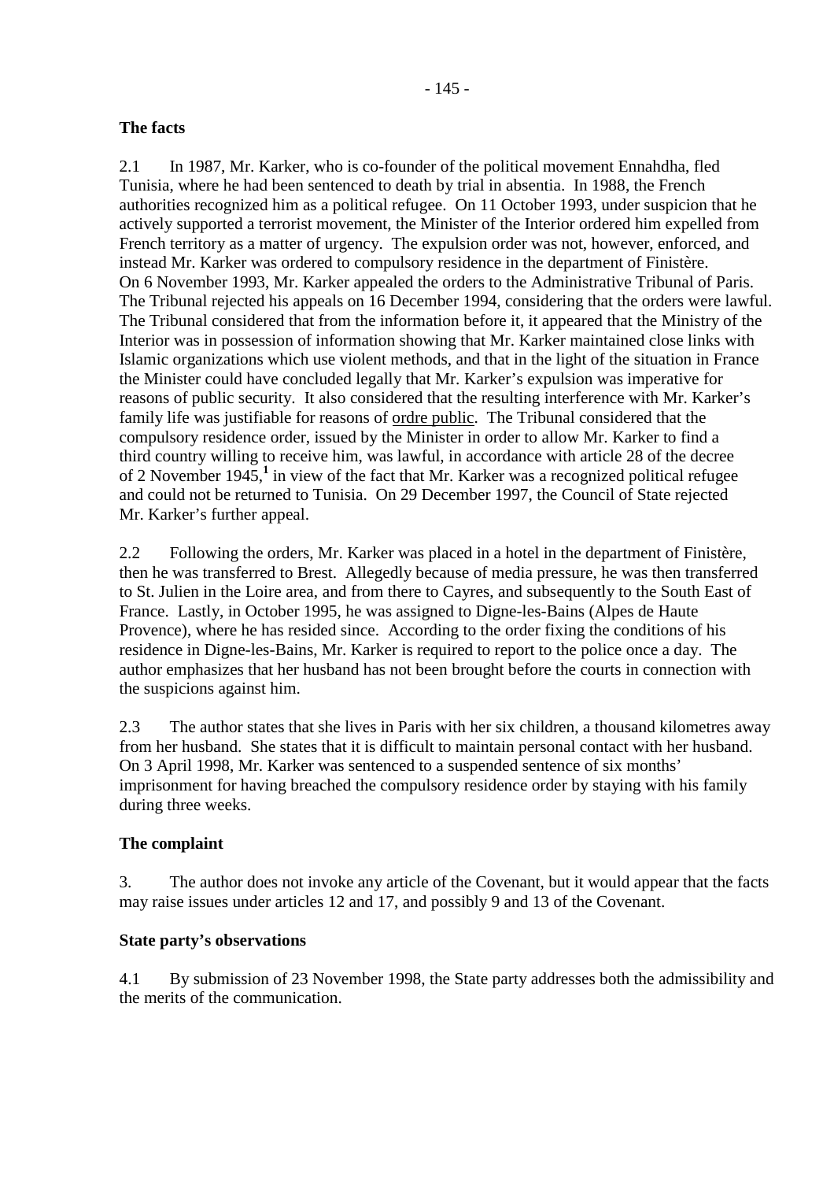**The facts**

2.1 In 1987, Mr. Karker, who is co-founder of the political movement Ennahdha, fled Tunisia, where he had been sentenced to death by trial in absentia. In 1988, the French authorities recognized him as a political refugee. On 11 October 1993, under suspicion that he actively supported a terrorist movement, the Minister of the Interior ordered him expelled from French territory as a matter of urgency. The expulsion order was not, however, enforced, and instead Mr. Karker was ordered to compulsory residence in the department of Finistère. On 6 November 1993, Mr. Karker appealed the orders to the Administrative Tribunal of Paris. The Tribunal rejected his appeals on 16 December 1994, considering that the orders were lawful. The Tribunal considered that from the information before it, it appeared that the Ministry of the Interior was in possession of information showing that Mr. Karker maintained close links with Islamic organizations which use violent methods, and that in the light of the situation in France the Minister could have concluded legally that Mr. Karker's expulsion was imperative for reasons of public security. It also considered that the resulting interference with Mr. Karker's family life was justifiable for reasons of ordre public. The Tribunal considered that the compulsory residence order, issued by the Minister in order to allow Mr. Karker to find a third country willing to receive him, was lawful, in accordance with article 28 of the decree of 2 November 1945,[1] in view of the fact that Mr. Karker was a recognized political refugee and could not be returned to Tunisia. On 29 December 1997, the Council of State rejected Mr. Karker's further appeal.

2.2 Following the orders, Mr. Karker was placed in a hotel in the department of Finistère, then he was transferred to Brest. Allegedly because of media pressure, he was then transferred to St. Julien in the Loire area, and from there to Cayres, and subsequently to the South East of France. Lastly, in October 1995, he was assigned to Digne-les-Bains (Alpes de Haute Provence), where he has resided since. According to the order fixing the conditions of his residence in Digne-les-Bains, Mr. Karker is required to report to the police once a day. The author emphasizes that her husband has not been brought before the courts in connection with the suspicions against him.

2.3 The author states that she lives in Paris with her six children, a thousand kilometres away from her husband. She states that it is difficult to maintain personal contact with her husband. On 3 April 1998, Mr. Karker was sentenced to a suspended sentence of six months' imprisonment for having breached the compulsory residence order by staying with his family during three weeks.

**The complaint**

3. The author does not invoke any article of the Covenant, but it would appear that the facts may raise issues under articles 12 and 17, and possibly 9 and 13 of the Covenant.

**State party's observations**

4.1 By submission of 23 November 1998, the State party addresses both the admissibility and the merits of the communication.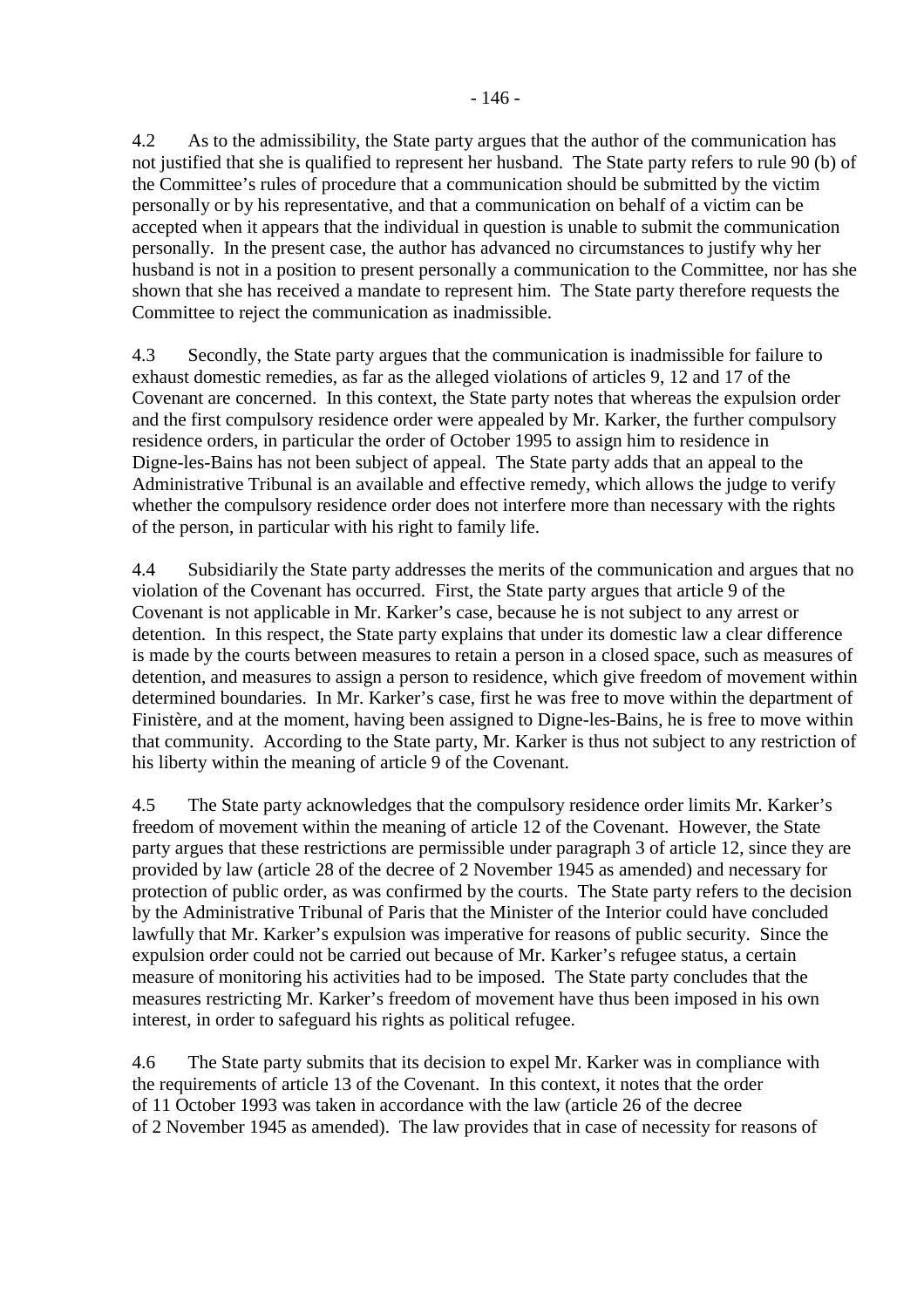4.2 As to the admissibility, the State party argues that the author of the communication has not justified that she is qualified to represent her husband. The State party refers to rule 90 (b) of the Committee's rules of procedure that a communication should be submitted by the victim personally or by his representative, and that a communication on behalf of a victim can be accepted when it appears that the individual in question is unable to submit the communication personally. In the present case, the author has advanced no circumstances to justify why her husband is not in a position to present personally a communication to the Committee, nor has she shown that she has received a mandate to represent him. The State party therefore requests the Committee to reject the communication as inadmissible.

4.3 Secondly, the State party argues that the communication is inadmissible for failure to exhaust domestic remedies, as far as the alleged violations of articles 9, 12 and 17 of the Covenant are concerned. In this context, the State party notes that whereas the expulsion order and the first compulsory residence order were appealed by Mr. Karker, the further compulsory residence orders, in particular the order of October 1995 to assign him to residence in Digne-les-Bains has not been subject of appeal. The State party adds that an appeal to the Administrative Tribunal is an available and effective remedy, which allows the judge to verify whether the compulsory residence order does not interfere more than necessary with the rights of the person, in particular with his right to family life.

4.4 Subsidiarily the State party addresses the merits of the communication and argues that no violation of the Covenant has occurred. First, the State party argues that article 9 of the Covenant is not applicable in Mr. Karker's case, because he is not subject to any arrest or detention. In this respect, the State party explains that under its domestic law a clear difference is made by the courts between measures to retain a person in a closed space, such as measures of detention, and measures to assign a person to residence, which give freedom of movement within determined boundaries. In Mr. Karker's case, first he was free to move within the department of Finistère, and at the moment, having been assigned to Digne-les-Bains, he is free to move within that community. According to the State party, Mr. Karker is thus not subject to any restriction of his liberty within the meaning of article 9 of the Covenant.

4.5 The State party acknowledges that the compulsory residence order limits Mr. Karker's freedom of movement within the meaning of article 12 of the Covenant. However, the State party argues that these restrictions are permissible under paragraph 3 of article 12, since they are provided by law (article 28 of the decree of 2 November 1945 as amended) and necessary for protection of public order, as was confirmed by the courts. The State party refers to the decision by the Administrative Tribunal of Paris that the Minister of the Interior could have concluded lawfully that Mr. Karker's expulsion was imperative for reasons of public security. Since the expulsion order could not be carried out because of Mr. Karker's refugee status, a certain measure of monitoring his activities had to be imposed. The State party concludes that the measures restricting Mr. Karker's freedom of movement have thus been imposed in his own interest, in order to safeguard his rights as political refugee.

4.6 The State party submits that its decision to expel Mr. Karker was in compliance with the requirements of article 13 of the Covenant. In this context, it notes that the order of 11 October 1993 was taken in accordance with the law (article 26 of the decree of 2 November 1945 as amended). The law provides that in case of necessity for reasons of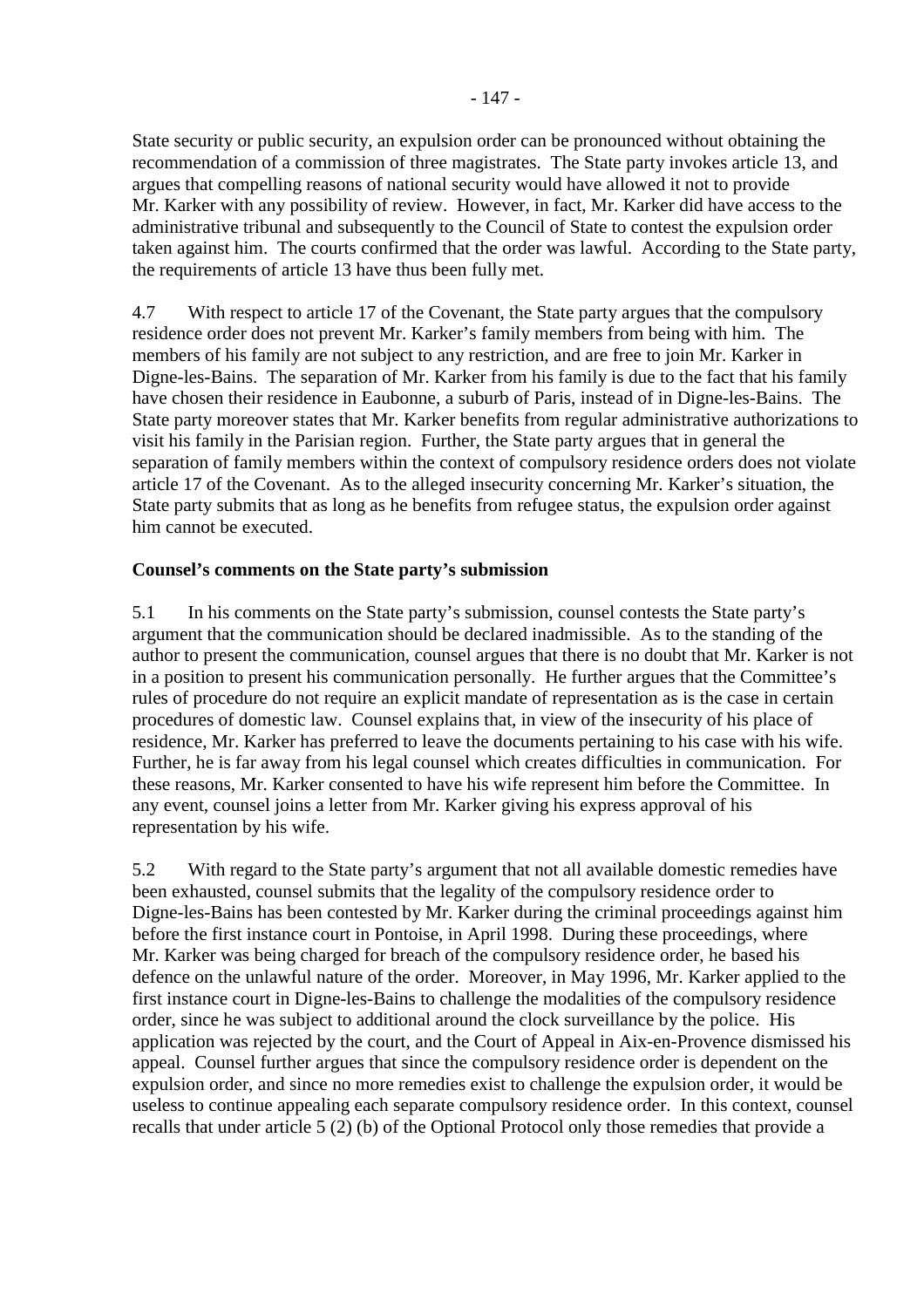State security or public security, an expulsion order can be pronounced without obtaining the recommendation of a commission of three magistrates. The State party invokes article 13, and argues that compelling reasons of national security would have allowed it not to provide Mr. Karker with any possibility of review. However, in fact, Mr. Karker did have access to the administrative tribunal and subsequently to the Council of State to contest the expulsion order taken against him. The courts confirmed that the order was lawful. According to the State party, the requirements of article 13 have thus been fully met.

4.7 With respect to article 17 of the Covenant, the State party argues that the compulsory residence order does not prevent Mr. Karker's family members from being with him. The members of his family are not subject to any restriction, and are free to join Mr. Karker in Digne-les-Bains. The separation of Mr. Karker from his family is due to the fact that his family have chosen their residence in Eaubonne, a suburb of Paris, instead of in Digne-les-Bains. The State party moreover states that Mr. Karker benefits from regular administrative authorizations to visit his family in the Parisian region. Further, the State party argues that in general the separation of family members within the context of compulsory residence orders does not violate article 17 of the Covenant. As to the alleged insecurity concerning Mr. Karker's situation, the State party submits that as long as he benefits from refugee status, the expulsion order against him cannot be executed.

**Counsel's comments on the State party's submission**

5.1 In his comments on the State party's submission, counsel contests the State party's argument that the communication should be declared inadmissible. As to the standing of the author to present the communication, counsel argues that there is no doubt that Mr. Karker is not in a position to present his communication personally. He further argues that the Committee's rules of procedure do not require an explicit mandate of representation as is the case in certain procedures of domestic law. Counsel explains that, in view of the insecurity of his place of residence, Mr. Karker has preferred to leave the documents pertaining to his case with his wife. Further, he is far away from his legal counsel which creates difficulties in communication. For these reasons, Mr. Karker consented to have his wife represent him before the Committee. In any event, counsel joins a letter from Mr. Karker giving his express approval of his representation by his wife.

5.2 With regard to the State party's argument that not all available domestic remedies have been exhausted, counsel submits that the legality of the compulsory residence order to Digne-les-Bains has been contested by Mr. Karker during the criminal proceedings against him before the first instance court in Pontoise, in April 1998. During these proceedings, where Mr. Karker was being charged for breach of the compulsory residence order, he based his defence on the unlawful nature of the order. Moreover, in May 1996, Mr. Karker applied to the first instance court in Digne-les-Bains to challenge the modalities of the compulsory residence order, since he was subject to additional around the clock surveillance by the police. His application was rejected by the court, and the Court of Appeal in Aix-en-Provence dismissed his appeal. Counsel further argues that since the compulsory residence order is dependent on the expulsion order, and since no more remedies exist to challenge the expulsion order, it would be useless to continue appealing each separate compulsory residence order. In this context, counsel recalls that under article 5 (2) (b) of the Optional Protocol only those remedies that provide a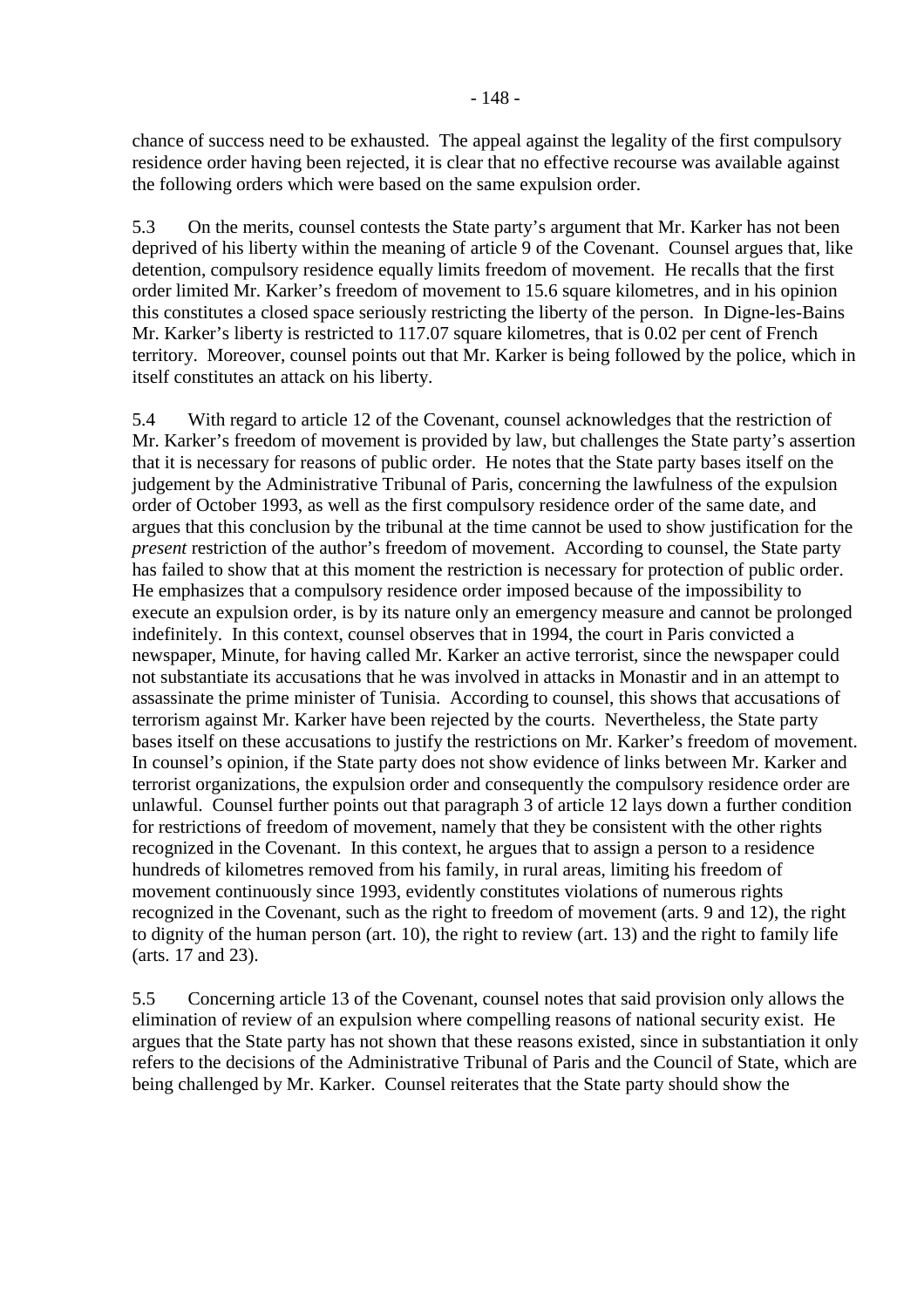chance of success need to be exhausted. The appeal against the legality of the first compulsory residence order having been rejected, it is clear that no effective recourse was available against the following orders which were based on the same expulsion order.

5.3 On the merits, counsel contests the State party's argument that Mr. Karker has not been deprived of his liberty within the meaning of article 9 of the Covenant. Counsel argues that, like detention, compulsory residence equally limits freedom of movement. He recalls that the first order limited Mr. Karker's freedom of movement to 15.6 square kilometres, and in his opinion this constitutes a closed space seriously restricting the liberty of the person. In Digne-les-Bains Mr. Karker's liberty is restricted to 117.07 square kilometres, that is 0.02 per cent of French territory. Moreover, counsel points out that Mr. Karker is being followed by the police, which in itself constitutes an attack on his liberty.

5.4 With regard to article 12 of the Covenant, counsel acknowledges that the restriction of Mr. Karker's freedom of movement is provided by law, but challenges the State party's assertion that it is necessary for reasons of public order. He notes that the State party bases itself on the judgement by the Administrative Tribunal of Paris, concerning the lawfulness of the expulsion order of October 1993, as well as the first compulsory residence order of the same date, and argues that this conclusion by the tribunal at the time cannot be used to show justification for the *present* restriction of the author's freedom of movement. According to counsel, the State party has failed to show that at this moment the restriction is necessary for protection of public order. He emphasizes that a compulsory residence order imposed because of the impossibility to execute an expulsion order, is by its nature only an emergency measure and cannot be prolonged indefinitely. In this context, counsel observes that in 1994, the court in Paris convicted a newspaper, Minute, for having called Mr. Karker an active terrorist, since the newspaper could not substantiate its accusations that he was involved in attacks in Monastir and in an attempt to assassinate the prime minister of Tunisia. According to counsel, this shows that accusations of terrorism against Mr. Karker have been rejected by the courts. Nevertheless, the State party bases itself on these accusations to justify the restrictions on Mr. Karker's freedom of movement. In counsel's opinion, if the State party does not show evidence of links between Mr. Karker and terrorist organizations, the expulsion order and consequently the compulsory residence order are unlawful. Counsel further points out that paragraph 3 of article 12 lays down a further condition for restrictions of freedom of movement, namely that they be consistent with the other rights recognized in the Covenant. In this context, he argues that to assign a person to a residence hundreds of kilometres removed from his family, in rural areas, limiting his freedom of movement continuously since 1993, evidently constitutes violations of numerous rights recognized in the Covenant, such as the right to freedom of movement (arts. 9 and 12), the right to dignity of the human person (art. 10), the right to review (art. 13) and the right to family life (arts. 17 and 23).

5.5 Concerning article 13 of the Covenant, counsel notes that said provision only allows the elimination of review of an expulsion where compelling reasons of national security exist. He argues that the State party has not shown that these reasons existed, since in substantiation it only refers to the decisions of the Administrative Tribunal of Paris and the Council of State, which are being challenged by Mr. Karker. Counsel reiterates that the State party should show the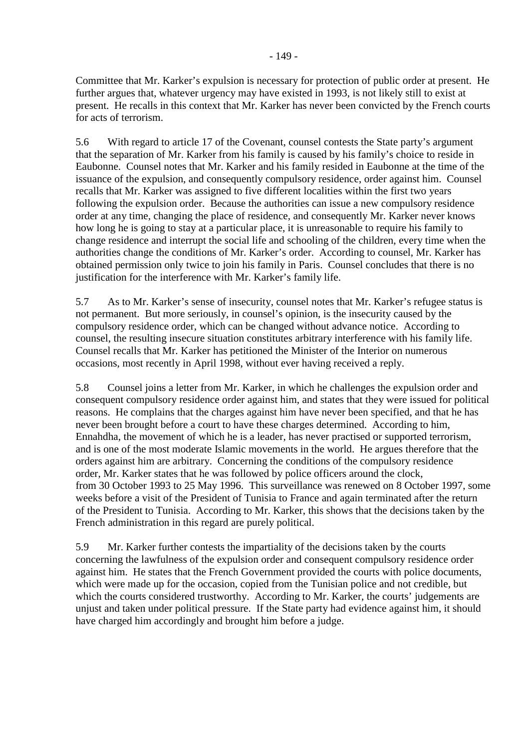Committee that Mr. Karker's expulsion is necessary for protection of public order at present. He further argues that, whatever urgency may have existed in 1993, is not likely still to exist at present. He recalls in this context that Mr. Karker has never been convicted by the French courts for acts of terrorism.

5.6 With regard to article 17 of the Covenant, counsel contests the State party's argument that the separation of Mr. Karker from his family is caused by his family's choice to reside in Eaubonne. Counsel notes that Mr. Karker and his family resided in Eaubonne at the time of the issuance of the expulsion, and consequently compulsory residence, order against him. Counsel recalls that Mr. Karker was assigned to five different localities within the first two years following the expulsion order. Because the authorities can issue a new compulsory residence order at any time, changing the place of residence, and consequently Mr. Karker never knows how long he is going to stay at a particular place, it is unreasonable to require his family to change residence and interrupt the social life and schooling of the children, every time when the authorities change the conditions of Mr. Karker's order. According to counsel, Mr. Karker has obtained permission only twice to join his family in Paris. Counsel concludes that there is no justification for the interference with Mr. Karker's family life.

5.7 As to Mr. Karker's sense of insecurity, counsel notes that Mr. Karker's refugee status is not permanent. But more seriously, in counsel's opinion, is the insecurity caused by the compulsory residence order, which can be changed without advance notice. According to counsel, the resulting insecure situation constitutes arbitrary interference with his family life. Counsel recalls that Mr. Karker has petitioned the Minister of the Interior on numerous occasions, most recently in April 1998, without ever having received a reply.

5.8 Counsel joins a letter from Mr. Karker, in which he challenges the expulsion order and consequent compulsory residence order against him, and states that they were issued for political reasons. He complains that the charges against him have never been specified, and that he has never been brought before a court to have these charges determined. According to him, Ennahdha, the movement of which he is a leader, has never practised or supported terrorism, and is one of the most moderate Islamic movements in the world. He argues therefore that the orders against him are arbitrary. Concerning the conditions of the compulsory residence order, Mr. Karker states that he was followed by police officers around the clock, from 30 October 1993 to 25 May 1996. This surveillance was renewed on 8 October 1997, some weeks before a visit of the President of Tunisia to France and again terminated after the return of the President to Tunisia. According to Mr. Karker, this shows that the decisions taken by the French administration in this regard are purely political.

5.9 Mr. Karker further contests the impartiality of the decisions taken by the courts concerning the lawfulness of the expulsion order and consequent compulsory residence order against him. He states that the French Government provided the courts with police documents, which were made up for the occasion, copied from the Tunisian police and not credible, but which the courts considered trustworthy. According to Mr. Karker, the courts' judgements are unjust and taken under political pressure. If the State party had evidence against him, it should have charged him accordingly and brought him before a judge.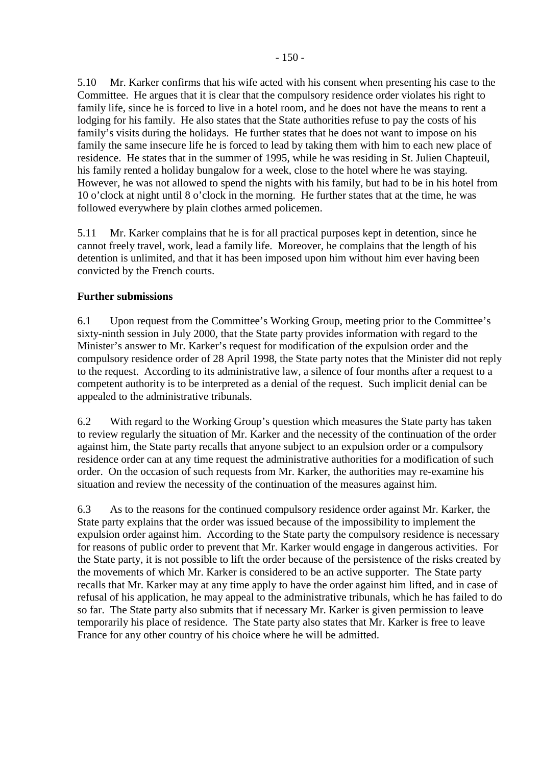5.10 Mr. Karker confirms that his wife acted with his consent when presenting his case to the Committee. He argues that it is clear that the compulsory residence order violates his right to family life, since he is forced to live in a hotel room, and he does not have the means to rent a lodging for his family. He also states that the State authorities refuse to pay the costs of his family's visits during the holidays. He further states that he does not want to impose on his family the same insecure life he is forced to lead by taking them with him to each new place of residence. He states that in the summer of 1995, while he was residing in St. Julien Chapteuil, his family rented a holiday bungalow for a week, close to the hotel where he was staying. However, he was not allowed to spend the nights with his family, but had to be in his hotel from 10 o'clock at night until 8 o'clock in the morning. He further states that at the time, he was followed everywhere by plain clothes armed policemen.

5.11 Mr. Karker complains that he is for all practical purposes kept in detention, since he cannot freely travel, work, lead a family life. Moreover, he complains that the length of his detention is unlimited, and that it has been imposed upon him without him ever having been convicted by the French courts.

**Further submissions**

6.1 Upon request from the Committee's Working Group, meeting prior to the Committee's sixty-ninth session in July 2000, that the State party provides information with regard to the Minister's answer to Mr. Karker's request for modification of the expulsion order and the compulsory residence order of 28 April 1998, the State party notes that the Minister did not reply to the request. According to its administrative law, a silence of four months after a request to a competent authority is to be interpreted as a denial of the request. Such implicit denial can be appealed to the administrative tribunals.

6.2 With regard to the Working Group's question which measures the State party has taken to review regularly the situation of Mr. Karker and the necessity of the continuation of the order against him, the State party recalls that anyone subject to an expulsion order or a compulsory residence order can at any time request the administrative authorities for a modification of such order. On the occasion of such requests from Mr. Karker, the authorities may re-examine his situation and review the necessity of the continuation of the measures against him.

6.3 As to the reasons for the continued compulsory residence order against Mr. Karker, the State party explains that the order was issued because of the impossibility to implement the expulsion order against him. According to the State party the compulsory residence is necessary for reasons of public order to prevent that Mr. Karker would engage in dangerous activities. For the State party, it is not possible to lift the order because of the persistence of the risks created by the movements of which Mr. Karker is considered to be an active supporter. The State party recalls that Mr. Karker may at any time apply to have the order against him lifted, and in case of refusal of his application, he may appeal to the administrative tribunals, which he has failed to do so far. The State party also submits that if necessary Mr. Karker is given permission to leave temporarily his place of residence. The State party also states that Mr. Karker is free to leave France for any other country of his choice where he will be admitted.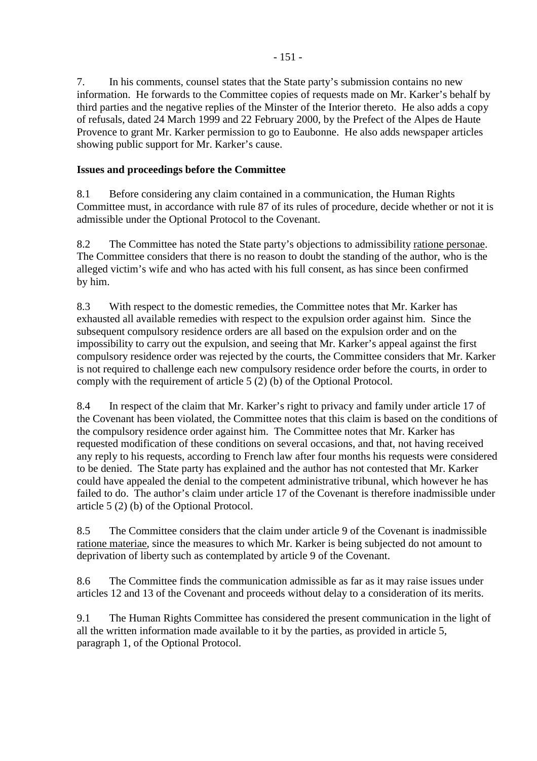7. In his comments, counsel states that the State party's submission contains no new information. He forwards to the Committee copies of requests made on Mr. Karker's behalf by third parties and the negative replies of the Minster of the Interior thereto. He also adds a copy of refusals, dated 24 March 1999 and 22 February 2000, by the Prefect of the Alpes de Haute Provence to grant Mr. Karker permission to go to Eaubonne. He also adds newspaper articles showing public support for Mr. Karker's cause.

**Issues and proceedings before the Committee**

8.1 Before considering any claim contained in a communication, the Human Rights Committee must, in accordance with rule 87 of its rules of procedure, decide whether or not it is admissible under the Optional Protocol to the Covenant.

8.2 The Committee has noted the State party's objections to admissibility ratione personae. The Committee considers that there is no reason to doubt the standing of the author, who is the alleged victim's wife and who has acted with his full consent, as has since been confirmed by him.

8.3 With respect to the domestic remedies, the Committee notes that Mr. Karker has exhausted all available remedies with respect to the expulsion order against him. Since the subsequent compulsory residence orders are all based on the expulsion order and on the impossibility to carry out the expulsion, and seeing that Mr. Karker's appeal against the first compulsory residence order was rejected by the courts, the Committee considers that Mr. Karker is not required to challenge each new compulsory residence order before the courts, in order to comply with the requirement of article 5 (2) (b) of the Optional Protocol.

8.4 In respect of the claim that Mr. Karker's right to privacy and family under article 17 of the Covenant has been violated, the Committee notes that this claim is based on the conditions of the compulsory residence order against him. The Committee notes that Mr. Karker has requested modification of these conditions on several occasions, and that, not having received any reply to his requests, according to French law after four months his requests were considered to be denied. The State party has explained and the author has not contested that Mr. Karker could have appealed the denial to the competent administrative tribunal, which however he has failed to do. The author's claim under article 17 of the Covenant is therefore inadmissible under article 5 (2) (b) of the Optional Protocol.

8.5 The Committee considers that the claim under article 9 of the Covenant is inadmissible ratione materiae, since the measures to which Mr. Karker is being subjected do not amount to deprivation of liberty such as contemplated by article 9 of the Covenant.

8.6 The Committee finds the communication admissible as far as it may raise issues under articles 12 and 13 of the Covenant and proceeds without delay to a consideration of its merits.

9.1 The Human Rights Committee has considered the present communication in the light of all the written information made available to it by the parties, as provided in article 5, paragraph 1, of the Optional Protocol.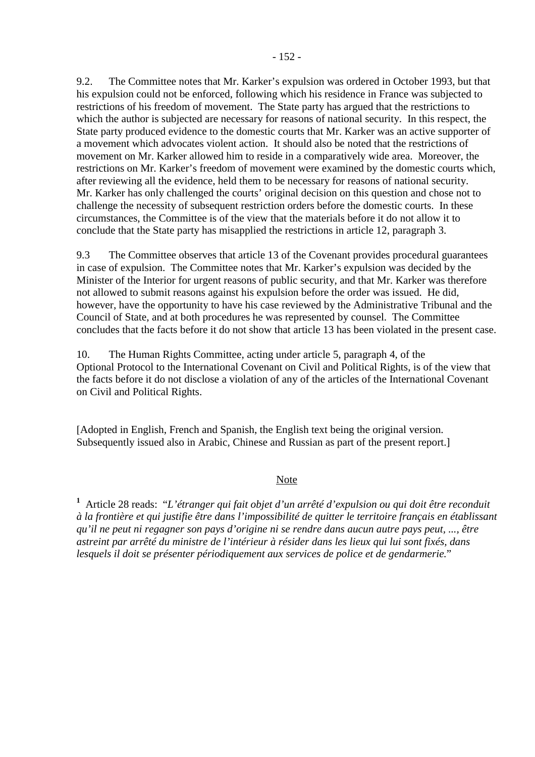9.2. The Committee notes that Mr. Karker's expulsion was ordered in October 1993, but that his expulsion could not be enforced, following which his residence in France was subjected to restrictions of his freedom of movement. The State party has argued that the restrictions to which the author is subjected are necessary for reasons of national security. In this respect, the State party produced evidence to the domestic courts that Mr. Karker was an active supporter of a movement which advocates violent action. It should also be noted that the restrictions of movement on Mr. Karker allowed him to reside in a comparatively wide area. Moreover, the restrictions on Mr. Karker's freedom of movement were examined by the domestic courts which, after reviewing all the evidence, held them to be necessary for reasons of national security. Mr. Karker has only challenged the courts' original decision on this question and chose not to challenge the necessity of subsequent restriction orders before the domestic courts. In these circumstances, the Committee is of the view that the materials before it do not allow it to conclude that the State party has misapplied the restrictions in article 12, paragraph 3.

9.3 The Committee observes that article 13 of the Covenant provides procedural guarantees in case of expulsion. The Committee notes that Mr. Karker's expulsion was decided by the Minister of the Interior for urgent reasons of public security, and that Mr. Karker was therefore not allowed to submit reasons against his expulsion before the order was issued. He did, however, have the opportunity to have his case reviewed by the Administrative Tribunal and the Council of State, and at both procedures he was represented by counsel. The Committee concludes that the facts before it do not show that article 13 has been violated in the present case.

10. The Human Rights Committee, acting under article 5, paragraph 4, of the Optional Protocol to the International Covenant on Civil and Political Rights, is of the view that the facts before it do not disclose a violation of any of the articles of the International Covenant on Civil and Political Rights.

[Adopted in English, French and Spanish, the English text being the original version. Subsequently issued also in Arabic, Chinese and Russian as part of the present report.]

Note

[1] Article 28 reads: "*L'étranger qui fait objet d'un arrêté d'expulsion ou qui doit être reconduit à la frontière et qui justifie être dans l'impossibilité de quitter le territoire français en établissant qu'il ne peut ni regagner son pays d'origine ni se rendre dans aucun autre pays peut, ..., être astreint par arrêté du ministre de l'intérieur à résider dans les lieux qui lui sont fixés, dans lesquels il doit se présenter périodiquement aux services de police et de gendarmerie.*"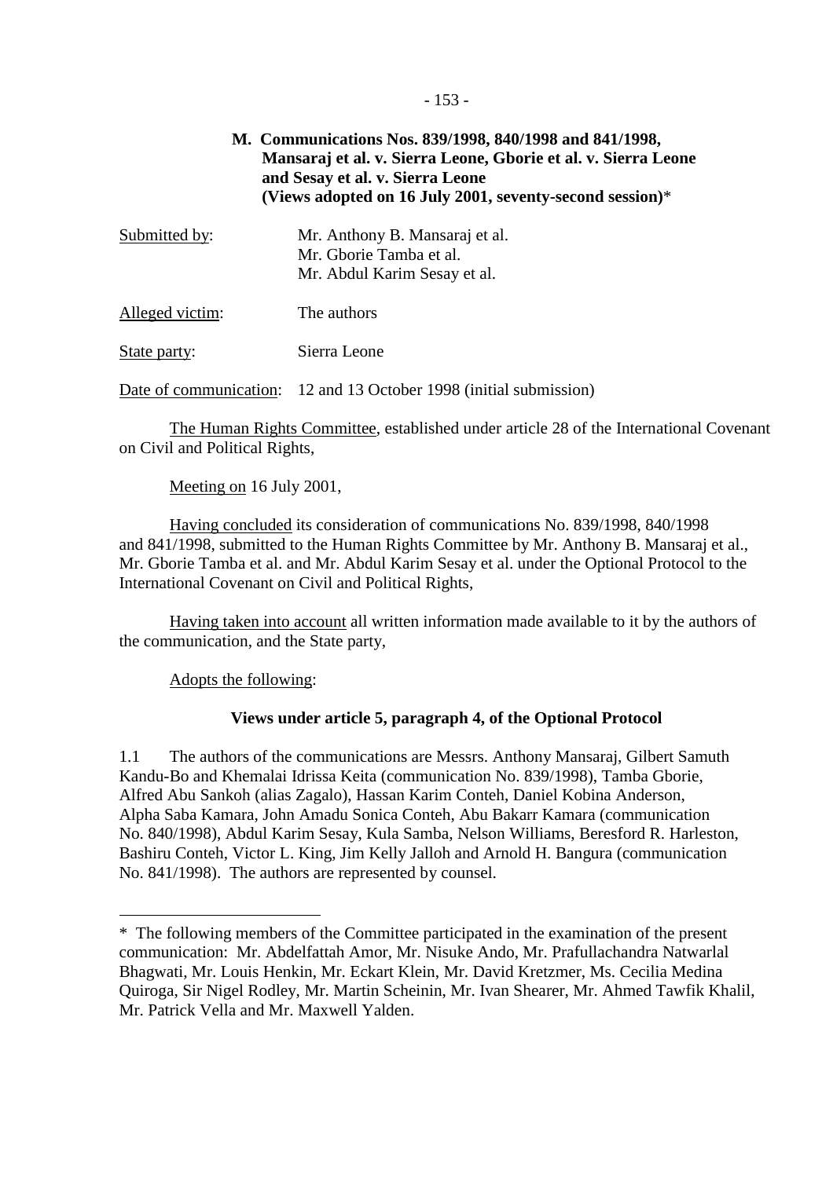## M. Communications Nos. 839/1998, 840/1998 and 841/1998, Mansaraj et al. v. Sierra Leone, Gborie et al. v. Sierra Leone and Sesay et al. v. Sierra Leone (Views adopted on 16 July 2001, seventy-second session)*

| | |
|---|---|
| Submitted by: | Mr. Anthony B. Mansaraj et al.<br>Mr. Gborie Tamba et al.<br>Mr. Abdul Karim Sesay et al. |
| Alleged victim: | The authors |
| State party: | Sierra Leone |
| Date of communication: | 12 and 13 October 1998 (initial submission) |

The Human Rights Committee, established under article 28 of the International Covenant on Civil and Political Rights,

Meeting on 16 July 2001,

Having concluded its consideration of communications No. 839/1998, 840/1998 and 841/1998, submitted to the Human Rights Committee by Mr. Anthony B. Mansaraj et al., Mr. Gborie Tamba et al. and Mr. Abdul Karim Sesay et al. under the Optional Protocol to the International Covenant on Civil and Political Rights,

Having taken into account all written information made available to it by the authors of the communication, and the State party,

Adopts the following:

### Views under article 5, paragraph 4, of the Optional Protocol

1.1 The authors of the communications are Messrs. Anthony Mansaraj, Gilbert Samuth Kandu-Bo and Khemalai Idrissa Keita (communication No. 839/1998), Tamba Gborie, Alfred Abu Sankoh (alias Zagalo), Hassan Karim Conteh, Daniel Kobina Anderson, Alpha Saba Kamara, John Amadu Sonica Conteh, Abu Bakarr Kamara (communication No. 840/1998), Abdul Karim Sesay, Kula Samba, Nelson Williams, Beresford R. Harleston, Bashiru Conteh, Victor L. King, Jim Kelly Jalloh and Arnold H. Bangura (communication No. 841/1998). The authors are represented by counsel.

---

* The following members of the Committee participated in the examination of the present communication: Mr. Abdelfattah Amor, Mr. Nisuke Ando, Mr. Prafullachandra Natwarlal Bhagwati, Mr. Louis Henkin, Mr. Eckart Klein, Mr. David Kretzmer, Ms. Cecilia Medina Quiroga, Sir Nigel Rodley, Mr. Martin Scheinin, Mr. Ivan Shearer, Mr. Ahmed Tawfik Khalil, Mr. Patrick Vella and Mr. Maxwell Yalden.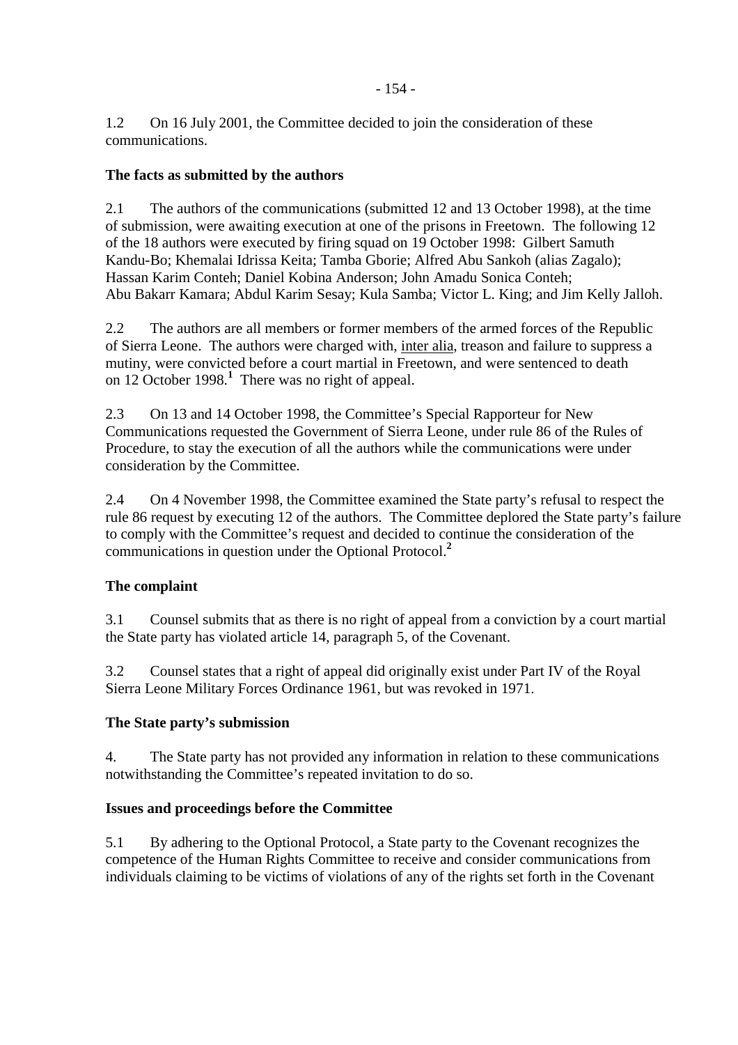1.2 On 16 July 2001, the Committee decided to join the consideration of these communications.

**The facts as submitted by the authors**

2.1 The authors of the communications (submitted 12 and 13 October 1998), at the time of submission, were awaiting execution at one of the prisons in Freetown. The following 12 of the 18 authors were executed by firing squad on 19 October 1998: Gilbert Samuth Kandu-Bo; Khemalai Idrissa Keita; Tamba Gborie; Alfred Abu Sankoh (alias Zagalo); Hassan Karim Conteh; Daniel Kobina Anderson; John Amadu Sonica Conteh; Abu Bakarr Kamara; Abdul Karim Sesay; Kula Samba; Victor L. King; and Jim Kelly Jalloh.

2.2 The authors are all members or former members of the armed forces of the Republic of Sierra Leone. The authors were charged with, inter alia, treason and failure to suppress a mutiny, were convicted before a court martial in Freetown, and were sentenced to death on 12 October 1998.[1] There was no right of appeal.

2.3 On 13 and 14 October 1998, the Committee's Special Rapporteur for New Communications requested the Government of Sierra Leone, under rule 86 of the Rules of Procedure, to stay the execution of all the authors while the communications were under consideration by the Committee.

2.4 On 4 November 1998, the Committee examined the State party's refusal to respect the rule 86 request by executing 12 of the authors. The Committee deplored the State party's failure to comply with the Committee's request and decided to continue the consideration of the communications in question under the Optional Protocol.[2]

**The complaint**

3.1 Counsel submits that as there is no right of appeal from a conviction by a court martial the State party has violated article 14, paragraph 5, of the Covenant.

3.2 Counsel states that a right of appeal did originally exist under Part IV of the Royal Sierra Leone Military Forces Ordinance 1961, but was revoked in 1971.

**The State party's submission**

4. The State party has not provided any information in relation to these communications notwithstanding the Committee's repeated invitation to do so.

**Issues and proceedings before the Committee**

5.1 By adhering to the Optional Protocol, a State party to the Covenant recognizes the competence of the Human Rights Committee to receive and consider communications from individuals claiming to be victims of violations of any of the rights set forth in the Covenant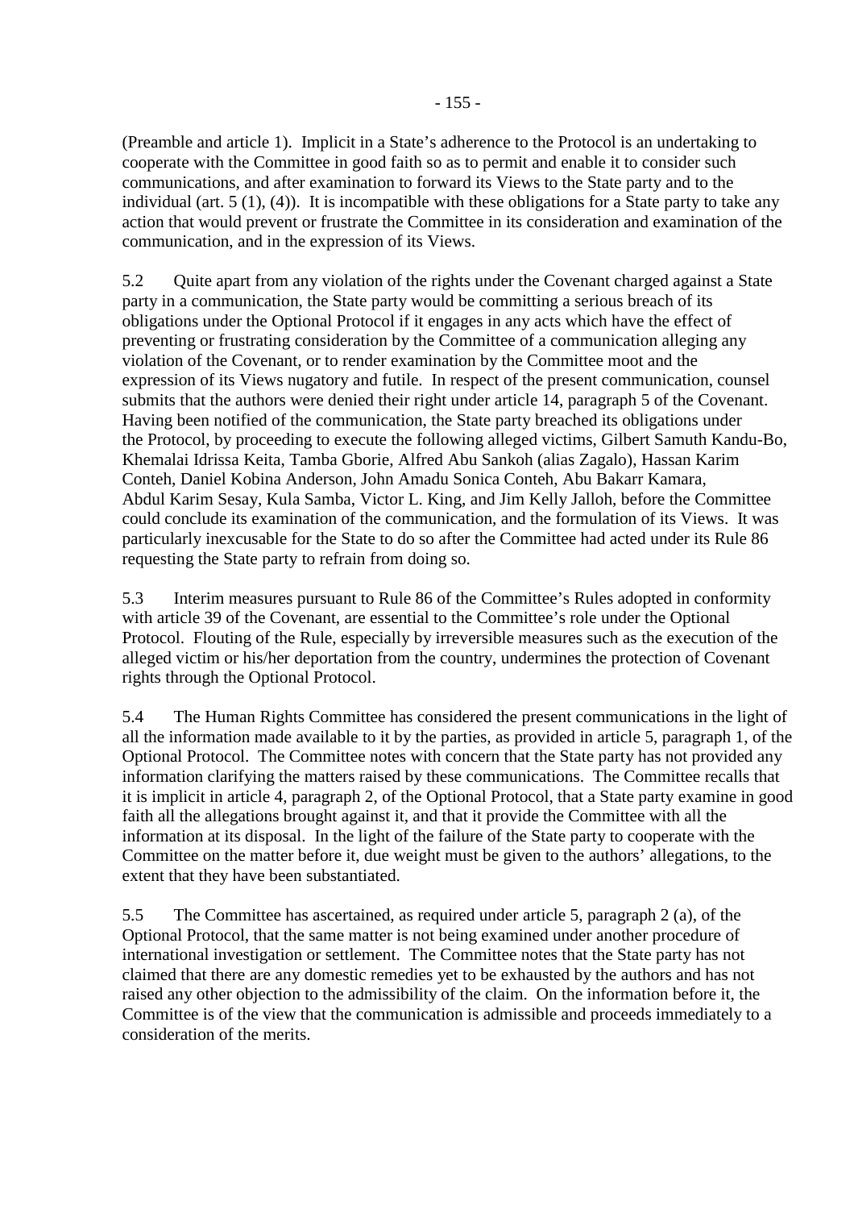(Preamble and article 1). Implicit in a State's adherence to the Protocol is an undertaking to cooperate with the Committee in good faith so as to permit and enable it to consider such communications, and after examination to forward its Views to the State party and to the individual (art. 5 (1), (4)). It is incompatible with these obligations for a State party to take any action that would prevent or frustrate the Committee in its consideration and examination of the communication, and in the expression of its Views.

5.2 Quite apart from any violation of the rights under the Covenant charged against a State party in a communication, the State party would be committing a serious breach of its obligations under the Optional Protocol if it engages in any acts which have the effect of preventing or frustrating consideration by the Committee of a communication alleging any violation of the Covenant, or to render examination by the Committee moot and the expression of its Views nugatory and futile. In respect of the present communication, counsel submits that the authors were denied their right under article 14, paragraph 5 of the Covenant. Having been notified of the communication, the State party breached its obligations under the Protocol, by proceeding to execute the following alleged victims, Gilbert Samuth Kandu-Bo, Khemalai Idrissa Keita, Tamba Gborie, Alfred Abu Sankoh (alias Zagalo), Hassan Karim Conteh, Daniel Kobina Anderson, John Amadu Sonica Conteh, Abu Bakarr Kamara, Abdul Karim Sesay, Kula Samba, Victor L. King, and Jim Kelly Jalloh, before the Committee could conclude its examination of the communication, and the formulation of its Views. It was particularly inexcusable for the State to do so after the Committee had acted under its Rule 86 requesting the State party to refrain from doing so.

5.3 Interim measures pursuant to Rule 86 of the Committee's Rules adopted in conformity with article 39 of the Covenant, are essential to the Committee's role under the Optional Protocol. Flouting of the Rule, especially by irreversible measures such as the execution of the alleged victim or his/her deportation from the country, undermines the protection of Covenant rights through the Optional Protocol.

5.4 The Human Rights Committee has considered the present communications in the light of all the information made available to it by the parties, as provided in article 5, paragraph 1, of the Optional Protocol. The Committee notes with concern that the State party has not provided any information clarifying the matters raised by these communications. The Committee recalls that it is implicit in article 4, paragraph 2, of the Optional Protocol, that a State party examine in good faith all the allegations brought against it, and that it provide the Committee with all the information at its disposal. In the light of the failure of the State party to cooperate with the Committee on the matter before it, due weight must be given to the authors' allegations, to the extent that they have been substantiated.

5.5 The Committee has ascertained, as required under article 5, paragraph 2 (a), of the Optional Protocol, that the same matter is not being examined under another procedure of international investigation or settlement. The Committee notes that the State party has not claimed that there are any domestic remedies yet to be exhausted by the authors and has not raised any other objection to the admissibility of the claim. On the information before it, the Committee is of the view that the communication is admissible and proceeds immediately to a consideration of the merits.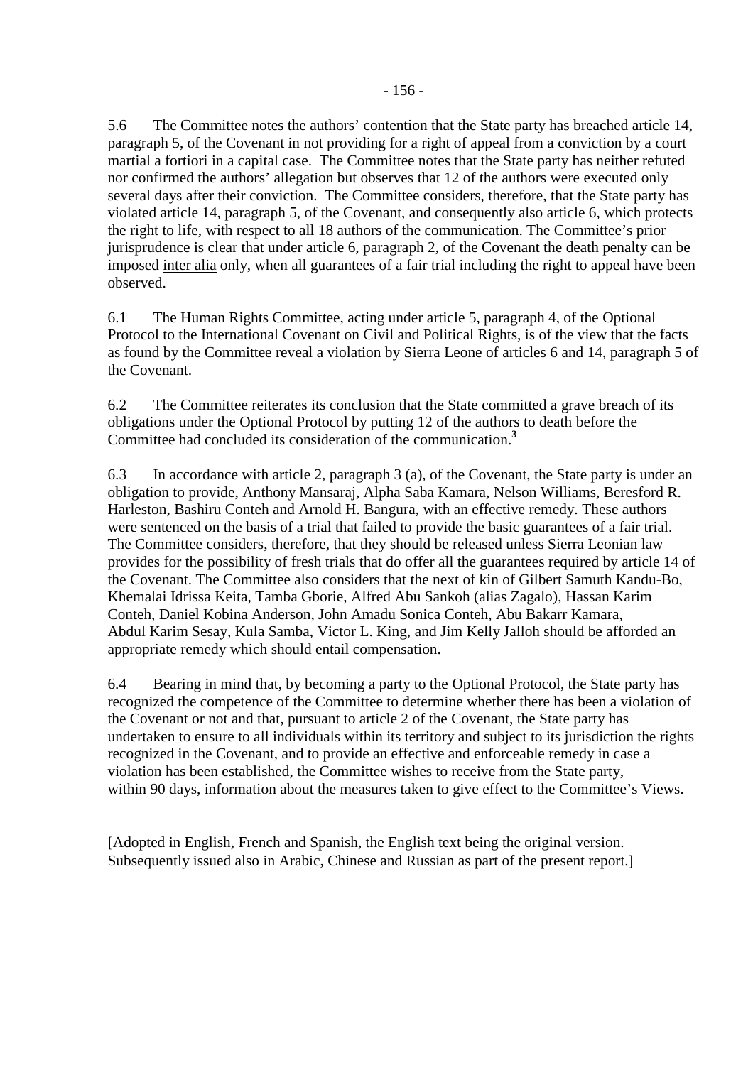5.6 The Committee notes the authors' contention that the State party has breached article 14, paragraph 5, of the Covenant in not providing for a right of appeal from a conviction by a court martial a fortiori in a capital case. The Committee notes that the State party has neither refuted nor confirmed the authors' allegation but observes that 12 of the authors were executed only several days after their conviction. The Committee considers, therefore, that the State party has violated article 14, paragraph 5, of the Covenant, and consequently also article 6, which protects the right to life, with respect to all 18 authors of the communication. The Committee's prior jurisprudence is clear that under article 6, paragraph 2, of the Covenant the death penalty can be imposed inter alia only, when all guarantees of a fair trial including the right to appeal have been observed.

6.1 The Human Rights Committee, acting under article 5, paragraph 4, of the Optional Protocol to the International Covenant on Civil and Political Rights, is of the view that the facts as found by the Committee reveal a violation by Sierra Leone of articles 6 and 14, paragraph 5 of the Covenant.

6.2 The Committee reiterates its conclusion that the State committed a grave breach of its obligations under the Optional Protocol by putting 12 of the authors to death before the Committee had concluded its consideration of the communication.[3]

6.3 In accordance with article 2, paragraph 3 (a), of the Covenant, the State party is under an obligation to provide, Anthony Mansaraj, Alpha Saba Kamara, Nelson Williams, Beresford R. Harleston, Bashiru Conteh and Arnold H. Bangura, with an effective remedy. These authors were sentenced on the basis of a trial that failed to provide the basic guarantees of a fair trial. The Committee considers, therefore, that they should be released unless Sierra Leonian law provides for the possibility of fresh trials that do offer all the guarantees required by article 14 of the Covenant. The Committee also considers that the next of kin of Gilbert Samuth Kandu-Bo, Khemalai Idrissa Keita, Tamba Gborie, Alfred Abu Sankoh (alias Zagalo), Hassan Karim Conteh, Daniel Kobina Anderson, John Amadu Sonica Conteh, Abu Bakarr Kamara, Abdul Karim Sesay, Kula Samba, Victor L. King, and Jim Kelly Jalloh should be afforded an appropriate remedy which should entail compensation.

6.4 Bearing in mind that, by becoming a party to the Optional Protocol, the State party has recognized the competence of the Committee to determine whether there has been a violation of the Covenant or not and that, pursuant to article 2 of the Covenant, the State party has undertaken to ensure to all individuals within its territory and subject to its jurisdiction the rights recognized in the Covenant, and to provide an effective and enforceable remedy in case a violation has been established, the Committee wishes to receive from the State party, within 90 days, information about the measures taken to give effect to the Committee's Views.

[Adopted in English, French and Spanish, the English text being the original version. Subsequently issued also in Arabic, Chinese and Russian as part of the present report.]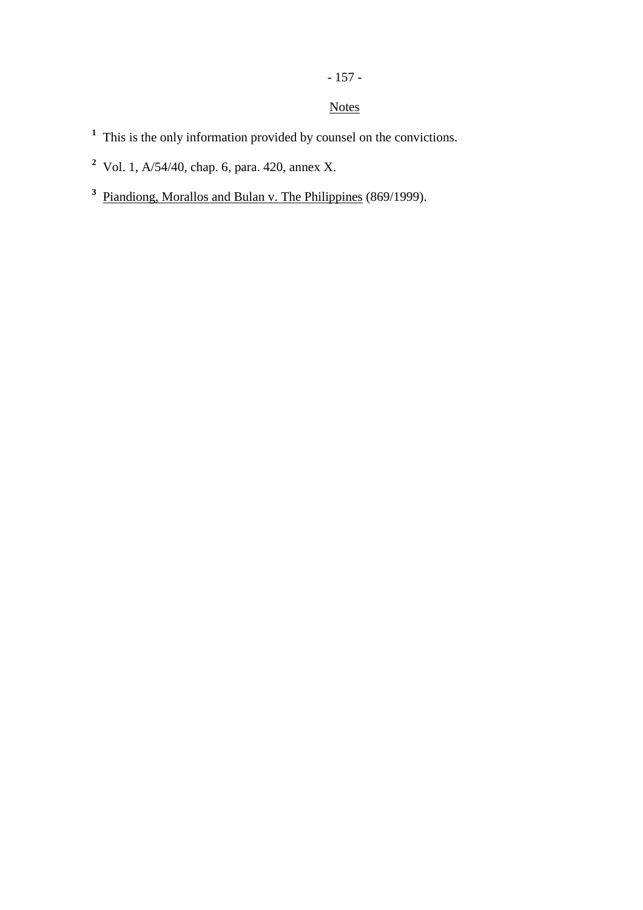Notes

[1] This is the only information provided by counsel on the convictions.

[2] Vol. 1, A/54/40, chap. 6, para. 420, annex X.

[3] Piandiong, Morallos and Bulan v. The Philippines (869/1999).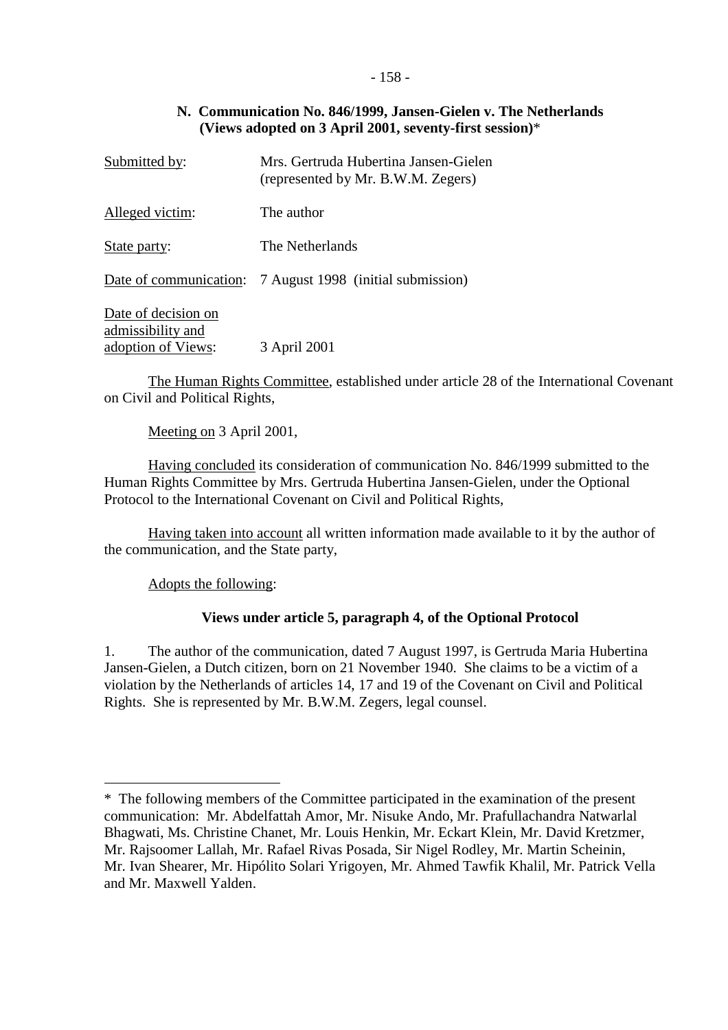## N. Communication No. 846/1999, Jansen-Gielen v. The Netherlands (Views adopted on 3 April 2001, seventy-first session)*

| | |
|---|---|
| Submitted by: | Mrs. Gertruda Hubertina Jansen-Gielen (represented by Mr. B.W.M. Zegers) |
| Alleged victim: | The author |
| State party: | The Netherlands |
| Date of communication: | 7 August 1998 (initial submission) |
| Date of decision on admissibility and adoption of Views: | 3 April 2001 |

The Human Rights Committee, established under article 28 of the International Covenant on Civil and Political Rights,

Meeting on 3 April 2001,

Having concluded its consideration of communication No. 846/1999 submitted to the Human Rights Committee by Mrs. Gertruda Hubertina Jansen-Gielen, under the Optional Protocol to the International Covenant on Civil and Political Rights,

Having taken into account all written information made available to it by the author of the communication, and the State party,

Adopts the following:

### Views under article 5, paragraph 4, of the Optional Protocol

1. The author of the communication, dated 7 August 1997, is Gertruda Maria Hubertina Jansen-Gielen, a Dutch citizen, born on 21 November 1940. She claims to be a victim of a violation by the Netherlands of articles 14, 17 and 19 of the Covenant on Civil and Political Rights. She is represented by Mr. B.W.M. Zegers, legal counsel.

---

* The following members of the Committee participated in the examination of the present communication: Mr. Abdelfattah Amor, Mr. Nisuke Ando, Mr. Prafullachandra Natwarlal Bhagwati, Ms. Christine Chanet, Mr. Louis Henkin, Mr. Eckart Klein, Mr. David Kretzmer, Mr. Rajsoomer Lallah, Mr. Rafael Rivas Posada, Sir Nigel Rodley, Mr. Martin Scheinin, Mr. Ivan Shearer, Mr. Hipólito Solari Yrigoyen, Mr. Ahmed Tawfik Khalil, Mr. Patrick Vella and Mr. Maxwell Yalden.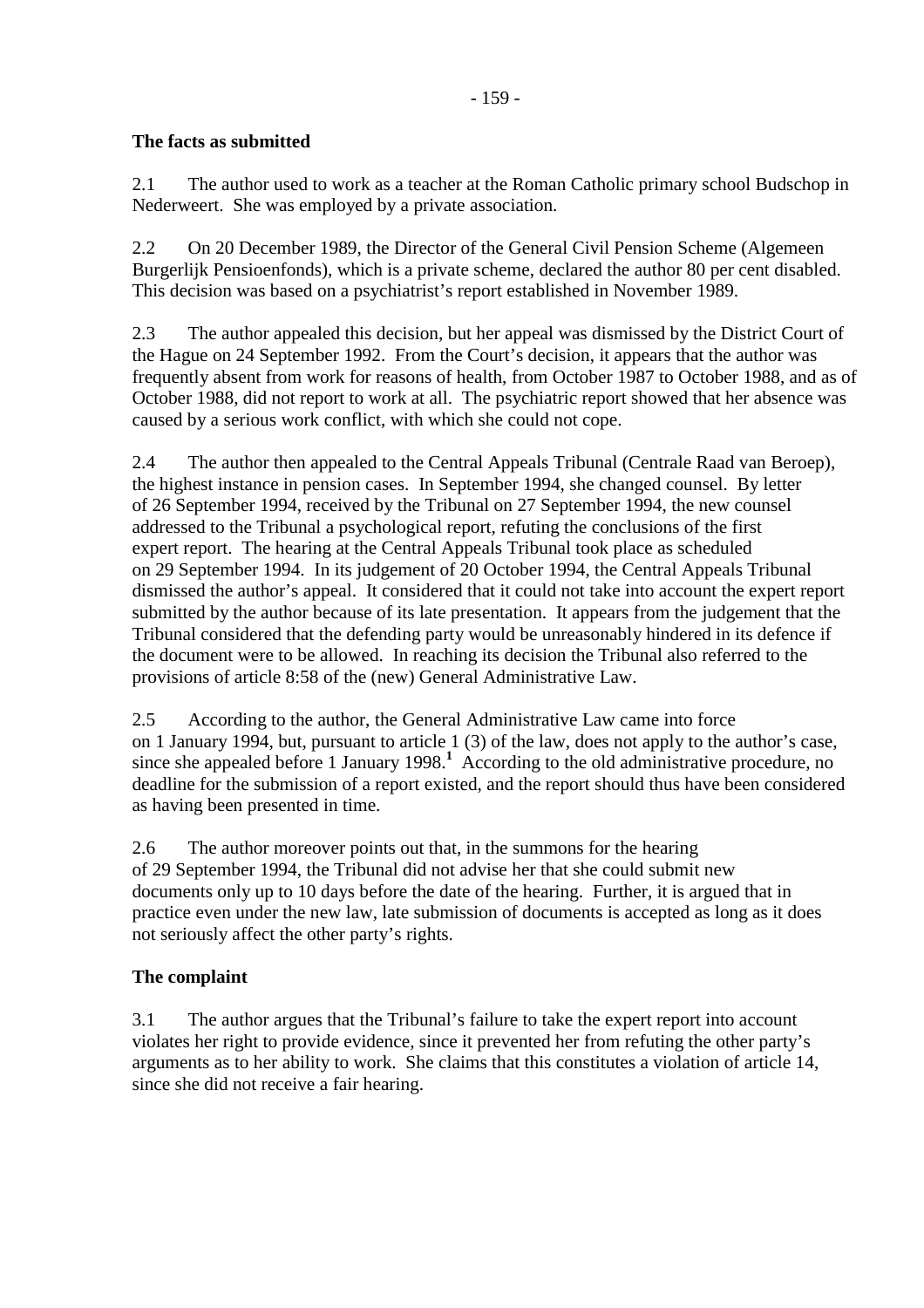**The facts as submitted**

2.1 The author used to work as a teacher at the Roman Catholic primary school Budschop in Nederweert. She was employed by a private association.

2.2 On 20 December 1989, the Director of the General Civil Pension Scheme (Algemeen Burgerlijk Pensioenfonds), which is a private scheme, declared the author 80 per cent disabled. This decision was based on a psychiatrist's report established in November 1989.

2.3 The author appealed this decision, but her appeal was dismissed by the District Court of the Hague on 24 September 1992. From the Court's decision, it appears that the author was frequently absent from work for reasons of health, from October 1987 to October 1988, and as of October 1988, did not report to work at all. The psychiatric report showed that her absence was caused by a serious work conflict, with which she could not cope.

2.4 The author then appealed to the Central Appeals Tribunal (Centrale Raad van Beroep), the highest instance in pension cases. In September 1994, she changed counsel. By letter of 26 September 1994, received by the Tribunal on 27 September 1994, the new counsel addressed to the Tribunal a psychological report, refuting the conclusions of the first expert report. The hearing at the Central Appeals Tribunal took place as scheduled on 29 September 1994. In its judgement of 20 October 1994, the Central Appeals Tribunal dismissed the author's appeal. It considered that it could not take into account the expert report submitted by the author because of its late presentation. It appears from the judgement that the Tribunal considered that the defending party would be unreasonably hindered in its defence if the document were to be allowed. In reaching its decision the Tribunal also referred to the provisions of article 8:58 of the (new) General Administrative Law.

2.5 According to the author, the General Administrative Law came into force on 1 January 1994, but, pursuant to article 1 (3) of the law, does not apply to the author's case, since she appealed before 1 January 1998.[1] According to the old administrative procedure, no deadline for the submission of a report existed, and the report should thus have been considered as having been presented in time.

2.6 The author moreover points out that, in the summons for the hearing of 29 September 1994, the Tribunal did not advise her that she could submit new documents only up to 10 days before the date of the hearing. Further, it is argued that in practice even under the new law, late submission of documents is accepted as long as it does not seriously affect the other party's rights.

**The complaint**

3.1 The author argues that the Tribunal's failure to take the expert report into account violates her right to provide evidence, since it prevented her from refuting the other party's arguments as to her ability to work. She claims that this constitutes a violation of article 14, since she did not receive a fair hearing.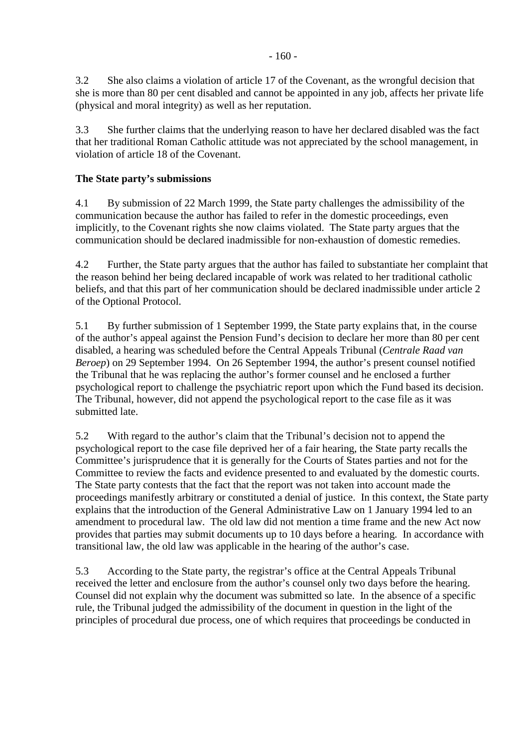3.2 She also claims a violation of article 17 of the Covenant, as the wrongful decision that she is more than 80 per cent disabled and cannot be appointed in any job, affects her private life (physical and moral integrity) as well as her reputation.

3.3 She further claims that the underlying reason to have her declared disabled was the fact that her traditional Roman Catholic attitude was not appreciated by the school management, in violation of article 18 of the Covenant.

**The State party's submissions**

4.1 By submission of 22 March 1999, the State party challenges the admissibility of the communication because the author has failed to refer in the domestic proceedings, even implicitly, to the Covenant rights she now claims violated. The State party argues that the communication should be declared inadmissible for non-exhaustion of domestic remedies.

4.2 Further, the State party argues that the author has failed to substantiate her complaint that the reason behind her being declared incapable of work was related to her traditional catholic beliefs, and that this part of her communication should be declared inadmissible under article 2 of the Optional Protocol.

5.1 By further submission of 1 September 1999, the State party explains that, in the course of the author's appeal against the Pension Fund's decision to declare her more than 80 per cent disabled, a hearing was scheduled before the Central Appeals Tribunal (*Centrale Raad van Beroep*) on 29 September 1994. On 26 September 1994, the author's present counsel notified the Tribunal that he was replacing the author's former counsel and he enclosed a further psychological report to challenge the psychiatric report upon which the Fund based its decision. The Tribunal, however, did not append the psychological report to the case file as it was submitted late.

5.2 With regard to the author's claim that the Tribunal's decision not to append the psychological report to the case file deprived her of a fair hearing, the State party recalls the Committee's jurisprudence that it is generally for the Courts of States parties and not for the Committee to review the facts and evidence presented to and evaluated by the domestic courts. The State party contests that the fact that the report was not taken into account made the proceedings manifestly arbitrary or constituted a denial of justice. In this context, the State party explains that the introduction of the General Administrative Law on 1 January 1994 led to an amendment to procedural law. The old law did not mention a time frame and the new Act now provides that parties may submit documents up to 10 days before a hearing. In accordance with transitional law, the old law was applicable in the hearing of the author's case.

5.3 According to the State party, the registrar's office at the Central Appeals Tribunal received the letter and enclosure from the author's counsel only two days before the hearing. Counsel did not explain why the document was submitted so late. In the absence of a specific rule, the Tribunal judged the admissibility of the document in question in the light of the principles of procedural due process, one of which requires that proceedings be conducted in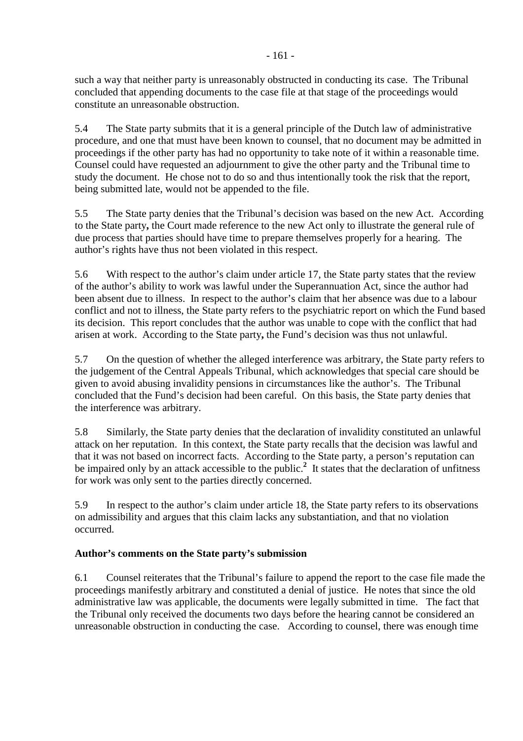such a way that neither party is unreasonably obstructed in conducting its case. The Tribunal concluded that appending documents to the case file at that stage of the proceedings would constitute an unreasonable obstruction.

5.4 The State party submits that it is a general principle of the Dutch law of administrative procedure, and one that must have been known to counsel, that no document may be admitted in proceedings if the other party has had no opportunity to take note of it within a reasonable time. Counsel could have requested an adjournment to give the other party and the Tribunal time to study the document. He chose not to do so and thus intentionally took the risk that the report, being submitted late, would not be appended to the file.

5.5 The State party denies that the Tribunal's decision was based on the new Act. According to the State party, the Court made reference to the new Act only to illustrate the general rule of due process that parties should have time to prepare themselves properly for a hearing. The author's rights have thus not been violated in this respect.

5.6 With respect to the author's claim under article 17, the State party states that the review of the author's ability to work was lawful under the Superannuation Act, since the author had been absent due to illness. In respect to the author's claim that her absence was due to a labour conflict and not to illness, the State party refers to the psychiatric report on which the Fund based its decision. This report concludes that the author was unable to cope with the conflict that had arisen at work. According to the State party, the Fund's decision was thus not unlawful.

5.7 On the question of whether the alleged interference was arbitrary, the State party refers to the judgement of the Central Appeals Tribunal, which acknowledges that special care should be given to avoid abusing invalidity pensions in circumstances like the author's. The Tribunal concluded that the Fund's decision had been careful. On this basis, the State party denies that the interference was arbitrary.

5.8 Similarly, the State party denies that the declaration of invalidity constituted an unlawful attack on her reputation. In this context, the State party recalls that the decision was lawful and that it was not based on incorrect facts. According to the State party, a person's reputation can be impaired only by an attack accessible to the public.[2] It states that the declaration of unfitness for work was only sent to the parties directly concerned.

5.9 In respect to the author's claim under article 18, the State party refers to its observations on admissibility and argues that this claim lacks any substantiation, and that no violation occurred.

**Author's comments on the State party's submission**

6.1 Counsel reiterates that the Tribunal's failure to append the report to the case file made the proceedings manifestly arbitrary and constituted a denial of justice. He notes that since the old administrative law was applicable, the documents were legally submitted in time. The fact that the Tribunal only received the documents two days before the hearing cannot be considered an unreasonable obstruction in conducting the case. According to counsel, there was enough time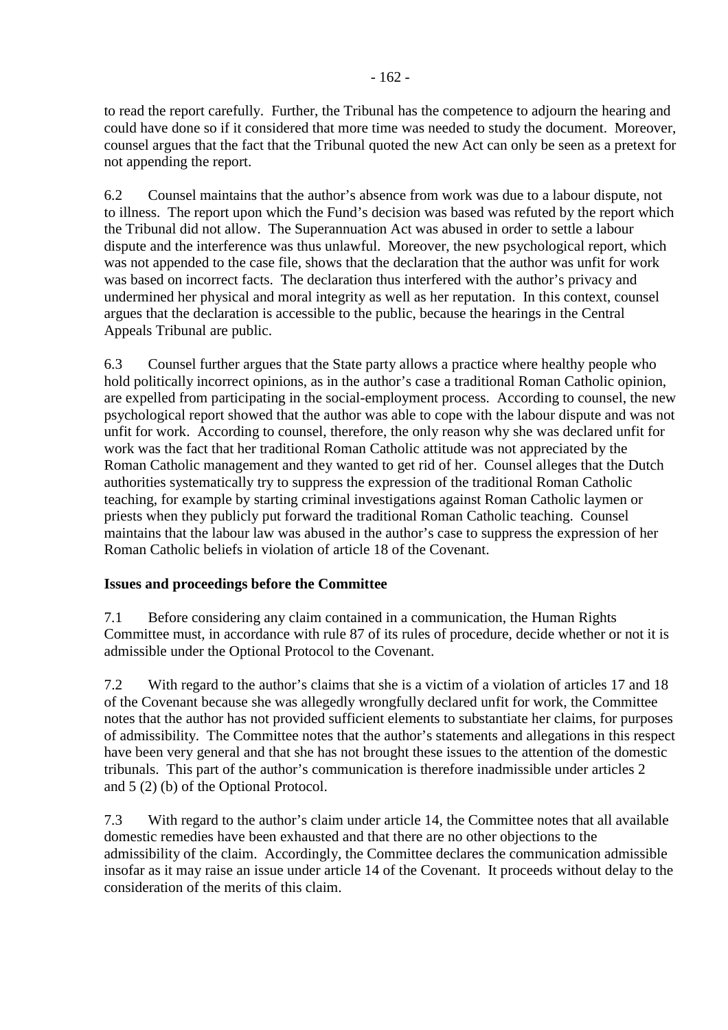to read the report carefully. Further, the Tribunal has the competence to adjourn the hearing and could have done so if it considered that more time was needed to study the document. Moreover, counsel argues that the fact that the Tribunal quoted the new Act can only be seen as a pretext for not appending the report.

6.2 Counsel maintains that the author's absence from work was due to a labour dispute, not to illness. The report upon which the Fund's decision was based was refuted by the report which the Tribunal did not allow. The Superannuation Act was abused in order to settle a labour dispute and the interference was thus unlawful. Moreover, the new psychological report, which was not appended to the case file, shows that the declaration that the author was unfit for work was based on incorrect facts. The declaration thus interfered with the author's privacy and undermined her physical and moral integrity as well as her reputation. In this context, counsel argues that the declaration is accessible to the public, because the hearings in the Central Appeals Tribunal are public.

6.3 Counsel further argues that the State party allows a practice where healthy people who hold politically incorrect opinions, as in the author's case a traditional Roman Catholic opinion, are expelled from participating in the social-employment process. According to counsel, the new psychological report showed that the author was able to cope with the labour dispute and was not unfit for work. According to counsel, therefore, the only reason why she was declared unfit for work was the fact that her traditional Roman Catholic attitude was not appreciated by the Roman Catholic management and they wanted to get rid of her. Counsel alleges that the Dutch authorities systematically try to suppress the expression of the traditional Roman Catholic teaching, for example by starting criminal investigations against Roman Catholic laymen or priests when they publicly put forward the traditional Roman Catholic teaching. Counsel maintains that the labour law was abused in the author's case to suppress the expression of her Roman Catholic beliefs in violation of article 18 of the Covenant.

**Issues and proceedings before the Committee**

7.1 Before considering any claim contained in a communication, the Human Rights Committee must, in accordance with rule 87 of its rules of procedure, decide whether or not it is admissible under the Optional Protocol to the Covenant.

7.2 With regard to the author's claims that she is a victim of a violation of articles 17 and 18 of the Covenant because she was allegedly wrongfully declared unfit for work, the Committee notes that the author has not provided sufficient elements to substantiate her claims, for purposes of admissibility. The Committee notes that the author's statements and allegations in this respect have been very general and that she has not brought these issues to the attention of the domestic tribunals. This part of the author's communication is therefore inadmissible under articles 2 and 5 (2) (b) of the Optional Protocol.

7.3 With regard to the author's claim under article 14, the Committee notes that all available domestic remedies have been exhausted and that there are no other objections to the admissibility of the claim. Accordingly, the Committee declares the communication admissible insofar as it may raise an issue under article 14 of the Covenant. It proceeds without delay to the consideration of the merits of this claim.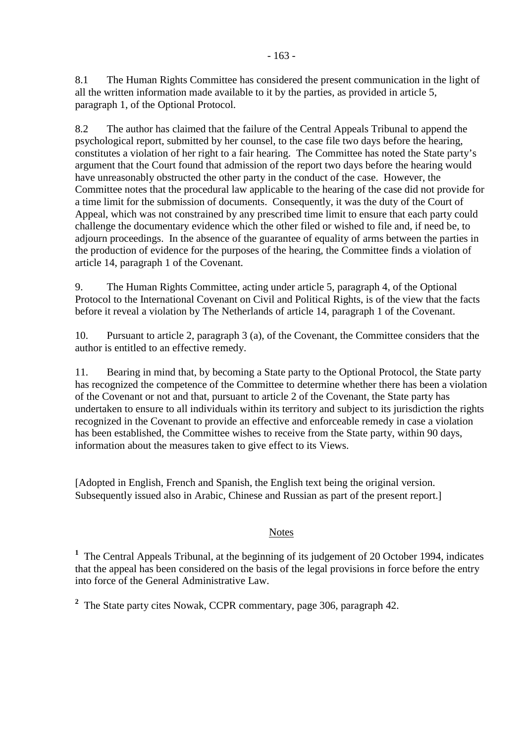8.1 The Human Rights Committee has considered the present communication in the light of all the written information made available to it by the parties, as provided in article 5, paragraph 1, of the Optional Protocol.

8.2 The author has claimed that the failure of the Central Appeals Tribunal to append the psychological report, submitted by her counsel, to the case file two days before the hearing, constitutes a violation of her right to a fair hearing. The Committee has noted the State party's argument that the Court found that admission of the report two days before the hearing would have unreasonably obstructed the other party in the conduct of the case. However, the Committee notes that the procedural law applicable to the hearing of the case did not provide for a time limit for the submission of documents. Consequently, it was the duty of the Court of Appeal, which was not constrained by any prescribed time limit to ensure that each party could challenge the documentary evidence which the other filed or wished to file and, if need be, to adjourn proceedings. In the absence of the guarantee of equality of arms between the parties in the production of evidence for the purposes of the hearing, the Committee finds a violation of article 14, paragraph 1 of the Covenant.

9. The Human Rights Committee, acting under article 5, paragraph 4, of the Optional Protocol to the International Covenant on Civil and Political Rights, is of the view that the facts before it reveal a violation by The Netherlands of article 14, paragraph 1 of the Covenant.

10. Pursuant to article 2, paragraph 3 (a), of the Covenant, the Committee considers that the author is entitled to an effective remedy.

11. Bearing in mind that, by becoming a State party to the Optional Protocol, the State party has recognized the competence of the Committee to determine whether there has been a violation of the Covenant or not and that, pursuant to article 2 of the Covenant, the State party has undertaken to ensure to all individuals within its territory and subject to its jurisdiction the rights recognized in the Covenant to provide an effective and enforceable remedy in case a violation has been established, the Committee wishes to receive from the State party, within 90 days, information about the measures taken to give effect to its Views.

[Adopted in English, French and Spanish, the English text being the original version. Subsequently issued also in Arabic, Chinese and Russian as part of the present report.]

Notes

[1] The Central Appeals Tribunal, at the beginning of its judgement of 20 October 1994, indicates that the appeal has been considered on the basis of the legal provisions in force before the entry into force of the General Administrative Law.

[2] The State party cites Nowak, CCPR commentary, page 306, paragraph 42.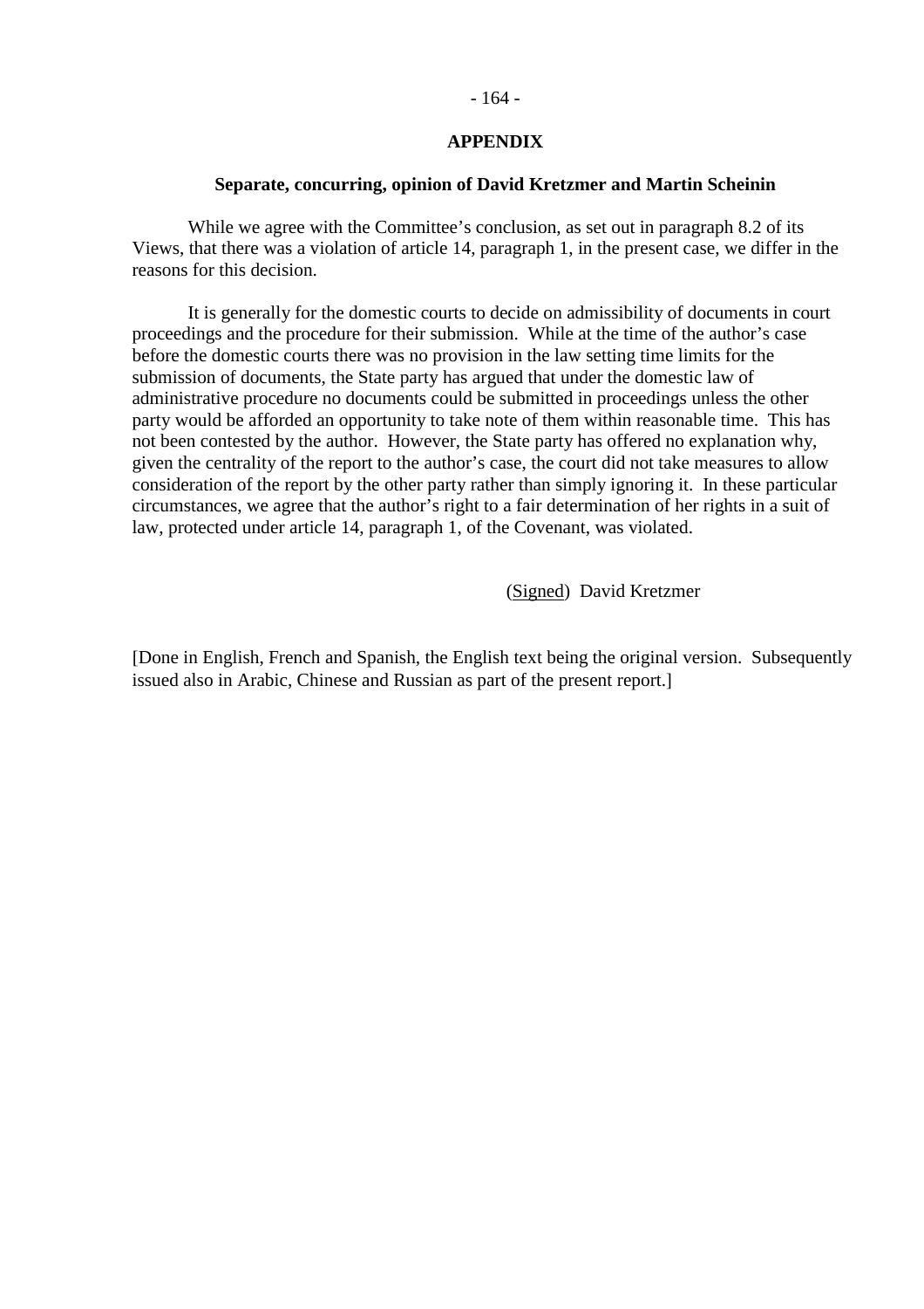## APPENDIX

### Separate, concurring, opinion of David Kretzmer and Martin Scheinin

While we agree with the Committee's conclusion, as set out in paragraph 8.2 of its Views, that there was a violation of article 14, paragraph 1, in the present case, we differ in the reasons for this decision.

It is generally for the domestic courts to decide on admissibility of documents in court proceedings and the procedure for their submission. While at the time of the author's case before the domestic courts there was no provision in the law setting time limits for the submission of documents, the State party has argued that under the domestic law of administrative procedure no documents could be submitted in proceedings unless the other party would be afforded an opportunity to take note of them within reasonable time. This has not been contested by the author. However, the State party has offered no explanation why, given the centrality of the report to the author's case, the court did not take measures to allow consideration of the report by the other party rather than simply ignoring it. In these particular circumstances, we agree that the author's right to a fair determination of her rights in a suit of law, protected under article 14, paragraph 1, of the Covenant, was violated.

(Signed) David Kretzmer

[Done in English, French and Spanish, the English text being the original version. Subsequently issued also in Arabic, Chinese and Russian as part of the present report.]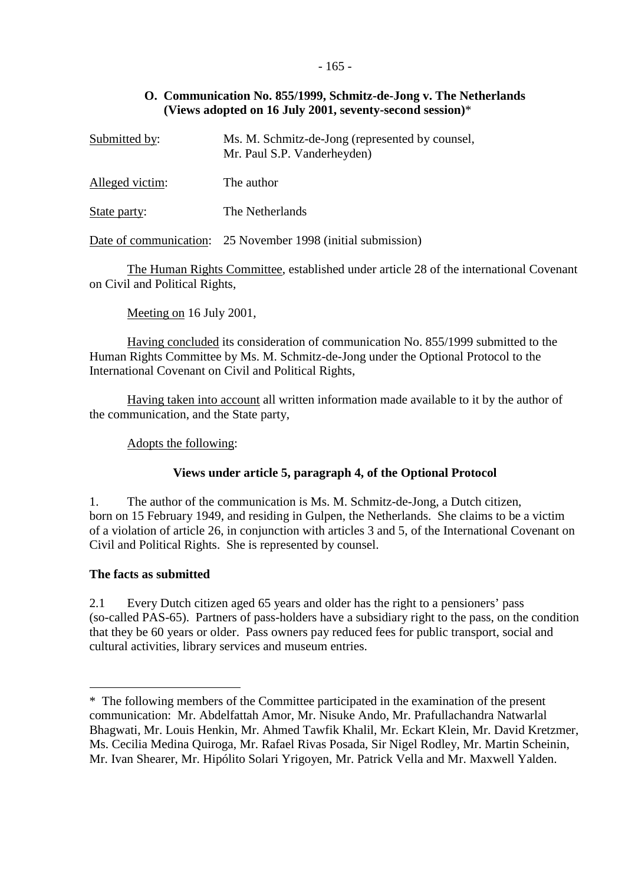### O. Communication No. 855/1999, Schmitz-de-Jong v. The Netherlands (Views adopted on 16 July 2001, seventy-second session)*

| | |
|---|---|
| Submitted by: | Ms. M. Schmitz-de-Jong (represented by counsel, Mr. Paul S.P. Vanderheyden) |
| Alleged victim: | The author |
| State party: | The Netherlands |
| Date of communication: | 25 November 1998 (initial submission) |

The Human Rights Committee, established under article 28 of the international Covenant on Civil and Political Rights,

Meeting on 16 July 2001,

Having concluded its consideration of communication No. 855/1999 submitted to the Human Rights Committee by Ms. M. Schmitz-de-Jong under the Optional Protocol to the International Covenant on Civil and Political Rights,

Having taken into account all written information made available to it by the author of the communication, and the State party,

Adopts the following:

**Views under article 5, paragraph 4, of the Optional Protocol**

1. The author of the communication is Ms. M. Schmitz-de-Jong, a Dutch citizen, born on 15 February 1949, and residing in Gulpen, the Netherlands. She claims to be a victim of a violation of article 26, in conjunction with articles 3 and 5, of the International Covenant on Civil and Political Rights. She is represented by counsel.

**The facts as submitted**

2.1 Every Dutch citizen aged 65 years and older has the right to a pensioners' pass (so-called PAS-65). Partners of pass-holders have a subsidiary right to the pass, on the condition that they be 60 years or older. Pass owners pay reduced fees for public transport, social and cultural activities, library services and museum entries.

---

* The following members of the Committee participated in the examination of the present communication: Mr. Abdelfattah Amor, Mr. Nisuke Ando, Mr. Prafullachandra Natwarlal Bhagwati, Mr. Louis Henkin, Mr. Ahmed Tawfik Khalil, Mr. Eckart Klein, Mr. David Kretzmer, Ms. Cecilia Medina Quiroga, Mr. Rafael Rivas Posada, Sir Nigel Rodley, Mr. Martin Scheinin, Mr. Ivan Shearer, Mr. Hipólito Solari Yrigoyen, Mr. Patrick Vella and Mr. Maxwell Yalden.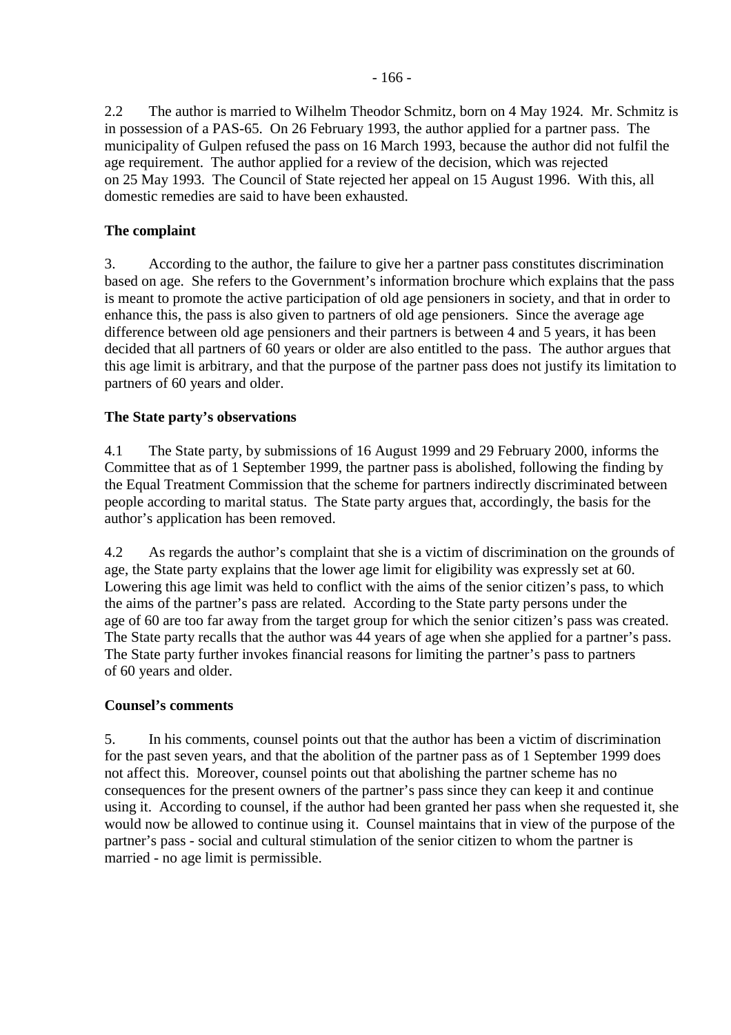2.2 The author is married to Wilhelm Theodor Schmitz, born on 4 May 1924. Mr. Schmitz is in possession of a PAS-65. On 26 February 1993, the author applied for a partner pass. The municipality of Gulpen refused the pass on 16 March 1993, because the author did not fulfil the age requirement. The author applied for a review of the decision, which was rejected on 25 May 1993. The Council of State rejected her appeal on 15 August 1996. With this, all domestic remedies are said to have been exhausted.

**The complaint**

3. According to the author, the failure to give her a partner pass constitutes discrimination based on age. She refers to the Government's information brochure which explains that the pass is meant to promote the active participation of old age pensioners in society, and that in order to enhance this, the pass is also given to partners of old age pensioners. Since the average age difference between old age pensioners and their partners is between 4 and 5 years, it has been decided that all partners of 60 years or older are also entitled to the pass. The author argues that this age limit is arbitrary, and that the purpose of the partner pass does not justify its limitation to partners of 60 years and older.

**The State party's observations**

4.1 The State party, by submissions of 16 August 1999 and 29 February 2000, informs the Committee that as of 1 September 1999, the partner pass is abolished, following the finding by the Equal Treatment Commission that the scheme for partners indirectly discriminated between people according to marital status. The State party argues that, accordingly, the basis for the author's application has been removed.

4.2 As regards the author's complaint that she is a victim of discrimination on the grounds of age, the State party explains that the lower age limit for eligibility was expressly set at 60. Lowering this age limit was held to conflict with the aims of the senior citizen's pass, to which the aims of the partner's pass are related. According to the State party persons under the age of 60 are too far away from the target group for which the senior citizen's pass was created. The State party recalls that the author was 44 years of age when she applied for a partner's pass. The State party further invokes financial reasons for limiting the partner's pass to partners of 60 years and older.

**Counsel's comments**

5. In his comments, counsel points out that the author has been a victim of discrimination for the past seven years, and that the abolition of the partner pass as of 1 September 1999 does not affect this. Moreover, counsel points out that abolishing the partner scheme has no consequences for the present owners of the partner's pass since they can keep it and continue using it. According to counsel, if the author had been granted her pass when she requested it, she would now be allowed to continue using it. Counsel maintains that in view of the purpose of the partner's pass - social and cultural stimulation of the senior citizen to whom the partner is married - no age limit is permissible.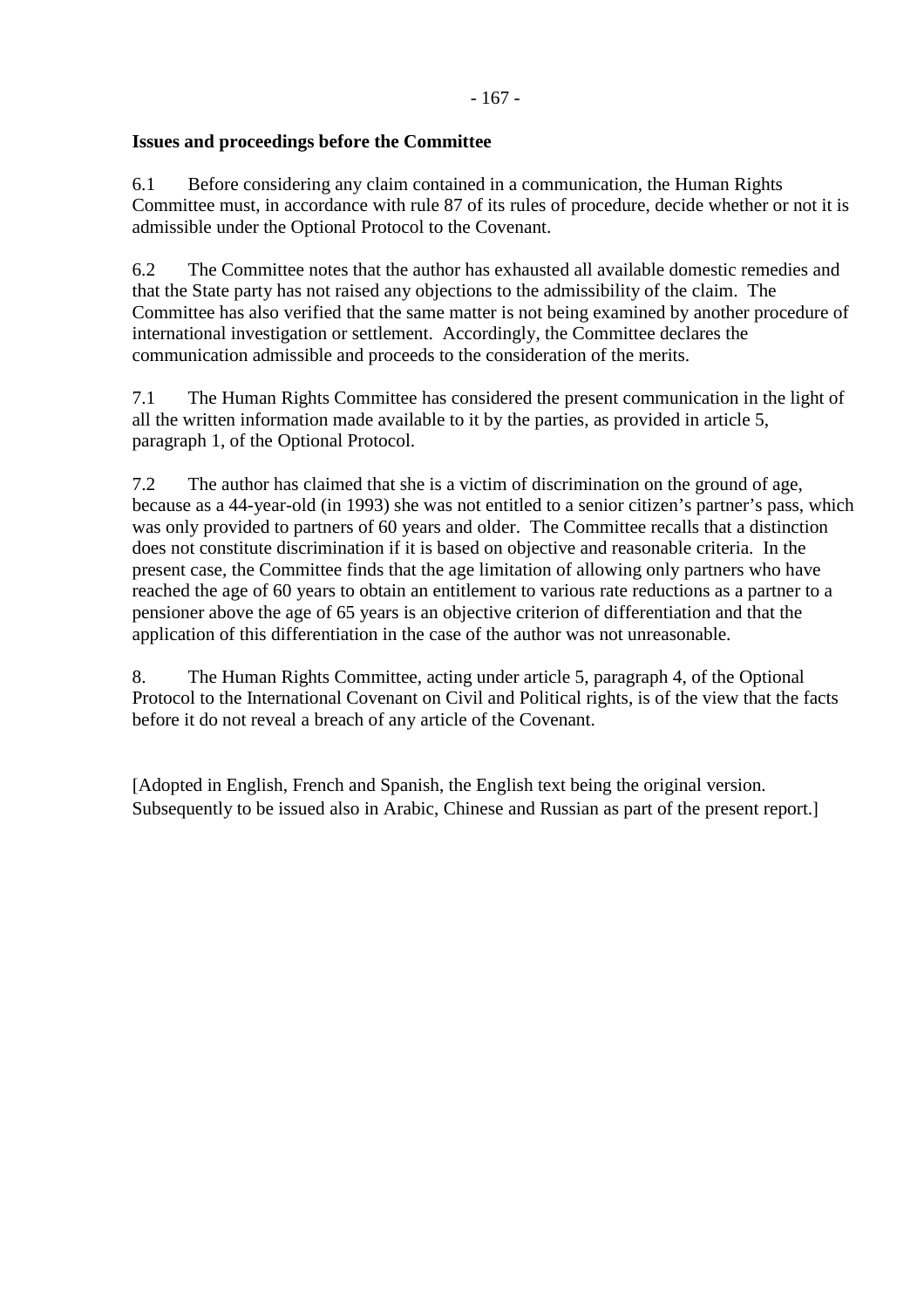**Issues and proceedings before the Committee**

6.1 Before considering any claim contained in a communication, the Human Rights Committee must, in accordance with rule 87 of its rules of procedure, decide whether or not it is admissible under the Optional Protocol to the Covenant.

6.2 The Committee notes that the author has exhausted all available domestic remedies and that the State party has not raised any objections to the admissibility of the claim. The Committee has also verified that the same matter is not being examined by another procedure of international investigation or settlement. Accordingly, the Committee declares the communication admissible and proceeds to the consideration of the merits.

7.1 The Human Rights Committee has considered the present communication in the light of all the written information made available to it by the parties, as provided in article 5, paragraph 1, of the Optional Protocol.

7.2 The author has claimed that she is a victim of discrimination on the ground of age, because as a 44-year-old (in 1993) she was not entitled to a senior citizen's partner's pass, which was only provided to partners of 60 years and older. The Committee recalls that a distinction does not constitute discrimination if it is based on objective and reasonable criteria. In the present case, the Committee finds that the age limitation of allowing only partners who have reached the age of 60 years to obtain an entitlement to various rate reductions as a partner to a pensioner above the age of 65 years is an objective criterion of differentiation and that the application of this differentiation in the case of the author was not unreasonable.

8. The Human Rights Committee, acting under article 5, paragraph 4, of the Optional Protocol to the International Covenant on Civil and Political rights, is of the view that the facts before it do not reveal a breach of any article of the Covenant.

[Adopted in English, French and Spanish, the English text being the original version. Subsequently to be issued also in Arabic, Chinese and Russian as part of the present report.]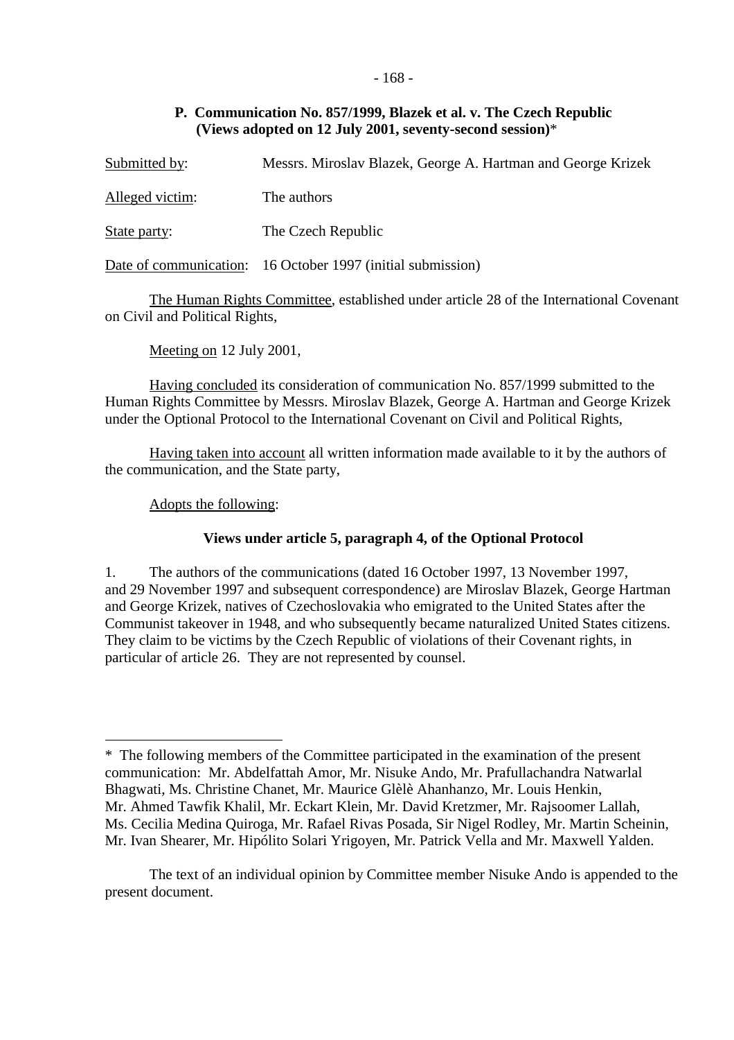## P. Communication No. 857/1999, Blazek et al. v. The Czech Republic (Views adopted on 12 July 2001, seventy-second session)*

Submitted by: Messrs. Miroslav Blazek, George A. Hartman and George Krizek

Alleged victim: The authors

State party: The Czech Republic

Date of communication: 16 October 1997 (initial submission)

The Human Rights Committee, established under article 28 of the International Covenant on Civil and Political Rights,

Meeting on 12 July 2001,

Having concluded its consideration of communication No. 857/1999 submitted to the Human Rights Committee by Messrs. Miroslav Blazek, George A. Hartman and George Krizek under the Optional Protocol to the International Covenant on Civil and Political Rights,

Having taken into account all written information made available to it by the authors of the communication, and the State party,

Adopts the following:

### Views under article 5, paragraph 4, of the Optional Protocol

1. The authors of the communications (dated 16 October 1997, 13 November 1997, and 29 November 1997 and subsequent correspondence) are Miroslav Blazek, George Hartman and George Krizek, natives of Czechoslovakia who emigrated to the United States after the Communist takeover in 1948, and who subsequently became naturalized United States citizens. They claim to be victims by the Czech Republic of violations of their Covenant rights, in particular of article 26. They are not represented by counsel.

---

* The following members of the Committee participated in the examination of the present communication: Mr. Abdelfattah Amor, Mr. Nisuke Ando, Mr. Prafullachandra Natwarlal Bhagwati, Ms. Christine Chanet, Mr. Maurice Glèlè Ahanhanzo, Mr. Louis Henkin, Mr. Ahmed Tawfik Khalil, Mr. Eckart Klein, Mr. David Kretzmer, Mr. Rajsoomer Lallah, Ms. Cecilia Medina Quiroga, Mr. Rafael Rivas Posada, Sir Nigel Rodley, Mr. Martin Scheinin, Mr. Ivan Shearer, Mr. Hipólito Solari Yrigoyen, Mr. Patrick Vella and Mr. Maxwell Yalden.

The text of an individual opinion by Committee member Nisuke Ando is appended to the present document.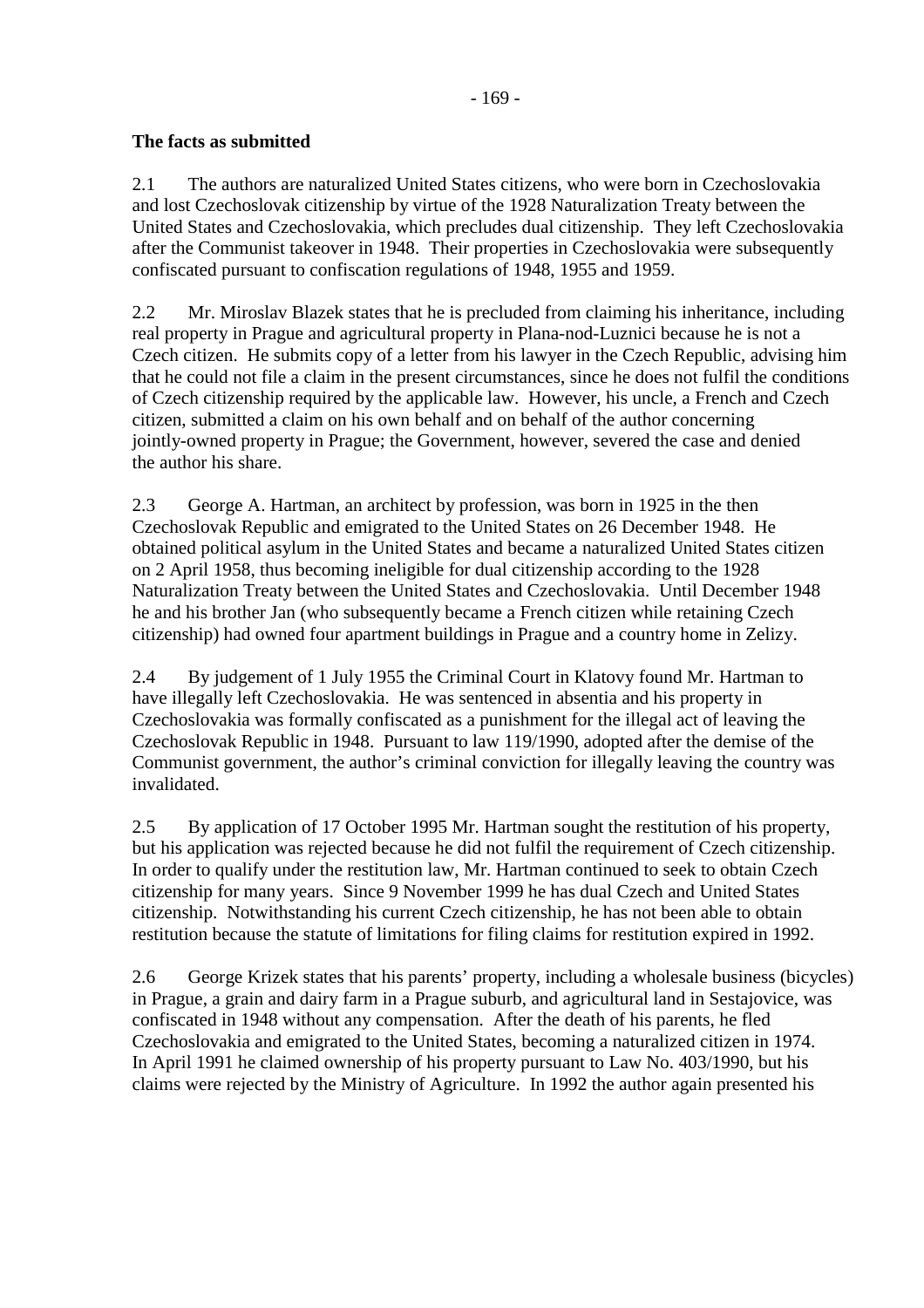**The facts as submitted**

2.1 The authors are naturalized United States citizens, who were born in Czechoslovakia and lost Czechoslovak citizenship by virtue of the 1928 Naturalization Treaty between the United States and Czechoslovakia, which precludes dual citizenship. They left Czechoslovakia after the Communist takeover in 1948. Their properties in Czechoslovakia were subsequently confiscated pursuant to confiscation regulations of 1948, 1955 and 1959.

2.2 Mr. Miroslav Blazek states that he is precluded from claiming his inheritance, including real property in Prague and agricultural property in Plana-nod-Luznici because he is not a Czech citizen. He submits copy of a letter from his lawyer in the Czech Republic, advising him that he could not file a claim in the present circumstances, since he does not fulfil the conditions of Czech citizenship required by the applicable law. However, his uncle, a French and Czech citizen, submitted a claim on his own behalf and on behalf of the author concerning jointly-owned property in Prague; the Government, however, severed the case and denied the author his share.

2.3 George A. Hartman, an architect by profession, was born in 1925 in the then Czechoslovak Republic and emigrated to the United States on 26 December 1948. He obtained political asylum in the United States and became a naturalized United States citizen on 2 April 1958, thus becoming ineligible for dual citizenship according to the 1928 Naturalization Treaty between the United States and Czechoslovakia. Until December 1948 he and his brother Jan (who subsequently became a French citizen while retaining Czech citizenship) had owned four apartment buildings in Prague and a country home in Zelizy.

2.4 By judgement of 1 July 1955 the Criminal Court in Klatovy found Mr. Hartman to have illegally left Czechoslovakia. He was sentenced in absentia and his property in Czechoslovakia was formally confiscated as a punishment for the illegal act of leaving the Czechoslovak Republic in 1948. Pursuant to law 119/1990, adopted after the demise of the Communist government, the author's criminal conviction for illegally leaving the country was invalidated.

2.5 By application of 17 October 1995 Mr. Hartman sought the restitution of his property, but his application was rejected because he did not fulfil the requirement of Czech citizenship. In order to qualify under the restitution law, Mr. Hartman continued to seek to obtain Czech citizenship for many years. Since 9 November 1999 he has dual Czech and United States citizenship. Notwithstanding his current Czech citizenship, he has not been able to obtain restitution because the statute of limitations for filing claims for restitution expired in 1992.

2.6 George Krizek states that his parents' property, including a wholesale business (bicycles) in Prague, a grain and dairy farm in a Prague suburb, and agricultural land in Sestajovice, was confiscated in 1948 without any compensation. After the death of his parents, he fled Czechoslovakia and emigrated to the United States, becoming a naturalized citizen in 1974. In April 1991 he claimed ownership of his property pursuant to Law No. 403/1990, but his claims were rejected by the Ministry of Agriculture. In 1992 the author again presented his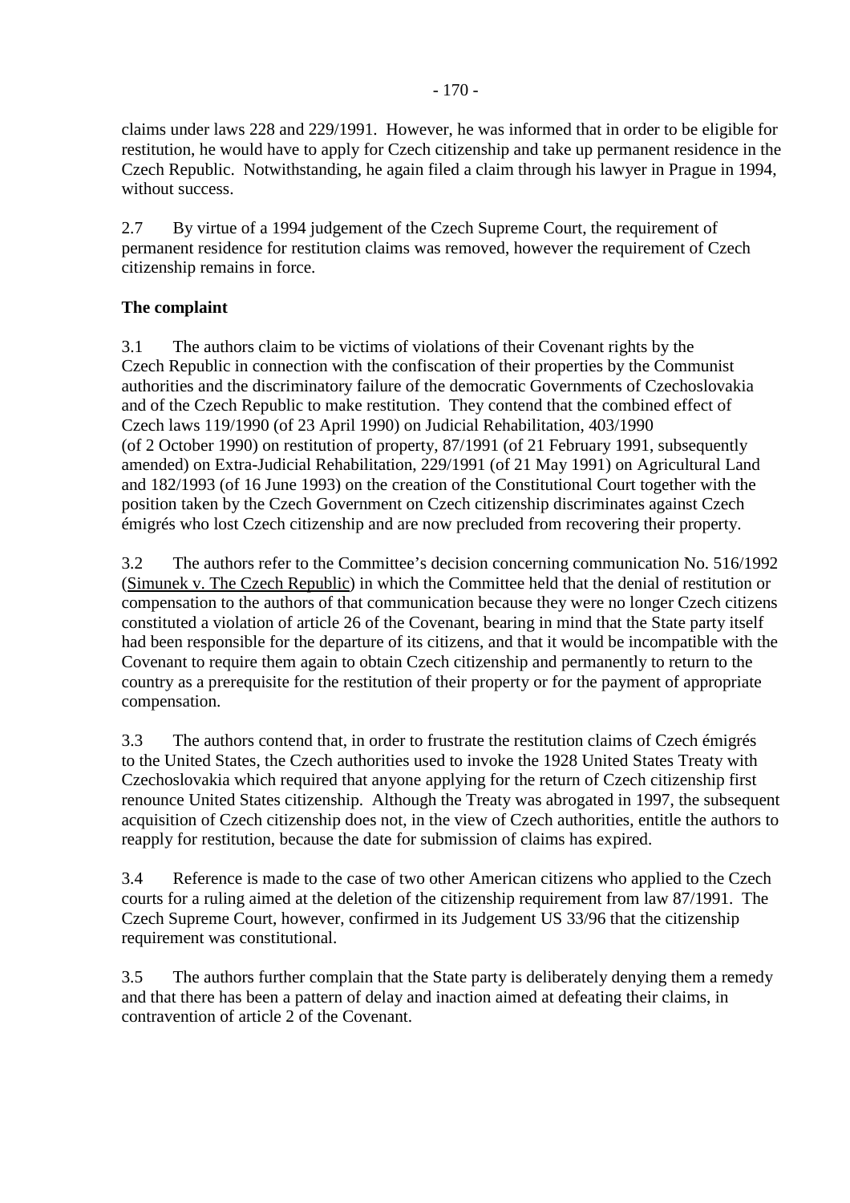claims under laws 228 and 229/1991. However, he was informed that in order to be eligible for restitution, he would have to apply for Czech citizenship and take up permanent residence in the Czech Republic. Notwithstanding, he again filed a claim through his lawyer in Prague in 1994, without success.

2.7 By virtue of a 1994 judgement of the Czech Supreme Court, the requirement of permanent residence for restitution claims was removed, however the requirement of Czech citizenship remains in force.

**The complaint**

3.1 The authors claim to be victims of violations of their Covenant rights by the Czech Republic in connection with the confiscation of their properties by the Communist authorities and the discriminatory failure of the democratic Governments of Czechoslovakia and of the Czech Republic to make restitution. They contend that the combined effect of Czech laws 119/1990 (of 23 April 1990) on Judicial Rehabilitation, 403/1990 (of 2 October 1990) on restitution of property, 87/1991 (of 21 February 1991, subsequently amended) on Extra-Judicial Rehabilitation, 229/1991 (of 21 May 1991) on Agricultural Land and 182/1993 (of 16 June 1993) on the creation of the Constitutional Court together with the position taken by the Czech Government on Czech citizenship discriminates against Czech émigrés who lost Czech citizenship and are now precluded from recovering their property.

3.2 The authors refer to the Committee's decision concerning communication No. 516/1992 (Simunek v. The Czech Republic) in which the Committee held that the denial of restitution or compensation to the authors of that communication because they were no longer Czech citizens constituted a violation of article 26 of the Covenant, bearing in mind that the State party itself had been responsible for the departure of its citizens, and that it would be incompatible with the Covenant to require them again to obtain Czech citizenship and permanently to return to the country as a prerequisite for the restitution of their property or for the payment of appropriate compensation.

3.3 The authors contend that, in order to frustrate the restitution claims of Czech émigrés to the United States, the Czech authorities used to invoke the 1928 United States Treaty with Czechoslovakia which required that anyone applying for the return of Czech citizenship first renounce United States citizenship. Although the Treaty was abrogated in 1997, the subsequent acquisition of Czech citizenship does not, in the view of Czech authorities, entitle the authors to reapply for restitution, because the date for submission of claims has expired.

3.4 Reference is made to the case of two other American citizens who applied to the Czech courts for a ruling aimed at the deletion of the citizenship requirement from law 87/1991. The Czech Supreme Court, however, confirmed in its Judgement US 33/96 that the citizenship requirement was constitutional.

3.5 The authors further complain that the State party is deliberately denying them a remedy and that there has been a pattern of delay and inaction aimed at defeating their claims, in contravention of article 2 of the Covenant.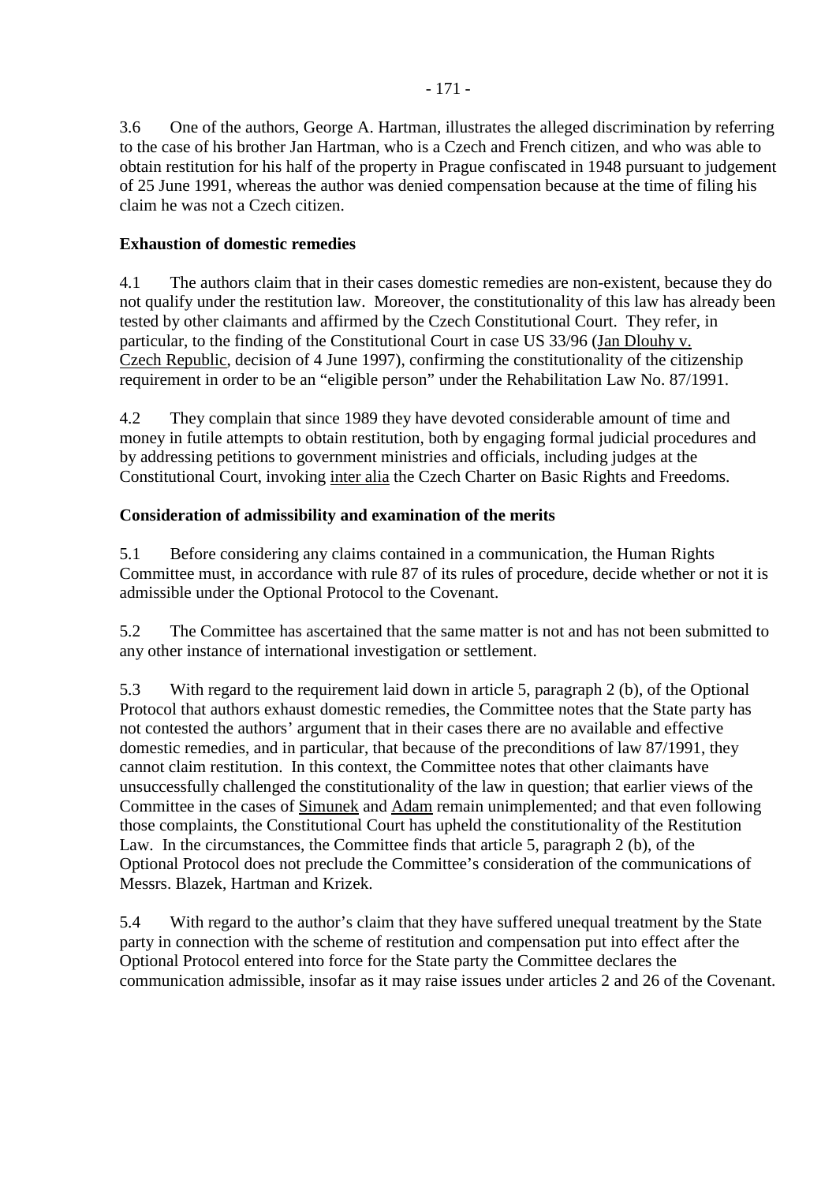3.6 One of the authors, George A. Hartman, illustrates the alleged discrimination by referring to the case of his brother Jan Hartman, who is a Czech and French citizen, and who was able to obtain restitution for his half of the property in Prague confiscated in 1948 pursuant to judgement of 25 June 1991, whereas the author was denied compensation because at the time of filing his claim he was not a Czech citizen.

**Exhaustion of domestic remedies**

4.1 The authors claim that in their cases domestic remedies are non-existent, because they do not qualify under the restitution law. Moreover, the constitutionality of this law has already been tested by other claimants and affirmed by the Czech Constitutional Court. They refer, in particular, to the finding of the Constitutional Court in case US 33/96 (Jan Dlouhy v. Czech Republic, decision of 4 June 1997), confirming the constitutionality of the citizenship requirement in order to be an "eligible person" under the Rehabilitation Law No. 87/1991.

4.2 They complain that since 1989 they have devoted considerable amount of time and money in futile attempts to obtain restitution, both by engaging formal judicial procedures and by addressing petitions to government ministries and officials, including judges at the Constitutional Court, invoking inter alia the Czech Charter on Basic Rights and Freedoms.

**Consideration of admissibility and examination of the merits**

5.1 Before considering any claims contained in a communication, the Human Rights Committee must, in accordance with rule 87 of its rules of procedure, decide whether or not it is admissible under the Optional Protocol to the Covenant.

5.2 The Committee has ascertained that the same matter is not and has not been submitted to any other instance of international investigation or settlement.

5.3 With regard to the requirement laid down in article 5, paragraph 2 (b), of the Optional Protocol that authors exhaust domestic remedies, the Committee notes that the State party has not contested the authors' argument that in their cases there are no available and effective domestic remedies, and in particular, that because of the preconditions of law 87/1991, they cannot claim restitution. In this context, the Committee notes that other claimants have unsuccessfully challenged the constitutionality of the law in question; that earlier views of the Committee in the cases of Simunek and Adam remain unimplemented; and that even following those complaints, the Constitutional Court has upheld the constitutionality of the Restitution Law. In the circumstances, the Committee finds that article 5, paragraph 2 (b), of the Optional Protocol does not preclude the Committee's consideration of the communications of Messrs. Blazek, Hartman and Krizek.

5.4 With regard to the author's claim that they have suffered unequal treatment by the State party in connection with the scheme of restitution and compensation put into effect after the Optional Protocol entered into force for the State party the Committee declares the communication admissible, insofar as it may raise issues under articles 2 and 26 of the Covenant.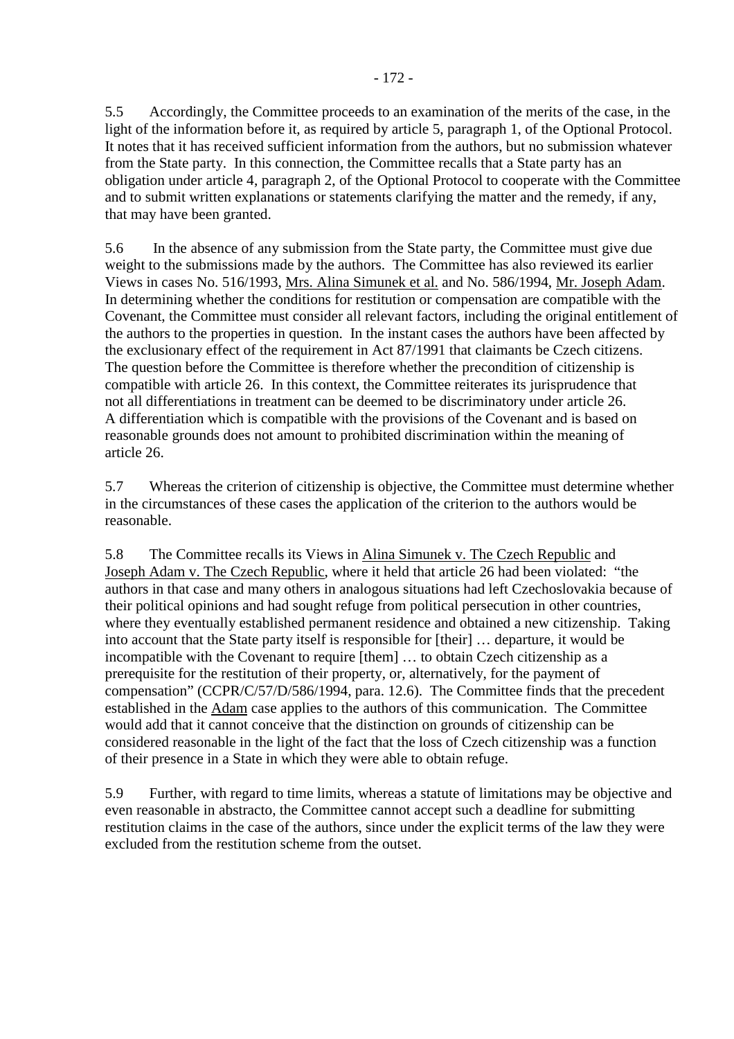5.5 Accordingly, the Committee proceeds to an examination of the merits of the case, in the light of the information before it, as required by article 5, paragraph 1, of the Optional Protocol. It notes that it has received sufficient information from the authors, but no submission whatever from the State party. In this connection, the Committee recalls that a State party has an obligation under article 4, paragraph 2, of the Optional Protocol to cooperate with the Committee and to submit written explanations or statements clarifying the matter and the remedy, if any, that may have been granted.

5.6 In the absence of any submission from the State party, the Committee must give due weight to the submissions made by the authors. The Committee has also reviewed its earlier Views in cases No. 516/1993, Mrs. Alina Simunek et al. and No. 586/1994, Mr. Joseph Adam. In determining whether the conditions for restitution or compensation are compatible with the Covenant, the Committee must consider all relevant factors, including the original entitlement of the authors to the properties in question. In the instant cases the authors have been affected by the exclusionary effect of the requirement in Act 87/1991 that claimants be Czech citizens. The question before the Committee is therefore whether the precondition of citizenship is compatible with article 26. In this context, the Committee reiterates its jurisprudence that not all differentiations in treatment can be deemed to be discriminatory under article 26. A differentiation which is compatible with the provisions of the Covenant and is based on reasonable grounds does not amount to prohibited discrimination within the meaning of article 26.

5.7 Whereas the criterion of citizenship is objective, the Committee must determine whether in the circumstances of these cases the application of the criterion to the authors would be reasonable.

5.8 The Committee recalls its Views in Alina Simunek v. The Czech Republic and Joseph Adam v. The Czech Republic, where it held that article 26 had been violated: "the authors in that case and many others in analogous situations had left Czechoslovakia because of their political opinions and had sought refuge from political persecution in other countries, where they eventually established permanent residence and obtained a new citizenship. Taking into account that the State party itself is responsible for [their] … departure, it would be incompatible with the Covenant to require [them] … to obtain Czech citizenship as a prerequisite for the restitution of their property, or, alternatively, for the payment of compensation" (CCPR/C/57/D/586/1994, para. 12.6). The Committee finds that the precedent established in the Adam case applies to the authors of this communication. The Committee would add that it cannot conceive that the distinction on grounds of citizenship can be considered reasonable in the light of the fact that the loss of Czech citizenship was a function of their presence in a State in which they were able to obtain refuge.

5.9 Further, with regard to time limits, whereas a statute of limitations may be objective and even reasonable in abstracto, the Committee cannot accept such a deadline for submitting restitution claims in the case of the authors, since under the explicit terms of the law they were excluded from the restitution scheme from the outset.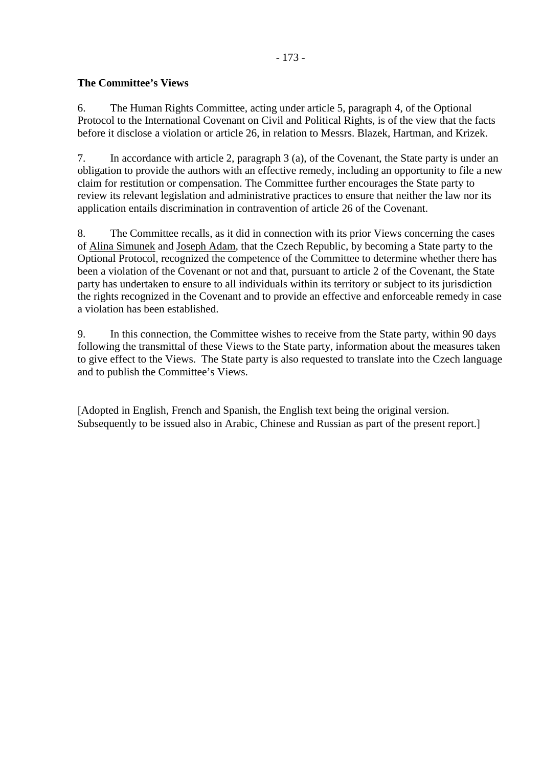**The Committee's Views**

6. The Human Rights Committee, acting under article 5, paragraph 4, of the Optional Protocol to the International Covenant on Civil and Political Rights, is of the view that the facts before it disclose a violation or article 26, in relation to Messrs. Blazek, Hartman, and Krizek.

7. In accordance with article 2, paragraph 3 (a), of the Covenant, the State party is under an obligation to provide the authors with an effective remedy, including an opportunity to file a new claim for restitution or compensation. The Committee further encourages the State party to review its relevant legislation and administrative practices to ensure that neither the law nor its application entails discrimination in contravention of article 26 of the Covenant.

8. The Committee recalls, as it did in connection with its prior Views concerning the cases of Alina Simunek and Joseph Adam, that the Czech Republic, by becoming a State party to the Optional Protocol, recognized the competence of the Committee to determine whether there has been a violation of the Covenant or not and that, pursuant to article 2 of the Covenant, the State party has undertaken to ensure to all individuals within its territory or subject to its jurisdiction the rights recognized in the Covenant and to provide an effective and enforceable remedy in case a violation has been established.

9. In this connection, the Committee wishes to receive from the State party, within 90 days following the transmittal of these Views to the State party, information about the measures taken to give effect to the Views. The State party is also requested to translate into the Czech language and to publish the Committee's Views.

[Adopted in English, French and Spanish, the English text being the original version. Subsequently to be issued also in Arabic, Chinese and Russian as part of the present report.]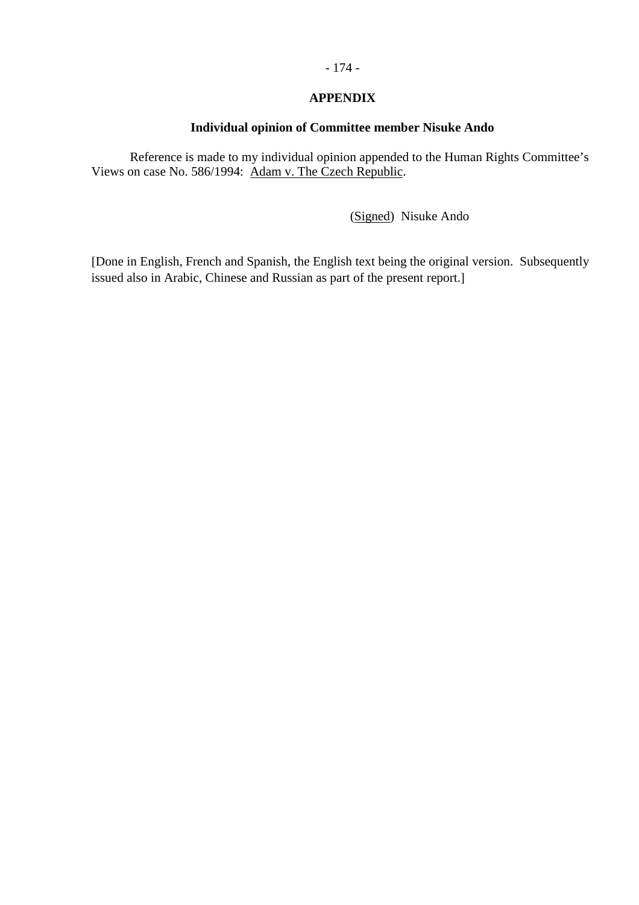## APPENDIX

### Individual opinion of Committee member Nisuke Ando

Reference is made to my individual opinion appended to the Human Rights Committee's Views on case No. 586/1994: Adam v. The Czech Republic.

(Signed) Nisuke Ando

[Done in English, French and Spanish, the English text being the original version. Subsequently issued also in Arabic, Chinese and Russian as part of the present report.]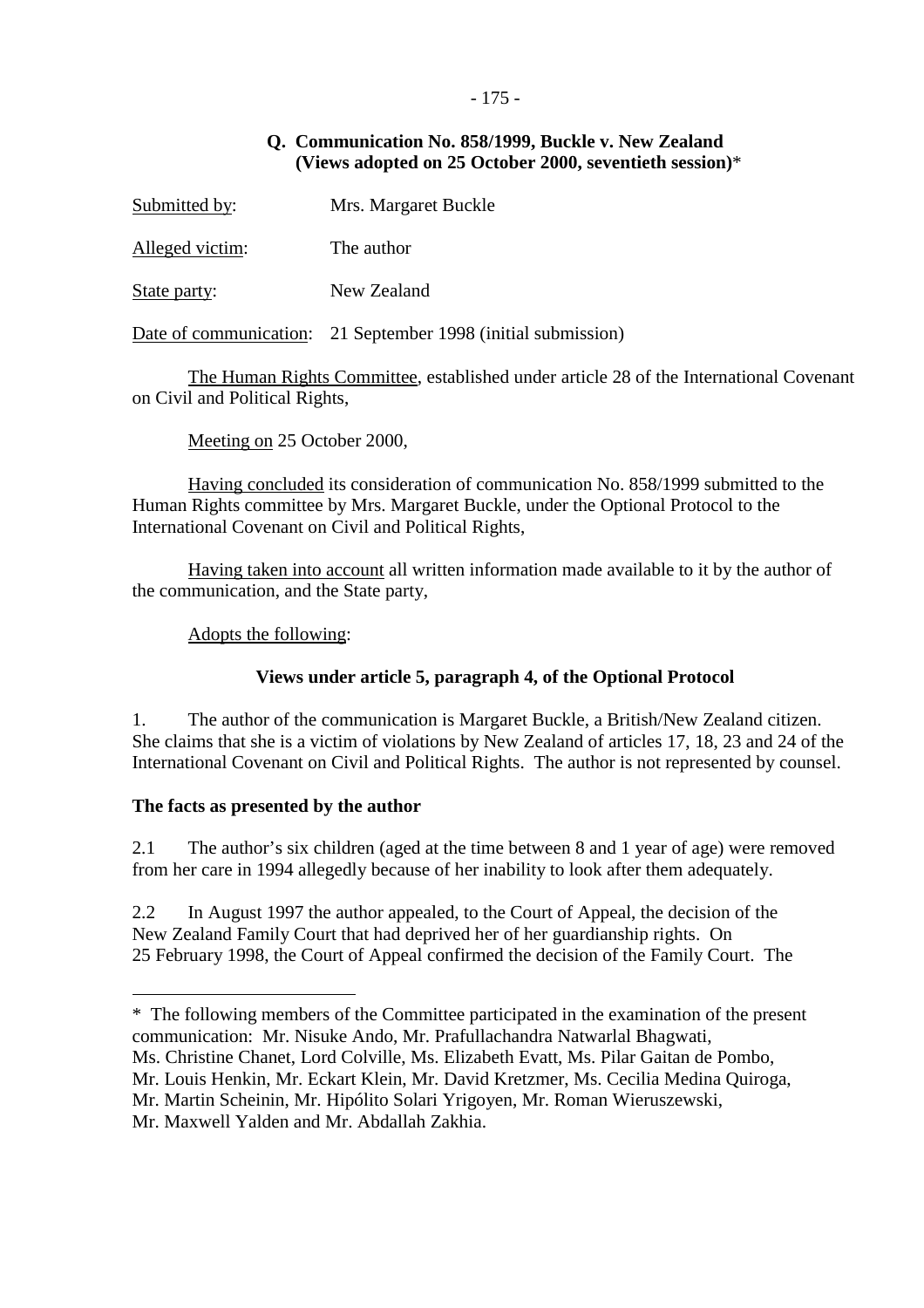## Q. Communication No. 858/1999, Buckle v. New Zealand (Views adopted on 25 October 2000, seventieth session)*

Submitted by: Mrs. Margaret Buckle

Alleged victim: The author

State party: New Zealand

Date of communication: 21 September 1998 (initial submission)

The Human Rights Committee, established under article 28 of the International Covenant on Civil and Political Rights,

Meeting on 25 October 2000,

Having concluded its consideration of communication No. 858/1999 submitted to the Human Rights committee by Mrs. Margaret Buckle, under the Optional Protocol to the International Covenant on Civil and Political Rights,

Having taken into account all written information made available to it by the author of the communication, and the State party,

Adopts the following:

### Views under article 5, paragraph 4, of the Optional Protocol

1. The author of the communication is Margaret Buckle, a British/New Zealand citizen. She claims that she is a victim of violations by New Zealand of articles 17, 18, 23 and 24 of the International Covenant on Civil and Political Rights. The author is not represented by counsel.

**The facts as presented by the author**

2.1 The author's six children (aged at the time between 8 and 1 year of age) were removed from her care in 1994 allegedly because of her inability to look after them adequately.

2.2 In August 1997 the author appealed, to the Court of Appeal, the decision of the New Zealand Family Court that had deprived her of her guardianship rights. On 25 February 1998, the Court of Appeal confirmed the decision of the Family Court. The

---

* The following members of the Committee participated in the examination of the present communication: Mr. Nisuke Ando, Mr. Prafullachandra Natwarlal Bhagwati, Ms. Christine Chanet, Lord Colville, Ms. Elizabeth Evatt, Ms. Pilar Gaitan de Pombo, Mr. Louis Henkin, Mr. Eckart Klein, Mr. David Kretzmer, Ms. Cecilia Medina Quiroga, Mr. Martin Scheinin, Mr. Hipólito Solari Yrigoyen, Mr. Roman Wieruszewski, Mr. Maxwell Yalden and Mr. Abdallah Zakhia.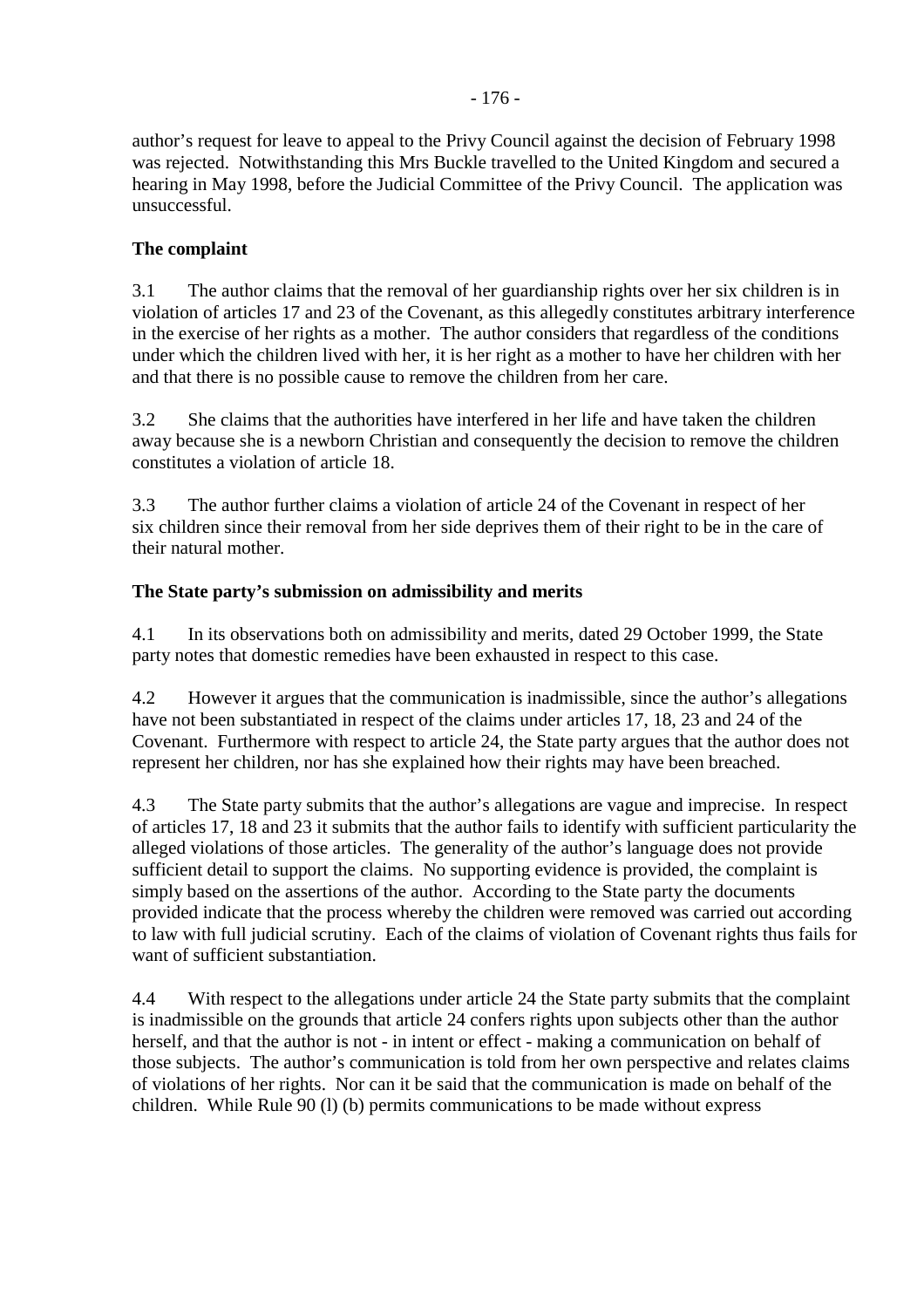author's request for leave to appeal to the Privy Council against the decision of February 1998 was rejected. Notwithstanding this Mrs Buckle travelled to the United Kingdom and secured a hearing in May 1998, before the Judicial Committee of the Privy Council. The application was unsuccessful.

**The complaint**

3.1 The author claims that the removal of her guardianship rights over her six children is in violation of articles 17 and 23 of the Covenant, as this allegedly constitutes arbitrary interference in the exercise of her rights as a mother. The author considers that regardless of the conditions under which the children lived with her, it is her right as a mother to have her children with her and that there is no possible cause to remove the children from her care.

3.2 She claims that the authorities have interfered in her life and have taken the children away because she is a newborn Christian and consequently the decision to remove the children constitutes a violation of article 18.

3.3 The author further claims a violation of article 24 of the Covenant in respect of her six children since their removal from her side deprives them of their right to be in the care of their natural mother.

**The State party's submission on admissibility and merits**

4.1 In its observations both on admissibility and merits, dated 29 October 1999, the State party notes that domestic remedies have been exhausted in respect to this case.

4.2 However it argues that the communication is inadmissible, since the author's allegations have not been substantiated in respect of the claims under articles 17, 18, 23 and 24 of the Covenant. Furthermore with respect to article 24, the State party argues that the author does not represent her children, nor has she explained how their rights may have been breached.

4.3 The State party submits that the author's allegations are vague and imprecise. In respect of articles 17, 18 and 23 it submits that the author fails to identify with sufficient particularity the alleged violations of those articles. The generality of the author's language does not provide sufficient detail to support the claims. No supporting evidence is provided, the complaint is simply based on the assertions of the author. According to the State party the documents provided indicate that the process whereby the children were removed was carried out according to law with full judicial scrutiny. Each of the claims of violation of Covenant rights thus fails for want of sufficient substantiation.

4.4 With respect to the allegations under article 24 the State party submits that the complaint is inadmissible on the grounds that article 24 confers rights upon subjects other than the author herself, and that the author is not - in intent or effect - making a communication on behalf of those subjects. The author's communication is told from her own perspective and relates claims of violations of her rights. Nor can it be said that the communication is made on behalf of the children. While Rule 90 (l) (b) permits communications to be made without express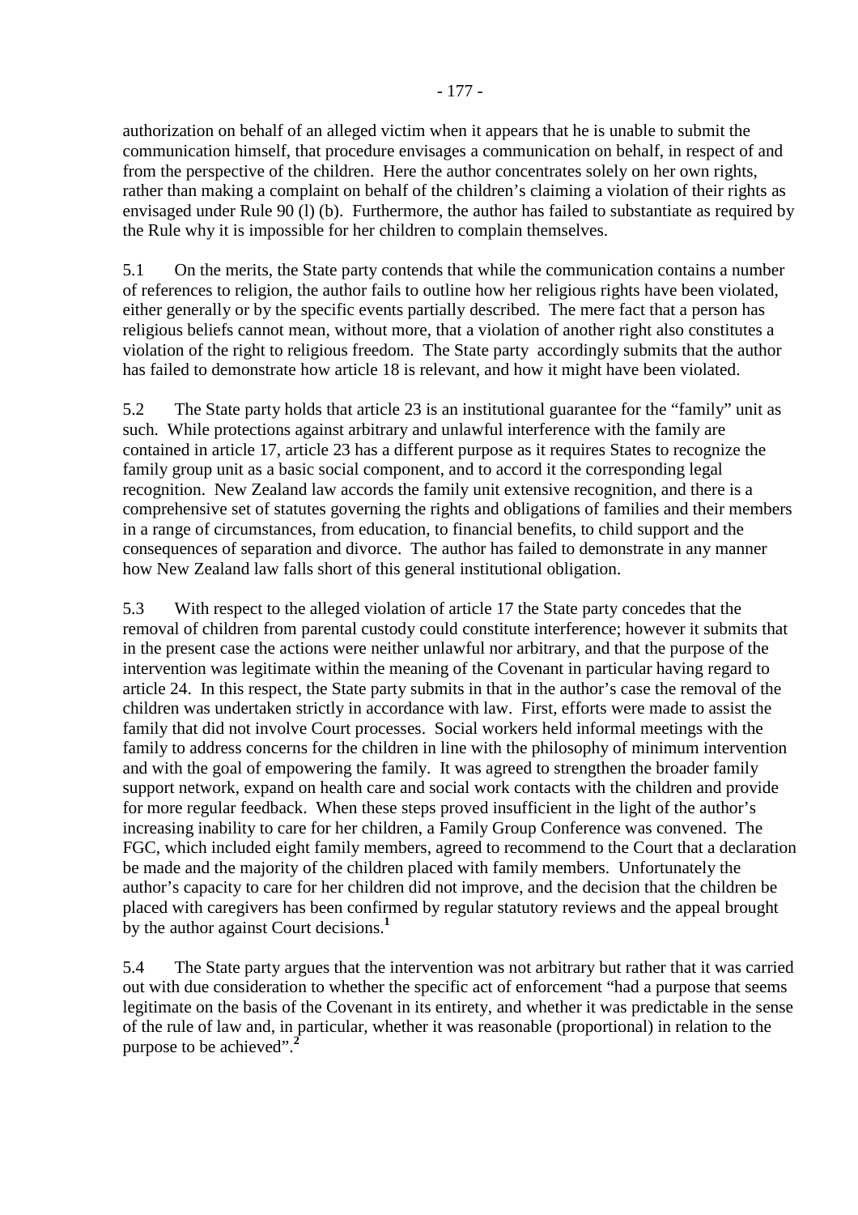authorization on behalf of an alleged victim when it appears that he is unable to submit the communication himself, that procedure envisages a communication on behalf, in respect of and from the perspective of the children. Here the author concentrates solely on her own rights, rather than making a complaint on behalf of the children's claiming a violation of their rights as envisaged under Rule 90 (l) (b). Furthermore, the author has failed to substantiate as required by the Rule why it is impossible for her children to complain themselves.

5.1 On the merits, the State party contends that while the communication contains a number of references to religion, the author fails to outline how her religious rights have been violated, either generally or by the specific events partially described. The mere fact that a person has religious beliefs cannot mean, without more, that a violation of another right also constitutes a violation of the right to religious freedom. The State party accordingly submits that the author has failed to demonstrate how article 18 is relevant, and how it might have been violated.

5.2 The State party holds that article 23 is an institutional guarantee for the "family" unit as such. While protections against arbitrary and unlawful interference with the family are contained in article 17, article 23 has a different purpose as it requires States to recognize the family group unit as a basic social component, and to accord it the corresponding legal recognition. New Zealand law accords the family unit extensive recognition, and there is a comprehensive set of statutes governing the rights and obligations of families and their members in a range of circumstances, from education, to financial benefits, to child support and the consequences of separation and divorce. The author has failed to demonstrate in any manner how New Zealand law falls short of this general institutional obligation.

5.3 With respect to the alleged violation of article 17 the State party concedes that the removal of children from parental custody could constitute interference; however it submits that in the present case the actions were neither unlawful nor arbitrary, and that the purpose of the intervention was legitimate within the meaning of the Covenant in particular having regard to article 24. In this respect, the State party submits in that in the author's case the removal of the children was undertaken strictly in accordance with law. First, efforts were made to assist the family that did not involve Court processes. Social workers held informal meetings with the family to address concerns for the children in line with the philosophy of minimum intervention and with the goal of empowering the family. It was agreed to strengthen the broader family support network, expand on health care and social work contacts with the children and provide for more regular feedback. When these steps proved insufficient in the light of the author's increasing inability to care for her children, a Family Group Conference was convened. The FGC, which included eight family members, agreed to recommend to the Court that a declaration be made and the majority of the children placed with family members. Unfortunately the author's capacity to care for her children did not improve, and the decision that the children be placed with caregivers has been confirmed by regular statutory reviews and the appeal brought by the author against Court decisions.[1]

5.4 The State party argues that the intervention was not arbitrary but rather that it was carried out with due consideration to whether the specific act of enforcement "had a purpose that seems legitimate on the basis of the Covenant in its entirety, and whether it was predictable in the sense of the rule of law and, in particular, whether it was reasonable (proportional) in relation to the purpose to be achieved".[2]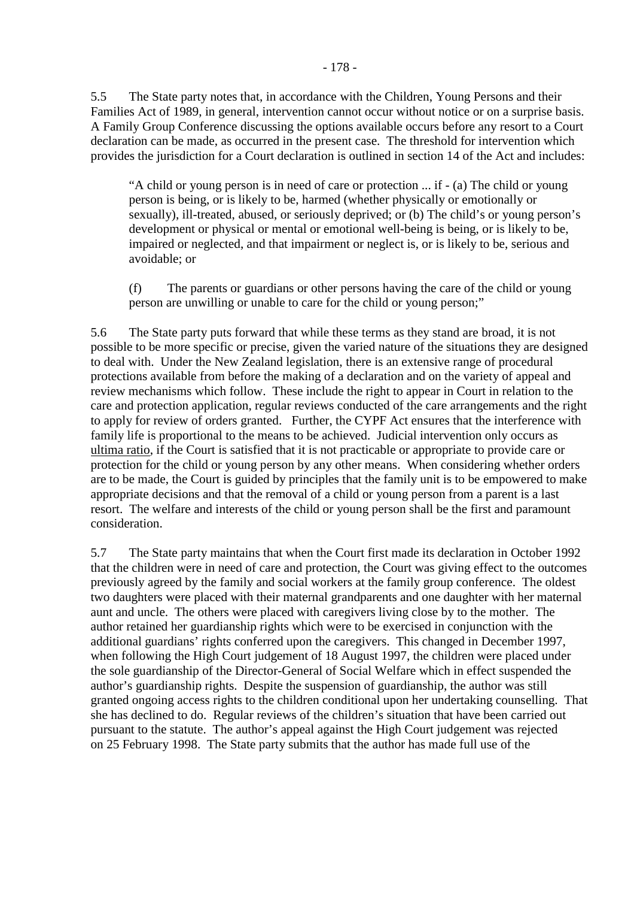5.5 The State party notes that, in accordance with the Children, Young Persons and their Families Act of 1989, in general, intervention cannot occur without notice or on a surprise basis. A Family Group Conference discussing the options available occurs before any resort to a Court declaration can be made, as occurred in the present case. The threshold for intervention which provides the jurisdiction for a Court declaration is outlined in section 14 of the Act and includes:

> "A child or young person is in need of care or protection ... if - (a) The child or young person is being, or is likely to be, harmed (whether physically or emotionally or sexually), ill-treated, abused, or seriously deprived; or (b) The child's or young person's development or physical or mental or emotional well-being is being, or is likely to be, impaired or neglected, and that impairment or neglect is, or is likely to be, serious and avoidable; or
>
> (f) The parents or guardians or other persons having the care of the child or young person are unwilling or unable to care for the child or young person;"

5.6 The State party puts forward that while these terms as they stand are broad, it is not possible to be more specific or precise, given the varied nature of the situations they are designed to deal with. Under the New Zealand legislation, there is an extensive range of procedural protections available from before the making of a declaration and on the variety of appeal and review mechanisms which follow. These include the right to appear in Court in relation to the care and protection application, regular reviews conducted of the care arrangements and the right to apply for review of orders granted. Further, the CYPF Act ensures that the interference with family life is proportional to the means to be achieved. Judicial intervention only occurs as ultima ratio, if the Court is satisfied that it is not practicable or appropriate to provide care or protection for the child or young person by any other means. When considering whether orders are to be made, the Court is guided by principles that the family unit is to be empowered to make appropriate decisions and that the removal of a child or young person from a parent is a last resort. The welfare and interests of the child or young person shall be the first and paramount consideration.

5.7 The State party maintains that when the Court first made its declaration in October 1992 that the children were in need of care and protection, the Court was giving effect to the outcomes previously agreed by the family and social workers at the family group conference. The oldest two daughters were placed with their maternal grandparents and one daughter with her maternal aunt and uncle. The others were placed with caregivers living close by to the mother. The author retained her guardianship rights which were to be exercised in conjunction with the additional guardians' rights conferred upon the caregivers. This changed in December 1997, when following the High Court judgement of 18 August 1997, the children were placed under the sole guardianship of the Director-General of Social Welfare which in effect suspended the author's guardianship rights. Despite the suspension of guardianship, the author was still granted ongoing access rights to the children conditional upon her undertaking counselling. That she has declined to do. Regular reviews of the children's situation that have been carried out pursuant to the statute. The author's appeal against the High Court judgement was rejected on 25 February 1998. The State party submits that the author has made full use of the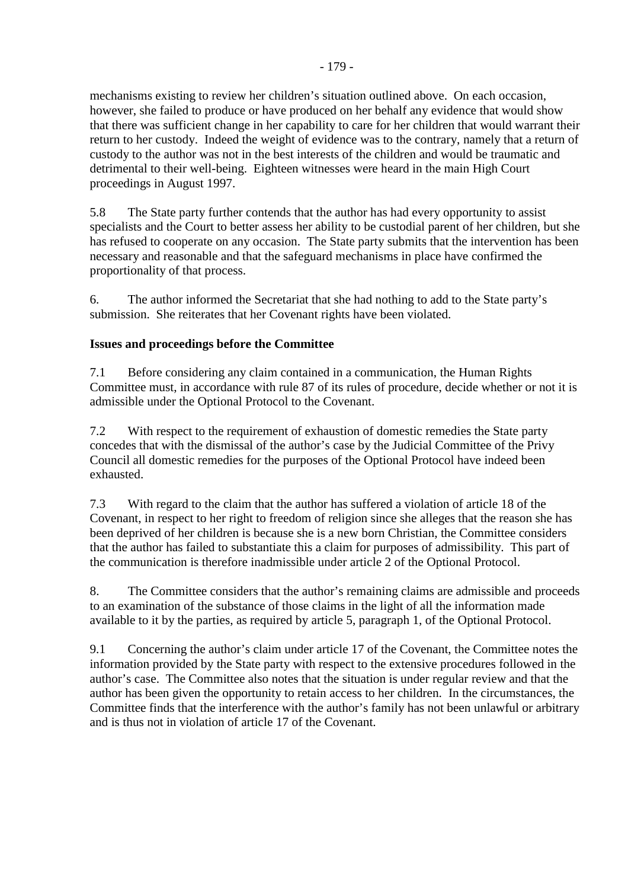mechanisms existing to review her children's situation outlined above. On each occasion, however, she failed to produce or have produced on her behalf any evidence that would show that there was sufficient change in her capability to care for her children that would warrant their return to her custody. Indeed the weight of evidence was to the contrary, namely that a return of custody to the author was not in the best interests of the children and would be traumatic and detrimental to their well-being. Eighteen witnesses were heard in the main High Court proceedings in August 1997.

5.8 The State party further contends that the author has had every opportunity to assist specialists and the Court to better assess her ability to be custodial parent of her children, but she has refused to cooperate on any occasion. The State party submits that the intervention has been necessary and reasonable and that the safeguard mechanisms in place have confirmed the proportionality of that process.

6. The author informed the Secretariat that she had nothing to add to the State party's submission. She reiterates that her Covenant rights have been violated.

**Issues and proceedings before the Committee**

7.1 Before considering any claim contained in a communication, the Human Rights Committee must, in accordance with rule 87 of its rules of procedure, decide whether or not it is admissible under the Optional Protocol to the Covenant.

7.2 With respect to the requirement of exhaustion of domestic remedies the State party concedes that with the dismissal of the author's case by the Judicial Committee of the Privy Council all domestic remedies for the purposes of the Optional Protocol have indeed been exhausted.

7.3 With regard to the claim that the author has suffered a violation of article 18 of the Covenant, in respect to her right to freedom of religion since she alleges that the reason she has been deprived of her children is because she is a new born Christian, the Committee considers that the author has failed to substantiate this a claim for purposes of admissibility. This part of the communication is therefore inadmissible under article 2 of the Optional Protocol.

8. The Committee considers that the author's remaining claims are admissible and proceeds to an examination of the substance of those claims in the light of all the information made available to it by the parties, as required by article 5, paragraph 1, of the Optional Protocol.

9.1 Concerning the author's claim under article 17 of the Covenant, the Committee notes the information provided by the State party with respect to the extensive procedures followed in the author's case. The Committee also notes that the situation is under regular review and that the author has been given the opportunity to retain access to her children. In the circumstances, the Committee finds that the interference with the author's family has not been unlawful or arbitrary and is thus not in violation of article 17 of the Covenant.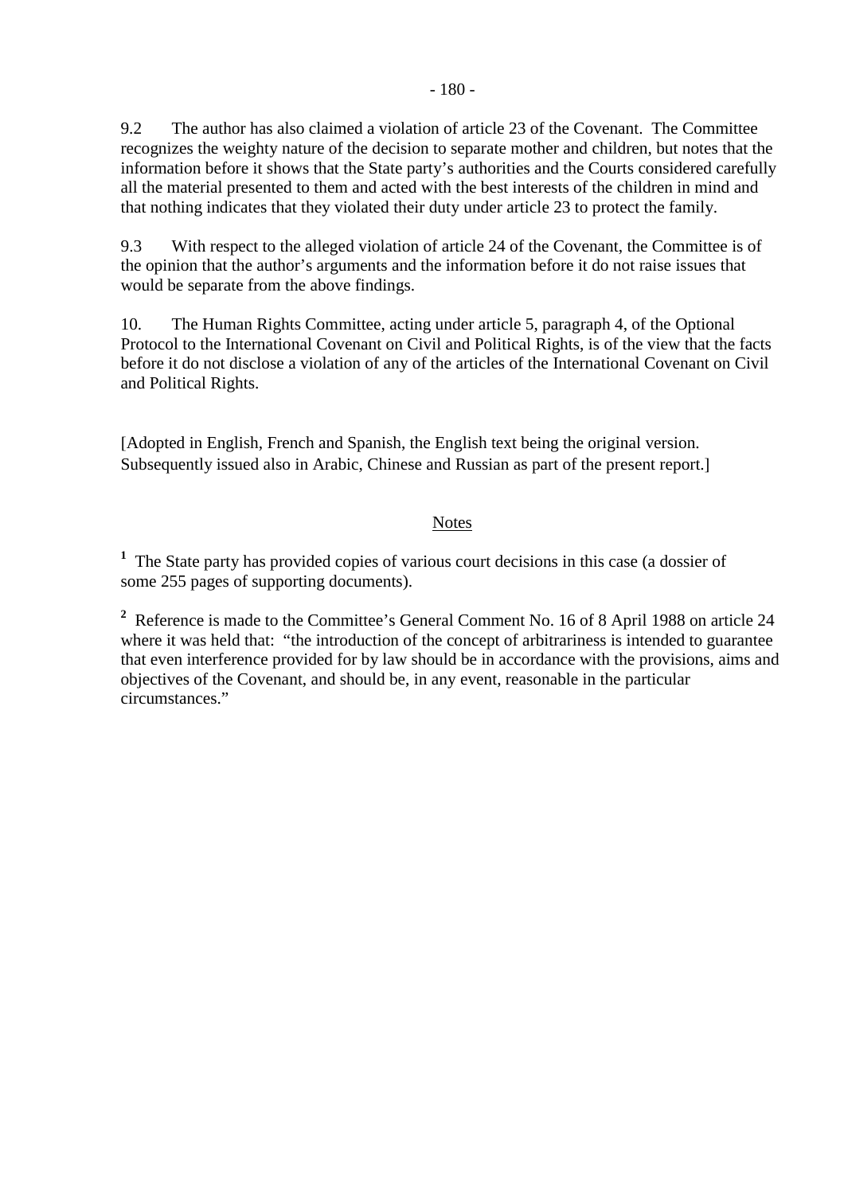9.2 The author has also claimed a violation of article 23 of the Covenant. The Committee recognizes the weighty nature of the decision to separate mother and children, but notes that the information before it shows that the State party's authorities and the Courts considered carefully all the material presented to them and acted with the best interests of the children in mind and that nothing indicates that they violated their duty under article 23 to protect the family.

9.3 With respect to the alleged violation of article 24 of the Covenant, the Committee is of the opinion that the author's arguments and the information before it do not raise issues that would be separate from the above findings.

10. The Human Rights Committee, acting under article 5, paragraph 4, of the Optional Protocol to the International Covenant on Civil and Political Rights, is of the view that the facts before it do not disclose a violation of any of the articles of the International Covenant on Civil and Political Rights.

[Adopted in English, French and Spanish, the English text being the original version. Subsequently issued also in Arabic, Chinese and Russian as part of the present report.]

## Notes

[1] The State party has provided copies of various court decisions in this case (a dossier of some 255 pages of supporting documents).

[2] Reference is made to the Committee's General Comment No. 16 of 8 April 1988 on article 24 where it was held that: "the introduction of the concept of arbitrariness is intended to guarantee that even interference provided for by law should be in accordance with the provisions, aims and objectives of the Covenant, and should be, in any event, reasonable in the particular circumstances."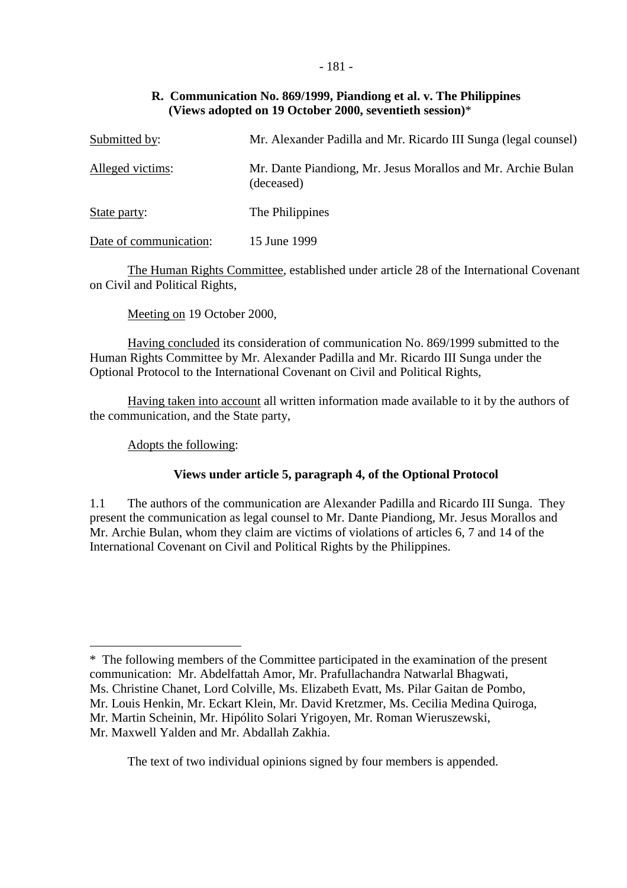## R. Communication No. 869/1999, Piandiong et al. v. The Philippines (Views adopted on 19 October 2000, seventieth session)*

| | |
|---|---|
| Submitted by: | Mr. Alexander Padilla and Mr. Ricardo III Sunga (legal counsel) |
| Alleged victims: | Mr. Dante Piandiong, Mr. Jesus Morallos and Mr. Archie Bulan (deceased) |
| State party: | The Philippines |
| Date of communication: | 15 June 1999 |

The Human Rights Committee, established under article 28 of the International Covenant on Civil and Political Rights,

Meeting on 19 October 2000,

Having concluded its consideration of communication No. 869/1999 submitted to the Human Rights Committee by Mr. Alexander Padilla and Mr. Ricardo III Sunga under the Optional Protocol to the International Covenant on Civil and Political Rights,

Having taken into account all written information made available to it by the authors of the communication, and the State party,

Adopts the following:

### Views under article 5, paragraph 4, of the Optional Protocol

1.1 The authors of the communication are Alexander Padilla and Ricardo III Sunga. They present the communication as legal counsel to Mr. Dante Piandiong, Mr. Jesus Morallos and Mr. Archie Bulan, whom they claim are victims of violations of articles 6, 7 and 14 of the International Covenant on Civil and Political Rights by the Philippines.

---

* The following members of the Committee participated in the examination of the present communication: Mr. Abdelfattah Amor, Mr. Prafullachandra Natwarlal Bhagwati, Ms. Christine Chanet, Lord Colville, Ms. Elizabeth Evatt, Ms. Pilar Gaitan de Pombo, Mr. Louis Henkin, Mr. Eckart Klein, Mr. David Kretzmer, Ms. Cecilia Medina Quiroga, Mr. Martin Scheinin, Mr. Hipólito Solari Yrigoyen, Mr. Roman Wieruszewski, Mr. Maxwell Yalden and Mr. Abdallah Zakhia.

The text of two individual opinions signed by four members is appended.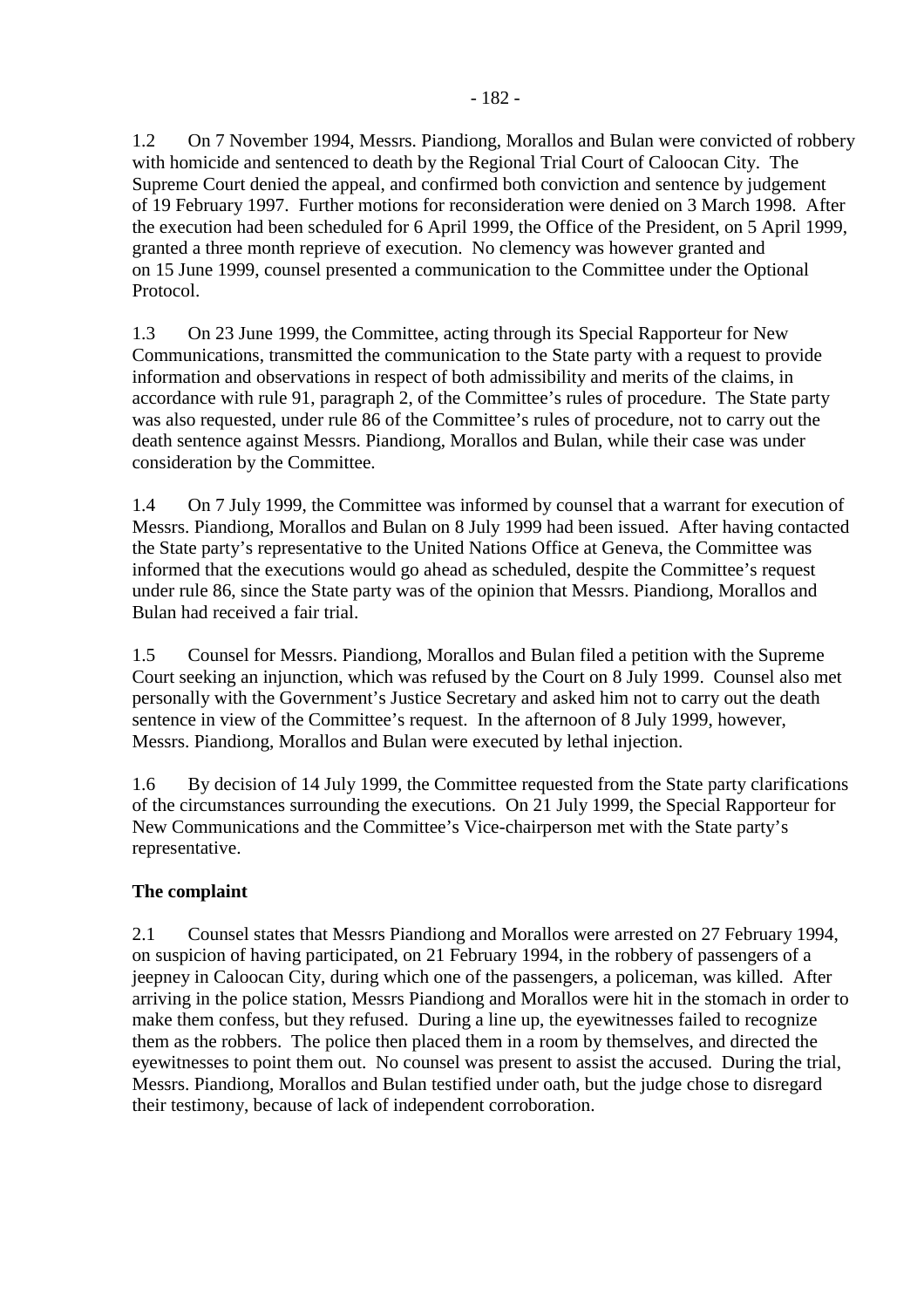1.2 On 7 November 1994, Messrs. Piandiong, Morallos and Bulan were convicted of robbery with homicide and sentenced to death by the Regional Trial Court of Caloocan City. The Supreme Court denied the appeal, and confirmed both conviction and sentence by judgement of 19 February 1997. Further motions for reconsideration were denied on 3 March 1998. After the execution had been scheduled for 6 April 1999, the Office of the President, on 5 April 1999, granted a three month reprieve of execution. No clemency was however granted and on 15 June 1999, counsel presented a communication to the Committee under the Optional Protocol.

1.3 On 23 June 1999, the Committee, acting through its Special Rapporteur for New Communications, transmitted the communication to the State party with a request to provide information and observations in respect of both admissibility and merits of the claims, in accordance with rule 91, paragraph 2, of the Committee's rules of procedure. The State party was also requested, under rule 86 of the Committee's rules of procedure, not to carry out the death sentence against Messrs. Piandiong, Morallos and Bulan, while their case was under consideration by the Committee.

1.4 On 7 July 1999, the Committee was informed by counsel that a warrant for execution of Messrs. Piandiong, Morallos and Bulan on 8 July 1999 had been issued. After having contacted the State party's representative to the United Nations Office at Geneva, the Committee was informed that the executions would go ahead as scheduled, despite the Committee's request under rule 86, since the State party was of the opinion that Messrs. Piandiong, Morallos and Bulan had received a fair trial.

1.5 Counsel for Messrs. Piandiong, Morallos and Bulan filed a petition with the Supreme Court seeking an injunction, which was refused by the Court on 8 July 1999. Counsel also met personally with the Government's Justice Secretary and asked him not to carry out the death sentence in view of the Committee's request. In the afternoon of 8 July 1999, however, Messrs. Piandiong, Morallos and Bulan were executed by lethal injection.

1.6 By decision of 14 July 1999, the Committee requested from the State party clarifications of the circumstances surrounding the executions. On 21 July 1999, the Special Rapporteur for New Communications and the Committee's Vice-chairperson met with the State party's representative.

**The complaint**

2.1 Counsel states that Messrs Piandiong and Morallos were arrested on 27 February 1994, on suspicion of having participated, on 21 February 1994, in the robbery of passengers of a jeepney in Caloocan City, during which one of the passengers, a policeman, was killed. After arriving in the police station, Messrs Piandiong and Morallos were hit in the stomach in order to make them confess, but they refused. During a line up, the eyewitnesses failed to recognize them as the robbers. The police then placed them in a room by themselves, and directed the eyewitnesses to point them out. No counsel was present to assist the accused. During the trial, Messrs. Piandiong, Morallos and Bulan testified under oath, but the judge chose to disregard their testimony, because of lack of independent corroboration.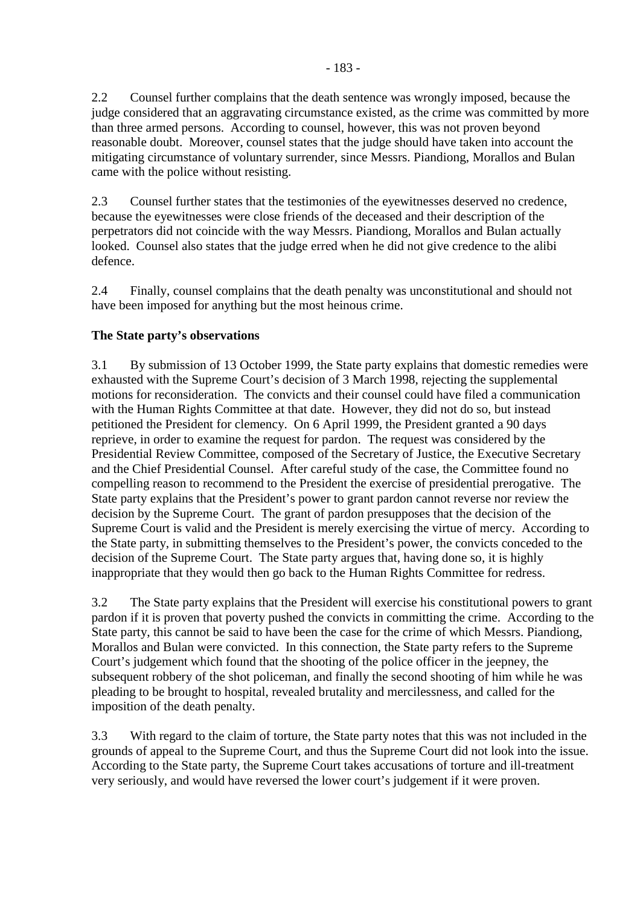2.2 Counsel further complains that the death sentence was wrongly imposed, because the judge considered that an aggravating circumstance existed, as the crime was committed by more than three armed persons. According to counsel, however, this was not proven beyond reasonable doubt. Moreover, counsel states that the judge should have taken into account the mitigating circumstance of voluntary surrender, since Messrs. Piandiong, Morallos and Bulan came with the police without resisting.

2.3 Counsel further states that the testimonies of the eyewitnesses deserved no credence, because the eyewitnesses were close friends of the deceased and their description of the perpetrators did not coincide with the way Messrs. Piandiong, Morallos and Bulan actually looked. Counsel also states that the judge erred when he did not give credence to the alibi defence.

2.4 Finally, counsel complains that the death penalty was unconstitutional and should not have been imposed for anything but the most heinous crime.

**The State party's observations**

3.1 By submission of 13 October 1999, the State party explains that domestic remedies were exhausted with the Supreme Court's decision of 3 March 1998, rejecting the supplemental motions for reconsideration. The convicts and their counsel could have filed a communication with the Human Rights Committee at that date. However, they did not do so, but instead petitioned the President for clemency. On 6 April 1999, the President granted a 90 days reprieve, in order to examine the request for pardon. The request was considered by the Presidential Review Committee, composed of the Secretary of Justice, the Executive Secretary and the Chief Presidential Counsel. After careful study of the case, the Committee found no compelling reason to recommend to the President the exercise of presidential prerogative. The State party explains that the President's power to grant pardon cannot reverse nor review the decision by the Supreme Court. The grant of pardon presupposes that the decision of the Supreme Court is valid and the President is merely exercising the virtue of mercy. According to the State party, in submitting themselves to the President's power, the convicts conceded to the decision of the Supreme Court. The State party argues that, having done so, it is highly inappropriate that they would then go back to the Human Rights Committee for redress.

3.2 The State party explains that the President will exercise his constitutional powers to grant pardon if it is proven that poverty pushed the convicts in committing the crime. According to the State party, this cannot be said to have been the case for the crime of which Messrs. Piandiong, Morallos and Bulan were convicted. In this connection, the State party refers to the Supreme Court's judgement which found that the shooting of the police officer in the jeepney, the subsequent robbery of the shot policeman, and finally the second shooting of him while he was pleading to be brought to hospital, revealed brutality and mercilessness, and called for the imposition of the death penalty.

3.3 With regard to the claim of torture, the State party notes that this was not included in the grounds of appeal to the Supreme Court, and thus the Supreme Court did not look into the issue. According to the State party, the Supreme Court takes accusations of torture and ill-treatment very seriously, and would have reversed the lower court's judgement if it were proven.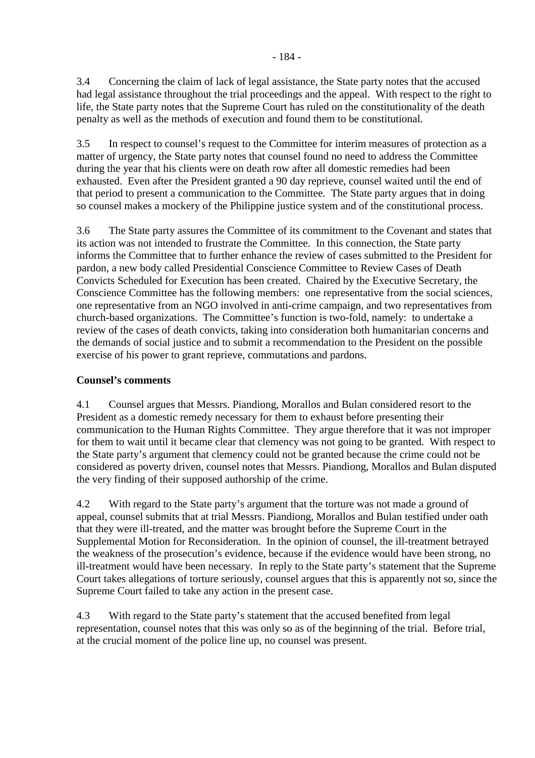3.4 Concerning the claim of lack of legal assistance, the State party notes that the accused had legal assistance throughout the trial proceedings and the appeal. With respect to the right to life, the State party notes that the Supreme Court has ruled on the constitutionality of the death penalty as well as the methods of execution and found them to be constitutional.

3.5 In respect to counsel's request to the Committee for interim measures of protection as a matter of urgency, the State party notes that counsel found no need to address the Committee during the year that his clients were on death row after all domestic remedies had been exhausted. Even after the President granted a 90 day reprieve, counsel waited until the end of that period to present a communication to the Committee. The State party argues that in doing so counsel makes a mockery of the Philippine justice system and of the constitutional process.

3.6 The State party assures the Committee of its commitment to the Covenant and states that its action was not intended to frustrate the Committee. In this connection, the State party informs the Committee that to further enhance the review of cases submitted to the President for pardon, a new body called Presidential Conscience Committee to Review Cases of Death Convicts Scheduled for Execution has been created. Chaired by the Executive Secretary, the Conscience Committee has the following members: one representative from the social sciences, one representative from an NGO involved in anti-crime campaign, and two representatives from church-based organizations. The Committee's function is two-fold, namely: to undertake a review of the cases of death convicts, taking into consideration both humanitarian concerns and the demands of social justice and to submit a recommendation to the President on the possible exercise of his power to grant reprieve, commutations and pardons.

**Counsel's comments**

4.1 Counsel argues that Messrs. Piandiong, Morallos and Bulan considered resort to the President as a domestic remedy necessary for them to exhaust before presenting their communication to the Human Rights Committee. They argue therefore that it was not improper for them to wait until it became clear that clemency was not going to be granted. With respect to the State party's argument that clemency could not be granted because the crime could not be considered as poverty driven, counsel notes that Messrs. Piandiong, Morallos and Bulan disputed the very finding of their supposed authorship of the crime.

4.2 With regard to the State party's argument that the torture was not made a ground of appeal, counsel submits that at trial Messrs. Piandiong, Morallos and Bulan testified under oath that they were ill-treated, and the matter was brought before the Supreme Court in the Supplemental Motion for Reconsideration. In the opinion of counsel, the ill-treatment betrayed the weakness of the prosecution's evidence, because if the evidence would have been strong, no ill-treatment would have been necessary. In reply to the State party's statement that the Supreme Court takes allegations of torture seriously, counsel argues that this is apparently not so, since the Supreme Court failed to take any action in the present case.

4.3 With regard to the State party's statement that the accused benefited from legal representation, counsel notes that this was only so as of the beginning of the trial. Before trial, at the crucial moment of the police line up, no counsel was present.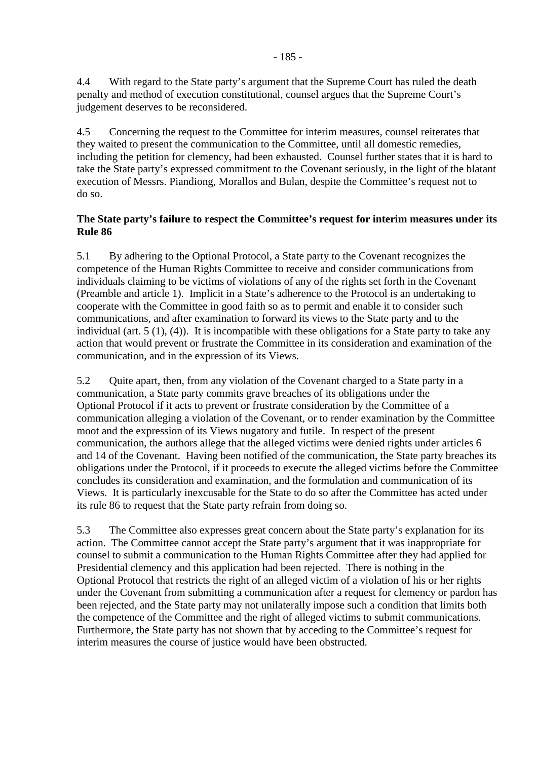4.4 With regard to the State party's argument that the Supreme Court has ruled the death penalty and method of execution constitutional, counsel argues that the Supreme Court's judgement deserves to be reconsidered.

4.5 Concerning the request to the Committee for interim measures, counsel reiterates that they waited to present the communication to the Committee, until all domestic remedies, including the petition for clemency, had been exhausted. Counsel further states that it is hard to take the State party's expressed commitment to the Covenant seriously, in the light of the blatant execution of Messrs. Piandiong, Morallos and Bulan, despite the Committee's request not to do so.

**The State party's failure to respect the Committee's request for interim measures under its Rule 86**

5.1 By adhering to the Optional Protocol, a State party to the Covenant recognizes the competence of the Human Rights Committee to receive and consider communications from individuals claiming to be victims of violations of any of the rights set forth in the Covenant (Preamble and article 1). Implicit in a State's adherence to the Protocol is an undertaking to cooperate with the Committee in good faith so as to permit and enable it to consider such communications, and after examination to forward its views to the State party and to the individual (art. 5 (1), (4)). It is incompatible with these obligations for a State party to take any action that would prevent or frustrate the Committee in its consideration and examination of the communication, and in the expression of its Views.

5.2 Quite apart, then, from any violation of the Covenant charged to a State party in a communication, a State party commits grave breaches of its obligations under the Optional Protocol if it acts to prevent or frustrate consideration by the Committee of a communication alleging a violation of the Covenant, or to render examination by the Committee moot and the expression of its Views nugatory and futile. In respect of the present communication, the authors allege that the alleged victims were denied rights under articles 6 and 14 of the Covenant. Having been notified of the communication, the State party breaches its obligations under the Protocol, if it proceeds to execute the alleged victims before the Committee concludes its consideration and examination, and the formulation and communication of its Views. It is particularly inexcusable for the State to do so after the Committee has acted under its rule 86 to request that the State party refrain from doing so.

5.3 The Committee also expresses great concern about the State party's explanation for its action. The Committee cannot accept the State party's argument that it was inappropriate for counsel to submit a communication to the Human Rights Committee after they had applied for Presidential clemency and this application had been rejected. There is nothing in the Optional Protocol that restricts the right of an alleged victim of a violation of his or her rights under the Covenant from submitting a communication after a request for clemency or pardon has been rejected, and the State party may not unilaterally impose such a condition that limits both the competence of the Committee and the right of alleged victims to submit communications. Furthermore, the State party has not shown that by acceding to the Committee's request for interim measures the course of justice would have been obstructed.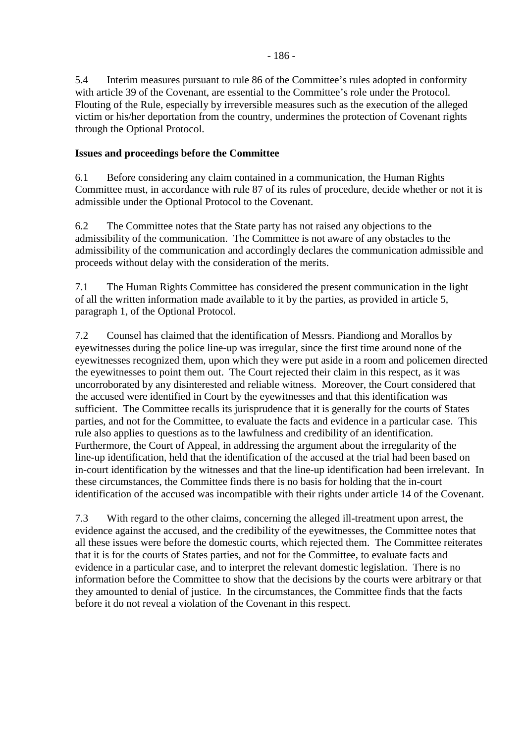5.4 Interim measures pursuant to rule 86 of the Committee's rules adopted in conformity with article 39 of the Covenant, are essential to the Committee's role under the Protocol. Flouting of the Rule, especially by irreversible measures such as the execution of the alleged victim or his/her deportation from the country, undermines the protection of Covenant rights through the Optional Protocol.

**Issues and proceedings before the Committee**

6.1 Before considering any claim contained in a communication, the Human Rights Committee must, in accordance with rule 87 of its rules of procedure, decide whether or not it is admissible under the Optional Protocol to the Covenant.

6.2 The Committee notes that the State party has not raised any objections to the admissibility of the communication. The Committee is not aware of any obstacles to the admissibility of the communication and accordingly declares the communication admissible and proceeds without delay with the consideration of the merits.

7.1 The Human Rights Committee has considered the present communication in the light of all the written information made available to it by the parties, as provided in article 5, paragraph 1, of the Optional Protocol.

7.2 Counsel has claimed that the identification of Messrs. Piandiong and Morallos by eyewitnesses during the police line-up was irregular, since the first time around none of the eyewitnesses recognized them, upon which they were put aside in a room and policemen directed the eyewitnesses to point them out. The Court rejected their claim in this respect, as it was uncorroborated by any disinterested and reliable witness. Moreover, the Court considered that the accused were identified in Court by the eyewitnesses and that this identification was sufficient. The Committee recalls its jurisprudence that it is generally for the courts of States parties, and not for the Committee, to evaluate the facts and evidence in a particular case. This rule also applies to questions as to the lawfulness and credibility of an identification. Furthermore, the Court of Appeal, in addressing the argument about the irregularity of the line-up identification, held that the identification of the accused at the trial had been based on in-court identification by the witnesses and that the line-up identification had been irrelevant. In these circumstances, the Committee finds there is no basis for holding that the in-court identification of the accused was incompatible with their rights under article 14 of the Covenant.

7.3 With regard to the other claims, concerning the alleged ill-treatment upon arrest, the evidence against the accused, and the credibility of the eyewitnesses, the Committee notes that all these issues were before the domestic courts, which rejected them. The Committee reiterates that it is for the courts of States parties, and not for the Committee, to evaluate facts and evidence in a particular case, and to interpret the relevant domestic legislation. There is no information before the Committee to show that the decisions by the courts were arbitrary or that they amounted to denial of justice. In the circumstances, the Committee finds that the facts before it do not reveal a violation of the Covenant in this respect.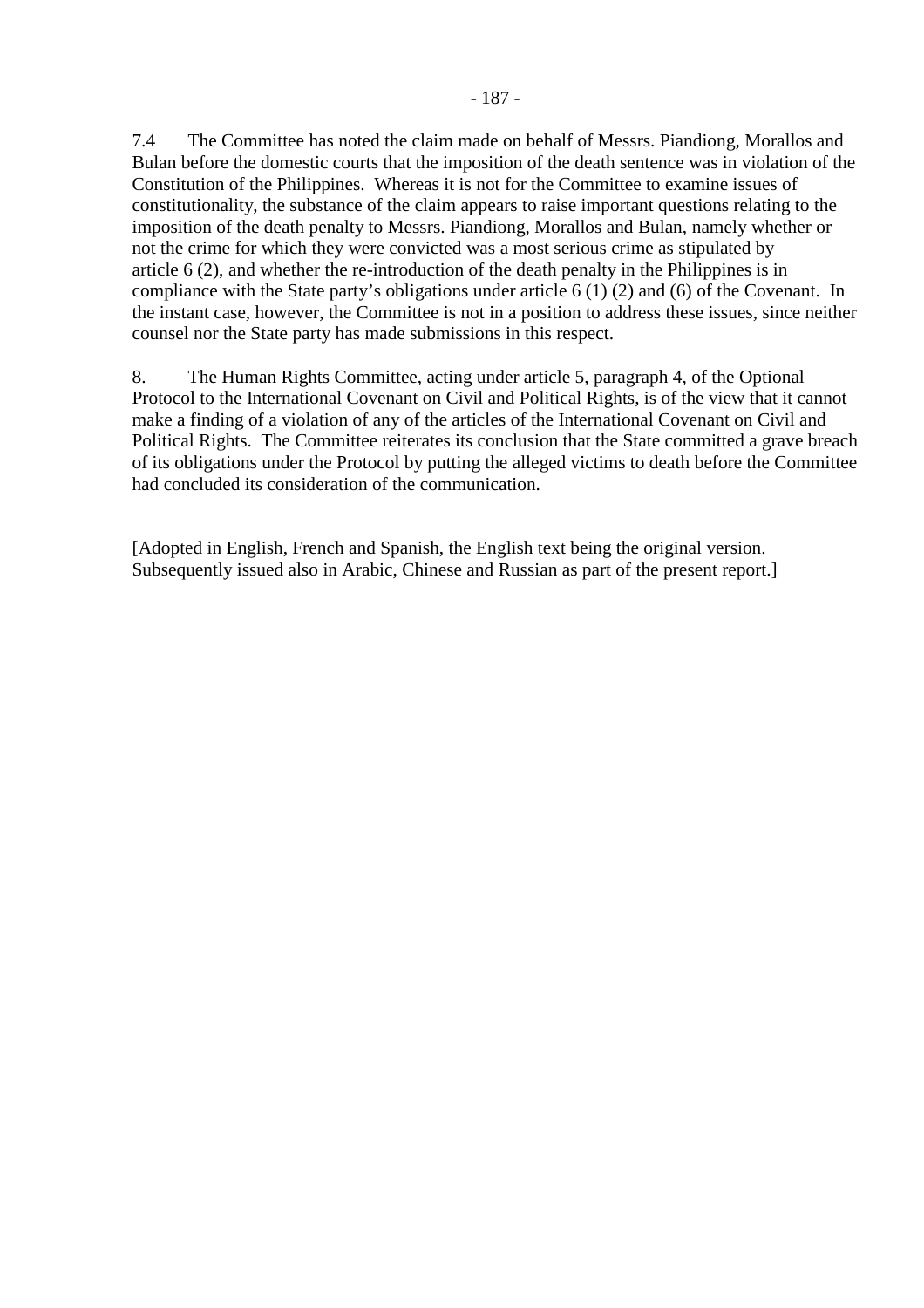7.4 The Committee has noted the claim made on behalf of Messrs. Piandiong, Morallos and Bulan before the domestic courts that the imposition of the death sentence was in violation of the Constitution of the Philippines. Whereas it is not for the Committee to examine issues of constitutionality, the substance of the claim appears to raise important questions relating to the imposition of the death penalty to Messrs. Piandiong, Morallos and Bulan, namely whether or not the crime for which they were convicted was a most serious crime as stipulated by article 6 (2), and whether the re-introduction of the death penalty in the Philippines is in compliance with the State party's obligations under article 6 (1) (2) and (6) of the Covenant. In the instant case, however, the Committee is not in a position to address these issues, since neither counsel nor the State party has made submissions in this respect.

8. The Human Rights Committee, acting under article 5, paragraph 4, of the Optional Protocol to the International Covenant on Civil and Political Rights, is of the view that it cannot make a finding of a violation of any of the articles of the International Covenant on Civil and Political Rights. The Committee reiterates its conclusion that the State committed a grave breach of its obligations under the Protocol by putting the alleged victims to death before the Committee had concluded its consideration of the communication.

[Adopted in English, French and Spanish, the English text being the original version. Subsequently issued also in Arabic, Chinese and Russian as part of the present report.]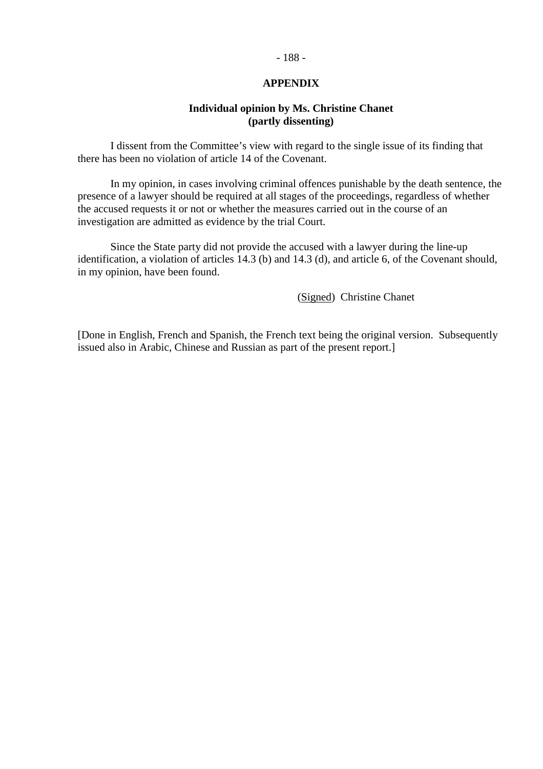## APPENDIX

### Individual opinion by Ms. Christine Chanet (partly dissenting)

I dissent from the Committee's view with regard to the single issue of its finding that there has been no violation of article 14 of the Covenant.

In my opinion, in cases involving criminal offences punishable by the death sentence, the presence of a lawyer should be required at all stages of the proceedings, regardless of whether the accused requests it or not or whether the measures carried out in the course of an investigation are admitted as evidence by the trial Court.

Since the State party did not provide the accused with a lawyer during the line-up identification, a violation of articles 14.3 (b) and 14.3 (d), and article 6, of the Covenant should, in my opinion, have been found.

(Signed) Christine Chanet

[Done in English, French and Spanish, the French text being the original version. Subsequently issued also in Arabic, Chinese and Russian as part of the present report.]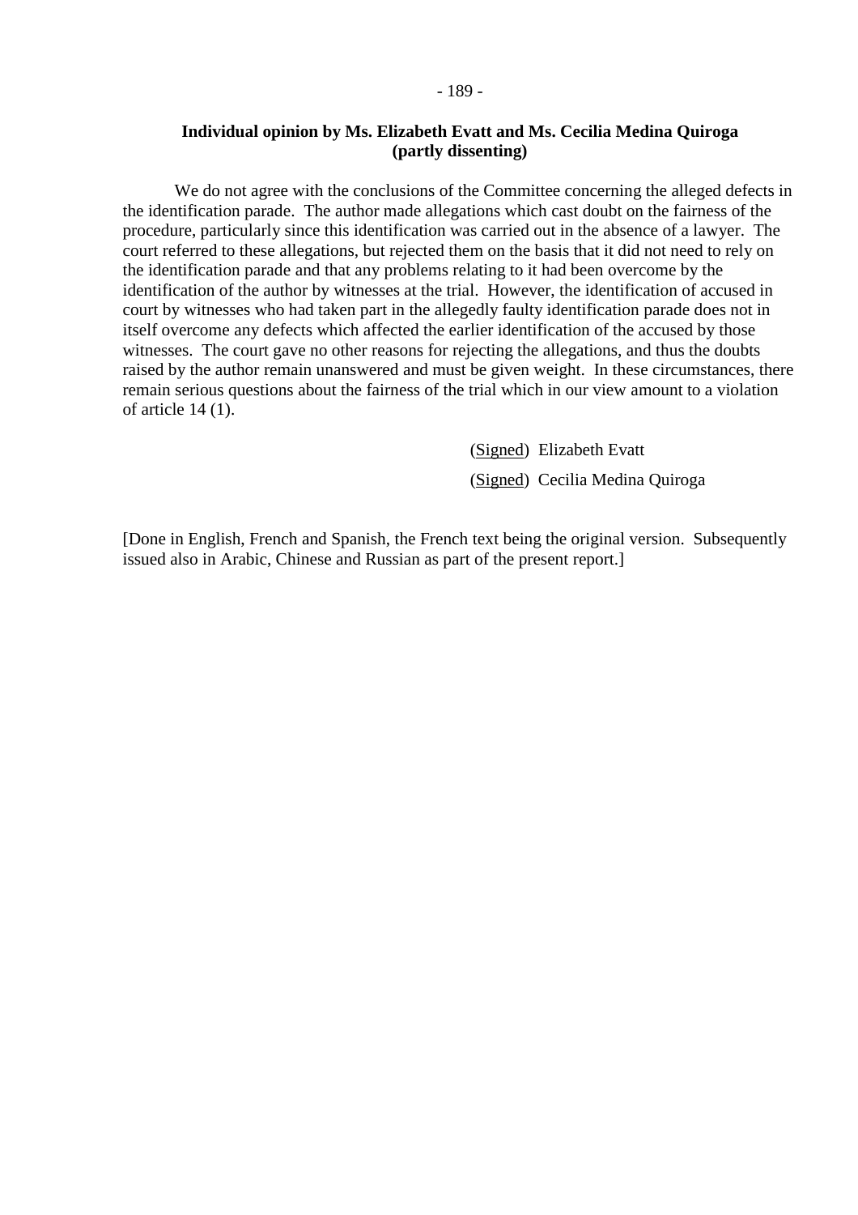**Individual opinion by Ms. Elizabeth Evatt and Ms. Cecilia Medina Quiroga (partly dissenting)**

We do not agree with the conclusions of the Committee concerning the alleged defects in the identification parade. The author made allegations which cast doubt on the fairness of the procedure, particularly since this identification was carried out in the absence of a lawyer. The court referred to these allegations, but rejected them on the basis that it did not need to rely on the identification parade and that any problems relating to it had been overcome by the identification of the author by witnesses at the trial. However, the identification of accused in court by witnesses who had taken part in the allegedly faulty identification parade does not in itself overcome any defects which affected the earlier identification of the accused by those witnesses. The court gave no other reasons for rejecting the allegations, and thus the doubts raised by the author remain unanswered and must be given weight. In these circumstances, there remain serious questions about the fairness of the trial which in our view amount to a violation of article 14 (1).

(Signed) Elizabeth Evatt

(Signed) Cecilia Medina Quiroga

[Done in English, French and Spanish, the French text being the original version. Subsequently issued also in Arabic, Chinese and Russian as part of the present report.]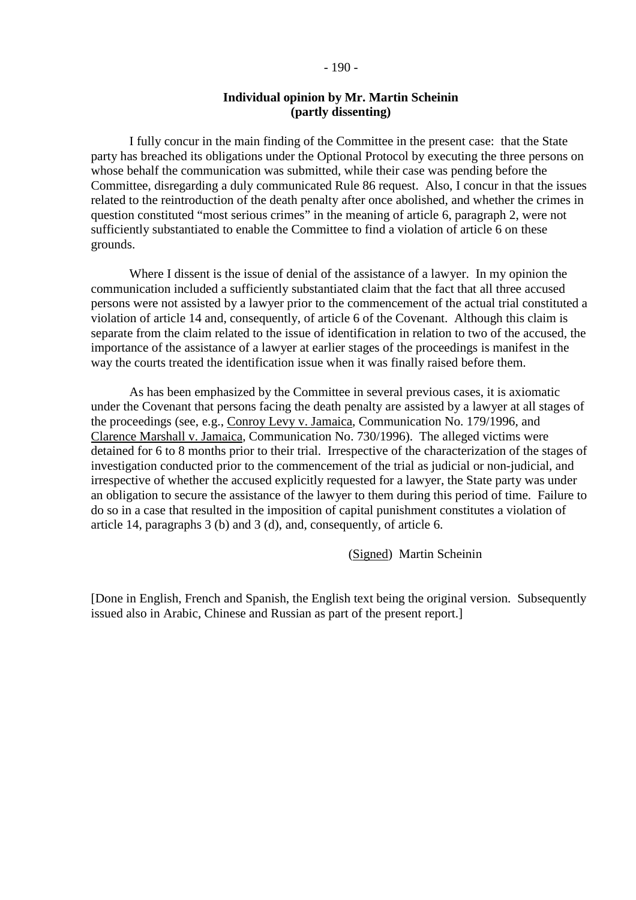**Individual opinion by Mr. Martin Scheinin (partly dissenting)**

I fully concur in the main finding of the Committee in the present case: that the State party has breached its obligations under the Optional Protocol by executing the three persons on whose behalf the communication was submitted, while their case was pending before the Committee, disregarding a duly communicated Rule 86 request. Also, I concur in that the issues related to the reintroduction of the death penalty after once abolished, and whether the crimes in question constituted "most serious crimes" in the meaning of article 6, paragraph 2, were not sufficiently substantiated to enable the Committee to find a violation of article 6 on these grounds.

Where I dissent is the issue of denial of the assistance of a lawyer. In my opinion the communication included a sufficiently substantiated claim that the fact that all three accused persons were not assisted by a lawyer prior to the commencement of the actual trial constituted a violation of article 14 and, consequently, of article 6 of the Covenant. Although this claim is separate from the claim related to the issue of identification in relation to two of the accused, the importance of the assistance of a lawyer at earlier stages of the proceedings is manifest in the way the courts treated the identification issue when it was finally raised before them.

As has been emphasized by the Committee in several previous cases, it is axiomatic under the Covenant that persons facing the death penalty are assisted by a lawyer at all stages of the proceedings (see, e.g., Conroy Levy v. Jamaica, Communication No. 179/1996, and Clarence Marshall v. Jamaica, Communication No. 730/1996). The alleged victims were detained for 6 to 8 months prior to their trial. Irrespective of the characterization of the stages of investigation conducted prior to the commencement of the trial as judicial or non-judicial, and irrespective of whether the accused explicitly requested for a lawyer, the State party was under an obligation to secure the assistance of the lawyer to them during this period of time. Failure to do so in a case that resulted in the imposition of capital punishment constitutes a violation of article 14, paragraphs 3 (b) and 3 (d), and, consequently, of article 6.

(Signed) Martin Scheinin

[Done in English, French and Spanish, the English text being the original version. Subsequently issued also in Arabic, Chinese and Russian as part of the present report.]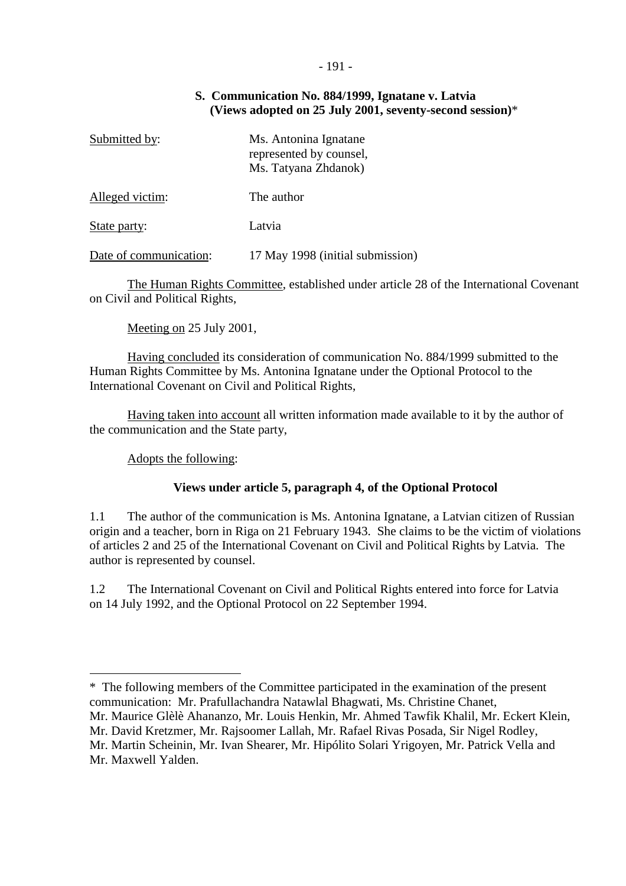## S. Communication No. 884/1999, Ignatane v. Latvia (Views adopted on 25 July 2001, seventy-second session)*

| | |
|---|---|
| Submitted by: | Ms. Antonina Ignatane represented by counsel, Ms. Tatyana Zhdanok) |
| Alleged victim: | The author |
| State party: | Latvia |
| Date of communication: | 17 May 1998 (initial submission) |

The Human Rights Committee, established under article 28 of the International Covenant on Civil and Political Rights,

Meeting on 25 July 2001,

Having concluded its consideration of communication No. 884/1999 submitted to the Human Rights Committee by Ms. Antonina Ignatane under the Optional Protocol to the International Covenant on Civil and Political Rights,

Having taken into account all written information made available to it by the author of the communication and the State party,

Adopts the following:

### Views under article 5, paragraph 4, of the Optional Protocol

1.1 The author of the communication is Ms. Antonina Ignatane, a Latvian citizen of Russian origin and a teacher, born in Riga on 21 February 1943. She claims to be the victim of violations of articles 2 and 25 of the International Covenant on Civil and Political Rights by Latvia. The author is represented by counsel.

1.2 The International Covenant on Civil and Political Rights entered into force for Latvia on 14 July 1992, and the Optional Protocol on 22 September 1994.

---

* The following members of the Committee participated in the examination of the present communication: Mr. Prafullachandra Natawlal Bhagwati, Ms. Christine Chanet, Mr. Maurice Glèlè Ahananzo, Mr. Louis Henkin, Mr. Ahmed Tawfik Khalil, Mr. Eckert Klein, Mr. David Kretzmer, Mr. Rajsoomer Lallah, Mr. Rafael Rivas Posada, Sir Nigel Rodley, Mr. Martin Scheinin, Mr. Ivan Shearer, Mr. Hipólito Solari Yrigoyen, Mr. Patrick Vella and Mr. Maxwell Yalden.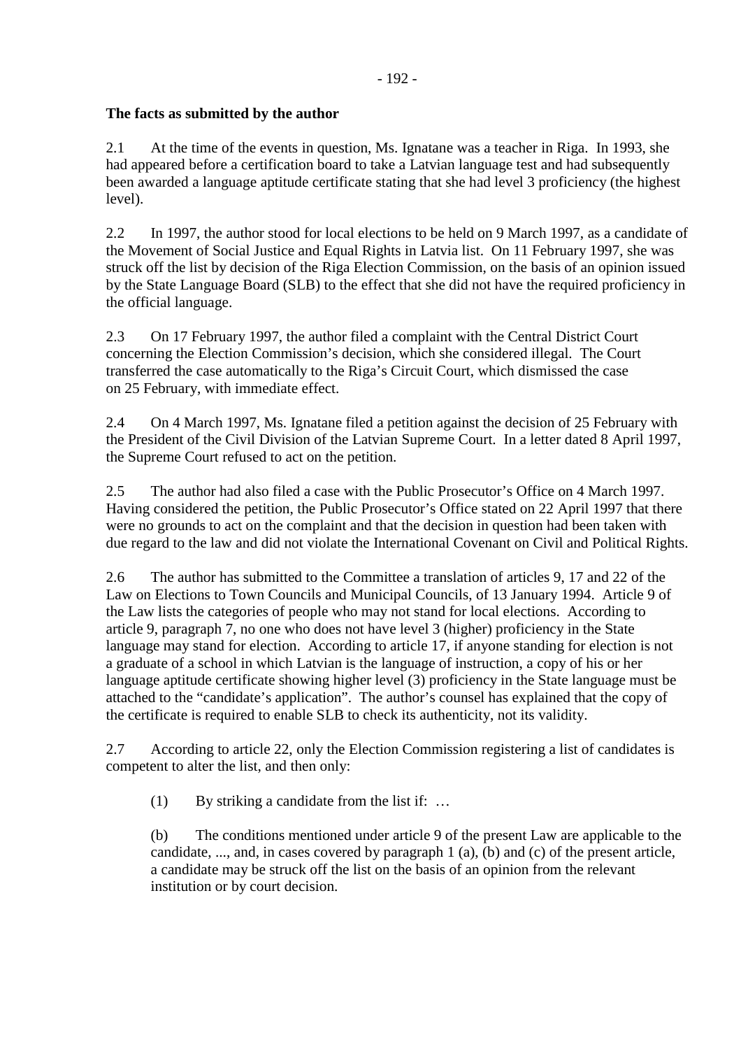**The facts as submitted by the author**

2.1 At the time of the events in question, Ms. Ignatane was a teacher in Riga. In 1993, she had appeared before a certification board to take a Latvian language test and had subsequently been awarded a language aptitude certificate stating that she had level 3 proficiency (the highest level).

2.2 In 1997, the author stood for local elections to be held on 9 March 1997, as a candidate of the Movement of Social Justice and Equal Rights in Latvia list. On 11 February 1997, she was struck off the list by decision of the Riga Election Commission, on the basis of an opinion issued by the State Language Board (SLB) to the effect that she did not have the required proficiency in the official language.

2.3 On 17 February 1997, the author filed a complaint with the Central District Court concerning the Election Commission's decision, which she considered illegal. The Court transferred the case automatically to the Riga's Circuit Court, which dismissed the case on 25 February, with immediate effect.

2.4 On 4 March 1997, Ms. Ignatane filed a petition against the decision of 25 February with the President of the Civil Division of the Latvian Supreme Court. In a letter dated 8 April 1997, the Supreme Court refused to act on the petition.

2.5 The author had also filed a case with the Public Prosecutor's Office on 4 March 1997. Having considered the petition, the Public Prosecutor's Office stated on 22 April 1997 that there were no grounds to act on the complaint and that the decision in question had been taken with due regard to the law and did not violate the International Covenant on Civil and Political Rights.

2.6 The author has submitted to the Committee a translation of articles 9, 17 and 22 of the Law on Elections to Town Councils and Municipal Councils, of 13 January 1994. Article 9 of the Law lists the categories of people who may not stand for local elections. According to article 9, paragraph 7, no one who does not have level 3 (higher) proficiency in the State language may stand for election. According to article 17, if anyone standing for election is not a graduate of a school in which Latvian is the language of instruction, a copy of his or her language aptitude certificate showing higher level (3) proficiency in the State language must be attached to the "candidate's application". The author's counsel has explained that the copy of the certificate is required to enable SLB to check its authenticity, not its validity.

2.7 According to article 22, only the Election Commission registering a list of candidates is competent to alter the list, and then only:

> (1) By striking a candidate from the list if: …
>
> (b) The conditions mentioned under article 9 of the present Law are applicable to the candidate, ..., and, in cases covered by paragraph 1 (a), (b) and (c) of the present article, a candidate may be struck off the list on the basis of an opinion from the relevant institution or by court decision.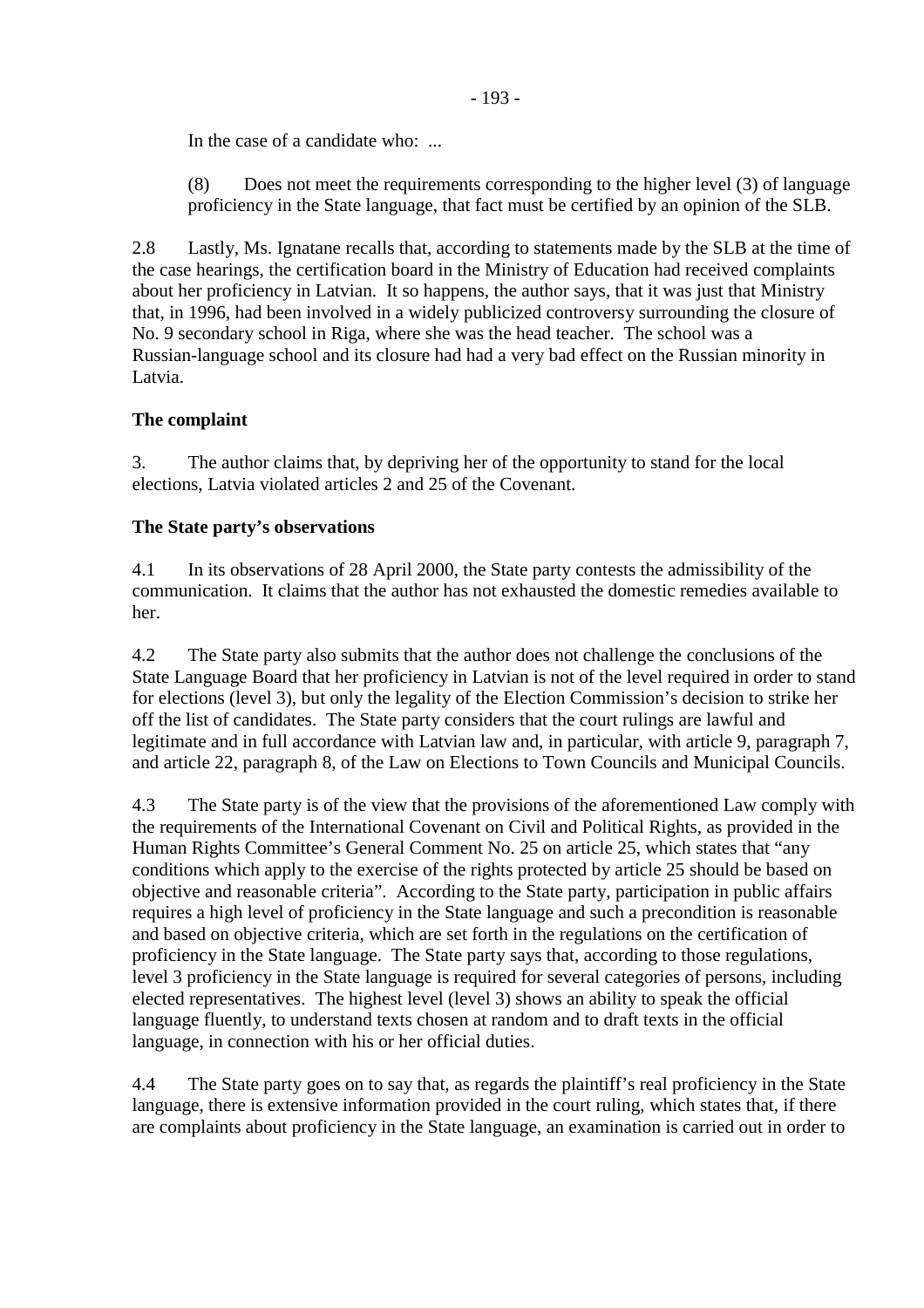In the case of a candidate who: ...

(8) Does not meet the requirements corresponding to the higher level (3) of language proficiency in the State language, that fact must be certified by an opinion of the SLB.

2.8 Lastly, Ms. Ignatane recalls that, according to statements made by the SLB at the time of the case hearings, the certification board in the Ministry of Education had received complaints about her proficiency in Latvian. It so happens, the author says, that it was just that Ministry that, in 1996, had been involved in a widely publicized controversy surrounding the closure of No. 9 secondary school in Riga, where she was the head teacher. The school was a Russian-language school and its closure had had a very bad effect on the Russian minority in Latvia.

**The complaint**

3. The author claims that, by depriving her of the opportunity to stand for the local elections, Latvia violated articles 2 and 25 of the Covenant.

**The State party's observations**

4.1 In its observations of 28 April 2000, the State party contests the admissibility of the communication. It claims that the author has not exhausted the domestic remedies available to her.

4.2 The State party also submits that the author does not challenge the conclusions of the State Language Board that her proficiency in Latvian is not of the level required in order to stand for elections (level 3), but only the legality of the Election Commission's decision to strike her off the list of candidates. The State party considers that the court rulings are lawful and legitimate and in full accordance with Latvian law and, in particular, with article 9, paragraph 7, and article 22, paragraph 8, of the Law on Elections to Town Councils and Municipal Councils.

4.3 The State party is of the view that the provisions of the aforementioned Law comply with the requirements of the International Covenant on Civil and Political Rights, as provided in the Human Rights Committee's General Comment No. 25 on article 25, which states that "any conditions which apply to the exercise of the rights protected by article 25 should be based on objective and reasonable criteria". According to the State party, participation in public affairs requires a high level of proficiency in the State language and such a precondition is reasonable and based on objective criteria, which are set forth in the regulations on the certification of proficiency in the State language. The State party says that, according to those regulations, level 3 proficiency in the State language is required for several categories of persons, including elected representatives. The highest level (level 3) shows an ability to speak the official language fluently, to understand texts chosen at random and to draft texts in the official language, in connection with his or her official duties.

4.4 The State party goes on to say that, as regards the plaintiff's real proficiency in the State language, there is extensive information provided in the court ruling, which states that, if there are complaints about proficiency in the State language, an examination is carried out in order to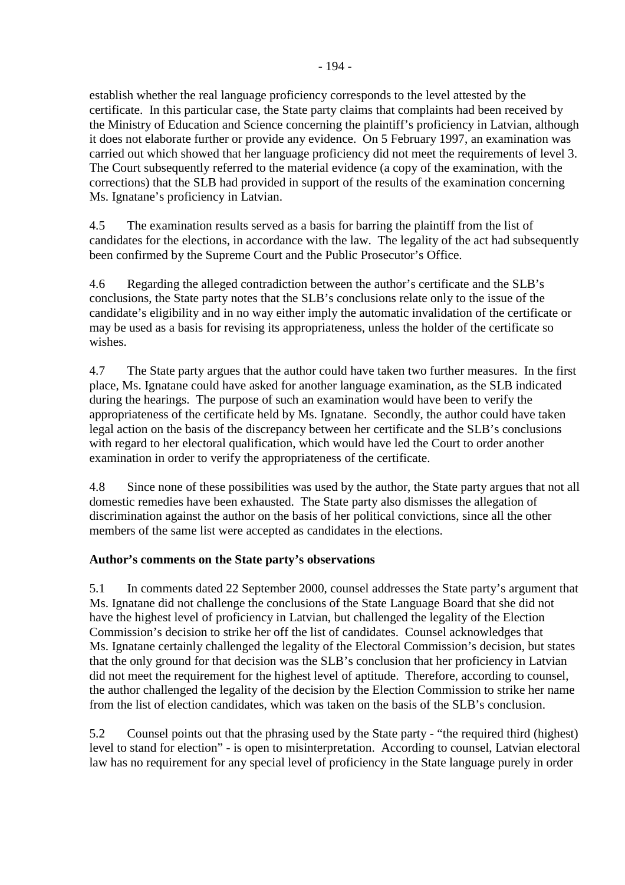establish whether the real language proficiency corresponds to the level attested by the certificate. In this particular case, the State party claims that complaints had been received by the Ministry of Education and Science concerning the plaintiff's proficiency in Latvian, although it does not elaborate further or provide any evidence. On 5 February 1997, an examination was carried out which showed that her language proficiency did not meet the requirements of level 3. The Court subsequently referred to the material evidence (a copy of the examination, with the corrections) that the SLB had provided in support of the results of the examination concerning Ms. Ignatane's proficiency in Latvian.

4.5 The examination results served as a basis for barring the plaintiff from the list of candidates for the elections, in accordance with the law. The legality of the act had subsequently been confirmed by the Supreme Court and the Public Prosecutor's Office.

4.6 Regarding the alleged contradiction between the author's certificate and the SLB's conclusions, the State party notes that the SLB's conclusions relate only to the issue of the candidate's eligibility and in no way either imply the automatic invalidation of the certificate or may be used as a basis for revising its appropriateness, unless the holder of the certificate so wishes.

4.7 The State party argues that the author could have taken two further measures. In the first place, Ms. Ignatane could have asked for another language examination, as the SLB indicated during the hearings. The purpose of such an examination would have been to verify the appropriateness of the certificate held by Ms. Ignatane. Secondly, the author could have taken legal action on the basis of the discrepancy between her certificate and the SLB's conclusions with regard to her electoral qualification, which would have led the Court to order another examination in order to verify the appropriateness of the certificate.

4.8 Since none of these possibilities was used by the author, the State party argues that not all domestic remedies have been exhausted. The State party also dismisses the allegation of discrimination against the author on the basis of her political convictions, since all the other members of the same list were accepted as candidates in the elections.

**Author's comments on the State party's observations**

5.1 In comments dated 22 September 2000, counsel addresses the State party's argument that Ms. Ignatane did not challenge the conclusions of the State Language Board that she did not have the highest level of proficiency in Latvian, but challenged the legality of the Election Commission's decision to strike her off the list of candidates. Counsel acknowledges that Ms. Ignatane certainly challenged the legality of the Electoral Commission's decision, but states that the only ground for that decision was the SLB's conclusion that her proficiency in Latvian did not meet the requirement for the highest level of aptitude. Therefore, according to counsel, the author challenged the legality of the decision by the Election Commission to strike her name from the list of election candidates, which was taken on the basis of the SLB's conclusion.

5.2 Counsel points out that the phrasing used by the State party - "the required third (highest) level to stand for election" - is open to misinterpretation. According to counsel, Latvian electoral law has no requirement for any special level of proficiency in the State language purely in order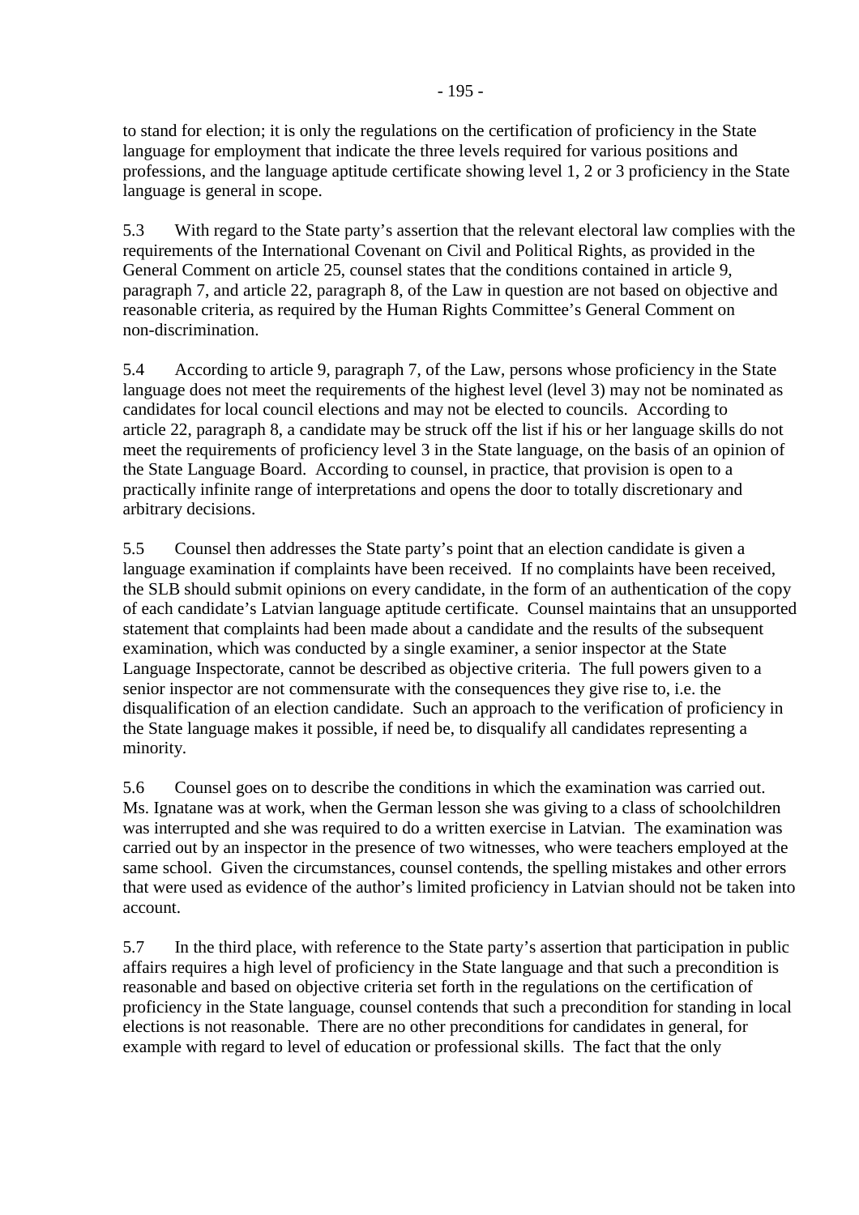to stand for election; it is only the regulations on the certification of proficiency in the State language for employment that indicate the three levels required for various positions and professions, and the language aptitude certificate showing level 1, 2 or 3 proficiency in the State language is general in scope.

5.3 With regard to the State party's assertion that the relevant electoral law complies with the requirements of the International Covenant on Civil and Political Rights, as provided in the General Comment on article 25, counsel states that the conditions contained in article 9, paragraph 7, and article 22, paragraph 8, of the Law in question are not based on objective and reasonable criteria, as required by the Human Rights Committee's General Comment on non-discrimination.

5.4 According to article 9, paragraph 7, of the Law, persons whose proficiency in the State language does not meet the requirements of the highest level (level 3) may not be nominated as candidates for local council elections and may not be elected to councils. According to article 22, paragraph 8, a candidate may be struck off the list if his or her language skills do not meet the requirements of proficiency level 3 in the State language, on the basis of an opinion of the State Language Board. According to counsel, in practice, that provision is open to a practically infinite range of interpretations and opens the door to totally discretionary and arbitrary decisions.

5.5 Counsel then addresses the State party's point that an election candidate is given a language examination if complaints have been received. If no complaints have been received, the SLB should submit opinions on every candidate, in the form of an authentication of the copy of each candidate's Latvian language aptitude certificate. Counsel maintains that an unsupported statement that complaints had been made about a candidate and the results of the subsequent examination, which was conducted by a single examiner, a senior inspector at the State Language Inspectorate, cannot be described as objective criteria. The full powers given to a senior inspector are not commensurate with the consequences they give rise to, i.e. the disqualification of an election candidate. Such an approach to the verification of proficiency in the State language makes it possible, if need be, to disqualify all candidates representing a minority.

5.6 Counsel goes on to describe the conditions in which the examination was carried out. Ms. Ignatane was at work, when the German lesson she was giving to a class of schoolchildren was interrupted and she was required to do a written exercise in Latvian. The examination was carried out by an inspector in the presence of two witnesses, who were teachers employed at the same school. Given the circumstances, counsel contends, the spelling mistakes and other errors that were used as evidence of the author's limited proficiency in Latvian should not be taken into account.

5.7 In the third place, with reference to the State party's assertion that participation in public affairs requires a high level of proficiency in the State language and that such a precondition is reasonable and based on objective criteria set forth in the regulations on the certification of proficiency in the State language, counsel contends that such a precondition for standing in local elections is not reasonable. There are no other preconditions for candidates in general, for example with regard to level of education or professional skills. The fact that the only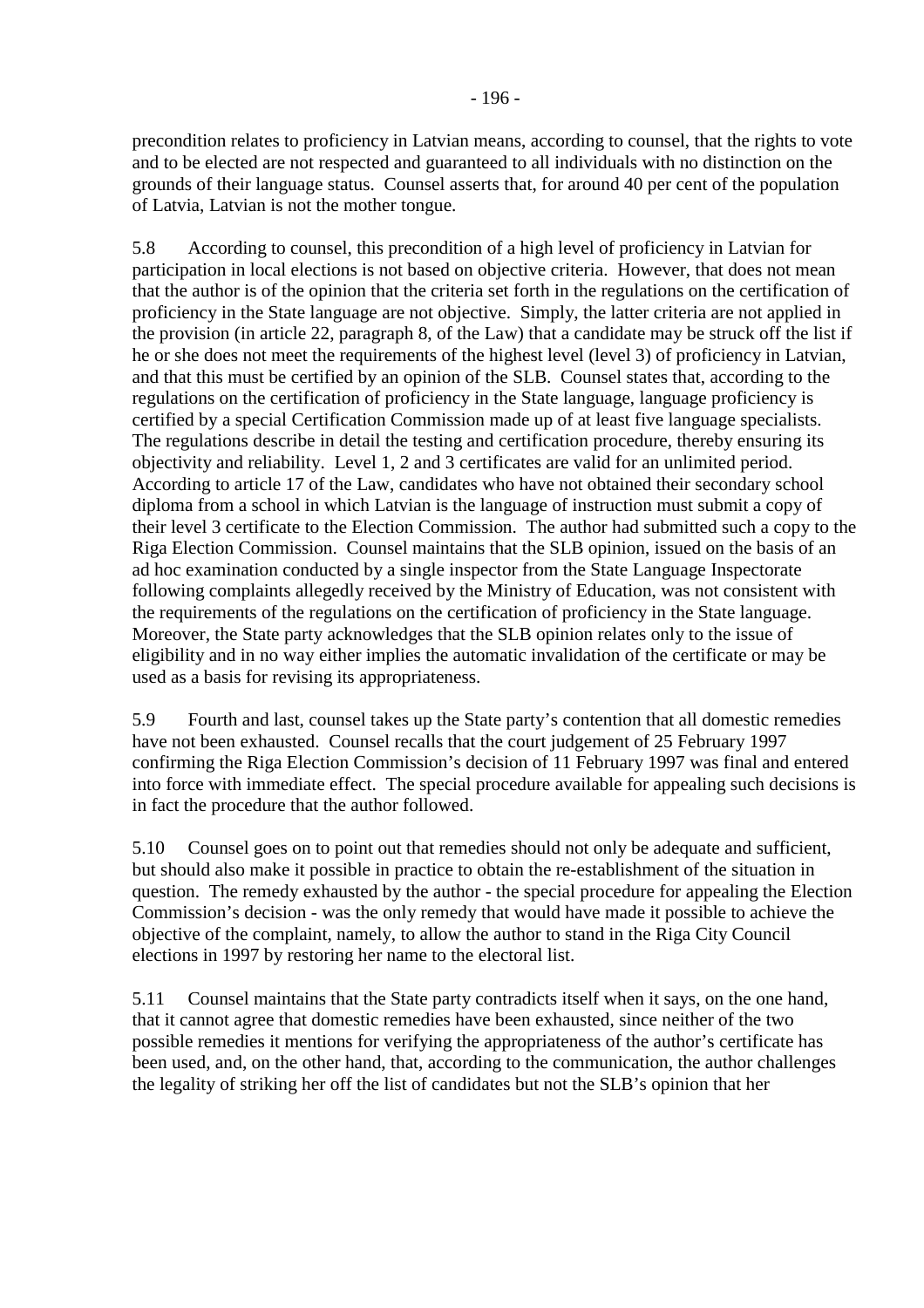precondition relates to proficiency in Latvian means, according to counsel, that the rights to vote and to be elected are not respected and guaranteed to all individuals with no distinction on the grounds of their language status. Counsel asserts that, for around 40 per cent of the population of Latvia, Latvian is not the mother tongue.

5.8 According to counsel, this precondition of a high level of proficiency in Latvian for participation in local elections is not based on objective criteria. However, that does not mean that the author is of the opinion that the criteria set forth in the regulations on the certification of proficiency in the State language are not objective. Simply, the latter criteria are not applied in the provision (in article 22, paragraph 8, of the Law) that a candidate may be struck off the list if he or she does not meet the requirements of the highest level (level 3) of proficiency in Latvian, and that this must be certified by an opinion of the SLB. Counsel states that, according to the regulations on the certification of proficiency in the State language, language proficiency is certified by a special Certification Commission made up of at least five language specialists. The regulations describe in detail the testing and certification procedure, thereby ensuring its objectivity and reliability. Level 1, 2 and 3 certificates are valid for an unlimited period. According to article 17 of the Law, candidates who have not obtained their secondary school diploma from a school in which Latvian is the language of instruction must submit a copy of their level 3 certificate to the Election Commission. The author had submitted such a copy to the Riga Election Commission. Counsel maintains that the SLB opinion, issued on the basis of an ad hoc examination conducted by a single inspector from the State Language Inspectorate following complaints allegedly received by the Ministry of Education, was not consistent with the requirements of the regulations on the certification of proficiency in the State language. Moreover, the State party acknowledges that the SLB opinion relates only to the issue of eligibility and in no way either implies the automatic invalidation of the certificate or may be used as a basis for revising its appropriateness.

5.9 Fourth and last, counsel takes up the State party's contention that all domestic remedies have not been exhausted. Counsel recalls that the court judgement of 25 February 1997 confirming the Riga Election Commission's decision of 11 February 1997 was final and entered into force with immediate effect. The special procedure available for appealing such decisions is in fact the procedure that the author followed.

5.10 Counsel goes on to point out that remedies should not only be adequate and sufficient, but should also make it possible in practice to obtain the re-establishment of the situation in question. The remedy exhausted by the author - the special procedure for appealing the Election Commission's decision - was the only remedy that would have made it possible to achieve the objective of the complaint, namely, to allow the author to stand in the Riga City Council elections in 1997 by restoring her name to the electoral list.

5.11 Counsel maintains that the State party contradicts itself when it says, on the one hand, that it cannot agree that domestic remedies have been exhausted, since neither of the two possible remedies it mentions for verifying the appropriateness of the author's certificate has been used, and, on the other hand, that, according to the communication, the author challenges the legality of striking her off the list of candidates but not the SLB's opinion that her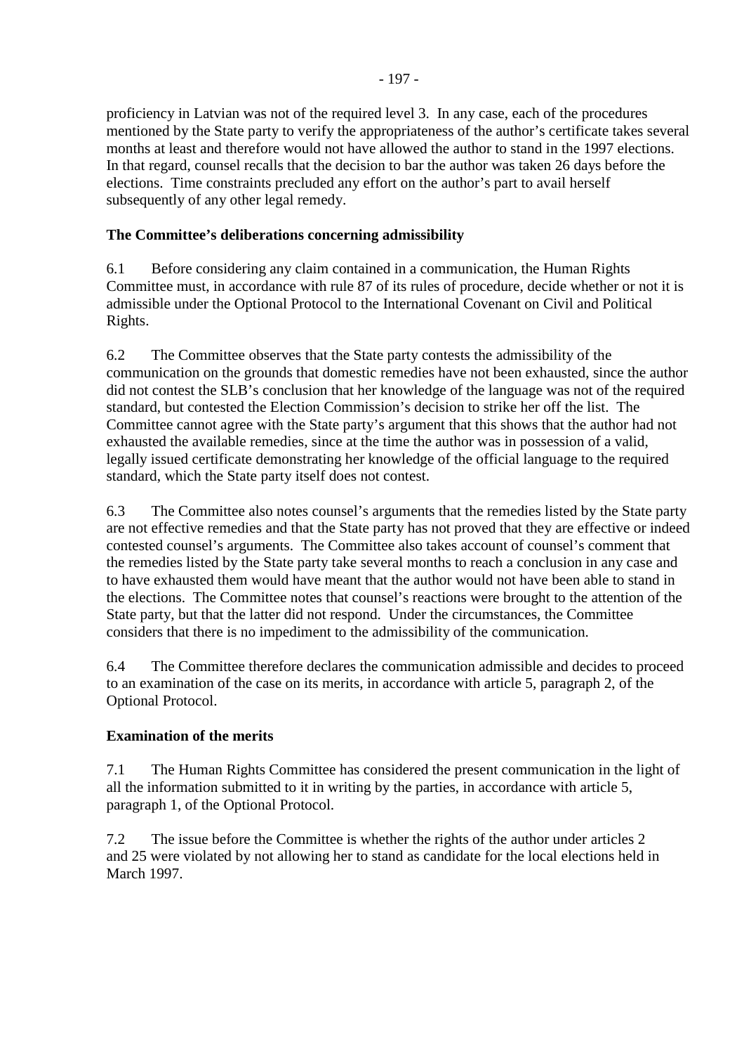proficiency in Latvian was not of the required level 3. In any case, each of the procedures mentioned by the State party to verify the appropriateness of the author's certificate takes several months at least and therefore would not have allowed the author to stand in the 1997 elections. In that regard, counsel recalls that the decision to bar the author was taken 26 days before the elections. Time constraints precluded any effort on the author's part to avail herself subsequently of any other legal remedy.

**The Committee's deliberations concerning admissibility**

6.1 Before considering any claim contained in a communication, the Human Rights Committee must, in accordance with rule 87 of its rules of procedure, decide whether or not it is admissible under the Optional Protocol to the International Covenant on Civil and Political Rights.

6.2 The Committee observes that the State party contests the admissibility of the communication on the grounds that domestic remedies have not been exhausted, since the author did not contest the SLB's conclusion that her knowledge of the language was not of the required standard, but contested the Election Commission's decision to strike her off the list. The Committee cannot agree with the State party's argument that this shows that the author had not exhausted the available remedies, since at the time the author was in possession of a valid, legally issued certificate demonstrating her knowledge of the official language to the required standard, which the State party itself does not contest.

6.3 The Committee also notes counsel's arguments that the remedies listed by the State party are not effective remedies and that the State party has not proved that they are effective or indeed contested counsel's arguments. The Committee also takes account of counsel's comment that the remedies listed by the State party take several months to reach a conclusion in any case and to have exhausted them would have meant that the author would not have been able to stand in the elections. The Committee notes that counsel's reactions were brought to the attention of the State party, but that the latter did not respond. Under the circumstances, the Committee considers that there is no impediment to the admissibility of the communication.

6.4 The Committee therefore declares the communication admissible and decides to proceed to an examination of the case on its merits, in accordance with article 5, paragraph 2, of the Optional Protocol.

**Examination of the merits**

7.1 The Human Rights Committee has considered the present communication in the light of all the information submitted to it in writing by the parties, in accordance with article 5, paragraph 1, of the Optional Protocol.

7.2 The issue before the Committee is whether the rights of the author under articles 2 and 25 were violated by not allowing her to stand as candidate for the local elections held in March 1997.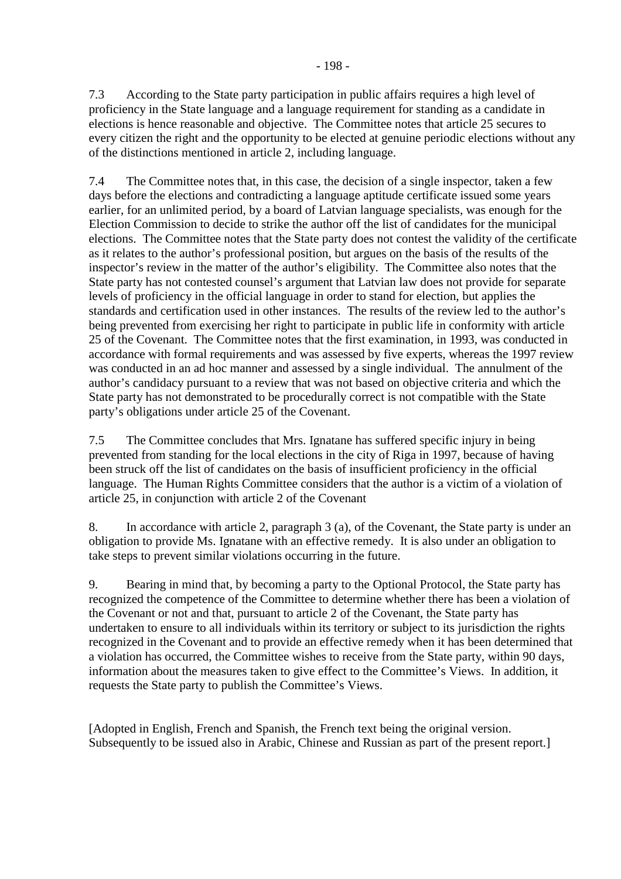7.3 According to the State party participation in public affairs requires a high level of proficiency in the State language and a language requirement for standing as a candidate in elections is hence reasonable and objective. The Committee notes that article 25 secures to every citizen the right and the opportunity to be elected at genuine periodic elections without any of the distinctions mentioned in article 2, including language.

7.4 The Committee notes that, in this case, the decision of a single inspector, taken a few days before the elections and contradicting a language aptitude certificate issued some years earlier, for an unlimited period, by a board of Latvian language specialists, was enough for the Election Commission to decide to strike the author off the list of candidates for the municipal elections. The Committee notes that the State party does not contest the validity of the certificate as it relates to the author's professional position, but argues on the basis of the results of the inspector's review in the matter of the author's eligibility. The Committee also notes that the State party has not contested counsel's argument that Latvian law does not provide for separate levels of proficiency in the official language in order to stand for election, but applies the standards and certification used in other instances. The results of the review led to the author's being prevented from exercising her right to participate in public life in conformity with article 25 of the Covenant. The Committee notes that the first examination, in 1993, was conducted in accordance with formal requirements and was assessed by five experts, whereas the 1997 review was conducted in an ad hoc manner and assessed by a single individual. The annulment of the author's candidacy pursuant to a review that was not based on objective criteria and which the State party has not demonstrated to be procedurally correct is not compatible with the State party's obligations under article 25 of the Covenant.

7.5 The Committee concludes that Mrs. Ignatane has suffered specific injury in being prevented from standing for the local elections in the city of Riga in 1997, because of having been struck off the list of candidates on the basis of insufficient proficiency in the official language. The Human Rights Committee considers that the author is a victim of a violation of article 25, in conjunction with article 2 of the Covenant

8. In accordance with article 2, paragraph 3 (a), of the Covenant, the State party is under an obligation to provide Ms. Ignatane with an effective remedy. It is also under an obligation to take steps to prevent similar violations occurring in the future.

9. Bearing in mind that, by becoming a party to the Optional Protocol, the State party has recognized the competence of the Committee to determine whether there has been a violation of the Covenant or not and that, pursuant to article 2 of the Covenant, the State party has undertaken to ensure to all individuals within its territory or subject to its jurisdiction the rights recognized in the Covenant and to provide an effective remedy when it has been determined that a violation has occurred, the Committee wishes to receive from the State party, within 90 days, information about the measures taken to give effect to the Committee's Views. In addition, it requests the State party to publish the Committee's Views.

[Adopted in English, French and Spanish, the French text being the original version. Subsequently to be issued also in Arabic, Chinese and Russian as part of the present report.]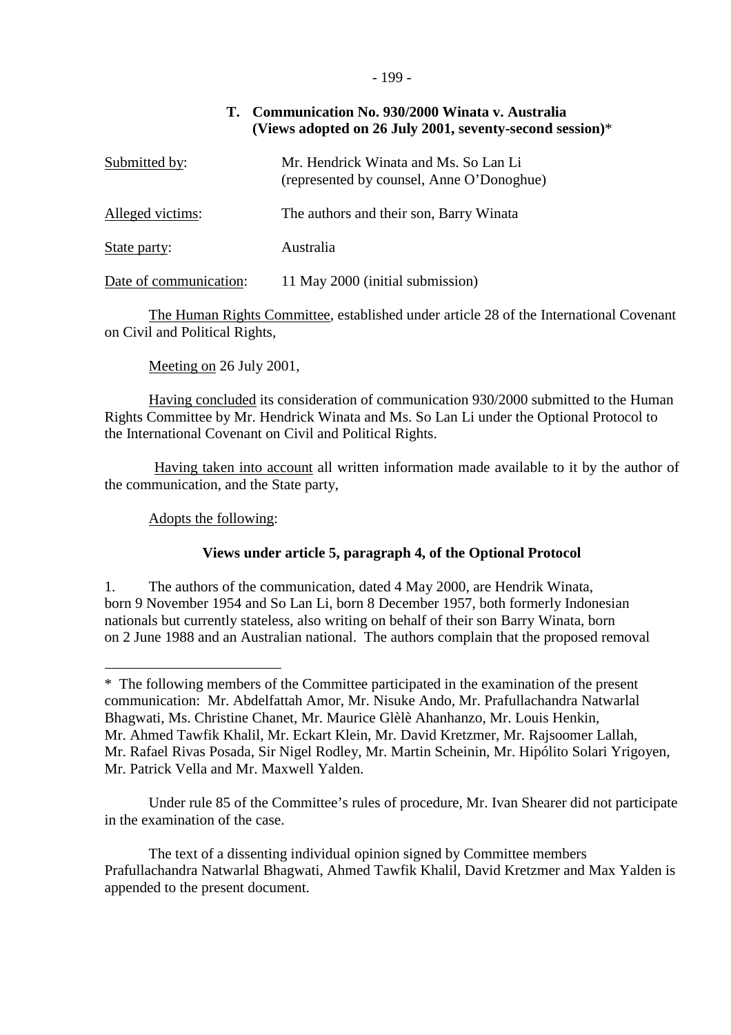## T. Communication No. 930/2000 Winata v. Australia (Views adopted on 26 July 2001, seventy-second session)*

| | |
|---|---|
| Submitted by: | Mr. Hendrick Winata and Ms. So Lan Li (represented by counsel, Anne O'Donoghue) |
| Alleged victims: | The authors and their son, Barry Winata |
| State party: | Australia |
| Date of communication: | 11 May 2000 (initial submission) |

The Human Rights Committee, established under article 28 of the International Covenant on Civil and Political Rights,

Meeting on 26 July 2001,

Having concluded its consideration of communication 930/2000 submitted to the Human Rights Committee by Mr. Hendrick Winata and Ms. So Lan Li under the Optional Protocol to the International Covenant on Civil and Political Rights.

Having taken into account all written information made available to it by the author of the communication, and the State party,

Adopts the following:

### Views under article 5, paragraph 4, of the Optional Protocol

1. The authors of the communication, dated 4 May 2000, are Hendrik Winata, born 9 November 1954 and So Lan Li, born 8 December 1957, both formerly Indonesian nationals but currently stateless, also writing on behalf of their son Barry Winata, born on 2 June 1988 and an Australian national. The authors complain that the proposed removal

---

* The following members of the Committee participated in the examination of the present communication: Mr. Abdelfattah Amor, Mr. Nisuke Ando, Mr. Prafullachandra Natwarlal Bhagwati, Ms. Christine Chanet, Mr. Maurice Glèlè Ahanhanzo, Mr. Louis Henkin, Mr. Ahmed Tawfik Khalil, Mr. Eckart Klein, Mr. David Kretzmer, Mr. Rajsoomer Lallah, Mr. Rafael Rivas Posada, Sir Nigel Rodley, Mr. Martin Scheinin, Mr. Hipólito Solari Yrigoyen, Mr. Patrick Vella and Mr. Maxwell Yalden.

Under rule 85 of the Committee's rules of procedure, Mr. Ivan Shearer did not participate in the examination of the case.

The text of a dissenting individual opinion signed by Committee members Prafullachandra Natwarlal Bhagwati, Ahmed Tawfik Khalil, David Kretzmer and Max Yalden is appended to the present document.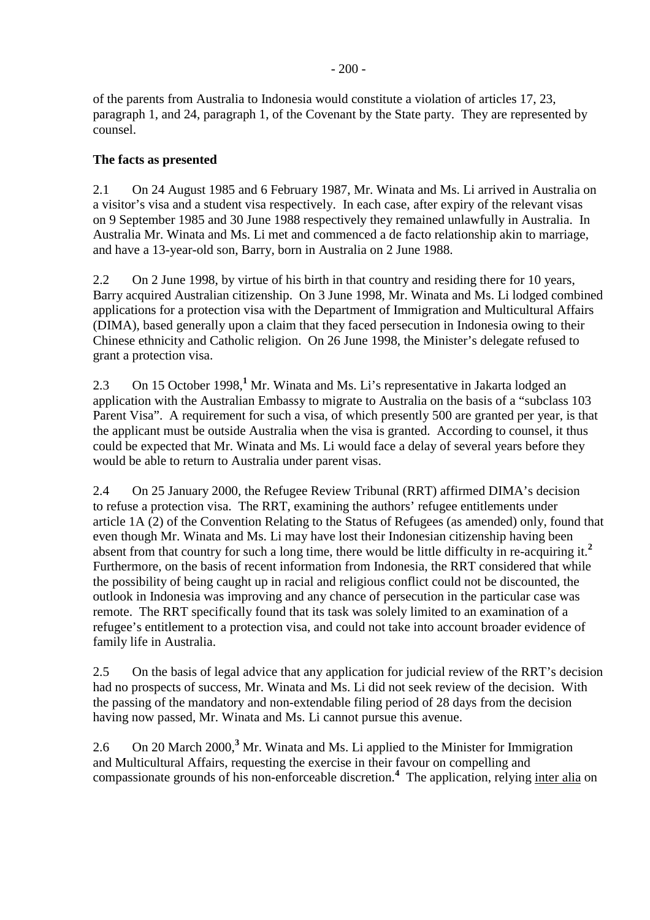of the parents from Australia to Indonesia would constitute a violation of articles 17, 23, paragraph 1, and 24, paragraph 1, of the Covenant by the State party. They are represented by counsel.

**The facts as presented**

2.1 On 24 August 1985 and 6 February 1987, Mr. Winata and Ms. Li arrived in Australia on a visitor's visa and a student visa respectively. In each case, after expiry of the relevant visas on 9 September 1985 and 30 June 1988 respectively they remained unlawfully in Australia. In Australia Mr. Winata and Ms. Li met and commenced a de facto relationship akin to marriage, and have a 13-year-old son, Barry, born in Australia on 2 June 1988.

2.2 On 2 June 1998, by virtue of his birth in that country and residing there for 10 years, Barry acquired Australian citizenship. On 3 June 1998, Mr. Winata and Ms. Li lodged combined applications for a protection visa with the Department of Immigration and Multicultural Affairs (DIMA), based generally upon a claim that they faced persecution in Indonesia owing to their Chinese ethnicity and Catholic religion. On 26 June 1998, the Minister's delegate refused to grant a protection visa.

2.3 On 15 October 1998,[1] Mr. Winata and Ms. Li's representative in Jakarta lodged an application with the Australian Embassy to migrate to Australia on the basis of a "subclass 103 Parent Visa". A requirement for such a visa, of which presently 500 are granted per year, is that the applicant must be outside Australia when the visa is granted. According to counsel, it thus could be expected that Mr. Winata and Ms. Li would face a delay of several years before they would be able to return to Australia under parent visas.

2.4 On 25 January 2000, the Refugee Review Tribunal (RRT) affirmed DIMA's decision to refuse a protection visa. The RRT, examining the authors' refugee entitlements under article 1A (2) of the Convention Relating to the Status of Refugees (as amended) only, found that even though Mr. Winata and Ms. Li may have lost their Indonesian citizenship having been absent from that country for such a long time, there would be little difficulty in re-acquiring it.[2] Furthermore, on the basis of recent information from Indonesia, the RRT considered that while the possibility of being caught up in racial and religious conflict could not be discounted, the outlook in Indonesia was improving and any chance of persecution in the particular case was remote. The RRT specifically found that its task was solely limited to an examination of a refugee's entitlement to a protection visa, and could not take into account broader evidence of family life in Australia.

2.5 On the basis of legal advice that any application for judicial review of the RRT's decision had no prospects of success, Mr. Winata and Ms. Li did not seek review of the decision. With the passing of the mandatory and non-extendable filing period of 28 days from the decision having now passed, Mr. Winata and Ms. Li cannot pursue this avenue.

2.6 On 20 March 2000,[3] Mr. Winata and Ms. Li applied to the Minister for Immigration and Multicultural Affairs, requesting the exercise in their favour on compelling and compassionate grounds of his non-enforceable discretion.[4] The application, relying inter alia on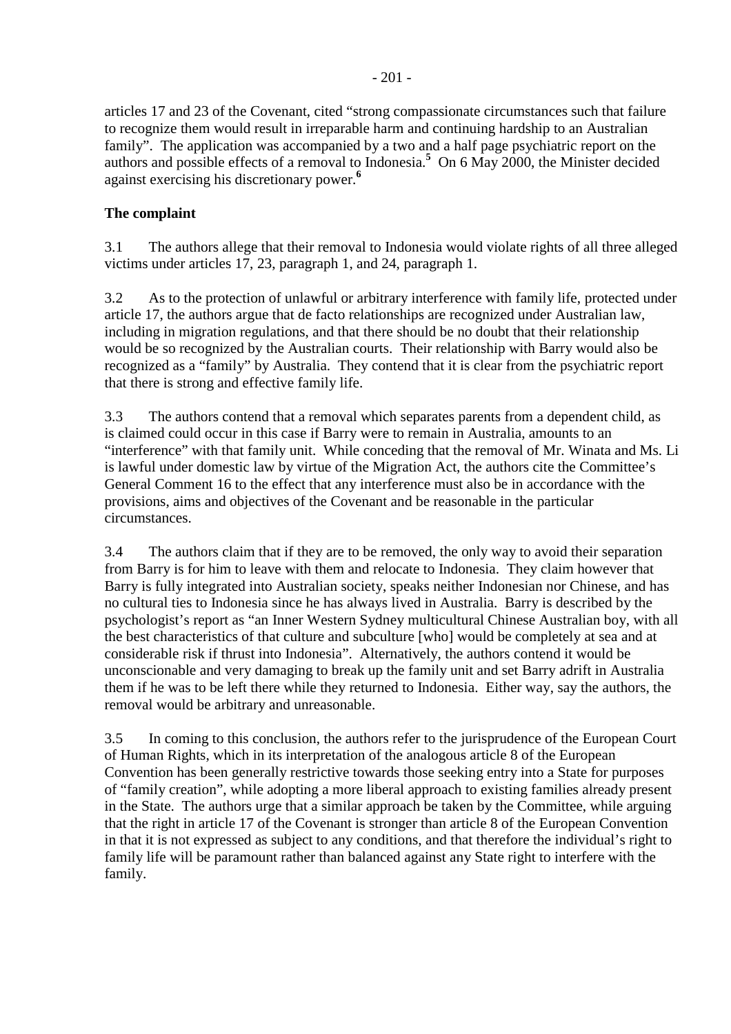articles 17 and 23 of the Covenant, cited "strong compassionate circumstances such that failure to recognize them would result in irreparable harm and continuing hardship to an Australian family". The application was accompanied by a two and a half page psychiatric report on the authors and possible effects of a removal to Indonesia.[5] On 6 May 2000, the Minister decided against exercising his discretionary power.[6]

**The complaint**

3.1 The authors allege that their removal to Indonesia would violate rights of all three alleged victims under articles 17, 23, paragraph 1, and 24, paragraph 1.

3.2 As to the protection of unlawful or arbitrary interference with family life, protected under article 17, the authors argue that de facto relationships are recognized under Australian law, including in migration regulations, and that there should be no doubt that their relationship would be so recognized by the Australian courts. Their relationship with Barry would also be recognized as a "family" by Australia. They contend that it is clear from the psychiatric report that there is strong and effective family life.

3.3 The authors contend that a removal which separates parents from a dependent child, as is claimed could occur in this case if Barry were to remain in Australia, amounts to an "interference" with that family unit. While conceding that the removal of Mr. Winata and Ms. Li is lawful under domestic law by virtue of the Migration Act, the authors cite the Committee's General Comment 16 to the effect that any interference must also be in accordance with the provisions, aims and objectives of the Covenant and be reasonable in the particular circumstances.

3.4 The authors claim that if they are to be removed, the only way to avoid their separation from Barry is for him to leave with them and relocate to Indonesia. They claim however that Barry is fully integrated into Australian society, speaks neither Indonesian nor Chinese, and has no cultural ties to Indonesia since he has always lived in Australia. Barry is described by the psychologist's report as "an Inner Western Sydney multicultural Chinese Australian boy, with all the best characteristics of that culture and subculture [who] would be completely at sea and at considerable risk if thrust into Indonesia". Alternatively, the authors contend it would be unconscionable and very damaging to break up the family unit and set Barry adrift in Australia them if he was to be left there while they returned to Indonesia. Either way, say the authors, the removal would be arbitrary and unreasonable.

3.5 In coming to this conclusion, the authors refer to the jurisprudence of the European Court of Human Rights, which in its interpretation of the analogous article 8 of the European Convention has been generally restrictive towards those seeking entry into a State for purposes of "family creation", while adopting a more liberal approach to existing families already present in the State. The authors urge that a similar approach be taken by the Committee, while arguing that the right in article 17 of the Covenant is stronger than article 8 of the European Convention in that it is not expressed as subject to any conditions, and that therefore the individual's right to family life will be paramount rather than balanced against any State right to interfere with the family.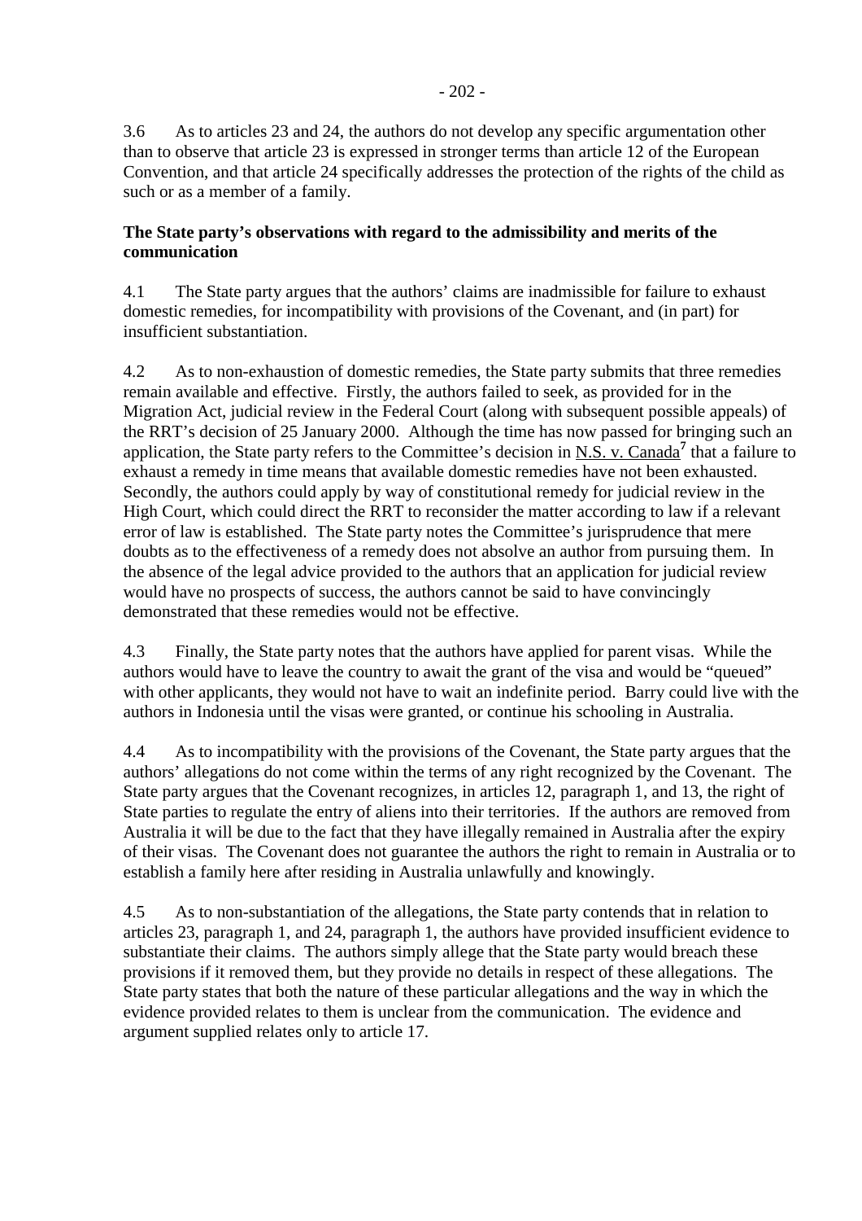3.6 As to articles 23 and 24, the authors do not develop any specific argumentation other than to observe that article 23 is expressed in stronger terms than article 12 of the European Convention, and that article 24 specifically addresses the protection of the rights of the child as such or as a member of a family.

**The State party's observations with regard to the admissibility and merits of the communication**

4.1 The State party argues that the authors' claims are inadmissible for failure to exhaust domestic remedies, for incompatibility with provisions of the Covenant, and (in part) for insufficient substantiation.

4.2 As to non-exhaustion of domestic remedies, the State party submits that three remedies remain available and effective. Firstly, the authors failed to seek, as provided for in the Migration Act, judicial review in the Federal Court (along with subsequent possible appeals) of the RRT's decision of 25 January 2000. Although the time has now passed for bringing such an application, the State party refers to the Committee's decision in N.S. v. Canada[7] that a failure to exhaust a remedy in time means that available domestic remedies have not been exhausted. Secondly, the authors could apply by way of constitutional remedy for judicial review in the High Court, which could direct the RRT to reconsider the matter according to law if a relevant error of law is established. The State party notes the Committee's jurisprudence that mere doubts as to the effectiveness of a remedy does not absolve an author from pursuing them. In the absence of the legal advice provided to the authors that an application for judicial review would have no prospects of success, the authors cannot be said to have convincingly demonstrated that these remedies would not be effective.

4.3 Finally, the State party notes that the authors have applied for parent visas. While the authors would have to leave the country to await the grant of the visa and would be "queued" with other applicants, they would not have to wait an indefinite period. Barry could live with the authors in Indonesia until the visas were granted, or continue his schooling in Australia.

4.4 As to incompatibility with the provisions of the Covenant, the State party argues that the authors' allegations do not come within the terms of any right recognized by the Covenant. The State party argues that the Covenant recognizes, in articles 12, paragraph 1, and 13, the right of State parties to regulate the entry of aliens into their territories. If the authors are removed from Australia it will be due to the fact that they have illegally remained in Australia after the expiry of their visas. The Covenant does not guarantee the authors the right to remain in Australia or to establish a family here after residing in Australia unlawfully and knowingly.

4.5 As to non-substantiation of the allegations, the State party contends that in relation to articles 23, paragraph 1, and 24, paragraph 1, the authors have provided insufficient evidence to substantiate their claims. The authors simply allege that the State party would breach these provisions if it removed them, but they provide no details in respect of these allegations. The State party states that both the nature of these particular allegations and the way in which the evidence provided relates to them is unclear from the communication. The evidence and argument supplied relates only to article 17.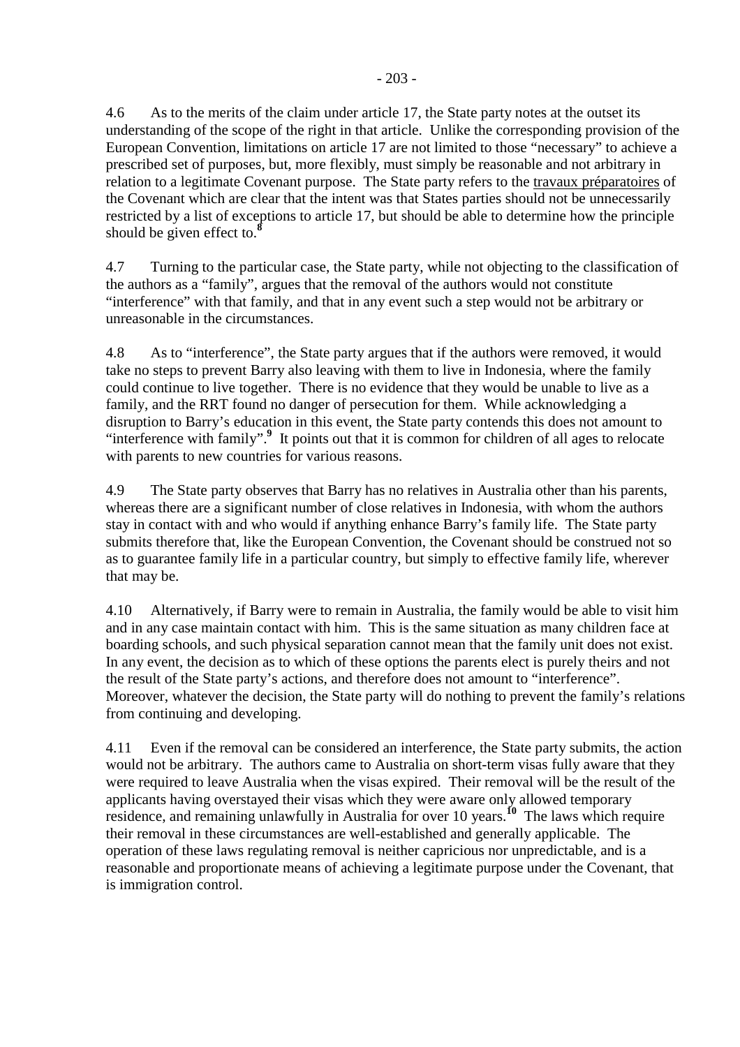4.6 As to the merits of the claim under article 17, the State party notes at the outset its understanding of the scope of the right in that article. Unlike the corresponding provision of the European Convention, limitations on article 17 are not limited to those "necessary" to achieve a prescribed set of purposes, but, more flexibly, must simply be reasonable and not arbitrary in relation to a legitimate Covenant purpose. The State party refers to the travaux préparatoires of the Covenant which are clear that the intent was that States parties should not be unnecessarily restricted by a list of exceptions to article 17, but should be able to determine how the principle should be given effect to.[8]

4.7 Turning to the particular case, the State party, while not objecting to the classification of the authors as a "family", argues that the removal of the authors would not constitute "interference" with that family, and that in any event such a step would not be arbitrary or unreasonable in the circumstances.

4.8 As to "interference", the State party argues that if the authors were removed, it would take no steps to prevent Barry also leaving with them to live in Indonesia, where the family could continue to live together. There is no evidence that they would be unable to live as a family, and the RRT found no danger of persecution for them. While acknowledging a disruption to Barry's education in this event, the State party contends this does not amount to "interference with family".[9] It points out that it is common for children of all ages to relocate with parents to new countries for various reasons.

4.9 The State party observes that Barry has no relatives in Australia other than his parents, whereas there are a significant number of close relatives in Indonesia, with whom the authors stay in contact with and who would if anything enhance Barry's family life. The State party submits therefore that, like the European Convention, the Covenant should be construed not so as to guarantee family life in a particular country, but simply to effective family life, wherever that may be.

4.10 Alternatively, if Barry were to remain in Australia, the family would be able to visit him and in any case maintain contact with him. This is the same situation as many children face at boarding schools, and such physical separation cannot mean that the family unit does not exist. In any event, the decision as to which of these options the parents elect is purely theirs and not the result of the State party's actions, and therefore does not amount to "interference". Moreover, whatever the decision, the State party will do nothing to prevent the family's relations from continuing and developing.

4.11 Even if the removal can be considered an interference, the State party submits, the action would not be arbitrary. The authors came to Australia on short-term visas fully aware that they were required to leave Australia when the visas expired. Their removal will be the result of the applicants having overstayed their visas which they were aware only allowed temporary residence, and remaining unlawfully in Australia for over 10 years.[10] The laws which require their removal in these circumstances are well-established and generally applicable. The operation of these laws regulating removal is neither capricious nor unpredictable, and is a reasonable and proportionate means of achieving a legitimate purpose under the Covenant, that is immigration control.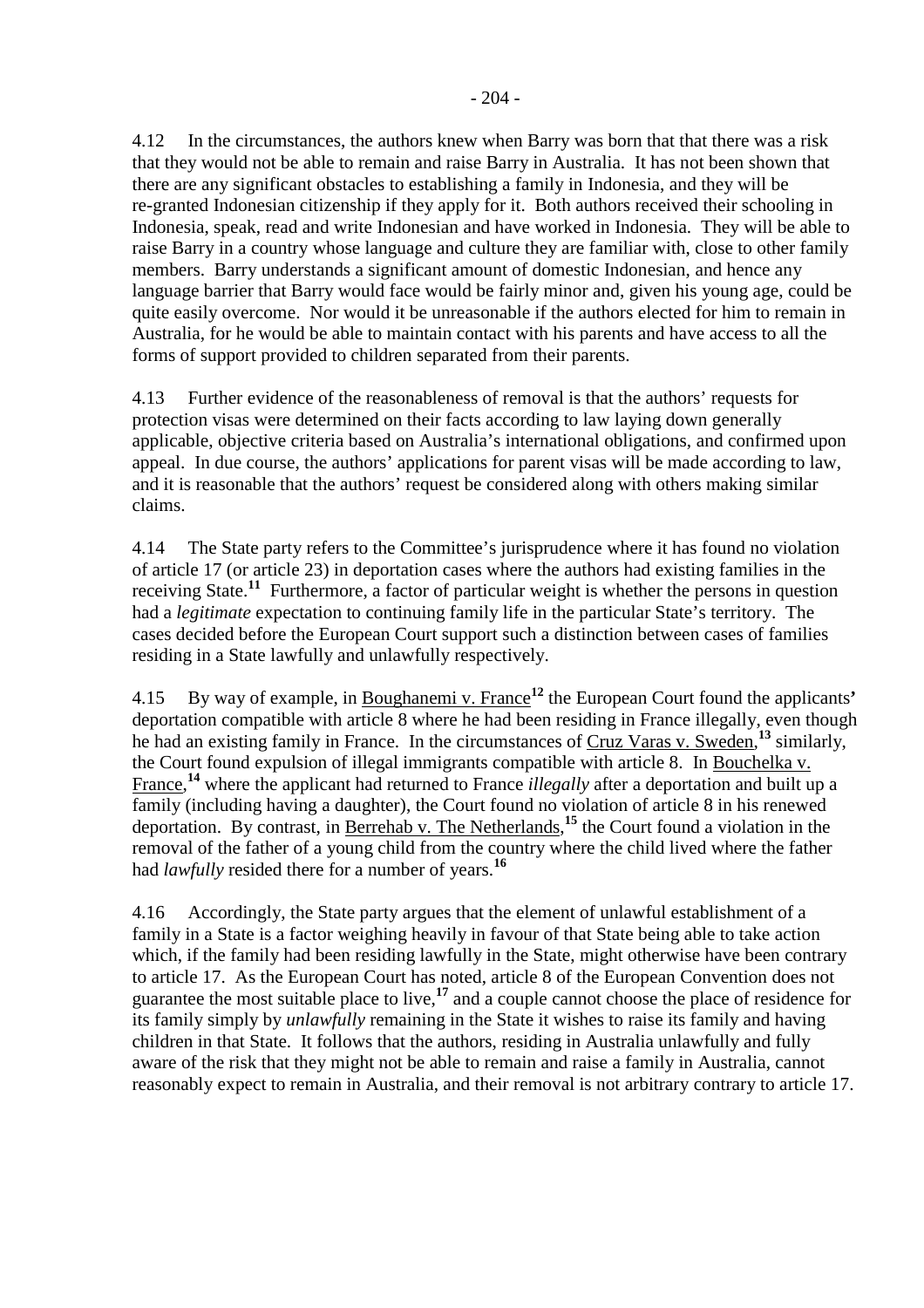4.12 In the circumstances, the authors knew when Barry was born that that there was a risk that they would not be able to remain and raise Barry in Australia. It has not been shown that there are any significant obstacles to establishing a family in Indonesia, and they will be re-granted Indonesian citizenship if they apply for it. Both authors received their schooling in Indonesia, speak, read and write Indonesian and have worked in Indonesia. They will be able to raise Barry in a country whose language and culture they are familiar with, close to other family members. Barry understands a significant amount of domestic Indonesian, and hence any language barrier that Barry would face would be fairly minor and, given his young age, could be quite easily overcome. Nor would it be unreasonable if the authors elected for him to remain in Australia, for he would be able to maintain contact with his parents and have access to all the forms of support provided to children separated from their parents.

4.13 Further evidence of the reasonableness of removal is that the authors' requests for protection visas were determined on their facts according to law laying down generally applicable, objective criteria based on Australia's international obligations, and confirmed upon appeal. In due course, the authors' applications for parent visas will be made according to law, and it is reasonable that the authors' request be considered along with others making similar claims.

4.14 The State party refers to the Committee's jurisprudence where it has found no violation of article 17 (or article 23) in deportation cases where the authors had existing families in the receiving State.[11] Furthermore, a factor of particular weight is whether the persons in question had a *legitimate* expectation to continuing family life in the particular State's territory. The cases decided before the European Court support such a distinction between cases of families residing in a State lawfully and unlawfully respectively.

4.15 By way of example, in Boughanemi v. France[12] the European Court found the applicants**'** deportation compatible with article 8 where he had been residing in France illegally, even though he had an existing family in France. In the circumstances of Cruz Varas v. Sweden,[13] similarly, the Court found expulsion of illegal immigrants compatible with article 8. In Bouchelka v. France,[14] where the applicant had returned to France *illegally* after a deportation and built up a family (including having a daughter), the Court found no violation of article 8 in his renewed deportation. By contrast, in Berrehab v. The Netherlands,[15] the Court found a violation in the removal of the father of a young child from the country where the child lived where the father had *lawfully* resided there for a number of years.[16]

4.16 Accordingly, the State party argues that the element of unlawful establishment of a family in a State is a factor weighing heavily in favour of that State being able to take action which, if the family had been residing lawfully in the State, might otherwise have been contrary to article 17. As the European Court has noted, article 8 of the European Convention does not guarantee the most suitable place to live,[17] and a couple cannot choose the place of residence for its family simply by *unlawfully* remaining in the State it wishes to raise its family and having children in that State. It follows that the authors, residing in Australia unlawfully and fully aware of the risk that they might not be able to remain and raise a family in Australia, cannot reasonably expect to remain in Australia, and their removal is not arbitrary contrary to article 17.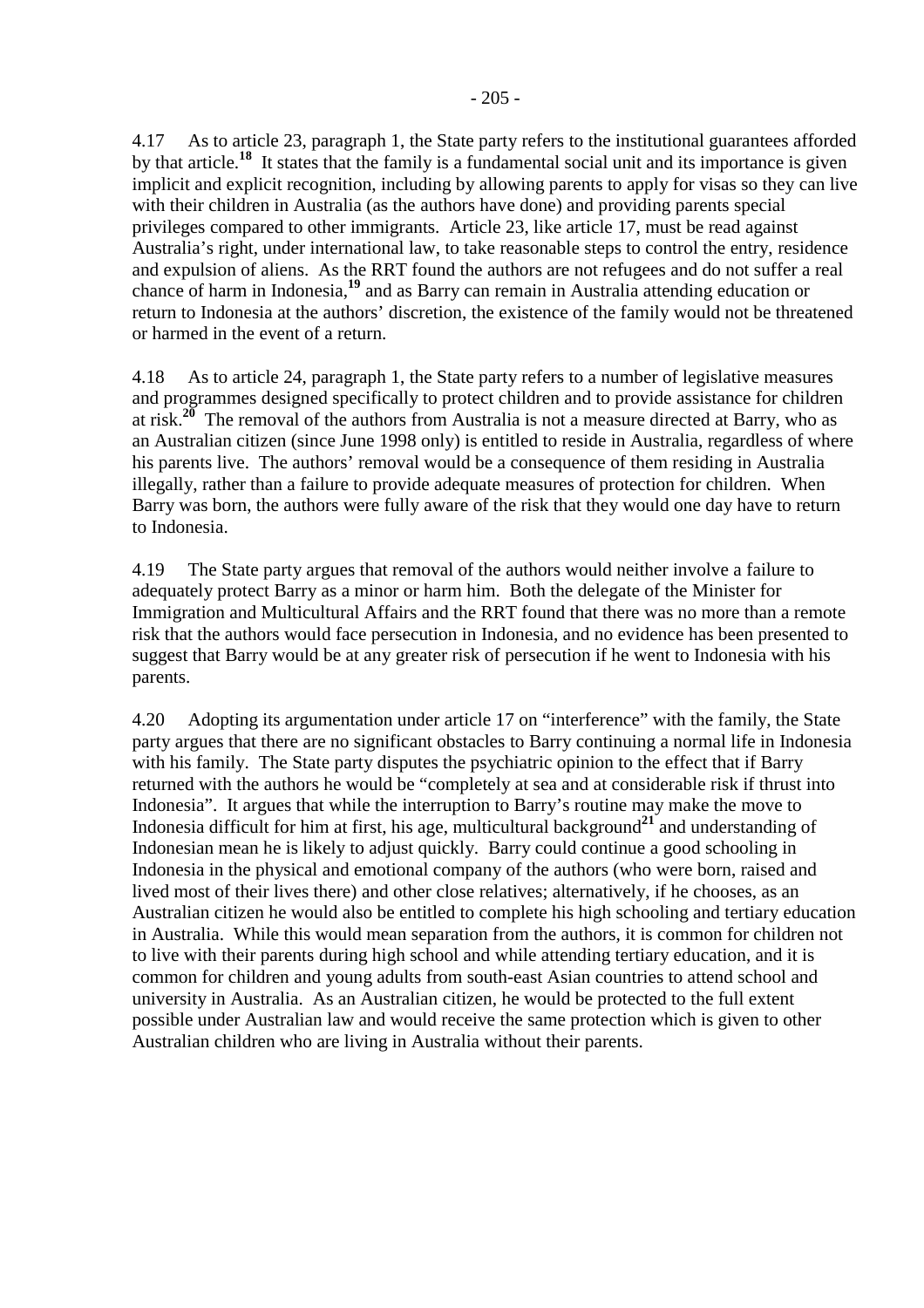4.17 As to article 23, paragraph 1, the State party refers to the institutional guarantees afforded by that article.[18] It states that the family is a fundamental social unit and its importance is given implicit and explicit recognition, including by allowing parents to apply for visas so they can live with their children in Australia (as the authors have done) and providing parents special privileges compared to other immigrants. Article 23, like article 17, must be read against Australia's right, under international law, to take reasonable steps to control the entry, residence and expulsion of aliens. As the RRT found the authors are not refugees and do not suffer a real chance of harm in Indonesia,[19] and as Barry can remain in Australia attending education or return to Indonesia at the authors' discretion, the existence of the family would not be threatened or harmed in the event of a return.

4.18 As to article 24, paragraph 1, the State party refers to a number of legislative measures and programmes designed specifically to protect children and to provide assistance for children at risk.[20] The removal of the authors from Australia is not a measure directed at Barry, who as an Australian citizen (since June 1998 only) is entitled to reside in Australia, regardless of where his parents live. The authors' removal would be a consequence of them residing in Australia illegally, rather than a failure to provide adequate measures of protection for children. When Barry was born, the authors were fully aware of the risk that they would one day have to return to Indonesia.

4.19 The State party argues that removal of the authors would neither involve a failure to adequately protect Barry as a minor or harm him. Both the delegate of the Minister for Immigration and Multicultural Affairs and the RRT found that there was no more than a remote risk that the authors would face persecution in Indonesia, and no evidence has been presented to suggest that Barry would be at any greater risk of persecution if he went to Indonesia with his parents.

4.20 Adopting its argumentation under article 17 on "interference" with the family, the State party argues that there are no significant obstacles to Barry continuing a normal life in Indonesia with his family. The State party disputes the psychiatric opinion to the effect that if Barry returned with the authors he would be "completely at sea and at considerable risk if thrust into Indonesia". It argues that while the interruption to Barry's routine may make the move to Indonesia difficult for him at first, his age, multicultural background[21] and understanding of Indonesian mean he is likely to adjust quickly. Barry could continue a good schooling in Indonesia in the physical and emotional company of the authors (who were born, raised and lived most of their lives there) and other close relatives; alternatively, if he chooses, as an Australian citizen he would also be entitled to complete his high schooling and tertiary education in Australia. While this would mean separation from the authors, it is common for children not to live with their parents during high school and while attending tertiary education, and it is common for children and young adults from south-east Asian countries to attend school and university in Australia. As an Australian citizen, he would be protected to the full extent possible under Australian law and would receive the same protection which is given to other Australian children who are living in Australia without their parents.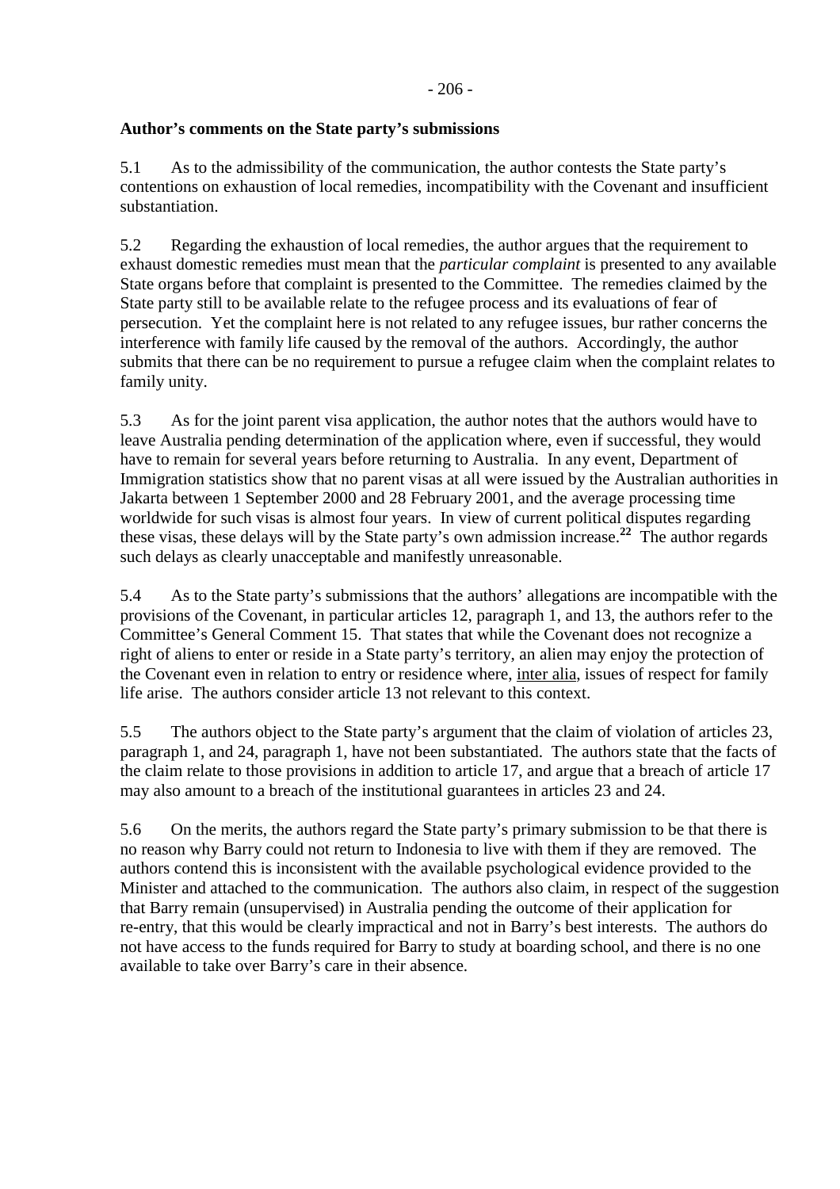**Author's comments on the State party's submissions**

5.1 As to the admissibility of the communication, the author contests the State party's contentions on exhaustion of local remedies, incompatibility with the Covenant and insufficient substantiation.

5.2 Regarding the exhaustion of local remedies, the author argues that the requirement to exhaust domestic remedies must mean that the *particular complaint* is presented to any available State organs before that complaint is presented to the Committee. The remedies claimed by the State party still to be available relate to the refugee process and its evaluations of fear of persecution. Yet the complaint here is not related to any refugee issues, bur rather concerns the interference with family life caused by the removal of the authors. Accordingly, the author submits that there can be no requirement to pursue a refugee claim when the complaint relates to family unity.

5.3 As for the joint parent visa application, the author notes that the authors would have to leave Australia pending determination of the application where, even if successful, they would have to remain for several years before returning to Australia. In any event, Department of Immigration statistics show that no parent visas at all were issued by the Australian authorities in Jakarta between 1 September 2000 and 28 February 2001, and the average processing time worldwide for such visas is almost four years. In view of current political disputes regarding these visas, these delays will by the State party's own admission increase.[22] The author regards such delays as clearly unacceptable and manifestly unreasonable.

5.4 As to the State party's submissions that the authors' allegations are incompatible with the provisions of the Covenant, in particular articles 12, paragraph 1, and 13, the authors refer to the Committee's General Comment 15. That states that while the Covenant does not recognize a right of aliens to enter or reside in a State party's territory, an alien may enjoy the protection of the Covenant even in relation to entry or residence where, inter alia, issues of respect for family life arise. The authors consider article 13 not relevant to this context.

5.5 The authors object to the State party's argument that the claim of violation of articles 23, paragraph 1, and 24, paragraph 1, have not been substantiated. The authors state that the facts of the claim relate to those provisions in addition to article 17, and argue that a breach of article 17 may also amount to a breach of the institutional guarantees in articles 23 and 24.

5.6 On the merits, the authors regard the State party's primary submission to be that there is no reason why Barry could not return to Indonesia to live with them if they are removed. The authors contend this is inconsistent with the available psychological evidence provided to the Minister and attached to the communication. The authors also claim, in respect of the suggestion that Barry remain (unsupervised) in Australia pending the outcome of their application for re-entry, that this would be clearly impractical and not in Barry's best interests. The authors do not have access to the funds required for Barry to study at boarding school, and there is no one available to take over Barry's care in their absence.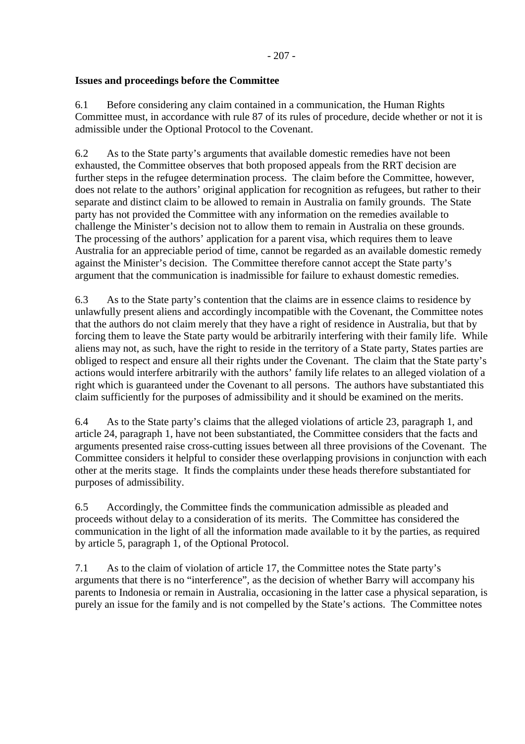**Issues and proceedings before the Committee**

6.1 Before considering any claim contained in a communication, the Human Rights Committee must, in accordance with rule 87 of its rules of procedure, decide whether or not it is admissible under the Optional Protocol to the Covenant.

6.2 As to the State party's arguments that available domestic remedies have not been exhausted, the Committee observes that both proposed appeals from the RRT decision are further steps in the refugee determination process. The claim before the Committee, however, does not relate to the authors' original application for recognition as refugees, but rather to their separate and distinct claim to be allowed to remain in Australia on family grounds. The State party has not provided the Committee with any information on the remedies available to challenge the Minister's decision not to allow them to remain in Australia on these grounds. The processing of the authors' application for a parent visa, which requires them to leave Australia for an appreciable period of time, cannot be regarded as an available domestic remedy against the Minister's decision. The Committee therefore cannot accept the State party's argument that the communication is inadmissible for failure to exhaust domestic remedies.

6.3 As to the State party's contention that the claims are in essence claims to residence by unlawfully present aliens and accordingly incompatible with the Covenant, the Committee notes that the authors do not claim merely that they have a right of residence in Australia, but that by forcing them to leave the State party would be arbitrarily interfering with their family life. While aliens may not, as such, have the right to reside in the territory of a State party, States parties are obliged to respect and ensure all their rights under the Covenant. The claim that the State party's actions would interfere arbitrarily with the authors' family life relates to an alleged violation of a right which is guaranteed under the Covenant to all persons. The authors have substantiated this claim sufficiently for the purposes of admissibility and it should be examined on the merits.

6.4 As to the State party's claims that the alleged violations of article 23, paragraph 1, and article 24, paragraph 1, have not been substantiated, the Committee considers that the facts and arguments presented raise cross-cutting issues between all three provisions of the Covenant. The Committee considers it helpful to consider these overlapping provisions in conjunction with each other at the merits stage. It finds the complaints under these heads therefore substantiated for purposes of admissibility.

6.5 Accordingly, the Committee finds the communication admissible as pleaded and proceeds without delay to a consideration of its merits. The Committee has considered the communication in the light of all the information made available to it by the parties, as required by article 5, paragraph 1, of the Optional Protocol.

7.1 As to the claim of violation of article 17, the Committee notes the State party's arguments that there is no "interference", as the decision of whether Barry will accompany his parents to Indonesia or remain in Australia, occasioning in the latter case a physical separation, is purely an issue for the family and is not compelled by the State's actions. The Committee notes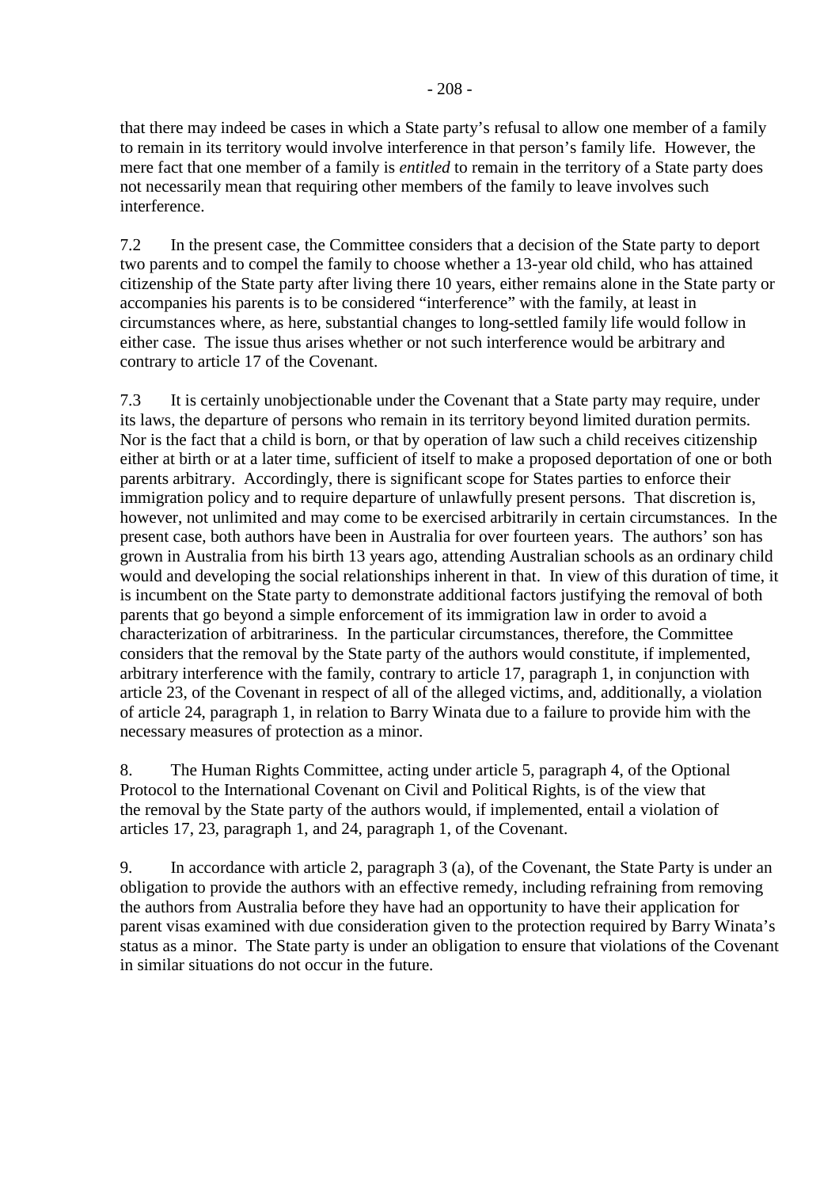that there may indeed be cases in which a State party's refusal to allow one member of a family to remain in its territory would involve interference in that person's family life. However, the mere fact that one member of a family is *entitled* to remain in the territory of a State party does not necessarily mean that requiring other members of the family to leave involves such interference.

7.2 In the present case, the Committee considers that a decision of the State party to deport two parents and to compel the family to choose whether a 13-year old child, who has attained citizenship of the State party after living there 10 years, either remains alone in the State party or accompanies his parents is to be considered "interference" with the family, at least in circumstances where, as here, substantial changes to long-settled family life would follow in either case. The issue thus arises whether or not such interference would be arbitrary and contrary to article 17 of the Covenant.

7.3 It is certainly unobjectionable under the Covenant that a State party may require, under its laws, the departure of persons who remain in its territory beyond limited duration permits. Nor is the fact that a child is born, or that by operation of law such a child receives citizenship either at birth or at a later time, sufficient of itself to make a proposed deportation of one or both parents arbitrary. Accordingly, there is significant scope for States parties to enforce their immigration policy and to require departure of unlawfully present persons. That discretion is, however, not unlimited and may come to be exercised arbitrarily in certain circumstances. In the present case, both authors have been in Australia for over fourteen years. The authors' son has grown in Australia from his birth 13 years ago, attending Australian schools as an ordinary child would and developing the social relationships inherent in that. In view of this duration of time, it is incumbent on the State party to demonstrate additional factors justifying the removal of both parents that go beyond a simple enforcement of its immigration law in order to avoid a characterization of arbitrariness. In the particular circumstances, therefore, the Committee considers that the removal by the State party of the authors would constitute, if implemented, arbitrary interference with the family, contrary to article 17, paragraph 1, in conjunction with article 23, of the Covenant in respect of all of the alleged victims, and, additionally, a violation of article 24, paragraph 1, in relation to Barry Winata due to a failure to provide him with the necessary measures of protection as a minor.

8. The Human Rights Committee, acting under article 5, paragraph 4, of the Optional Protocol to the International Covenant on Civil and Political Rights, is of the view that the removal by the State party of the authors would, if implemented, entail a violation of articles 17, 23, paragraph 1, and 24, paragraph 1, of the Covenant.

9. In accordance with article 2, paragraph 3 (a), of the Covenant, the State Party is under an obligation to provide the authors with an effective remedy, including refraining from removing the authors from Australia before they have had an opportunity to have their application for parent visas examined with due consideration given to the protection required by Barry Winata's status as a minor. The State party is under an obligation to ensure that violations of the Covenant in similar situations do not occur in the future.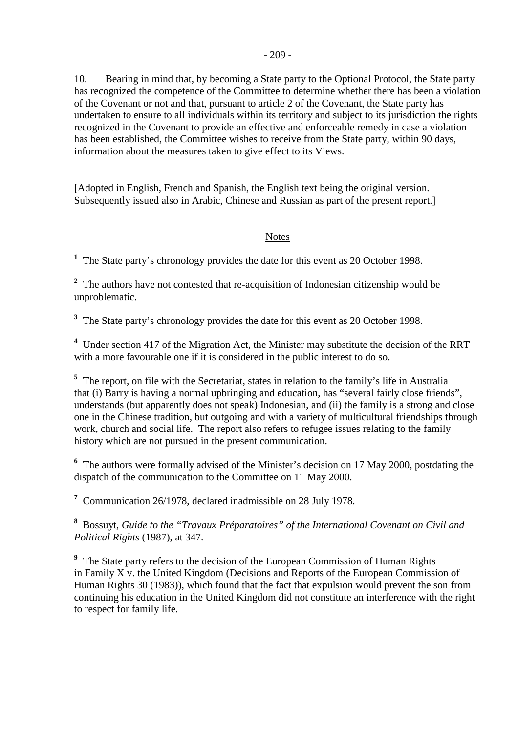10. Bearing in mind that, by becoming a State party to the Optional Protocol, the State party has recognized the competence of the Committee to determine whether there has been a violation of the Covenant or not and that, pursuant to article 2 of the Covenant, the State party has undertaken to ensure to all individuals within its territory and subject to its jurisdiction the rights recognized in the Covenant to provide an effective and enforceable remedy in case a violation has been established, the Committee wishes to receive from the State party, within 90 days, information about the measures taken to give effect to its Views.

[Adopted in English, French and Spanish, the English text being the original version. Subsequently issued also in Arabic, Chinese and Russian as part of the present report.]

Notes

[1] The State party's chronology provides the date for this event as 20 October 1998.

[2] The authors have not contested that re-acquisition of Indonesian citizenship would be unproblematic.

[3] The State party's chronology provides the date for this event as 20 October 1998.

[4] Under section 417 of the Migration Act, the Minister may substitute the decision of the RRT with a more favourable one if it is considered in the public interest to do so.

[5] The report, on file with the Secretariat, states in relation to the family's life in Australia that (i) Barry is having a normal upbringing and education, has "several fairly close friends", understands (but apparently does not speak) Indonesian, and (ii) the family is a strong and close one in the Chinese tradition, but outgoing and with a variety of multicultural friendships through work, church and social life. The report also refers to refugee issues relating to the family history which are not pursued in the present communication.

[6] The authors were formally advised of the Minister's decision on 17 May 2000, postdating the dispatch of the communication to the Committee on 11 May 2000.

[7] Communication 26/1978, declared inadmissible on 28 July 1978.

[8] Bossuyt, *Guide to the "Travaux Préparatoires" of the International Covenant on Civil and Political Rights* (1987), at 347.

[9] The State party refers to the decision of the European Commission of Human Rights in Family X v. the United Kingdom (Decisions and Reports of the European Commission of Human Rights 30 (1983)), which found that the fact that expulsion would prevent the son from continuing his education in the United Kingdom did not constitute an interference with the right to respect for family life.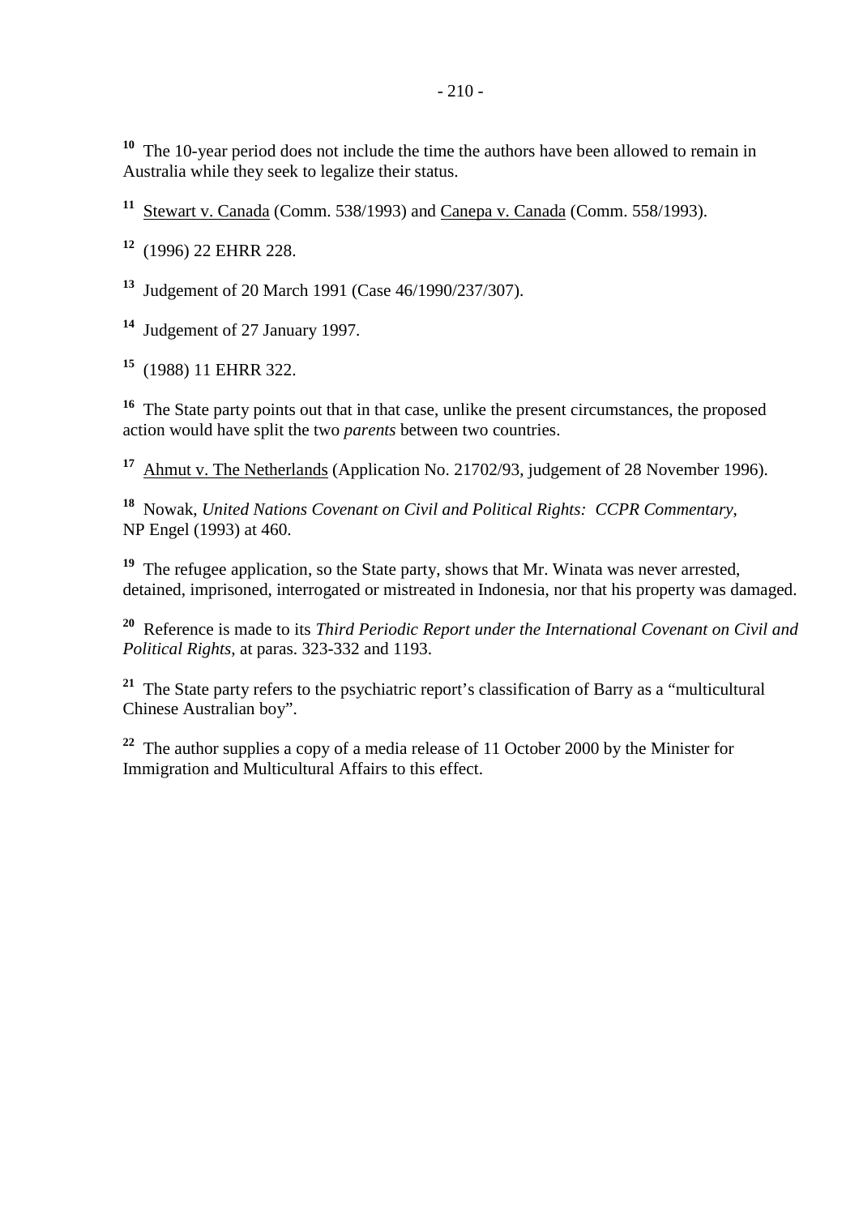[10] The 10-year period does not include the time the authors have been allowed to remain in Australia while they seek to legalize their status.

[11] Stewart v. Canada (Comm. 538/1993) and Canepa v. Canada (Comm. 558/1993).

[12] (1996) 22 EHRR 228.

[13] Judgement of 20 March 1991 (Case 46/1990/237/307).

[14] Judgement of 27 January 1997.

[15] (1988) 11 EHRR 322.

[16] The State party points out that in that case, unlike the present circumstances, the proposed action would have split the two *parents* between two countries.

[17] Ahmut v. The Netherlands (Application No. 21702/93, judgement of 28 November 1996).

[18] Nowak, *United Nations Covenant on Civil and Political Rights: CCPR Commentary*, NP Engel (1993) at 460.

[19] The refugee application, so the State party, shows that Mr. Winata was never arrested, detained, imprisoned, interrogated or mistreated in Indonesia, nor that his property was damaged.

[20] Reference is made to its *Third Periodic Report under the International Covenant on Civil and Political Rights*, at paras. 323-332 and 1193.

[21] The State party refers to the psychiatric report's classification of Barry as a "multicultural Chinese Australian boy".

[22] The author supplies a copy of a media release of 11 October 2000 by the Minister for Immigration and Multicultural Affairs to this effect.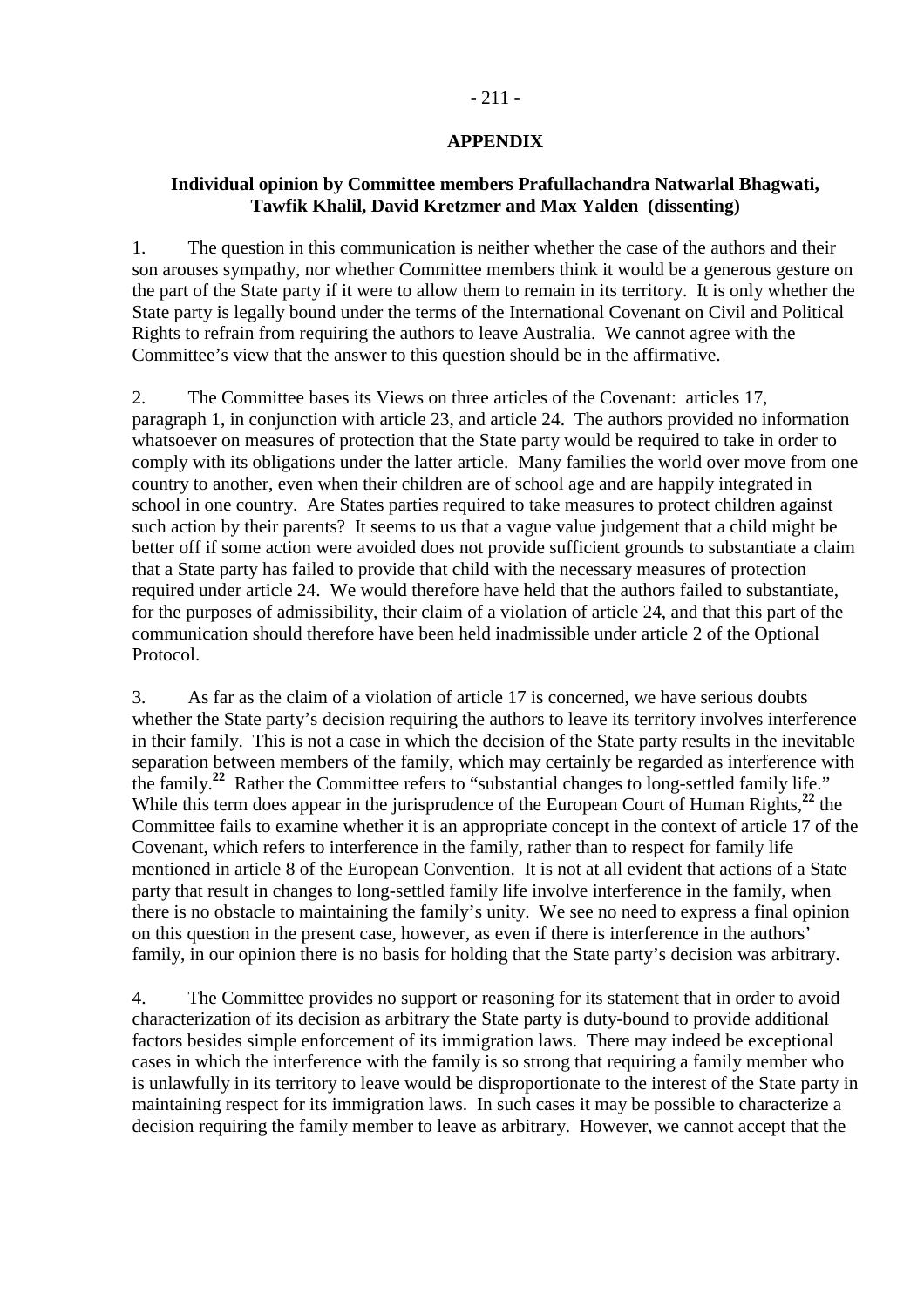## APPENDIX

### Individual opinion by Committee members Prafullachandra Natwarlal Bhagwati, Tawfik Khalil, David Kretzmer and Max Yalden (dissenting)

1. The question in this communication is neither whether the case of the authors and their son arouses sympathy, nor whether Committee members think it would be a generous gesture on the part of the State party if it were to allow them to remain in its territory. It is only whether the State party is legally bound under the terms of the International Covenant on Civil and Political Rights to refrain from requiring the authors to leave Australia. We cannot agree with the Committee's view that the answer to this question should be in the affirmative.

2. The Committee bases its Views on three articles of the Covenant: articles 17, paragraph 1, in conjunction with article 23, and article 24. The authors provided no information whatsoever on measures of protection that the State party would be required to take in order to comply with its obligations under the latter article. Many families the world over move from one country to another, even when their children are of school age and are happily integrated in school in one country. Are States parties required to take measures to protect children against such action by their parents? It seems to us that a vague value judgement that a child might be better off if some action were avoided does not provide sufficient grounds to substantiate a claim that a State party has failed to provide that child with the necessary measures of protection required under article 24. We would therefore have held that the authors failed to substantiate, for the purposes of admissibility, their claim of a violation of article 24, and that this part of the communication should therefore have been held inadmissible under article 2 of the Optional Protocol.

3. As far as the claim of a violation of article 17 is concerned, we have serious doubts whether the State party's decision requiring the authors to leave its territory involves interference in their family. This is not a case in which the decision of the State party results in the inevitable separation between members of the family, which may certainly be regarded as interference with the family.[22] Rather the Committee refers to "substantial changes to long-settled family life." While this term does appear in the jurisprudence of the European Court of Human Rights,[22] the Committee fails to examine whether it is an appropriate concept in the context of article 17 of the Covenant, which refers to interference in the family, rather than to respect for family life mentioned in article 8 of the European Convention. It is not at all evident that actions of a State party that result in changes to long-settled family life involve interference in the family, when there is no obstacle to maintaining the family's unity. We see no need to express a final opinion on this question in the present case, however, as even if there is interference in the authors' family, in our opinion there is no basis for holding that the State party's decision was arbitrary.

4. The Committee provides no support or reasoning for its statement that in order to avoid characterization of its decision as arbitrary the State party is duty-bound to provide additional factors besides simple enforcement of its immigration laws. There may indeed be exceptional cases in which the interference with the family is so strong that requiring a family member who is unlawfully in its territory to leave would be disproportionate to the interest of the State party in maintaining respect for its immigration laws. In such cases it may be possible to characterize a decision requiring the family member to leave as arbitrary. However, we cannot accept that the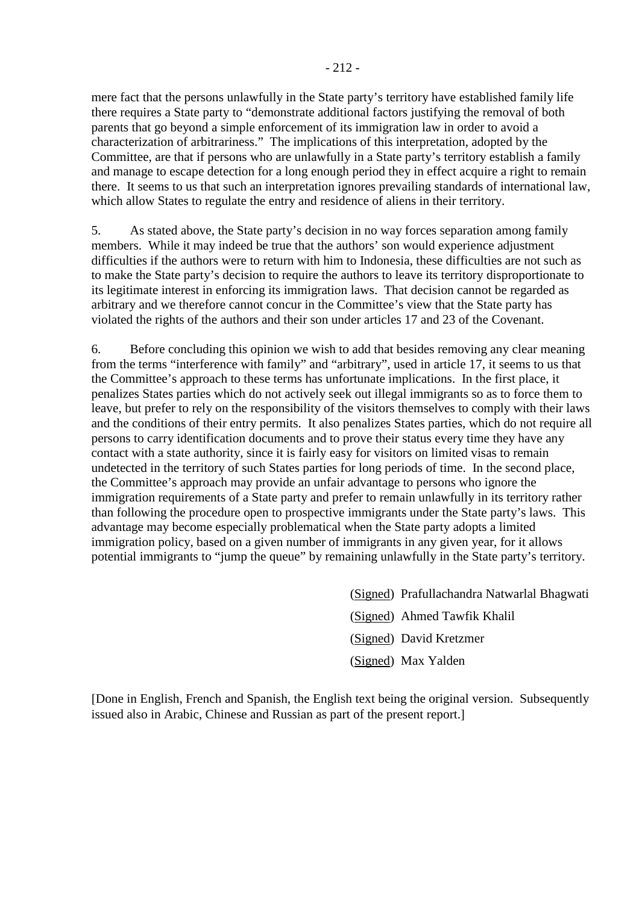mere fact that the persons unlawfully in the State party's territory have established family life there requires a State party to "demonstrate additional factors justifying the removal of both parents that go beyond a simple enforcement of its immigration law in order to avoid a characterization of arbitrariness." The implications of this interpretation, adopted by the Committee, are that if persons who are unlawfully in a State party's territory establish a family and manage to escape detection for a long enough period they in effect acquire a right to remain there. It seems to us that such an interpretation ignores prevailing standards of international law, which allow States to regulate the entry and residence of aliens in their territory.

5. As stated above, the State party's decision in no way forces separation among family members. While it may indeed be true that the authors' son would experience adjustment difficulties if the authors were to return with him to Indonesia, these difficulties are not such as to make the State party's decision to require the authors to leave its territory disproportionate to its legitimate interest in enforcing its immigration laws. That decision cannot be regarded as arbitrary and we therefore cannot concur in the Committee's view that the State party has violated the rights of the authors and their son under articles 17 and 23 of the Covenant.

6. Before concluding this opinion we wish to add that besides removing any clear meaning from the terms "interference with family" and "arbitrary", used in article 17, it seems to us that the Committee's approach to these terms has unfortunate implications. In the first place, it penalizes States parties which do not actively seek out illegal immigrants so as to force them to leave, but prefer to rely on the responsibility of the visitors themselves to comply with their laws and the conditions of their entry permits. It also penalizes States parties, which do not require all persons to carry identification documents and to prove their status every time they have any contact with a state authority, since it is fairly easy for visitors on limited visas to remain undetected in the territory of such States parties for long periods of time. In the second place, the Committee's approach may provide an unfair advantage to persons who ignore the immigration requirements of a State party and prefer to remain unlawfully in its territory rather than following the procedure open to prospective immigrants under the State party's laws. This advantage may become especially problematical when the State party adopts a limited immigration policy, based on a given number of immigrants in any given year, for it allows potential immigrants to "jump the queue" by remaining unlawfully in the State party's territory.

(Signed) Prafullachandra Natwarlal Bhagwati

(Signed) Ahmed Tawfik Khalil

(Signed) David Kretzmer

(Signed) Max Yalden

[Done in English, French and Spanish, the English text being the original version. Subsequently issued also in Arabic, Chinese and Russian as part of the present report.]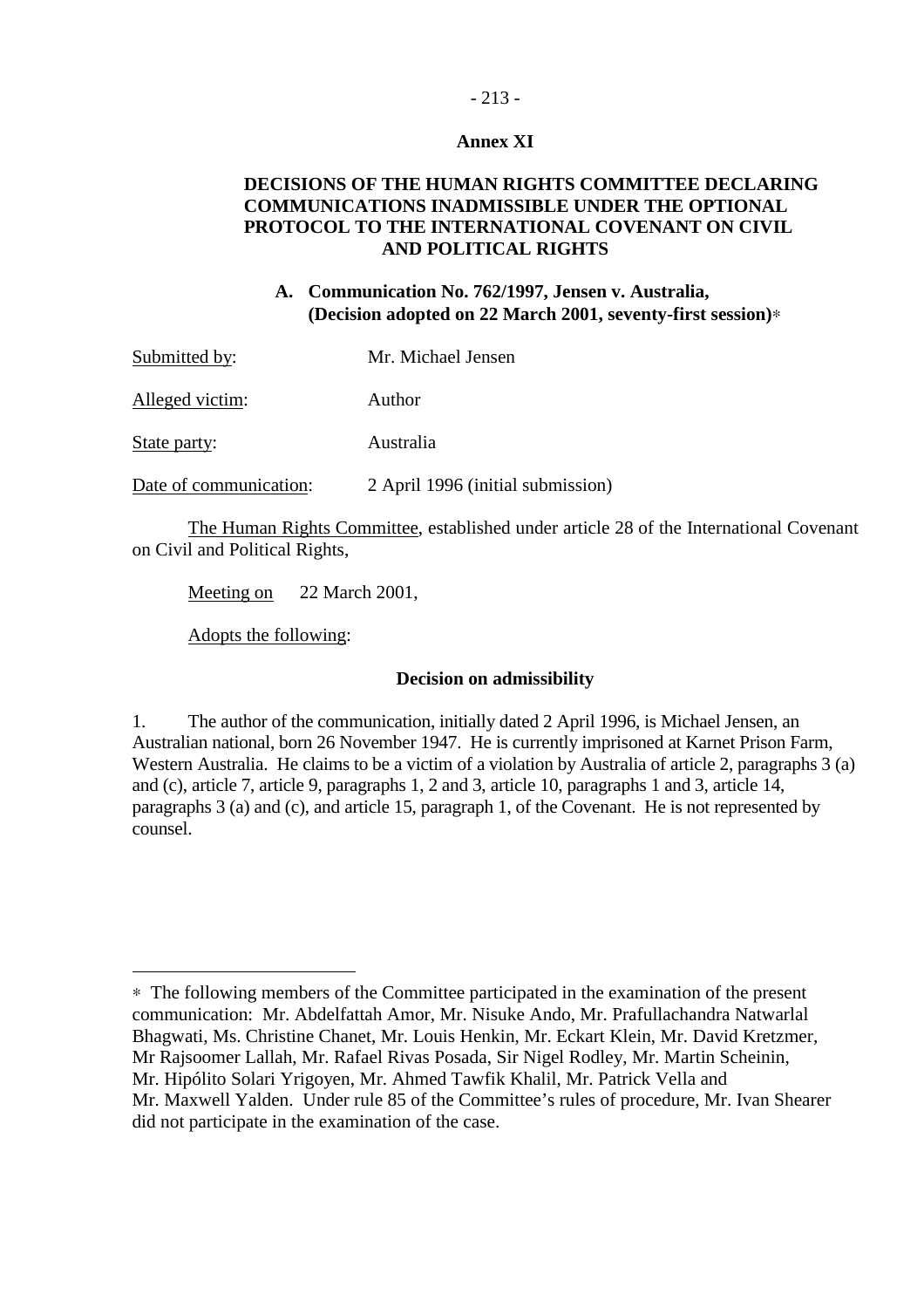# Annex XI

## DECISIONS OF THE HUMAN RIGHTS COMMITTEE DECLARING COMMUNICATIONS INADMISSIBLE UNDER THE OPTIONAL PROTOCOL TO THE INTERNATIONAL COVENANT ON CIVIL AND POLITICAL RIGHTS

### A. Communication No. 762/1997, Jensen v. Australia, (Decision adopted on 22 March 2001, seventy-first session)*

Submitted by: Mr. Michael Jensen

Alleged victim: Author

State party: Australia

Date of communication: 2 April 1996 (initial submission)

The Human Rights Committee, established under article 28 of the International Covenant on Civil and Political Rights,

Meeting on 22 March 2001,

Adopts the following:

**Decision on admissibility**

1. The author of the communication, initially dated 2 April 1996, is Michael Jensen, an Australian national, born 26 November 1947. He is currently imprisoned at Karnet Prison Farm, Western Australia. He claims to be a victim of a violation by Australia of article 2, paragraphs 3 (a) and (c), article 7, article 9, paragraphs 1, 2 and 3, article 10, paragraphs 1 and 3, article 14, paragraphs 3 (a) and (c), and article 15, paragraph 1, of the Covenant. He is not represented by counsel.

---

* The following members of the Committee participated in the examination of the present communication: Mr. Abdelfattah Amor, Mr. Nisuke Ando, Mr. Prafullachandra Natwarlal Bhagwati, Ms. Christine Chanet, Mr. Louis Henkin, Mr. Eckart Klein, Mr. David Kretzmer, Mr Rajsoomer Lallah, Mr. Rafael Rivas Posada, Sir Nigel Rodley, Mr. Martin Scheinin, Mr. Hipólito Solari Yrigoyen, Mr. Ahmed Tawfik Khalil, Mr. Patrick Vella and Mr. Maxwell Yalden. Under rule 85 of the Committee's rules of procedure, Mr. Ivan Shearer did not participate in the examination of the case.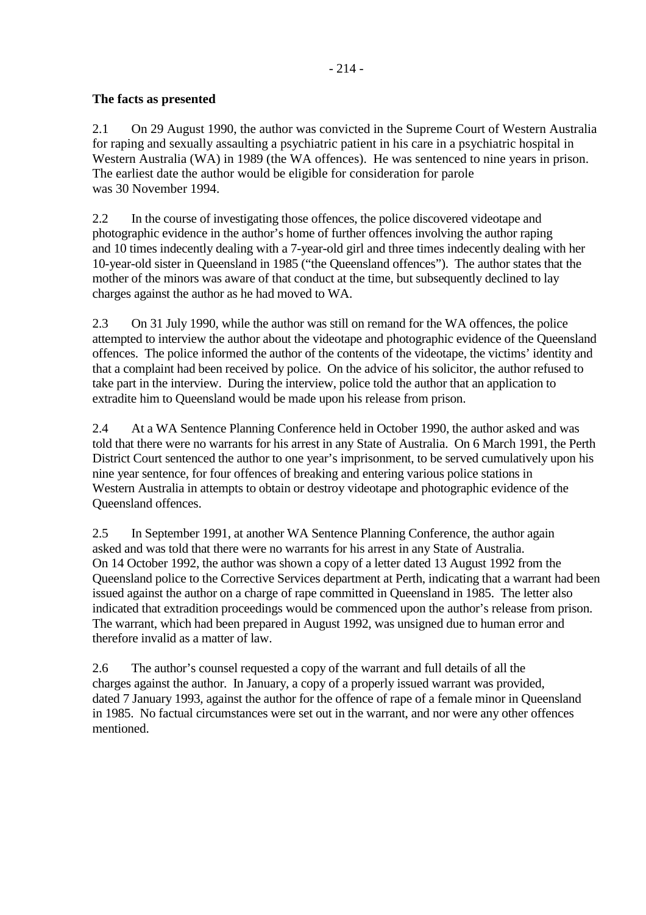**The facts as presented**

2.1 On 29 August 1990, the author was convicted in the Supreme Court of Western Australia for raping and sexually assaulting a psychiatric patient in his care in a psychiatric hospital in Western Australia (WA) in 1989 (the WA offences). He was sentenced to nine years in prison. The earliest date the author would be eligible for consideration for parole was 30 November 1994.

2.2 In the course of investigating those offences, the police discovered videotape and photographic evidence in the author's home of further offences involving the author raping and 10 times indecently dealing with a 7-year-old girl and three times indecently dealing with her 10-year-old sister in Queensland in 1985 ("the Queensland offences"). The author states that the mother of the minors was aware of that conduct at the time, but subsequently declined to lay charges against the author as he had moved to WA.

2.3 On 31 July 1990, while the author was still on remand for the WA offences, the police attempted to interview the author about the videotape and photographic evidence of the Queensland offences. The police informed the author of the contents of the videotape, the victims' identity and that a complaint had been received by police. On the advice of his solicitor, the author refused to take part in the interview. During the interview, police told the author that an application to extradite him to Queensland would be made upon his release from prison.

2.4 At a WA Sentence Planning Conference held in October 1990, the author asked and was told that there were no warrants for his arrest in any State of Australia. On 6 March 1991, the Perth District Court sentenced the author to one year's imprisonment, to be served cumulatively upon his nine year sentence, for four offences of breaking and entering various police stations in Western Australia in attempts to obtain or destroy videotape and photographic evidence of the Queensland offences.

2.5 In September 1991, at another WA Sentence Planning Conference, the author again asked and was told that there were no warrants for his arrest in any State of Australia. On 14 October 1992, the author was shown a copy of a letter dated 13 August 1992 from the Queensland police to the Corrective Services department at Perth, indicating that a warrant had been issued against the author on a charge of rape committed in Queensland in 1985. The letter also indicated that extradition proceedings would be commenced upon the author's release from prison. The warrant, which had been prepared in August 1992, was unsigned due to human error and therefore invalid as a matter of law.

2.6 The author's counsel requested a copy of the warrant and full details of all the charges against the author. In January, a copy of a properly issued warrant was provided, dated 7 January 1993, against the author for the offence of rape of a female minor in Queensland in 1985. No factual circumstances were set out in the warrant, and nor were any other offences mentioned.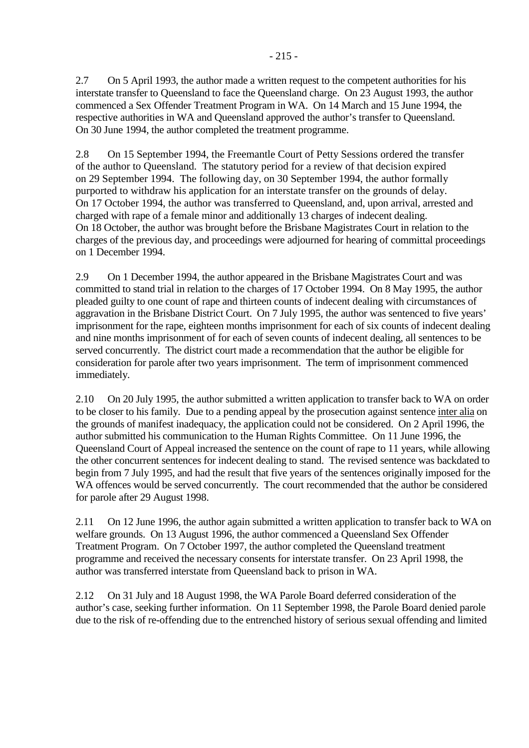2.7 On 5 April 1993, the author made a written request to the competent authorities for his interstate transfer to Queensland to face the Queensland charge. On 23 August 1993, the author commenced a Sex Offender Treatment Program in WA. On 14 March and 15 June 1994, the respective authorities in WA and Queensland approved the author's transfer to Queensland. On 30 June 1994, the author completed the treatment programme.

2.8 On 15 September 1994, the Freemantle Court of Petty Sessions ordered the transfer of the author to Queensland. The statutory period for a review of that decision expired on 29 September 1994. The following day, on 30 September 1994, the author formally purported to withdraw his application for an interstate transfer on the grounds of delay. On 17 October 1994, the author was transferred to Queensland, and, upon arrival, arrested and charged with rape of a female minor and additionally 13 charges of indecent dealing. On 18 October, the author was brought before the Brisbane Magistrates Court in relation to the charges of the previous day, and proceedings were adjourned for hearing of committal proceedings on 1 December 1994.

2.9 On 1 December 1994, the author appeared in the Brisbane Magistrates Court and was committed to stand trial in relation to the charges of 17 October 1994. On 8 May 1995, the author pleaded guilty to one count of rape and thirteen counts of indecent dealing with circumstances of aggravation in the Brisbane District Court. On 7 July 1995, the author was sentenced to five years' imprisonment for the rape, eighteen months imprisonment for each of six counts of indecent dealing and nine months imprisonment of for each of seven counts of indecent dealing, all sentences to be served concurrently. The district court made a recommendation that the author be eligible for consideration for parole after two years imprisonment. The term of imprisonment commenced immediately.

2.10 On 20 July 1995, the author submitted a written application to transfer back to WA on order to be closer to his family. Due to a pending appeal by the prosecution against sentence inter alia on the grounds of manifest inadequacy, the application could not be considered. On 2 April 1996, the author submitted his communication to the Human Rights Committee. On 11 June 1996, the Queensland Court of Appeal increased the sentence on the count of rape to 11 years, while allowing the other concurrent sentences for indecent dealing to stand. The revised sentence was backdated to begin from 7 July 1995, and had the result that five years of the sentences originally imposed for the WA offences would be served concurrently. The court recommended that the author be considered for parole after 29 August 1998.

2.11 On 12 June 1996, the author again submitted a written application to transfer back to WA on welfare grounds. On 13 August 1996, the author commenced a Queensland Sex Offender Treatment Program. On 7 October 1997, the author completed the Queensland treatment programme and received the necessary consents for interstate transfer. On 23 April 1998, the author was transferred interstate from Queensland back to prison in WA.

2.12 On 31 July and 18 August 1998, the WA Parole Board deferred consideration of the author's case, seeking further information. On 11 September 1998, the Parole Board denied parole due to the risk of re-offending due to the entrenched history of serious sexual offending and limited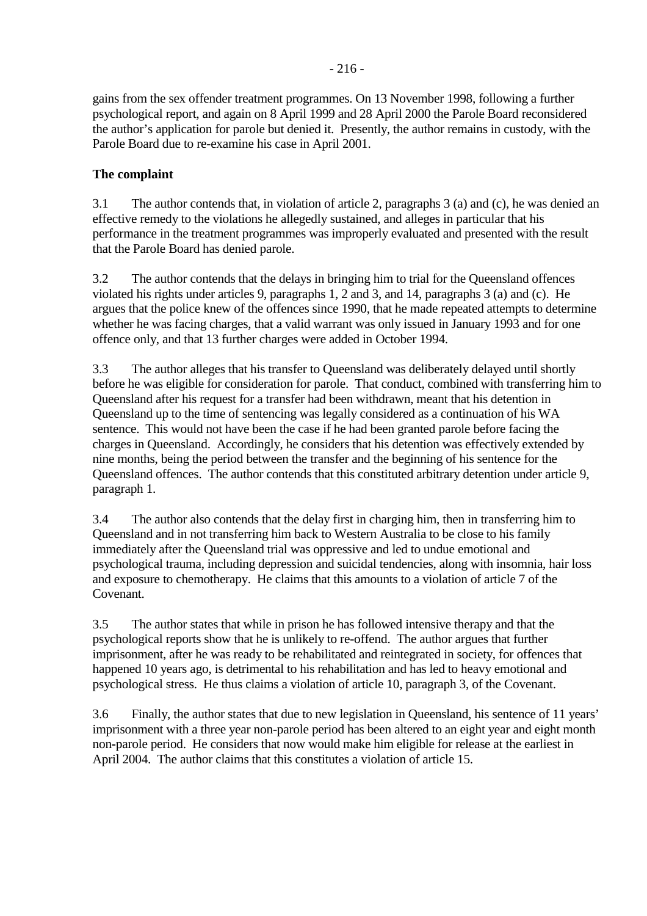gains from the sex offender treatment programmes. On 13 November 1998, following a further psychological report, and again on 8 April 1999 and 28 April 2000 the Parole Board reconsidered the author's application for parole but denied it. Presently, the author remains in custody, with the Parole Board due to re-examine his case in April 2001.

**The complaint**

3.1 The author contends that, in violation of article 2, paragraphs 3 (a) and (c), he was denied an effective remedy to the violations he allegedly sustained, and alleges in particular that his performance in the treatment programmes was improperly evaluated and presented with the result that the Parole Board has denied parole.

3.2 The author contends that the delays in bringing him to trial for the Queensland offences violated his rights under articles 9, paragraphs 1, 2 and 3, and 14, paragraphs 3 (a) and (c). He argues that the police knew of the offences since 1990, that he made repeated attempts to determine whether he was facing charges, that a valid warrant was only issued in January 1993 and for one offence only, and that 13 further charges were added in October 1994.

3.3 The author alleges that his transfer to Queensland was deliberately delayed until shortly before he was eligible for consideration for parole. That conduct, combined with transferring him to Queensland after his request for a transfer had been withdrawn, meant that his detention in Queensland up to the time of sentencing was legally considered as a continuation of his WA sentence. This would not have been the case if he had been granted parole before facing the charges in Queensland. Accordingly, he considers that his detention was effectively extended by nine months, being the period between the transfer and the beginning of his sentence for the Queensland offences. The author contends that this constituted arbitrary detention under article 9, paragraph 1.

3.4 The author also contends that the delay first in charging him, then in transferring him to Queensland and in not transferring him back to Western Australia to be close to his family immediately after the Queensland trial was oppressive and led to undue emotional and psychological trauma, including depression and suicidal tendencies, along with insomnia, hair loss and exposure to chemotherapy. He claims that this amounts to a violation of article 7 of the Covenant.

3.5 The author states that while in prison he has followed intensive therapy and that the psychological reports show that he is unlikely to re-offend. The author argues that further imprisonment, after he was ready to be rehabilitated and reintegrated in society, for offences that happened 10 years ago, is detrimental to his rehabilitation and has led to heavy emotional and psychological stress. He thus claims a violation of article 10, paragraph 3, of the Covenant.

3.6 Finally, the author states that due to new legislation in Queensland, his sentence of 11 years' imprisonment with a three year non-parole period has been altered to an eight year and eight month non-parole period. He considers that now would make him eligible for release at the earliest in April 2004. The author claims that this constitutes a violation of article 15.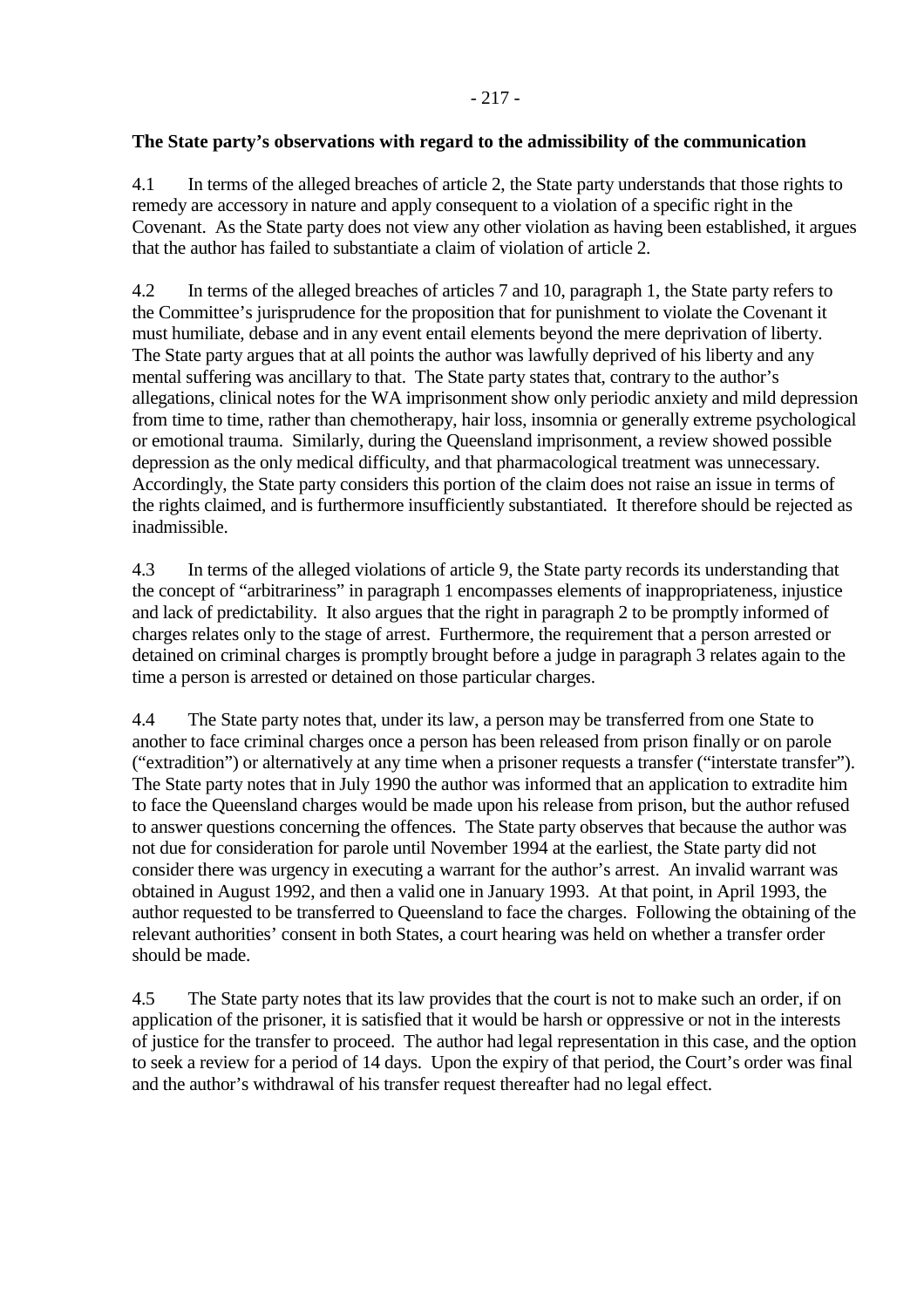**The State party's observations with regard to the admissibility of the communication**

4.1 In terms of the alleged breaches of article 2, the State party understands that those rights to remedy are accessory in nature and apply consequent to a violation of a specific right in the Covenant. As the State party does not view any other violation as having been established, it argues that the author has failed to substantiate a claim of violation of article 2.

4.2 In terms of the alleged breaches of articles 7 and 10, paragraph 1, the State party refers to the Committee's jurisprudence for the proposition that for punishment to violate the Covenant it must humiliate, debase and in any event entail elements beyond the mere deprivation of liberty. The State party argues that at all points the author was lawfully deprived of his liberty and any mental suffering was ancillary to that. The State party states that, contrary to the author's allegations, clinical notes for the WA imprisonment show only periodic anxiety and mild depression from time to time, rather than chemotherapy, hair loss, insomnia or generally extreme psychological or emotional trauma. Similarly, during the Queensland imprisonment, a review showed possible depression as the only medical difficulty, and that pharmacological treatment was unnecessary. Accordingly, the State party considers this portion of the claim does not raise an issue in terms of the rights claimed, and is furthermore insufficiently substantiated. It therefore should be rejected as inadmissible.

4.3 In terms of the alleged violations of article 9, the State party records its understanding that the concept of "arbitrariness" in paragraph 1 encompasses elements of inappropriateness, injustice and lack of predictability. It also argues that the right in paragraph 2 to be promptly informed of charges relates only to the stage of arrest. Furthermore, the requirement that a person arrested or detained on criminal charges is promptly brought before a judge in paragraph 3 relates again to the time a person is arrested or detained on those particular charges.

4.4 The State party notes that, under its law, a person may be transferred from one State to another to face criminal charges once a person has been released from prison finally or on parole ("extradition") or alternatively at any time when a prisoner requests a transfer ("interstate transfer"). The State party notes that in July 1990 the author was informed that an application to extradite him to face the Queensland charges would be made upon his release from prison, but the author refused to answer questions concerning the offences. The State party observes that because the author was not due for consideration for parole until November 1994 at the earliest, the State party did not consider there was urgency in executing a warrant for the author's arrest. An invalid warrant was obtained in August 1992, and then a valid one in January 1993. At that point, in April 1993, the author requested to be transferred to Queensland to face the charges. Following the obtaining of the relevant authorities' consent in both States, a court hearing was held on whether a transfer order should be made.

4.5 The State party notes that its law provides that the court is not to make such an order, if on application of the prisoner, it is satisfied that it would be harsh or oppressive or not in the interests of justice for the transfer to proceed. The author had legal representation in this case, and the option to seek a review for a period of 14 days. Upon the expiry of that period, the Court's order was final and the author's withdrawal of his transfer request thereafter had no legal effect.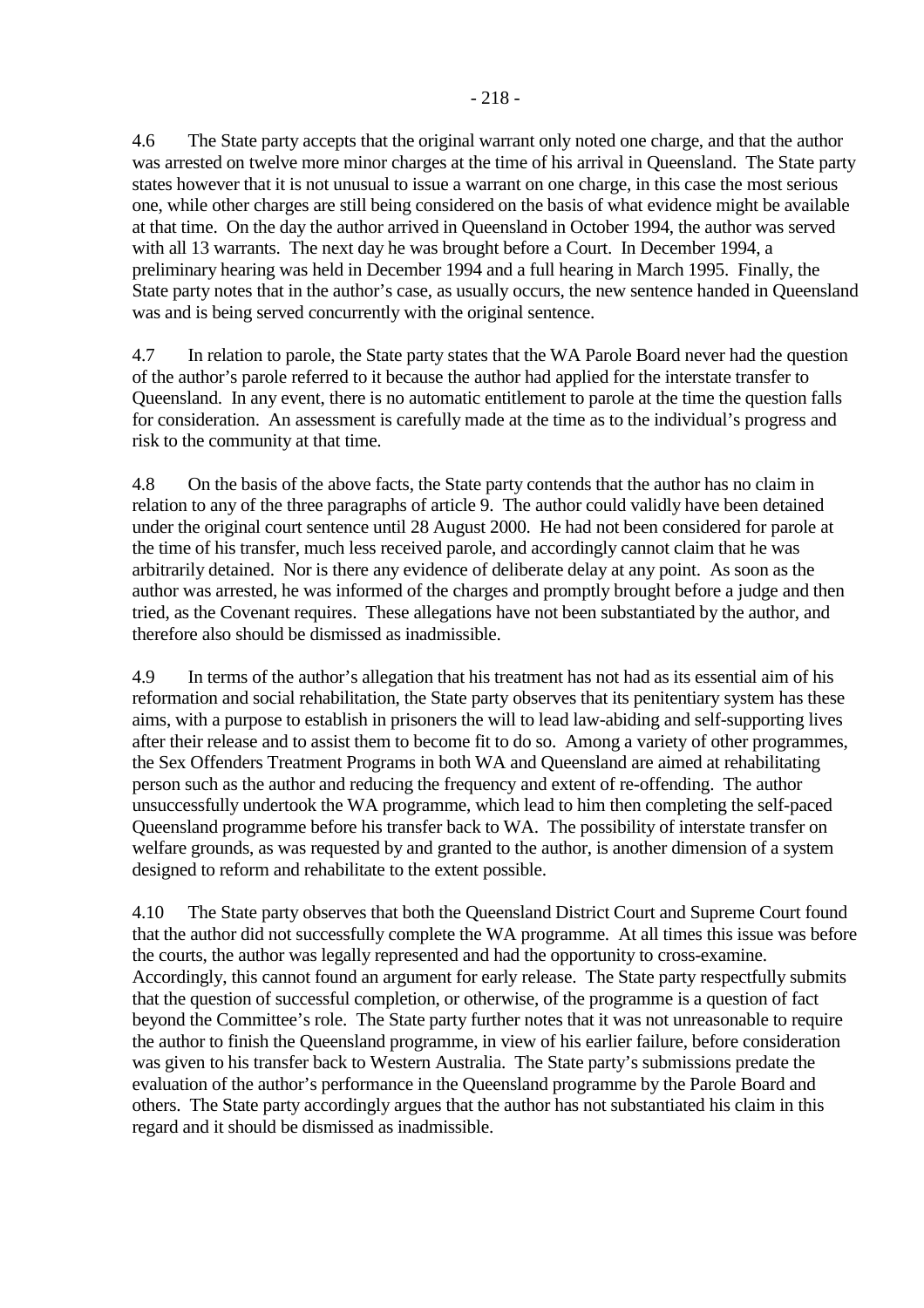4.6 The State party accepts that the original warrant only noted one charge, and that the author was arrested on twelve more minor charges at the time of his arrival in Queensland. The State party states however that it is not unusual to issue a warrant on one charge, in this case the most serious one, while other charges are still being considered on the basis of what evidence might be available at that time. On the day the author arrived in Queensland in October 1994, the author was served with all 13 warrants. The next day he was brought before a Court. In December 1994, a preliminary hearing was held in December 1994 and a full hearing in March 1995. Finally, the State party notes that in the author's case, as usually occurs, the new sentence handed in Queensland was and is being served concurrently with the original sentence.

4.7 In relation to parole, the State party states that the WA Parole Board never had the question of the author's parole referred to it because the author had applied for the interstate transfer to Queensland. In any event, there is no automatic entitlement to parole at the time the question falls for consideration. An assessment is carefully made at the time as to the individual's progress and risk to the community at that time.

4.8 On the basis of the above facts, the State party contends that the author has no claim in relation to any of the three paragraphs of article 9. The author could validly have been detained under the original court sentence until 28 August 2000. He had not been considered for parole at the time of his transfer, much less received parole, and accordingly cannot claim that he was arbitrarily detained. Nor is there any evidence of deliberate delay at any point. As soon as the author was arrested, he was informed of the charges and promptly brought before a judge and then tried, as the Covenant requires. These allegations have not been substantiated by the author, and therefore also should be dismissed as inadmissible.

4.9 In terms of the author's allegation that his treatment has not had as its essential aim of his reformation and social rehabilitation, the State party observes that its penitentiary system has these aims, with a purpose to establish in prisoners the will to lead law-abiding and self-supporting lives after their release and to assist them to become fit to do so. Among a variety of other programmes, the Sex Offenders Treatment Programs in both WA and Queensland are aimed at rehabilitating person such as the author and reducing the frequency and extent of re-offending. The author unsuccessfully undertook the WA programme, which lead to him then completing the self-paced Queensland programme before his transfer back to WA. The possibility of interstate transfer on welfare grounds, as was requested by and granted to the author, is another dimension of a system designed to reform and rehabilitate to the extent possible.

4.10 The State party observes that both the Queensland District Court and Supreme Court found that the author did not successfully complete the WA programme. At all times this issue was before the courts, the author was legally represented and had the opportunity to cross-examine. Accordingly, this cannot found an argument for early release. The State party respectfully submits that the question of successful completion, or otherwise, of the programme is a question of fact beyond the Committee's role. The State party further notes that it was not unreasonable to require the author to finish the Queensland programme, in view of his earlier failure, before consideration was given to his transfer back to Western Australia. The State party's submissions predate the evaluation of the author's performance in the Queensland programme by the Parole Board and others. The State party accordingly argues that the author has not substantiated his claim in this regard and it should be dismissed as inadmissible.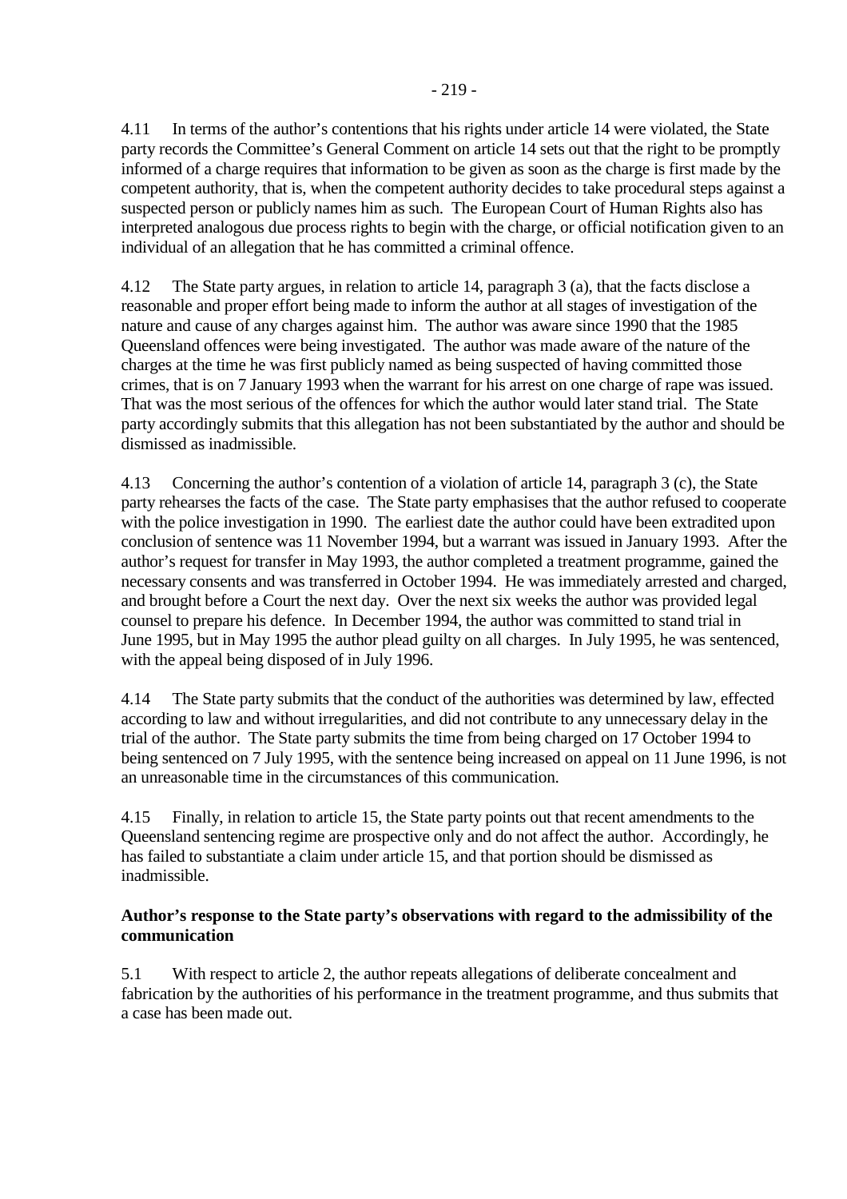4.11 In terms of the author's contentions that his rights under article 14 were violated, the State party records the Committee's General Comment on article 14 sets out that the right to be promptly informed of a charge requires that information to be given as soon as the charge is first made by the competent authority, that is, when the competent authority decides to take procedural steps against a suspected person or publicly names him as such. The European Court of Human Rights also has interpreted analogous due process rights to begin with the charge, or official notification given to an individual of an allegation that he has committed a criminal offence.

4.12 The State party argues, in relation to article 14, paragraph 3 (a), that the facts disclose a reasonable and proper effort being made to inform the author at all stages of investigation of the nature and cause of any charges against him. The author was aware since 1990 that the 1985 Queensland offences were being investigated. The author was made aware of the nature of the charges at the time he was first publicly named as being suspected of having committed those crimes, that is on 7 January 1993 when the warrant for his arrest on one charge of rape was issued. That was the most serious of the offences for which the author would later stand trial. The State party accordingly submits that this allegation has not been substantiated by the author and should be dismissed as inadmissible.

4.13 Concerning the author's contention of a violation of article 14, paragraph 3 (c), the State party rehearses the facts of the case. The State party emphasises that the author refused to cooperate with the police investigation in 1990. The earliest date the author could have been extradited upon conclusion of sentence was 11 November 1994, but a warrant was issued in January 1993. After the author's request for transfer in May 1993, the author completed a treatment programme, gained the necessary consents and was transferred in October 1994. He was immediately arrested and charged, and brought before a Court the next day. Over the next six weeks the author was provided legal counsel to prepare his defence. In December 1994, the author was committed to stand trial in June 1995, but in May 1995 the author plead guilty on all charges. In July 1995, he was sentenced, with the appeal being disposed of in July 1996.

4.14 The State party submits that the conduct of the authorities was determined by law, effected according to law and without irregularities, and did not contribute to any unnecessary delay in the trial of the author. The State party submits the time from being charged on 17 October 1994 to being sentenced on 7 July 1995, with the sentence being increased on appeal on 11 June 1996, is not an unreasonable time in the circumstances of this communication.

4.15 Finally, in relation to article 15, the State party points out that recent amendments to the Queensland sentencing regime are prospective only and do not affect the author. Accordingly, he has failed to substantiate a claim under article 15, and that portion should be dismissed as inadmissible.

**Author's response to the State party's observations with regard to the admissibility of the communication**

5.1 With respect to article 2, the author repeats allegations of deliberate concealment and fabrication by the authorities of his performance in the treatment programme, and thus submits that a case has been made out.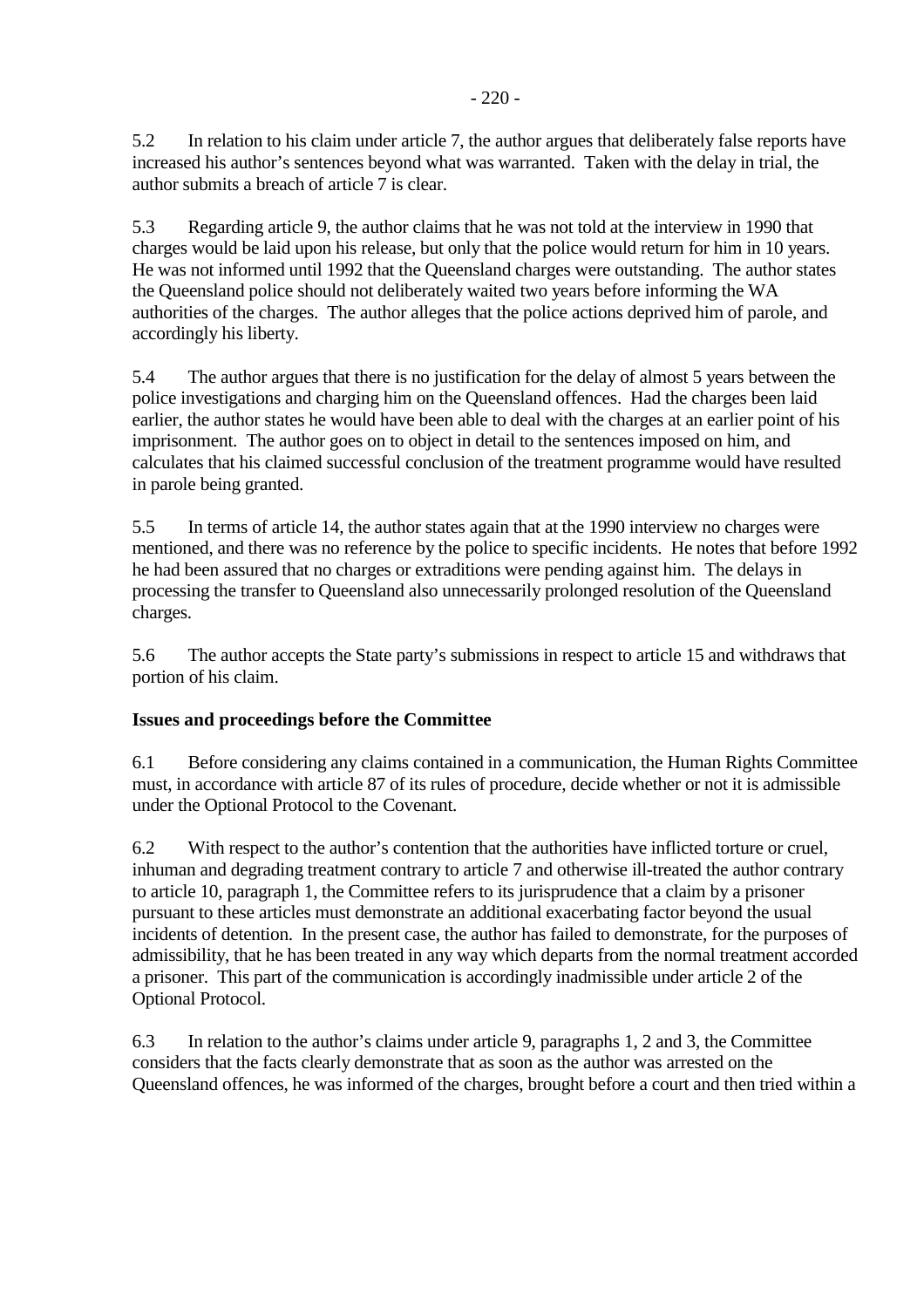5.2 In relation to his claim under article 7, the author argues that deliberately false reports have increased his author's sentences beyond what was warranted. Taken with the delay in trial, the author submits a breach of article 7 is clear.

5.3 Regarding article 9, the author claims that he was not told at the interview in 1990 that charges would be laid upon his release, but only that the police would return for him in 10 years. He was not informed until 1992 that the Queensland charges were outstanding. The author states the Queensland police should not deliberately waited two years before informing the WA authorities of the charges. The author alleges that the police actions deprived him of parole, and accordingly his liberty.

5.4 The author argues that there is no justification for the delay of almost 5 years between the police investigations and charging him on the Queensland offences. Had the charges been laid earlier, the author states he would have been able to deal with the charges at an earlier point of his imprisonment. The author goes on to object in detail to the sentences imposed on him, and calculates that his claimed successful conclusion of the treatment programme would have resulted in parole being granted.

5.5 In terms of article 14, the author states again that at the 1990 interview no charges were mentioned, and there was no reference by the police to specific incidents. He notes that before 1992 he had been assured that no charges or extraditions were pending against him. The delays in processing the transfer to Queensland also unnecessarily prolonged resolution of the Queensland charges.

5.6 The author accepts the State party's submissions in respect to article 15 and withdraws that portion of his claim.

**Issues and proceedings before the Committee**

6.1 Before considering any claims contained in a communication, the Human Rights Committee must, in accordance with article 87 of its rules of procedure, decide whether or not it is admissible under the Optional Protocol to the Covenant.

6.2 With respect to the author's contention that the authorities have inflicted torture or cruel, inhuman and degrading treatment contrary to article 7 and otherwise ill-treated the author contrary to article 10, paragraph 1, the Committee refers to its jurisprudence that a claim by a prisoner pursuant to these articles must demonstrate an additional exacerbating factor beyond the usual incidents of detention. In the present case, the author has failed to demonstrate, for the purposes of admissibility, that he has been treated in any way which departs from the normal treatment accorded a prisoner. This part of the communication is accordingly inadmissible under article 2 of the Optional Protocol.

6.3 In relation to the author's claims under article 9, paragraphs 1, 2 and 3, the Committee considers that the facts clearly demonstrate that as soon as the author was arrested on the Queensland offences, he was informed of the charges, brought before a court and then tried within a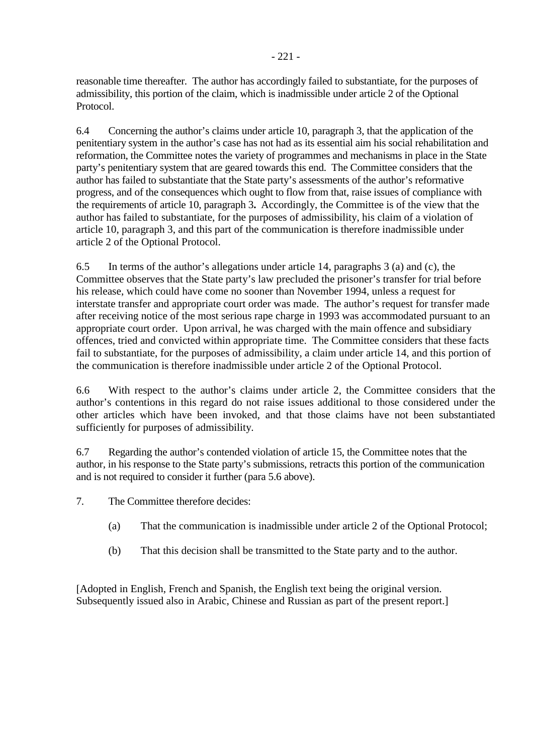reasonable time thereafter. The author has accordingly failed to substantiate, for the purposes of admissibility, this portion of the claim, which is inadmissible under article 2 of the Optional Protocol.

6.4 Concerning the author's claims under article 10, paragraph 3, that the application of the penitentiary system in the author's case has not had as its essential aim his social rehabilitation and reformation, the Committee notes the variety of programmes and mechanisms in place in the State party's penitentiary system that are geared towards this end. The Committee considers that the author has failed to substantiate that the State party's assessments of the author's reformative progress, and of the consequences which ought to flow from that, raise issues of compliance with the requirements of article 10, paragraph 3**.** Accordingly, the Committee is of the view that the author has failed to substantiate, for the purposes of admissibility, his claim of a violation of article 10, paragraph 3, and this part of the communication is therefore inadmissible under article 2 of the Optional Protocol.

6.5 In terms of the author's allegations under article 14, paragraphs 3 (a) and (c), the Committee observes that the State party's law precluded the prisoner's transfer for trial before his release, which could have come no sooner than November 1994, unless a request for interstate transfer and appropriate court order was made. The author's request for transfer made after receiving notice of the most serious rape charge in 1993 was accommodated pursuant to an appropriate court order. Upon arrival, he was charged with the main offence and subsidiary offences, tried and convicted within appropriate time. The Committee considers that these facts fail to substantiate, for the purposes of admissibility, a claim under article 14, and this portion of the communication is therefore inadmissible under article 2 of the Optional Protocol.

6.6 With respect to the author's claims under article 2, the Committee considers that the author's contentions in this regard do not raise issues additional to those considered under the other articles which have been invoked, and that those claims have not been substantiated sufficiently for purposes of admissibility.

6.7 Regarding the author's contended violation of article 15, the Committee notes that the author, in his response to the State party's submissions, retracts this portion of the communication and is not required to consider it further (para 5.6 above).

7. The Committee therefore decides:

(a) That the communication is inadmissible under article 2 of the Optional Protocol;

(b) That this decision shall be transmitted to the State party and to the author.

[Adopted in English, French and Spanish, the English text being the original version. Subsequently issued also in Arabic, Chinese and Russian as part of the present report.]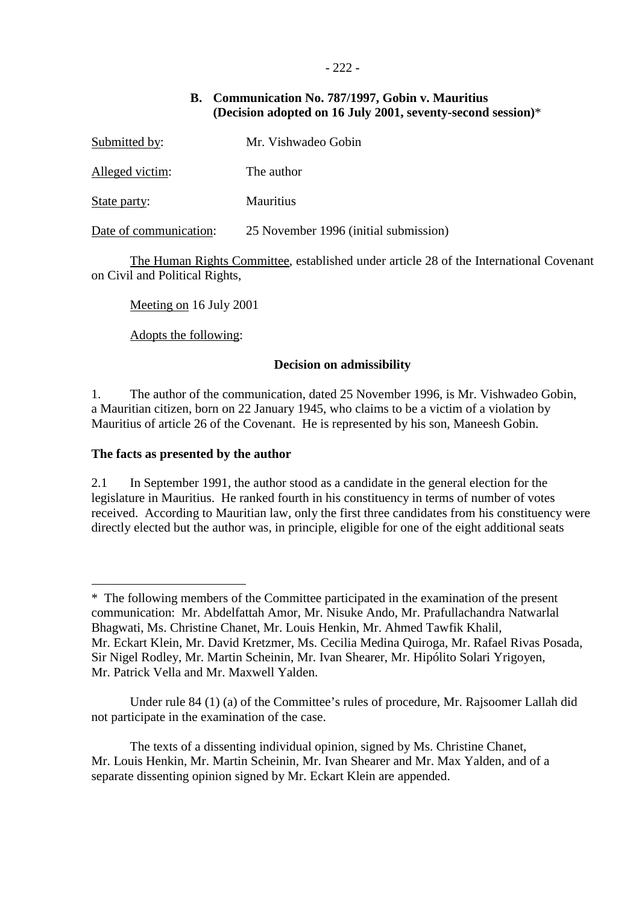## B. Communication No. 787/1997, Gobin v. Mauritius (Decision adopted on 16 July 2001, seventy-second session)*

Submitted by: Mr. Vishwadeo Gobin

Alleged victim: The author

State party: Mauritius

Date of communication: 25 November 1996 (initial submission)

The Human Rights Committee, established under article 28 of the International Covenant on Civil and Political Rights,

Meeting on 16 July 2001

Adopts the following:

### Decision on admissibility

1. The author of the communication, dated 25 November 1996, is Mr. Vishwadeo Gobin, a Mauritian citizen, born on 22 January 1945, who claims to be a victim of a violation by Mauritius of article 26 of the Covenant. He is represented by his son, Maneesh Gobin.

**The facts as presented by the author**

2.1 In September 1991, the author stood as a candidate in the general election for the legislature in Mauritius. He ranked fourth in his constituency in terms of number of votes received. According to Mauritian law, only the first three candidates from his constituency were directly elected but the author was, in principle, eligible for one of the eight additional seats

---

\* The following members of the Committee participated in the examination of the present communication: Mr. Abdelfattah Amor, Mr. Nisuke Ando, Mr. Prafullachandra Natwarlal Bhagwati, Ms. Christine Chanet, Mr. Louis Henkin, Mr. Ahmed Tawfik Khalil, Mr. Eckart Klein, Mr. David Kretzmer, Ms. Cecilia Medina Quiroga, Mr. Rafael Rivas Posada, Sir Nigel Rodley, Mr. Martin Scheinin, Mr. Ivan Shearer, Mr. Hipólito Solari Yrigoyen, Mr. Patrick Vella and Mr. Maxwell Yalden.

Under rule 84 (1) (a) of the Committee's rules of procedure, Mr. Rajsoomer Lallah did not participate in the examination of the case.

The texts of a dissenting individual opinion, signed by Ms. Christine Chanet, Mr. Louis Henkin, Mr. Martin Scheinin, Mr. Ivan Shearer and Mr. Max Yalden, and of a separate dissenting opinion signed by Mr. Eckart Klein are appended.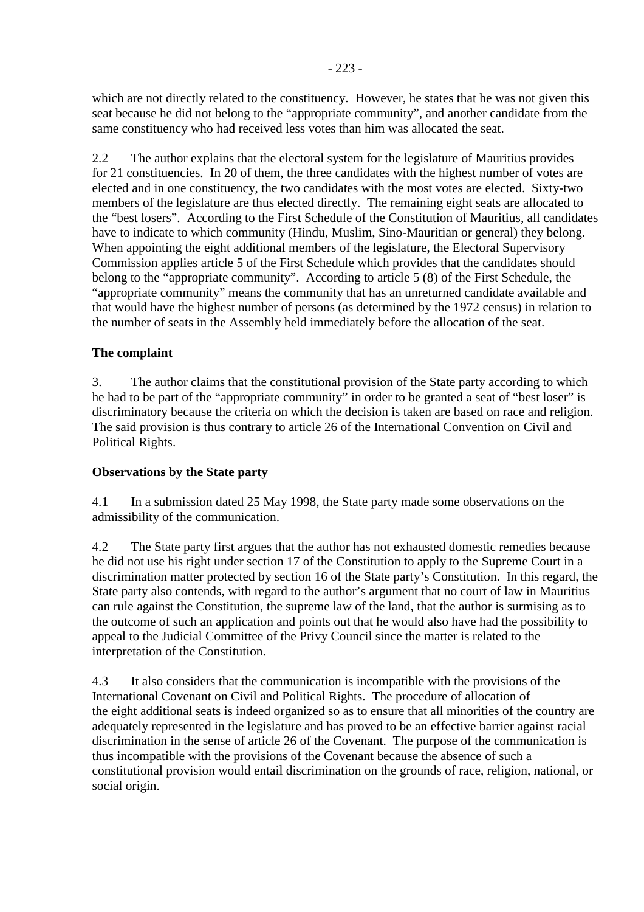which are not directly related to the constituency. However, he states that he was not given this seat because he did not belong to the "appropriate community", and another candidate from the same constituency who had received less votes than him was allocated the seat.

2.2 The author explains that the electoral system for the legislature of Mauritius provides for 21 constituencies. In 20 of them, the three candidates with the highest number of votes are elected and in one constituency, the two candidates with the most votes are elected. Sixty-two members of the legislature are thus elected directly. The remaining eight seats are allocated to the "best losers". According to the First Schedule of the Constitution of Mauritius, all candidates have to indicate to which community (Hindu, Muslim, Sino-Mauritian or general) they belong. When appointing the eight additional members of the legislature, the Electoral Supervisory Commission applies article 5 of the First Schedule which provides that the candidates should belong to the "appropriate community". According to article 5 (8) of the First Schedule, the "appropriate community" means the community that has an unreturned candidate available and that would have the highest number of persons (as determined by the 1972 census) in relation to the number of seats in the Assembly held immediately before the allocation of the seat.

**The complaint**

3. The author claims that the constitutional provision of the State party according to which he had to be part of the "appropriate community" in order to be granted a seat of "best loser" is discriminatory because the criteria on which the decision is taken are based on race and religion. The said provision is thus contrary to article 26 of the International Convention on Civil and Political Rights.

**Observations by the State party**

4.1 In a submission dated 25 May 1998, the State party made some observations on the admissibility of the communication.

4.2 The State party first argues that the author has not exhausted domestic remedies because he did not use his right under section 17 of the Constitution to apply to the Supreme Court in a discrimination matter protected by section 16 of the State party's Constitution. In this regard, the State party also contends, with regard to the author's argument that no court of law in Mauritius can rule against the Constitution, the supreme law of the land, that the author is surmising as to the outcome of such an application and points out that he would also have had the possibility to appeal to the Judicial Committee of the Privy Council since the matter is related to the interpretation of the Constitution.

4.3 It also considers that the communication is incompatible with the provisions of the International Covenant on Civil and Political Rights. The procedure of allocation of the eight additional seats is indeed organized so as to ensure that all minorities of the country are adequately represented in the legislature and has proved to be an effective barrier against racial discrimination in the sense of article 26 of the Covenant. The purpose of the communication is thus incompatible with the provisions of the Covenant because the absence of such a constitutional provision would entail discrimination on the grounds of race, religion, national, or social origin.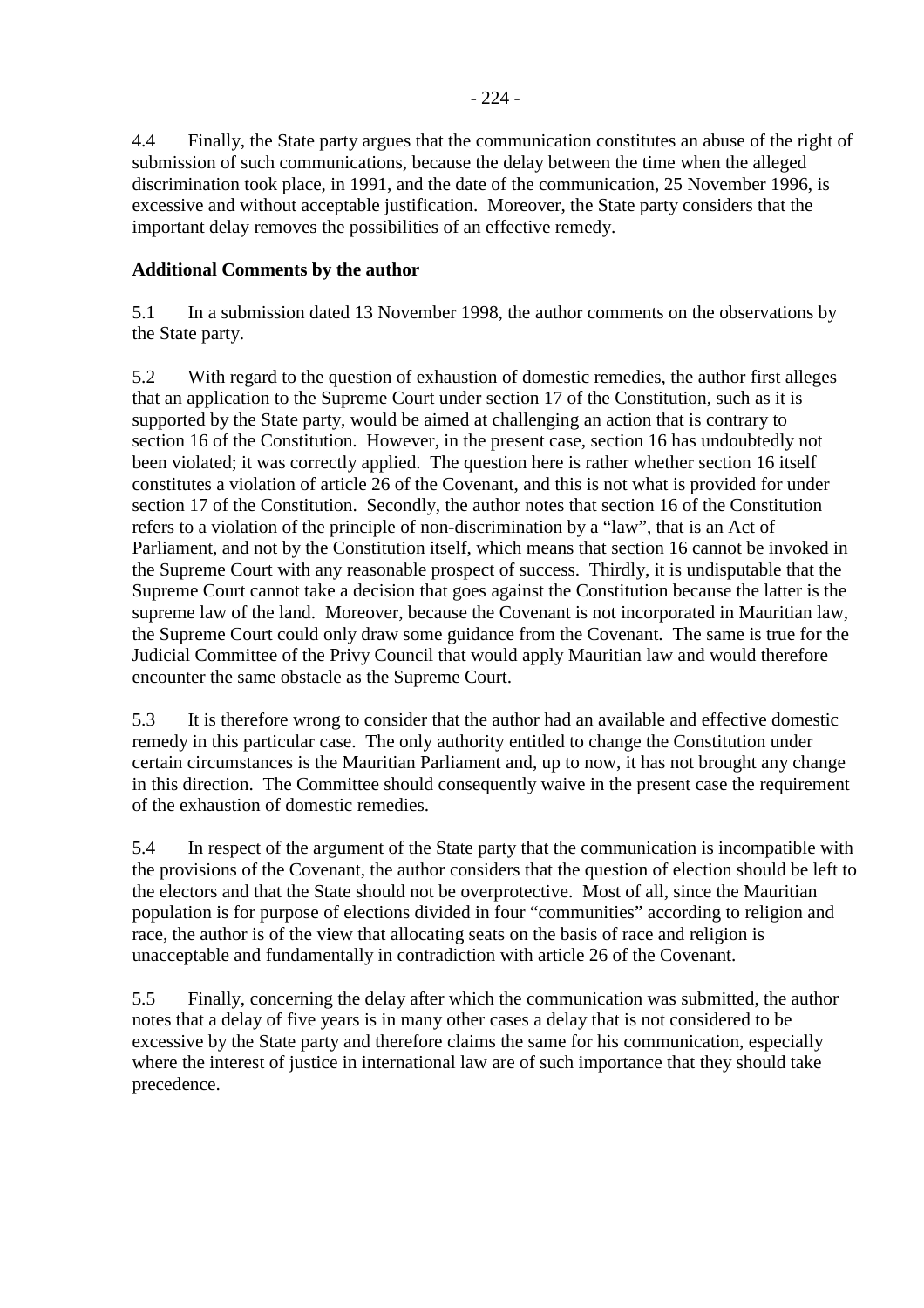4.4 Finally, the State party argues that the communication constitutes an abuse of the right of submission of such communications, because the delay between the time when the alleged discrimination took place, in 1991, and the date of the communication, 25 November 1996, is excessive and without acceptable justification. Moreover, the State party considers that the important delay removes the possibilities of an effective remedy.

**Additional Comments by the author**

5.1 In a submission dated 13 November 1998, the author comments on the observations by the State party.

5.2 With regard to the question of exhaustion of domestic remedies, the author first alleges that an application to the Supreme Court under section 17 of the Constitution, such as it is supported by the State party, would be aimed at challenging an action that is contrary to section 16 of the Constitution. However, in the present case, section 16 has undoubtedly not been violated; it was correctly applied. The question here is rather whether section 16 itself constitutes a violation of article 26 of the Covenant, and this is not what is provided for under section 17 of the Constitution. Secondly, the author notes that section 16 of the Constitution refers to a violation of the principle of non-discrimination by a "law", that is an Act of Parliament, and not by the Constitution itself, which means that section 16 cannot be invoked in the Supreme Court with any reasonable prospect of success. Thirdly, it is undisputable that the Supreme Court cannot take a decision that goes against the Constitution because the latter is the supreme law of the land. Moreover, because the Covenant is not incorporated in Mauritian law, the Supreme Court could only draw some guidance from the Covenant. The same is true for the Judicial Committee of the Privy Council that would apply Mauritian law and would therefore encounter the same obstacle as the Supreme Court.

5.3 It is therefore wrong to consider that the author had an available and effective domestic remedy in this particular case. The only authority entitled to change the Constitution under certain circumstances is the Mauritian Parliament and, up to now, it has not brought any change in this direction. The Committee should consequently waive in the present case the requirement of the exhaustion of domestic remedies.

5.4 In respect of the argument of the State party that the communication is incompatible with the provisions of the Covenant, the author considers that the question of election should be left to the electors and that the State should not be overprotective. Most of all, since the Mauritian population is for purpose of elections divided in four "communities" according to religion and race, the author is of the view that allocating seats on the basis of race and religion is unacceptable and fundamentally in contradiction with article 26 of the Covenant.

5.5 Finally, concerning the delay after which the communication was submitted, the author notes that a delay of five years is in many other cases a delay that is not considered to be excessive by the State party and therefore claims the same for his communication, especially where the interest of justice in international law are of such importance that they should take precedence.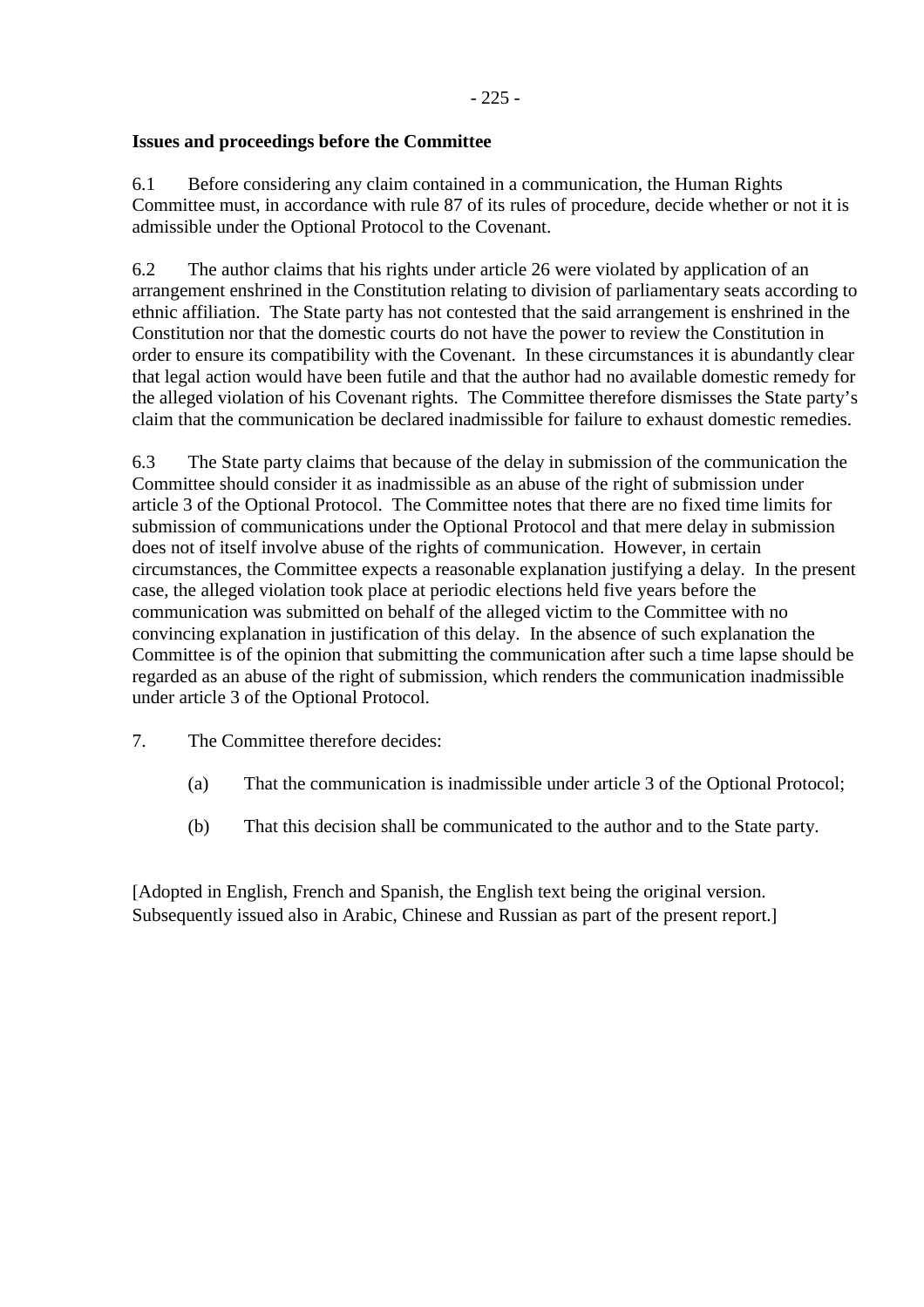**Issues and proceedings before the Committee**

6.1 Before considering any claim contained in a communication, the Human Rights Committee must, in accordance with rule 87 of its rules of procedure, decide whether or not it is admissible under the Optional Protocol to the Covenant.

6.2 The author claims that his rights under article 26 were violated by application of an arrangement enshrined in the Constitution relating to division of parliamentary seats according to ethnic affiliation. The State party has not contested that the said arrangement is enshrined in the Constitution nor that the domestic courts do not have the power to review the Constitution in order to ensure its compatibility with the Covenant. In these circumstances it is abundantly clear that legal action would have been futile and that the author had no available domestic remedy for the alleged violation of his Covenant rights. The Committee therefore dismisses the State party's claim that the communication be declared inadmissible for failure to exhaust domestic remedies.

6.3 The State party claims that because of the delay in submission of the communication the Committee should consider it as inadmissible as an abuse of the right of submission under article 3 of the Optional Protocol. The Committee notes that there are no fixed time limits for submission of communications under the Optional Protocol and that mere delay in submission does not of itself involve abuse of the rights of communication. However, in certain circumstances, the Committee expects a reasonable explanation justifying a delay. In the present case, the alleged violation took place at periodic elections held five years before the communication was submitted on behalf of the alleged victim to the Committee with no convincing explanation in justification of this delay. In the absence of such explanation the Committee is of the opinion that submitting the communication after such a time lapse should be regarded as an abuse of the right of submission, which renders the communication inadmissible under article 3 of the Optional Protocol.

7. The Committee therefore decides:

(a) That the communication is inadmissible under article 3 of the Optional Protocol;

(b) That this decision shall be communicated to the author and to the State party.

[Adopted in English, French and Spanish, the English text being the original version. Subsequently issued also in Arabic, Chinese and Russian as part of the present report.]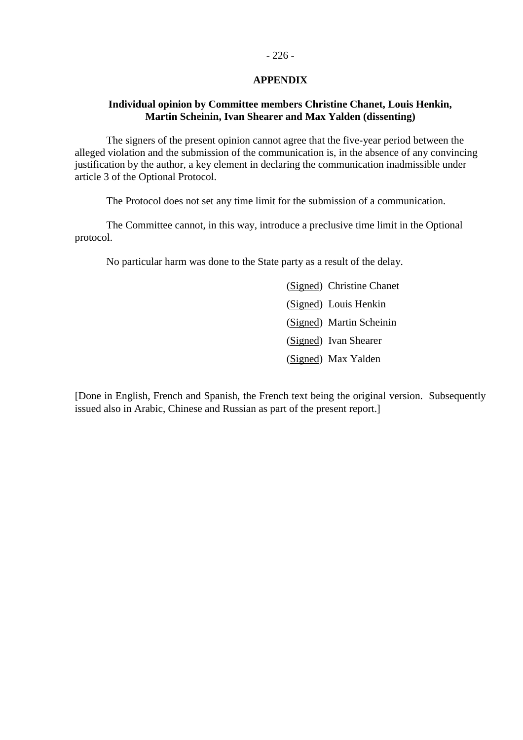## APPENDIX

### Individual opinion by Committee members Christine Chanet, Louis Henkin, Martin Scheinin, Ivan Shearer and Max Yalden (dissenting)

The signers of the present opinion cannot agree that the five-year period between the alleged violation and the submission of the communication is, in the absence of any convincing justification by the author, a key element in declaring the communication inadmissible under article 3 of the Optional Protocol.

The Protocol does not set any time limit for the submission of a communication.

The Committee cannot, in this way, introduce a preclusive time limit in the Optional protocol.

No particular harm was done to the State party as a result of the delay.

(Signed) Christine Chanet

(Signed) Louis Henkin

(Signed) Martin Scheinin

(Signed) Ivan Shearer

(Signed) Max Yalden

[Done in English, French and Spanish, the French text being the original version. Subsequently issued also in Arabic, Chinese and Russian as part of the present report.]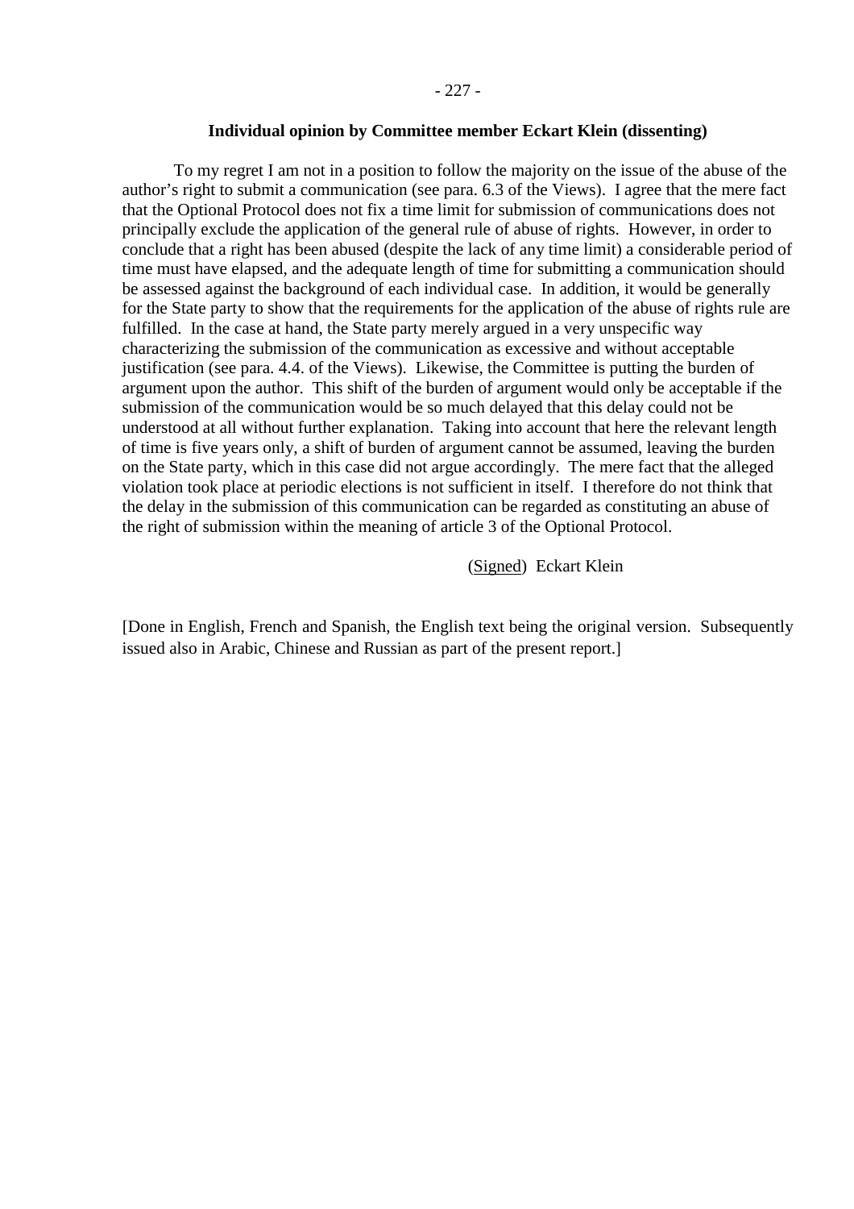**Individual opinion by Committee member Eckart Klein (dissenting)**

To my regret I am not in a position to follow the majority on the issue of the abuse of the author's right to submit a communication (see para. 6.3 of the Views). I agree that the mere fact that the Optional Protocol does not fix a time limit for submission of communications does not principally exclude the application of the general rule of abuse of rights. However, in order to conclude that a right has been abused (despite the lack of any time limit) a considerable period of time must have elapsed, and the adequate length of time for submitting a communication should be assessed against the background of each individual case. In addition, it would be generally for the State party to show that the requirements for the application of the abuse of rights rule are fulfilled. In the case at hand, the State party merely argued in a very unspecific way characterizing the submission of the communication as excessive and without acceptable justification (see para. 4.4. of the Views). Likewise, the Committee is putting the burden of argument upon the author. This shift of the burden of argument would only be acceptable if the submission of the communication would be so much delayed that this delay could not be understood at all without further explanation. Taking into account that here the relevant length of time is five years only, a shift of burden of argument cannot be assumed, leaving the burden on the State party, which in this case did not argue accordingly. The mere fact that the alleged violation took place at periodic elections is not sufficient in itself. I therefore do not think that the delay in the submission of this communication can be regarded as constituting an abuse of the right of submission within the meaning of article 3 of the Optional Protocol.

(Signed) Eckart Klein

[Done in English, French and Spanish, the English text being the original version. Subsequently issued also in Arabic, Chinese and Russian as part of the present report.]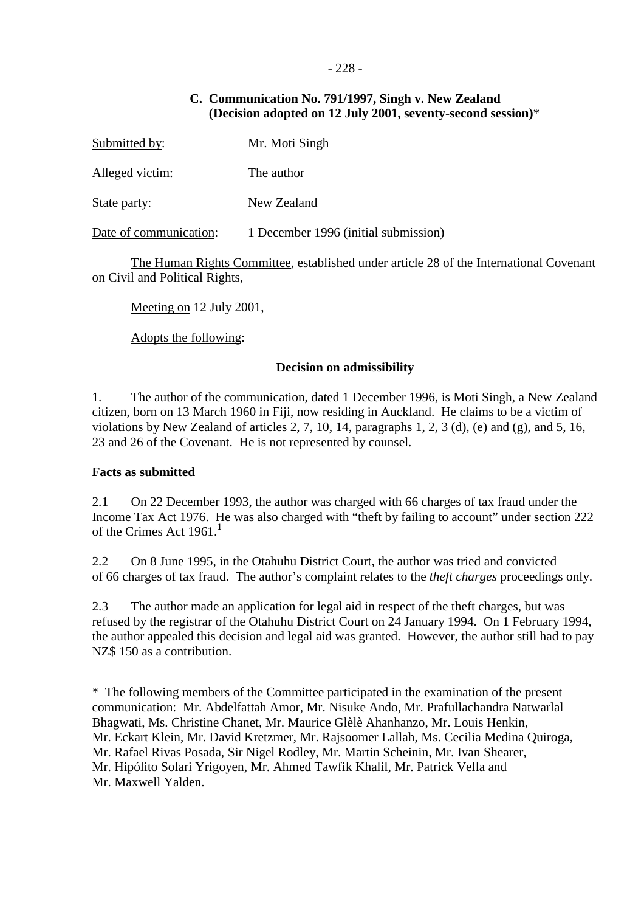## C. Communication No. 791/1997, Singh v. New Zealand (Decision adopted on 12 July 2001, seventy-second session)*

Submitted by: Mr. Moti Singh

Alleged victim: The author

State party: New Zealand

Date of communication: 1 December 1996 (initial submission)

The Human Rights Committee, established under article 28 of the International Covenant on Civil and Political Rights,

Meeting on 12 July 2001,

Adopts the following:

### Decision on admissibility

1. The author of the communication, dated 1 December 1996, is Moti Singh, a New Zealand citizen, born on 13 March 1960 in Fiji, now residing in Auckland. He claims to be a victim of violations by New Zealand of articles 2, 7, 10, 14, paragraphs 1, 2, 3 (d), (e) and (g), and 5, 16, 23 and 26 of the Covenant. He is not represented by counsel.

**Facts as submitted**

2.1 On 22 December 1993, the author was charged with 66 charges of tax fraud under the Income Tax Act 1976. He was also charged with "theft by failing to account" under section 222 of the Crimes Act 1961.[1]

2.2 On 8 June 1995, in the Otahuhu District Court, the author was tried and convicted of 66 charges of tax fraud. The author's complaint relates to the *theft charges* proceedings only.

2.3 The author made an application for legal aid in respect of the theft charges, but was refused by the registrar of the Otahuhu District Court on 24 January 1994. On 1 February 1994, the author appealed this decision and legal aid was granted. However, the author still had to pay NZ$ 150 as a contribution.

---

\* The following members of the Committee participated in the examination of the present communication: Mr. Abdelfattah Amor, Mr. Nisuke Ando, Mr. Prafullachandra Natwarlal Bhagwati, Ms. Christine Chanet, Mr. Maurice Glèlè Ahanhanzo, Mr. Louis Henkin, Mr. Eckart Klein, Mr. David Kretzmer, Mr. Rajsoomer Lallah, Ms. Cecilia Medina Quiroga, Mr. Rafael Rivas Posada, Sir Nigel Rodley, Mr. Martin Scheinin, Mr. Ivan Shearer, Mr. Hipólito Solari Yrigoyen, Mr. Ahmed Tawfik Khalil, Mr. Patrick Vella and Mr. Maxwell Yalden.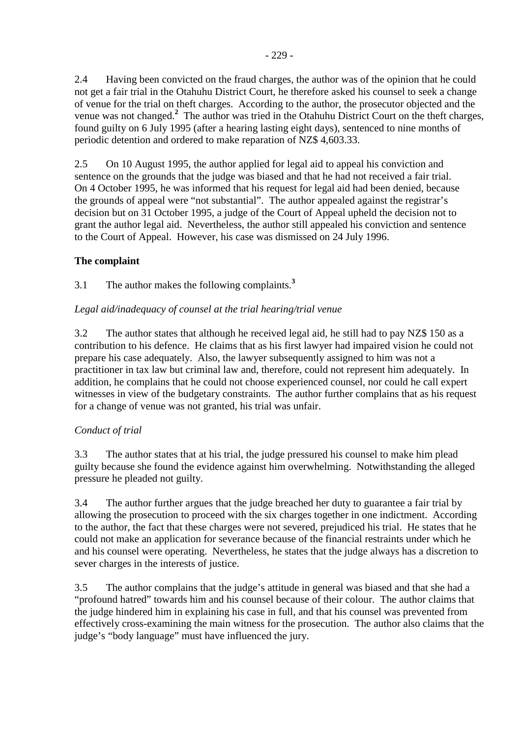2.4 Having been convicted on the fraud charges, the author was of the opinion that he could not get a fair trial in the Otahuhu District Court, he therefore asked his counsel to seek a change of venue for the trial on theft charges. According to the author, the prosecutor objected and the venue was not changed.[2] The author was tried in the Otahuhu District Court on the theft charges, found guilty on 6 July 1995 (after a hearing lasting eight days), sentenced to nine months of periodic detention and ordered to make reparation of NZ$ 4,603.33.

2.5 On 10 August 1995, the author applied for legal aid to appeal his conviction and sentence on the grounds that the judge was biased and that he had not received a fair trial. On 4 October 1995, he was informed that his request for legal aid had been denied, because the grounds of appeal were "not substantial". The author appealed against the registrar's decision but on 31 October 1995, a judge of the Court of Appeal upheld the decision not to grant the author legal aid. Nevertheless, the author still appealed his conviction and sentence to the Court of Appeal. However, his case was dismissed on 24 July 1996.

**The complaint**

3.1 The author makes the following complaints.[3]

*Legal aid/inadequacy of counsel at the trial hearing/trial venue*

3.2 The author states that although he received legal aid, he still had to pay NZ$ 150 as a contribution to his defence. He claims that as his first lawyer had impaired vision he could not prepare his case adequately. Also, the lawyer subsequently assigned to him was not a practitioner in tax law but criminal law and, therefore, could not represent him adequately. In addition, he complains that he could not choose experienced counsel, nor could he call expert witnesses in view of the budgetary constraints. The author further complains that as his request for a change of venue was not granted, his trial was unfair.

*Conduct of trial*

3.3 The author states that at his trial, the judge pressured his counsel to make him plead guilty because she found the evidence against him overwhelming. Notwithstanding the alleged pressure he pleaded not guilty.

3.4 The author further argues that the judge breached her duty to guarantee a fair trial by allowing the prosecution to proceed with the six charges together in one indictment. According to the author, the fact that these charges were not severed, prejudiced his trial. He states that he could not make an application for severance because of the financial restraints under which he and his counsel were operating. Nevertheless, he states that the judge always has a discretion to sever charges in the interests of justice.

3.5 The author complains that the judge's attitude in general was biased and that she had a "profound hatred" towards him and his counsel because of their colour. The author claims that the judge hindered him in explaining his case in full, and that his counsel was prevented from effectively cross-examining the main witness for the prosecution. The author also claims that the judge's "body language" must have influenced the jury.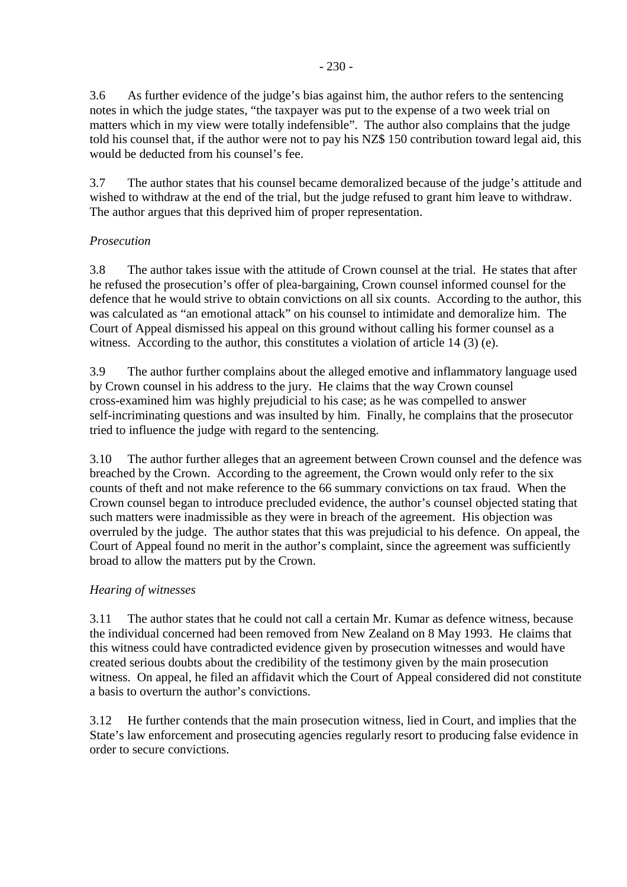3.6 As further evidence of the judge's bias against him, the author refers to the sentencing notes in which the judge states, "the taxpayer was put to the expense of a two week trial on matters which in my view were totally indefensible". The author also complains that the judge told his counsel that, if the author were not to pay his NZ$ 150 contribution toward legal aid, this would be deducted from his counsel's fee.

3.7 The author states that his counsel became demoralized because of the judge's attitude and wished to withdraw at the end of the trial, but the judge refused to grant him leave to withdraw. The author argues that this deprived him of proper representation.

*Prosecution*

3.8 The author takes issue with the attitude of Crown counsel at the trial. He states that after he refused the prosecution's offer of plea-bargaining, Crown counsel informed counsel for the defence that he would strive to obtain convictions on all six counts. According to the author, this was calculated as "an emotional attack" on his counsel to intimidate and demoralize him. The Court of Appeal dismissed his appeal on this ground without calling his former counsel as a witness. According to the author, this constitutes a violation of article 14 (3) (e).

3.9 The author further complains about the alleged emotive and inflammatory language used by Crown counsel in his address to the jury. He claims that the way Crown counsel cross-examined him was highly prejudicial to his case; as he was compelled to answer self-incriminating questions and was insulted by him. Finally, he complains that the prosecutor tried to influence the judge with regard to the sentencing.

3.10 The author further alleges that an agreement between Crown counsel and the defence was breached by the Crown. According to the agreement, the Crown would only refer to the six counts of theft and not make reference to the 66 summary convictions on tax fraud. When the Crown counsel began to introduce precluded evidence, the author's counsel objected stating that such matters were inadmissible as they were in breach of the agreement. His objection was overruled by the judge. The author states that this was prejudicial to his defence. On appeal, the Court of Appeal found no merit in the author's complaint, since the agreement was sufficiently broad to allow the matters put by the Crown.

*Hearing of witnesses*

3.11 The author states that he could not call a certain Mr. Kumar as defence witness, because the individual concerned had been removed from New Zealand on 8 May 1993. He claims that this witness could have contradicted evidence given by prosecution witnesses and would have created serious doubts about the credibility of the testimony given by the main prosecution witness. On appeal, he filed an affidavit which the Court of Appeal considered did not constitute a basis to overturn the author's convictions.

3.12 He further contends that the main prosecution witness, lied in Court, and implies that the State's law enforcement and prosecuting agencies regularly resort to producing false evidence in order to secure convictions.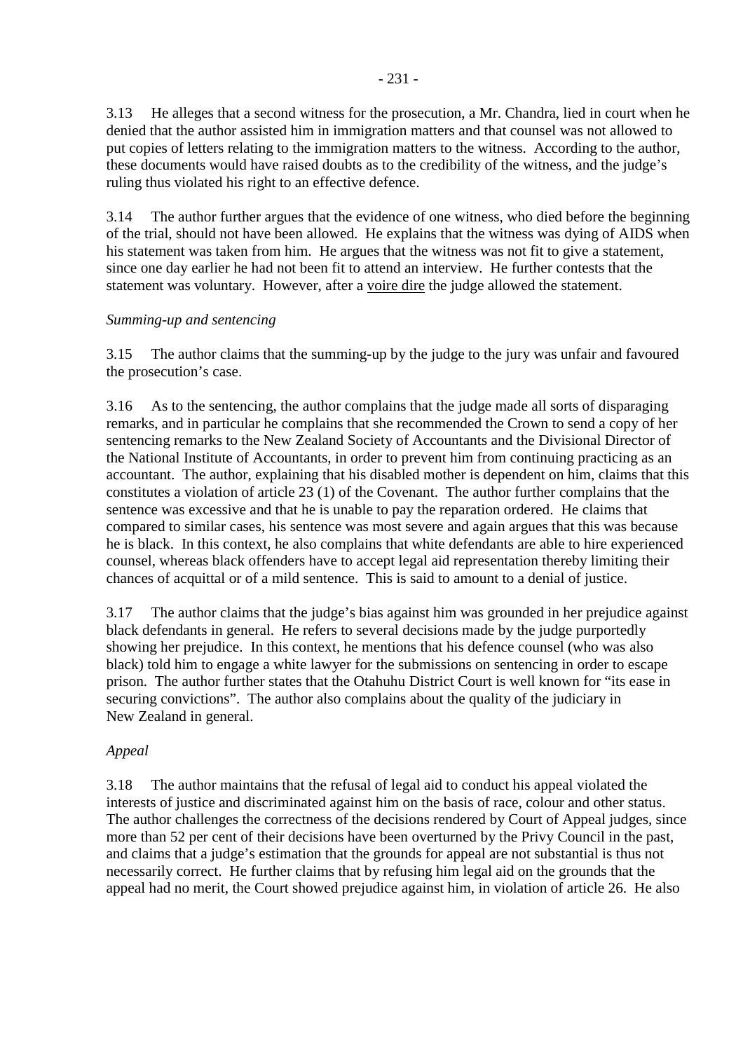3.13 He alleges that a second witness for the prosecution, a Mr. Chandra, lied in court when he denied that the author assisted him in immigration matters and that counsel was not allowed to put copies of letters relating to the immigration matters to the witness. According to the author, these documents would have raised doubts as to the credibility of the witness, and the judge's ruling thus violated his right to an effective defence.

3.14 The author further argues that the evidence of one witness, who died before the beginning of the trial, should not have been allowed. He explains that the witness was dying of AIDS when his statement was taken from him. He argues that the witness was not fit to give a statement, since one day earlier he had not been fit to attend an interview. He further contests that the statement was voluntary. However, after a voire dire the judge allowed the statement.

*Summing-up and sentencing*

3.15 The author claims that the summing-up by the judge to the jury was unfair and favoured the prosecution's case.

3.16 As to the sentencing, the author complains that the judge made all sorts of disparaging remarks, and in particular he complains that she recommended the Crown to send a copy of her sentencing remarks to the New Zealand Society of Accountants and the Divisional Director of the National Institute of Accountants, in order to prevent him from continuing practicing as an accountant. The author, explaining that his disabled mother is dependent on him, claims that this constitutes a violation of article 23 (1) of the Covenant. The author further complains that the sentence was excessive and that he is unable to pay the reparation ordered. He claims that compared to similar cases, his sentence was most severe and again argues that this was because he is black. In this context, he also complains that white defendants are able to hire experienced counsel, whereas black offenders have to accept legal aid representation thereby limiting their chances of acquittal or of a mild sentence. This is said to amount to a denial of justice.

3.17 The author claims that the judge's bias against him was grounded in her prejudice against black defendants in general. He refers to several decisions made by the judge purportedly showing her prejudice. In this context, he mentions that his defence counsel (who was also black) told him to engage a white lawyer for the submissions on sentencing in order to escape prison. The author further states that the Otahuhu District Court is well known for "its ease in securing convictions". The author also complains about the quality of the judiciary in New Zealand in general.

*Appeal*

3.18 The author maintains that the refusal of legal aid to conduct his appeal violated the interests of justice and discriminated against him on the basis of race, colour and other status. The author challenges the correctness of the decisions rendered by Court of Appeal judges, since more than 52 per cent of their decisions have been overturned by the Privy Council in the past, and claims that a judge's estimation that the grounds for appeal are not substantial is thus not necessarily correct. He further claims that by refusing him legal aid on the grounds that the appeal had no merit, the Court showed prejudice against him, in violation of article 26. He also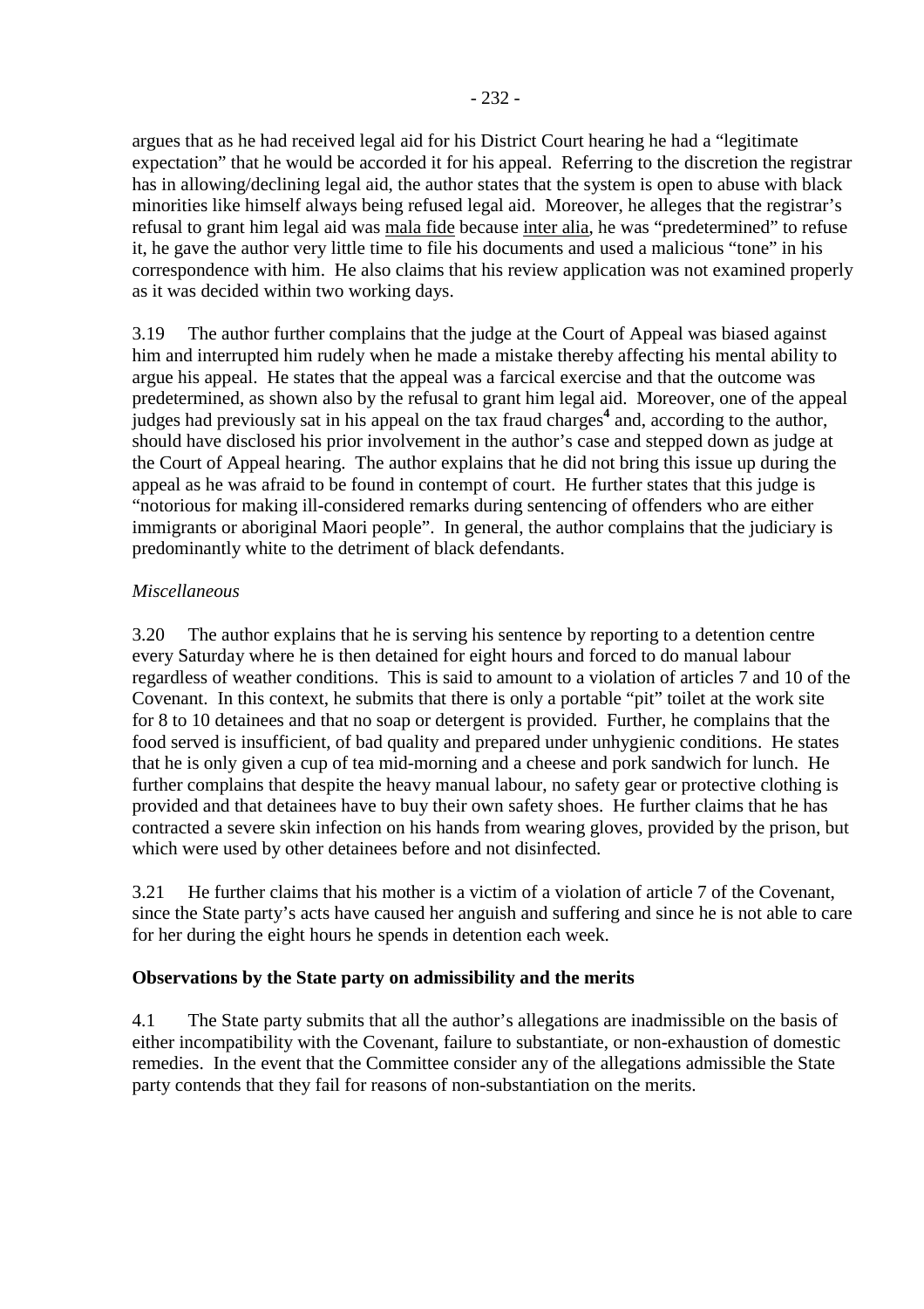argues that as he had received legal aid for his District Court hearing he had a "legitimate expectation" that he would be accorded it for his appeal. Referring to the discretion the registrar has in allowing/declining legal aid, the author states that the system is open to abuse with black minorities like himself always being refused legal aid. Moreover, he alleges that the registrar's refusal to grant him legal aid was mala fide because inter alia, he was "predetermined" to refuse it, he gave the author very little time to file his documents and used a malicious "tone" in his correspondence with him. He also claims that his review application was not examined properly as it was decided within two working days.

3.19 The author further complains that the judge at the Court of Appeal was biased against him and interrupted him rudely when he made a mistake thereby affecting his mental ability to argue his appeal. He states that the appeal was a farcical exercise and that the outcome was predetermined, as shown also by the refusal to grant him legal aid. Moreover, one of the appeal judges had previously sat in his appeal on the tax fraud charges[4] and, according to the author, should have disclosed his prior involvement in the author's case and stepped down as judge at the Court of Appeal hearing. The author explains that he did not bring this issue up during the appeal as he was afraid to be found in contempt of court. He further states that this judge is "notorious for making ill-considered remarks during sentencing of offenders who are either immigrants or aboriginal Maori people". In general, the author complains that the judiciary is predominantly white to the detriment of black defendants.

*Miscellaneous*

3.20 The author explains that he is serving his sentence by reporting to a detention centre every Saturday where he is then detained for eight hours and forced to do manual labour regardless of weather conditions. This is said to amount to a violation of articles 7 and 10 of the Covenant. In this context, he submits that there is only a portable "pit" toilet at the work site for 8 to 10 detainees and that no soap or detergent is provided. Further, he complains that the food served is insufficient, of bad quality and prepared under unhygienic conditions. He states that he is only given a cup of tea mid-morning and a cheese and pork sandwich for lunch. He further complains that despite the heavy manual labour, no safety gear or protective clothing is provided and that detainees have to buy their own safety shoes. He further claims that he has contracted a severe skin infection on his hands from wearing gloves, provided by the prison, but which were used by other detainees before and not disinfected.

3.21 He further claims that his mother is a victim of a violation of article 7 of the Covenant, since the State party's acts have caused her anguish and suffering and since he is not able to care for her during the eight hours he spends in detention each week.

**Observations by the State party on admissibility and the merits**

4.1 The State party submits that all the author's allegations are inadmissible on the basis of either incompatibility with the Covenant, failure to substantiate, or non-exhaustion of domestic remedies. In the event that the Committee consider any of the allegations admissible the State party contends that they fail for reasons of non-substantiation on the merits.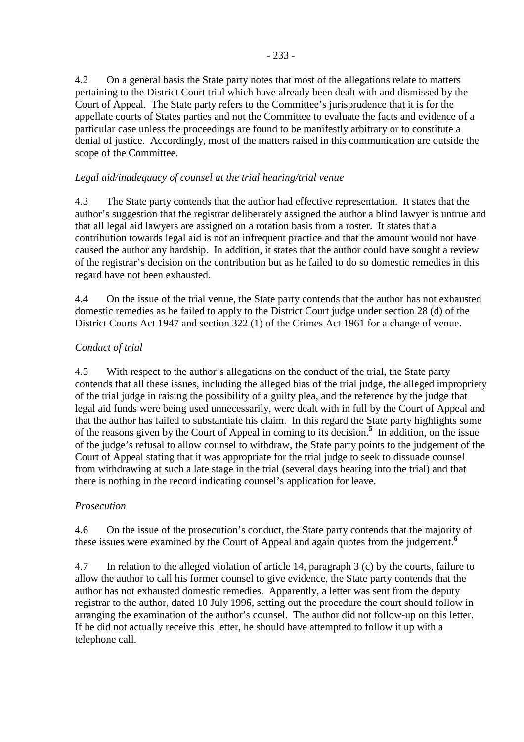4.2 On a general basis the State party notes that most of the allegations relate to matters pertaining to the District Court trial which have already been dealt with and dismissed by the Court of Appeal. The State party refers to the Committee's jurisprudence that it is for the appellate courts of States parties and not the Committee to evaluate the facts and evidence of a particular case unless the proceedings are found to be manifestly arbitrary or to constitute a denial of justice. Accordingly, most of the matters raised in this communication are outside the scope of the Committee.

*Legal aid/inadequacy of counsel at the trial hearing/trial venue*

4.3 The State party contends that the author had effective representation. It states that the author's suggestion that the registrar deliberately assigned the author a blind lawyer is untrue and that all legal aid lawyers are assigned on a rotation basis from a roster. It states that a contribution towards legal aid is not an infrequent practice and that the amount would not have caused the author any hardship. In addition, it states that the author could have sought a review of the registrar's decision on the contribution but as he failed to do so domestic remedies in this regard have not been exhausted.

4.4 On the issue of the trial venue, the State party contends that the author has not exhausted domestic remedies as he failed to apply to the District Court judge under section 28 (d) of the District Courts Act 1947 and section 322 (1) of the Crimes Act 1961 for a change of venue.

*Conduct of trial*

4.5 With respect to the author's allegations on the conduct of the trial, the State party contends that all these issues, including the alleged bias of the trial judge, the alleged impropriety of the trial judge in raising the possibility of a guilty plea, and the reference by the judge that legal aid funds were being used unnecessarily, were dealt with in full by the Court of Appeal and that the author has failed to substantiate his claim. In this regard the State party highlights some of the reasons given by the Court of Appeal in coming to its decision.[5] In addition, on the issue of the judge's refusal to allow counsel to withdraw, the State party points to the judgement of the Court of Appeal stating that it was appropriate for the trial judge to seek to dissuade counsel from withdrawing at such a late stage in the trial (several days hearing into the trial) and that there is nothing in the record indicating counsel's application for leave.

*Prosecution*

4.6 On the issue of the prosecution's conduct, the State party contends that the majority of these issues were examined by the Court of Appeal and again quotes from the judgement.[6]

4.7 In relation to the alleged violation of article 14, paragraph 3 (c) by the courts, failure to allow the author to call his former counsel to give evidence, the State party contends that the author has not exhausted domestic remedies. Apparently, a letter was sent from the deputy registrar to the author, dated 10 July 1996, setting out the procedure the court should follow in arranging the examination of the author's counsel. The author did not follow-up on this letter. If he did not actually receive this letter, he should have attempted to follow it up with a telephone call.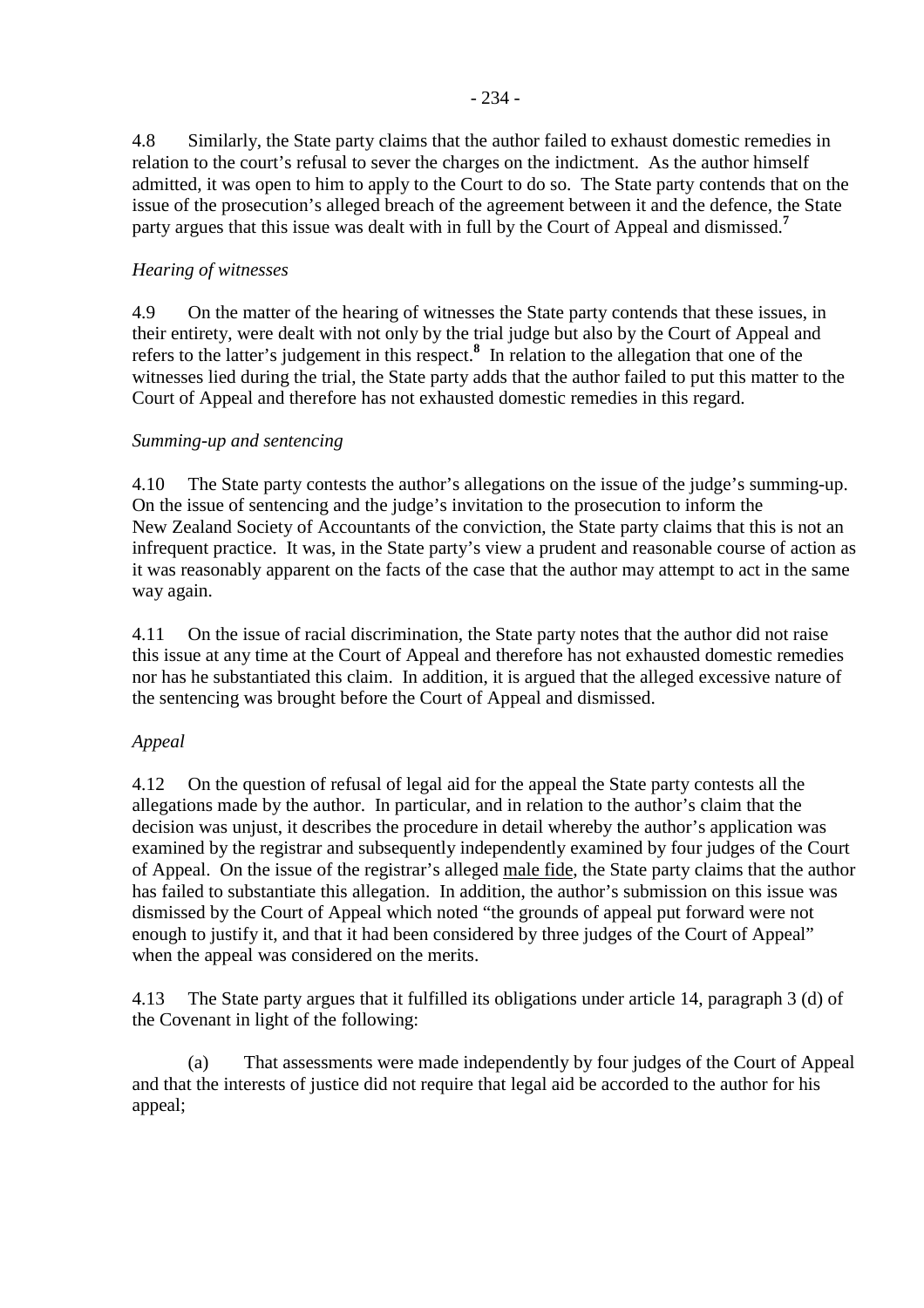4.8 Similarly, the State party claims that the author failed to exhaust domestic remedies in relation to the court's refusal to sever the charges on the indictment. As the author himself admitted, it was open to him to apply to the Court to do so. The State party contends that on the issue of the prosecution's alleged breach of the agreement between it and the defence, the State party argues that this issue was dealt with in full by the Court of Appeal and dismissed.[7]

*Hearing of witnesses*

4.9 On the matter of the hearing of witnesses the State party contends that these issues, in their entirety, were dealt with not only by the trial judge but also by the Court of Appeal and refers to the latter's judgement in this respect.[8] In relation to the allegation that one of the witnesses lied during the trial, the State party adds that the author failed to put this matter to the Court of Appeal and therefore has not exhausted domestic remedies in this regard.

*Summing-up and sentencing*

4.10 The State party contests the author's allegations on the issue of the judge's summing-up. On the issue of sentencing and the judge's invitation to the prosecution to inform the New Zealand Society of Accountants of the conviction, the State party claims that this is not an infrequent practice. It was, in the State party's view a prudent and reasonable course of action as it was reasonably apparent on the facts of the case that the author may attempt to act in the same way again.

4.11 On the issue of racial discrimination, the State party notes that the author did not raise this issue at any time at the Court of Appeal and therefore has not exhausted domestic remedies nor has he substantiated this claim. In addition, it is argued that the alleged excessive nature of the sentencing was brought before the Court of Appeal and dismissed.

*Appeal*

4.12 On the question of refusal of legal aid for the appeal the State party contests all the allegations made by the author. In particular, and in relation to the author's claim that the decision was unjust, it describes the procedure in detail whereby the author's application was examined by the registrar and subsequently independently examined by four judges of the Court of Appeal. On the issue of the registrar's alleged male fide, the State party claims that the author has failed to substantiate this allegation. In addition, the author's submission on this issue was dismissed by the Court of Appeal which noted "the grounds of appeal put forward were not enough to justify it, and that it had been considered by three judges of the Court of Appeal" when the appeal was considered on the merits.

4.13 The State party argues that it fulfilled its obligations under article 14, paragraph 3 (d) of the Covenant in light of the following:

(a) That assessments were made independently by four judges of the Court of Appeal and that the interests of justice did not require that legal aid be accorded to the author for his appeal;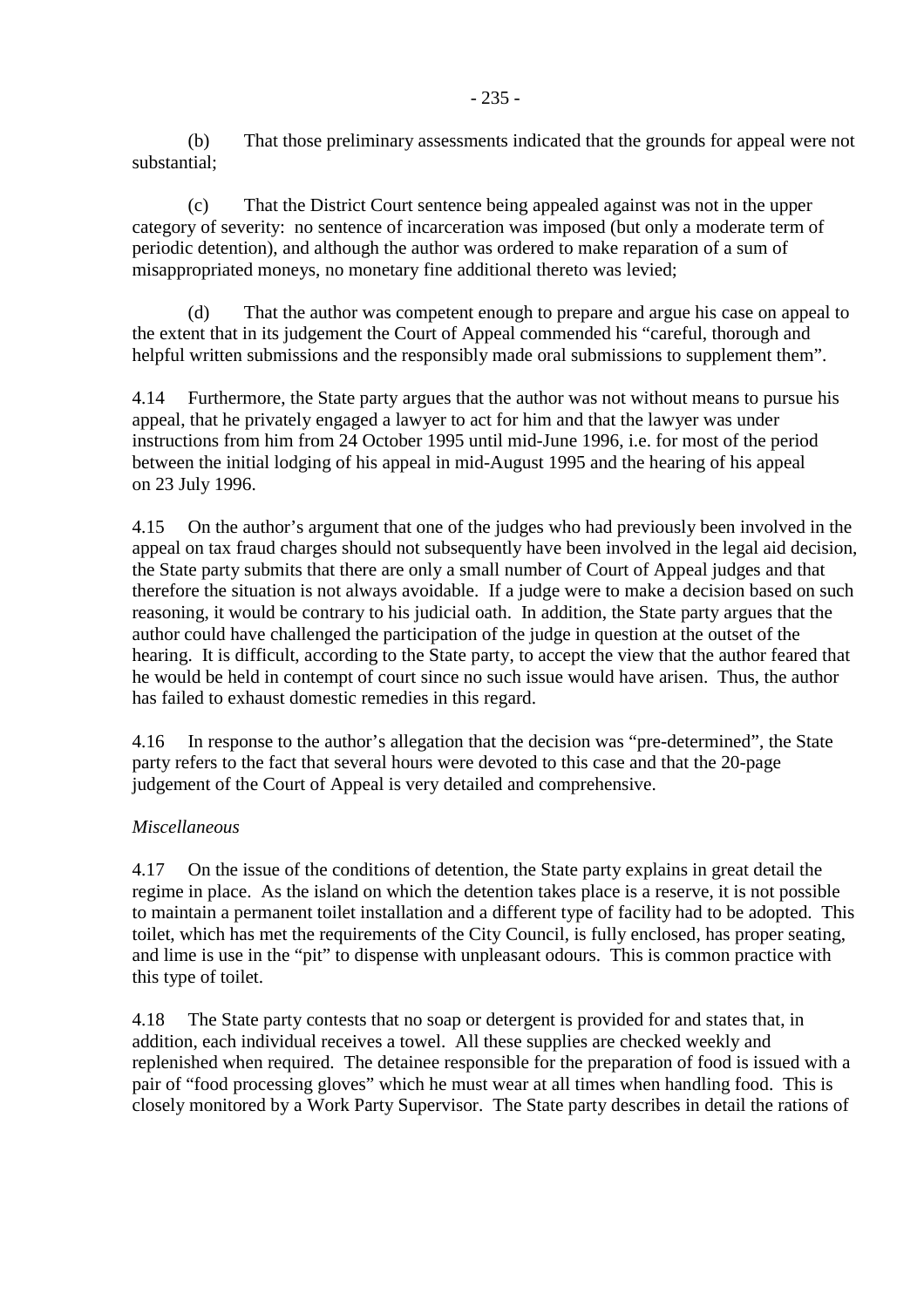(b) That those preliminary assessments indicated that the grounds for appeal were not substantial;

(c) That the District Court sentence being appealed against was not in the upper category of severity: no sentence of incarceration was imposed (but only a moderate term of periodic detention), and although the author was ordered to make reparation of a sum of misappropriated moneys, no monetary fine additional thereto was levied;

(d) That the author was competent enough to prepare and argue his case on appeal to the extent that in its judgement the Court of Appeal commended his "careful, thorough and helpful written submissions and the responsibly made oral submissions to supplement them".

4.14 Furthermore, the State party argues that the author was not without means to pursue his appeal, that he privately engaged a lawyer to act for him and that the lawyer was under instructions from him from 24 October 1995 until mid-June 1996, i.e. for most of the period between the initial lodging of his appeal in mid-August 1995 and the hearing of his appeal on 23 July 1996.

4.15 On the author's argument that one of the judges who had previously been involved in the appeal on tax fraud charges should not subsequently have been involved in the legal aid decision, the State party submits that there are only a small number of Court of Appeal judges and that therefore the situation is not always avoidable. If a judge were to make a decision based on such reasoning, it would be contrary to his judicial oath. In addition, the State party argues that the author could have challenged the participation of the judge in question at the outset of the hearing. It is difficult, according to the State party, to accept the view that the author feared that he would be held in contempt of court since no such issue would have arisen. Thus, the author has failed to exhaust domestic remedies in this regard.

4.16 In response to the author's allegation that the decision was "pre-determined", the State party refers to the fact that several hours were devoted to this case and that the 20-page judgement of the Court of Appeal is very detailed and comprehensive.

*Miscellaneous*

4.17 On the issue of the conditions of detention, the State party explains in great detail the regime in place. As the island on which the detention takes place is a reserve, it is not possible to maintain a permanent toilet installation and a different type of facility had to be adopted. This toilet, which has met the requirements of the City Council, is fully enclosed, has proper seating, and lime is use in the "pit" to dispense with unpleasant odours. This is common practice with this type of toilet.

4.18 The State party contests that no soap or detergent is provided for and states that, in addition, each individual receives a towel. All these supplies are checked weekly and replenished when required. The detainee responsible for the preparation of food is issued with a pair of "food processing gloves" which he must wear at all times when handling food. This is closely monitored by a Work Party Supervisor. The State party describes in detail the rations of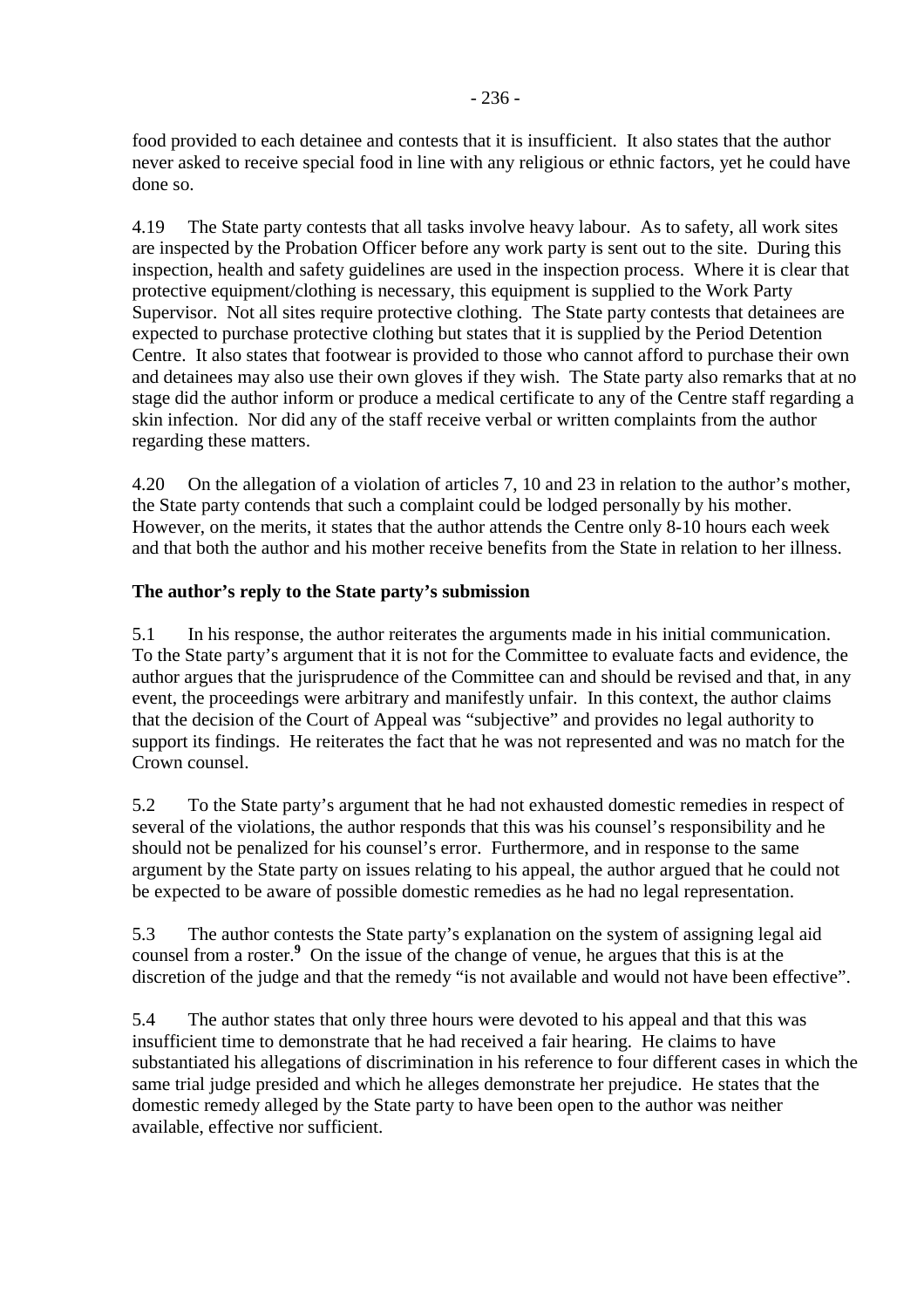food provided to each detainee and contests that it is insufficient. It also states that the author never asked to receive special food in line with any religious or ethnic factors, yet he could have done so.

4.19 The State party contests that all tasks involve heavy labour. As to safety, all work sites are inspected by the Probation Officer before any work party is sent out to the site. During this inspection, health and safety guidelines are used in the inspection process. Where it is clear that protective equipment/clothing is necessary, this equipment is supplied to the Work Party Supervisor. Not all sites require protective clothing. The State party contests that detainees are expected to purchase protective clothing but states that it is supplied by the Period Detention Centre. It also states that footwear is provided to those who cannot afford to purchase their own and detainees may also use their own gloves if they wish. The State party also remarks that at no stage did the author inform or produce a medical certificate to any of the Centre staff regarding a skin infection. Nor did any of the staff receive verbal or written complaints from the author regarding these matters.

4.20 On the allegation of a violation of articles 7, 10 and 23 in relation to the author's mother, the State party contends that such a complaint could be lodged personally by his mother. However, on the merits, it states that the author attends the Centre only 8-10 hours each week and that both the author and his mother receive benefits from the State in relation to her illness.

**The author's reply to the State party's submission**

5.1 In his response, the author reiterates the arguments made in his initial communication. To the State party's argument that it is not for the Committee to evaluate facts and evidence, the author argues that the jurisprudence of the Committee can and should be revised and that, in any event, the proceedings were arbitrary and manifestly unfair. In this context, the author claims that the decision of the Court of Appeal was "subjective" and provides no legal authority to support its findings. He reiterates the fact that he was not represented and was no match for the Crown counsel.

5.2 To the State party's argument that he had not exhausted domestic remedies in respect of several of the violations, the author responds that this was his counsel's responsibility and he should not be penalized for his counsel's error. Furthermore, and in response to the same argument by the State party on issues relating to his appeal, the author argued that he could not be expected to be aware of possible domestic remedies as he had no legal representation.

5.3 The author contests the State party's explanation on the system of assigning legal aid counsel from a roster.[9] On the issue of the change of venue, he argues that this is at the discretion of the judge and that the remedy "is not available and would not have been effective".

5.4 The author states that only three hours were devoted to his appeal and that this was insufficient time to demonstrate that he had received a fair hearing. He claims to have substantiated his allegations of discrimination in his reference to four different cases in which the same trial judge presided and which he alleges demonstrate her prejudice. He states that the domestic remedy alleged by the State party to have been open to the author was neither available, effective nor sufficient.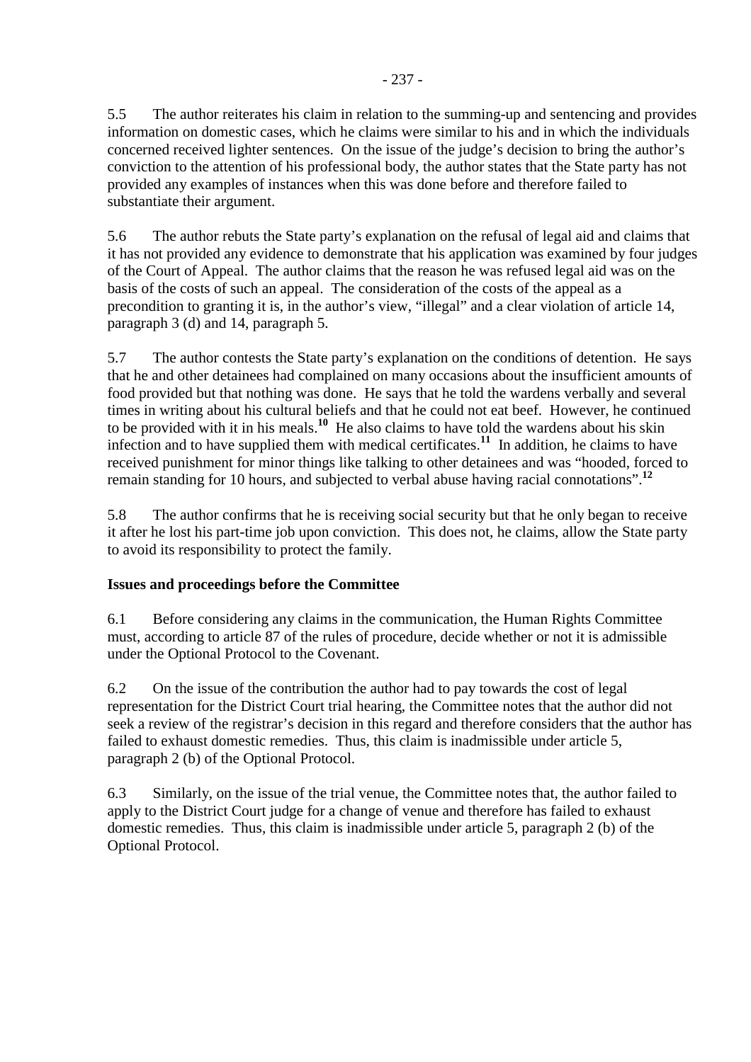5.5 The author reiterates his claim in relation to the summing-up and sentencing and provides information on domestic cases, which he claims were similar to his and in which the individuals concerned received lighter sentences. On the issue of the judge's decision to bring the author's conviction to the attention of his professional body, the author states that the State party has not provided any examples of instances when this was done before and therefore failed to substantiate their argument.

5.6 The author rebuts the State party's explanation on the refusal of legal aid and claims that it has not provided any evidence to demonstrate that his application was examined by four judges of the Court of Appeal. The author claims that the reason he was refused legal aid was on the basis of the costs of such an appeal. The consideration of the costs of the appeal as a precondition to granting it is, in the author's view, "illegal" and a clear violation of article 14, paragraph 3 (d) and 14, paragraph 5.

5.7 The author contests the State party's explanation on the conditions of detention. He says that he and other detainees had complained on many occasions about the insufficient amounts of food provided but that nothing was done. He says that he told the wardens verbally and several times in writing about his cultural beliefs and that he could not eat beef. However, he continued to be provided with it in his meals.[10] He also claims to have told the wardens about his skin infection and to have supplied them with medical certificates.[11] In addition, he claims to have received punishment for minor things like talking to other detainees and was "hooded, forced to remain standing for 10 hours, and subjected to verbal abuse having racial connotations".[12]

5.8 The author confirms that he is receiving social security but that he only began to receive it after he lost his part-time job upon conviction. This does not, he claims, allow the State party to avoid its responsibility to protect the family.

**Issues and proceedings before the Committee**

6.1 Before considering any claims in the communication, the Human Rights Committee must, according to article 87 of the rules of procedure, decide whether or not it is admissible under the Optional Protocol to the Covenant.

6.2 On the issue of the contribution the author had to pay towards the cost of legal representation for the District Court trial hearing, the Committee notes that the author did not seek a review of the registrar's decision in this regard and therefore considers that the author has failed to exhaust domestic remedies. Thus, this claim is inadmissible under article 5, paragraph 2 (b) of the Optional Protocol.

6.3 Similarly, on the issue of the trial venue, the Committee notes that, the author failed to apply to the District Court judge for a change of venue and therefore has failed to exhaust domestic remedies. Thus, this claim is inadmissible under article 5, paragraph 2 (b) of the Optional Protocol.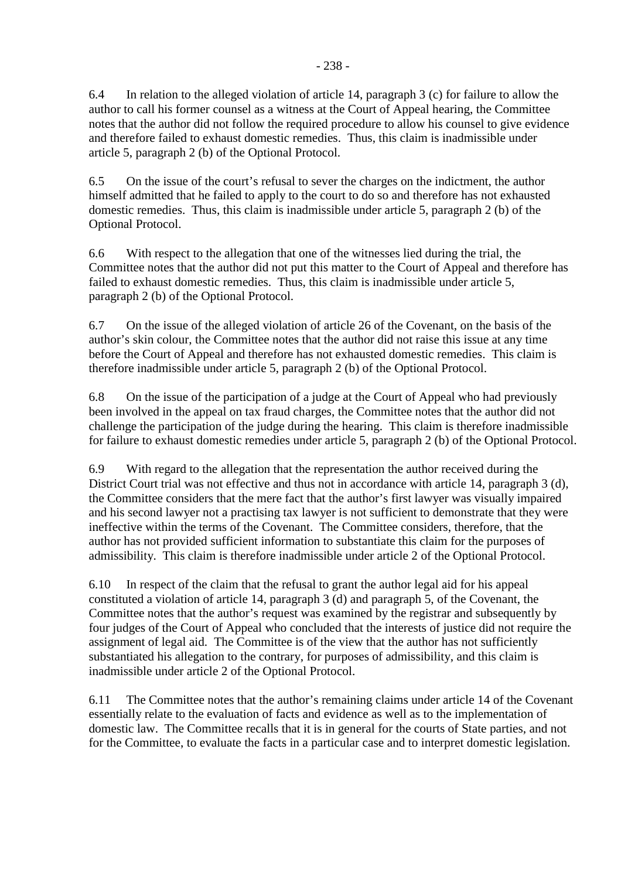6.4 In relation to the alleged violation of article 14, paragraph 3 (c) for failure to allow the author to call his former counsel as a witness at the Court of Appeal hearing, the Committee notes that the author did not follow the required procedure to allow his counsel to give evidence and therefore failed to exhaust domestic remedies. Thus, this claim is inadmissible under article 5, paragraph 2 (b) of the Optional Protocol.

6.5 On the issue of the court's refusal to sever the charges on the indictment, the author himself admitted that he failed to apply to the court to do so and therefore has not exhausted domestic remedies. Thus, this claim is inadmissible under article 5, paragraph 2 (b) of the Optional Protocol.

6.6 With respect to the allegation that one of the witnesses lied during the trial, the Committee notes that the author did not put this matter to the Court of Appeal and therefore has failed to exhaust domestic remedies. Thus, this claim is inadmissible under article 5, paragraph 2 (b) of the Optional Protocol.

6.7 On the issue of the alleged violation of article 26 of the Covenant, on the basis of the author's skin colour, the Committee notes that the author did not raise this issue at any time before the Court of Appeal and therefore has not exhausted domestic remedies. This claim is therefore inadmissible under article 5, paragraph 2 (b) of the Optional Protocol.

6.8 On the issue of the participation of a judge at the Court of Appeal who had previously been involved in the appeal on tax fraud charges, the Committee notes that the author did not challenge the participation of the judge during the hearing. This claim is therefore inadmissible for failure to exhaust domestic remedies under article 5, paragraph 2 (b) of the Optional Protocol.

6.9 With regard to the allegation that the representation the author received during the District Court trial was not effective and thus not in accordance with article 14, paragraph 3 (d), the Committee considers that the mere fact that the author's first lawyer was visually impaired and his second lawyer not a practising tax lawyer is not sufficient to demonstrate that they were ineffective within the terms of the Covenant. The Committee considers, therefore, that the author has not provided sufficient information to substantiate this claim for the purposes of admissibility. This claim is therefore inadmissible under article 2 of the Optional Protocol.

6.10 In respect of the claim that the refusal to grant the author legal aid for his appeal constituted a violation of article 14, paragraph 3 (d) and paragraph 5, of the Covenant, the Committee notes that the author's request was examined by the registrar and subsequently by four judges of the Court of Appeal who concluded that the interests of justice did not require the assignment of legal aid. The Committee is of the view that the author has not sufficiently substantiated his allegation to the contrary, for purposes of admissibility, and this claim is inadmissible under article 2 of the Optional Protocol.

6.11 The Committee notes that the author's remaining claims under article 14 of the Covenant essentially relate to the evaluation of facts and evidence as well as to the implementation of domestic law. The Committee recalls that it is in general for the courts of State parties, and not for the Committee, to evaluate the facts in a particular case and to interpret domestic legislation.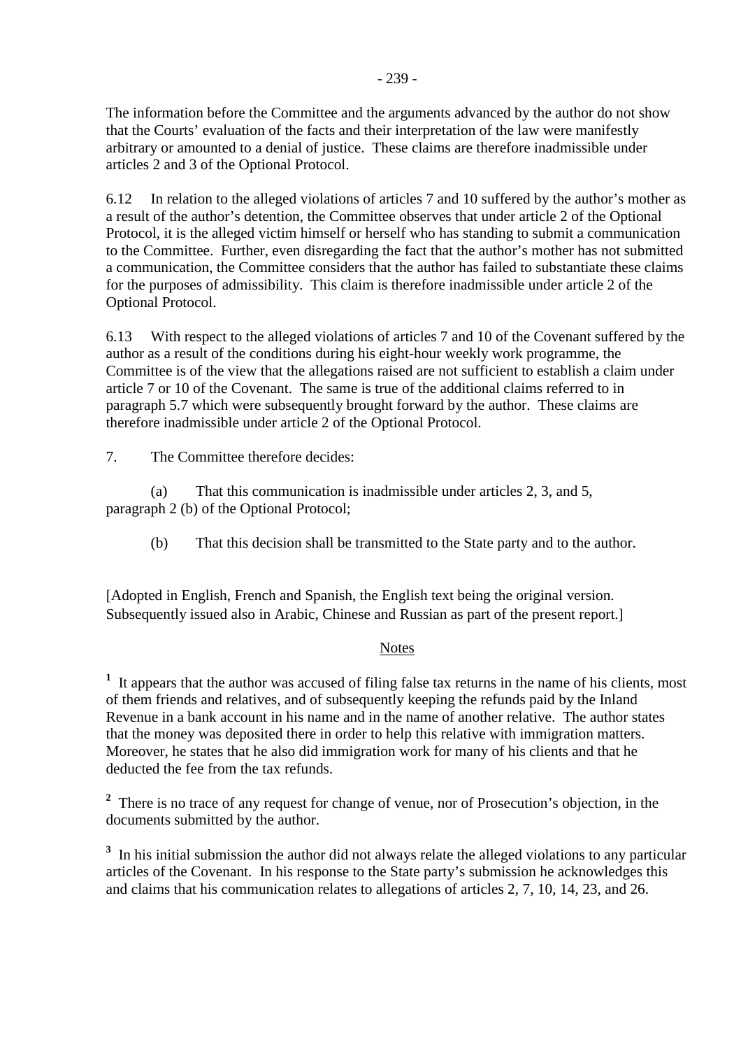The information before the Committee and the arguments advanced by the author do not show that the Courts' evaluation of the facts and their interpretation of the law were manifestly arbitrary or amounted to a denial of justice. These claims are therefore inadmissible under articles 2 and 3 of the Optional Protocol.

6.12 In relation to the alleged violations of articles 7 and 10 suffered by the author's mother as a result of the author's detention, the Committee observes that under article 2 of the Optional Protocol, it is the alleged victim himself or herself who has standing to submit a communication to the Committee. Further, even disregarding the fact that the author's mother has not submitted a communication, the Committee considers that the author has failed to substantiate these claims for the purposes of admissibility. This claim is therefore inadmissible under article 2 of the Optional Protocol.

6.13 With respect to the alleged violations of articles 7 and 10 of the Covenant suffered by the author as a result of the conditions during his eight-hour weekly work programme, the Committee is of the view that the allegations raised are not sufficient to establish a claim under article 7 or 10 of the Covenant. The same is true of the additional claims referred to in paragraph 5.7 which were subsequently brought forward by the author. These claims are therefore inadmissible under article 2 of the Optional Protocol.

7. The Committee therefore decides:

(a) That this communication is inadmissible under articles 2, 3, and 5, paragraph 2 (b) of the Optional Protocol;

(b) That this decision shall be transmitted to the State party and to the author.

[Adopted in English, French and Spanish, the English text being the original version. Subsequently issued also in Arabic, Chinese and Russian as part of the present report.]

Notes

[1] It appears that the author was accused of filing false tax returns in the name of his clients, most of them friends and relatives, and of subsequently keeping the refunds paid by the Inland Revenue in a bank account in his name and in the name of another relative. The author states that the money was deposited there in order to help this relative with immigration matters. Moreover, he states that he also did immigration work for many of his clients and that he deducted the fee from the tax refunds.

[2] There is no trace of any request for change of venue, nor of Prosecution's objection, in the documents submitted by the author.

[3] In his initial submission the author did not always relate the alleged violations to any particular articles of the Covenant. In his response to the State party's submission he acknowledges this and claims that his communication relates to allegations of articles 2, 7, 10, 14, 23, and 26.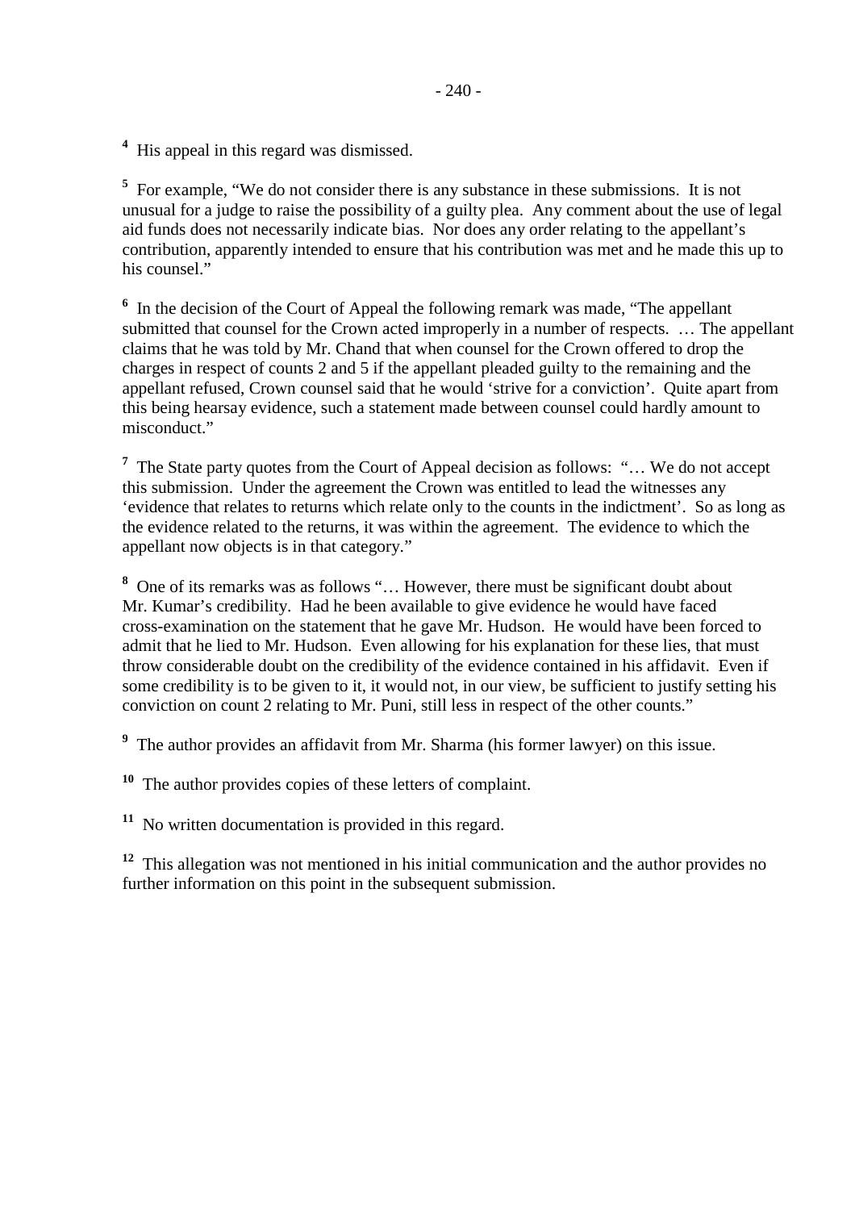[4] His appeal in this regard was dismissed.

[5] For example, "We do not consider there is any substance in these submissions. It is not unusual for a judge to raise the possibility of a guilty plea. Any comment about the use of legal aid funds does not necessarily indicate bias. Nor does any order relating to the appellant's contribution, apparently intended to ensure that his contribution was met and he made this up to his counsel."

[6] In the decision of the Court of Appeal the following remark was made, "The appellant submitted that counsel for the Crown acted improperly in a number of respects. … The appellant claims that he was told by Mr. Chand that when counsel for the Crown offered to drop the charges in respect of counts 2 and 5 if the appellant pleaded guilty to the remaining and the appellant refused, Crown counsel said that he would 'strive for a conviction'. Quite apart from this being hearsay evidence, such a statement made between counsel could hardly amount to misconduct."

[7] The State party quotes from the Court of Appeal decision as follows: "… We do not accept this submission. Under the agreement the Crown was entitled to lead the witnesses any 'evidence that relates to returns which relate only to the counts in the indictment'. So as long as the evidence related to the returns, it was within the agreement. The evidence to which the appellant now objects is in that category."

[8] One of its remarks was as follows "… However, there must be significant doubt about Mr. Kumar's credibility. Had he been available to give evidence he would have faced cross-examination on the statement that he gave Mr. Hudson. He would have been forced to admit that he lied to Mr. Hudson. Even allowing for his explanation for these lies, that must throw considerable doubt on the credibility of the evidence contained in his affidavit. Even if some credibility is to be given to it, it would not, in our view, be sufficient to justify setting his conviction on count 2 relating to Mr. Puni, still less in respect of the other counts."

[9] The author provides an affidavit from Mr. Sharma (his former lawyer) on this issue.

[10] The author provides copies of these letters of complaint.

[11] No written documentation is provided in this regard.

[12] This allegation was not mentioned in his initial communication and the author provides no further information on this point in the subsequent submission.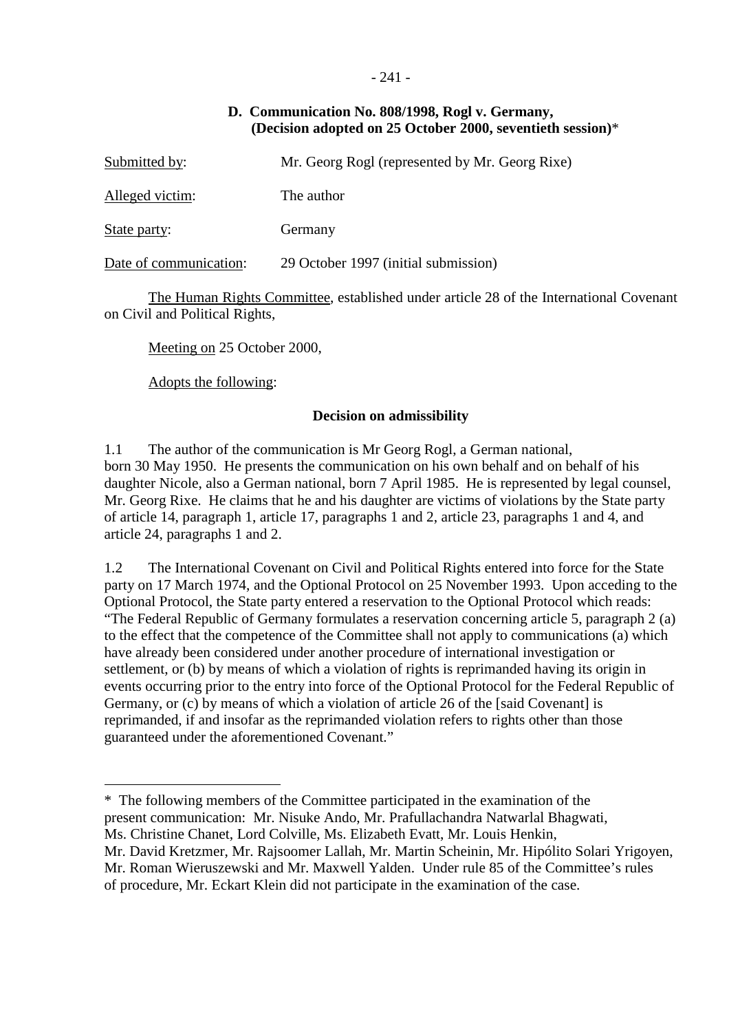### D. Communication No. 808/1998, Rogl v. Germany, (Decision adopted on 25 October 2000, seventieth session)*

Submitted by: Mr. Georg Rogl (represented by Mr. Georg Rixe)

Alleged victim: The author

State party: Germany

Date of communication: 29 October 1997 (initial submission)

The Human Rights Committee, established under article 28 of the International Covenant on Civil and Political Rights,

Meeting on 25 October 2000,

Adopts the following:

**Decision on admissibility**

1.1 The author of the communication is Mr Georg Rogl, a German national, born 30 May 1950. He presents the communication on his own behalf and on behalf of his daughter Nicole, also a German national, born 7 April 1985. He is represented by legal counsel, Mr. Georg Rixe. He claims that he and his daughter are victims of violations by the State party of article 14, paragraph 1, article 17, paragraphs 1 and 2, article 23, paragraphs 1 and 4, and article 24, paragraphs 1 and 2.

1.2 The International Covenant on Civil and Political Rights entered into force for the State party on 17 March 1974, and the Optional Protocol on 25 November 1993. Upon acceding to the Optional Protocol, the State party entered a reservation to the Optional Protocol which reads: "The Federal Republic of Germany formulates a reservation concerning article 5, paragraph 2 (a) to the effect that the competence of the Committee shall not apply to communications (a) which have already been considered under another procedure of international investigation or settlement, or (b) by means of which a violation of rights is reprimanded having its origin in events occurring prior to the entry into force of the Optional Protocol for the Federal Republic of Germany, or (c) by means of which a violation of article 26 of the [said Covenant] is reprimanded, if and insofar as the reprimanded violation refers to rights other than those guaranteed under the aforementioned Covenant."

---

\* The following members of the Committee participated in the examination of the present communication: Mr. Nisuke Ando, Mr. Prafullachandra Natwarlal Bhagwati, Ms. Christine Chanet, Lord Colville, Ms. Elizabeth Evatt, Mr. Louis Henkin, Mr. David Kretzmer, Mr. Rajsoomer Lallah, Mr. Martin Scheinin, Mr. Hipólito Solari Yrigoyen, Mr. Roman Wieruszewski and Mr. Maxwell Yalden. Under rule 85 of the Committee's rules of procedure, Mr. Eckart Klein did not participate in the examination of the case.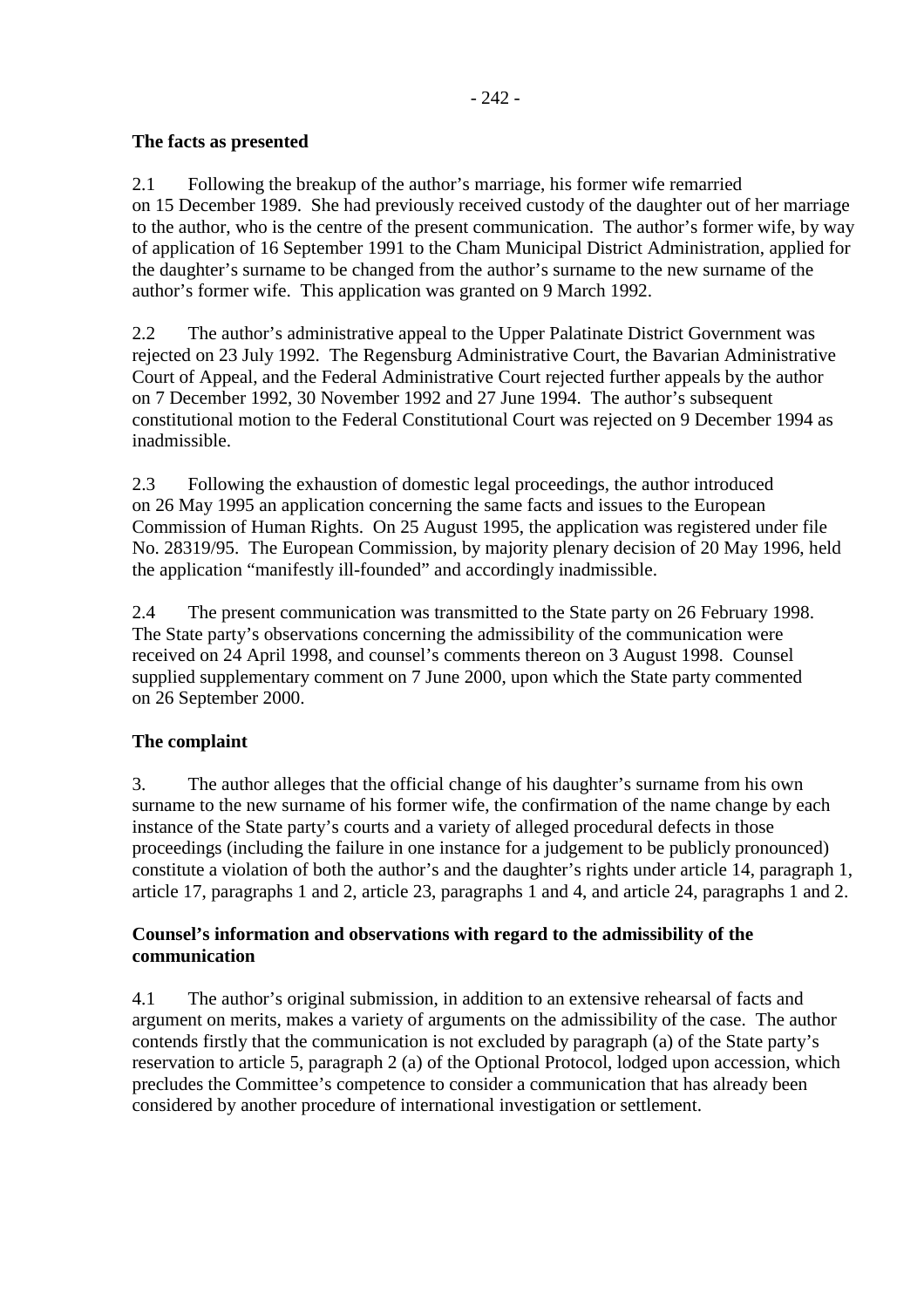### The facts as presented

2.1 Following the breakup of the author's marriage, his former wife remarried on 15 December 1989. She had previously received custody of the daughter out of her marriage to the author, who is the centre of the present communication. The author's former wife, by way of application of 16 September 1991 to the Cham Municipal District Administration, applied for the daughter's surname to be changed from the author's surname to the new surname of the author's former wife. This application was granted on 9 March 1992.

2.2 The author's administrative appeal to the Upper Palatinate District Government was rejected on 23 July 1992. The Regensburg Administrative Court, the Bavarian Administrative Court of Appeal, and the Federal Administrative Court rejected further appeals by the author on 7 December 1992, 30 November 1992 and 27 June 1994. The author's subsequent constitutional motion to the Federal Constitutional Court was rejected on 9 December 1994 as inadmissible.

2.3 Following the exhaustion of domestic legal proceedings, the author introduced on 26 May 1995 an application concerning the same facts and issues to the European Commission of Human Rights. On 25 August 1995, the application was registered under file No. 28319/95. The European Commission, by majority plenary decision of 20 May 1996, held the application "manifestly ill-founded" and accordingly inadmissible.

2.4 The present communication was transmitted to the State party on 26 February 1998. The State party's observations concerning the admissibility of the communication were received on 24 April 1998, and counsel's comments thereon on 3 August 1998. Counsel supplied supplementary comment on 7 June 2000, upon which the State party commented on 26 September 2000.

### The complaint

3. The author alleges that the official change of his daughter's surname from his own surname to the new surname of his former wife, the confirmation of the name change by each instance of the State party's courts and a variety of alleged procedural defects in those proceedings (including the failure in one instance for a judgement to be publicly pronounced) constitute a violation of both the author's and the daughter's rights under article 14, paragraph 1, article 17, paragraphs 1 and 2, article 23, paragraphs 1 and 4, and article 24, paragraphs 1 and 2.

### Counsel's information and observations with regard to the admissibility of the communication

4.1 The author's original submission, in addition to an extensive rehearsal of facts and argument on merits, makes a variety of arguments on the admissibility of the case. The author contends firstly that the communication is not excluded by paragraph (a) of the State party's reservation to article 5, paragraph 2 (a) of the Optional Protocol, lodged upon accession, which precludes the Committee's competence to consider a communication that has already been considered by another procedure of international investigation or settlement.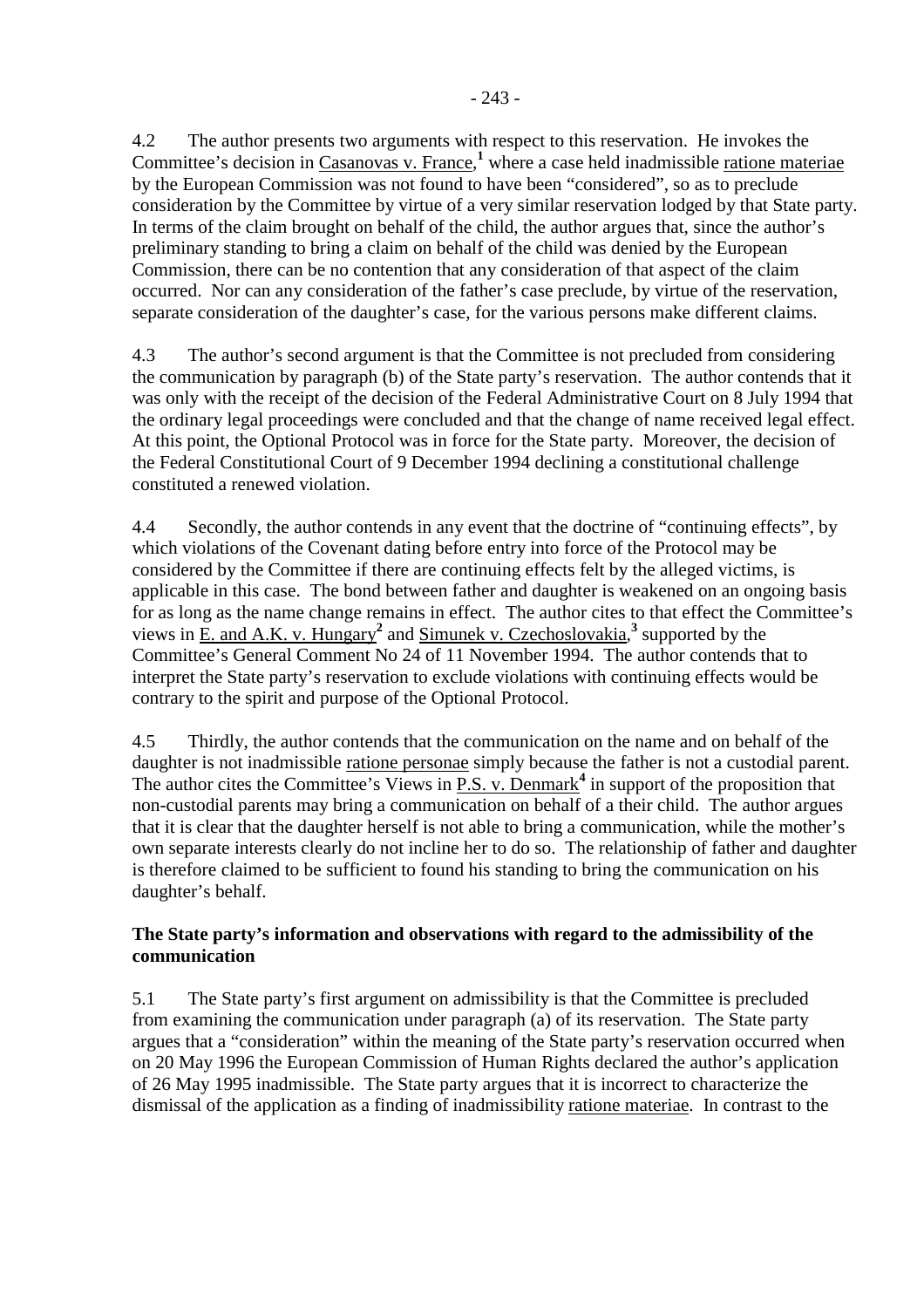4.2 The author presents two arguments with respect to this reservation. He invokes the Committee's decision in Casanovas v. France,[1] where a case held inadmissible ratione materiae by the European Commission was not found to have been "considered", so as to preclude consideration by the Committee by virtue of a very similar reservation lodged by that State party. In terms of the claim brought on behalf of the child, the author argues that, since the author's preliminary standing to bring a claim on behalf of the child was denied by the European Commission, there can be no contention that any consideration of that aspect of the claim occurred. Nor can any consideration of the father's case preclude, by virtue of the reservation, separate consideration of the daughter's case, for the various persons make different claims.

4.3 The author's second argument is that the Committee is not precluded from considering the communication by paragraph (b) of the State party's reservation. The author contends that it was only with the receipt of the decision of the Federal Administrative Court on 8 July 1994 that the ordinary legal proceedings were concluded and that the change of name received legal effect. At this point, the Optional Protocol was in force for the State party. Moreover, the decision of the Federal Constitutional Court of 9 December 1994 declining a constitutional challenge constituted a renewed violation.

4.4 Secondly, the author contends in any event that the doctrine of "continuing effects", by which violations of the Covenant dating before entry into force of the Protocol may be considered by the Committee if there are continuing effects felt by the alleged victims, is applicable in this case. The bond between father and daughter is weakened on an ongoing basis for as long as the name change remains in effect. The author cites to that effect the Committee's views in E. and A.K. v. Hungary[2] and Simunek v. Czechoslovakia,[3] supported by the Committee's General Comment No 24 of 11 November 1994. The author contends that to interpret the State party's reservation to exclude violations with continuing effects would be contrary to the spirit and purpose of the Optional Protocol.

4.5 Thirdly, the author contends that the communication on the name and on behalf of the daughter is not inadmissible ratione personae simply because the father is not a custodial parent. The author cites the Committee's Views in P.S. v. Denmark[4] in support of the proposition that non-custodial parents may bring a communication on behalf of a their child. The author argues that it is clear that the daughter herself is not able to bring a communication, while the mother's own separate interests clearly do not incline her to do so. The relationship of father and daughter is therefore claimed to be sufficient to found his standing to bring the communication on his daughter's behalf.

### The State party's information and observations with regard to the admissibility of the communication

5.1 The State party's first argument on admissibility is that the Committee is precluded from examining the communication under paragraph (a) of its reservation. The State party argues that a "consideration" within the meaning of the State party's reservation occurred when on 20 May 1996 the European Commission of Human Rights declared the author's application of 26 May 1995 inadmissible. The State party argues that it is incorrect to characterize the dismissal of the application as a finding of inadmissibility ratione materiae. In contrast to the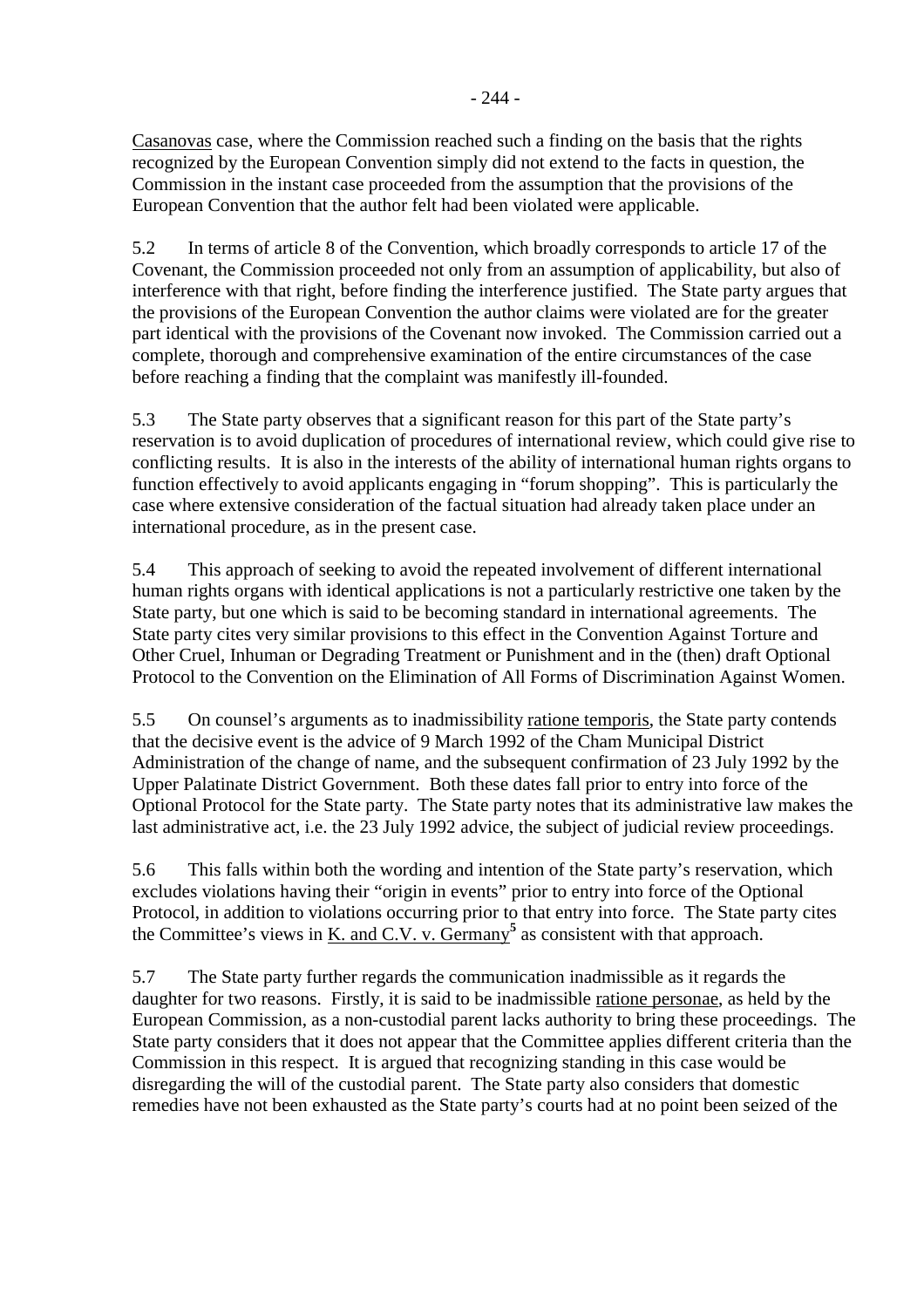Casanovas case, where the Commission reached such a finding on the basis that the rights recognized by the European Convention simply did not extend to the facts in question, the Commission in the instant case proceeded from the assumption that the provisions of the European Convention that the author felt had been violated were applicable.

5.2 In terms of article 8 of the Convention, which broadly corresponds to article 17 of the Covenant, the Commission proceeded not only from an assumption of applicability, but also of interference with that right, before finding the interference justified. The State party argues that the provisions of the European Convention the author claims were violated are for the greater part identical with the provisions of the Covenant now invoked. The Commission carried out a complete, thorough and comprehensive examination of the entire circumstances of the case before reaching a finding that the complaint was manifestly ill-founded.

5.3 The State party observes that a significant reason for this part of the State party's reservation is to avoid duplication of procedures of international review, which could give rise to conflicting results. It is also in the interests of the ability of international human rights organs to function effectively to avoid applicants engaging in "forum shopping". This is particularly the case where extensive consideration of the factual situation had already taken place under an international procedure, as in the present case.

5.4 This approach of seeking to avoid the repeated involvement of different international human rights organs with identical applications is not a particularly restrictive one taken by the State party, but one which is said to be becoming standard in international agreements. The State party cites very similar provisions to this effect in the Convention Against Torture and Other Cruel, Inhuman or Degrading Treatment or Punishment and in the (then) draft Optional Protocol to the Convention on the Elimination of All Forms of Discrimination Against Women.

5.5 On counsel's arguments as to inadmissibility ratione temporis, the State party contends that the decisive event is the advice of 9 March 1992 of the Cham Municipal District Administration of the change of name, and the subsequent confirmation of 23 July 1992 by the Upper Palatinate District Government. Both these dates fall prior to entry into force of the Optional Protocol for the State party. The State party notes that its administrative law makes the last administrative act, i.e. the 23 July 1992 advice, the subject of judicial review proceedings.

5.6 This falls within both the wording and intention of the State party's reservation, which excludes violations having their "origin in events" prior to entry into force of the Optional Protocol, in addition to violations occurring prior to that entry into force. The State party cites the Committee's views in K. and C.V. v. Germany[5] as consistent with that approach.

5.7 The State party further regards the communication inadmissible as it regards the daughter for two reasons. Firstly, it is said to be inadmissible ratione personae, as held by the European Commission, as a non-custodial parent lacks authority to bring these proceedings. The State party considers that it does not appear that the Committee applies different criteria than the Commission in this respect. It is argued that recognizing standing in this case would be disregarding the will of the custodial parent. The State party also considers that domestic remedies have not been exhausted as the State party's courts had at no point been seized of the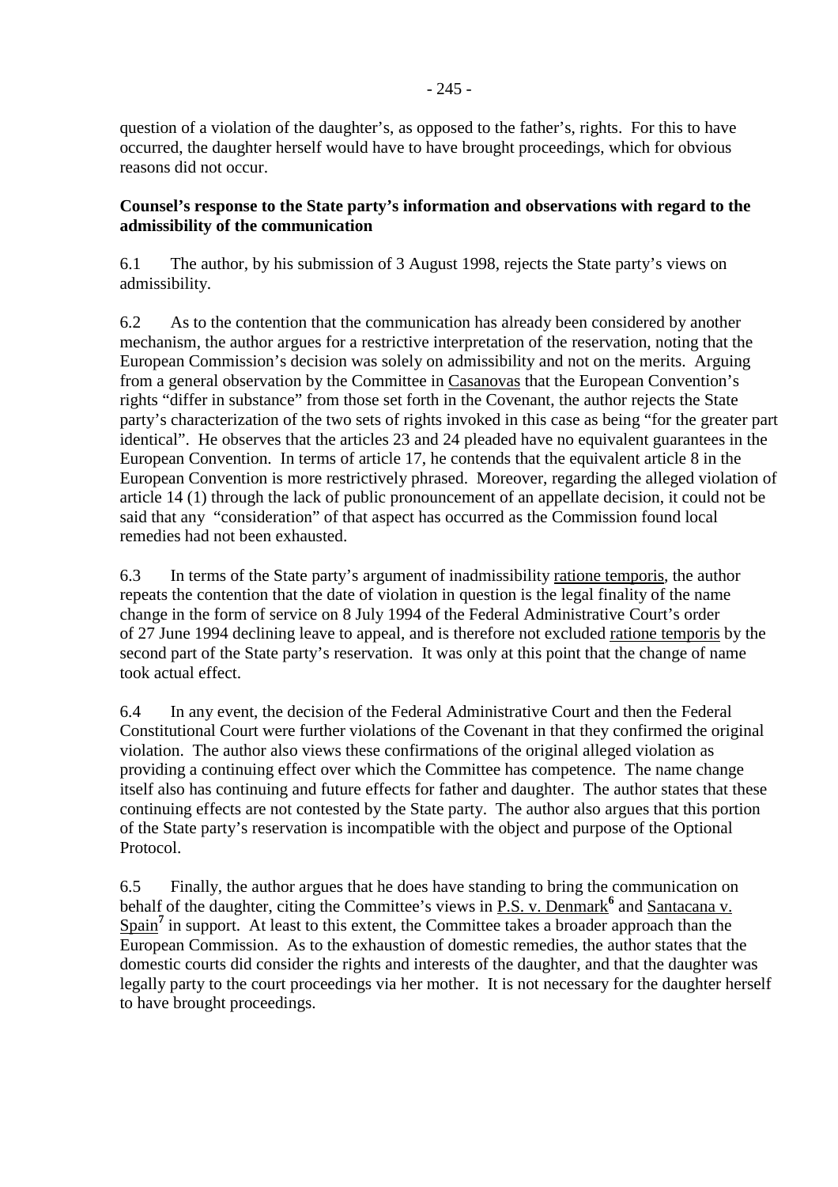question of a violation of the daughter's, as opposed to the father's, rights. For this to have occurred, the daughter herself would have to have brought proceedings, which for obvious reasons did not occur.

**Counsel's response to the State party's information and observations with regard to the admissibility of the communication**

6.1 The author, by his submission of 3 August 1998, rejects the State party's views on admissibility.

6.2 As to the contention that the communication has already been considered by another mechanism, the author argues for a restrictive interpretation of the reservation, noting that the European Commission's decision was solely on admissibility and not on the merits. Arguing from a general observation by the Committee in Casanovas that the European Convention's rights "differ in substance" from those set forth in the Covenant, the author rejects the State party's characterization of the two sets of rights invoked in this case as being "for the greater part identical". He observes that the articles 23 and 24 pleaded have no equivalent guarantees in the European Convention. In terms of article 17, he contends that the equivalent article 8 in the European Convention is more restrictively phrased. Moreover, regarding the alleged violation of article 14 (1) through the lack of public pronouncement of an appellate decision, it could not be said that any "consideration" of that aspect has occurred as the Commission found local remedies had not been exhausted.

6.3 In terms of the State party's argument of inadmissibility ratione temporis, the author repeats the contention that the date of violation in question is the legal finality of the name change in the form of service on 8 July 1994 of the Federal Administrative Court's order of 27 June 1994 declining leave to appeal, and is therefore not excluded ratione temporis by the second part of the State party's reservation. It was only at this point that the change of name took actual effect.

6.4 In any event, the decision of the Federal Administrative Court and then the Federal Constitutional Court were further violations of the Covenant in that they confirmed the original violation. The author also views these confirmations of the original alleged violation as providing a continuing effect over which the Committee has competence. The name change itself also has continuing and future effects for father and daughter. The author states that these continuing effects are not contested by the State party. The author also argues that this portion of the State party's reservation is incompatible with the object and purpose of the Optional Protocol.

6.5 Finally, the author argues that he does have standing to bring the communication on behalf of the daughter, citing the Committee's views in P.S. v. Denmark[6] and Santacana v. Spain[7] in support. At least to this extent, the Committee takes a broader approach than the European Commission. As to the exhaustion of domestic remedies, the author states that the domestic courts did consider the rights and interests of the daughter, and that the daughter was legally party to the court proceedings via her mother. It is not necessary for the daughter herself to have brought proceedings.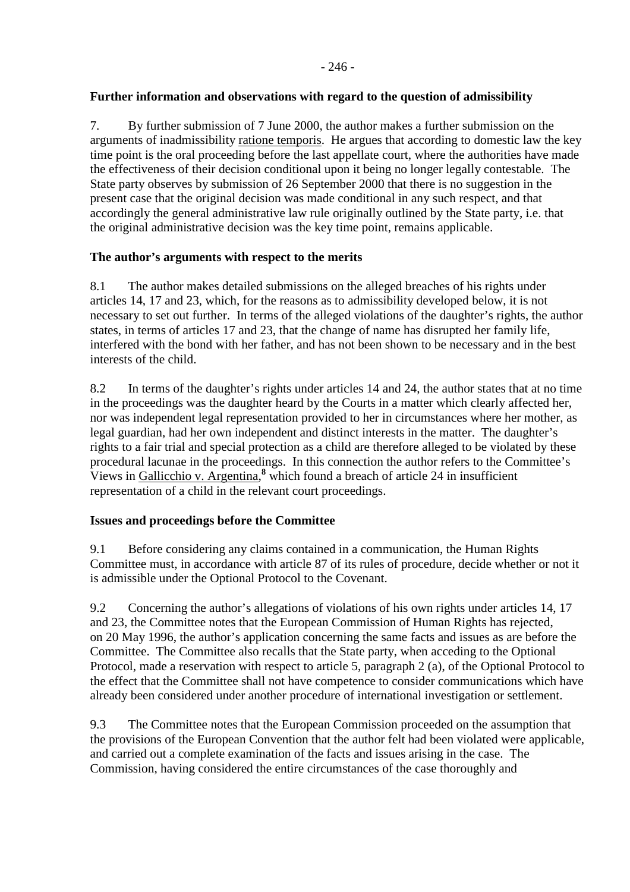**Further information and observations with regard to the question of admissibility**

7. By further submission of 7 June 2000, the author makes a further submission on the arguments of inadmissibility ratione temporis. He argues that according to domestic law the key time point is the oral proceeding before the last appellate court, where the authorities have made the effectiveness of their decision conditional upon it being no longer legally contestable. The State party observes by submission of 26 September 2000 that there is no suggestion in the present case that the original decision was made conditional in any such respect, and that accordingly the general administrative law rule originally outlined by the State party, i.e. that the original administrative decision was the key time point, remains applicable.

**The author's arguments with respect to the merits**

8.1 The author makes detailed submissions on the alleged breaches of his rights under articles 14, 17 and 23, which, for the reasons as to admissibility developed below, it is not necessary to set out further. In terms of the alleged violations of the daughter's rights, the author states, in terms of articles 17 and 23, that the change of name has disrupted her family life, interfered with the bond with her father, and has not been shown to be necessary and in the best interests of the child.

8.2 In terms of the daughter's rights under articles 14 and 24, the author states that at no time in the proceedings was the daughter heard by the Courts in a matter which clearly affected her, nor was independent legal representation provided to her in circumstances where her mother, as legal guardian, had her own independent and distinct interests in the matter. The daughter's rights to a fair trial and special protection as a child are therefore alleged to be violated by these procedural lacunae in the proceedings. In this connection the author refers to the Committee's Views in Gallicchio v. Argentina,[8] which found a breach of article 24 in insufficient representation of a child in the relevant court proceedings.

**Issues and proceedings before the Committee**

9.1 Before considering any claims contained in a communication, the Human Rights Committee must, in accordance with article 87 of its rules of procedure, decide whether or not it is admissible under the Optional Protocol to the Covenant.

9.2 Concerning the author's allegations of violations of his own rights under articles 14, 17 and 23, the Committee notes that the European Commission of Human Rights has rejected, on 20 May 1996, the author's application concerning the same facts and issues as are before the Committee. The Committee also recalls that the State party, when acceding to the Optional Protocol, made a reservation with respect to article 5, paragraph 2 (a), of the Optional Protocol to the effect that the Committee shall not have competence to consider communications which have already been considered under another procedure of international investigation or settlement.

9.3 The Committee notes that the European Commission proceeded on the assumption that the provisions of the European Convention that the author felt had been violated were applicable, and carried out a complete examination of the facts and issues arising in the case. The Commission, having considered the entire circumstances of the case thoroughly and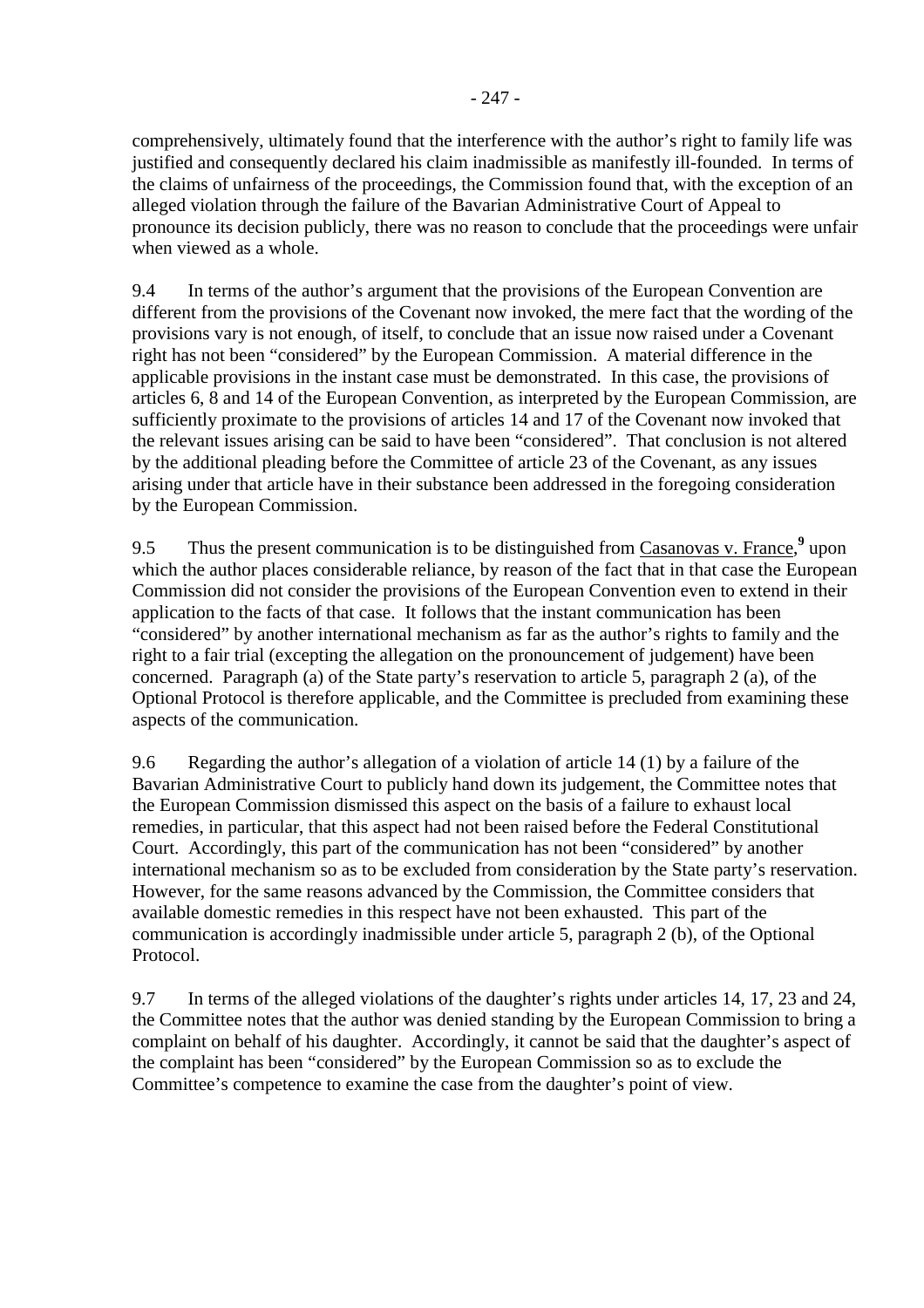comprehensively, ultimately found that the interference with the author's right to family life was justified and consequently declared his claim inadmissible as manifestly ill-founded. In terms of the claims of unfairness of the proceedings, the Commission found that, with the exception of an alleged violation through the failure of the Bavarian Administrative Court of Appeal to pronounce its decision publicly, there was no reason to conclude that the proceedings were unfair when viewed as a whole.

9.4 In terms of the author's argument that the provisions of the European Convention are different from the provisions of the Covenant now invoked, the mere fact that the wording of the provisions vary is not enough, of itself, to conclude that an issue now raised under a Covenant right has not been "considered" by the European Commission. A material difference in the applicable provisions in the instant case must be demonstrated. In this case, the provisions of articles 6, 8 and 14 of the European Convention, as interpreted by the European Commission, are sufficiently proximate to the provisions of articles 14 and 17 of the Covenant now invoked that the relevant issues arising can be said to have been "considered". That conclusion is not altered by the additional pleading before the Committee of article 23 of the Covenant, as any issues arising under that article have in their substance been addressed in the foregoing consideration by the European Commission.

9.5 Thus the present communication is to be distinguished from Casanovas v. France,[9] upon which the author places considerable reliance, by reason of the fact that in that case the European Commission did not consider the provisions of the European Convention even to extend in their application to the facts of that case. It follows that the instant communication has been "considered" by another international mechanism as far as the author's rights to family and the right to a fair trial (excepting the allegation on the pronouncement of judgement) have been concerned. Paragraph (a) of the State party's reservation to article 5, paragraph 2 (a), of the Optional Protocol is therefore applicable, and the Committee is precluded from examining these aspects of the communication.

9.6 Regarding the author's allegation of a violation of article 14 (1) by a failure of the Bavarian Administrative Court to publicly hand down its judgement, the Committee notes that the European Commission dismissed this aspect on the basis of a failure to exhaust local remedies, in particular, that this aspect had not been raised before the Federal Constitutional Court. Accordingly, this part of the communication has not been "considered" by another international mechanism so as to be excluded from consideration by the State party's reservation. However, for the same reasons advanced by the Commission, the Committee considers that available domestic remedies in this respect have not been exhausted. This part of the communication is accordingly inadmissible under article 5, paragraph 2 (b), of the Optional Protocol.

9.7 In terms of the alleged violations of the daughter's rights under articles 14, 17, 23 and 24, the Committee notes that the author was denied standing by the European Commission to bring a complaint on behalf of his daughter. Accordingly, it cannot be said that the daughter's aspect of the complaint has been "considered" by the European Commission so as to exclude the Committee's competence to examine the case from the daughter's point of view.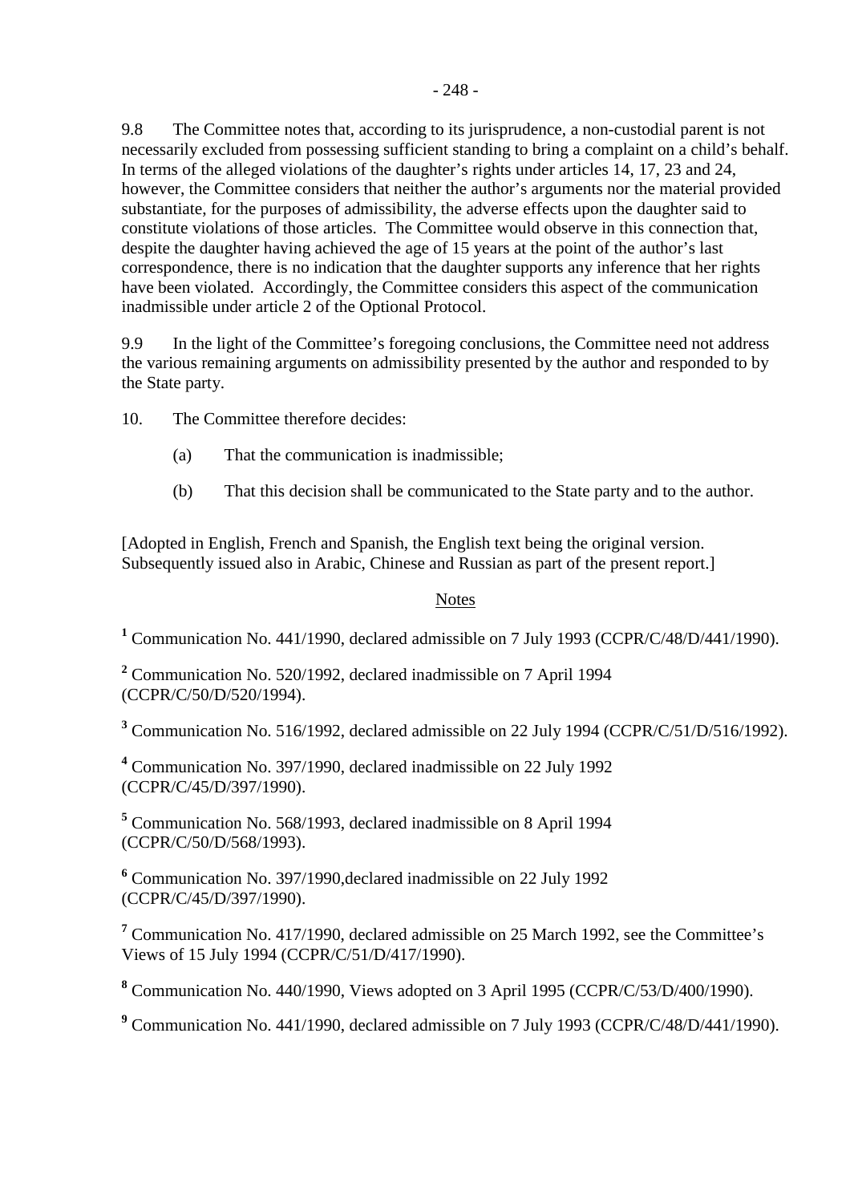9.8 The Committee notes that, according to its jurisprudence, a non-custodial parent is not necessarily excluded from possessing sufficient standing to bring a complaint on a child's behalf. In terms of the alleged violations of the daughter's rights under articles 14, 17, 23 and 24, however, the Committee considers that neither the author's arguments nor the material provided substantiate, for the purposes of admissibility, the adverse effects upon the daughter said to constitute violations of those articles. The Committee would observe in this connection that, despite the daughter having achieved the age of 15 years at the point of the author's last correspondence, there is no indication that the daughter supports any inference that her rights have been violated. Accordingly, the Committee considers this aspect of the communication inadmissible under article 2 of the Optional Protocol.

9.9 In the light of the Committee's foregoing conclusions, the Committee need not address the various remaining arguments on admissibility presented by the author and responded to by the State party.

10. The Committee therefore decides:

(a) That the communication is inadmissible;

(b) That this decision shall be communicated to the State party and to the author.

[Adopted in English, French and Spanish, the English text being the original version. Subsequently issued also in Arabic, Chinese and Russian as part of the present report.]

Notes

[1] Communication No. 441/1990, declared admissible on 7 July 1993 (CCPR/C/48/D/441/1990).

[2] Communication No. 520/1992, declared inadmissible on 7 April 1994 (CCPR/C/50/D/520/1994).

[3] Communication No. 516/1992, declared admissible on 22 July 1994 (CCPR/C/51/D/516/1992).

[4] Communication No. 397/1990, declared inadmissible on 22 July 1992 (CCPR/C/45/D/397/1990).

[5] Communication No. 568/1993, declared inadmissible on 8 April 1994 (CCPR/C/50/D/568/1993).

[6] Communication No. 397/1990,declared inadmissible on 22 July 1992 (CCPR/C/45/D/397/1990).

[7] Communication No. 417/1990, declared admissible on 25 March 1992, see the Committee's Views of 15 July 1994 (CCPR/C/51/D/417/1990).

[8] Communication No. 440/1990, Views adopted on 3 April 1995 (CCPR/C/53/D/400/1990).

[9] Communication No. 441/1990, declared admissible on 7 July 1993 (CCPR/C/48/D/441/1990).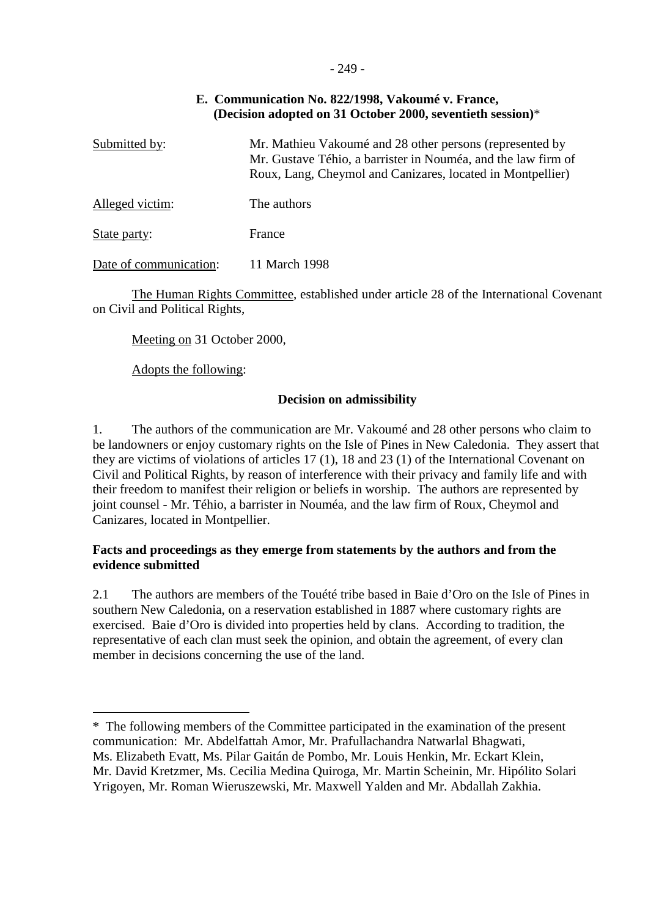### E. Communication No. 822/1998, Vakoumé v. France, (Decision adopted on 31 October 2000, seventieth session)*

Submitted by: Mr. Mathieu Vakoumé and 28 other persons (represented by Mr. Gustave Téhio, a barrister in Nouméa, and the law firm of Roux, Lang, Cheymol and Canizares, located in Montpellier)

Alleged victim: The authors

State party: France

Date of communication: 11 March 1998

The Human Rights Committee, established under article 28 of the International Covenant on Civil and Political Rights,

Meeting on 31 October 2000,

Adopts the following:

#### Decision on admissibility

1. The authors of the communication are Mr. Vakoumé and 28 other persons who claim to be landowners or enjoy customary rights on the Isle of Pines in New Caledonia. They assert that they are victims of violations of articles 17 (1), 18 and 23 (1) of the International Covenant on Civil and Political Rights, by reason of interference with their privacy and family life and with their freedom to manifest their religion or beliefs in worship. The authors are represented by joint counsel - Mr. Téhio, a barrister in Nouméa, and the law firm of Roux, Cheymol and Canizares, located in Montpellier.

#### Facts and proceedings as they emerge from statements by the authors and from the evidence submitted

2.1 The authors are members of the Touété tribe based in Baie d'Oro on the Isle of Pines in southern New Caledonia, on a reservation established in 1887 where customary rights are exercised. Baie d'Oro is divided into properties held by clans. According to tradition, the representative of each clan must seek the opinion, and obtain the agreement, of every clan member in decisions concerning the use of the land.

---

* The following members of the Committee participated in the examination of the present communication: Mr. Abdelfattah Amor, Mr. Prafullachandra Natwarlal Bhagwati, Ms. Elizabeth Evatt, Ms. Pilar Gaitán de Pombo, Mr. Louis Henkin, Mr. Eckart Klein, Mr. David Kretzmer, Ms. Cecilia Medina Quiroga, Mr. Martin Scheinin, Mr. Hipólito Solari Yrigoyen, Mr. Roman Wieruszewski, Mr. Maxwell Yalden and Mr. Abdallah Zakhia.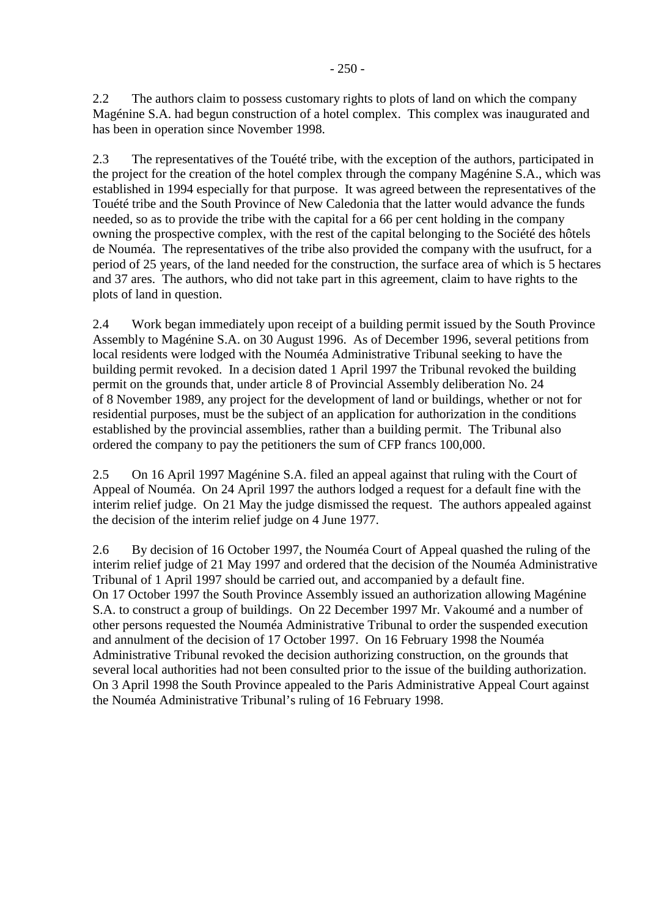2.2 The authors claim to possess customary rights to plots of land on which the company Magénine S.A. had begun construction of a hotel complex. This complex was inaugurated and has been in operation since November 1998.

2.3 The representatives of the Touété tribe, with the exception of the authors, participated in the project for the creation of the hotel complex through the company Magénine S.A., which was established in 1994 especially for that purpose. It was agreed between the representatives of the Touété tribe and the South Province of New Caledonia that the latter would advance the funds needed, so as to provide the tribe with the capital for a 66 per cent holding in the company owning the prospective complex, with the rest of the capital belonging to the Société des hôtels de Nouméa. The representatives of the tribe also provided the company with the usufruct, for a period of 25 years, of the land needed for the construction, the surface area of which is 5 hectares and 37 ares. The authors, who did not take part in this agreement, claim to have rights to the plots of land in question.

2.4 Work began immediately upon receipt of a building permit issued by the South Province Assembly to Magénine S.A. on 30 August 1996. As of December 1996, several petitions from local residents were lodged with the Nouméa Administrative Tribunal seeking to have the building permit revoked. In a decision dated 1 April 1997 the Tribunal revoked the building permit on the grounds that, under article 8 of Provincial Assembly deliberation No. 24 of 8 November 1989, any project for the development of land or buildings, whether or not for residential purposes, must be the subject of an application for authorization in the conditions established by the provincial assemblies, rather than a building permit. The Tribunal also ordered the company to pay the petitioners the sum of CFP francs 100,000.

2.5 On 16 April 1997 Magénine S.A. filed an appeal against that ruling with the Court of Appeal of Nouméa. On 24 April 1997 the authors lodged a request for a default fine with the interim relief judge. On 21 May the judge dismissed the request. The authors appealed against the decision of the interim relief judge on 4 June 1977.

2.6 By decision of 16 October 1997, the Nouméa Court of Appeal quashed the ruling of the interim relief judge of 21 May 1997 and ordered that the decision of the Nouméa Administrative Tribunal of 1 April 1997 should be carried out, and accompanied by a default fine. On 17 October 1997 the South Province Assembly issued an authorization allowing Magénine S.A. to construct a group of buildings. On 22 December 1997 Mr. Vakoumé and a number of other persons requested the Nouméa Administrative Tribunal to order the suspended execution and annulment of the decision of 17 October 1997. On 16 February 1998 the Nouméa Administrative Tribunal revoked the decision authorizing construction, on the grounds that several local authorities had not been consulted prior to the issue of the building authorization. On 3 April 1998 the South Province appealed to the Paris Administrative Appeal Court against the Nouméa Administrative Tribunal's ruling of 16 February 1998.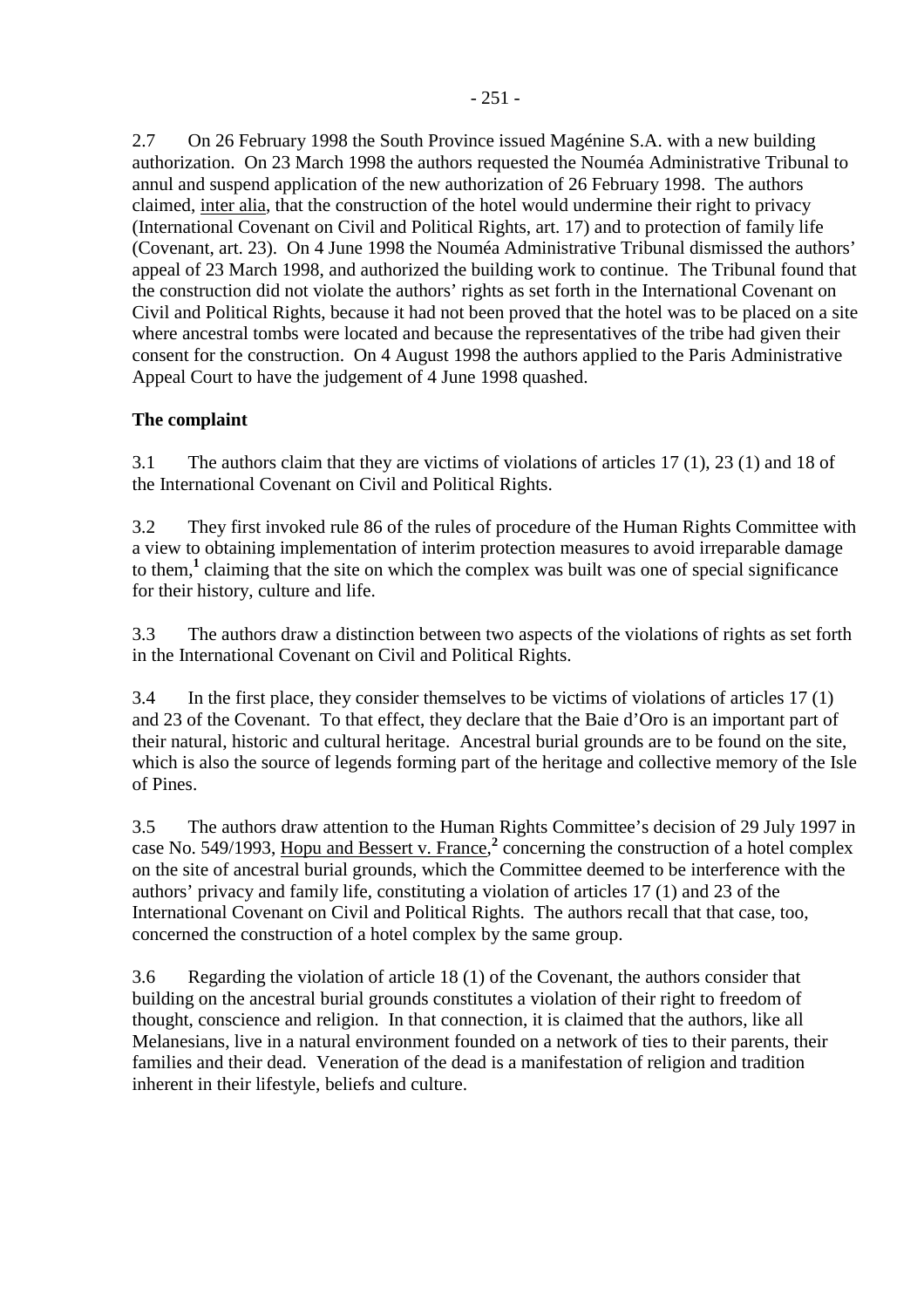2.7 On 26 February 1998 the South Province issued Magénine S.A. with a new building authorization. On 23 March 1998 the authors requested the Nouméa Administrative Tribunal to annul and suspend application of the new authorization of 26 February 1998. The authors claimed, inter alia, that the construction of the hotel would undermine their right to privacy (International Covenant on Civil and Political Rights, art. 17) and to protection of family life (Covenant, art. 23). On 4 June 1998 the Nouméa Administrative Tribunal dismissed the authors' appeal of 23 March 1998, and authorized the building work to continue. The Tribunal found that the construction did not violate the authors' rights as set forth in the International Covenant on Civil and Political Rights, because it had not been proved that the hotel was to be placed on a site where ancestral tombs were located and because the representatives of the tribe had given their consent for the construction. On 4 August 1998 the authors applied to the Paris Administrative Appeal Court to have the judgement of 4 June 1998 quashed.

**The complaint**

3.1 The authors claim that they are victims of violations of articles 17 (1), 23 (1) and 18 of the International Covenant on Civil and Political Rights.

3.2 They first invoked rule 86 of the rules of procedure of the Human Rights Committee with a view to obtaining implementation of interim protection measures to avoid irreparable damage to them,[1] claiming that the site on which the complex was built was one of special significance for their history, culture and life.

3.3 The authors draw a distinction between two aspects of the violations of rights as set forth in the International Covenant on Civil and Political Rights.

3.4 In the first place, they consider themselves to be victims of violations of articles 17 (1) and 23 of the Covenant. To that effect, they declare that the Baie d'Oro is an important part of their natural, historic and cultural heritage. Ancestral burial grounds are to be found on the site, which is also the source of legends forming part of the heritage and collective memory of the Isle of Pines.

3.5 The authors draw attention to the Human Rights Committee's decision of 29 July 1997 in case No. 549/1993, Hopu and Bessert v. France,[2] concerning the construction of a hotel complex on the site of ancestral burial grounds, which the Committee deemed to be interference with the authors' privacy and family life, constituting a violation of articles 17 (1) and 23 of the International Covenant on Civil and Political Rights. The authors recall that that case, too, concerned the construction of a hotel complex by the same group.

3.6 Regarding the violation of article 18 (1) of the Covenant, the authors consider that building on the ancestral burial grounds constitutes a violation of their right to freedom of thought, conscience and religion. In that connection, it is claimed that the authors, like all Melanesians, live in a natural environment founded on a network of ties to their parents, their families and their dead. Veneration of the dead is a manifestation of religion and tradition inherent in their lifestyle, beliefs and culture.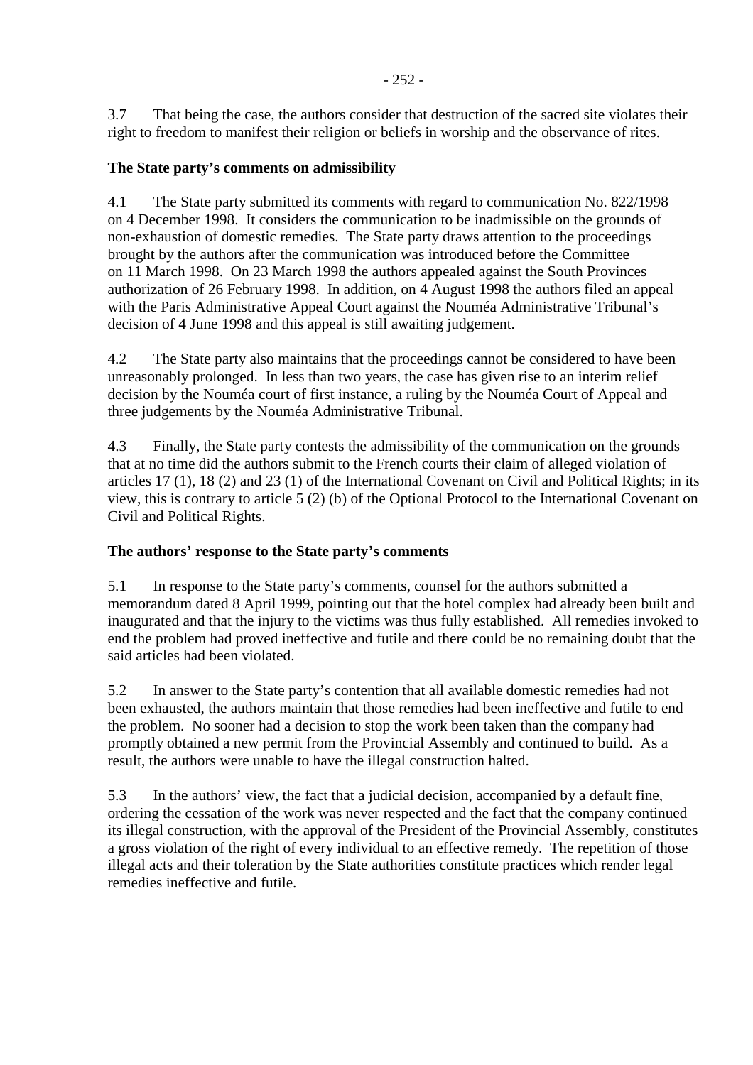3.7 That being the case, the authors consider that destruction of the sacred site violates their right to freedom to manifest their religion or beliefs in worship and the observance of rites.

**The State party's comments on admissibility**

4.1 The State party submitted its comments with regard to communication No. 822/1998 on 4 December 1998. It considers the communication to be inadmissible on the grounds of non-exhaustion of domestic remedies. The State party draws attention to the proceedings brought by the authors after the communication was introduced before the Committee on 11 March 1998. On 23 March 1998 the authors appealed against the South Provinces authorization of 26 February 1998. In addition, on 4 August 1998 the authors filed an appeal with the Paris Administrative Appeal Court against the Nouméa Administrative Tribunal's decision of 4 June 1998 and this appeal is still awaiting judgement.

4.2 The State party also maintains that the proceedings cannot be considered to have been unreasonably prolonged. In less than two years, the case has given rise to an interim relief decision by the Nouméa court of first instance, a ruling by the Nouméa Court of Appeal and three judgements by the Nouméa Administrative Tribunal.

4.3 Finally, the State party contests the admissibility of the communication on the grounds that at no time did the authors submit to the French courts their claim of alleged violation of articles 17 (1), 18 (2) and 23 (1) of the International Covenant on Civil and Political Rights; in its view, this is contrary to article 5 (2) (b) of the Optional Protocol to the International Covenant on Civil and Political Rights.

**The authors' response to the State party's comments**

5.1 In response to the State party's comments, counsel for the authors submitted a memorandum dated 8 April 1999, pointing out that the hotel complex had already been built and inaugurated and that the injury to the victims was thus fully established. All remedies invoked to end the problem had proved ineffective and futile and there could be no remaining doubt that the said articles had been violated.

5.2 In answer to the State party's contention that all available domestic remedies had not been exhausted, the authors maintain that those remedies had been ineffective and futile to end the problem. No sooner had a decision to stop the work been taken than the company had promptly obtained a new permit from the Provincial Assembly and continued to build. As a result, the authors were unable to have the illegal construction halted.

5.3 In the authors' view, the fact that a judicial decision, accompanied by a default fine, ordering the cessation of the work was never respected and the fact that the company continued its illegal construction, with the approval of the President of the Provincial Assembly, constitutes a gross violation of the right of every individual to an effective remedy. The repetition of those illegal acts and their toleration by the State authorities constitute practices which render legal remedies ineffective and futile.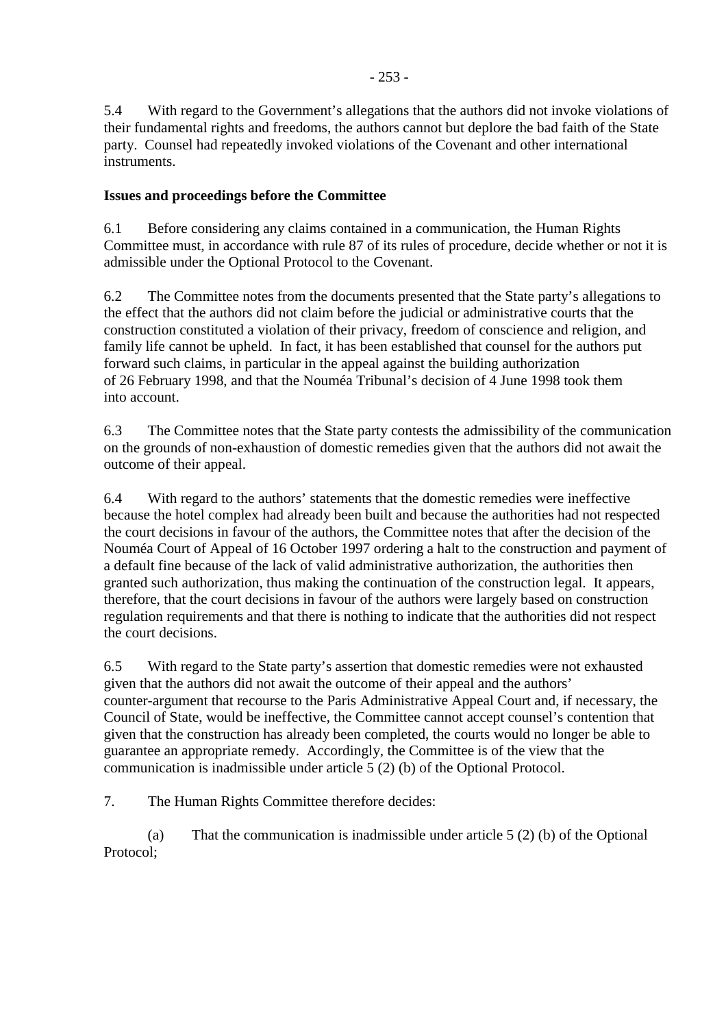5.4 With regard to the Government's allegations that the authors did not invoke violations of their fundamental rights and freedoms, the authors cannot but deplore the bad faith of the State party. Counsel had repeatedly invoked violations of the Covenant and other international instruments.

**Issues and proceedings before the Committee**

6.1 Before considering any claims contained in a communication, the Human Rights Committee must, in accordance with rule 87 of its rules of procedure, decide whether or not it is admissible under the Optional Protocol to the Covenant.

6.2 The Committee notes from the documents presented that the State party's allegations to the effect that the authors did not claim before the judicial or administrative courts that the construction constituted a violation of their privacy, freedom of conscience and religion, and family life cannot be upheld. In fact, it has been established that counsel for the authors put forward such claims, in particular in the appeal against the building authorization of 26 February 1998, and that the Nouméa Tribunal's decision of 4 June 1998 took them into account.

6.3 The Committee notes that the State party contests the admissibility of the communication on the grounds of non-exhaustion of domestic remedies given that the authors did not await the outcome of their appeal.

6.4 With regard to the authors' statements that the domestic remedies were ineffective because the hotel complex had already been built and because the authorities had not respected the court decisions in favour of the authors, the Committee notes that after the decision of the Nouméa Court of Appeal of 16 October 1997 ordering a halt to the construction and payment of a default fine because of the lack of valid administrative authorization, the authorities then granted such authorization, thus making the continuation of the construction legal. It appears, therefore, that the court decisions in favour of the authors were largely based on construction regulation requirements and that there is nothing to indicate that the authorities did not respect the court decisions.

6.5 With regard to the State party's assertion that domestic remedies were not exhausted given that the authors did not await the outcome of their appeal and the authors' counter-argument that recourse to the Paris Administrative Appeal Court and, if necessary, the Council of State, would be ineffective, the Committee cannot accept counsel's contention that given that the construction has already been completed, the courts would no longer be able to guarantee an appropriate remedy. Accordingly, the Committee is of the view that the communication is inadmissible under article 5 (2) (b) of the Optional Protocol.

7. The Human Rights Committee therefore decides:

(a) That the communication is inadmissible under article 5 (2) (b) of the Optional Protocol;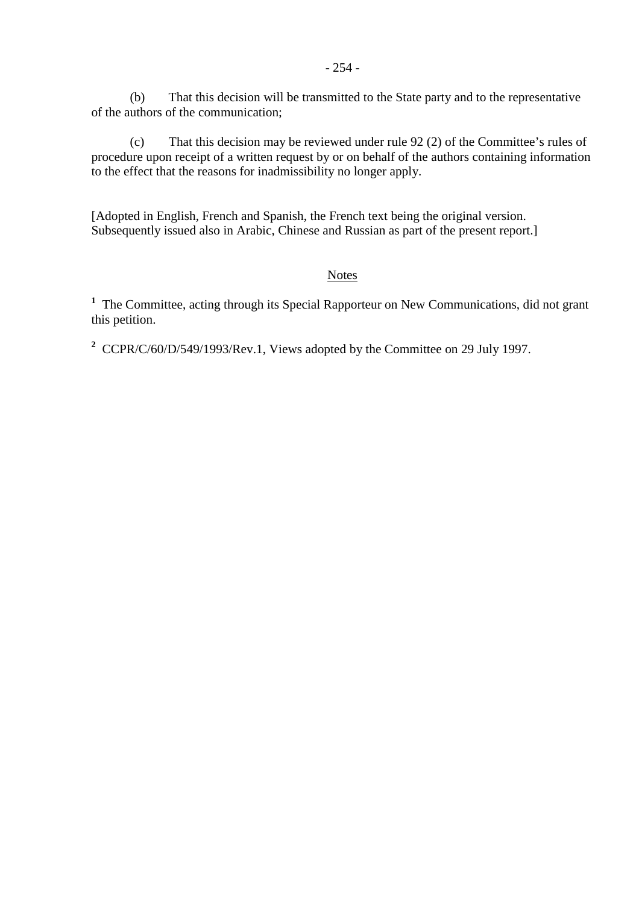(b) That this decision will be transmitted to the State party and to the representative of the authors of the communication;

(c) That this decision may be reviewed under rule 92 (2) of the Committee's rules of procedure upon receipt of a written request by or on behalf of the authors containing information to the effect that the reasons for inadmissibility no longer apply.

[Adopted in English, French and Spanish, the French text being the original version. Subsequently issued also in Arabic, Chinese and Russian as part of the present report.]

Notes

[1] The Committee, acting through its Special Rapporteur on New Communications, did not grant this petition.

[2] CCPR/C/60/D/549/1993/Rev.1, Views adopted by the Committee on 29 July 1997.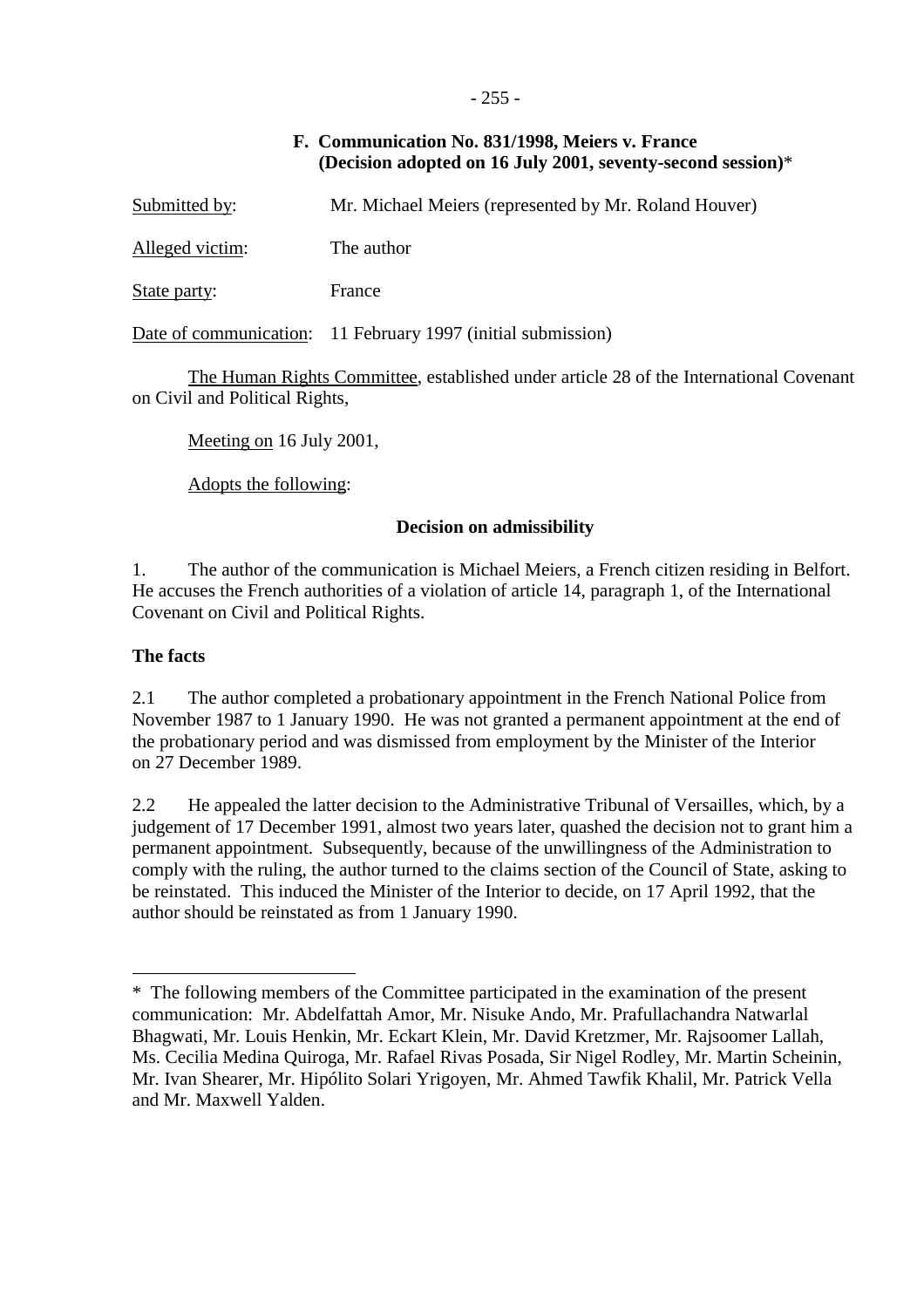### F. Communication No. 831/1998, Meiers v. France (Decision adopted on 16 July 2001, seventy-second session)*

Submitted by: Mr. Michael Meiers (represented by Mr. Roland Houver)

Alleged victim: The author

State party: France

Date of communication: 11 February 1997 (initial submission)

The Human Rights Committee, established under article 28 of the International Covenant on Civil and Political Rights,

Meeting on 16 July 2001,

Adopts the following:

**Decision on admissibility**

1. The author of the communication is Michael Meiers, a French citizen residing in Belfort. He accuses the French authorities of a violation of article 14, paragraph 1, of the International Covenant on Civil and Political Rights.

**The facts**

2.1 The author completed a probationary appointment in the French National Police from November 1987 to 1 January 1990. He was not granted a permanent appointment at the end of the probationary period and was dismissed from employment by the Minister of the Interior on 27 December 1989.

2.2 He appealed the latter decision to the Administrative Tribunal of Versailles, which, by a judgement of 17 December 1991, almost two years later, quashed the decision not to grant him a permanent appointment. Subsequently, because of the unwillingness of the Administration to comply with the ruling, the author turned to the claims section of the Council of State, asking to be reinstated. This induced the Minister of the Interior to decide, on 17 April 1992, that the author should be reinstated as from 1 January 1990.

---

* The following members of the Committee participated in the examination of the present communication: Mr. Abdelfattah Amor, Mr. Nisuke Ando, Mr. Prafullachandra Natwarlal Bhagwati, Mr. Louis Henkin, Mr. Eckart Klein, Mr. David Kretzmer, Mr. Rajsoomer Lallah, Ms. Cecilia Medina Quiroga, Mr. Rafael Rivas Posada, Sir Nigel Rodley, Mr. Martin Scheinin, Mr. Ivan Shearer, Mr. Hipólito Solari Yrigoyen, Mr. Ahmed Tawfik Khalil, Mr. Patrick Vella and Mr. Maxwell Yalden.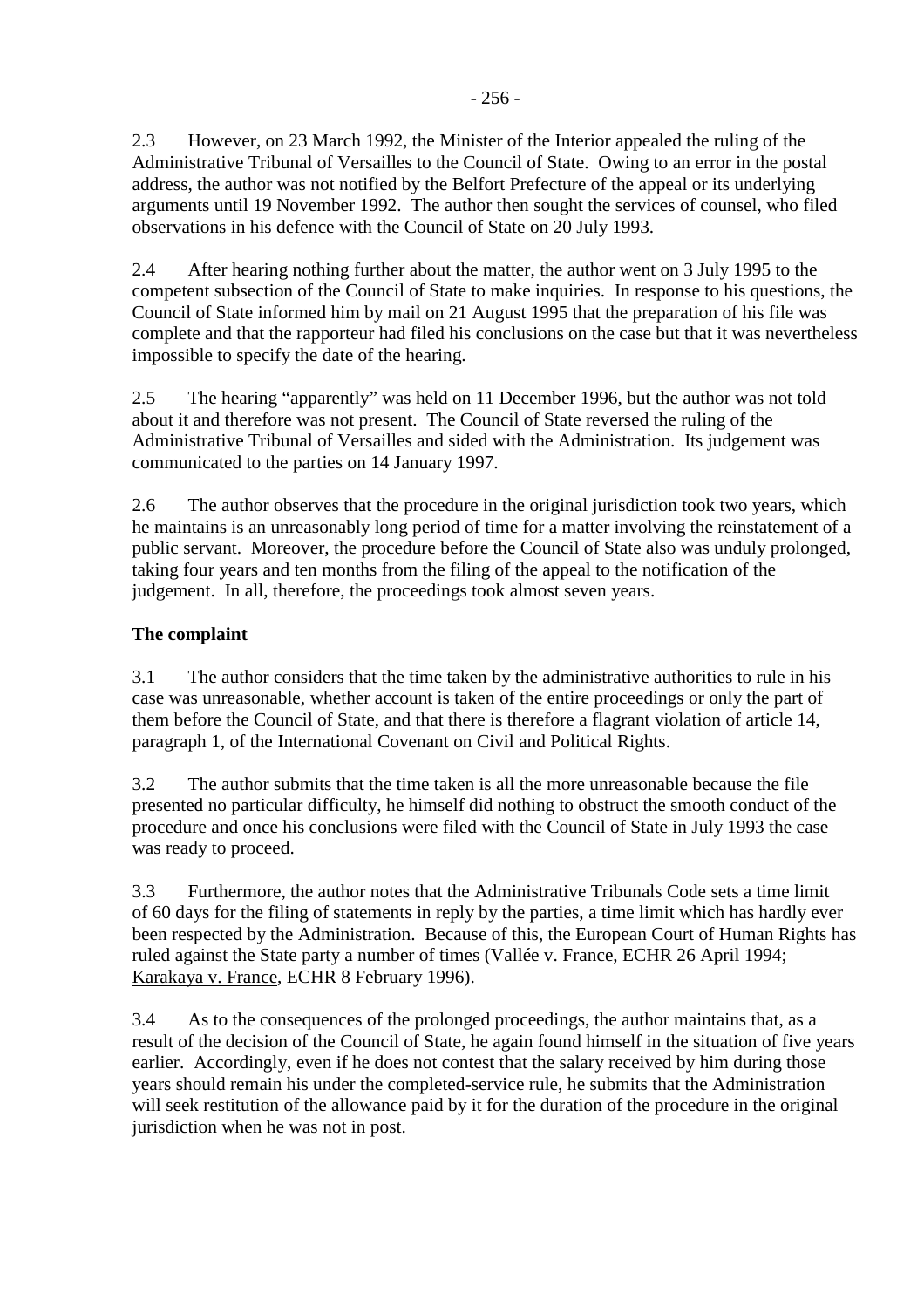2.3 However, on 23 March 1992, the Minister of the Interior appealed the ruling of the Administrative Tribunal of Versailles to the Council of State. Owing to an error in the postal address, the author was not notified by the Belfort Prefecture of the appeal or its underlying arguments until 19 November 1992. The author then sought the services of counsel, who filed observations in his defence with the Council of State on 20 July 1993.

2.4 After hearing nothing further about the matter, the author went on 3 July 1995 to the competent subsection of the Council of State to make inquiries. In response to his questions, the Council of State informed him by mail on 21 August 1995 that the preparation of his file was complete and that the rapporteur had filed his conclusions on the case but that it was nevertheless impossible to specify the date of the hearing.

2.5 The hearing "apparently" was held on 11 December 1996, but the author was not told about it and therefore was not present. The Council of State reversed the ruling of the Administrative Tribunal of Versailles and sided with the Administration. Its judgement was communicated to the parties on 14 January 1997.

2.6 The author observes that the procedure in the original jurisdiction took two years, which he maintains is an unreasonably long period of time for a matter involving the reinstatement of a public servant. Moreover, the procedure before the Council of State also was unduly prolonged, taking four years and ten months from the filing of the appeal to the notification of the judgement. In all, therefore, the proceedings took almost seven years.

**The complaint**

3.1 The author considers that the time taken by the administrative authorities to rule in his case was unreasonable, whether account is taken of the entire proceedings or only the part of them before the Council of State, and that there is therefore a flagrant violation of article 14, paragraph 1, of the International Covenant on Civil and Political Rights.

3.2 The author submits that the time taken is all the more unreasonable because the file presented no particular difficulty, he himself did nothing to obstruct the smooth conduct of the procedure and once his conclusions were filed with the Council of State in July 1993 the case was ready to proceed.

3.3 Furthermore, the author notes that the Administrative Tribunals Code sets a time limit of 60 days for the filing of statements in reply by the parties, a time limit which has hardly ever been respected by the Administration. Because of this, the European Court of Human Rights has ruled against the State party a number of times (Vallée v. France, ECHR 26 April 1994; Karakaya v. France, ECHR 8 February 1996).

3.4 As to the consequences of the prolonged proceedings, the author maintains that, as a result of the decision of the Council of State, he again found himself in the situation of five years earlier. Accordingly, even if he does not contest that the salary received by him during those years should remain his under the completed-service rule, he submits that the Administration will seek restitution of the allowance paid by it for the duration of the procedure in the original jurisdiction when he was not in post.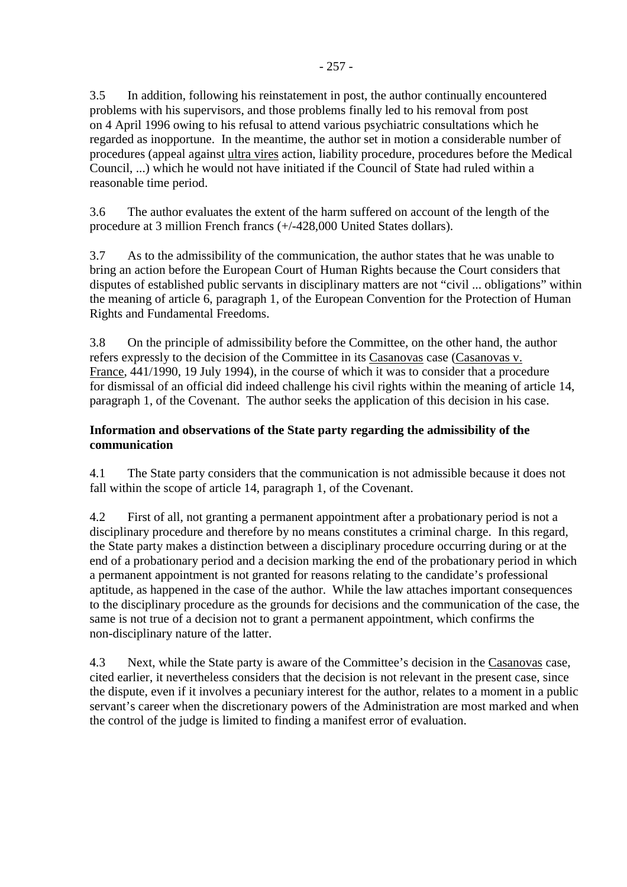3.5 In addition, following his reinstatement in post, the author continually encountered problems with his supervisors, and those problems finally led to his removal from post on 4 April 1996 owing to his refusal to attend various psychiatric consultations which he regarded as inopportune. In the meantime, the author set in motion a considerable number of procedures (appeal against ultra vires action, liability procedure, procedures before the Medical Council, ...) which he would not have initiated if the Council of State had ruled within a reasonable time period.

3.6 The author evaluates the extent of the harm suffered on account of the length of the procedure at 3 million French francs (+/-428,000 United States dollars).

3.7 As to the admissibility of the communication, the author states that he was unable to bring an action before the European Court of Human Rights because the Court considers that disputes of established public servants in disciplinary matters are not "civil ... obligations" within the meaning of article 6, paragraph 1, of the European Convention for the Protection of Human Rights and Fundamental Freedoms.

3.8 On the principle of admissibility before the Committee, on the other hand, the author refers expressly to the decision of the Committee in its Casanovas case (Casanovas v. France, 441/1990, 19 July 1994), in the course of which it was to consider that a procedure for dismissal of an official did indeed challenge his civil rights within the meaning of article 14, paragraph 1, of the Covenant. The author seeks the application of this decision in his case.

**Information and observations of the State party regarding the admissibility of the communication**

4.1 The State party considers that the communication is not admissible because it does not fall within the scope of article 14, paragraph 1, of the Covenant.

4.2 First of all, not granting a permanent appointment after a probationary period is not a disciplinary procedure and therefore by no means constitutes a criminal charge. In this regard, the State party makes a distinction between a disciplinary procedure occurring during or at the end of a probationary period and a decision marking the end of the probationary period in which a permanent appointment is not granted for reasons relating to the candidate's professional aptitude, as happened in the case of the author. While the law attaches important consequences to the disciplinary procedure as the grounds for decisions and the communication of the case, the same is not true of a decision not to grant a permanent appointment, which confirms the non-disciplinary nature of the latter.

4.3 Next, while the State party is aware of the Committee's decision in the Casanovas case, cited earlier, it nevertheless considers that the decision is not relevant in the present case, since the dispute, even if it involves a pecuniary interest for the author, relates to a moment in a public servant's career when the discretionary powers of the Administration are most marked and when the control of the judge is limited to finding a manifest error of evaluation.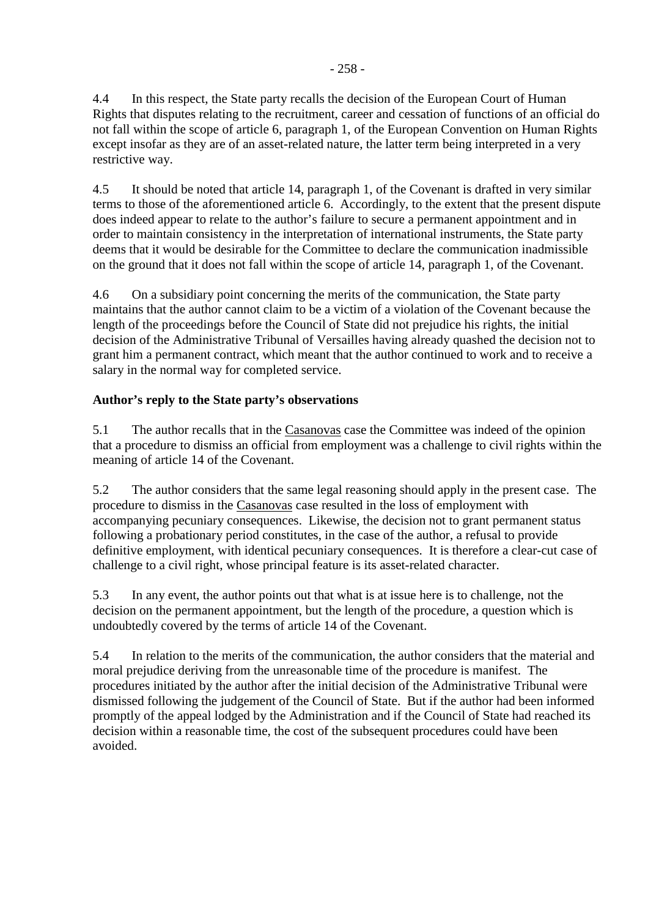4.4 In this respect, the State party recalls the decision of the European Court of Human Rights that disputes relating to the recruitment, career and cessation of functions of an official do not fall within the scope of article 6, paragraph 1, of the European Convention on Human Rights except insofar as they are of an asset-related nature, the latter term being interpreted in a very restrictive way.

4.5 It should be noted that article 14, paragraph 1, of the Covenant is drafted in very similar terms to those of the aforementioned article 6. Accordingly, to the extent that the present dispute does indeed appear to relate to the author's failure to secure a permanent appointment and in order to maintain consistency in the interpretation of international instruments, the State party deems that it would be desirable for the Committee to declare the communication inadmissible on the ground that it does not fall within the scope of article 14, paragraph 1, of the Covenant.

4.6 On a subsidiary point concerning the merits of the communication, the State party maintains that the author cannot claim to be a victim of a violation of the Covenant because the length of the proceedings before the Council of State did not prejudice his rights, the initial decision of the Administrative Tribunal of Versailles having already quashed the decision not to grant him a permanent contract, which meant that the author continued to work and to receive a salary in the normal way for completed service.

**Author's reply to the State party's observations**

5.1 The author recalls that in the Casanovas case the Committee was indeed of the opinion that a procedure to dismiss an official from employment was a challenge to civil rights within the meaning of article 14 of the Covenant.

5.2 The author considers that the same legal reasoning should apply in the present case. The procedure to dismiss in the Casanovas case resulted in the loss of employment with accompanying pecuniary consequences. Likewise, the decision not to grant permanent status following a probationary period constitutes, in the case of the author, a refusal to provide definitive employment, with identical pecuniary consequences. It is therefore a clear-cut case of challenge to a civil right, whose principal feature is its asset-related character.

5.3 In any event, the author points out that what is at issue here is to challenge, not the decision on the permanent appointment, but the length of the procedure, a question which is undoubtedly covered by the terms of article 14 of the Covenant.

5.4 In relation to the merits of the communication, the author considers that the material and moral prejudice deriving from the unreasonable time of the procedure is manifest. The procedures initiated by the author after the initial decision of the Administrative Tribunal were dismissed following the judgement of the Council of State. But if the author had been informed promptly of the appeal lodged by the Administration and if the Council of State had reached its decision within a reasonable time, the cost of the subsequent procedures could have been avoided.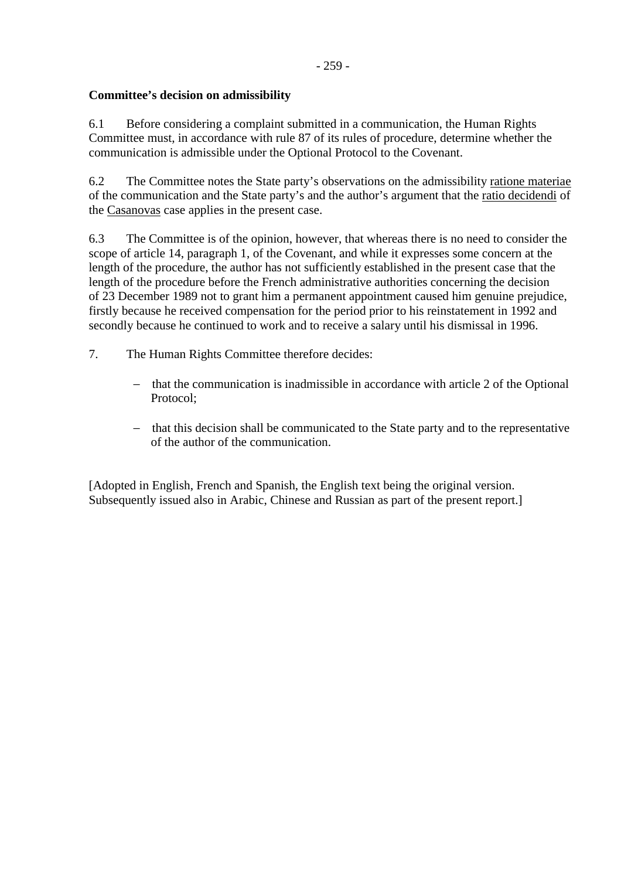**Committee's decision on admissibility**

6.1 Before considering a complaint submitted in a communication, the Human Rights Committee must, in accordance with rule 87 of its rules of procedure, determine whether the communication is admissible under the Optional Protocol to the Covenant.

6.2 The Committee notes the State party's observations on the admissibility ratione materiae of the communication and the State party's and the author's argument that the ratio decidendi of the Casanovas case applies in the present case.

6.3 The Committee is of the opinion, however, that whereas there is no need to consider the scope of article 14, paragraph 1, of the Covenant, and while it expresses some concern at the length of the procedure, the author has not sufficiently established in the present case that the length of the procedure before the French administrative authorities concerning the decision of 23 December 1989 not to grant him a permanent appointment caused him genuine prejudice, firstly because he received compensation for the period prior to his reinstatement in 1992 and secondly because he continued to work and to receive a salary until his dismissal in 1996.

7. The Human Rights Committee therefore decides:

- that the communication is inadmissible in accordance with article 2 of the Optional Protocol;
- that this decision shall be communicated to the State party and to the representative of the author of the communication.

[Adopted in English, French and Spanish, the English text being the original version. Subsequently issued also in Arabic, Chinese and Russian as part of the present report.]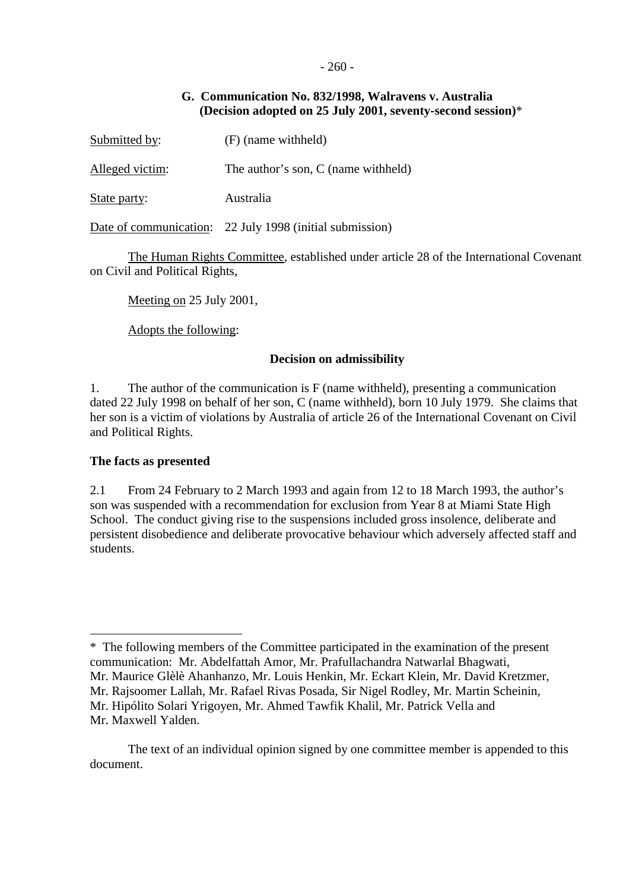### G. Communication No. 832/1998, Walravens v. Australia (Decision adopted on 25 July 2001, seventy-second session)*

Submitted by: (F) (name withheld)

Alleged victim: The author's son, C (name withheld)

State party: Australia

Date of communication: 22 July 1998 (initial submission)

The Human Rights Committee, established under article 28 of the International Covenant on Civil and Political Rights,

Meeting on 25 July 2001,

Adopts the following:

**Decision on admissibility**

1. The author of the communication is F (name withheld), presenting a communication dated 22 July 1998 on behalf of her son, C (name withheld), born 10 July 1979. She claims that her son is a victim of violations by Australia of article 26 of the International Covenant on Civil and Political Rights.

**The facts as presented**

2.1 From 24 February to 2 March 1993 and again from 12 to 18 March 1993, the author's son was suspended with a recommendation for exclusion from Year 8 at Miami State High School. The conduct giving rise to the suspensions included gross insolence, deliberate and persistent disobedience and deliberate provocative behaviour which adversely affected staff and students.

---

* The following members of the Committee participated in the examination of the present communication: Mr. Abdelfattah Amor, Mr. Prafullachandra Natwarlal Bhagwati, Mr. Maurice Glèlè Ahanhanzo, Mr. Louis Henkin, Mr. Eckart Klein, Mr. David Kretzmer, Mr. Rajsoomer Lallah, Mr. Rafael Rivas Posada, Sir Nigel Rodley, Mr. Martin Scheinin, Mr. Hipólito Solari Yrigoyen, Mr. Ahmed Tawfik Khalil, Mr. Patrick Vella and Mr. Maxwell Yalden.

The text of an individual opinion signed by one committee member is appended to this document.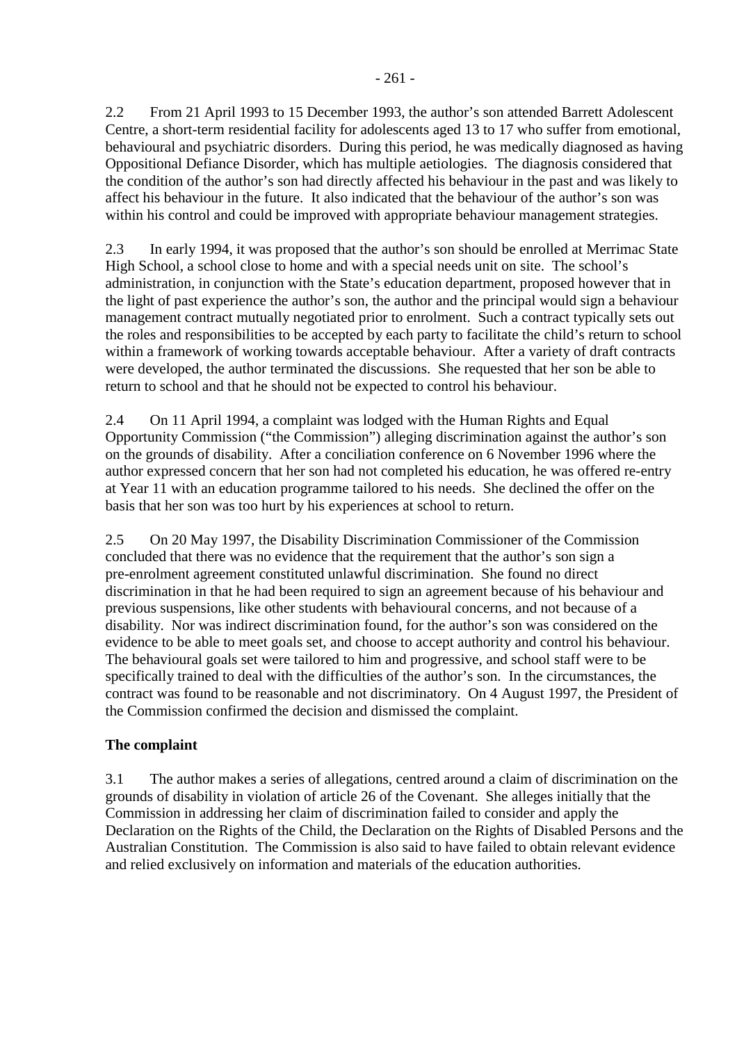2.2 From 21 April 1993 to 15 December 1993, the author's son attended Barrett Adolescent Centre, a short-term residential facility for adolescents aged 13 to 17 who suffer from emotional, behavioural and psychiatric disorders. During this period, he was medically diagnosed as having Oppositional Defiance Disorder, which has multiple aetiologies. The diagnosis considered that the condition of the author's son had directly affected his behaviour in the past and was likely to affect his behaviour in the future. It also indicated that the behaviour of the author's son was within his control and could be improved with appropriate behaviour management strategies.

2.3 In early 1994, it was proposed that the author's son should be enrolled at Merrimac State High School, a school close to home and with a special needs unit on site. The school's administration, in conjunction with the State's education department, proposed however that in the light of past experience the author's son, the author and the principal would sign a behaviour management contract mutually negotiated prior to enrolment. Such a contract typically sets out the roles and responsibilities to be accepted by each party to facilitate the child's return to school within a framework of working towards acceptable behaviour. After a variety of draft contracts were developed, the author terminated the discussions. She requested that her son be able to return to school and that he should not be expected to control his behaviour.

2.4 On 11 April 1994, a complaint was lodged with the Human Rights and Equal Opportunity Commission ("the Commission") alleging discrimination against the author's son on the grounds of disability. After a conciliation conference on 6 November 1996 where the author expressed concern that her son had not completed his education, he was offered re-entry at Year 11 with an education programme tailored to his needs. She declined the offer on the basis that her son was too hurt by his experiences at school to return.

2.5 On 20 May 1997, the Disability Discrimination Commissioner of the Commission concluded that there was no evidence that the requirement that the author's son sign a pre-enrolment agreement constituted unlawful discrimination. She found no direct discrimination in that he had been required to sign an agreement because of his behaviour and previous suspensions, like other students with behavioural concerns, and not because of a disability. Nor was indirect discrimination found, for the author's son was considered on the evidence to be able to meet goals set, and choose to accept authority and control his behaviour. The behavioural goals set were tailored to him and progressive, and school staff were to be specifically trained to deal with the difficulties of the author's son. In the circumstances, the contract was found to be reasonable and not discriminatory. On 4 August 1997, the President of the Commission confirmed the decision and dismissed the complaint.

**The complaint**

3.1 The author makes a series of allegations, centred around a claim of discrimination on the grounds of disability in violation of article 26 of the Covenant. She alleges initially that the Commission in addressing her claim of discrimination failed to consider and apply the Declaration on the Rights of the Child, the Declaration on the Rights of Disabled Persons and the Australian Constitution. The Commission is also said to have failed to obtain relevant evidence and relied exclusively on information and materials of the education authorities.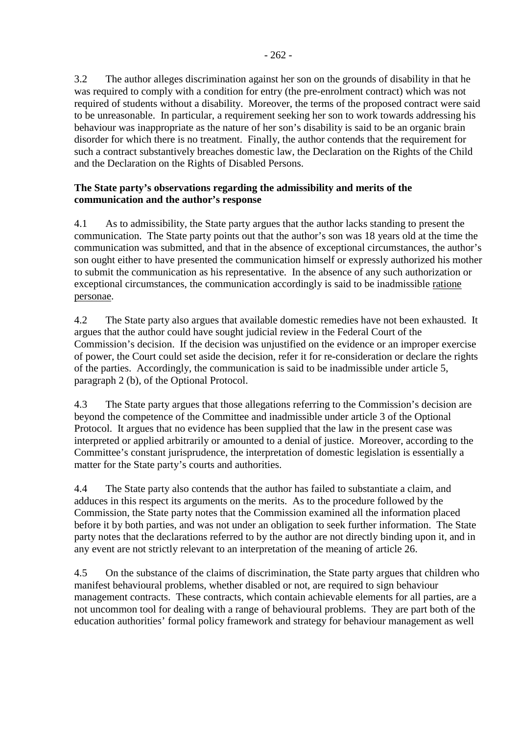3.2 The author alleges discrimination against her son on the grounds of disability in that he was required to comply with a condition for entry (the pre-enrolment contract) which was not required of students without a disability. Moreover, the terms of the proposed contract were said to be unreasonable. In particular, a requirement seeking her son to work towards addressing his behaviour was inappropriate as the nature of her son's disability is said to be an organic brain disorder for which there is no treatment. Finally, the author contends that the requirement for such a contract substantively breaches domestic law, the Declaration on the Rights of the Child and the Declaration on the Rights of Disabled Persons.

**The State party's observations regarding the admissibility and merits of the communication and the author's response**

4.1 As to admissibility, the State party argues that the author lacks standing to present the communication. The State party points out that the author's son was 18 years old at the time the communication was submitted, and that in the absence of exceptional circumstances, the author's son ought either to have presented the communication himself or expressly authorized his mother to submit the communication as his representative. In the absence of any such authorization or exceptional circumstances, the communication accordingly is said to be inadmissible ratione personae.

4.2 The State party also argues that available domestic remedies have not been exhausted. It argues that the author could have sought judicial review in the Federal Court of the Commission's decision. If the decision was unjustified on the evidence or an improper exercise of power, the Court could set aside the decision, refer it for re-consideration or declare the rights of the parties. Accordingly, the communication is said to be inadmissible under article 5, paragraph 2 (b), of the Optional Protocol.

4.3 The State party argues that those allegations referring to the Commission's decision are beyond the competence of the Committee and inadmissible under article 3 of the Optional Protocol. It argues that no evidence has been supplied that the law in the present case was interpreted or applied arbitrarily or amounted to a denial of justice. Moreover, according to the Committee's constant jurisprudence, the interpretation of domestic legislation is essentially a matter for the State party's courts and authorities.

4.4 The State party also contends that the author has failed to substantiate a claim, and adduces in this respect its arguments on the merits. As to the procedure followed by the Commission, the State party notes that the Commission examined all the information placed before it by both parties, and was not under an obligation to seek further information. The State party notes that the declarations referred to by the author are not directly binding upon it, and in any event are not strictly relevant to an interpretation of the meaning of article 26.

4.5 On the substance of the claims of discrimination, the State party argues that children who manifest behavioural problems, whether disabled or not, are required to sign behaviour management contracts. These contracts, which contain achievable elements for all parties, are a not uncommon tool for dealing with a range of behavioural problems. They are part both of the education authorities' formal policy framework and strategy for behaviour management as well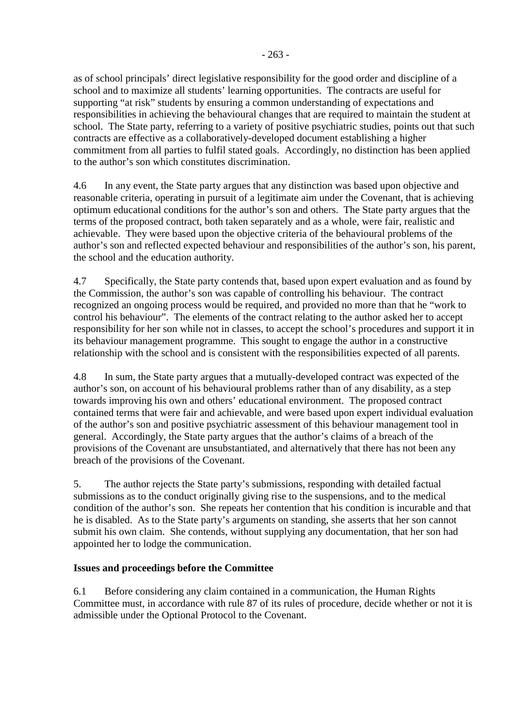as of school principals' direct legislative responsibility for the good order and discipline of a school and to maximize all students' learning opportunities. The contracts are useful for supporting "at risk" students by ensuring a common understanding of expectations and responsibilities in achieving the behavioural changes that are required to maintain the student at school. The State party, referring to a variety of positive psychiatric studies, points out that such contracts are effective as a collaboratively-developed document establishing a higher commitment from all parties to fulfil stated goals. Accordingly, no distinction has been applied to the author's son which constitutes discrimination.

4.6 In any event, the State party argues that any distinction was based upon objective and reasonable criteria, operating in pursuit of a legitimate aim under the Covenant, that is achieving optimum educational conditions for the author's son and others. The State party argues that the terms of the proposed contract, both taken separately and as a whole, were fair, realistic and achievable. They were based upon the objective criteria of the behavioural problems of the author's son and reflected expected behaviour and responsibilities of the author's son, his parent, the school and the education authority.

4.7 Specifically, the State party contends that, based upon expert evaluation and as found by the Commission, the author's son was capable of controlling his behaviour. The contract recognized an ongoing process would be required, and provided no more than that he "work to control his behaviour". The elements of the contract relating to the author asked her to accept responsibility for her son while not in classes, to accept the school's procedures and support it in its behaviour management programme. This sought to engage the author in a constructive relationship with the school and is consistent with the responsibilities expected of all parents.

4.8 In sum, the State party argues that a mutually-developed contract was expected of the author's son, on account of his behavioural problems rather than of any disability, as a step towards improving his own and others' educational environment. The proposed contract contained terms that were fair and achievable, and were based upon expert individual evaluation of the author's son and positive psychiatric assessment of this behaviour management tool in general. Accordingly, the State party argues that the author's claims of a breach of the provisions of the Covenant are unsubstantiated, and alternatively that there has not been any breach of the provisions of the Covenant.

5. The author rejects the State party's submissions, responding with detailed factual submissions as to the conduct originally giving rise to the suspensions, and to the medical condition of the author's son. She repeats her contention that his condition is incurable and that he is disabled. As to the State party's arguments on standing, she asserts that her son cannot submit his own claim. She contends, without supplying any documentation, that her son had appointed her to lodge the communication.

**Issues and proceedings before the Committee**

6.1 Before considering any claim contained in a communication, the Human Rights Committee must, in accordance with rule 87 of its rules of procedure, decide whether or not it is admissible under the Optional Protocol to the Covenant.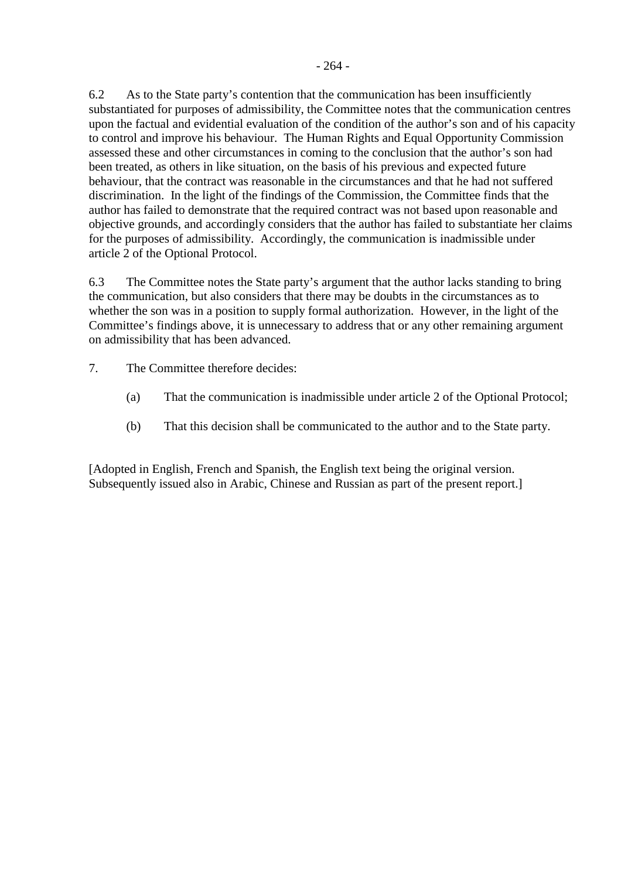6.2 As to the State party's contention that the communication has been insufficiently substantiated for purposes of admissibility, the Committee notes that the communication centres upon the factual and evidential evaluation of the condition of the author's son and of his capacity to control and improve his behaviour. The Human Rights and Equal Opportunity Commission assessed these and other circumstances in coming to the conclusion that the author's son had been treated, as others in like situation, on the basis of his previous and expected future behaviour, that the contract was reasonable in the circumstances and that he had not suffered discrimination. In the light of the findings of the Commission, the Committee finds that the author has failed to demonstrate that the required contract was not based upon reasonable and objective grounds, and accordingly considers that the author has failed to substantiate her claims for the purposes of admissibility. Accordingly, the communication is inadmissible under article 2 of the Optional Protocol.

6.3 The Committee notes the State party's argument that the author lacks standing to bring the communication, but also considers that there may be doubts in the circumstances as to whether the son was in a position to supply formal authorization. However, in the light of the Committee's findings above, it is unnecessary to address that or any other remaining argument on admissibility that has been advanced.

7. The Committee therefore decides:

(a) That the communication is inadmissible under article 2 of the Optional Protocol;

(b) That this decision shall be communicated to the author and to the State party.

[Adopted in English, French and Spanish, the English text being the original version. Subsequently issued also in Arabic, Chinese and Russian as part of the present report.]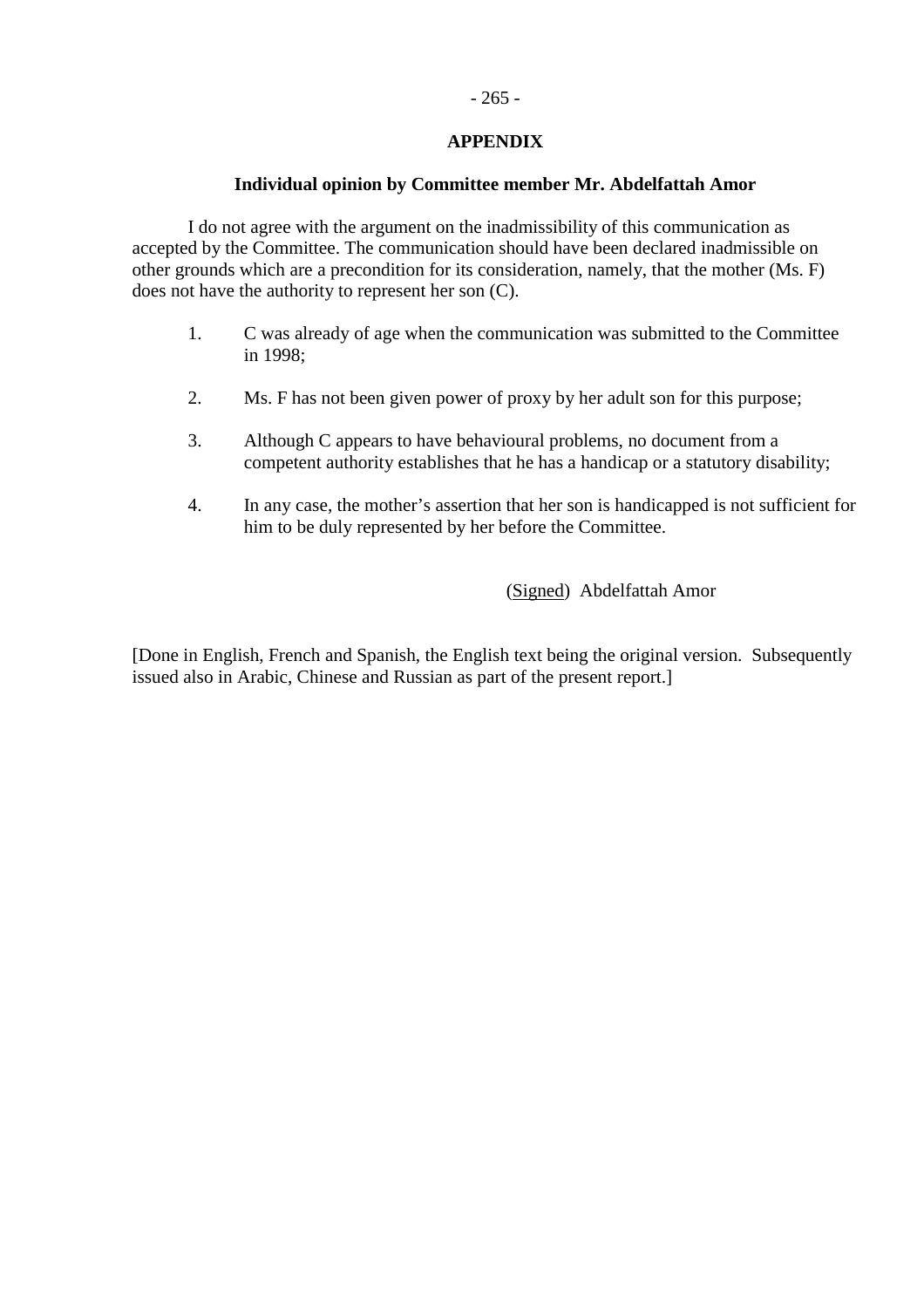**APPENDIX**

**Individual opinion by Committee member Mr. Abdelfattah Amor**

I do not agree with the argument on the inadmissibility of this communication as accepted by the Committee. The communication should have been declared inadmissible on other grounds which are a precondition for its consideration, namely, that the mother (Ms. F) does not have the authority to represent her son (C).

1. C was already of age when the communication was submitted to the Committee in 1998;

2. Ms. F has not been given power of proxy by her adult son for this purpose;

3. Although C appears to have behavioural problems, no document from a competent authority establishes that he has a handicap or a statutory disability;

4. In any case, the mother's assertion that her son is handicapped is not sufficient for him to be duly represented by her before the Committee.

(Signed) Abdelfattah Amor

[Done in English, French and Spanish, the English text being the original version. Subsequently issued also in Arabic, Chinese and Russian as part of the present report.]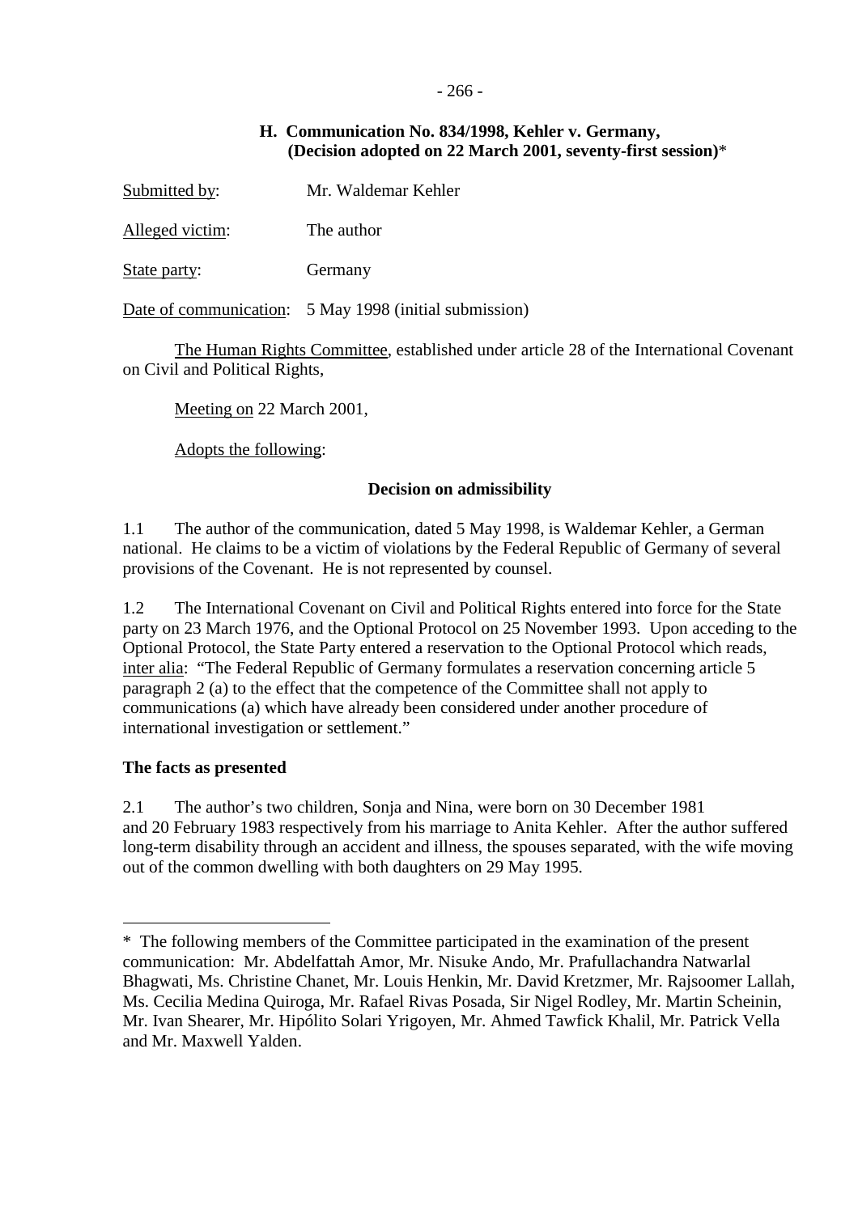## H. Communication No. 834/1998, Kehler v. Germany, (Decision adopted on 22 March 2001, seventy-first session)*

Submitted by: Mr. Waldemar Kehler

Alleged victim: The author

State party: Germany

Date of communication: 5 May 1998 (initial submission)

The Human Rights Committee, established under article 28 of the International Covenant on Civil and Political Rights,

Meeting on 22 March 2001,

Adopts the following:

### Decision on admissibility

1.1 The author of the communication, dated 5 May 1998, is Waldemar Kehler, a German national. He claims to be a victim of violations by the Federal Republic of Germany of several provisions of the Covenant. He is not represented by counsel.

1.2 The International Covenant on Civil and Political Rights entered into force for the State party on 23 March 1976, and the Optional Protocol on 25 November 1993. Upon acceding to the Optional Protocol, the State Party entered a reservation to the Optional Protocol which reads, inter alia: "The Federal Republic of Germany formulates a reservation concerning article 5 paragraph 2 (a) to the effect that the competence of the Committee shall not apply to communications (a) which have already been considered under another procedure of international investigation or settlement."

**The facts as presented**

2.1 The author's two children, Sonja and Nina, were born on 30 December 1981 and 20 February 1983 respectively from his marriage to Anita Kehler. After the author suffered long-term disability through an accident and illness, the spouses separated, with the wife moving out of the common dwelling with both daughters on 29 May 1995.

---

* The following members of the Committee participated in the examination of the present communication: Mr. Abdelfattah Amor, Mr. Nisuke Ando, Mr. Prafullachandra Natwarlal Bhagwati, Ms. Christine Chanet, Mr. Louis Henkin, Mr. David Kretzmer, Mr. Rajsoomer Lallah, Ms. Cecilia Medina Quiroga, Mr. Rafael Rivas Posada, Sir Nigel Rodley, Mr. Martin Scheinin, Mr. Ivan Shearer, Mr. Hipólito Solari Yrigoyen, Mr. Ahmed Tawfick Khalil, Mr. Patrick Vella and Mr. Maxwell Yalden.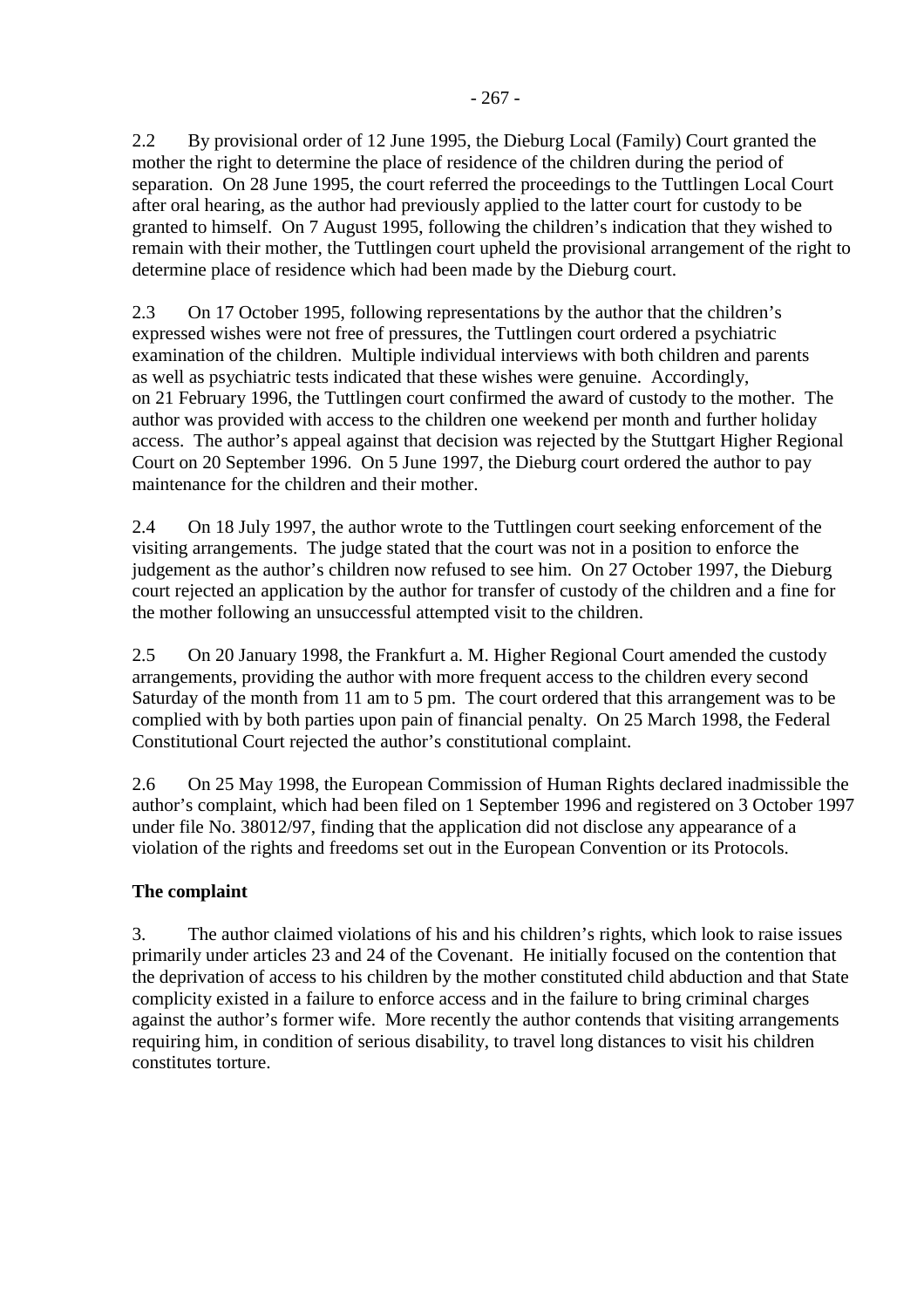2.2 By provisional order of 12 June 1995, the Dieburg Local (Family) Court granted the mother the right to determine the place of residence of the children during the period of separation. On 28 June 1995, the court referred the proceedings to the Tuttlingen Local Court after oral hearing, as the author had previously applied to the latter court for custody to be granted to himself. On 7 August 1995, following the children's indication that they wished to remain with their mother, the Tuttlingen court upheld the provisional arrangement of the right to determine place of residence which had been made by the Dieburg court.

2.3 On 17 October 1995, following representations by the author that the children's expressed wishes were not free of pressures, the Tuttlingen court ordered a psychiatric examination of the children. Multiple individual interviews with both children and parents as well as psychiatric tests indicated that these wishes were genuine. Accordingly, on 21 February 1996, the Tuttlingen court confirmed the award of custody to the mother. The author was provided with access to the children one weekend per month and further holiday access. The author's appeal against that decision was rejected by the Stuttgart Higher Regional Court on 20 September 1996. On 5 June 1997, the Dieburg court ordered the author to pay maintenance for the children and their mother.

2.4 On 18 July 1997, the author wrote to the Tuttlingen court seeking enforcement of the visiting arrangements. The judge stated that the court was not in a position to enforce the judgement as the author's children now refused to see him. On 27 October 1997, the Dieburg court rejected an application by the author for transfer of custody of the children and a fine for the mother following an unsuccessful attempted visit to the children.

2.5 On 20 January 1998, the Frankfurt a. M. Higher Regional Court amended the custody arrangements, providing the author with more frequent access to the children every second Saturday of the month from 11 am to 5 pm. The court ordered that this arrangement was to be complied with by both parties upon pain of financial penalty. On 25 March 1998, the Federal Constitutional Court rejected the author's constitutional complaint.

2.6 On 25 May 1998, the European Commission of Human Rights declared inadmissible the author's complaint, which had been filed on 1 September 1996 and registered on 3 October 1997 under file No. 38012/97, finding that the application did not disclose any appearance of a violation of the rights and freedoms set out in the European Convention or its Protocols.

**The complaint**

3. The author claimed violations of his and his children's rights, which look to raise issues primarily under articles 23 and 24 of the Covenant. He initially focused on the contention that the deprivation of access to his children by the mother constituted child abduction and that State complicity existed in a failure to enforce access and in the failure to bring criminal charges against the author's former wife. More recently the author contends that visiting arrangements requiring him, in condition of serious disability, to travel long distances to visit his children constitutes torture.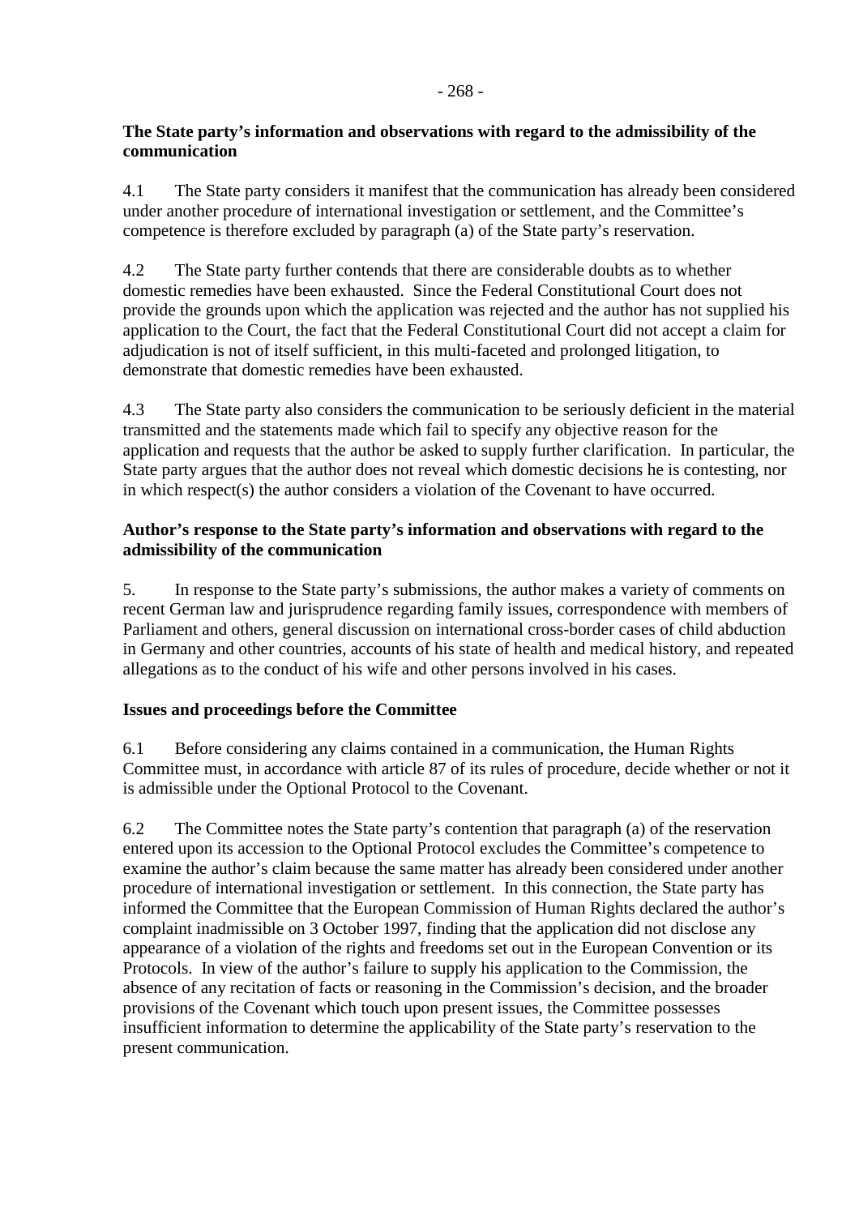**The State party's information and observations with regard to the admissibility of the communication**

4.1 The State party considers it manifest that the communication has already been considered under another procedure of international investigation or settlement, and the Committee's competence is therefore excluded by paragraph (a) of the State party's reservation.

4.2 The State party further contends that there are considerable doubts as to whether domestic remedies have been exhausted. Since the Federal Constitutional Court does not provide the grounds upon which the application was rejected and the author has not supplied his application to the Court, the fact that the Federal Constitutional Court did not accept a claim for adjudication is not of itself sufficient, in this multi-faceted and prolonged litigation, to demonstrate that domestic remedies have been exhausted.

4.3 The State party also considers the communication to be seriously deficient in the material transmitted and the statements made which fail to specify any objective reason for the application and requests that the author be asked to supply further clarification. In particular, the State party argues that the author does not reveal which domestic decisions he is contesting, nor in which respect(s) the author considers a violation of the Covenant to have occurred.

**Author's response to the State party's information and observations with regard to the admissibility of the communication**

5. In response to the State party's submissions, the author makes a variety of comments on recent German law and jurisprudence regarding family issues, correspondence with members of Parliament and others, general discussion on international cross-border cases of child abduction in Germany and other countries, accounts of his state of health and medical history, and repeated allegations as to the conduct of his wife and other persons involved in his cases.

**Issues and proceedings before the Committee**

6.1 Before considering any claims contained in a communication, the Human Rights Committee must, in accordance with article 87 of its rules of procedure, decide whether or not it is admissible under the Optional Protocol to the Covenant.

6.2 The Committee notes the State party's contention that paragraph (a) of the reservation entered upon its accession to the Optional Protocol excludes the Committee's competence to examine the author's claim because the same matter has already been considered under another procedure of international investigation or settlement. In this connection, the State party has informed the Committee that the European Commission of Human Rights declared the author's complaint inadmissible on 3 October 1997, finding that the application did not disclose any appearance of a violation of the rights and freedoms set out in the European Convention or its Protocols. In view of the author's failure to supply his application to the Commission, the absence of any recitation of facts or reasoning in the Commission's decision, and the broader provisions of the Covenant which touch upon present issues, the Committee possesses insufficient information to determine the applicability of the State party's reservation to the present communication.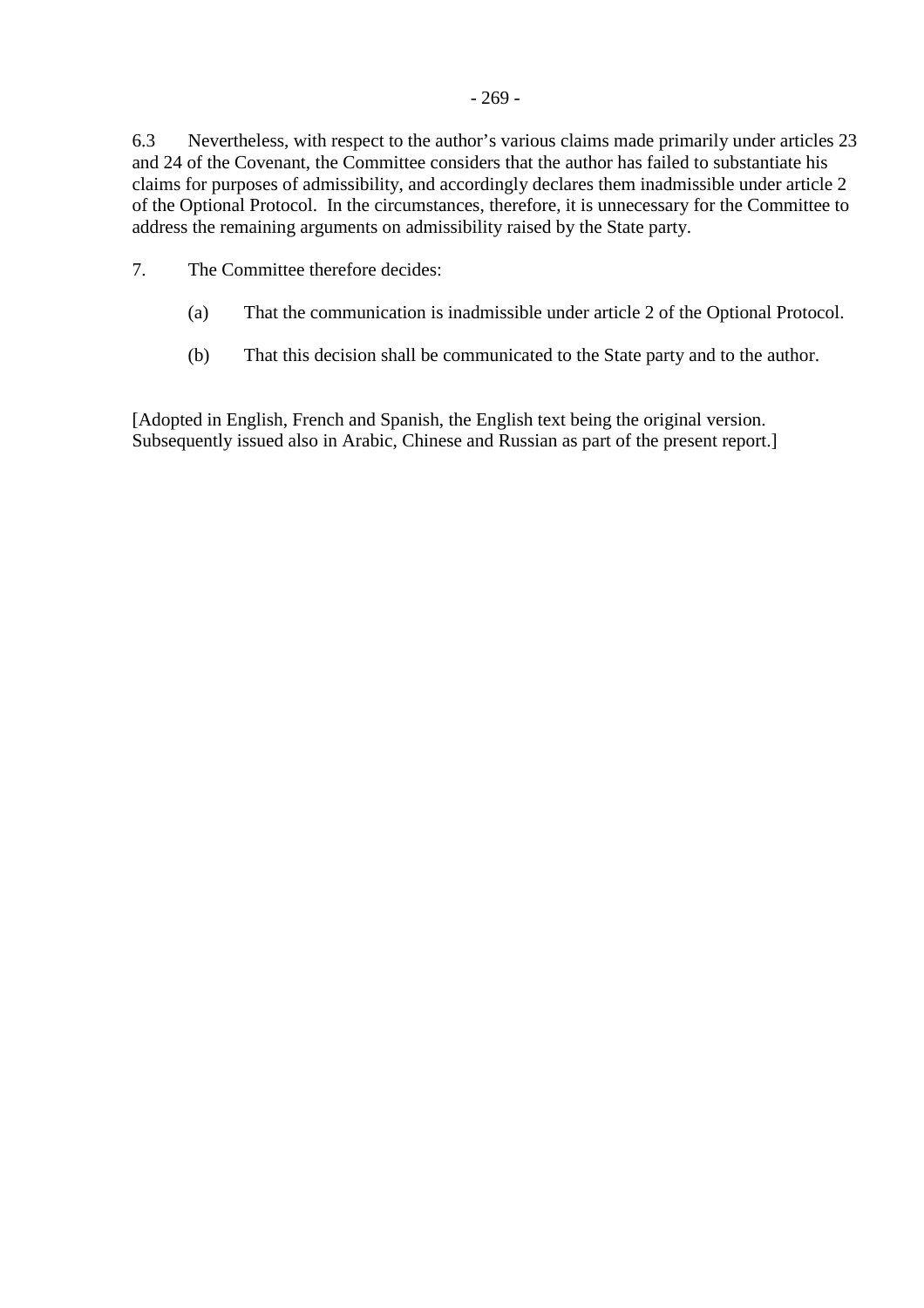6.3 Nevertheless, with respect to the author's various claims made primarily under articles 23 and 24 of the Covenant, the Committee considers that the author has failed to substantiate his claims for purposes of admissibility, and accordingly declares them inadmissible under article 2 of the Optional Protocol. In the circumstances, therefore, it is unnecessary for the Committee to address the remaining arguments on admissibility raised by the State party.

7. The Committee therefore decides:

(a) That the communication is inadmissible under article 2 of the Optional Protocol.

(b) That this decision shall be communicated to the State party and to the author.

[Adopted in English, French and Spanish, the English text being the original version. Subsequently issued also in Arabic, Chinese and Russian as part of the present report.]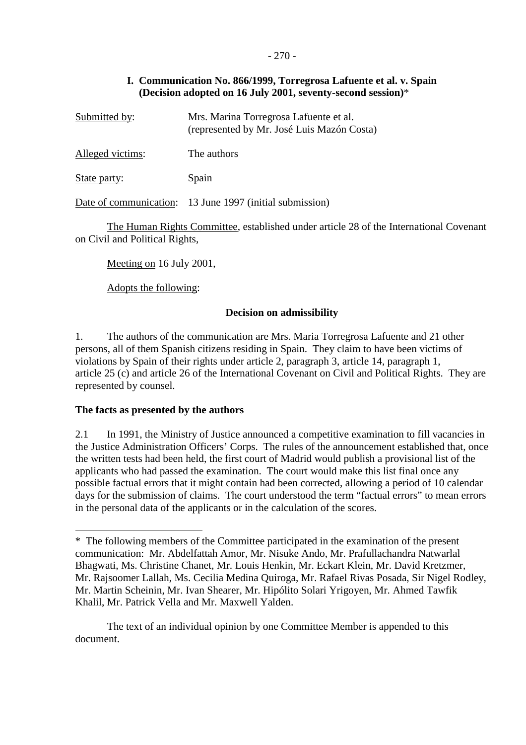## I. Communication No. 866/1999, Torregrosa Lafuente et al. v. Spain (Decision adopted on 16 July 2001, seventy-second session)*

Submitted by: Mrs. Marina Torregrosa Lafuente et al. (represented by Mr. José Luis Mazón Costa)

Alleged victims: The authors

State party: Spain

Date of communication: 13 June 1997 (initial submission)

The Human Rights Committee, established under article 28 of the International Covenant on Civil and Political Rights,

Meeting on 16 July 2001,

Adopts the following:

### Decision on admissibility

1. The authors of the communication are Mrs. Maria Torregrosa Lafuente and 21 other persons, all of them Spanish citizens residing in Spain. They claim to have been victims of violations by Spain of their rights under article 2, paragraph 3, article 14, paragraph 1, article 25 (c) and article 26 of the International Covenant on Civil and Political Rights. They are represented by counsel.

### The facts as presented by the authors

2.1 In 1991, the Ministry of Justice announced a competitive examination to fill vacancies in the Justice Administration Officers' Corps. The rules of the announcement established that, once the written tests had been held, the first court of Madrid would publish a provisional list of the applicants who had passed the examination. The court would make this list final once any possible factual errors that it might contain had been corrected, allowing a period of 10 calendar days for the submission of claims. The court understood the term "factual errors" to mean errors in the personal data of the applicants or in the calculation of the scores.

---

* The following members of the Committee participated in the examination of the present communication: Mr. Abdelfattah Amor, Mr. Nisuke Ando, Mr. Prafullachandra Natwarlal Bhagwati, Ms. Christine Chanet, Mr. Louis Henkin, Mr. Eckart Klein, Mr. David Kretzmer, Mr. Rajsoomer Lallah, Ms. Cecilia Medina Quiroga, Mr. Rafael Rivas Posada, Sir Nigel Rodley, Mr. Martin Scheinin, Mr. Ivan Shearer, Mr. Hipólito Solari Yrigoyen, Mr. Ahmed Tawfik Khalil, Mr. Patrick Vella and Mr. Maxwell Yalden.

The text of an individual opinion by one Committee Member is appended to this document.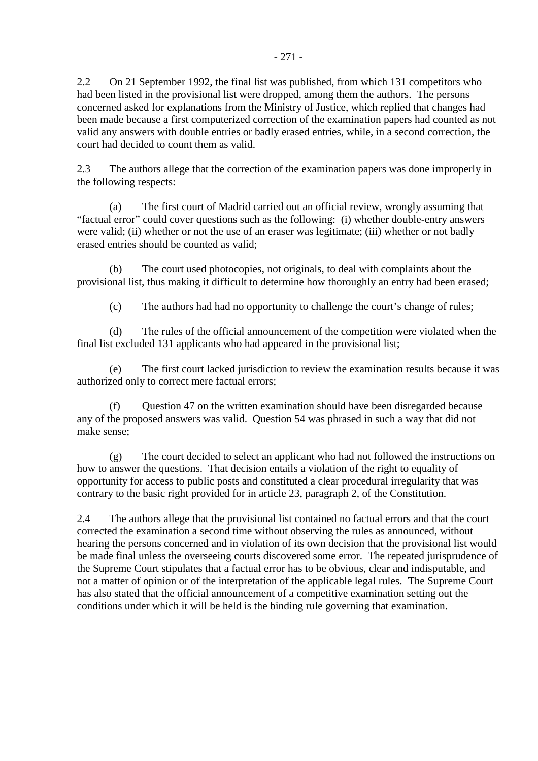2.2 On 21 September 1992, the final list was published, from which 131 competitors who had been listed in the provisional list were dropped, among them the authors. The persons concerned asked for explanations from the Ministry of Justice, which replied that changes had been made because a first computerized correction of the examination papers had counted as not valid any answers with double entries or badly erased entries, while, in a second correction, the court had decided to count them as valid.

2.3 The authors allege that the correction of the examination papers was done improperly in the following respects:

(a) The first court of Madrid carried out an official review, wrongly assuming that “factual error” could cover questions such as the following: (i) whether double-entry answers were valid; (ii) whether or not the use of an eraser was legitimate; (iii) whether or not badly erased entries should be counted as valid;

(b) The court used photocopies, not originals, to deal with complaints about the provisional list, thus making it difficult to determine how thoroughly an entry had been erased;

(c) The authors had had no opportunity to challenge the court’s change of rules;

(d) The rules of the official announcement of the competition were violated when the final list excluded 131 applicants who had appeared in the provisional list;

(e) The first court lacked jurisdiction to review the examination results because it was authorized only to correct mere factual errors;

(f) Question 47 on the written examination should have been disregarded because any of the proposed answers was valid. Question 54 was phrased in such a way that did not make sense;

(g) The court decided to select an applicant who had not followed the instructions on how to answer the questions. That decision entails a violation of the right to equality of opportunity for access to public posts and constituted a clear procedural irregularity that was contrary to the basic right provided for in article 23, paragraph 2, of the Constitution.

2.4 The authors allege that the provisional list contained no factual errors and that the court corrected the examination a second time without observing the rules as announced, without hearing the persons concerned and in violation of its own decision that the provisional list would be made final unless the overseeing courts discovered some error. The repeated jurisprudence of the Supreme Court stipulates that a factual error has to be obvious, clear and indisputable, and not a matter of opinion or of the interpretation of the applicable legal rules. The Supreme Court has also stated that the official announcement of a competitive examination setting out the conditions under which it will be held is the binding rule governing that examination.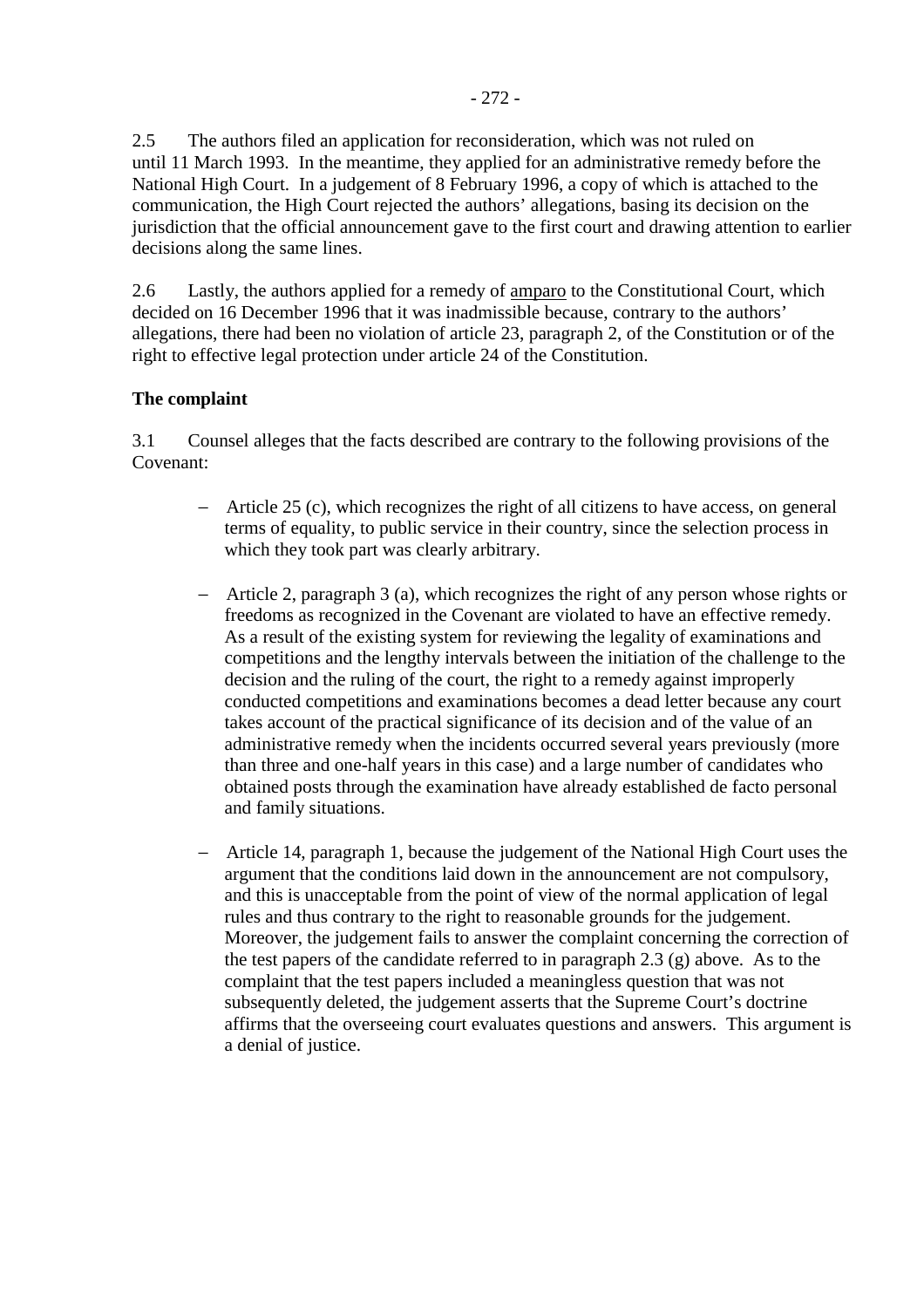2.5 The authors filed an application for reconsideration, which was not ruled on until 11 March 1993. In the meantime, they applied for an administrative remedy before the National High Court. In a judgement of 8 February 1996, a copy of which is attached to the communication, the High Court rejected the authors' allegations, basing its decision on the jurisdiction that the official announcement gave to the first court and drawing attention to earlier decisions along the same lines.

2.6 Lastly, the authors applied for a remedy of amparo to the Constitutional Court, which decided on 16 December 1996 that it was inadmissible because, contrary to the authors' allegations, there had been no violation of article 23, paragraph 2, of the Constitution or of the right to effective legal protection under article 24 of the Constitution.

**The complaint**

3.1 Counsel alleges that the facts described are contrary to the following provisions of the Covenant:

- Article 25 (c), which recognizes the right of all citizens to have access, on general terms of equality, to public service in their country, since the selection process in which they took part was clearly arbitrary.

- Article 2, paragraph 3 (a), which recognizes the right of any person whose rights or freedoms as recognized in the Covenant are violated to have an effective remedy. As a result of the existing system for reviewing the legality of examinations and competitions and the lengthy intervals between the initiation of the challenge to the decision and the ruling of the court, the right to a remedy against improperly conducted competitions and examinations becomes a dead letter because any court takes account of the practical significance of its decision and of the value of an administrative remedy when the incidents occurred several years previously (more than three and one-half years in this case) and a large number of candidates who obtained posts through the examination have already established de facto personal and family situations.

- Article 14, paragraph 1, because the judgement of the National High Court uses the argument that the conditions laid down in the announcement are not compulsory, and this is unacceptable from the point of view of the normal application of legal rules and thus contrary to the right to reasonable grounds for the judgement. Moreover, the judgement fails to answer the complaint concerning the correction of the test papers of the candidate referred to in paragraph 2.3 (g) above. As to the complaint that the test papers included a meaningless question that was not subsequently deleted, the judgement asserts that the Supreme Court's doctrine affirms that the overseeing court evaluates questions and answers. This argument is a denial of justice.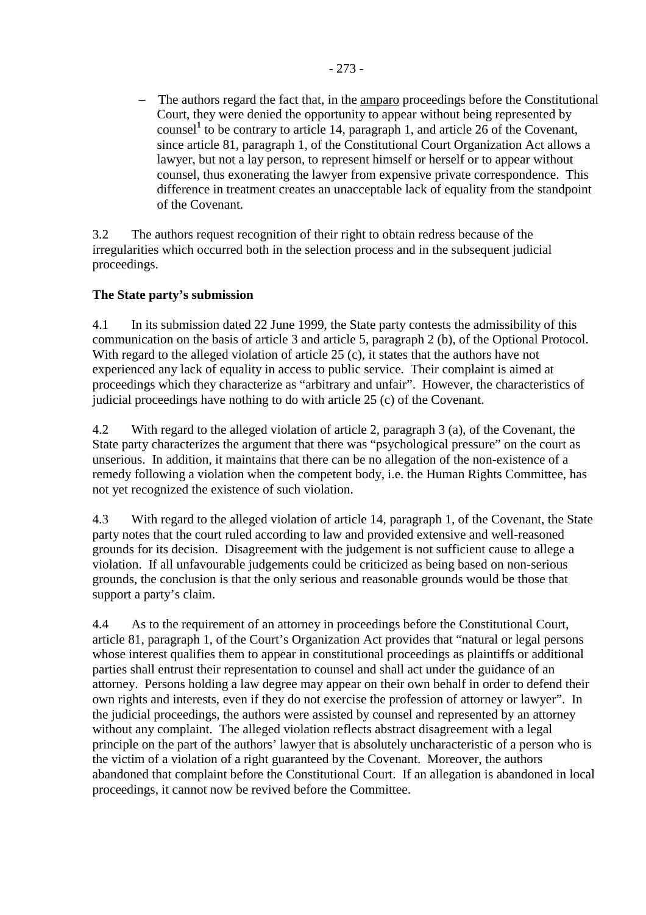- The authors regard the fact that, in the amparo proceedings before the Constitutional Court, they were denied the opportunity to appear without being represented by counsel[1] to be contrary to article 14, paragraph 1, and article 26 of the Covenant, since article 81, paragraph 1, of the Constitutional Court Organization Act allows a lawyer, but not a lay person, to represent himself or herself or to appear without counsel, thus exonerating the lawyer from expensive private correspondence. This difference in treatment creates an unacceptable lack of equality from the standpoint of the Covenant.

3.2 The authors request recognition of their right to obtain redress because of the irregularities which occurred both in the selection process and in the subsequent judicial proceedings.

**The State party's submission**

4.1 In its submission dated 22 June 1999, the State party contests the admissibility of this communication on the basis of article 3 and article 5, paragraph 2 (b), of the Optional Protocol. With regard to the alleged violation of article 25 (c), it states that the authors have not experienced any lack of equality in access to public service. Their complaint is aimed at proceedings which they characterize as "arbitrary and unfair". However, the characteristics of judicial proceedings have nothing to do with article 25 (c) of the Covenant.

4.2 With regard to the alleged violation of article 2, paragraph 3 (a), of the Covenant, the State party characterizes the argument that there was "psychological pressure" on the court as unserious. In addition, it maintains that there can be no allegation of the non-existence of a remedy following a violation when the competent body, i.e. the Human Rights Committee, has not yet recognized the existence of such violation.

4.3 With regard to the alleged violation of article 14, paragraph 1, of the Covenant, the State party notes that the court ruled according to law and provided extensive and well-reasoned grounds for its decision. Disagreement with the judgement is not sufficient cause to allege a violation. If all unfavourable judgements could be criticized as being based on non-serious grounds, the conclusion is that the only serious and reasonable grounds would be those that support a party's claim.

4.4 As to the requirement of an attorney in proceedings before the Constitutional Court, article 81, paragraph 1, of the Court's Organization Act provides that "natural or legal persons whose interest qualifies them to appear in constitutional proceedings as plaintiffs or additional parties shall entrust their representation to counsel and shall act under the guidance of an attorney. Persons holding a law degree may appear on their own behalf in order to defend their own rights and interests, even if they do not exercise the profession of attorney or lawyer". In the judicial proceedings, the authors were assisted by counsel and represented by an attorney without any complaint. The alleged violation reflects abstract disagreement with a legal principle on the part of the authors' lawyer that is absolutely uncharacteristic of a person who is the victim of a violation of a right guaranteed by the Covenant. Moreover, the authors abandoned that complaint before the Constitutional Court. If an allegation is abandoned in local proceedings, it cannot now be revived before the Committee.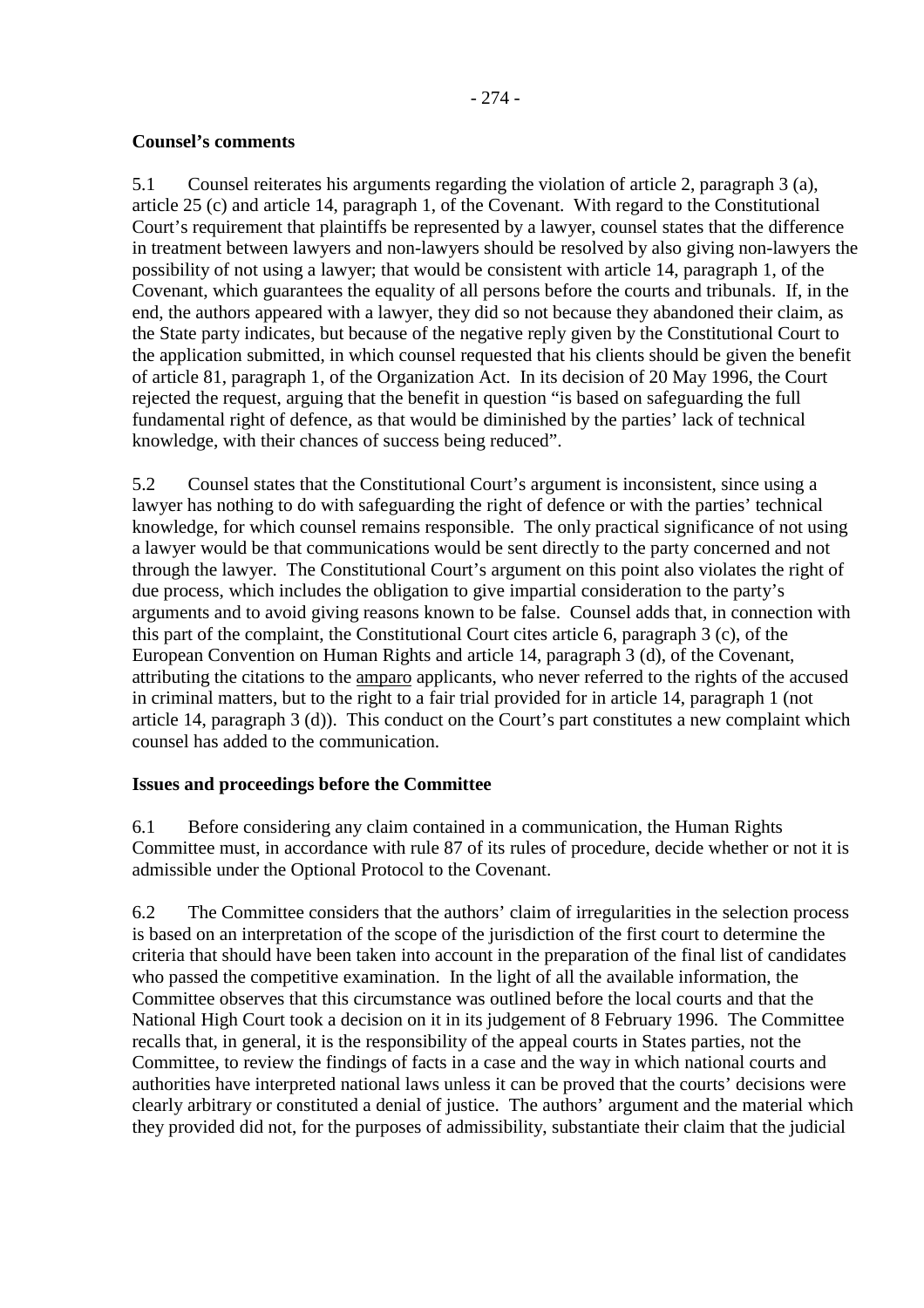**Counsel's comments**

5.1 Counsel reiterates his arguments regarding the violation of article 2, paragraph 3 (a), article 25 (c) and article 14, paragraph 1, of the Covenant. With regard to the Constitutional Court's requirement that plaintiffs be represented by a lawyer, counsel states that the difference in treatment between lawyers and non-lawyers should be resolved by also giving non-lawyers the possibility of not using a lawyer; that would be consistent with article 14, paragraph 1, of the Covenant, which guarantees the equality of all persons before the courts and tribunals. If, in the end, the authors appeared with a lawyer, they did so not because they abandoned their claim, as the State party indicates, but because of the negative reply given by the Constitutional Court to the application submitted, in which counsel requested that his clients should be given the benefit of article 81, paragraph 1, of the Organization Act. In its decision of 20 May 1996, the Court rejected the request, arguing that the benefit in question "is based on safeguarding the full fundamental right of defence, as that would be diminished by the parties' lack of technical knowledge, with their chances of success being reduced".

5.2 Counsel states that the Constitutional Court's argument is inconsistent, since using a lawyer has nothing to do with safeguarding the right of defence or with the parties' technical knowledge, for which counsel remains responsible. The only practical significance of not using a lawyer would be that communications would be sent directly to the party concerned and not through the lawyer. The Constitutional Court's argument on this point also violates the right of due process, which includes the obligation to give impartial consideration to the party's arguments and to avoid giving reasons known to be false. Counsel adds that, in connection with this part of the complaint, the Constitutional Court cites article 6, paragraph 3 (c), of the European Convention on Human Rights and article 14, paragraph 3 (d), of the Covenant, attributing the citations to the amparo applicants, who never referred to the rights of the accused in criminal matters, but to the right to a fair trial provided for in article 14, paragraph 1 (not article 14, paragraph 3 (d)). This conduct on the Court's part constitutes a new complaint which counsel has added to the communication.

**Issues and proceedings before the Committee**

6.1 Before considering any claim contained in a communication, the Human Rights Committee must, in accordance with rule 87 of its rules of procedure, decide whether or not it is admissible under the Optional Protocol to the Covenant.

6.2 The Committee considers that the authors' claim of irregularities in the selection process is based on an interpretation of the scope of the jurisdiction of the first court to determine the criteria that should have been taken into account in the preparation of the final list of candidates who passed the competitive examination. In the light of all the available information, the Committee observes that this circumstance was outlined before the local courts and that the National High Court took a decision on it in its judgement of 8 February 1996. The Committee recalls that, in general, it is the responsibility of the appeal courts in States parties, not the Committee, to review the findings of facts in a case and the way in which national courts and authorities have interpreted national laws unless it can be proved that the courts' decisions were clearly arbitrary or constituted a denial of justice. The authors' argument and the material which they provided did not, for the purposes of admissibility, substantiate their claim that the judicial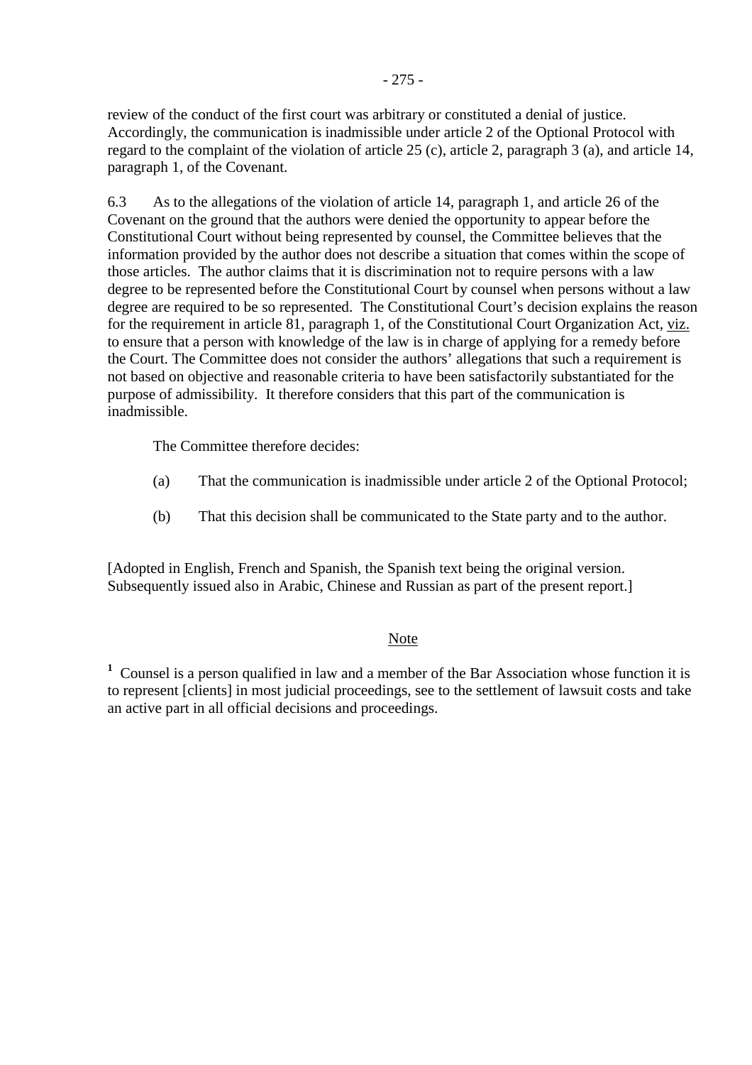review of the conduct of the first court was arbitrary or constituted a denial of justice. Accordingly, the communication is inadmissible under article 2 of the Optional Protocol with regard to the complaint of the violation of article 25 (c), article 2, paragraph 3 (a), and article 14, paragraph 1, of the Covenant.

6.3 As to the allegations of the violation of article 14, paragraph 1, and article 26 of the Covenant on the ground that the authors were denied the opportunity to appear before the Constitutional Court without being represented by counsel, the Committee believes that the information provided by the author does not describe a situation that comes within the scope of those articles. The author claims that it is discrimination not to require persons with a law degree to be represented before the Constitutional Court by counsel when persons without a law degree are required to be so represented. The Constitutional Court's decision explains the reason for the requirement in article 81, paragraph 1, of the Constitutional Court Organization Act, viz. to ensure that a person with knowledge of the law is in charge of applying for a remedy before the Court. The Committee does not consider the authors' allegations that such a requirement is not based on objective and reasonable criteria to have been satisfactorily substantiated for the purpose of admissibility. It therefore considers that this part of the communication is inadmissible.

The Committee therefore decides:

(a) That the communication is inadmissible under article 2 of the Optional Protocol;

(b) That this decision shall be communicated to the State party and to the author.

[Adopted in English, French and Spanish, the Spanish text being the original version. Subsequently issued also in Arabic, Chinese and Russian as part of the present report.]

## Note

[1] Counsel is a person qualified in law and a member of the Bar Association whose function it is to represent [clients] in most judicial proceedings, see to the settlement of lawsuit costs and take an active part in all official decisions and proceedings.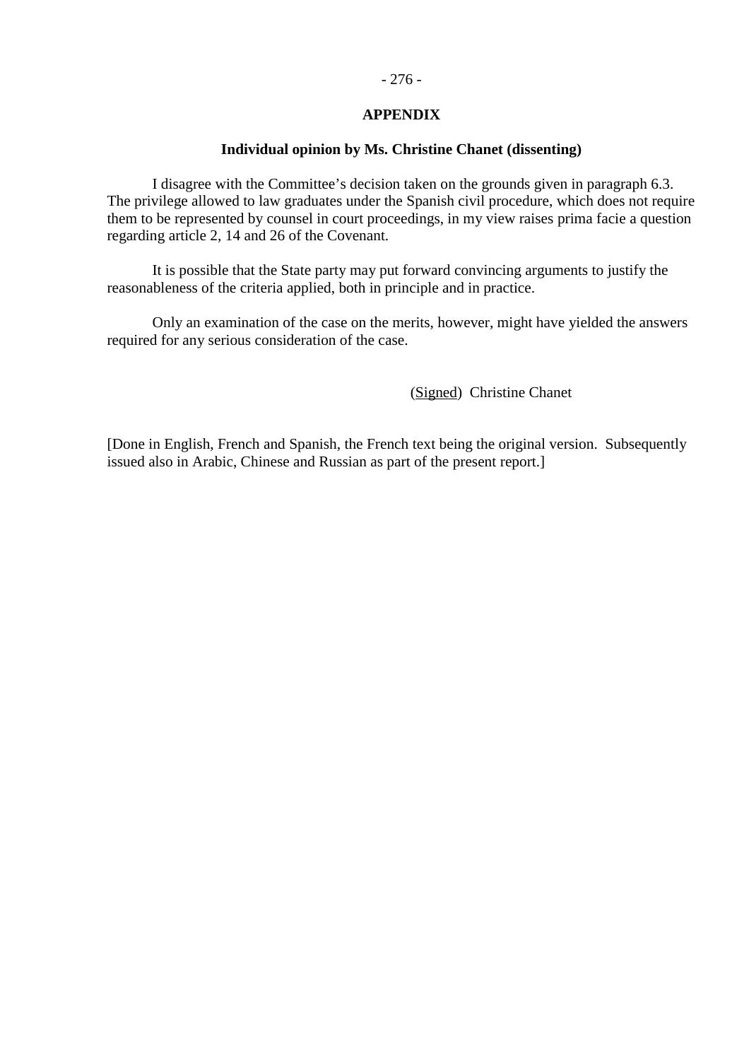## APPENDIX

### Individual opinion by Ms. Christine Chanet (dissenting)

I disagree with the Committee's decision taken on the grounds given in paragraph 6.3. The privilege allowed to law graduates under the Spanish civil procedure, which does not require them to be represented by counsel in court proceedings, in my view raises prima facie a question regarding article 2, 14 and 26 of the Covenant.

It is possible that the State party may put forward convincing arguments to justify the reasonableness of the criteria applied, both in principle and in practice.

Only an examination of the case on the merits, however, might have yielded the answers required for any serious consideration of the case.

(Signed) Christine Chanet

[Done in English, French and Spanish, the French text being the original version. Subsequently issued also in Arabic, Chinese and Russian as part of the present report.]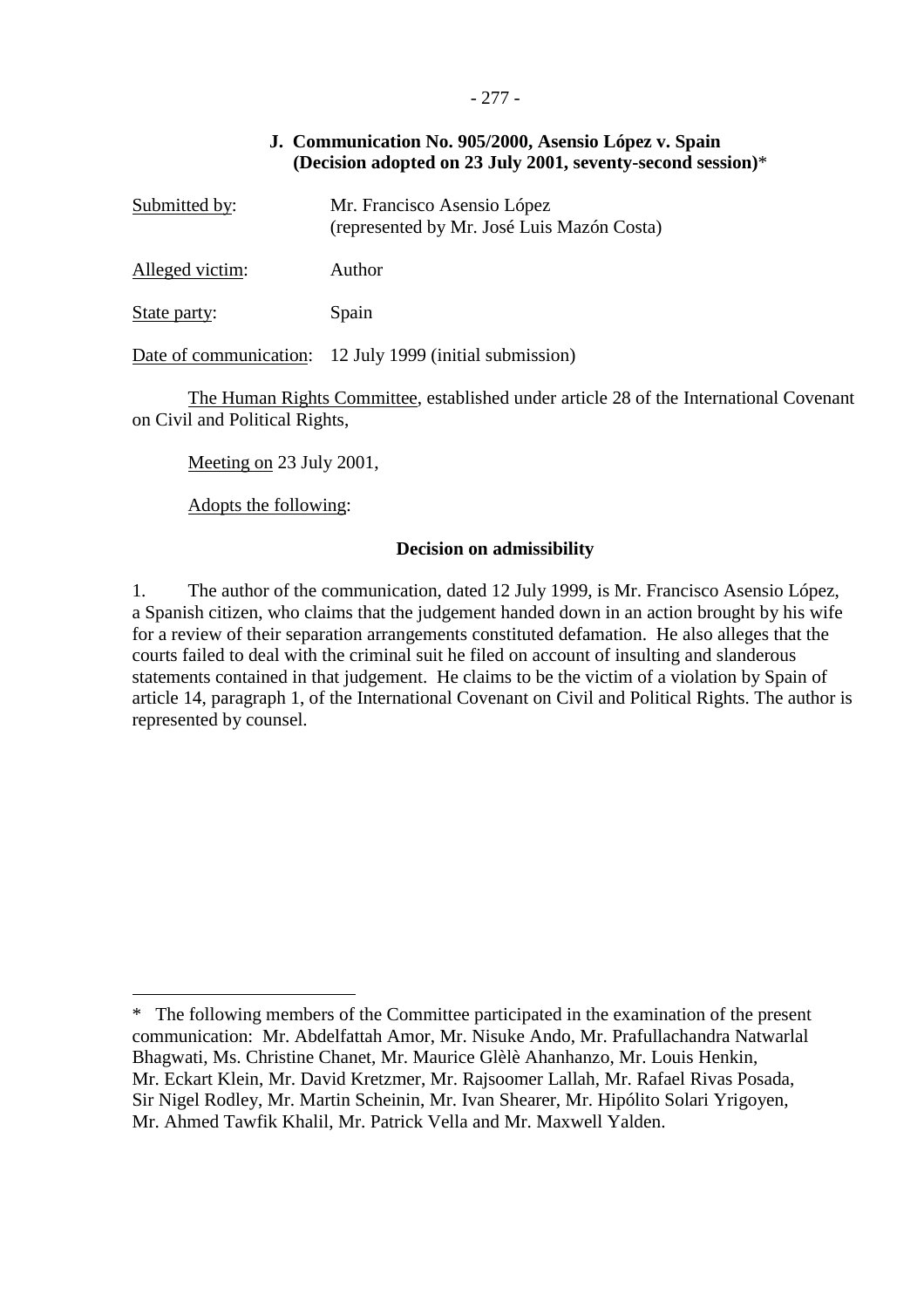### J. Communication No. 905/2000, Asensio López v. Spain (Decision adopted on 23 July 2001, seventy-second session)*

Submitted by: Mr. Francisco Asensio López (represented by Mr. José Luis Mazón Costa)

Alleged victim: Author

State party: Spain

Date of communication: 12 July 1999 (initial submission)

The Human Rights Committee, established under article 28 of the International Covenant on Civil and Political Rights,

Meeting on 23 July 2001,

Adopts the following:

#### Decision on admissibility

1. The author of the communication, dated 12 July 1999, is Mr. Francisco Asensio López, a Spanish citizen, who claims that the judgement handed down in an action brought by his wife for a review of their separation arrangements constituted defamation. He also alleges that the courts failed to deal with the criminal suit he filed on account of insulting and slanderous statements contained in that judgement. He claims to be the victim of a violation by Spain of article 14, paragraph 1, of the International Covenant on Civil and Political Rights. The author is represented by counsel.

---

* The following members of the Committee participated in the examination of the present communication: Mr. Abdelfattah Amor, Mr. Nisuke Ando, Mr. Prafullachandra Natwarlal Bhagwati, Ms. Christine Chanet, Mr. Maurice Glèlè Ahanhanzo, Mr. Louis Henkin, Mr. Eckart Klein, Mr. David Kretzmer, Mr. Rajsoomer Lallah, Mr. Rafael Rivas Posada, Sir Nigel Rodley, Mr. Martin Scheinin, Mr. Ivan Shearer, Mr. Hipólito Solari Yrigoyen, Mr. Ahmed Tawfik Khalil, Mr. Patrick Vella and Mr. Maxwell Yalden.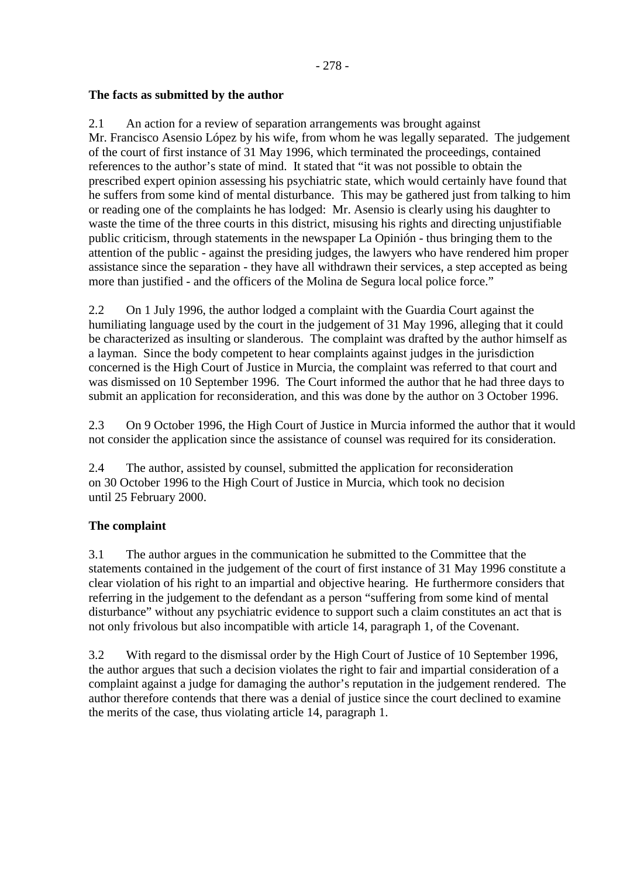**The facts as submitted by the author**

2.1 An action for a review of separation arrangements was brought against Mr. Francisco Asensio López by his wife, from whom he was legally separated. The judgement of the court of first instance of 31 May 1996, which terminated the proceedings, contained references to the author's state of mind. It stated that "it was not possible to obtain the prescribed expert opinion assessing his psychiatric state, which would certainly have found that he suffers from some kind of mental disturbance. This may be gathered just from talking to him or reading one of the complaints he has lodged: Mr. Asensio is clearly using his daughter to waste the time of the three courts in this district, misusing his rights and directing unjustifiable public criticism, through statements in the newspaper La Opinión - thus bringing them to the attention of the public - against the presiding judges, the lawyers who have rendered him proper assistance since the separation - they have all withdrawn their services, a step accepted as being more than justified - and the officers of the Molina de Segura local police force."

2.2 On 1 July 1996, the author lodged a complaint with the Guardia Court against the humiliating language used by the court in the judgement of 31 May 1996, alleging that it could be characterized as insulting or slanderous. The complaint was drafted by the author himself as a layman. Since the body competent to hear complaints against judges in the jurisdiction concerned is the High Court of Justice in Murcia, the complaint was referred to that court and was dismissed on 10 September 1996. The Court informed the author that he had three days to submit an application for reconsideration, and this was done by the author on 3 October 1996.

2.3 On 9 October 1996, the High Court of Justice in Murcia informed the author that it would not consider the application since the assistance of counsel was required for its consideration.

2.4 The author, assisted by counsel, submitted the application for reconsideration on 30 October 1996 to the High Court of Justice in Murcia, which took no decision until 25 February 2000.

**The complaint**

3.1 The author argues in the communication he submitted to the Committee that the statements contained in the judgement of the court of first instance of 31 May 1996 constitute a clear violation of his right to an impartial and objective hearing. He furthermore considers that referring in the judgement to the defendant as a person "suffering from some kind of mental disturbance" without any psychiatric evidence to support such a claim constitutes an act that is not only frivolous but also incompatible with article 14, paragraph 1, of the Covenant.

3.2 With regard to the dismissal order by the High Court of Justice of 10 September 1996, the author argues that such a decision violates the right to fair and impartial consideration of a complaint against a judge for damaging the author's reputation in the judgement rendered. The author therefore contends that there was a denial of justice since the court declined to examine the merits of the case, thus violating article 14, paragraph 1.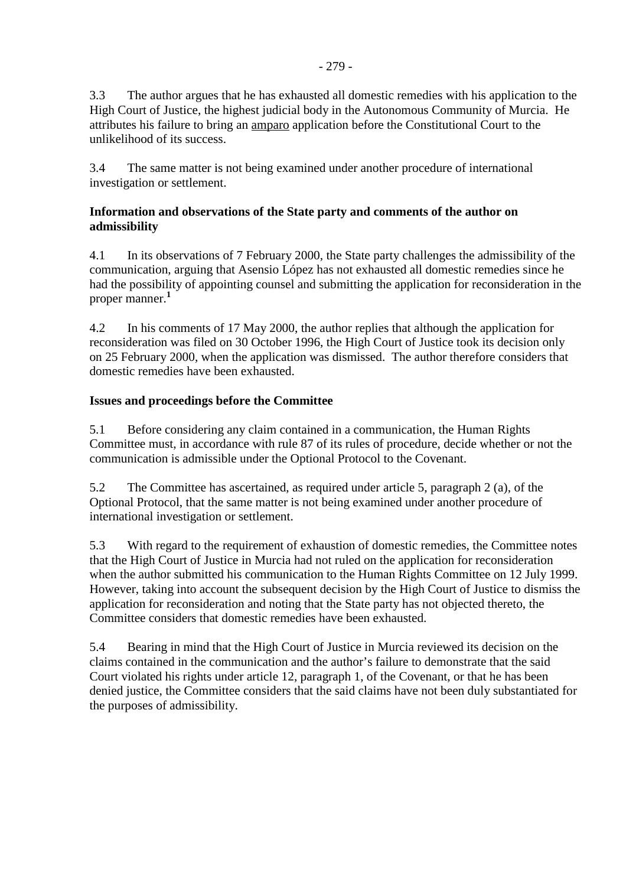3.3 The author argues that he has exhausted all domestic remedies with his application to the High Court of Justice, the highest judicial body in the Autonomous Community of Murcia. He attributes his failure to bring an amparo application before the Constitutional Court to the unlikelihood of its success.

3.4 The same matter is not being examined under another procedure of international investigation or settlement.

**Information and observations of the State party and comments of the author on admissibility**

4.1 In its observations of 7 February 2000, the State party challenges the admissibility of the communication, arguing that Asensio López has not exhausted all domestic remedies since he had the possibility of appointing counsel and submitting the application for reconsideration in the proper manner.[1]

4.2 In his comments of 17 May 2000, the author replies that although the application for reconsideration was filed on 30 October 1996, the High Court of Justice took its decision only on 25 February 2000, when the application was dismissed. The author therefore considers that domestic remedies have been exhausted.

**Issues and proceedings before the Committee**

5.1 Before considering any claim contained in a communication, the Human Rights Committee must, in accordance with rule 87 of its rules of procedure, decide whether or not the communication is admissible under the Optional Protocol to the Covenant.

5.2 The Committee has ascertained, as required under article 5, paragraph 2 (a), of the Optional Protocol, that the same matter is not being examined under another procedure of international investigation or settlement.

5.3 With regard to the requirement of exhaustion of domestic remedies, the Committee notes that the High Court of Justice in Murcia had not ruled on the application for reconsideration when the author submitted his communication to the Human Rights Committee on 12 July 1999. However, taking into account the subsequent decision by the High Court of Justice to dismiss the application for reconsideration and noting that the State party has not objected thereto, the Committee considers that domestic remedies have been exhausted.

5.4 Bearing in mind that the High Court of Justice in Murcia reviewed its decision on the claims contained in the communication and the author's failure to demonstrate that the said Court violated his rights under article 12, paragraph 1, of the Covenant, or that he has been denied justice, the Committee considers that the said claims have not been duly substantiated for the purposes of admissibility.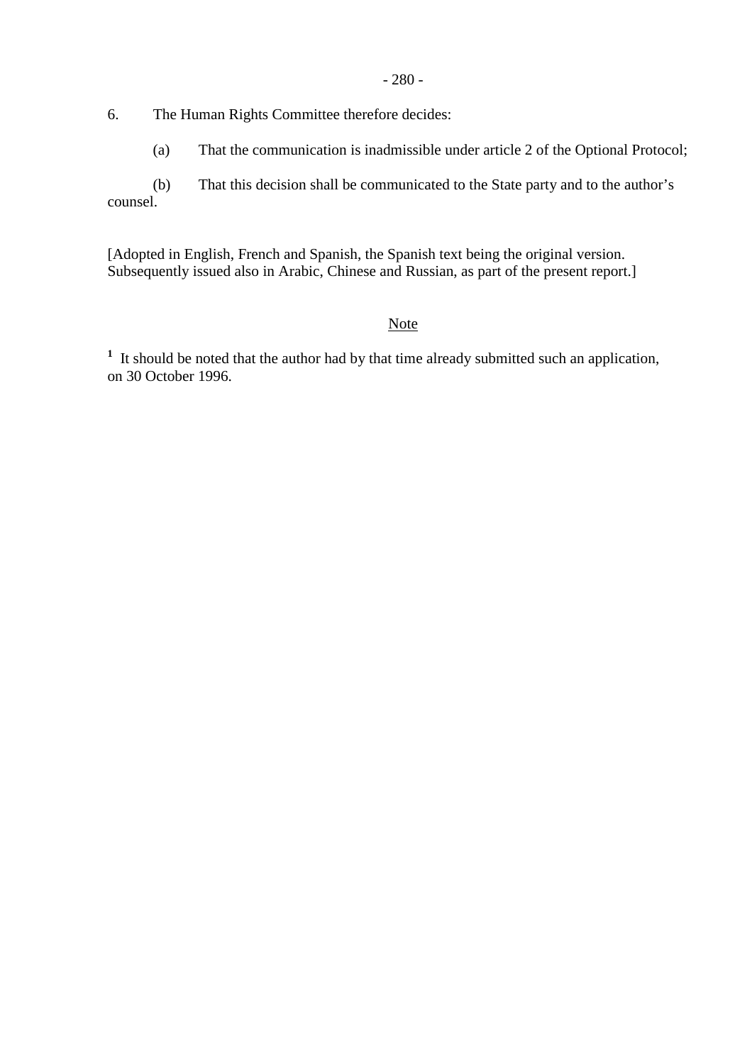6. The Human Rights Committee therefore decides:

(a) That the communication is inadmissible under article 2 of the Optional Protocol;

(b) That this decision shall be communicated to the State party and to the author's counsel.

[Adopted in English, French and Spanish, the Spanish text being the original version. Subsequently issued also in Arabic, Chinese and Russian, as part of the present report.]

<u>Note</u>

[1] It should be noted that the author had by that time already submitted such an application, on 30 October 1996.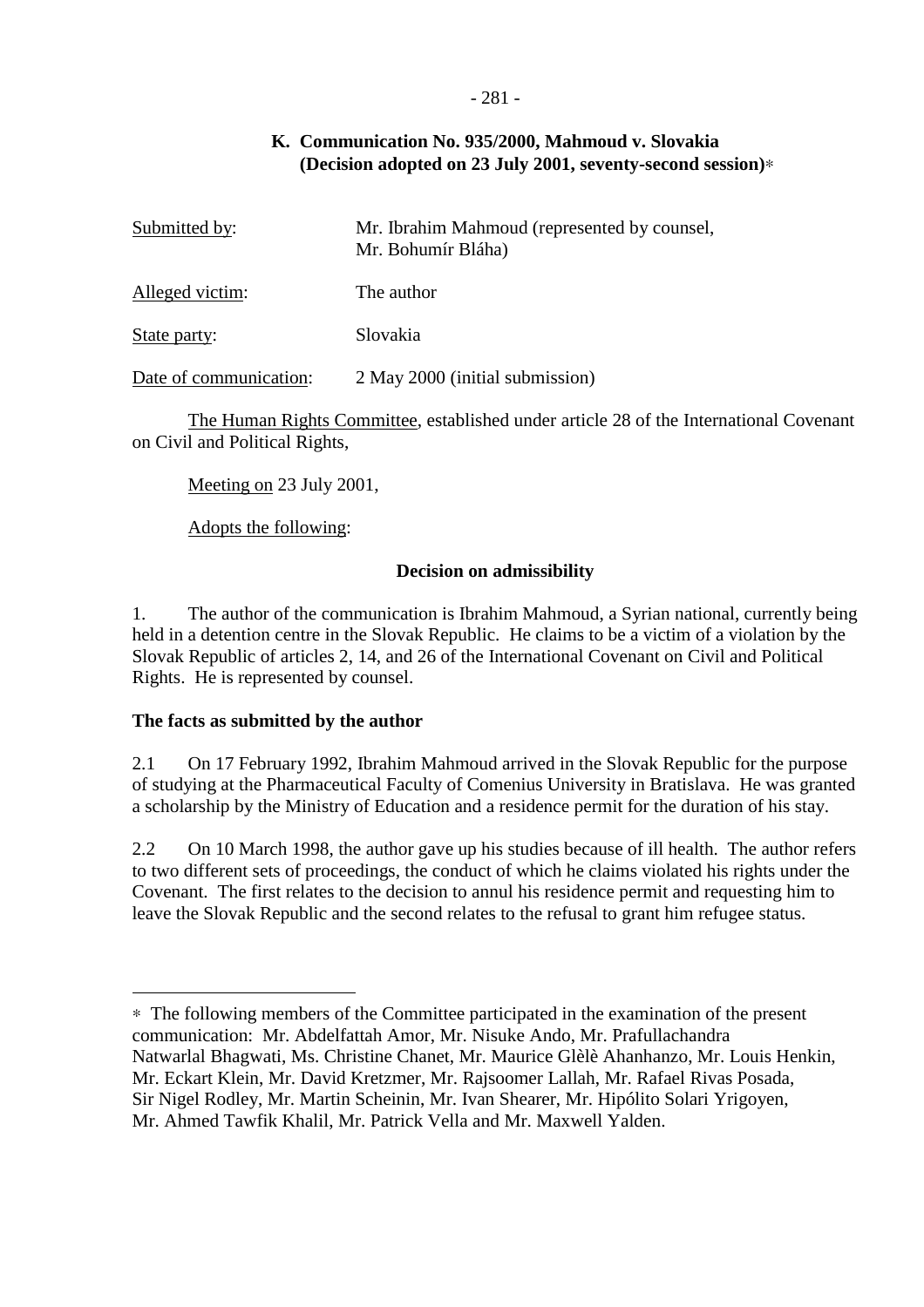## K. Communication No. 935/2000, Mahmoud v. Slovakia (Decision adopted on 23 July 2001, seventy-second session)*

| | |
|---|---|
| Submitted by: | Mr. Ibrahim Mahmoud (represented by counsel, Mr. Bohumír Bláha) |
| Alleged victim: | The author |
| State party: | Slovakia |
| Date of communication: | 2 May 2000 (initial submission) |

The Human Rights Committee, established under article 28 of the International Covenant on Civil and Political Rights,

Meeting on 23 July 2001,

Adopts the following:

### Decision on admissibility

1. The author of the communication is Ibrahim Mahmoud, a Syrian national, currently being held in a detention centre in the Slovak Republic. He claims to be a victim of a violation by the Slovak Republic of articles 2, 14, and 26 of the International Covenant on Civil and Political Rights. He is represented by counsel.

### The facts as submitted by the author

2.1 On 17 February 1992, Ibrahim Mahmoud arrived in the Slovak Republic for the purpose of studying at the Pharmaceutical Faculty of Comenius University in Bratislava. He was granted a scholarship by the Ministry of Education and a residence permit for the duration of his stay.

2.2 On 10 March 1998, the author gave up his studies because of ill health. The author refers to two different sets of proceedings, the conduct of which he claims violated his rights under the Covenant. The first relates to the decision to annul his residence permit and requesting him to leave the Slovak Republic and the second relates to the refusal to grant him refugee status.

---

* The following members of the Committee participated in the examination of the present communication: Mr. Abdelfattah Amor, Mr. Nisuke Ando, Mr. Prafullachandra Natwarlal Bhagwati, Ms. Christine Chanet, Mr. Maurice Glèlè Ahanhanzo, Mr. Louis Henkin, Mr. Eckart Klein, Mr. David Kretzmer, Mr. Rajsoomer Lallah, Mr. Rafael Rivas Posada, Sir Nigel Rodley, Mr. Martin Scheinin, Mr. Ivan Shearer, Mr. Hipólito Solari Yrigoyen, Mr. Ahmed Tawfik Khalil, Mr. Patrick Vella and Mr. Maxwell Yalden.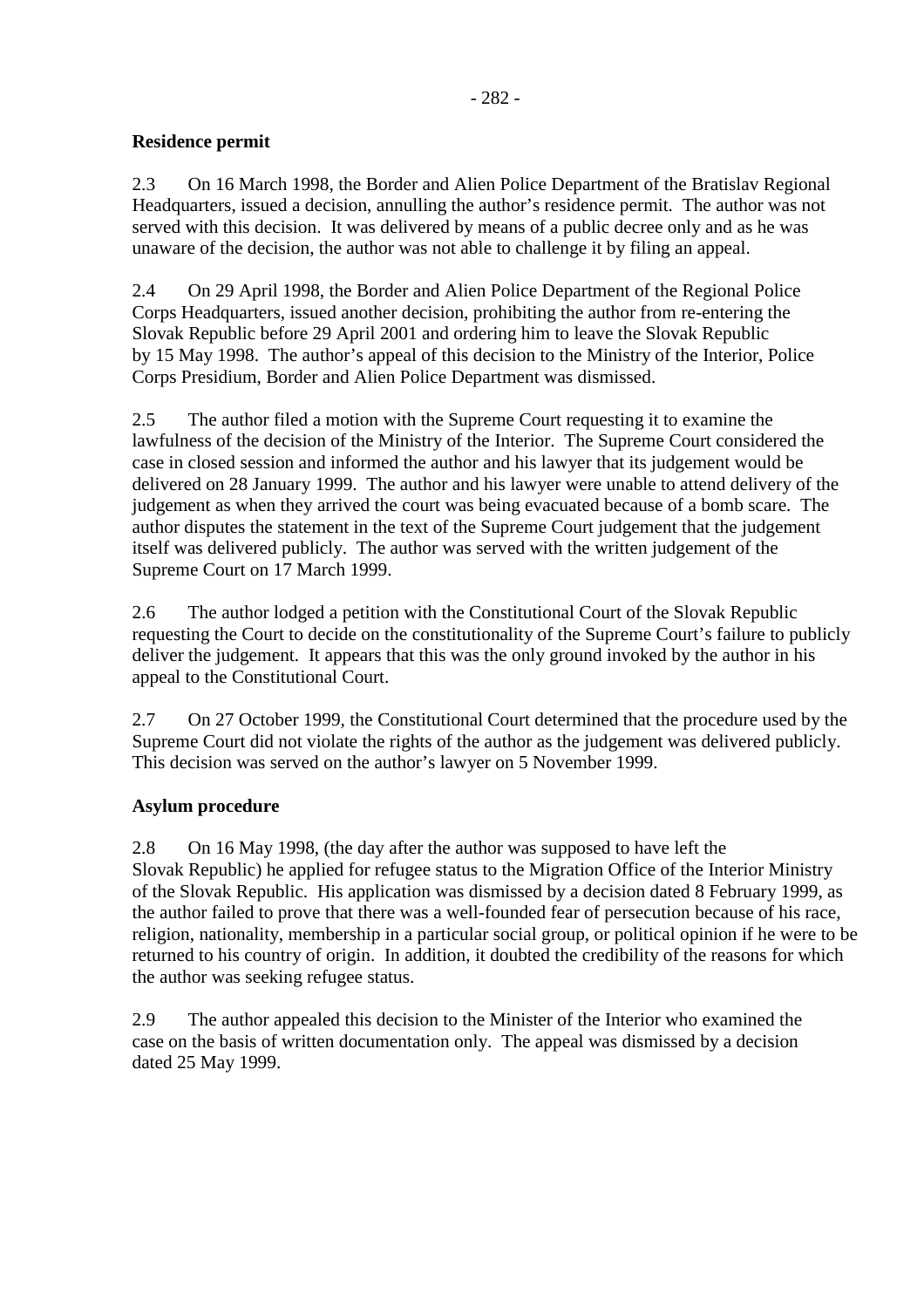**Residence permit**

2.3 On 16 March 1998, the Border and Alien Police Department of the Bratislav Regional Headquarters, issued a decision, annulling the author's residence permit. The author was not served with this decision. It was delivered by means of a public decree only and as he was unaware of the decision, the author was not able to challenge it by filing an appeal.

2.4 On 29 April 1998, the Border and Alien Police Department of the Regional Police Corps Headquarters, issued another decision, prohibiting the author from re-entering the Slovak Republic before 29 April 2001 and ordering him to leave the Slovak Republic by 15 May 1998. The author's appeal of this decision to the Ministry of the Interior, Police Corps Presidium, Border and Alien Police Department was dismissed.

2.5 The author filed a motion with the Supreme Court requesting it to examine the lawfulness of the decision of the Ministry of the Interior. The Supreme Court considered the case in closed session and informed the author and his lawyer that its judgement would be delivered on 28 January 1999. The author and his lawyer were unable to attend delivery of the judgement as when they arrived the court was being evacuated because of a bomb scare. The author disputes the statement in the text of the Supreme Court judgement that the judgement itself was delivered publicly. The author was served with the written judgement of the Supreme Court on 17 March 1999.

2.6 The author lodged a petition with the Constitutional Court of the Slovak Republic requesting the Court to decide on the constitutionality of the Supreme Court's failure to publicly deliver the judgement. It appears that this was the only ground invoked by the author in his appeal to the Constitutional Court.

2.7 On 27 October 1999, the Constitutional Court determined that the procedure used by the Supreme Court did not violate the rights of the author as the judgement was delivered publicly. This decision was served on the author's lawyer on 5 November 1999.

**Asylum procedure**

2.8 On 16 May 1998, (the day after the author was supposed to have left the Slovak Republic) he applied for refugee status to the Migration Office of the Interior Ministry of the Slovak Republic. His application was dismissed by a decision dated 8 February 1999, as the author failed to prove that there was a well-founded fear of persecution because of his race, religion, nationality, membership in a particular social group, or political opinion if he were to be returned to his country of origin. In addition, it doubted the credibility of the reasons for which the author was seeking refugee status.

2.9 The author appealed this decision to the Minister of the Interior who examined the case on the basis of written documentation only. The appeal was dismissed by a decision dated 25 May 1999.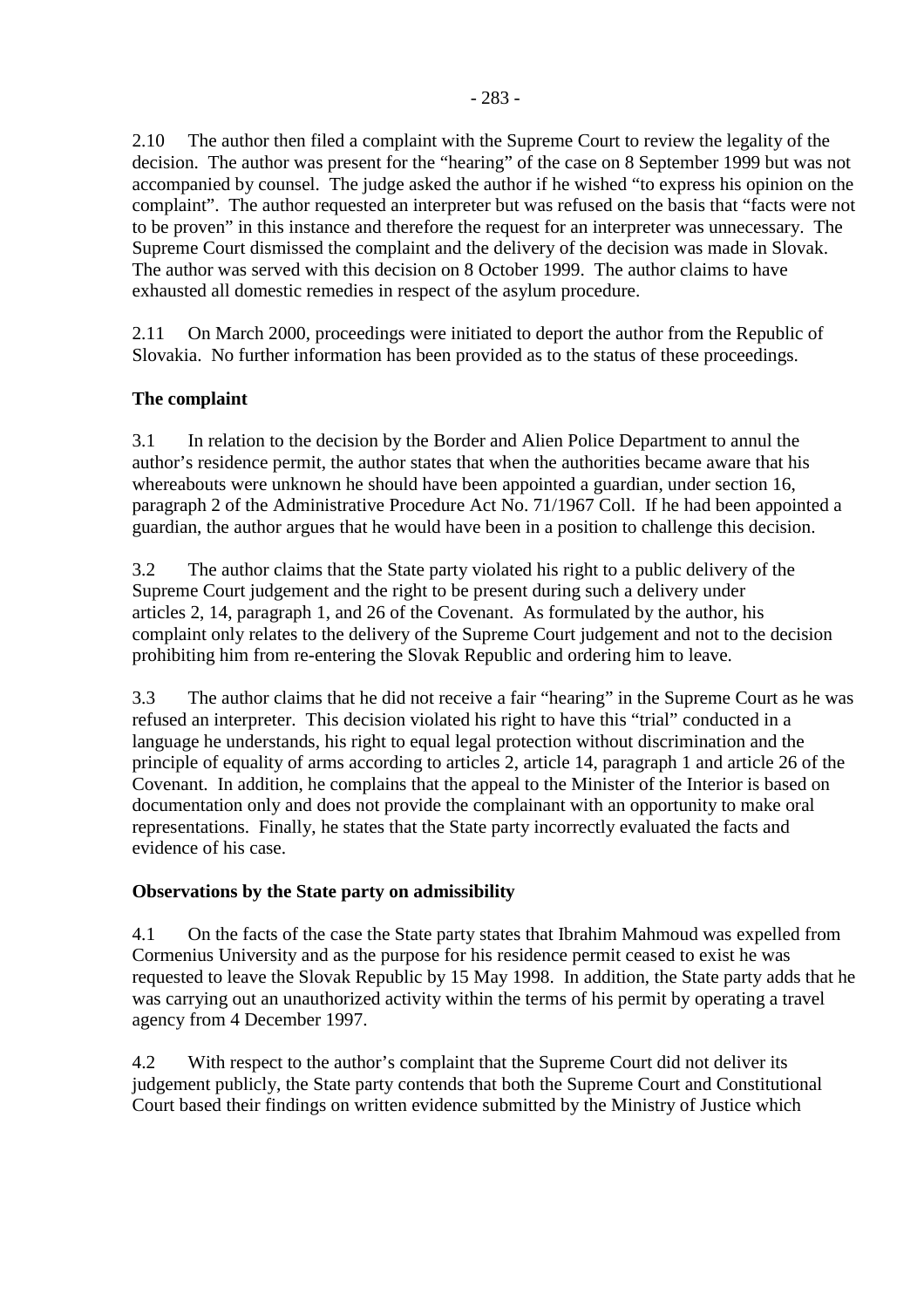2.10 The author then filed a complaint with the Supreme Court to review the legality of the decision. The author was present for the "hearing" of the case on 8 September 1999 but was not accompanied by counsel. The judge asked the author if he wished "to express his opinion on the complaint". The author requested an interpreter but was refused on the basis that "facts were not to be proven" in this instance and therefore the request for an interpreter was unnecessary. The Supreme Court dismissed the complaint and the delivery of the decision was made in Slovak. The author was served with this decision on 8 October 1999. The author claims to have exhausted all domestic remedies in respect of the asylum procedure.

2.11 On March 2000, proceedings were initiated to deport the author from the Republic of Slovakia. No further information has been provided as to the status of these proceedings.

### The complaint

3.1 In relation to the decision by the Border and Alien Police Department to annul the author's residence permit, the author states that when the authorities became aware that his whereabouts were unknown he should have been appointed a guardian, under section 16, paragraph 2 of the Administrative Procedure Act No. 71/1967 Coll. If he had been appointed a guardian, the author argues that he would have been in a position to challenge this decision.

3.2 The author claims that the State party violated his right to a public delivery of the Supreme Court judgement and the right to be present during such a delivery under articles 2, 14, paragraph 1, and 26 of the Covenant. As formulated by the author, his complaint only relates to the delivery of the Supreme Court judgement and not to the decision prohibiting him from re-entering the Slovak Republic and ordering him to leave.

3.3 The author claims that he did not receive a fair "hearing" in the Supreme Court as he was refused an interpreter. This decision violated his right to have this "trial" conducted in a language he understands, his right to equal legal protection without discrimination and the principle of equality of arms according to articles 2, article 14, paragraph 1 and article 26 of the Covenant. In addition, he complains that the appeal to the Minister of the Interior is based on documentation only and does not provide the complainant with an opportunity to make oral representations. Finally, he states that the State party incorrectly evaluated the facts and evidence of his case.

### Observations by the State party on admissibility

4.1 On the facts of the case the State party states that Ibrahim Mahmoud was expelled from Cormenius University and as the purpose for his residence permit ceased to exist he was requested to leave the Slovak Republic by 15 May 1998. In addition, the State party adds that he was carrying out an unauthorized activity within the terms of his permit by operating a travel agency from 4 December 1997.

4.2 With respect to the author's complaint that the Supreme Court did not deliver its judgement publicly, the State party contends that both the Supreme Court and Constitutional Court based their findings on written evidence submitted by the Ministry of Justice which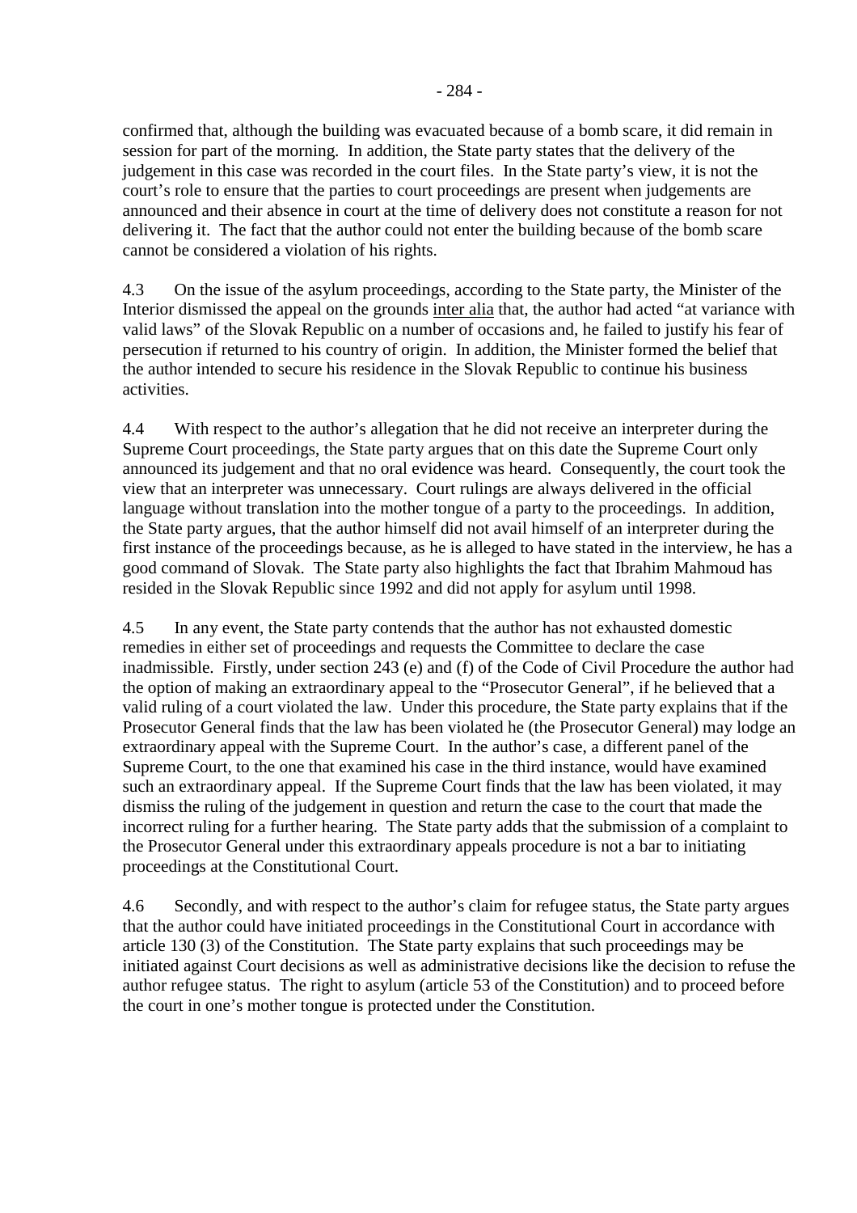confirmed that, although the building was evacuated because of a bomb scare, it did remain in session for part of the morning. In addition, the State party states that the delivery of the judgement in this case was recorded in the court files. In the State party's view, it is not the court's role to ensure that the parties to court proceedings are present when judgements are announced and their absence in court at the time of delivery does not constitute a reason for not delivering it. The fact that the author could not enter the building because of the bomb scare cannot be considered a violation of his rights.

4.3 On the issue of the asylum proceedings, according to the State party, the Minister of the Interior dismissed the appeal on the grounds inter alia that, the author had acted "at variance with valid laws" of the Slovak Republic on a number of occasions and, he failed to justify his fear of persecution if returned to his country of origin. In addition, the Minister formed the belief that the author intended to secure his residence in the Slovak Republic to continue his business activities.

4.4 With respect to the author's allegation that he did not receive an interpreter during the Supreme Court proceedings, the State party argues that on this date the Supreme Court only announced its judgement and that no oral evidence was heard. Consequently, the court took the view that an interpreter was unnecessary. Court rulings are always delivered in the official language without translation into the mother tongue of a party to the proceedings. In addition, the State party argues, that the author himself did not avail himself of an interpreter during the first instance of the proceedings because, as he is alleged to have stated in the interview, he has a good command of Slovak. The State party also highlights the fact that Ibrahim Mahmoud has resided in the Slovak Republic since 1992 and did not apply for asylum until 1998.

4.5 In any event, the State party contends that the author has not exhausted domestic remedies in either set of proceedings and requests the Committee to declare the case inadmissible. Firstly, under section 243 (e) and (f) of the Code of Civil Procedure the author had the option of making an extraordinary appeal to the "Prosecutor General", if he believed that a valid ruling of a court violated the law. Under this procedure, the State party explains that if the Prosecutor General finds that the law has been violated he (the Prosecutor General) may lodge an extraordinary appeal with the Supreme Court. In the author's case, a different panel of the Supreme Court, to the one that examined his case in the third instance, would have examined such an extraordinary appeal. If the Supreme Court finds that the law has been violated, it may dismiss the ruling of the judgement in question and return the case to the court that made the incorrect ruling for a further hearing. The State party adds that the submission of a complaint to the Prosecutor General under this extraordinary appeals procedure is not a bar to initiating proceedings at the Constitutional Court.

4.6 Secondly, and with respect to the author's claim for refugee status, the State party argues that the author could have initiated proceedings in the Constitutional Court in accordance with article 130 (3) of the Constitution. The State party explains that such proceedings may be initiated against Court decisions as well as administrative decisions like the decision to refuse the author refugee status. The right to asylum (article 53 of the Constitution) and to proceed before the court in one's mother tongue is protected under the Constitution.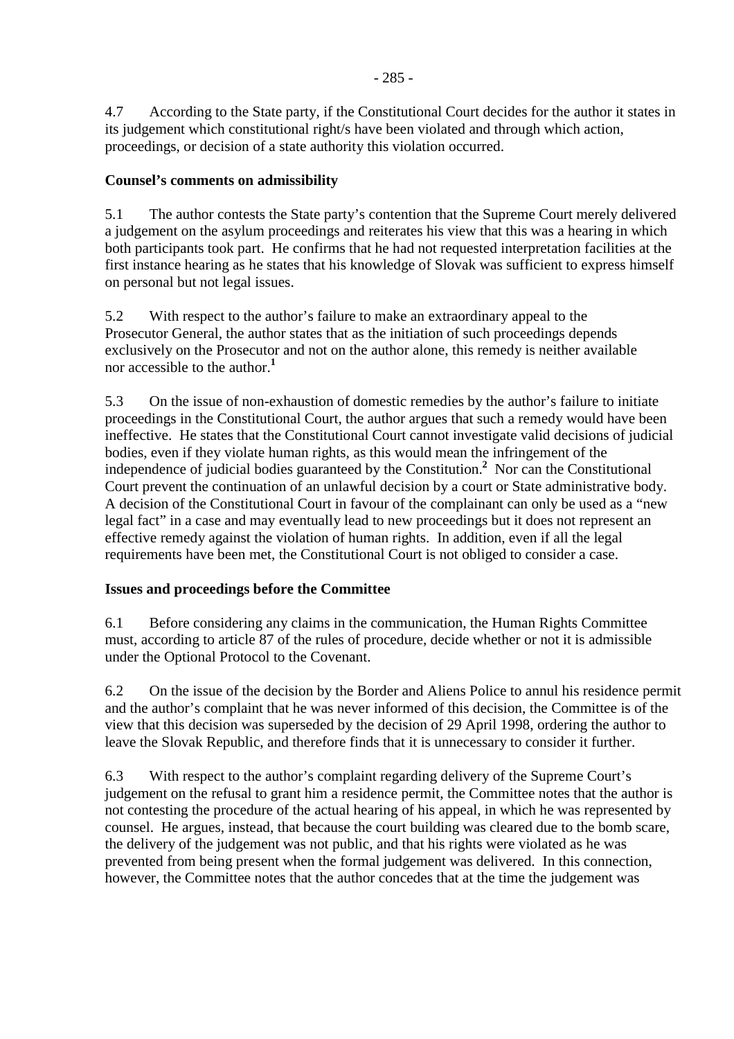4.7 According to the State party, if the Constitutional Court decides for the author it states in its judgement which constitutional right/s have been violated and through which action, proceedings, or decision of a state authority this violation occurred.

**Counsel's comments on admissibility**

5.1 The author contests the State party's contention that the Supreme Court merely delivered a judgement on the asylum proceedings and reiterates his view that this was a hearing in which both participants took part. He confirms that he had not requested interpretation facilities at the first instance hearing as he states that his knowledge of Slovak was sufficient to express himself on personal but not legal issues.

5.2 With respect to the author's failure to make an extraordinary appeal to the Prosecutor General, the author states that as the initiation of such proceedings depends exclusively on the Prosecutor and not on the author alone, this remedy is neither available nor accessible to the author.[1]

5.3 On the issue of non-exhaustion of domestic remedies by the author's failure to initiate proceedings in the Constitutional Court, the author argues that such a remedy would have been ineffective. He states that the Constitutional Court cannot investigate valid decisions of judicial bodies, even if they violate human rights, as this would mean the infringement of the independence of judicial bodies guaranteed by the Constitution.[2] Nor can the Constitutional Court prevent the continuation of an unlawful decision by a court or State administrative body. A decision of the Constitutional Court in favour of the complainant can only be used as a "new legal fact" in a case and may eventually lead to new proceedings but it does not represent an effective remedy against the violation of human rights. In addition, even if all the legal requirements have been met, the Constitutional Court is not obliged to consider a case.

**Issues and proceedings before the Committee**

6.1 Before considering any claims in the communication, the Human Rights Committee must, according to article 87 of the rules of procedure, decide whether or not it is admissible under the Optional Protocol to the Covenant.

6.2 On the issue of the decision by the Border and Aliens Police to annul his residence permit and the author's complaint that he was never informed of this decision, the Committee is of the view that this decision was superseded by the decision of 29 April 1998, ordering the author to leave the Slovak Republic, and therefore finds that it is unnecessary to consider it further.

6.3 With respect to the author's complaint regarding delivery of the Supreme Court's judgement on the refusal to grant him a residence permit, the Committee notes that the author is not contesting the procedure of the actual hearing of his appeal, in which he was represented by counsel. He argues, instead, that because the court building was cleared due to the bomb scare, the delivery of the judgement was not public, and that his rights were violated as he was prevented from being present when the formal judgement was delivered. In this connection, however, the Committee notes that the author concedes that at the time the judgement was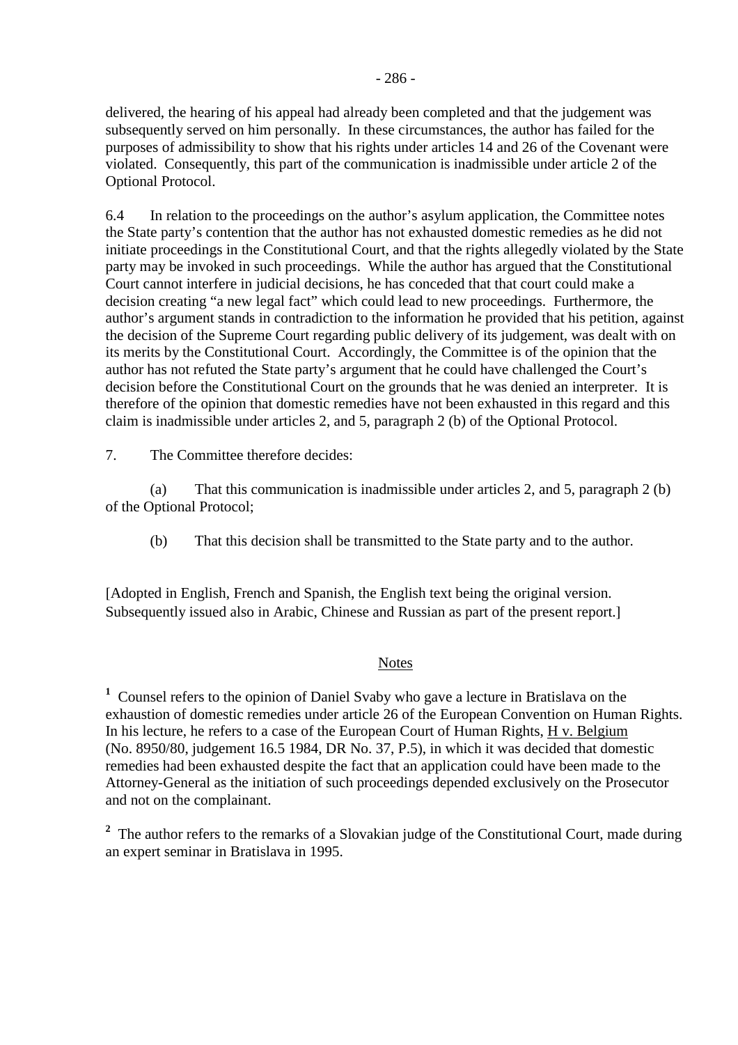delivered, the hearing of his appeal had already been completed and that the judgement was subsequently served on him personally. In these circumstances, the author has failed for the purposes of admissibility to show that his rights under articles 14 and 26 of the Covenant were violated. Consequently, this part of the communication is inadmissible under article 2 of the Optional Protocol.

6.4 In relation to the proceedings on the author's asylum application, the Committee notes the State party's contention that the author has not exhausted domestic remedies as he did not initiate proceedings in the Constitutional Court, and that the rights allegedly violated by the State party may be invoked in such proceedings. While the author has argued that the Constitutional Court cannot interfere in judicial decisions, he has conceded that that court could make a decision creating "a new legal fact" which could lead to new proceedings. Furthermore, the author's argument stands in contradiction to the information he provided that his petition, against the decision of the Supreme Court regarding public delivery of its judgement, was dealt with on its merits by the Constitutional Court. Accordingly, the Committee is of the opinion that the author has not refuted the State party's argument that he could have challenged the Court's decision before the Constitutional Court on the grounds that he was denied an interpreter. It is therefore of the opinion that domestic remedies have not been exhausted in this regard and this claim is inadmissible under articles 2, and 5, paragraph 2 (b) of the Optional Protocol.

7. The Committee therefore decides:

(a) That this communication is inadmissible under articles 2, and 5, paragraph 2 (b) of the Optional Protocol;

(b) That this decision shall be transmitted to the State party and to the author.

[Adopted in English, French and Spanish, the English text being the original version. Subsequently issued also in Arabic, Chinese and Russian as part of the present report.]

Notes

[1] Counsel refers to the opinion of Daniel Svaby who gave a lecture in Bratislava on the exhaustion of domestic remedies under article 26 of the European Convention on Human Rights. In his lecture, he refers to a case of the European Court of Human Rights, H v. Belgium (No. 8950/80, judgement 16.5 1984, DR No. 37, P.5), in which it was decided that domestic remedies had been exhausted despite the fact that an application could have been made to the Attorney-General as the initiation of such proceedings depended exclusively on the Prosecutor and not on the complainant.

[2] The author refers to the remarks of a Slovakian judge of the Constitutional Court, made during an expert seminar in Bratislava in 1995.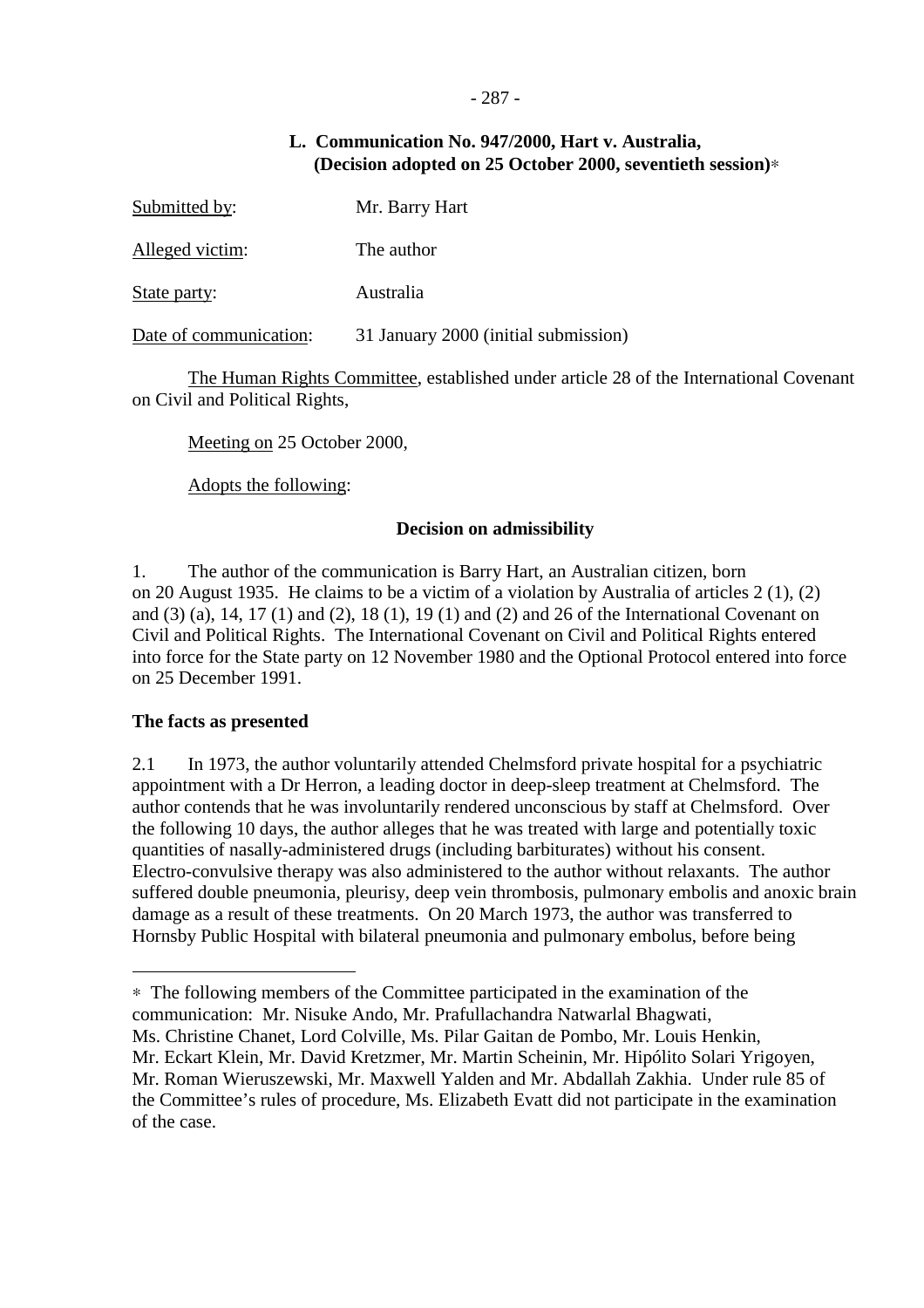### L. Communication No. 947/2000, Hart v. Australia, (Decision adopted on 25 October 2000, seventieth session)*

Submitted by: Mr. Barry Hart

Alleged victim: The author

State party: Australia

Date of communication: 31 January 2000 (initial submission)

The Human Rights Committee, established under article 28 of the International Covenant on Civil and Political Rights,

Meeting on 25 October 2000,

Adopts the following:

**Decision on admissibility**

1. The author of the communication is Barry Hart, an Australian citizen, born on 20 August 1935. He claims to be a victim of a violation by Australia of articles 2 (1), (2) and (3) (a), 14, 17 (1) and (2), 18 (1), 19 (1) and (2) and 26 of the International Covenant on Civil and Political Rights. The International Covenant on Civil and Political Rights entered into force for the State party on 12 November 1980 and the Optional Protocol entered into force on 25 December 1991.

**The facts as presented**

2.1 In 1973, the author voluntarily attended Chelmsford private hospital for a psychiatric appointment with a Dr Herron, a leading doctor in deep-sleep treatment at Chelmsford. The author contends that he was involuntarily rendered unconscious by staff at Chelmsford. Over the following 10 days, the author alleges that he was treated with large and potentially toxic quantities of nasally-administered drugs (including barbiturates) without his consent. Electro-convulsive therapy was also administered to the author without relaxants. The author suffered double pneumonia, pleurisy, deep vein thrombosis, pulmonary embolis and anoxic brain damage as a result of these treatments. On 20 March 1973, the author was transferred to Hornsby Public Hospital with bilateral pneumonia and pulmonary embolus, before being

---

* The following members of the Committee participated in the examination of the communication: Mr. Nisuke Ando, Mr. Prafullachandra Natwarlal Bhagwati, Ms. Christine Chanet, Lord Colville, Ms. Pilar Gaitan de Pombo, Mr. Louis Henkin, Mr. Eckart Klein, Mr. David Kretzmer, Mr. Martin Scheinin, Mr. Hipólito Solari Yrigoyen, Mr. Roman Wieruszewski, Mr. Maxwell Yalden and Mr. Abdallah Zakhia. Under rule 85 of the Committee's rules of procedure, Ms. Elizabeth Evatt did not participate in the examination of the case.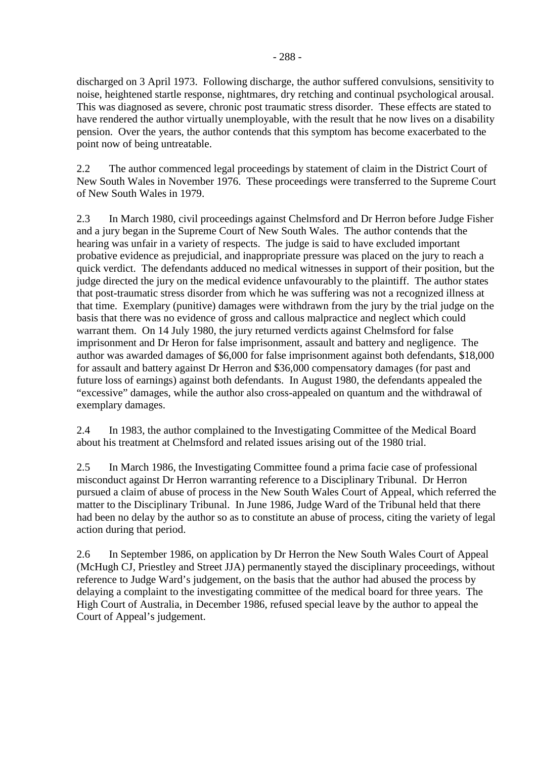discharged on 3 April 1973. Following discharge, the author suffered convulsions, sensitivity to noise, heightened startle response, nightmares, dry retching and continual psychological arousal. This was diagnosed as severe, chronic post traumatic stress disorder. These effects are stated to have rendered the author virtually unemployable, with the result that he now lives on a disability pension. Over the years, the author contends that this symptom has become exacerbated to the point now of being untreatable.

2.2 The author commenced legal proceedings by statement of claim in the District Court of New South Wales in November 1976. These proceedings were transferred to the Supreme Court of New South Wales in 1979.

2.3 In March 1980, civil proceedings against Chelmsford and Dr Herron before Judge Fisher and a jury began in the Supreme Court of New South Wales. The author contends that the hearing was unfair in a variety of respects. The judge is said to have excluded important probative evidence as prejudicial, and inappropriate pressure was placed on the jury to reach a quick verdict. The defendants adduced no medical witnesses in support of their position, but the judge directed the jury on the medical evidence unfavourably to the plaintiff. The author states that post-traumatic stress disorder from which he was suffering was not a recognized illness at that time. Exemplary (punitive) damages were withdrawn from the jury by the trial judge on the basis that there was no evidence of gross and callous malpractice and neglect which could warrant them. On 14 July 1980, the jury returned verdicts against Chelmsford for false imprisonment and Dr Heron for false imprisonment, assault and battery and negligence. The author was awarded damages of $6,000 for false imprisonment against both defendants, $18,000 for assault and battery against Dr Herron and $36,000 compensatory damages (for past and future loss of earnings) against both defendants. In August 1980, the defendants appealed the "excessive" damages, while the author also cross-appealed on quantum and the withdrawal of exemplary damages.

2.4 In 1983, the author complained to the Investigating Committee of the Medical Board about his treatment at Chelmsford and related issues arising out of the 1980 trial.

2.5 In March 1986, the Investigating Committee found a prima facie case of professional misconduct against Dr Herron warranting reference to a Disciplinary Tribunal. Dr Herron pursued a claim of abuse of process in the New South Wales Court of Appeal, which referred the matter to the Disciplinary Tribunal. In June 1986, Judge Ward of the Tribunal held that there had been no delay by the author so as to constitute an abuse of process, citing the variety of legal action during that period.

2.6 In September 1986, on application by Dr Herron the New South Wales Court of Appeal (McHugh CJ, Priestley and Street JJA) permanently stayed the disciplinary proceedings, without reference to Judge Ward's judgement, on the basis that the author had abused the process by delaying a complaint to the investigating committee of the medical board for three years. The High Court of Australia, in December 1986, refused special leave by the author to appeal the Court of Appeal's judgement.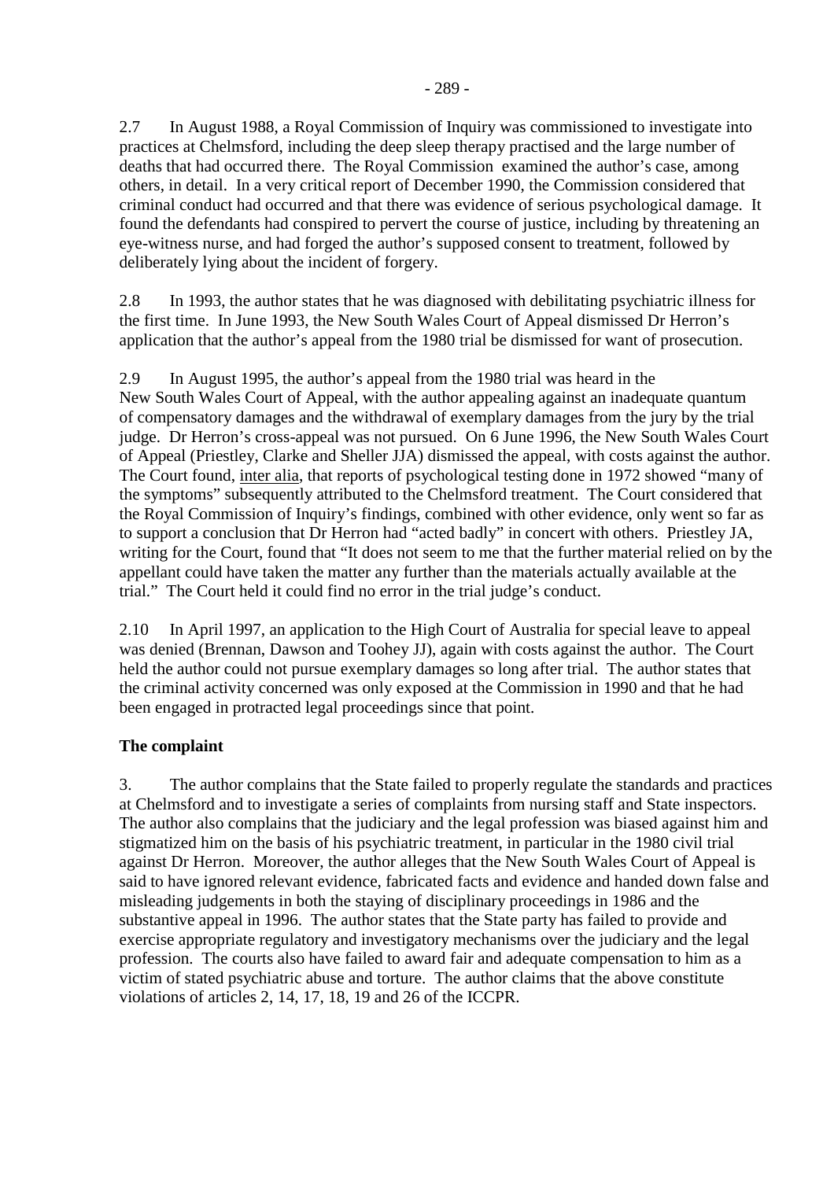2.7 In August 1988, a Royal Commission of Inquiry was commissioned to investigate into practices at Chelmsford, including the deep sleep therapy practised and the large number of deaths that had occurred there. The Royal Commission examined the author's case, among others, in detail. In a very critical report of December 1990, the Commission considered that criminal conduct had occurred and that there was evidence of serious psychological damage. It found the defendants had conspired to pervert the course of justice, including by threatening an eye-witness nurse, and had forged the author's supposed consent to treatment, followed by deliberately lying about the incident of forgery.

2.8 In 1993, the author states that he was diagnosed with debilitating psychiatric illness for the first time. In June 1993, the New South Wales Court of Appeal dismissed Dr Herron's application that the author's appeal from the 1980 trial be dismissed for want of prosecution.

2.9 In August 1995, the author's appeal from the 1980 trial was heard in the New South Wales Court of Appeal, with the author appealing against an inadequate quantum of compensatory damages and the withdrawal of exemplary damages from the jury by the trial judge. Dr Herron's cross-appeal was not pursued. On 6 June 1996, the New South Wales Court of Appeal (Priestley, Clarke and Sheller JJA) dismissed the appeal, with costs against the author. The Court found, inter alia, that reports of psychological testing done in 1972 showed "many of the symptoms" subsequently attributed to the Chelmsford treatment. The Court considered that the Royal Commission of Inquiry's findings, combined with other evidence, only went so far as to support a conclusion that Dr Herron had "acted badly" in concert with others. Priestley JA, writing for the Court, found that "It does not seem to me that the further material relied on by the appellant could have taken the matter any further than the materials actually available at the trial." The Court held it could find no error in the trial judge's conduct.

2.10 In April 1997, an application to the High Court of Australia for special leave to appeal was denied (Brennan, Dawson and Toohey JJ), again with costs against the author. The Court held the author could not pursue exemplary damages so long after trial. The author states that the criminal activity concerned was only exposed at the Commission in 1990 and that he had been engaged in protracted legal proceedings since that point.

**The complaint**

3. The author complains that the State failed to properly regulate the standards and practices at Chelmsford and to investigate a series of complaints from nursing staff and State inspectors. The author also complains that the judiciary and the legal profession was biased against him and stigmatized him on the basis of his psychiatric treatment, in particular in the 1980 civil trial against Dr Herron. Moreover, the author alleges that the New South Wales Court of Appeal is said to have ignored relevant evidence, fabricated facts and evidence and handed down false and misleading judgements in both the staying of disciplinary proceedings in 1986 and the substantive appeal in 1996. The author states that the State party has failed to provide and exercise appropriate regulatory and investigatory mechanisms over the judiciary and the legal profession. The courts also have failed to award fair and adequate compensation to him as a victim of stated psychiatric abuse and torture. The author claims that the above constitute violations of articles 2, 14, 17, 18, 19 and 26 of the ICCPR.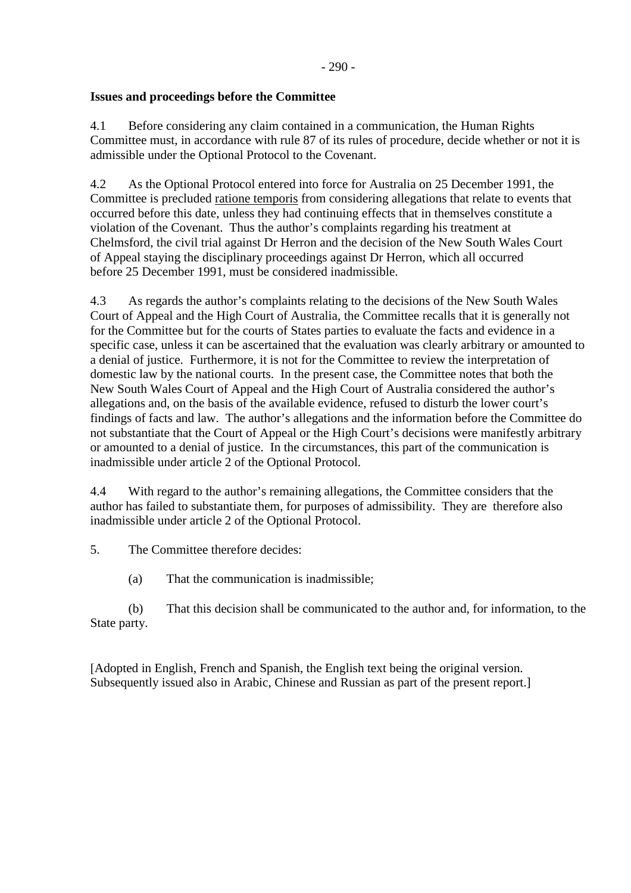**Issues and proceedings before the Committee**

4.1 Before considering any claim contained in a communication, the Human Rights Committee must, in accordance with rule 87 of its rules of procedure, decide whether or not it is admissible under the Optional Protocol to the Covenant.

4.2 As the Optional Protocol entered into force for Australia on 25 December 1991, the Committee is precluded ratione temporis from considering allegations that relate to events that occurred before this date, unless they had continuing effects that in themselves constitute a violation of the Covenant. Thus the author's complaints regarding his treatment at Chelmsford, the civil trial against Dr Herron and the decision of the New South Wales Court of Appeal staying the disciplinary proceedings against Dr Herron, which all occurred before 25 December 1991, must be considered inadmissible.

4.3 As regards the author's complaints relating to the decisions of the New South Wales Court of Appeal and the High Court of Australia, the Committee recalls that it is generally not for the Committee but for the courts of States parties to evaluate the facts and evidence in a specific case, unless it can be ascertained that the evaluation was clearly arbitrary or amounted to a denial of justice. Furthermore, it is not for the Committee to review the interpretation of domestic law by the national courts. In the present case, the Committee notes that both the New South Wales Court of Appeal and the High Court of Australia considered the author's allegations and, on the basis of the available evidence, refused to disturb the lower court's findings of facts and law. The author's allegations and the information before the Committee do not substantiate that the Court of Appeal or the High Court's decisions were manifestly arbitrary or amounted to a denial of justice. In the circumstances, this part of the communication is inadmissible under article 2 of the Optional Protocol.

4.4 With regard to the author's remaining allegations, the Committee considers that the author has failed to substantiate them, for purposes of admissibility. They are therefore also inadmissible under article 2 of the Optional Protocol.

5. The Committee therefore decides:

(a) That the communication is inadmissible;

(b) That this decision shall be communicated to the author and, for information, to the State party.

[Adopted in English, French and Spanish, the English text being the original version. Subsequently issued also in Arabic, Chinese and Russian as part of the present report.]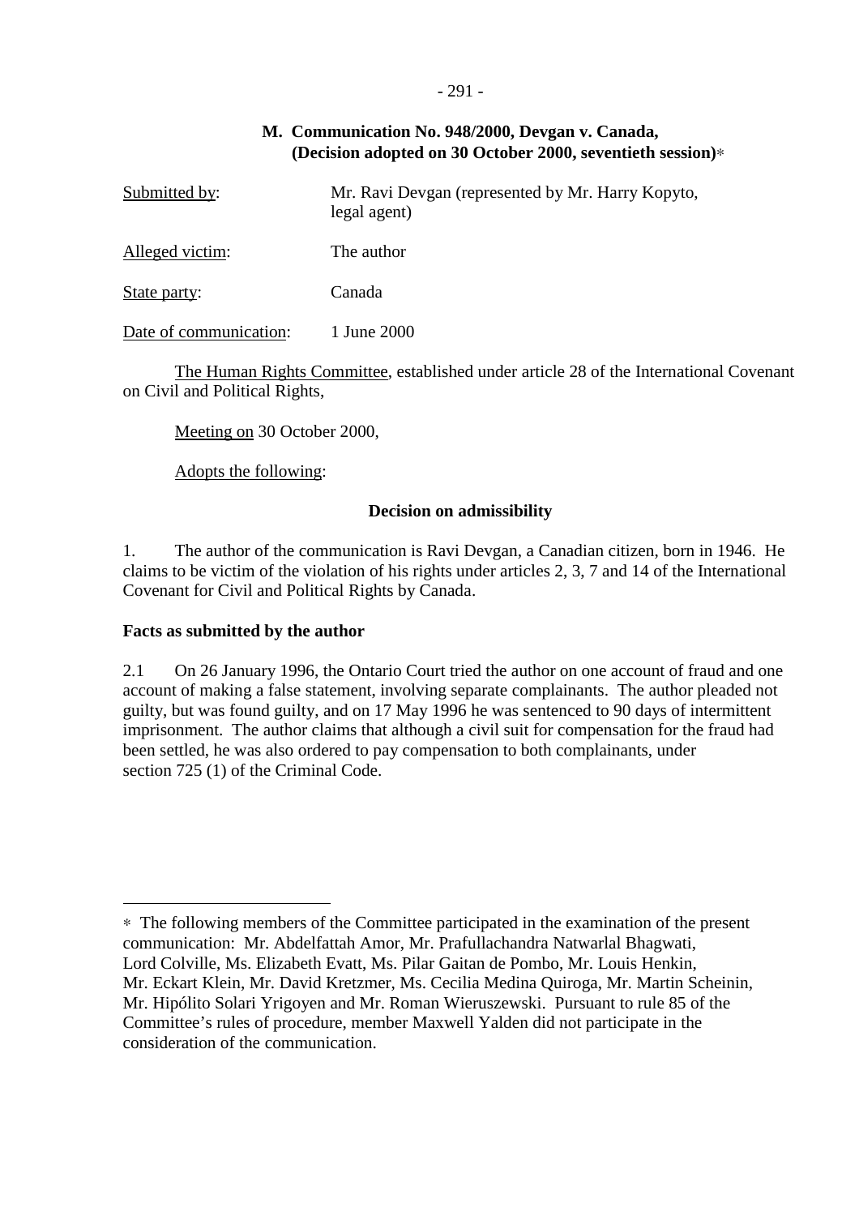## M. Communication No. 948/2000, Devgan v. Canada, (Decision adopted on 30 October 2000, seventieth session)*

| | |
|---|---|
| Submitted by: | Mr. Ravi Devgan (represented by Mr. Harry Kopyto, legal agent) |
| Alleged victim: | The author |
| State party: | Canada |
| Date of communication: | 1 June 2000 |

The Human Rights Committee, established under article 28 of the International Covenant on Civil and Political Rights,

Meeting on 30 October 2000,

Adopts the following:

### Decision on admissibility

1. The author of the communication is Ravi Devgan, a Canadian citizen, born in 1946. He claims to be victim of the violation of his rights under articles 2, 3, 7 and 14 of the International Covenant for Civil and Political Rights by Canada.

**Facts as submitted by the author**

2.1 On 26 January 1996, the Ontario Court tried the author on one account of fraud and one account of making a false statement, involving separate complainants. The author pleaded not guilty, but was found guilty, and on 17 May 1996 he was sentenced to 90 days of intermittent imprisonment. The author claims that although a civil suit for compensation for the fraud had been settled, he was also ordered to pay compensation to both complainants, under section 725 (1) of the Criminal Code.

---

* The following members of the Committee participated in the examination of the present communication: Mr. Abdelfattah Amor, Mr. Prafullachandra Natwarlal Bhagwati, Lord Colville, Ms. Elizabeth Evatt, Ms. Pilar Gaitan de Pombo, Mr. Louis Henkin, Mr. Eckart Klein, Mr. David Kretzmer, Ms. Cecilia Medina Quiroga, Mr. Martin Scheinin, Mr. Hipólito Solari Yrigoyen and Mr. Roman Wieruszewski. Pursuant to rule 85 of the Committee's rules of procedure, member Maxwell Yalden did not participate in the consideration of the communication.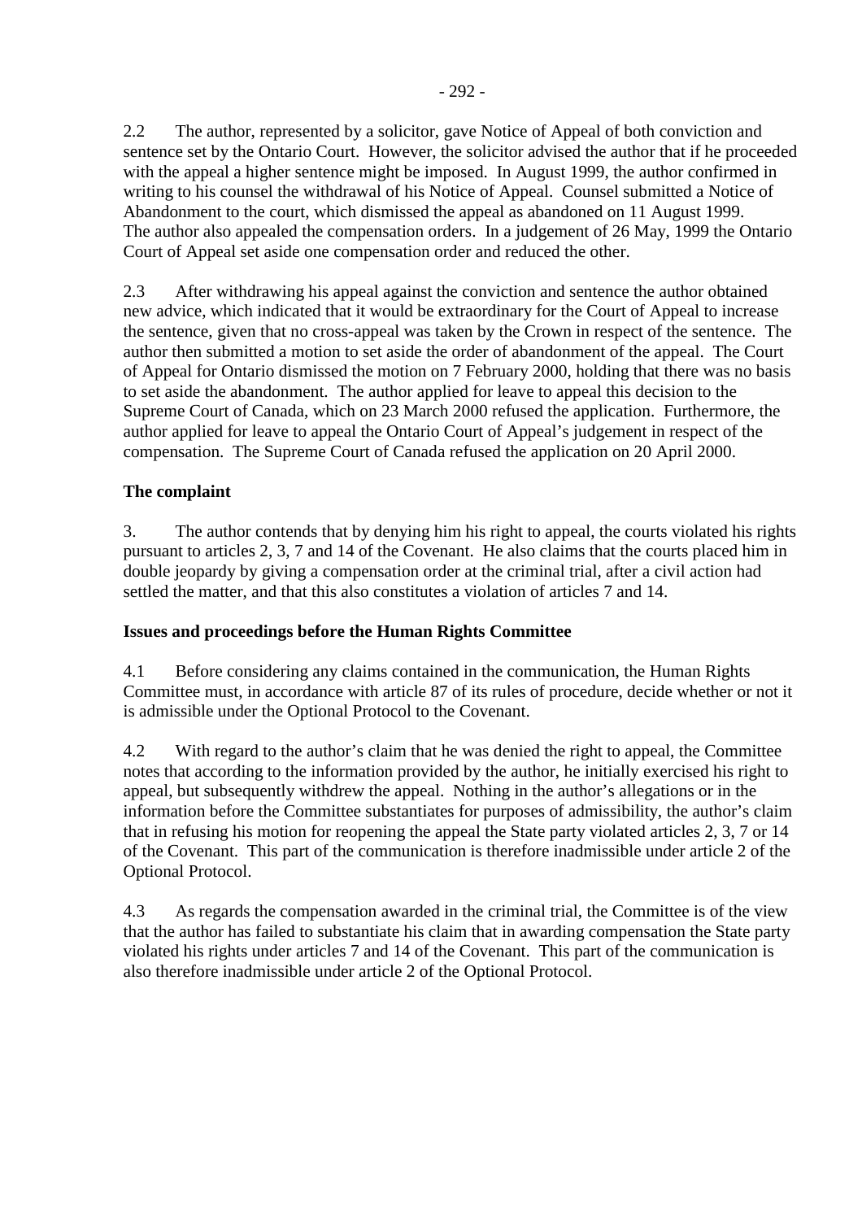2.2 The author, represented by a solicitor, gave Notice of Appeal of both conviction and sentence set by the Ontario Court. However, the solicitor advised the author that if he proceeded with the appeal a higher sentence might be imposed. In August 1999, the author confirmed in writing to his counsel the withdrawal of his Notice of Appeal. Counsel submitted a Notice of Abandonment to the court, which dismissed the appeal as abandoned on 11 August 1999. The author also appealed the compensation orders. In a judgement of 26 May, 1999 the Ontario Court of Appeal set aside one compensation order and reduced the other.

2.3 After withdrawing his appeal against the conviction and sentence the author obtained new advice, which indicated that it would be extraordinary for the Court of Appeal to increase the sentence, given that no cross-appeal was taken by the Crown in respect of the sentence. The author then submitted a motion to set aside the order of abandonment of the appeal. The Court of Appeal for Ontario dismissed the motion on 7 February 2000, holding that there was no basis to set aside the abandonment. The author applied for leave to appeal this decision to the Supreme Court of Canada, which on 23 March 2000 refused the application. Furthermore, the author applied for leave to appeal the Ontario Court of Appeal's judgement in respect of the compensation. The Supreme Court of Canada refused the application on 20 April 2000.

**The complaint**

3. The author contends that by denying him his right to appeal, the courts violated his rights pursuant to articles 2, 3, 7 and 14 of the Covenant. He also claims that the courts placed him in double jeopardy by giving a compensation order at the criminal trial, after a civil action had settled the matter, and that this also constitutes a violation of articles 7 and 14.

**Issues and proceedings before the Human Rights Committee**

4.1 Before considering any claims contained in the communication, the Human Rights Committee must, in accordance with article 87 of its rules of procedure, decide whether or not it is admissible under the Optional Protocol to the Covenant.

4.2 With regard to the author's claim that he was denied the right to appeal, the Committee notes that according to the information provided by the author, he initially exercised his right to appeal, but subsequently withdrew the appeal. Nothing in the author's allegations or in the information before the Committee substantiates for purposes of admissibility, the author's claim that in refusing his motion for reopening the appeal the State party violated articles 2, 3, 7 or 14 of the Covenant. This part of the communication is therefore inadmissible under article 2 of the Optional Protocol.

4.3 As regards the compensation awarded in the criminal trial, the Committee is of the view that the author has failed to substantiate his claim that in awarding compensation the State party violated his rights under articles 7 and 14 of the Covenant. This part of the communication is also therefore inadmissible under article 2 of the Optional Protocol.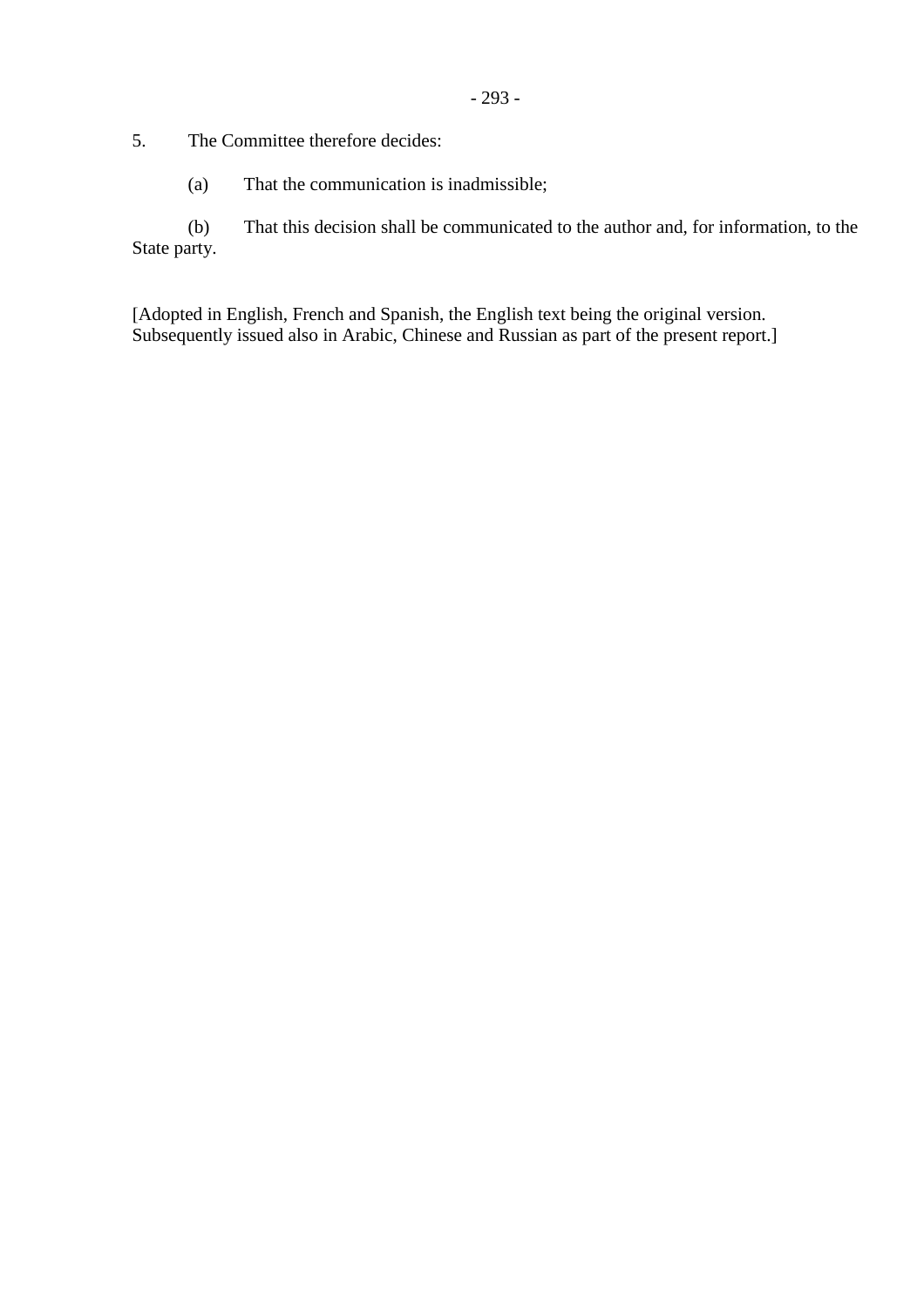5. The Committee therefore decides:

(a) That the communication is inadmissible;

(b) That this decision shall be communicated to the author and, for information, to the State party.

[Adopted in English, French and Spanish, the English text being the original version. Subsequently issued also in Arabic, Chinese and Russian as part of the present report.]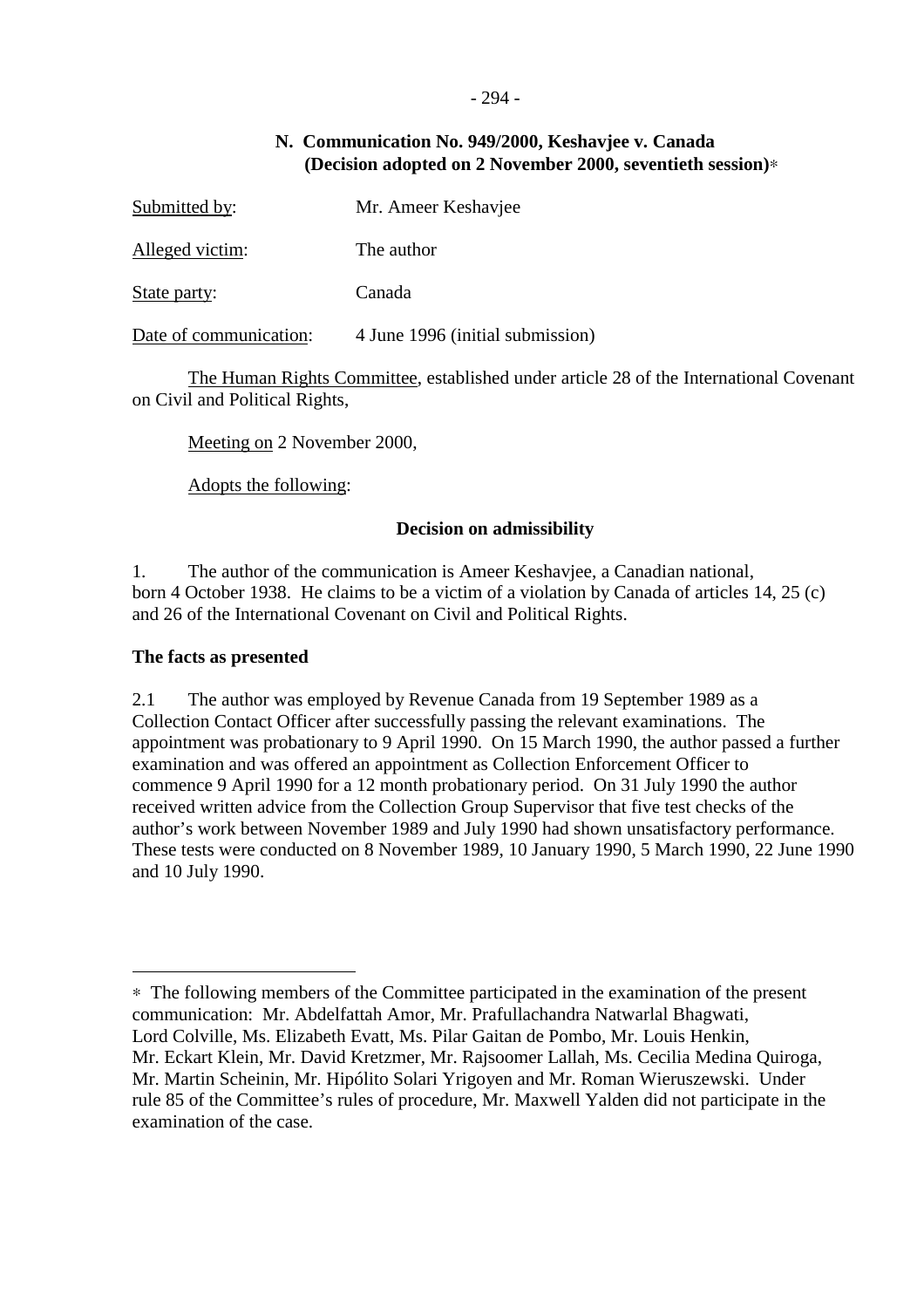## N. Communication No. 949/2000, Keshavjee v. Canada (Decision adopted on 2 November 2000, seventieth session)*

Submitted by: Mr. Ameer Keshavjee

Alleged victim: The author

State party: Canada

Date of communication: 4 June 1996 (initial submission)

The Human Rights Committee, established under article 28 of the International Covenant on Civil and Political Rights,

Meeting on 2 November 2000,

Adopts the following:

### Decision on admissibility

1. The author of the communication is Ameer Keshavjee, a Canadian national, born 4 October 1938. He claims to be a victim of a violation by Canada of articles 14, 25 (c) and 26 of the International Covenant on Civil and Political Rights.

**The facts as presented**

2.1 The author was employed by Revenue Canada from 19 September 1989 as a Collection Contact Officer after successfully passing the relevant examinations. The appointment was probationary to 9 April 1990. On 15 March 1990, the author passed a further examination and was offered an appointment as Collection Enforcement Officer to commence 9 April 1990 for a 12 month probationary period. On 31 July 1990 the author received written advice from the Collection Group Supervisor that five test checks of the author's work between November 1989 and July 1990 had shown unsatisfactory performance. These tests were conducted on 8 November 1989, 10 January 1990, 5 March 1990, 22 June 1990 and 10 July 1990.

---

* The following members of the Committee participated in the examination of the present communication: Mr. Abdelfattah Amor, Mr. Prafullachandra Natwarlal Bhagwati, Lord Colville, Ms. Elizabeth Evatt, Ms. Pilar Gaitan de Pombo, Mr. Louis Henkin, Mr. Eckart Klein, Mr. David Kretzmer, Mr. Rajsoomer Lallah, Ms. Cecilia Medina Quiroga, Mr. Martin Scheinin, Mr. Hipólito Solari Yrigoyen and Mr. Roman Wieruszewski. Under rule 85 of the Committee's rules of procedure, Mr. Maxwell Yalden did not participate in the examination of the case.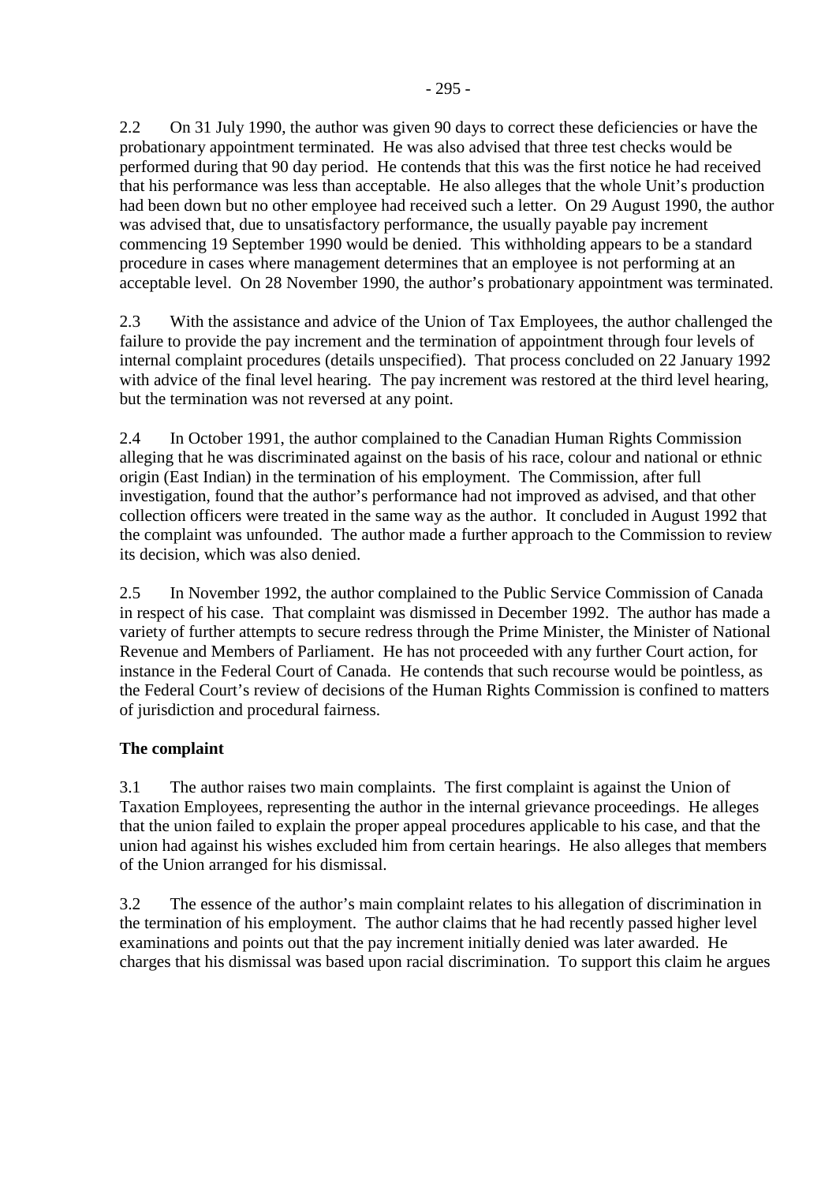2.2 On 31 July 1990, the author was given 90 days to correct these deficiencies or have the probationary appointment terminated. He was also advised that three test checks would be performed during that 90 day period. He contends that this was the first notice he had received that his performance was less than acceptable. He also alleges that the whole Unit's production had been down but no other employee had received such a letter. On 29 August 1990, the author was advised that, due to unsatisfactory performance, the usually payable pay increment commencing 19 September 1990 would be denied. This withholding appears to be a standard procedure in cases where management determines that an employee is not performing at an acceptable level. On 28 November 1990, the author's probationary appointment was terminated.

2.3 With the assistance and advice of the Union of Tax Employees, the author challenged the failure to provide the pay increment and the termination of appointment through four levels of internal complaint procedures (details unspecified). That process concluded on 22 January 1992 with advice of the final level hearing. The pay increment was restored at the third level hearing, but the termination was not reversed at any point.

2.4 In October 1991, the author complained to the Canadian Human Rights Commission alleging that he was discriminated against on the basis of his race, colour and national or ethnic origin (East Indian) in the termination of his employment. The Commission, after full investigation, found that the author's performance had not improved as advised, and that other collection officers were treated in the same way as the author. It concluded in August 1992 that the complaint was unfounded. The author made a further approach to the Commission to review its decision, which was also denied.

2.5 In November 1992, the author complained to the Public Service Commission of Canada in respect of his case. That complaint was dismissed in December 1992. The author has made a variety of further attempts to secure redress through the Prime Minister, the Minister of National Revenue and Members of Parliament. He has not proceeded with any further Court action, for instance in the Federal Court of Canada. He contends that such recourse would be pointless, as the Federal Court's review of decisions of the Human Rights Commission is confined to matters of jurisdiction and procedural fairness.

**The complaint**

3.1 The author raises two main complaints. The first complaint is against the Union of Taxation Employees, representing the author in the internal grievance proceedings. He alleges that the union failed to explain the proper appeal procedures applicable to his case, and that the union had against his wishes excluded him from certain hearings. He also alleges that members of the Union arranged for his dismissal.

3.2 The essence of the author's main complaint relates to his allegation of discrimination in the termination of his employment. The author claims that he had recently passed higher level examinations and points out that the pay increment initially denied was later awarded. He charges that his dismissal was based upon racial discrimination. To support this claim he argues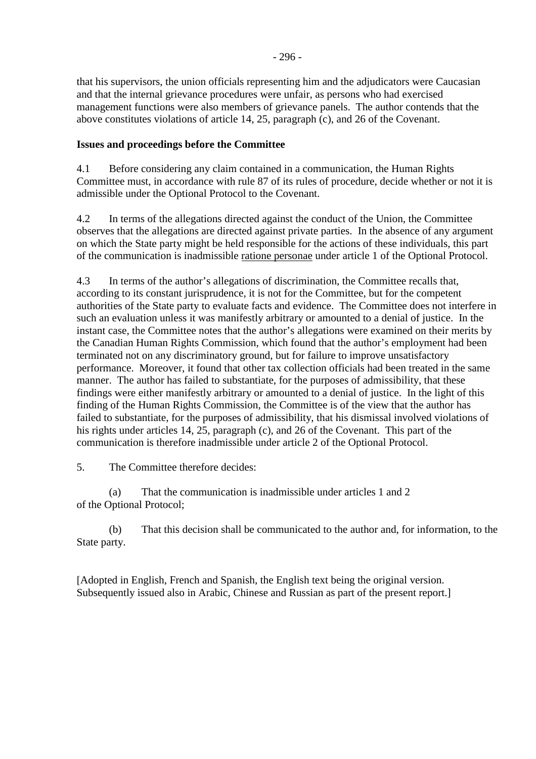that his supervisors, the union officials representing him and the adjudicators were Caucasian and that the internal grievance procedures were unfair, as persons who had exercised management functions were also members of grievance panels. The author contends that the above constitutes violations of article 14, 25, paragraph (c), and 26 of the Covenant.

**Issues and proceedings before the Committee**

4.1 Before considering any claim contained in a communication, the Human Rights Committee must, in accordance with rule 87 of its rules of procedure, decide whether or not it is admissible under the Optional Protocol to the Covenant.

4.2 In terms of the allegations directed against the conduct of the Union, the Committee observes that the allegations are directed against private parties. In the absence of any argument on which the State party might be held responsible for the actions of these individuals, this part of the communication is inadmissible ratione personae under article 1 of the Optional Protocol.

4.3 In terms of the author's allegations of discrimination, the Committee recalls that, according to its constant jurisprudence, it is not for the Committee, but for the competent authorities of the State party to evaluate facts and evidence. The Committee does not interfere in such an evaluation unless it was manifestly arbitrary or amounted to a denial of justice. In the instant case, the Committee notes that the author's allegations were examined on their merits by the Canadian Human Rights Commission, which found that the author's employment had been terminated not on any discriminatory ground, but for failure to improve unsatisfactory performance. Moreover, it found that other tax collection officials had been treated in the same manner. The author has failed to substantiate, for the purposes of admissibility, that these findings were either manifestly arbitrary or amounted to a denial of justice. In the light of this finding of the Human Rights Commission, the Committee is of the view that the author has failed to substantiate, for the purposes of admissibility, that his dismissal involved violations of his rights under articles 14, 25, paragraph (c), and 26 of the Covenant. This part of the communication is therefore inadmissible under article 2 of the Optional Protocol.

5. The Committee therefore decides:

(a) That the communication is inadmissible under articles 1 and 2 of the Optional Protocol;

(b) That this decision shall be communicated to the author and, for information, to the State party.

[Adopted in English, French and Spanish, the English text being the original version. Subsequently issued also in Arabic, Chinese and Russian as part of the present report.]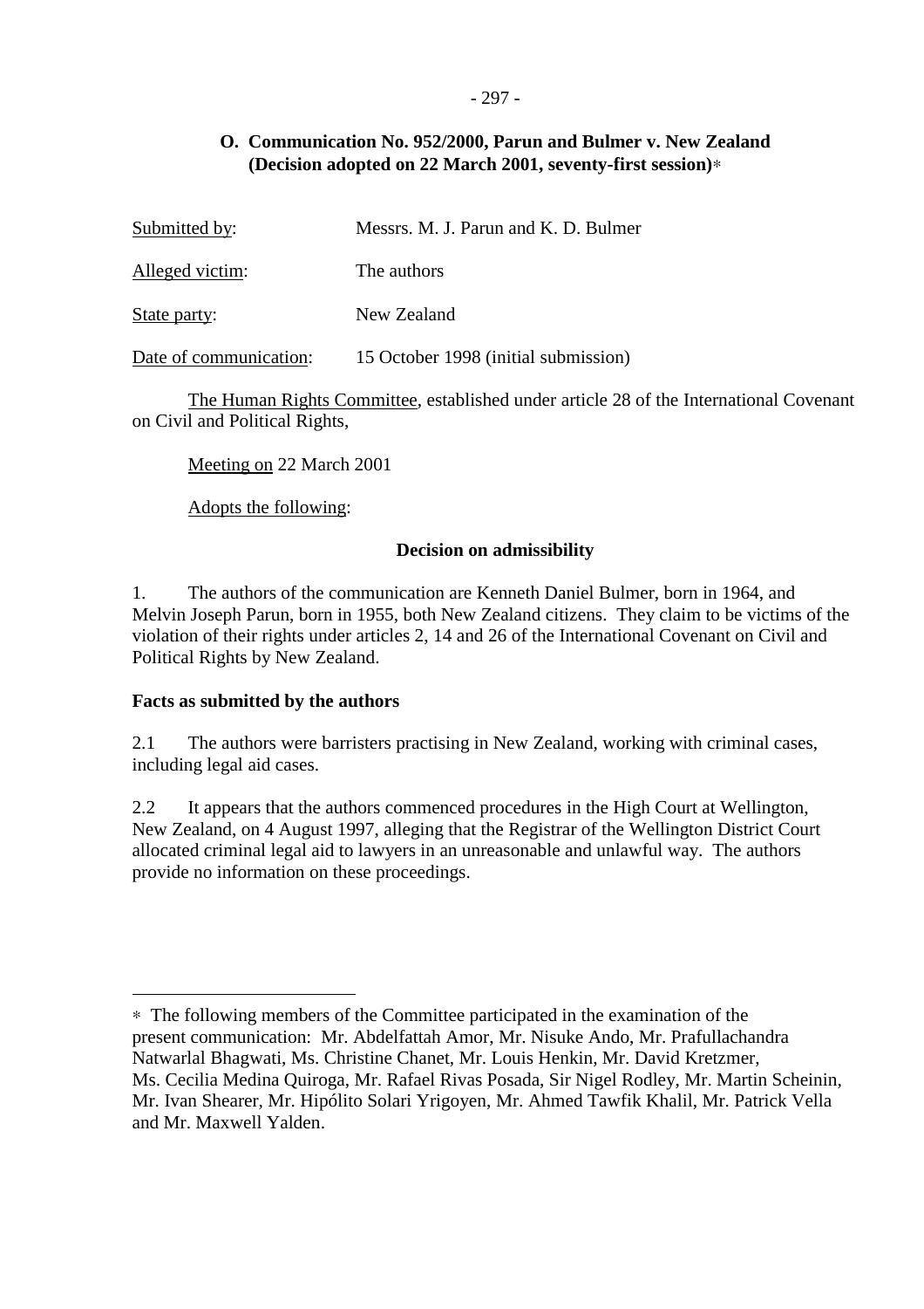## O. Communication No. 952/2000, Parun and Bulmer v. New Zealand (Decision adopted on 22 March 2001, seventy-first session)*

Submitted by: Messrs. M. J. Parun and K. D. Bulmer

Alleged victim: The authors

State party: New Zealand

Date of communication: 15 October 1998 (initial submission)

The Human Rights Committee, established under article 28 of the International Covenant on Civil and Political Rights,

Meeting on 22 March 2001

Adopts the following:

### Decision on admissibility

1. The authors of the communication are Kenneth Daniel Bulmer, born in 1964, and Melvin Joseph Parun, born in 1955, both New Zealand citizens. They claim to be victims of the violation of their rights under articles 2, 14 and 26 of the International Covenant on Civil and Political Rights by New Zealand.

**Facts as submitted by the authors**

2.1 The authors were barristers practising in New Zealand, working with criminal cases, including legal aid cases.

2.2 It appears that the authors commenced procedures in the High Court at Wellington, New Zealand, on 4 August 1997, alleging that the Registrar of the Wellington District Court allocated criminal legal aid to lawyers in an unreasonable and unlawful way. The authors provide no information on these proceedings.

---

* The following members of the Committee participated in the examination of the present communication: Mr. Abdelfattah Amor, Mr. Nisuke Ando, Mr. Prafullachandra Natwarlal Bhagwati, Ms. Christine Chanet, Mr. Louis Henkin, Mr. David Kretzmer, Ms. Cecilia Medina Quiroga, Mr. Rafael Rivas Posada, Sir Nigel Rodley, Mr. Martin Scheinin, Mr. Ivan Shearer, Mr. Hipólito Solari Yrigoyen, Mr. Ahmed Tawfik Khalil, Mr. Patrick Vella and Mr. Maxwell Yalden.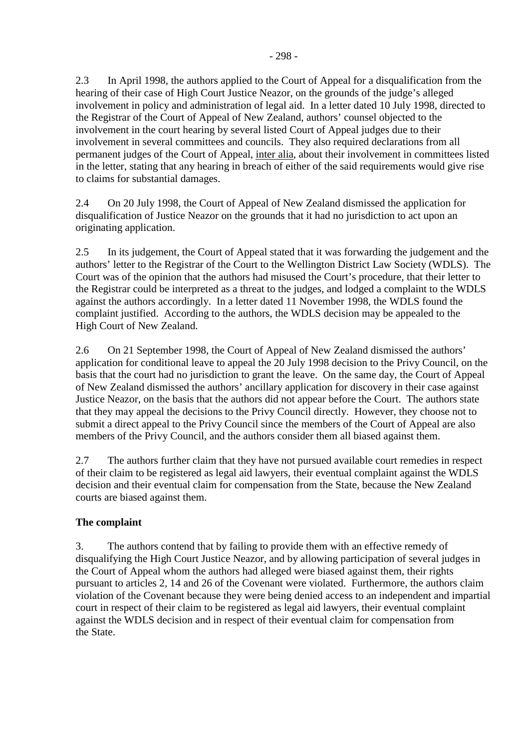2.3 In April 1998, the authors applied to the Court of Appeal for a disqualification from the hearing of their case of High Court Justice Neazor, on the grounds of the judge's alleged involvement in policy and administration of legal aid. In a letter dated 10 July 1998, directed to the Registrar of the Court of Appeal of New Zealand, authors' counsel objected to the involvement in the court hearing by several listed Court of Appeal judges due to their involvement in several committees and councils. They also required declarations from all permanent judges of the Court of Appeal, inter alia, about their involvement in committees listed in the letter, stating that any hearing in breach of either of the said requirements would give rise to claims for substantial damages.

2.4 On 20 July 1998, the Court of Appeal of New Zealand dismissed the application for disqualification of Justice Neazor on the grounds that it had no jurisdiction to act upon an originating application.

2.5 In its judgement, the Court of Appeal stated that it was forwarding the judgement and the authors' letter to the Registrar of the Court to the Wellington District Law Society (WDLS). The Court was of the opinion that the authors had misused the Court's procedure, that their letter to the Registrar could be interpreted as a threat to the judges, and lodged a complaint to the WDLS against the authors accordingly. In a letter dated 11 November 1998, the WDLS found the complaint justified. According to the authors, the WDLS decision may be appealed to the High Court of New Zealand.

2.6 On 21 September 1998, the Court of Appeal of New Zealand dismissed the authors' application for conditional leave to appeal the 20 July 1998 decision to the Privy Council, on the basis that the court had no jurisdiction to grant the leave. On the same day, the Court of Appeal of New Zealand dismissed the authors' ancillary application for discovery in their case against Justice Neazor, on the basis that the authors did not appear before the Court. The authors state that they may appeal the decisions to the Privy Council directly. However, they choose not to submit a direct appeal to the Privy Council since the members of the Court of Appeal are also members of the Privy Council, and the authors consider them all biased against them.

2.7 The authors further claim that they have not pursued available court remedies in respect of their claim to be registered as legal aid lawyers, their eventual complaint against the WDLS decision and their eventual claim for compensation from the State, because the New Zealand courts are biased against them.

**The complaint**

3. The authors contend that by failing to provide them with an effective remedy of disqualifying the High Court Justice Neazor, and by allowing participation of several judges in the Court of Appeal whom the authors had alleged were biased against them, their rights pursuant to articles 2, 14 and 26 of the Covenant were violated. Furthermore, the authors claim violation of the Covenant because they were being denied access to an independent and impartial court in respect of their claim to be registered as legal aid lawyers, their eventual complaint against the WDLS decision and in respect of their eventual claim for compensation from the State.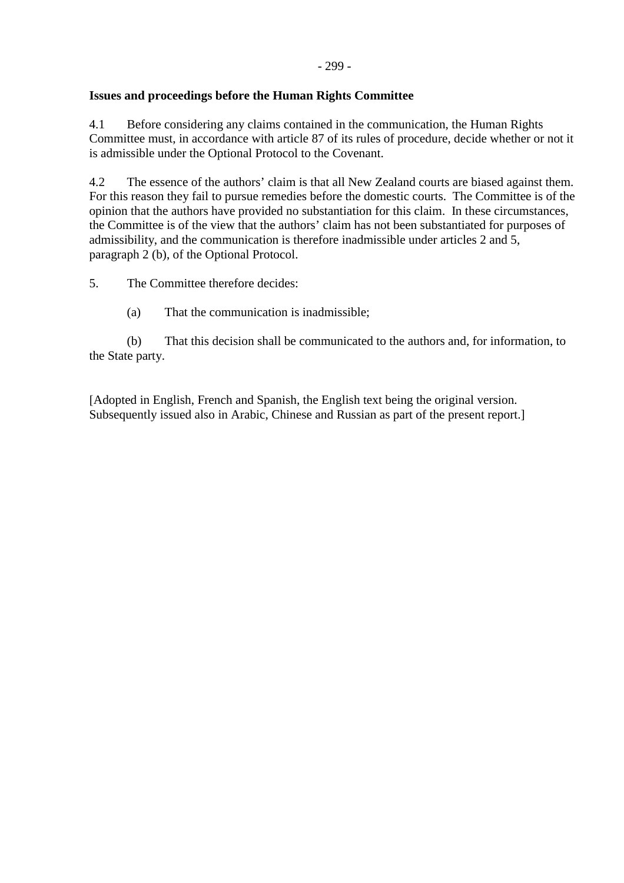**Issues and proceedings before the Human Rights Committee**

4.1 Before considering any claims contained in the communication, the Human Rights Committee must, in accordance with article 87 of its rules of procedure, decide whether or not it is admissible under the Optional Protocol to the Covenant.

4.2 The essence of the authors' claim is that all New Zealand courts are biased against them. For this reason they fail to pursue remedies before the domestic courts. The Committee is of the opinion that the authors have provided no substantiation for this claim. In these circumstances, the Committee is of the view that the authors' claim has not been substantiated for purposes of admissibility, and the communication is therefore inadmissible under articles 2 and 5, paragraph 2 (b), of the Optional Protocol.

5. The Committee therefore decides:

(a) That the communication is inadmissible;

(b) That this decision shall be communicated to the authors and, for information, to the State party.

[Adopted in English, French and Spanish, the English text being the original version. Subsequently issued also in Arabic, Chinese and Russian as part of the present report.]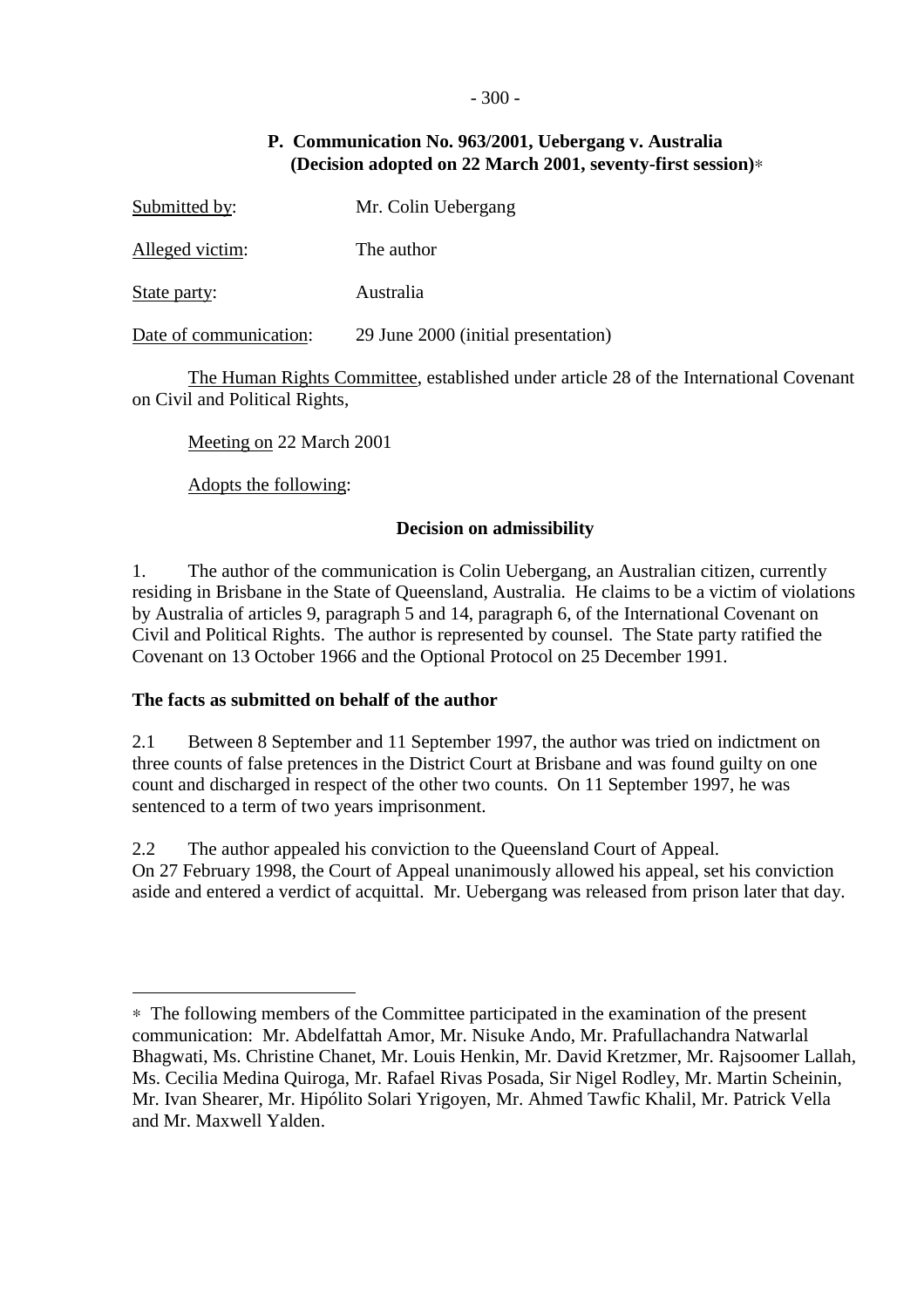### P. Communication No. 963/2001, Uebergang v. Australia (Decision adopted on 22 March 2001, seventy-first session)*

Submitted by: Mr. Colin Uebergang

Alleged victim: The author

State party: Australia

Date of communication: 29 June 2000 (initial presentation)

The Human Rights Committee, established under article 28 of the International Covenant on Civil and Political Rights,

Meeting on 22 March 2001

Adopts the following:

#### Decision on admissibility

1. The author of the communication is Colin Uebergang, an Australian citizen, currently residing in Brisbane in the State of Queensland, Australia. He claims to be a victim of violations by Australia of articles 9, paragraph 5 and 14, paragraph 6, of the International Covenant on Civil and Political Rights. The author is represented by counsel. The State party ratified the Covenant on 13 October 1966 and the Optional Protocol on 25 December 1991.

**The facts as submitted on behalf of the author**

2.1 Between 8 September and 11 September 1997, the author was tried on indictment on three counts of false pretences in the District Court at Brisbane and was found guilty on one count and discharged in respect of the other two counts. On 11 September 1997, he was sentenced to a term of two years imprisonment.

2.2 The author appealed his conviction to the Queensland Court of Appeal. On 27 February 1998, the Court of Appeal unanimously allowed his appeal, set his conviction aside and entered a verdict of acquittal. Mr. Uebergang was released from prison later that day.

---

* The following members of the Committee participated in the examination of the present communication: Mr. Abdelfattah Amor, Mr. Nisuke Ando, Mr. Prafullachandra Natwarlal Bhagwati, Ms. Christine Chanet, Mr. Louis Henkin, Mr. David Kretzmer, Mr. Rajsoomer Lallah, Ms. Cecilia Medina Quiroga, Mr. Rafael Rivas Posada, Sir Nigel Rodley, Mr. Martin Scheinin, Mr. Ivan Shearer, Mr. Hipólito Solari Yrigoyen, Mr. Ahmed Tawfic Khalil, Mr. Patrick Vella and Mr. Maxwell Yalden.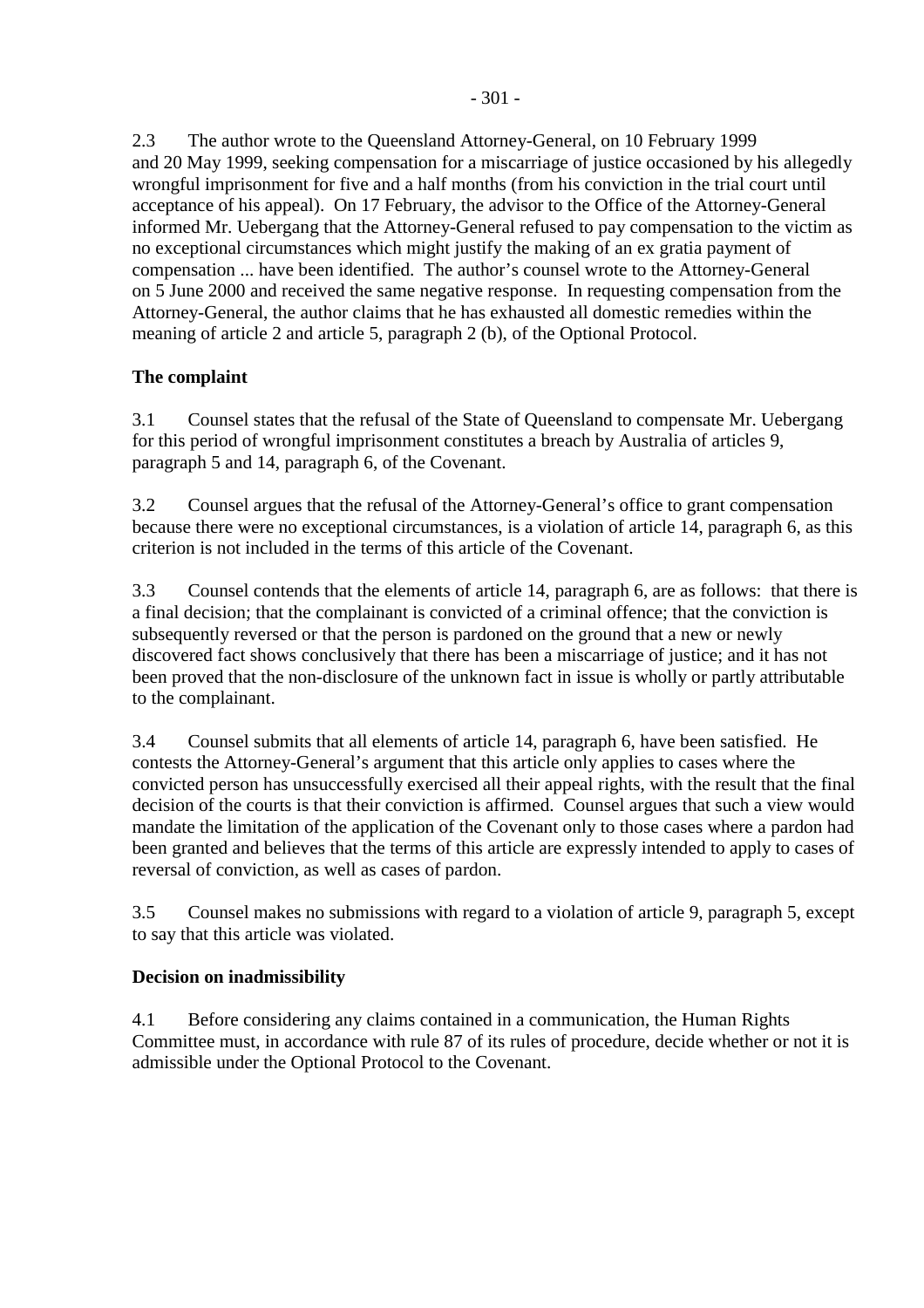2.3 The author wrote to the Queensland Attorney-General, on 10 February 1999 and 20 May 1999, seeking compensation for a miscarriage of justice occasioned by his allegedly wrongful imprisonment for five and a half months (from his conviction in the trial court until acceptance of his appeal). On 17 February, the advisor to the Office of the Attorney-General informed Mr. Uebergang that the Attorney-General refused to pay compensation to the victim as no exceptional circumstances which might justify the making of an ex gratia payment of compensation ... have been identified. The author's counsel wrote to the Attorney-General on 5 June 2000 and received the same negative response. In requesting compensation from the Attorney-General, the author claims that he has exhausted all domestic remedies within the meaning of article 2 and article 5, paragraph 2 (b), of the Optional Protocol.

**The complaint**

3.1 Counsel states that the refusal of the State of Queensland to compensate Mr. Uebergang for this period of wrongful imprisonment constitutes a breach by Australia of articles 9, paragraph 5 and 14, paragraph 6, of the Covenant.

3.2 Counsel argues that the refusal of the Attorney-General's office to grant compensation because there were no exceptional circumstances, is a violation of article 14, paragraph 6, as this criterion is not included in the terms of this article of the Covenant.

3.3 Counsel contends that the elements of article 14, paragraph 6, are as follows: that there is a final decision; that the complainant is convicted of a criminal offence; that the conviction is subsequently reversed or that the person is pardoned on the ground that a new or newly discovered fact shows conclusively that there has been a miscarriage of justice; and it has not been proved that the non-disclosure of the unknown fact in issue is wholly or partly attributable to the complainant.

3.4 Counsel submits that all elements of article 14, paragraph 6, have been satisfied. He contests the Attorney-General's argument that this article only applies to cases where the convicted person has unsuccessfully exercised all their appeal rights, with the result that the final decision of the courts is that their conviction is affirmed. Counsel argues that such a view would mandate the limitation of the application of the Covenant only to those cases where a pardon had been granted and believes that the terms of this article are expressly intended to apply to cases of reversal of conviction, as well as cases of pardon.

3.5 Counsel makes no submissions with regard to a violation of article 9, paragraph 5, except to say that this article was violated.

**Decision on inadmissibility**

4.1 Before considering any claims contained in a communication, the Human Rights Committee must, in accordance with rule 87 of its rules of procedure, decide whether or not it is admissible under the Optional Protocol to the Covenant.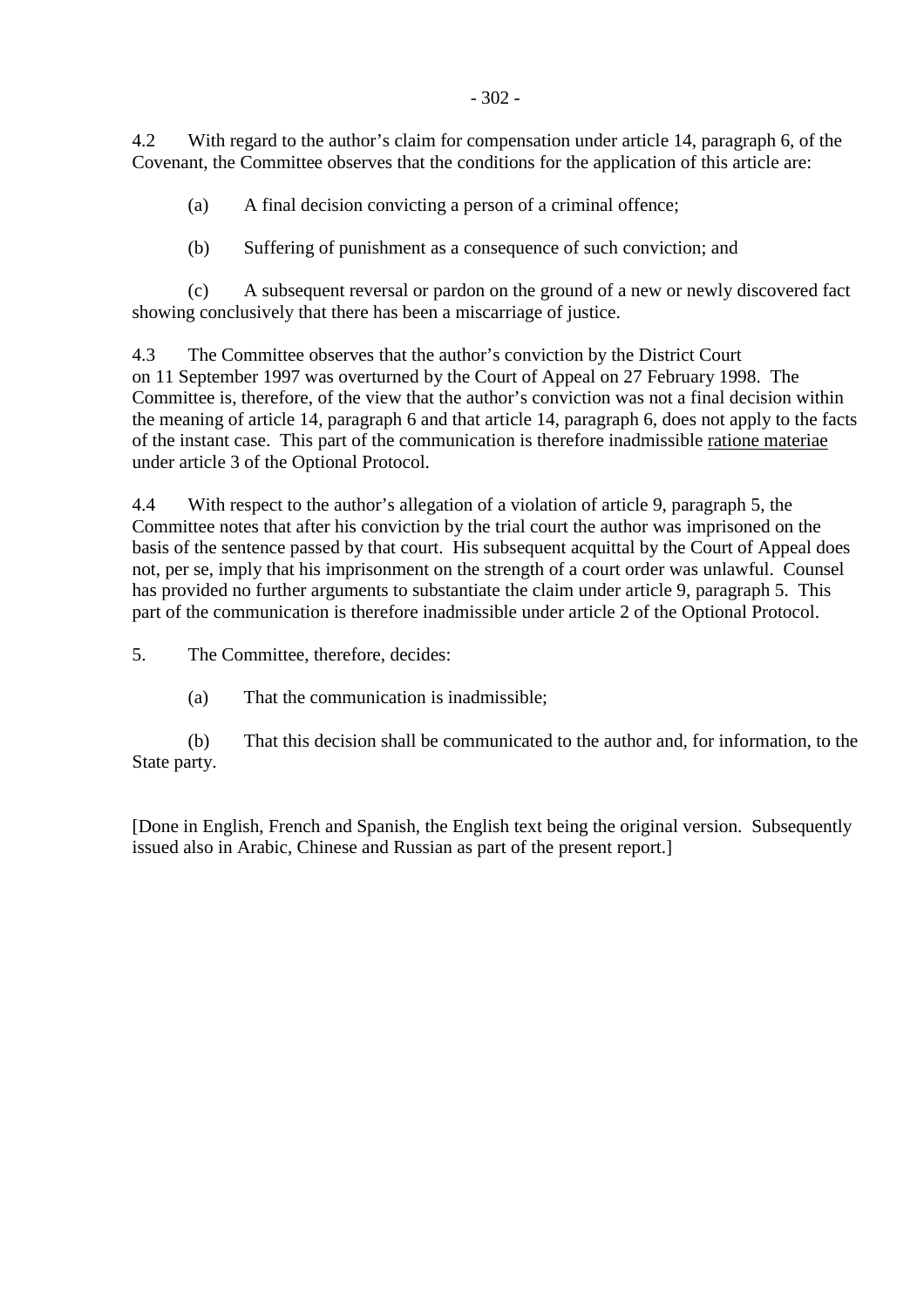4.2 With regard to the author's claim for compensation under article 14, paragraph 6, of the Covenant, the Committee observes that the conditions for the application of this article are:

(a) A final decision convicting a person of a criminal offence;

(b) Suffering of punishment as a consequence of such conviction; and

(c) A subsequent reversal or pardon on the ground of a new or newly discovered fact showing conclusively that there has been a miscarriage of justice.

4.3 The Committee observes that the author's conviction by the District Court on 11 September 1997 was overturned by the Court of Appeal on 27 February 1998. The Committee is, therefore, of the view that the author's conviction was not a final decision within the meaning of article 14, paragraph 6 and that article 14, paragraph 6, does not apply to the facts of the instant case. This part of the communication is therefore inadmissible ratione materiae under article 3 of the Optional Protocol.

4.4 With respect to the author's allegation of a violation of article 9, paragraph 5, the Committee notes that after his conviction by the trial court the author was imprisoned on the basis of the sentence passed by that court. His subsequent acquittal by the Court of Appeal does not, per se, imply that his imprisonment on the strength of a court order was unlawful. Counsel has provided no further arguments to substantiate the claim under article 9, paragraph 5. This part of the communication is therefore inadmissible under article 2 of the Optional Protocol.

5. The Committee, therefore, decides:

(a) That the communication is inadmissible;

(b) That this decision shall be communicated to the author and, for information, to the State party.

[Done in English, French and Spanish, the English text being the original version. Subsequently issued also in Arabic, Chinese and Russian as part of the present report.]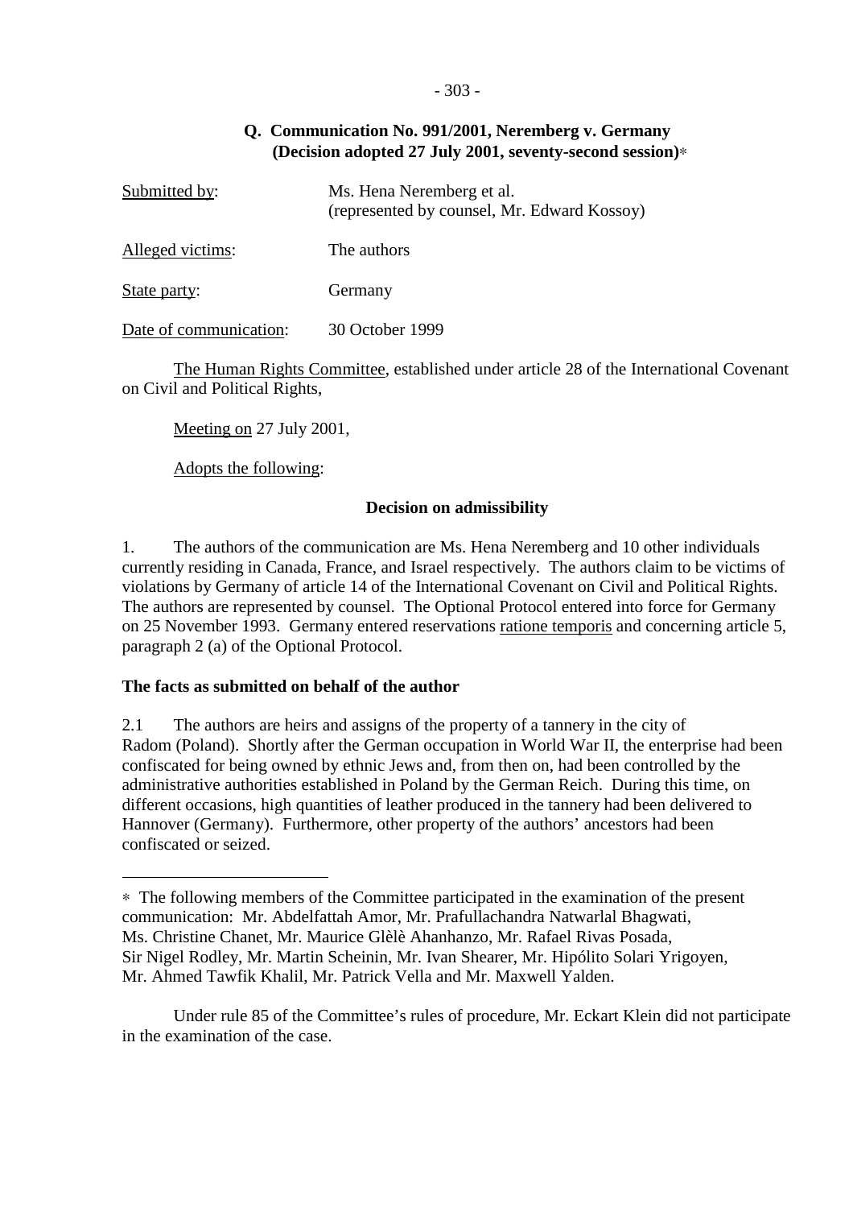## Q. Communication No. 991/2001, Neremberg v. Germany (Decision adopted 27 July 2001, seventy-second session)*

Submitted by: Ms. Hena Neremberg et al. (represented by counsel, Mr. Edward Kossoy)

Alleged victims: The authors

State party: Germany

Date of communication: 30 October 1999

The Human Rights Committee, established under article 28 of the International Covenant on Civil and Political Rights,

Meeting on 27 July 2001,

Adopts the following:

### Decision on admissibility

1. The authors of the communication are Ms. Hena Neremberg and 10 other individuals currently residing in Canada, France, and Israel respectively. The authors claim to be victims of violations by Germany of article 14 of the International Covenant on Civil and Political Rights. The authors are represented by counsel. The Optional Protocol entered into force for Germany on 25 November 1993. Germany entered reservations ratione temporis and concerning article 5, paragraph 2 (a) of the Optional Protocol.

### The facts as submitted on behalf of the author

2.1 The authors are heirs and assigns of the property of a tannery in the city of Radom (Poland). Shortly after the German occupation in World War II, the enterprise had been confiscated for being owned by ethnic Jews and, from then on, had been controlled by the administrative authorities established in Poland by the German Reich. During this time, on different occasions, high quantities of leather produced in the tannery had been delivered to Hannover (Germany). Furthermore, other property of the authors' ancestors had been confiscated or seized.

---

* The following members of the Committee participated in the examination of the present communication: Mr. Abdelfattah Amor, Mr. Prafullachandra Natwarlal Bhagwati, Ms. Christine Chanet, Mr. Maurice Glèlè Ahanhanzo, Mr. Rafael Rivas Posada, Sir Nigel Rodley, Mr. Martin Scheinin, Mr. Ivan Shearer, Mr. Hipólito Solari Yrigoyen, Mr. Ahmed Tawfik Khalil, Mr. Patrick Vella and Mr. Maxwell Yalden.

Under rule 85 of the Committee's rules of procedure, Mr. Eckart Klein did not participate in the examination of the case.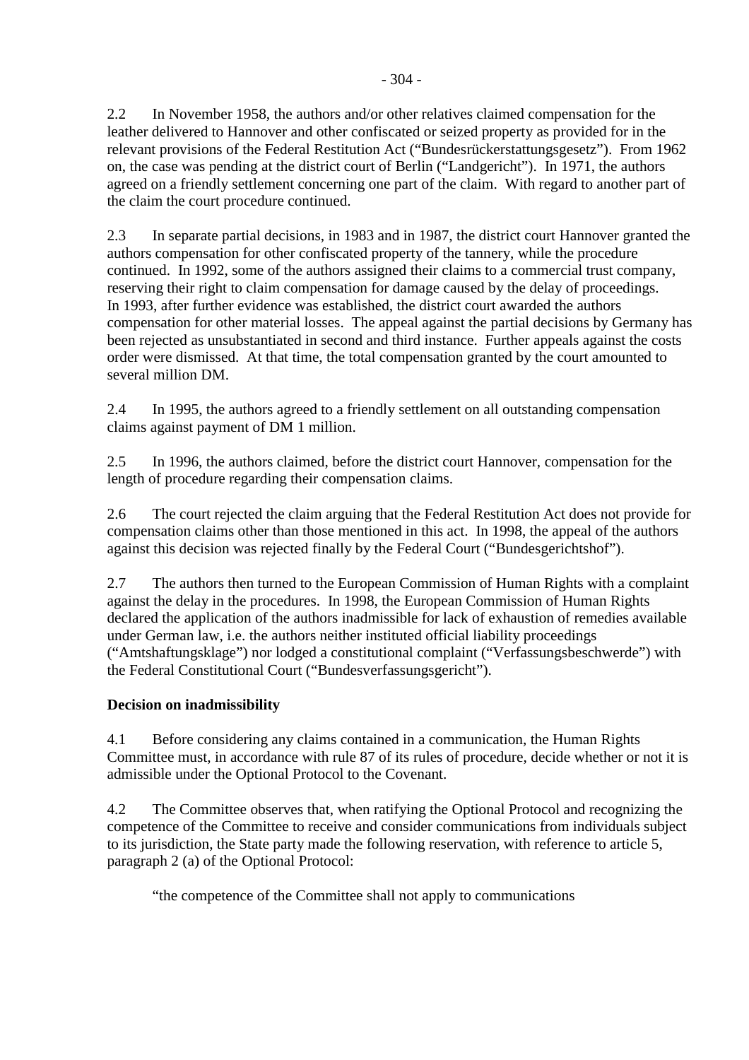2.2 In November 1958, the authors and/or other relatives claimed compensation for the leather delivered to Hannover and other confiscated or seized property as provided for in the relevant provisions of the Federal Restitution Act ("Bundesrückerstattungsgesetz"). From 1962 on, the case was pending at the district court of Berlin ("Landgericht"). In 1971, the authors agreed on a friendly settlement concerning one part of the claim. With regard to another part of the claim the court procedure continued.

2.3 In separate partial decisions, in 1983 and in 1987, the district court Hannover granted the authors compensation for other confiscated property of the tannery, while the procedure continued. In 1992, some of the authors assigned their claims to a commercial trust company, reserving their right to claim compensation for damage caused by the delay of proceedings. In 1993, after further evidence was established, the district court awarded the authors compensation for other material losses. The appeal against the partial decisions by Germany has been rejected as unsubstantiated in second and third instance. Further appeals against the costs order were dismissed. At that time, the total compensation granted by the court amounted to several million DM.

2.4 In 1995, the authors agreed to a friendly settlement on all outstanding compensation claims against payment of DM 1 million.

2.5 In 1996, the authors claimed, before the district court Hannover, compensation for the length of procedure regarding their compensation claims.

2.6 The court rejected the claim arguing that the Federal Restitution Act does not provide for compensation claims other than those mentioned in this act. In 1998, the appeal of the authors against this decision was rejected finally by the Federal Court ("Bundesgerichtshof").

2.7 The authors then turned to the European Commission of Human Rights with a complaint against the delay in the procedures. In 1998, the European Commission of Human Rights declared the application of the authors inadmissible for lack of exhaustion of remedies available under German law, i.e. the authors neither instituted official liability proceedings ("Amtshaftungsklage") nor lodged a constitutional complaint ("Verfassungsbeschwerde") with the Federal Constitutional Court ("Bundesverfassungsgericht").

**Decision on inadmissibility**

4.1 Before considering any claims contained in a communication, the Human Rights Committee must, in accordance with rule 87 of its rules of procedure, decide whether or not it is admissible under the Optional Protocol to the Covenant.

4.2 The Committee observes that, when ratifying the Optional Protocol and recognizing the competence of the Committee to receive and consider communications from individuals subject to its jurisdiction, the State party made the following reservation, with reference to article 5, paragraph 2 (a) of the Optional Protocol:

"the competence of the Committee shall not apply to communications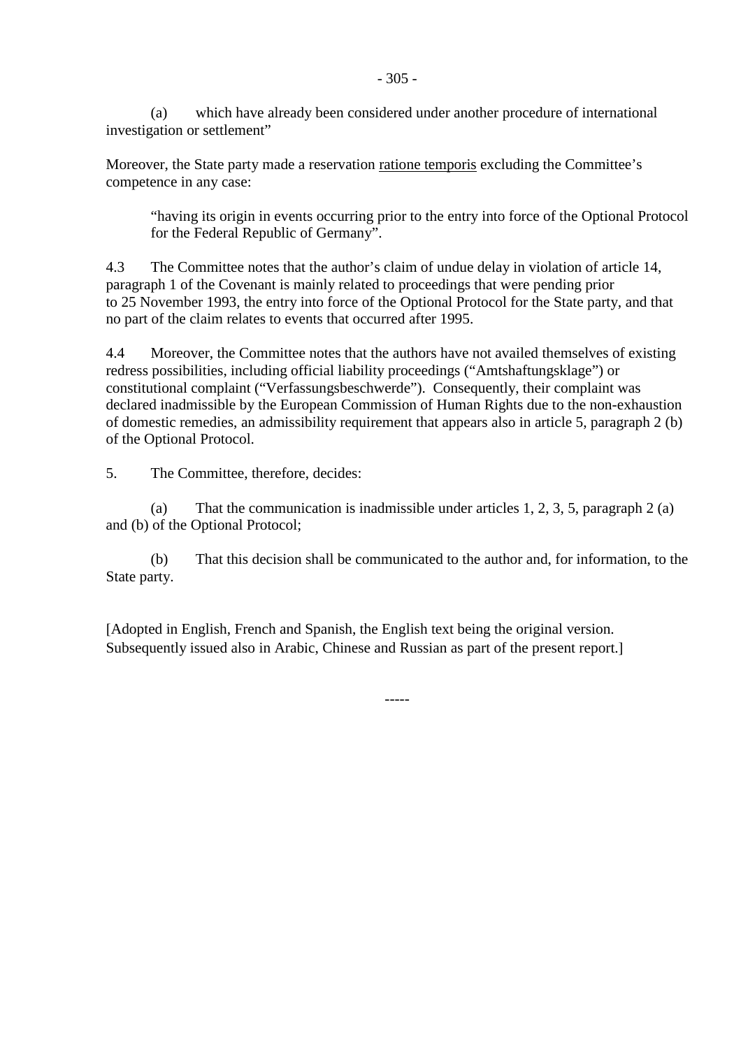(a) which have already been considered under another procedure of international investigation or settlement"

Moreover, the State party made a reservation ratione temporis excluding the Committee's competence in any case:

> "having its origin in events occurring prior to the entry into force of the Optional Protocol for the Federal Republic of Germany".

4.3 The Committee notes that the author's claim of undue delay in violation of article 14, paragraph 1 of the Covenant is mainly related to proceedings that were pending prior to 25 November 1993, the entry into force of the Optional Protocol for the State party, and that no part of the claim relates to events that occurred after 1995.

4.4 Moreover, the Committee notes that the authors have not availed themselves of existing redress possibilities, including official liability proceedings ("Amtshaftungsklage") or constitutional complaint ("Verfassungsbeschwerde"). Consequently, their complaint was declared inadmissible by the European Commission of Human Rights due to the non-exhaustion of domestic remedies, an admissibility requirement that appears also in article 5, paragraph 2 (b) of the Optional Protocol.

5. The Committee, therefore, decides:

(a) That the communication is inadmissible under articles 1, 2, 3, 5, paragraph 2 (a) and (b) of the Optional Protocol;

(b) That this decision shall be communicated to the author and, for information, to the State party.

[Adopted in English, French and Spanish, the English text being the original version. Subsequently issued also in Arabic, Chinese and Russian as part of the present report.]

-----